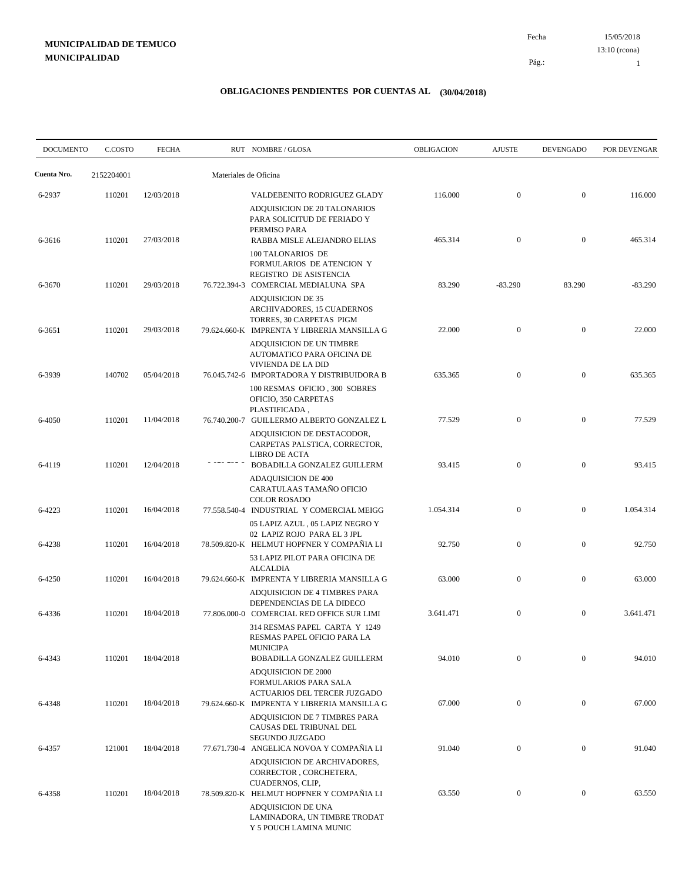**MUNICIPALIDAD DE TEMUCO**
**MUNICIPALIDAD**

Fecha 15/05/2018
13:10 (rcona)
Pág.: 1

# OBLIGACIONES PENDIENTES POR CUENTAS AL (30/04/2018)

| DOCUMENTO | C.COSTO | FECHA | RUT | NOMBRE / GLOSA | OBLIGACION | AJUSTE | DEVENGADO | POR DEVENGAR |
|---|---|---|---|---|---|---|---|---|
| **Cuenta Nro.** | 2152204001 | | | Materiales de Oficina | | | | |
| 6-2937 | 110201 | 12/03/2018 | | VALDEBENITO RODRIGUEZ GLADY<br>ADQUISICION DE 20 TALONARIOS PARA SOLICITUD DE FERIADO Y PERMISO PARA | 116.000 | 0 | 0 | 116.000 |
| 6-3616 | 110201 | 27/03/2018 | | RABBA MISLE ALEJANDRO ELIAS<br>100 TALONARIOS DE FORMULARIOS DE ATENCION Y REGISTRO DE ASISTENCIA | 465.314 | 0 | 0 | 465.314 |
| 6-3670 | 110201 | 29/03/2018 | 76.722.394-3 | COMERCIAL MEDIALUNA SPA<br>ADQUISICION DE 35 ARCHIVADORES, 15 CUADERNOS TORRES, 30 CARPETAS PIGM | 83.290 | -83.290 | 83.290 | -83.290 |
| 6-3651 | 110201 | 29/03/2018 | 79.624.660-K | IMPRENTA Y LIBRERIA MANSILLA G<br>ADQUISICION DE UN TIMBRE AUTOMATICO PARA OFICINA DE VIVIENDA DE LA DID | 22.000 | 0 | 0 | 22.000 |
| 6-3939 | 140702 | 05/04/2018 | 76.045.742-6 | IMPORTADORA Y DISTRIBUIDORA B<br>100 RESMAS OFICIO , 300 SOBRES OFICIO, 350 CARPETAS PLASTIFICADA , | 635.365 | 0 | 0 | 635.365 |
| 6-4050 | 110201 | 11/04/2018 | 76.740.200-7 | GUILLERMO ALBERTO GONZALEZ L<br>ADQUISICION DE DESTACODOR, CARPETAS PALSTICA, CORRECTOR, LIBRO DE ACTA | 77.529 | 0 | 0 | 77.529 |
| 6-4119 | 110201 | 12/04/2018 | | BOBADILLA GONZALEZ GUILLERM<br>ADAQUISICION DE 400 CARATULAAS TAMAÑO OFICIO COLOR ROSADO | 93.415 | 0 | 0 | 93.415 |
| 6-4223 | 110201 | 16/04/2018 | 77.558.540-4 | INDUSTRIAL Y COMERCIAL MEIGG<br>05 LAPIZ AZUL , 05 LAPIZ NEGRO Y 02 LAPIZ ROJO PARA EL 3 JPL | 1.054.314 | 0 | 0 | 1.054.314 |
| 6-4238 | 110201 | 16/04/2018 | 78.509.820-K | HELMUT HOPFNER Y COMPAÑIA LI<br>53 LAPIZ PILOT PARA OFICINA DE ALCALDIA | 92.750 | 0 | 0 | 92.750 |
| 6-4250 | 110201 | 16/04/2018 | 79.624.660-K | IMPRENTA Y LIBRERIA MANSILLA G<br>ADQUISICION DE 4 TIMBRES PARA DEPENDENCIAS DE LA DIDECO | 63.000 | 0 | 0 | 63.000 |
| 6-4336 | 110201 | 18/04/2018 | 77.806.000-0 | COMERCIAL RED OFFICE SUR LIMI<br>314 RESMAS PAPEL CARTA Y 1249 RESMAS PAPEL OFICIO PARA LA MUNICIPA | 3.641.471 | 0 | 0 | 3.641.471 |
| 6-4343 | 110201 | 18/04/2018 | | BOBADILLA GONZALEZ GUILLERM<br>ADQUISICION DE 2000 FORMULARIOS PARA SALA ACTUARIOS DEL TERCER JUZGADO | 94.010 | 0 | 0 | 94.010 |
| 6-4348 | 110201 | 18/04/2018 | 79.624.660-K | IMPRENTA Y LIBRERIA MANSILLA G<br>ADQUISICION DE 7 TIMBRES PARA CAUSAS DEL TRIBUNAL DEL SEGUNDO JUZGADO | 67.000 | 0 | 0 | 67.000 |
| 6-4357 | 121001 | 18/04/2018 | 77.671.730-4 | ANGELICA NOVOA Y COMPAÑIA LI<br>ADQUISICION DE ARCHIVADORES, CORRECTOR , CORCHETERA, CUADERNOS, CLIP, | 91.040 | 0 | 0 | 91.040 |
| 6-4358 | 110201 | 18/04/2018 | 78.509.820-K | HELMUT HOPFNER Y COMPAÑIA LI<br>ADQUISICION DE UNA LAMINADORA, UN TIMBRE TRODAT Y 5 POUCH LAMINA MUNIC | 63.550 | 0 | 0 | 63.550 |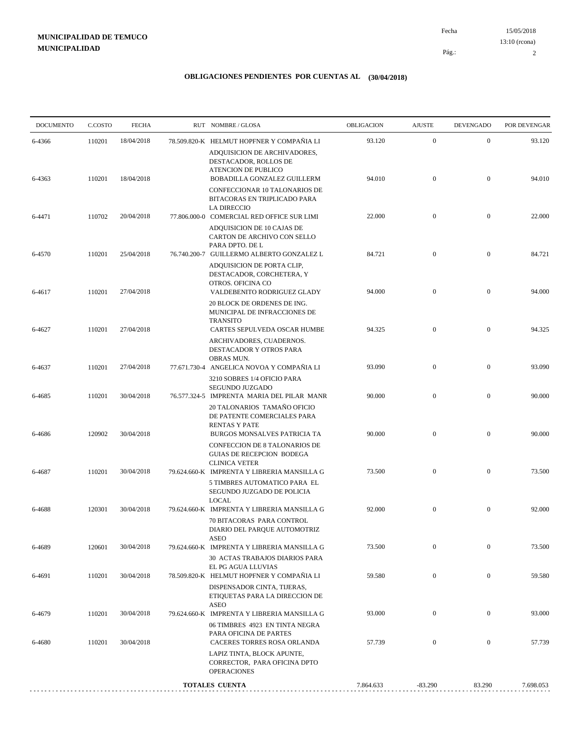**MUNICIPALIDAD DE TEMUCO**
**MUNICIPALIDAD**

Fecha 15/05/2018
13:10 (rcona)

## OBLIGACIONES PENDIENTES POR CUENTAS AL (30/04/2018)

| DOCUMENTO | C.COSTO | FECHA | RUT | NOMBRE / GLOSA | OBLIGACION | AJUSTE | DEVENGADO | POR DEVENGAR |
|---|---|---|---|---|---|---|---|---|
| 6-4366 | 110201 | 18/04/2018 | 78.509.820-K | HELMUT HOPFNER Y COMPAÑIA LI<br>ADQUISICION DE ARCHIVADORES, DESTACADOR, ROLLOS DE ATENCION DE PUBLICO | 93.120 | 0 | 0 | 93.120 |
| 6-4363 | 110201 | 18/04/2018 | | BOBADILLA GONZALEZ GUILLERM<br>CONFECCIONAR 10 TALONARIOS DE BITACORAS EN TRIPLICADO PARA LA DIRECCIO | 94.010 | 0 | 0 | 94.010 |
| 6-4471 | 110702 | 20/04/2018 | 77.806.000-0 | COMERCIAL RED OFFICE SUR LIMI<br>ADQUISICION DE 10 CAJAS DE CARTON DE ARCHIVO CON SELLO PARA DPTO. DE L | 22.000 | 0 | 0 | 22.000 |
| 6-4570 | 110201 | 25/04/2018 | 76.740.200-7 | GUILLERMO ALBERTO GONZALEZ L<br>ADQUISICION DE PORTA CLIP, DESTACADOR, CORCHETERA, Y OTROS. OFICINA CO | 84.721 | 0 | 0 | 84.721 |
| 6-4617 | 110201 | 27/04/2018 | | VALDEBENITO RODRIGUEZ GLADY<br>20 BLOCK DE ORDENES DE ING. MUNICIPAL DE INFRACCIONES DE TRANSITO | 94.000 | 0 | 0 | 94.000 |
| 6-4627 | 110201 | 27/04/2018 | | CARTES SEPULVEDA OSCAR HUMBE<br>ARCHIVADORES, CUADERNOS. DESTACADOR Y OTROS PARA OBRAS MUN. | 94.325 | 0 | 0 | 94.325 |
| 6-4637 | 110201 | 27/04/2018 | 77.671.730-4 | ANGELICA NOVOA Y COMPAÑIA LI<br>3210 SOBRES 1/4 OFICIO PARA SEGUNDO JUZGADO | 93.090 | 0 | 0 | 93.090 |
| 6-4685 | 110201 | 30/04/2018 | 76.577.324-5 | IMPRENTA MARIA DEL PILAR MANR<br>20 TALONARIOS TAMAÑO OFICIO DE PATENTE COMERCIALES PARA RENTAS Y PATE | 90.000 | 0 | 0 | 90.000 |
| 6-4686 | 120902 | 30/04/2018 | | BURGOS MONSALVES PATRICIA TA<br>CONFECCION DE 8 TALONARIOS DE GUIAS DE RECEPCION BODEGA CLINICA VETER | 90.000 | 0 | 0 | 90.000 |
| 6-4687 | 110201 | 30/04/2018 | 79.624.660-K | IMPRENTA Y LIBRERIA MANSILLA G<br>5 TIMBRES AUTOMATICO PARA EL SEGUNDO JUZGADO DE POLICIA LOCAL | 73.500 | 0 | 0 | 73.500 |
| 6-4688 | 120301 | 30/04/2018 | 79.624.660-K | IMPRENTA Y LIBRERIA MANSILLA G<br>70 BITACORAS PARA CONTROL DIARIO DEL PARQUE AUTOMOTRIZ ASEO | 92.000 | 0 | 0 | 92.000 |
| 6-4689 | 120601 | 30/04/2018 | 79.624.660-K | IMPRENTA Y LIBRERIA MANSILLA G<br>30 ACTAS TRABAJOS DIARIOS PARA EL PG AGUA LLUVIAS | 73.500 | 0 | 0 | 73.500 |
| 6-4691 | 110201 | 30/04/2018 | 78.509.820-K | HELMUT HOPFNER Y COMPAÑIA LI<br>DISPENSADOR CINTA, TIJERAS, ETIQUETAS PARA LA DIRECCION DE ASEO | 59.580 | 0 | 0 | 59.580 |
| 6-4679 | 110201 | 30/04/2018 | 79.624.660-K | IMPRENTA Y LIBRERIA MANSILLA G<br>06 TIMBRES 4923 EN TINTA NEGRA PARA OFICINA DE PARTES | 93.000 | 0 | 0 | 93.000 |
| 6-4680 | 110201 | 30/04/2018 | | CACERES TORRES ROSA ORLANDA<br>LAPIZ TINTA, BLOCK APUNTE, CORRECTOR, PARA OFICINA DPTO OPERACIONES | 57.739 | 0 | 0 | 57.739 |
| | | | | **TOTALES CUENTA** | 7.864.633 | -83.290 | 83.290 | 7.698.053 |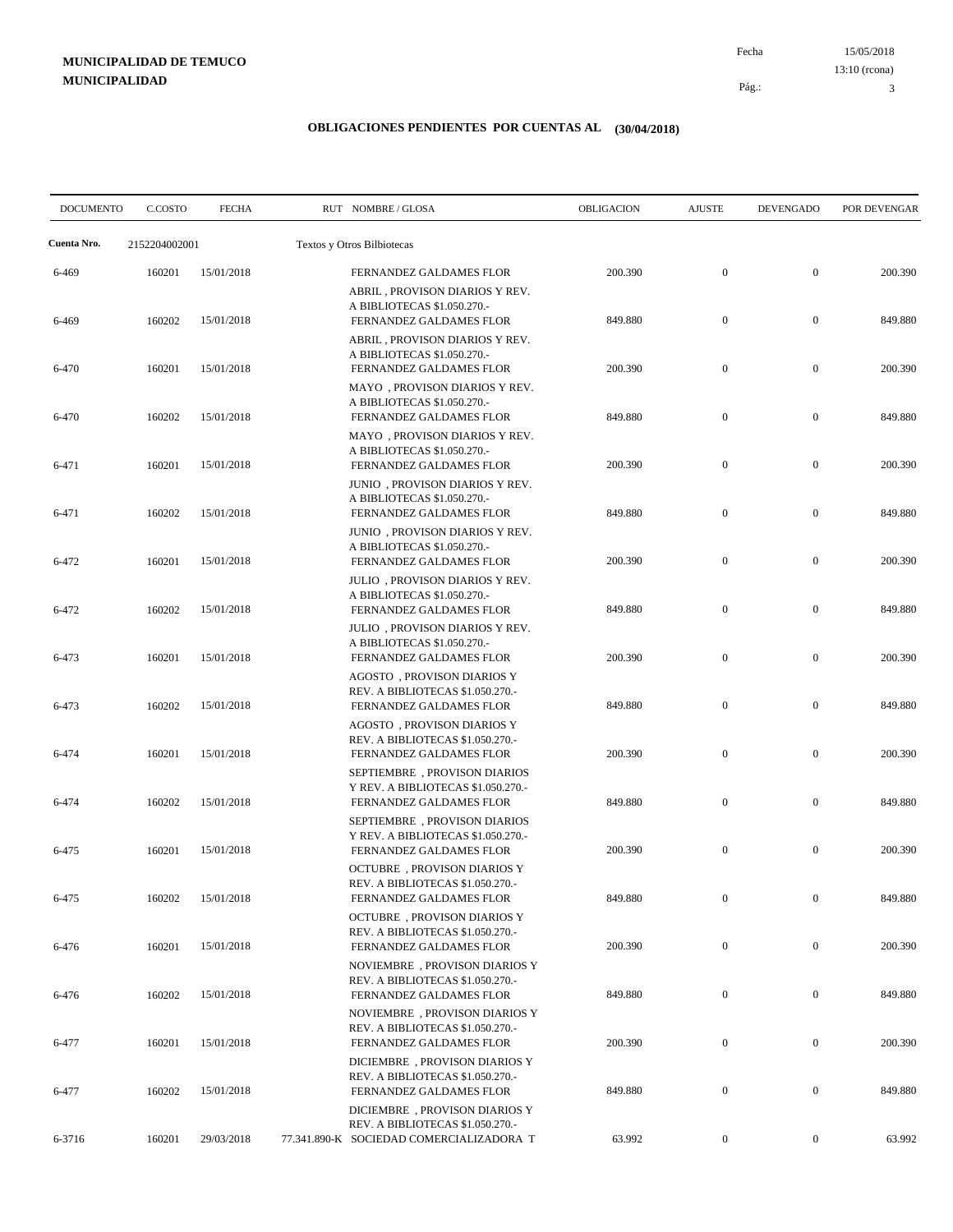**MUNICIPALIDAD DE TEMUCO**
**MUNICIPALIDAD**

Fecha 15/05/2018
13:10 (rcona)

## OBLIGACIONES PENDIENTES POR CUENTAS AL (30/04/2018)

| DOCUMENTO | C.COSTO | FECHA | RUT NOMBRE / GLOSA | OBLIGACION | AJUSTE | DEVENGADO | POR DEVENGAR |
|---|---|---|---|---|---|---|---|
| **Cuenta Nro.** | 2152204002001 | | Textos y Otros Bilbiotecas | | | | |
| 6-469 | 160201 | 15/01/2018 | FERNANDEZ GALDAMES FLOR ABRIL , PROVISON DIARIOS Y REV. A BIBLIOTECAS $1.050.270.- | 200.390 | 0 | 0 | 200.390 |
| 6-469 | 160202 | 15/01/2018 | FERNANDEZ GALDAMES FLOR ABRIL , PROVISON DIARIOS Y REV. A BIBLIOTECAS $1.050.270.- | 849.880 | 0 | 0 | 849.880 |
| 6-470 | 160201 | 15/01/2018 | FERNANDEZ GALDAMES FLOR MAYO , PROVISON DIARIOS Y REV. A BIBLIOTECAS $1.050.270.- | 200.390 | 0 | 0 | 200.390 |
| 6-470 | 160202 | 15/01/2018 | FERNANDEZ GALDAMES FLOR MAYO , PROVISON DIARIOS Y REV. A BIBLIOTECAS $1.050.270.- | 849.880 | 0 | 0 | 849.880 |
| 6-471 | 160201 | 15/01/2018 | FERNANDEZ GALDAMES FLOR JUNIO , PROVISON DIARIOS Y REV. A BIBLIOTECAS $1.050.270.- | 200.390 | 0 | 0 | 200.390 |
| 6-471 | 160202 | 15/01/2018 | FERNANDEZ GALDAMES FLOR JUNIO , PROVISON DIARIOS Y REV. A BIBLIOTECAS $1.050.270.- | 849.880 | 0 | 0 | 849.880 |
| 6-472 | 160201 | 15/01/2018 | FERNANDEZ GALDAMES FLOR JULIO , PROVISON DIARIOS Y REV. A BIBLIOTECAS $1.050.270.- | 200.390 | 0 | 0 | 200.390 |
| 6-472 | 160202 | 15/01/2018 | FERNANDEZ GALDAMES FLOR JULIO , PROVISON DIARIOS Y REV. A BIBLIOTECAS $1.050.270.- | 849.880 | 0 | 0 | 849.880 |
| 6-473 | 160201 | 15/01/2018 | FERNANDEZ GALDAMES FLOR AGOSTO , PROVISON DIARIOS Y REV. A BIBLIOTECAS $1.050.270.- | 200.390 | 0 | 0 | 200.390 |
| 6-473 | 160202 | 15/01/2018 | FERNANDEZ GALDAMES FLOR AGOSTO , PROVISON DIARIOS Y REV. A BIBLIOTECAS $1.050.270.- | 849.880 | 0 | 0 | 849.880 |
| 6-474 | 160201 | 15/01/2018 | FERNANDEZ GALDAMES FLOR SEPTIEMBRE , PROVISON DIARIOS Y REV. A BIBLIOTECAS $1.050.270.- | 200.390 | 0 | 0 | 200.390 |
| 6-474 | 160202 | 15/01/2018 | FERNANDEZ GALDAMES FLOR SEPTIEMBRE , PROVISON DIARIOS Y REV. A BIBLIOTECAS $1.050.270.- | 849.880 | 0 | 0 | 849.880 |
| 6-475 | 160201 | 15/01/2018 | FERNANDEZ GALDAMES FLOR OCTUBRE , PROVISON DIARIOS Y REV. A BIBLIOTECAS $1.050.270.- | 200.390 | 0 | 0 | 200.390 |
| 6-475 | 160202 | 15/01/2018 | FERNANDEZ GALDAMES FLOR OCTUBRE , PROVISON DIARIOS Y REV. A BIBLIOTECAS $1.050.270.- | 849.880 | 0 | 0 | 849.880 |
| 6-476 | 160201 | 15/01/2018 | FERNANDEZ GALDAMES FLOR NOVIEMBRE , PROVISON DIARIOS Y REV. A BIBLIOTECAS $1.050.270.- | 200.390 | 0 | 0 | 200.390 |
| 6-476 | 160202 | 15/01/2018 | FERNANDEZ GALDAMES FLOR NOVIEMBRE , PROVISON DIARIOS Y REV. A BIBLIOTECAS $1.050.270.- | 849.880 | 0 | 0 | 849.880 |
| 6-477 | 160201 | 15/01/2018 | FERNANDEZ GALDAMES FLOR DICIEMBRE , PROVISON DIARIOS Y REV. A BIBLIOTECAS $1.050.270.- | 200.390 | 0 | 0 | 200.390 |
| 6-477 | 160202 | 15/01/2018 | FERNANDEZ GALDAMES FLOR DICIEMBRE , PROVISON DIARIOS Y REV. A BIBLIOTECAS $1.050.270.- | 849.880 | 0 | 0 | 849.880 |
| 6-3716 | 160201 | 29/03/2018 | 77.341.890-K SOCIEDAD COMERCIALIZADORA T | 63.992 | 0 | 0 | 63.992 |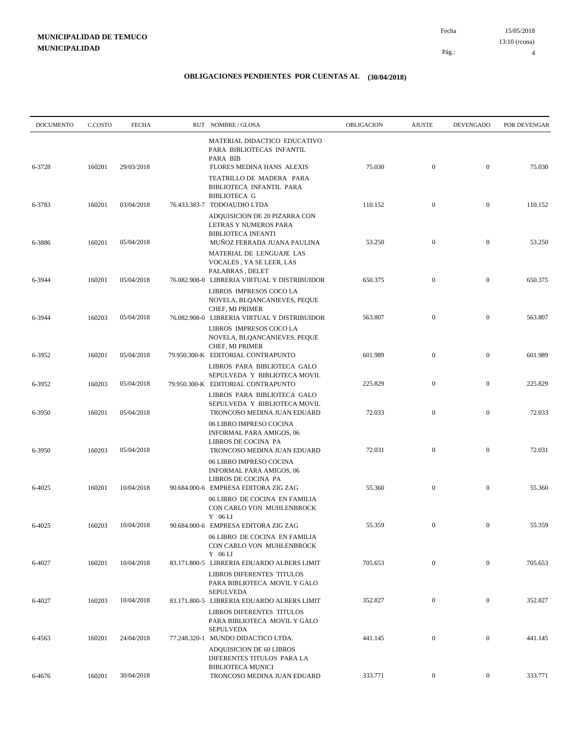**MUNICIPALIDAD DE TEMUCO**
**MUNICIPALIDAD**

Fecha 15/05/2018
13:10 (rcona)

## OBLIGACIONES PENDIENTES POR CUENTAS AL (30/04/2018)

| DOCUMENTO | C.COSTO | FECHA | RUT | NOMBRE / GLOSA | OBLIGACION | AJUSTE | DEVENGADO | POR DEVENGAR |
|---|---|---|---|---|---|---|---|---|
| | | | | MATERIAL DIDACTICO EDUCATIVO PARA BIBLIOTECAS INFANTIL PARA BIB | | | | |
| 6-3728 | 160201 | 29/03/2018 | | FLORES MEDINA HANS ALEXIS<br>TEATRILLO DE MADERA PARA BIBLIOTECA INFANTIL PARA BIBLIOTECA G | 75.030 | 0 | 0 | 75.030 |
| 6-3783 | 160201 | 03/04/2018 | 76.433.383-7 | TODOAUDIO LTDA<br>ADQUISICION DE 20 PIZARRA CON LETRAS Y NUMEROS PARA BIBLIOTECA INFANTI | 110.152 | 0 | 0 | 110.152 |
| 6-3886 | 160201 | 05/04/2018 | | MUÑOZ FERRADA JUANA PAULINA<br>MATERIAL DE LENGUAJE LAS VOCALES , YA SE LEER, LAS PALABRAS , DELET | 53.250 | 0 | 0 | 53.250 |
| 6-3944 | 160201 | 05/04/2018 | 76.082.908-0 | LIBRERIA VIRTUAL Y DISTRIBUIDOR<br>LIBROS IMPRESOS COCO LA NOVELA, BLQANCANIEVES, PEQUE CHEF, MI PRIMER | 650.375 | 0 | 0 | 650.375 |
| 6-3944 | 160203 | 05/04/2018 | 76.082.908-0 | LIBRERIA VIRTUAL Y DISTRIBUIDOR<br>LIBROS IMPRESOS COCO LA NOVELA, BLQANCANIEVES, PEQUE CHEF, MI PRIMER | 563.807 | 0 | 0 | 563.807 |
| 6-3952 | 160201 | 05/04/2018 | 79.950.300-K | EDITORIAL CONTRAPUNTO<br>LIBROS PARA BIBLIOTECA GALO SEPULVEDA Y BIBLIOTECA MOVIL | 601.989 | 0 | 0 | 601.989 |
| 6-3952 | 160203 | 05/04/2018 | 79.950.300-K | EDITORIAL CONTRAPUNTO<br>LIBROS PARA BIBLIOTECA GALO SEPULVEDA Y BIBLIOTECA MOVIL | 225.829 | 0 | 0 | 225.829 |
| 6-3950 | 160201 | 05/04/2018 | | TRONCOSO MEDINA JUAN EDUARD<br>06 LIBRO IMPRESO COCINA INFORMAL PARA AMIGOS, 06 LIBROS DE COCINA PA | 72.033 | 0 | 0 | 72.033 |
| 6-3950 | 160203 | 05/04/2018 | | TRONCOSO MEDINA JUAN EDUARD<br>06 LIBRO IMPRESO COCINA INFORMAL PARA AMIGOS, 06 LIBROS DE COCINA PA | 72.031 | 0 | 0 | 72.031 |
| 6-4025 | 160201 | 10/04/2018 | 90.684.000-6 | EMPRESA EDITORA ZIG ZAG<br>06 LIBRO DE COCINA EN FAMILIA CON CARLO VON MUHLENBROCK Y 06 LI | 55.360 | 0 | 0 | 55.360 |
| 6-4025 | 160203 | 10/04/2018 | 90.684.000-6 | EMPRESA EDITORA ZIG ZAG<br>06 LIBRO DE COCINA EN FAMILIA CON CARLO VON MUHLENBROCK Y 06 LI | 55.359 | 0 | 0 | 55.359 |
| 6-4027 | 160201 | 10/04/2018 | 83.171.800-5 | LIBRERIA EDUARDO ALBERS LIMIT<br>LIBROS DIFERENTES TITULOS PARA BIBLIOTECA MOVIL Y GALO SEPULVEDA | 705.653 | 0 | 0 | 705.653 |
| 6-4027 | 160203 | 10/04/2018 | 83.171.800-5 | LIBRERIA EDUARDO ALBERS LIMIT<br>LIBROS DIFERENTES TITULOS PARA BIBLIOTECA MOVIL Y GALO SEPULVEDA | 352.827 | 0 | 0 | 352.827 |
| 6-4563 | 160201 | 24/04/2018 | 77.248.320-1 | MUNDO DIDACTICO LTDA.<br>ADQUISICION DE 60 LIBROS DIFERENTES TITULOS PARA LA BIBLIOTECA MUNICI | 441.145 | 0 | 0 | 441.145 |
| 6-4676 | 160201 | 30/04/2018 | | TRONCOSO MEDINA JUAN EDUARD | 333.771 | 0 | 0 | 333.771 |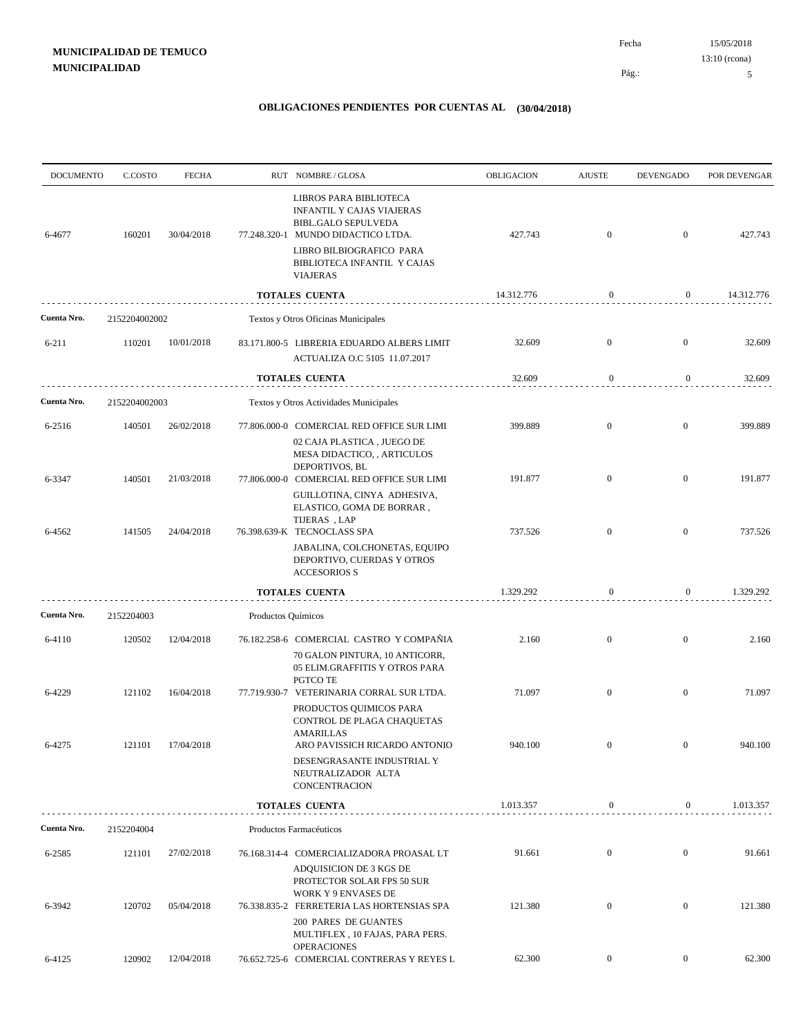**MUNICIPALIDAD DE TEMUCO**
**MUNICIPALIDAD**

Fecha 15/05/2018
13:10 (rcona)

## OBLIGACIONES PENDIENTES POR CUENTAS AL (30/04/2018)

| DOCUMENTO | C.COSTO | FECHA | RUT NOMBRE / GLOSA | OBLIGACION | AJUSTE | DEVENGADO | POR DEVENGAR |
|---|---|---|---|---|---|---|---|
| | | | LIBROS PARA BIBLIOTECA INFANTIL Y CAJAS VIAJERAS BIBL.GALO SEPULVEDA | | | | |
| 6-4677 | 160201 | 30/04/2018 | 77.248.320-1 MUNDO DIDACTICO LTDA. | 427.743 | 0 | 0 | 427.743 |
| | | | LIBRO BILBIOGRAFICO PARA BIBLIOTECA INFANTIL Y CAJAS VIAJERAS | | | | |
| | | | **TOTALES CUENTA** | 14.312.776 | 0 | 0 | 14.312.776 |
| **Cuenta Nro.** | 2152204002002 | | Textos y Otros Oficinas Municipales | | | | |
| 6-211 | 110201 | 10/01/2018 | 83.171.800-5 LIBRERIA EDUARDO ALBERS LIMIT | 32.609 | 0 | 0 | 32.609 |
| | | | ACTUALIZA O.C 5105 11.07.2017 | | | | |
| | | | **TOTALES CUENTA** | 32.609 | 0 | 0 | 32.609 |
| **Cuenta Nro.** | 2152204002003 | | Textos y Otros Actividades Municipales | | | | |
| 6-2516 | 140501 | 26/02/2018 | 77.806.000-0 COMERCIAL RED OFFICE SUR LIMI | 399.889 | 0 | 0 | 399.889 |
| | | | 02 CAJA PLASTICA , JUEGO DE MESA DIDACTICO, , ARTICULOS DEPORTIVOS, BL | | | | |
| 6-3347 | 140501 | 21/03/2018 | 77.806.000-0 COMERCIAL RED OFFICE SUR LIMI | 191.877 | 0 | 0 | 191.877 |
| | | | GUILLOTINA, CINYA ADHESIVA, ELASTICO, GOMA DE BORRAR , TIJERAS , LAP | | | | |
| 6-4562 | 141505 | 24/04/2018 | 76.398.639-K TECNOCLASS SPA | 737.526 | 0 | 0 | 737.526 |
| | | | JABALINA, COLCHONETAS, EQUIPO DEPORTIVO, CUERDAS Y OTROS ACCESORIOS S | | | | |
| | | | **TOTALES CUENTA** | 1.329.292 | 0 | 0 | 1.329.292 |
| **Cuenta Nro.** | 2152204003 | | Productos Químicos | | | | |
| 6-4110 | 120502 | 12/04/2018 | 76.182.258-6 COMERCIAL CASTRO Y COMPAÑIA | 2.160 | 0 | 0 | 2.160 |
| | | | 70 GALON PINTURA, 10 ANTICORR, 05 ELIM.GRAFFITIS Y OTROS PARA PGTCO TE | | | | |
| 6-4229 | 121102 | 16/04/2018 | 77.719.930-7 VETERINARIA CORRAL SUR LTDA. | 71.097 | 0 | 0 | 71.097 |
| | | | PRODUCTOS QUIMICOS PARA CONTROL DE PLAGA CHAQUETAS AMARILLAS | | | | |
| 6-4275 | 121101 | 17/04/2018 | ARO PAVISSICH RICARDO ANTONIO | 940.100 | 0 | 0 | 940.100 |
| | | | DESENGRASANTE INDUSTRIAL Y NEUTRALIZADOR ALTA CONCENTRACION | | | | |
| | | | **TOTALES CUENTA** | 1.013.357 | 0 | 0 | 1.013.357 |
| **Cuenta Nro.** | 2152204004 | | Productos Farmacéuticos | | | | |
| 6-2585 | 121101 | 27/02/2018 | 76.168.314-4 COMERCIALIZADORA PROASAL LT | 91.661 | 0 | 0 | 91.661 |
| | | | ADQUISICION DE 3 KGS DE PROTECTOR SOLAR FPS 50 SUR WORK Y 9 ENVASES DE | | | | |
| 6-3942 | 120702 | 05/04/2018 | 76.338.835-2 FERRETERIA LAS HORTENSIAS SPA | 121.380 | 0 | 0 | 121.380 |
| | | | 200 PARES DE GUANTES MULTIFLEX , 10 FAJAS, PARA PERS. OPERACIONES | | | | |
| 6-4125 | 120902 | 12/04/2018 | 76.652.725-6 COMERCIAL CONTRERAS Y REYES L | 62.300 | 0 | 0 | 62.300 |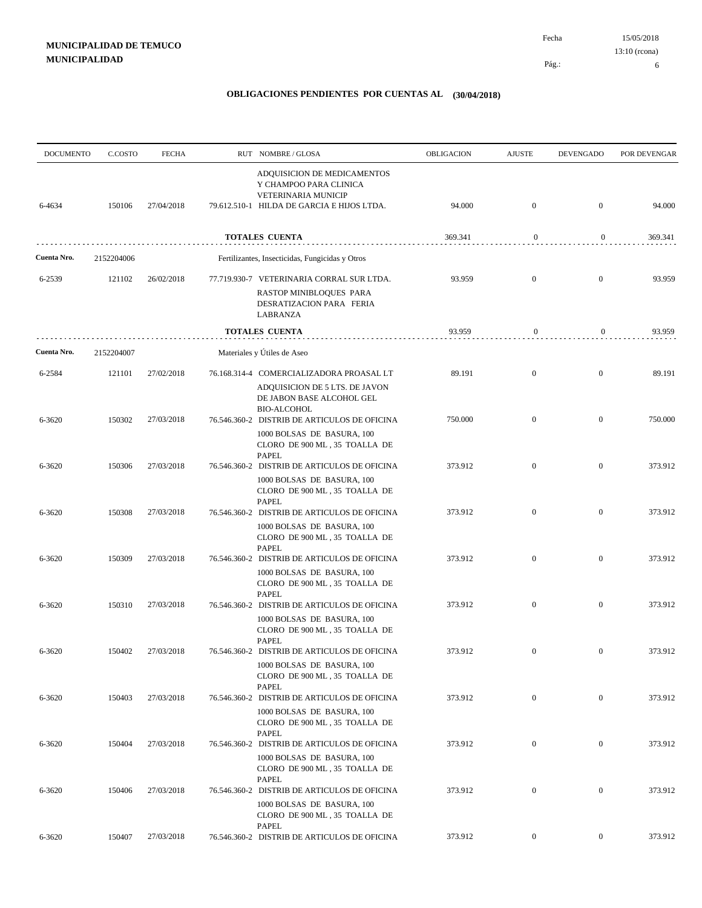**MUNICIPALIDAD DE TEMUCO**
**MUNICIPALIDAD**

Fecha 15/05/2018
13:10 (rcona)

## OBLIGACIONES PENDIENTES POR CUENTAS AL (30/04/2018)

| DOCUMENTO | C.COSTO | FECHA | RUT NOMBRE / GLOSA | OBLIGACION | AJUSTE | DEVENGADO | POR DEVENGAR |
|---|---|---|---|---|---|---|---|
| | | | ADQUISICION DE MEDICAMENTOS Y CHAMPOO PARA CLINICA VETERINARIA MUNICIP | | | | |
| 6-4634 | 150106 | 27/04/2018 | 79.612.510-1 HILDA DE GARCIA E HIJOS LTDA. | 94.000 | 0 | 0 | 94.000 |
| | | | **TOTALES CUENTA** | 369.341 | 0 | 0 | 369.341 |
| **Cuenta Nro.** | 2152204006 | | Fertilizantes, Insecticidas, Fungicidas y Otros | | | | |
| 6-2539 | 121102 | 26/02/2018 | 77.719.930-7 VETERINARIA CORRAL SUR LTDA. | 93.959 | 0 | 0 | 93.959 |
| | | | RASTOP MINIBLOQUES PARA DESRATIZACION PARA FERIA LABRANZA | | | | |
| | | | **TOTALES CUENTA** | 93.959 | 0 | 0 | 93.959 |
| **Cuenta Nro.** | 2152204007 | | Materiales y Útiles de Aseo | | | | |
| 6-2584 | 121101 | 27/02/2018 | 76.168.314-4 COMERCIALIZADORA PROASAL LT | 89.191 | 0 | 0 | 89.191 |
| | | | ADQUISICION DE 5 LTS. DE JAVON DE JABON BASE ALCOHOL GEL BIO-ALCOHOL | | | | |
| 6-3620 | 150302 | 27/03/2018 | 76.546.360-2 DISTRIB DE ARTICULOS DE OFICINA | 750.000 | 0 | 0 | 750.000 |
| | | | 1000 BOLSAS DE BASURA, 100 CLORO DE 900 ML , 35 TOALLA DE PAPEL | | | | |
| 6-3620 | 150306 | 27/03/2018 | 76.546.360-2 DISTRIB DE ARTICULOS DE OFICINA | 373.912 | 0 | 0 | 373.912 |
| | | | 1000 BOLSAS DE BASURA, 100 CLORO DE 900 ML , 35 TOALLA DE PAPEL | | | | |
| 6-3620 | 150308 | 27/03/2018 | 76.546.360-2 DISTRIB DE ARTICULOS DE OFICINA | 373.912 | 0 | 0 | 373.912 |
| | | | 1000 BOLSAS DE BASURA, 100 CLORO DE 900 ML , 35 TOALLA DE PAPEL | | | | |
| 6-3620 | 150309 | 27/03/2018 | 76.546.360-2 DISTRIB DE ARTICULOS DE OFICINA | 373.912 | 0 | 0 | 373.912 |
| | | | 1000 BOLSAS DE BASURA, 100 CLORO DE 900 ML , 35 TOALLA DE PAPEL | | | | |
| 6-3620 | 150310 | 27/03/2018 | 76.546.360-2 DISTRIB DE ARTICULOS DE OFICINA | 373.912 | 0 | 0 | 373.912 |
| | | | 1000 BOLSAS DE BASURA, 100 CLORO DE 900 ML , 35 TOALLA DE PAPEL | | | | |
| 6-3620 | 150402 | 27/03/2018 | 76.546.360-2 DISTRIB DE ARTICULOS DE OFICINA | 373.912 | 0 | 0 | 373.912 |
| | | | 1000 BOLSAS DE BASURA, 100 CLORO DE 900 ML , 35 TOALLA DE PAPEL | | | | |
| 6-3620 | 150403 | 27/03/2018 | 76.546.360-2 DISTRIB DE ARTICULOS DE OFICINA | 373.912 | 0 | 0 | 373.912 |
| | | | 1000 BOLSAS DE BASURA, 100 CLORO DE 900 ML , 35 TOALLA DE PAPEL | | | | |
| 6-3620 | 150404 | 27/03/2018 | 76.546.360-2 DISTRIB DE ARTICULOS DE OFICINA | 373.912 | 0 | 0 | 373.912 |
| | | | 1000 BOLSAS DE BASURA, 100 CLORO DE 900 ML , 35 TOALLA DE PAPEL | | | | |
| 6-3620 | 150406 | 27/03/2018 | 76.546.360-2 DISTRIB DE ARTICULOS DE OFICINA | 373.912 | 0 | 0 | 373.912 |
| | | | 1000 BOLSAS DE BASURA, 100 CLORO DE 900 ML , 35 TOALLA DE PAPEL | | | | |
| 6-3620 | 150407 | 27/03/2018 | 76.546.360-2 DISTRIB DE ARTICULOS DE OFICINA | 373.912 | 0 | 0 | 373.912 |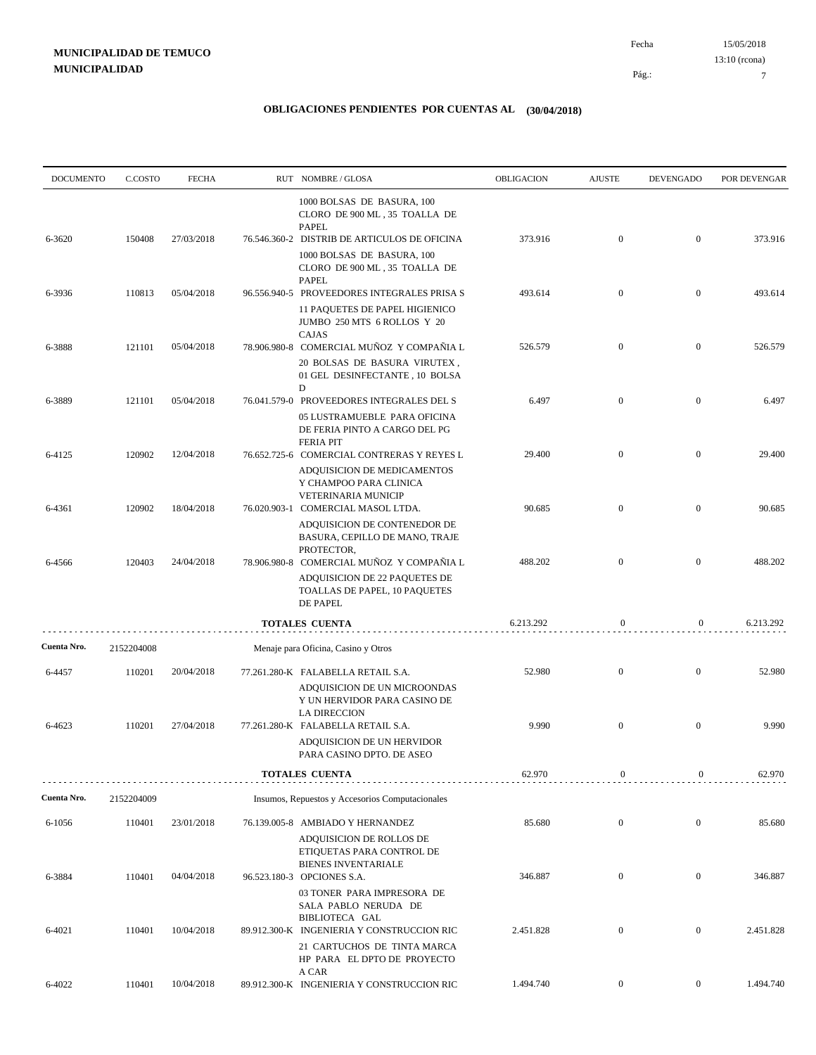**MUNICIPALIDAD DE TEMUCO**
**MUNICIPALIDAD**

Fecha 15/05/2018
13:10 (rcona)

## OBLIGACIONES PENDIENTES POR CUENTAS AL (30/04/2018)

| DOCUMENTO | C.COSTO | FECHA | RUT | NOMBRE / GLOSA | OBLIGACION | AJUSTE | DEVENGADO | POR DEVENGAR |
|---|---|---|---|---|---|---|---|---|
| | | | | 1000 BOLSAS DE BASURA, 100 CLORO DE 900 ML , 35 TOALLA DE PAPEL | | | | |
| 6-3620 | 150408 | 27/03/2018 | 76.546.360-2 | DISTRIB DE ARTICULOS DE OFICINA | 373.916 | 0 | 0 | 373.916 |
| | | | | 1000 BOLSAS DE BASURA, 100 CLORO DE 900 ML , 35 TOALLA DE PAPEL | | | | |
| 6-3936 | 110813 | 05/04/2018 | 96.556.940-5 | PROVEEDORES INTEGRALES PRISA S | 493.614 | 0 | 0 | 493.614 |
| | | | | 11 PAQUETES DE PAPEL HIGIENICO JUMBO 250 MTS 6 ROLLOS Y 20 CAJAS | | | | |
| 6-3888 | 121101 | 05/04/2018 | 78.906.980-8 | COMERCIAL MUÑOZ Y COMPAÑIA L | 526.579 | 0 | 0 | 526.579 |
| | | | | 20 BOLSAS DE BASURA VIRUTEX , 01 GEL DESINFECTANTE , 10 BOLSA D | | | | |
| 6-3889 | 121101 | 05/04/2018 | 76.041.579-0 | PROVEEDORES INTEGRALES DEL S | 6.497 | 0 | 0 | 6.497 |
| | | | | 05 LUSTRAMUEBLE PARA OFICINA DE FERIA PINTO A CARGO DEL PG FERIA PIT | | | | |
| 6-4125 | 120902 | 12/04/2018 | 76.652.725-6 | COMERCIAL CONTRERAS Y REYES L | 29.400 | 0 | 0 | 29.400 |
| | | | | ADQUISICION DE MEDICAMENTOS Y CHAMPOO PARA CLINICA VETERINARIA MUNICIP | | | | |
| 6-4361 | 120902 | 18/04/2018 | 76.020.903-1 | COMERCIAL MASOL LTDA. | 90.685 | 0 | 0 | 90.685 |
| | | | | ADQUISICION DE CONTENEDOR DE BASURA, CEPILLO DE MANO, TRAJE PROTECTOR, | | | | |
| 6-4566 | 120403 | 24/04/2018 | 78.906.980-8 | COMERCIAL MUÑOZ Y COMPAÑIA L | 488.202 | 0 | 0 | 488.202 |
| | | | | ADQUISICION DE 22 PAQUETES DE TOALLAS DE PAPEL, 10 PAQUETES DE PAPEL | | | | |
| | | | | **TOTALES CUENTA** | 6.213.292 | 0 | 0 | 6.213.292 |
| **Cuenta Nro.** | 2152204008 | | | Menaje para Oficina, Casino y Otros | | | | |
| 6-4457 | 110201 | 20/04/2018 | 77.261.280-K | FALABELLA RETAIL S.A. | 52.980 | 0 | 0 | 52.980 |
| | | | | ADQUISICION DE UN MICROONDAS Y UN HERVIDOR PARA CASINO DE LA DIRECCION | | | | |
| 6-4623 | 110201 | 27/04/2018 | 77.261.280-K | FALABELLA RETAIL S.A. | 9.990 | 0 | 0 | 9.990 |
| | | | | ADQUISICION DE UN HERVIDOR PARA CASINO DPTO. DE ASEO | | | | |
| | | | | **TOTALES CUENTA** | 62.970 | 0 | 0 | 62.970 |
| **Cuenta Nro.** | 2152204009 | | | Insumos, Repuestos y Accesorios Computacionales | | | | |
| 6-1056 | 110401 | 23/01/2018 | 76.139.005-8 | AMBIADO Y HERNANDEZ | 85.680 | 0 | 0 | 85.680 |
| | | | | ADQUISICION DE ROLLOS DE ETIQUETAS PARA CONTROL DE BIENES INVENTARIALE | | | | |
| 6-3884 | 110401 | 04/04/2018 | 96.523.180-3 | OPCIONES S.A. | 346.887 | 0 | 0 | 346.887 |
| | | | | 03 TONER PARA IMPRESORA DE SALA PABLO NERUDA DE BIBLIOTECA GAL | | | | |
| 6-4021 | 110401 | 10/04/2018 | 89.912.300-K | INGENIERIA Y CONSTRUCCION RIC | 2.451.828 | 0 | 0 | 2.451.828 |
| | | | | 21 CARTUCHOS DE TINTA MARCA HP PARA EL DPTO DE PROYECTO A CAR | | | | |
| 6-4022 | 110401 | 10/04/2018 | 89.912.300-K | INGENIERIA Y CONSTRUCCION RIC | 1.494.740 | 0 | 0 | 1.494.740 |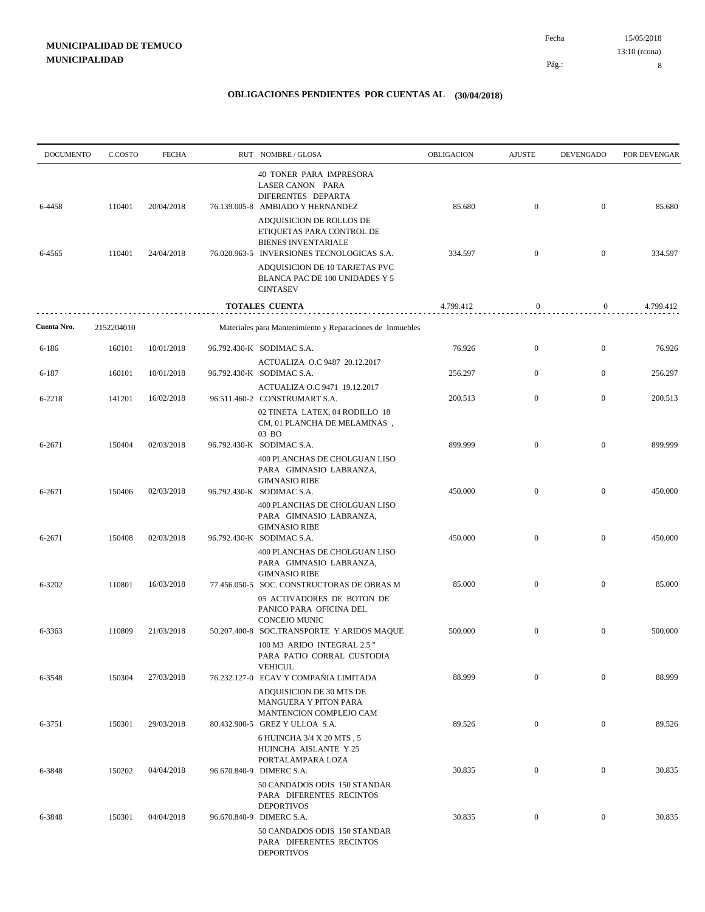**MUNICIPALIDAD DE TEMUCO**
**MUNICIPALIDAD**

Fecha 15/05/2018
13:10 (rcona)

## OBLIGACIONES PENDIENTES POR CUENTAS AL (30/04/2018)

| DOCUMENTO | C.COSTO | FECHA | RUT | NOMBRE / GLOSA | OBLIGACION | AJUSTE | DEVENGADO | POR DEVENGAR |
|---|---|---|---|---|---|---|---|---|
| | | | | 40 TONER PARA IMPRESORA LASER CANON PARA DIFERENTES DEPARTA | | | | |
| 6-4458 | 110401 | 20/04/2018 | 76.139.005-8 | AMBIADO Y HERNANDEZ | 85.680 | 0 | 0 | 85.680 |
| | | | | ADQUISICION DE ROLLOS DE ETIQUETAS PARA CONTROL DE BIENES INVENTARIALE | | | | |
| 6-4565 | 110401 | 24/04/2018 | 76.020.963-5 | INVERSIONES TECNOLOGICAS S.A. | 334.597 | 0 | 0 | 334.597 |
| | | | | ADQUISICION DE 10 TARJETAS PVC BLANCA PAC DE 100 UNIDADES Y 5 CINTASEV | | | | |
| | | | | **TOTALES CUENTA** | 4.799.412 | 0 | 0 | 4.799.412 |
| **Cuenta Nro.** | 2152204010 | | | Materiales para Mantenimiento y Reparaciones de Inmuebles | | | | |
| 6-186 | 160101 | 10/01/2018 | 96.792.430-K | SODIMAC S.A. | 76.926 | 0 | 0 | 76.926 |
| | | | | ACTUALIZA O.C 9487 20.12.2017 | | | | |
| 6-187 | 160101 | 10/01/2018 | 96.792.430-K | SODIMAC S.A. | 256.297 | 0 | 0 | 256.297 |
| | | | | ACTUALIZA O.C 9471 19.12.2017 | | | | |
| 6-2218 | 141201 | 16/02/2018 | 96.511.460-2 | CONSTRUMART S.A. | 200.513 | 0 | 0 | 200.513 |
| | | | | 02 TINETA LATEX, 04 RODILLO 18 CM, 01 PLANCHA DE MELAMINAS , 03 BO | | | | |
| 6-2671 | 150404 | 02/03/2018 | 96.792.430-K | SODIMAC S.A. | 899.999 | 0 | 0 | 899.999 |
| | | | | 400 PLANCHAS DE CHOLGUAN LISO PARA GIMNASIO LABRANZA, GIMNASIO RIBE | | | | |
| 6-2671 | 150406 | 02/03/2018 | 96.792.430-K | SODIMAC S.A. | 450.000 | 0 | 0 | 450.000 |
| | | | | 400 PLANCHAS DE CHOLGUAN LISO PARA GIMNASIO LABRANZA, GIMNASIO RIBE | | | | |
| 6-2671 | 150408 | 02/03/2018 | 96.792.430-K | SODIMAC S.A. | 450.000 | 0 | 0 | 450.000 |
| | | | | 400 PLANCHAS DE CHOLGUAN LISO PARA GIMNASIO LABRANZA, GIMNASIO RIBE | | | | |
| 6-3202 | 110801 | 16/03/2018 | 77.456.050-5 | SOC. CONSTRUCTORAS DE OBRAS M | 85.000 | 0 | 0 | 85.000 |
| | | | | 05 ACTIVADORES DE BOTON DE PANICO PARA OFICINA DEL CONCEJO MUNIC | | | | |
| 6-3363 | 110809 | 21/03/2018 | 50.207.400-8 | SOC.TRANSPORTE Y ARIDOS MAQUE | 500.000 | 0 | 0 | 500.000 |
| | | | | 100 M3 ARIDO INTEGRAL 2.5 " PARA PATIO CORRAL CUSTODIA VEHICUL | | | | |
| 6-3548 | 150304 | 27/03/2018 | 76.232.127-0 | ECAV Y COMPAÑIA LIMITADA | 88.999 | 0 | 0 | 88.999 |
| | | | | ADQUISICION DE 30 MTS DE MANGUERA Y PITON PARA MANTENCION COMPLEJO CAM | | | | |
| 6-3751 | 150301 | 29/03/2018 | 80.432.900-5 | GREZ Y ULLOA S.A. | 89.526 | 0 | 0 | 89.526 |
| | | | | 6 HUINCHA 3/4 X 20 MTS , 5 HUINCHA AISLANTE Y 25 PORTALAMPARA LOZA | | | | |
| 6-3848 | 150202 | 04/04/2018 | 96.670.840-9 | DIMERC S.A. | 30.835 | 0 | 0 | 30.835 |
| | | | | 50 CANDADOS ODIS 150 STANDAR PARA DIFERENTES RECINTOS DEPORTIVOS | | | | |
| 6-3848 | 150301 | 04/04/2018 | 96.670.840-9 | DIMERC S.A. | 30.835 | 0 | 0 | 30.835 |
| | | | | 50 CANDADOS ODIS 150 STANDAR PARA DIFERENTES RECINTOS DEPORTIVOS | | | | |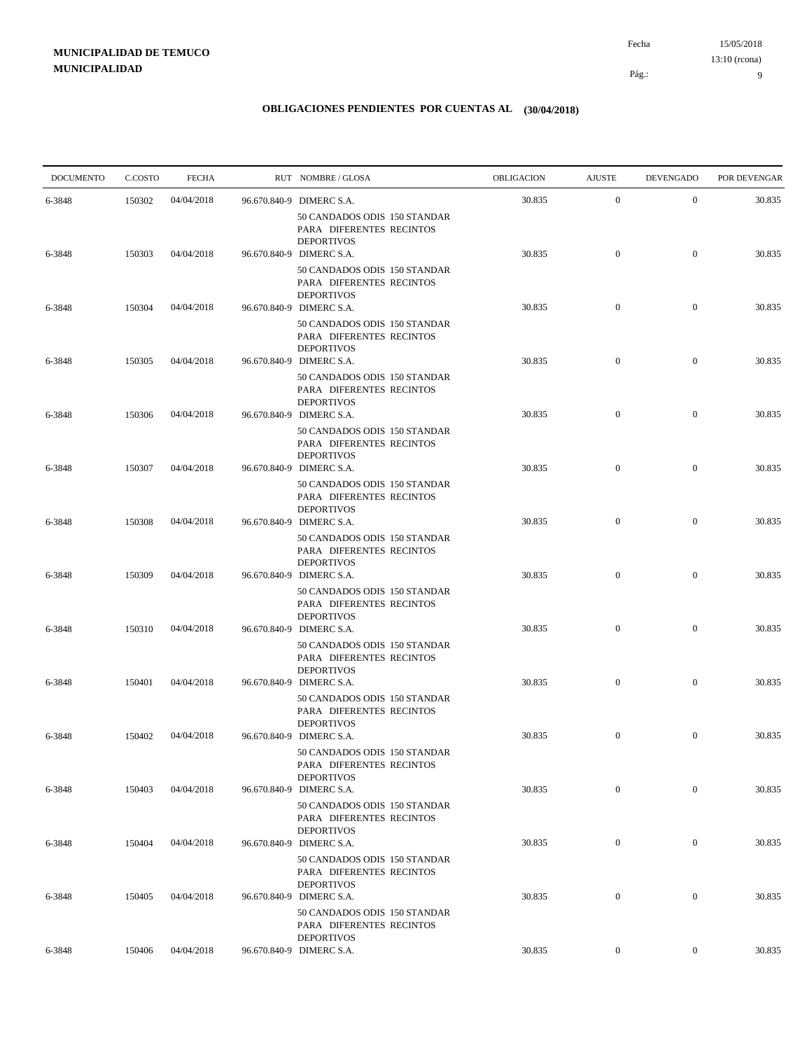**MUNICIPALIDAD DE TEMUCO**
**MUNICIPALIDAD**

Fecha 15/05/2018
13:10 (rcona)

## OBLIGACIONES PENDIENTES POR CUENTAS AL (30/04/2018)

| DOCUMENTO | C.COSTO | FECHA | RUT NOMBRE / GLOSA | OBLIGACION | AJUSTE | DEVENGADO | POR DEVENGAR |
|---|---|---|---|---|---|---|---|
| 6-3848 | 150302 | 04/04/2018 | 96.670.840-9 DIMERC S.A. 50 CANDADOS ODIS 150 STANDAR PARA DIFERENTES RECINTOS DEPORTIVOS | 30.835 | 0 | 0 | 30.835 |
| 6-3848 | 150303 | 04/04/2018 | 96.670.840-9 DIMERC S.A. 50 CANDADOS ODIS 150 STANDAR PARA DIFERENTES RECINTOS DEPORTIVOS | 30.835 | 0 | 0 | 30.835 |
| 6-3848 | 150304 | 04/04/2018 | 96.670.840-9 DIMERC S.A. 50 CANDADOS ODIS 150 STANDAR PARA DIFERENTES RECINTOS DEPORTIVOS | 30.835 | 0 | 0 | 30.835 |
| 6-3848 | 150305 | 04/04/2018 | 96.670.840-9 DIMERC S.A. 50 CANDADOS ODIS 150 STANDAR PARA DIFERENTES RECINTOS DEPORTIVOS | 30.835 | 0 | 0 | 30.835 |
| 6-3848 | 150306 | 04/04/2018 | 96.670.840-9 DIMERC S.A. 50 CANDADOS ODIS 150 STANDAR PARA DIFERENTES RECINTOS DEPORTIVOS | 30.835 | 0 | 0 | 30.835 |
| 6-3848 | 150307 | 04/04/2018 | 96.670.840-9 DIMERC S.A. 50 CANDADOS ODIS 150 STANDAR PARA DIFERENTES RECINTOS DEPORTIVOS | 30.835 | 0 | 0 | 30.835 |
| 6-3848 | 150308 | 04/04/2018 | 96.670.840-9 DIMERC S.A. 50 CANDADOS ODIS 150 STANDAR PARA DIFERENTES RECINTOS DEPORTIVOS | 30.835 | 0 | 0 | 30.835 |
| 6-3848 | 150309 | 04/04/2018 | 96.670.840-9 DIMERC S.A. 50 CANDADOS ODIS 150 STANDAR PARA DIFERENTES RECINTOS DEPORTIVOS | 30.835 | 0 | 0 | 30.835 |
| 6-3848 | 150310 | 04/04/2018 | 96.670.840-9 DIMERC S.A. 50 CANDADOS ODIS 150 STANDAR PARA DIFERENTES RECINTOS DEPORTIVOS | 30.835 | 0 | 0 | 30.835 |
| 6-3848 | 150401 | 04/04/2018 | 96.670.840-9 DIMERC S.A. 50 CANDADOS ODIS 150 STANDAR PARA DIFERENTES RECINTOS DEPORTIVOS | 30.835 | 0 | 0 | 30.835 |
| 6-3848 | 150402 | 04/04/2018 | 96.670.840-9 DIMERC S.A. 50 CANDADOS ODIS 150 STANDAR PARA DIFERENTES RECINTOS DEPORTIVOS | 30.835 | 0 | 0 | 30.835 |
| 6-3848 | 150403 | 04/04/2018 | 96.670.840-9 DIMERC S.A. 50 CANDADOS ODIS 150 STANDAR PARA DIFERENTES RECINTOS DEPORTIVOS | 30.835 | 0 | 0 | 30.835 |
| 6-3848 | 150404 | 04/04/2018 | 96.670.840-9 DIMERC S.A. 50 CANDADOS ODIS 150 STANDAR PARA DIFERENTES RECINTOS DEPORTIVOS | 30.835 | 0 | 0 | 30.835 |
| 6-3848 | 150405 | 04/04/2018 | 96.670.840-9 DIMERC S.A. 50 CANDADOS ODIS 150 STANDAR PARA DIFERENTES RECINTOS DEPORTIVOS | 30.835 | 0 | 0 | 30.835 |
| 6-3848 | 150406 | 04/04/2018 | 96.670.840-9 DIMERC S.A. | 30.835 | 0 | 0 | 30.835 |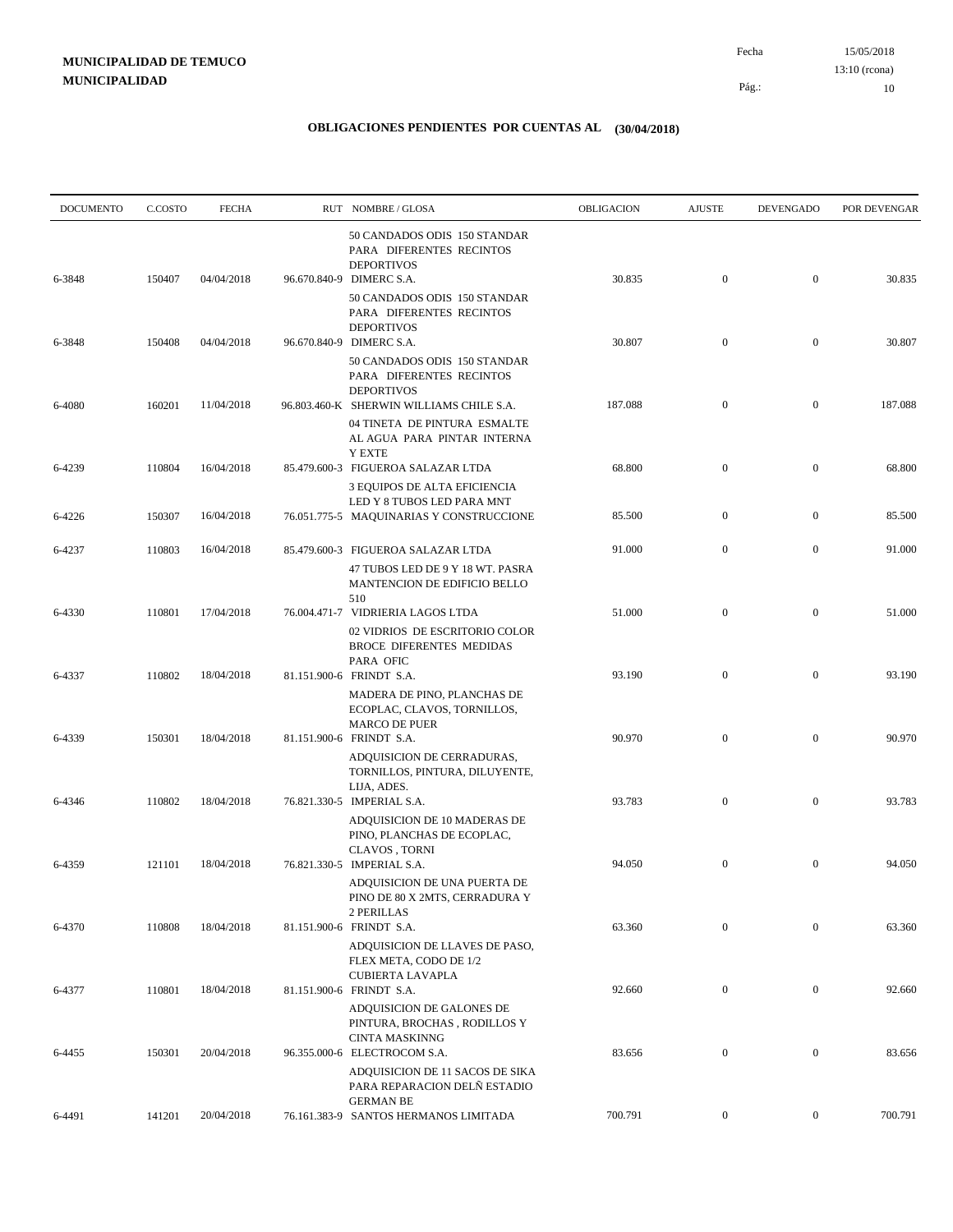**MUNICIPALIDAD DE TEMUCO**
**MUNICIPALIDAD**

Fecha 15/05/2018
13:10 (rcona)

# OBLIGACIONES PENDIENTES POR CUENTAS AL (30/04/2018)

| DOCUMENTO | C.COSTO | FECHA | RUT | NOMBRE / GLOSA | OBLIGACION | AJUSTE | DEVENGADO | POR DEVENGAR |
|---|---|---|---|---|---|---|---|---|
| | | | | 50 CANDADOS ODIS 150 STANDAR PARA DIFERENTES RECINTOS DEPORTIVOS | | | | |
| 6-3848 | 150407 | 04/04/2018 | 96.670.840-9 | DIMERC S.A. | 30.835 | 0 | 0 | 30.835 |
| | | | | 50 CANDADOS ODIS 150 STANDAR PARA DIFERENTES RECINTOS DEPORTIVOS | | | | |
| 6-3848 | 150408 | 04/04/2018 | 96.670.840-9 | DIMERC S.A. | 30.807 | 0 | 0 | 30.807 |
| | | | | 50 CANDADOS ODIS 150 STANDAR PARA DIFERENTES RECINTOS DEPORTIVOS | | | | |
| 6-4080 | 160201 | 11/04/2018 | 96.803.460-K | SHERWIN WILLIAMS CHILE S.A. | 187.088 | 0 | 0 | 187.088 |
| | | | | 04 TINETA DE PINTURA ESMALTE AL AGUA PARA PINTAR INTERNA Y EXTE | | | | |
| 6-4239 | 110804 | 16/04/2018 | 85.479.600-3 | FIGUEROA SALAZAR LTDA | 68.800 | 0 | 0 | 68.800 |
| | | | | 3 EQUIPOS DE ALTA EFICIENCIA LED Y 8 TUBOS LED PARA MNT | | | | |
| 6-4226 | 150307 | 16/04/2018 | 76.051.775-5 | MAQUINARIAS Y CONSTRUCCIONE | 85.500 | 0 | 0 | 85.500 |
| 6-4237 | 110803 | 16/04/2018 | 85.479.600-3 | FIGUEROA SALAZAR LTDA | 91.000 | 0 | 0 | 91.000 |
| | | | | 47 TUBOS LED DE 9 Y 18 WT. PASRA MANTENCION DE EDIFICIO BELLO 510 | | | | |
| 6-4330 | 110801 | 17/04/2018 | 76.004.471-7 | VIDRIERIA LAGOS LTDA | 51.000 | 0 | 0 | 51.000 |
| | | | | 02 VIDRIOS DE ESCRITORIO COLOR BROCE DIFERENTES MEDIDAS PARA OFIC | | | | |
| 6-4337 | 110802 | 18/04/2018 | 81.151.900-6 | FRINDT S.A. | 93.190 | 0 | 0 | 93.190 |
| | | | | MADERA DE PINO, PLANCHAS DE ECOPLAC, CLAVOS, TORNILLOS, MARCO DE PUER | | | | |
| 6-4339 | 150301 | 18/04/2018 | 81.151.900-6 | FRINDT S.A. | 90.970 | 0 | 0 | 90.970 |
| | | | | ADQUISICION DE CERRADURAS, TORNILLOS, PINTURA, DILUYENTE, LIJA, ADES. | | | | |
| 6-4346 | 110802 | 18/04/2018 | 76.821.330-5 | IMPERIAL S.A. | 93.783 | 0 | 0 | 93.783 |
| | | | | ADQUISICION DE 10 MADERAS DE PINO, PLANCHAS DE ECOPLAC, CLAVOS , TORNI | | | | |
| 6-4359 | 121101 | 18/04/2018 | 76.821.330-5 | IMPERIAL S.A. | 94.050 | 0 | 0 | 94.050 |
| | | | | ADQUISICION DE UNA PUERTA DE PINO DE 80 X 2MTS, CERRADURA Y 2 PERILLAS | | | | |
| 6-4370 | 110808 | 18/04/2018 | 81.151.900-6 | FRINDT S.A. | 63.360 | 0 | 0 | 63.360 |
| | | | | ADQUISICION DE LLAVES DE PASO, FLEX META, CODO DE 1/2 CUBIERTA LAVAPLA | | | | |
| 6-4377 | 110801 | 18/04/2018 | 81.151.900-6 | FRINDT S.A. | 92.660 | 0 | 0 | 92.660 |
| | | | | ADQUISICION DE GALONES DE PINTURA, BROCHAS , RODILLOS Y CINTA MASKINNG | | | | |
| 6-4455 | 150301 | 20/04/2018 | 96.355.000-6 | ELECTROCOM S.A. | 83.656 | 0 | 0 | 83.656 |
| | | | | ADQUISICION DE 11 SACOS DE SIKA PARA REPARACION DELÑ ESTADIO GERMAN BE | | | | |
| 6-4491 | 141201 | 20/04/2018 | 76.161.383-9 | SANTOS HERMANOS LIMITADA | 700.791 | 0 | 0 | 700.791 |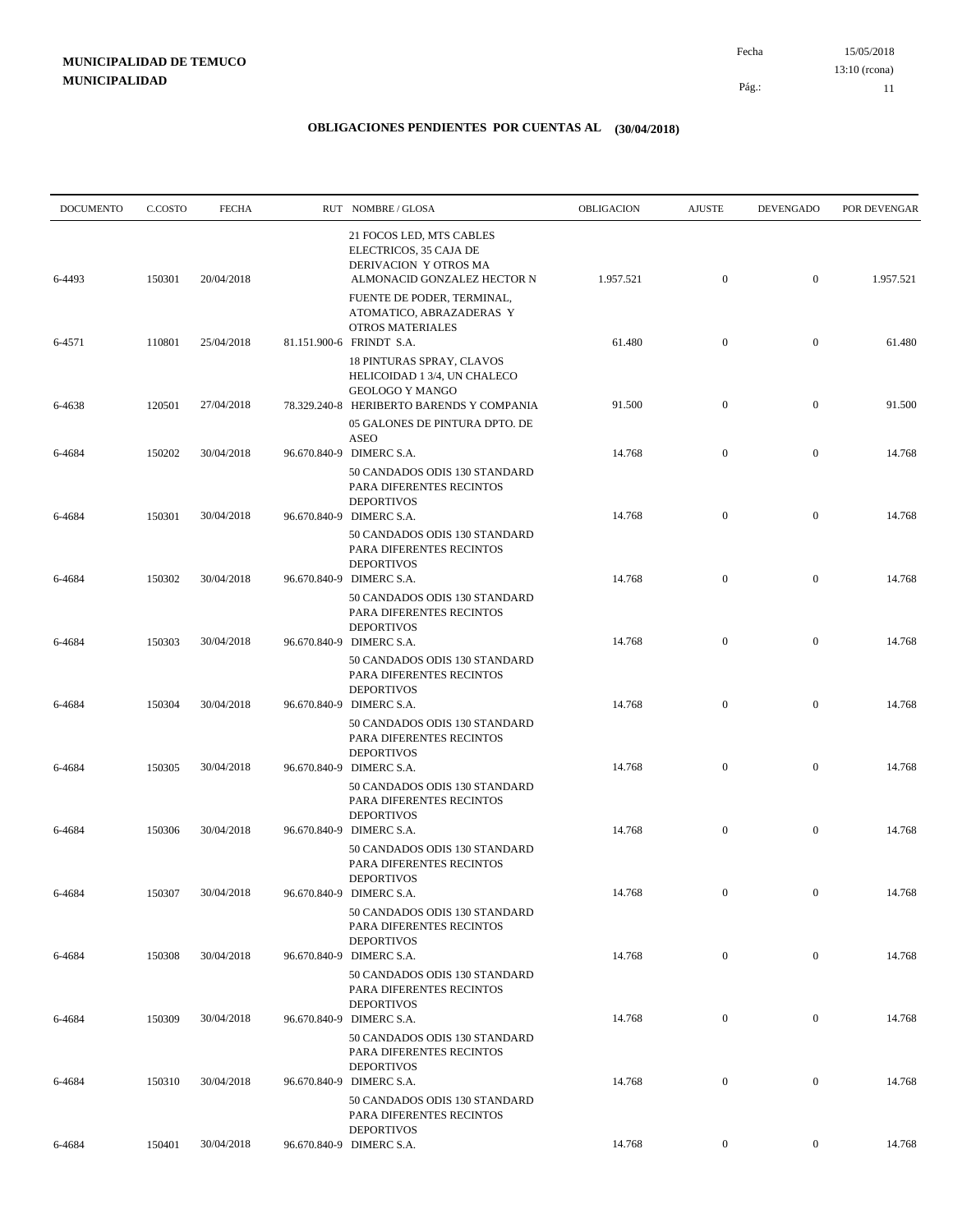**MUNICIPALIDAD DE TEMUCO**
**MUNICIPALIDAD**

Fecha 15/05/2018
13:10 (rcona)

## OBLIGACIONES PENDIENTES POR CUENTAS AL (30/04/2018)

| DOCUMENTO | C.COSTO | FECHA | RUT | NOMBRE / GLOSA | OBLIGACION | AJUSTE | DEVENGADO | POR DEVENGAR |
|---|---|---|---|---|---|---|---|---|
| 6-4493 | 150301 | 20/04/2018 | | 21 FOCOS LED, MTS CABLES ELECTRICOS, 35 CAJA DE DERIVACION Y OTROS MA ALMONACID GONZALEZ HECTOR N | 1.957.521 | 0 | 0 | 1.957.521 |
| 6-4571 | 110801 | 25/04/2018 | 81.151.900-6 | FUENTE DE PODER, TERMINAL, ATOMATICO, ABRAZADERAS Y OTROS MATERIALES FRINDT S.A. | 61.480 | 0 | 0 | 61.480 |
| 6-4638 | 120501 | 27/04/2018 | 78.329.240-8 | 18 PINTURAS SPRAY, CLAVOS HELICOIDAL 1 3/4, UN CHALECO GEOLOGO Y MANGO HERIBERTO BARENDS Y COMPANIA | 91.500 | 0 | 0 | 91.500 |
| 6-4684 | 150202 | 30/04/2018 | 96.670.840-9 | 05 GALONES DE PINTURA DPTO. DE ASEO DIMERC S.A. | 14.768 | 0 | 0 | 14.768 |
| 6-4684 | 150301 | 30/04/2018 | 96.670.840-9 | 50 CANDADOS ODIS 130 STANDARD PARA DIFERENTES RECINTOS DEPORTIVOS DIMERC S.A. | 14.768 | 0 | 0 | 14.768 |
| 6-4684 | 150302 | 30/04/2018 | 96.670.840-9 | 50 CANDADOS ODIS 130 STANDARD PARA DIFERENTES RECINTOS DEPORTIVOS DIMERC S.A. | 14.768 | 0 | 0 | 14.768 |
| 6-4684 | 150303 | 30/04/2018 | 96.670.840-9 | 50 CANDADOS ODIS 130 STANDARD PARA DIFERENTES RECINTOS DEPORTIVOS DIMERC S.A. | 14.768 | 0 | 0 | 14.768 |
| 6-4684 | 150304 | 30/04/2018 | 96.670.840-9 | 50 CANDADOS ODIS 130 STANDARD PARA DIFERENTES RECINTOS DEPORTIVOS DIMERC S.A. | 14.768 | 0 | 0 | 14.768 |
| 6-4684 | 150305 | 30/04/2018 | 96.670.840-9 | 50 CANDADOS ODIS 130 STANDARD PARA DIFERENTES RECINTOS DEPORTIVOS DIMERC S.A. | 14.768 | 0 | 0 | 14.768 |
| 6-4684 | 150306 | 30/04/2018 | 96.670.840-9 | 50 CANDADOS ODIS 130 STANDARD PARA DIFERENTES RECINTOS DEPORTIVOS DIMERC S.A. | 14.768 | 0 | 0 | 14.768 |
| 6-4684 | 150307 | 30/04/2018 | 96.670.840-9 | 50 CANDADOS ODIS 130 STANDARD PARA DIFERENTES RECINTOS DEPORTIVOS DIMERC S.A. | 14.768 | 0 | 0 | 14.768 |
| 6-4684 | 150308 | 30/04/2018 | 96.670.840-9 | 50 CANDADOS ODIS 130 STANDARD PARA DIFERENTES RECINTOS DEPORTIVOS DIMERC S.A. | 14.768 | 0 | 0 | 14.768 |
| 6-4684 | 150309 | 30/04/2018 | 96.670.840-9 | 50 CANDADOS ODIS 130 STANDARD PARA DIFERENTES RECINTOS DEPORTIVOS DIMERC S.A. | 14.768 | 0 | 0 | 14.768 |
| 6-4684 | 150310 | 30/04/2018 | 96.670.840-9 | 50 CANDADOS ODIS 130 STANDARD PARA DIFERENTES RECINTOS DEPORTIVOS DIMERC S.A. | 14.768 | 0 | 0 | 14.768 |
| 6-4684 | 150401 | 30/04/2018 | 96.670.840-9 | 50 CANDADOS ODIS 130 STANDARD PARA DIFERENTES RECINTOS DEPORTIVOS DIMERC S.A. | 14.768 | 0 | 0 | 14.768 |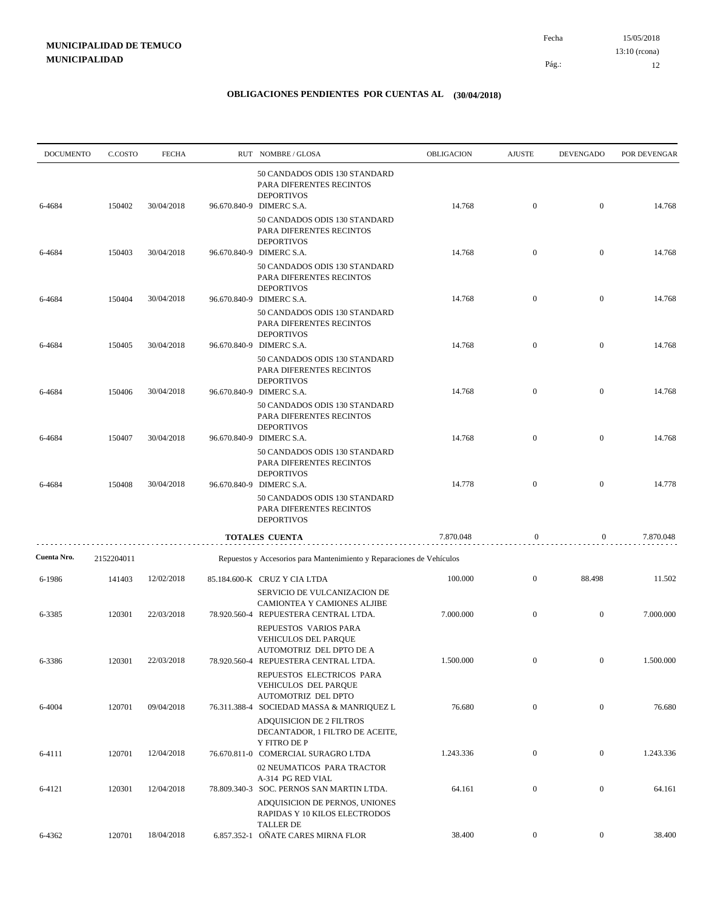**MUNICIPALIDAD DE TEMUCO**
**MUNICIPALIDAD**

Fecha 15/05/2018
13:10 (rcona)

## OBLIGACIONES PENDIENTES POR CUENTAS AL (30/04/2018)

| DOCUMENTO | C.COSTO | FECHA | RUT NOMBRE / GLOSA | OBLIGACION | AJUSTE | DEVENGADO | POR DEVENGAR |
|---|---|---|---|---|---|---|---|
| | | | 50 CANDADOS ODIS 130 STANDARD PARA DIFERENTES RECINTOS DEPORTIVOS | | | | |
| 6-4684 | 150402 | 30/04/2018 | 96.670.840-9 DIMERC S.A. | 14.768 | 0 | 0 | 14.768 |
| | | | 50 CANDADOS ODIS 130 STANDARD PARA DIFERENTES RECINTOS DEPORTIVOS | | | | |
| 6-4684 | 150403 | 30/04/2018 | 96.670.840-9 DIMERC S.A. | 14.768 | 0 | 0 | 14.768 |
| | | | 50 CANDADOS ODIS 130 STANDARD PARA DIFERENTES RECINTOS DEPORTIVOS | | | | |
| 6-4684 | 150404 | 30/04/2018 | 96.670.840-9 DIMERC S.A. | 14.768 | 0 | 0 | 14.768 |
| | | | 50 CANDADOS ODIS 130 STANDARD PARA DIFERENTES RECINTOS DEPORTIVOS | | | | |
| 6-4684 | 150405 | 30/04/2018 | 96.670.840-9 DIMERC S.A. | 14.768 | 0 | 0 | 14.768 |
| | | | 50 CANDADOS ODIS 130 STANDARD PARA DIFERENTES RECINTOS DEPORTIVOS | | | | |
| 6-4684 | 150406 | 30/04/2018 | 96.670.840-9 DIMERC S.A. | 14.768 | 0 | 0 | 14.768 |
| | | | 50 CANDADOS ODIS 130 STANDARD PARA DIFERENTES RECINTOS DEPORTIVOS | | | | |
| 6-4684 | 150407 | 30/04/2018 | 96.670.840-9 DIMERC S.A. | 14.768 | 0 | 0 | 14.768 |
| | | | 50 CANDADOS ODIS 130 STANDARD PARA DIFERENTES RECINTOS DEPORTIVOS | | | | |
| 6-4684 | 150408 | 30/04/2018 | 96.670.840-9 DIMERC S.A. | 14.778 | 0 | 0 | 14.778 |
| | | | 50 CANDADOS ODIS 130 STANDARD PARA DIFERENTES RECINTOS DEPORTIVOS | | | | |
| | | | **TOTALES CUENTA** | 7.870.048 | 0 | 0 | 7.870.048 |
| **Cuenta Nro.** | 2152204011 | | Repuestos y Accesorios para Mantenimiento y Reparaciones de Vehículos | | | | |
| 6-1986 | 141403 | 12/02/2018 | 85.184.600-K CRUZ Y CIA LTDA | 100.000 | 0 | 88.498 | 11.502 |
| | | | SERVICIO DE VULCANIZACION DE CAMIONTEA Y CAMIONES ALJIBE | | | | |
| 6-3385 | 120301 | 22/03/2018 | 78.920.560-4 REPUESTERA CENTRAL LTDA. | 7.000.000 | 0 | 0 | 7.000.000 |
| | | | REPUESTOS VARIOS PARA VEHICULOS DEL PARQUE AUTOMOTRIZ DEL DPTO DE A | | | | |
| 6-3386 | 120301 | 22/03/2018 | 78.920.560-4 REPUESTERA CENTRAL LTDA. | 1.500.000 | 0 | 0 | 1.500.000 |
| | | | REPUESTOS ELECTRICOS PARA VEHICULOS DEL PARQUE AUTOMOTRIZ DEL DPTO | | | | |
| 6-4004 | 120701 | 09/04/2018 | 76.311.388-4 SOCIEDAD MASSA & MANRIQUEZ L | 76.680 | 0 | 0 | 76.680 |
| | | | ADQUISICION DE 2 FILTROS DECANTADOR, 1 FILTRO DE ACEITE, Y FITRO DE P | | | | |
| 6-4111 | 120701 | 12/04/2018 | 76.670.811-0 COMERCIAL SURAGRO LTDA | 1.243.336 | 0 | 0 | 1.243.336 |
| | | | 02 NEUMATICOS PARA TRACTOR A-314 PG RED VIAL | | | | |
| 6-4121 | 120301 | 12/04/2018 | 78.809.340-3 SOC. PERNOS SAN MARTIN LTDA. | 64.161 | 0 | 0 | 64.161 |
| | | | ADQUISICION DE PERNOS, UNIONES RAPIDAS Y 10 KILOS ELECTRODOS TALLER DE | | | | |
| 6-4362 | 120701 | 18/04/2018 | 6.857.352-1 OÑATE CARES MIRNA FLOR | 38.400 | 0 | 0 | 38.400 |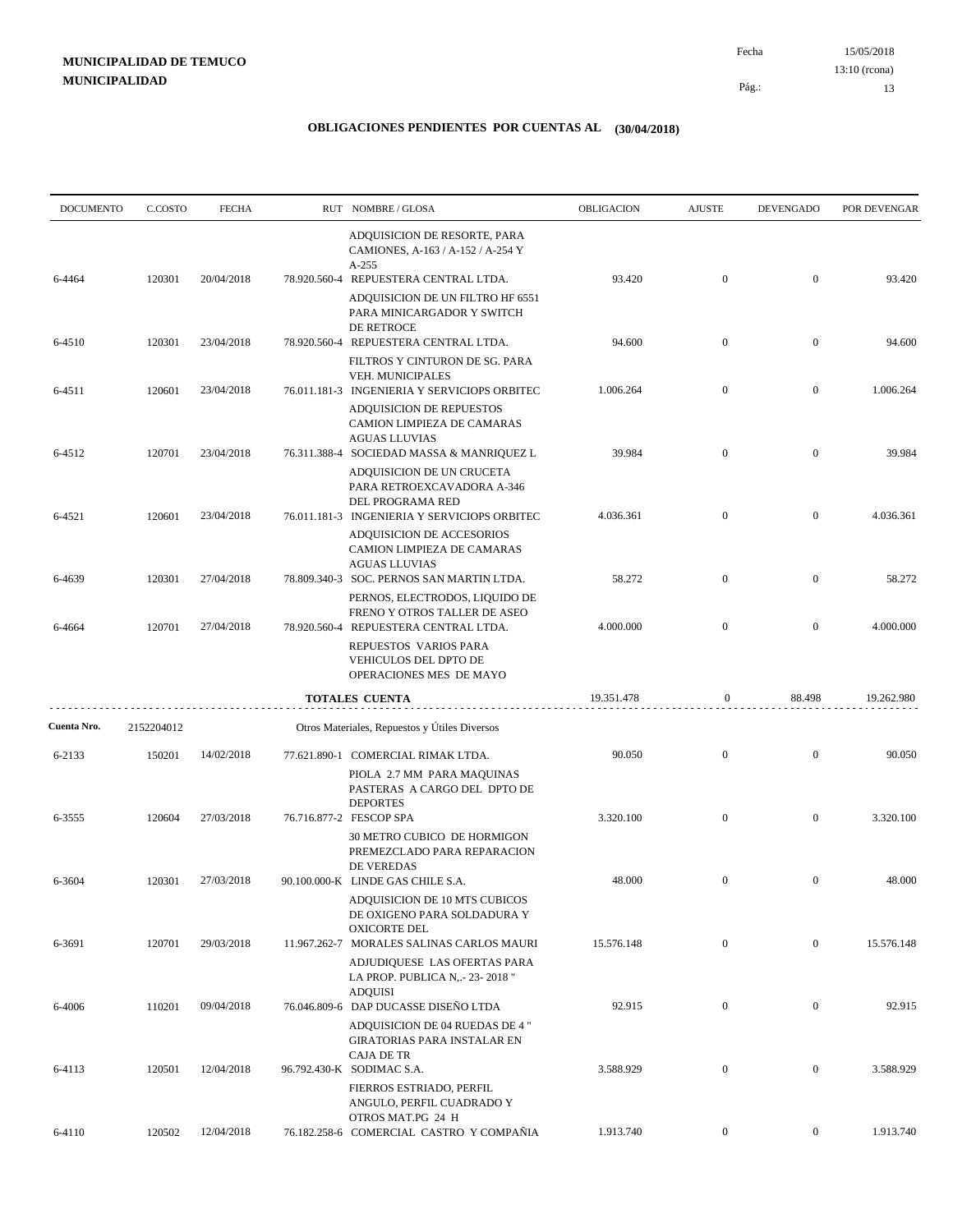**MUNICIPALIDAD DE TEMUCO**
**MUNICIPALIDAD**

Fecha 15/05/2018
13:10 (rcona)

## OBLIGACIONES PENDIENTES POR CUENTAS AL (30/04/2018)

| DOCUMENTO | C.COSTO | FECHA | RUT | NOMBRE / GLOSA | OBLIGACION | AJUSTE | DEVENGADO | POR DEVENGAR |
|---|---|---|---|---|---|---|---|---|
| | | | | ADQUISICION DE RESORTE, PARA CAMIONES, A-163 / A-152 / A-254 Y A-255 | | | | |
| 6-4464 | 120301 | 20/04/2018 | 78.920.560-4 | REPUESTERA CENTRAL LTDA. | 93.420 | 0 | 0 | 93.420 |
| | | | | ADQUISICION DE UN FILTRO HF 6551 PARA MINICARGADOR Y SWITCH DE RETROCE | | | | |
| 6-4510 | 120301 | 23/04/2018 | 78.920.560-4 | REPUESTERA CENTRAL LTDA. | 94.600 | 0 | 0 | 94.600 |
| | | | | FILTROS Y CINTURON DE SG. PARA VEH. MUNICIPALES | | | | |
| 6-4511 | 120601 | 23/04/2018 | 76.011.181-3 | INGENIERIA Y SERVICIOPS ORBITEC | 1.006.264 | 0 | 0 | 1.006.264 |
| | | | | ADQUISICION DE REPUESTOS CAMION LIMPIEZA DE CAMARAS AGUAS LLUVIAS | | | | |
| 6-4512 | 120701 | 23/04/2018 | 76.311.388-4 | SOCIEDAD MASSA & MANRIQUEZ L | 39.984 | 0 | 0 | 39.984 |
| | | | | ADQUISICION DE UN CRUCETA PARA RETROEXCAVADORA A-346 DEL PROGRAMA RED | | | | |
| 6-4521 | 120601 | 23/04/2018 | 76.011.181-3 | INGENIERIA Y SERVICIOPS ORBITEC | 4.036.361 | 0 | 0 | 4.036.361 |
| | | | | ADQUISICION DE ACCESORIOS CAMION LIMPIEZA DE CAMARAS AGUAS LLUVIAS | | | | |
| 6-4639 | 120301 | 27/04/2018 | 78.809.340-3 | SOC. PERNOS SAN MARTIN LTDA. | 58.272 | 0 | 0 | 58.272 |
| | | | | PERNOS, ELECTRODOS, LIQUIDO DE FRENO Y OTROS TALLER DE ASEO | | | | |
| 6-4664 | 120701 | 27/04/2018 | 78.920.560-4 | REPUESTERA CENTRAL LTDA. | 4.000.000 | 0 | 0 | 4.000.000 |
| | | | | REPUESTOS VARIOS PARA VEHICULOS DEL DPTO DE OPERACIONES MES DE MAYO | | | | |
| | | | | **TOTALES CUENTA** | 19.351.478 | 0 | 88.498 | 19.262.980 |

**Cuenta Nro.** 2152204012 Otros Materiales, Repuestos y Útiles Diversos

| DOCUMENTO | C.COSTO | FECHA | RUT | NOMBRE / GLOSA | OBLIGACION | AJUSTE | DEVENGADO | POR DEVENGAR |
|---|---|---|---|---|---|---|---|---|
| 6-2133 | 150201 | 14/02/2018 | 77.621.890-1 | COMERCIAL RIMAK LTDA. | 90.050 | 0 | 0 | 90.050 |
| | | | | PIOLA 2.7 MM PARA MAQUINAS PASTERAS A CARGO DEL DPTO DE DEPORTES | | | | |
| 6-3555 | 120604 | 27/03/2018 | 76.716.877-2 | FESCOP SPA | 3.320.100 | 0 | 0 | 3.320.100 |
| | | | | 30 METRO CUBICO DE HORMIGON PREMEZCLADO PARA REPARACION DE VEREDAS | | | | |
| 6-3604 | 120301 | 27/03/2018 | 90.100.000-K | LINDE GAS CHILE S.A. | 48.000 | 0 | 0 | 48.000 |
| | | | | ADQUISICION DE 10 MTS CUBICOS DE OXIGENO PARA SOLDADURA Y OXICORTE DEL | | | | |
| 6-3691 | 120701 | 29/03/2018 | 11.967.262-7 | MORALES SALINAS CARLOS MAURI | 15.576.148 | 0 | 0 | 15.576.148 |
| | | | | ADJUDIQUESE LAS OFERTAS PARA LA PROP. PUBLICA N,.- 23- 2018 " ADQUISI | | | | |
| 6-4006 | 110201 | 09/04/2018 | 76.046.809-6 | DAP DUCASSE DISEÑO LTDA | 92.915 | 0 | 0 | 92.915 |
| | | | | ADQUISICION DE 04 RUEDAS DE 4 " GIRATORIAS PARA INSTALAR EN CAJA DE TR | | | | |
| 6-4113 | 120501 | 12/04/2018 | 96.792.430-K | SODIMAC S.A. | 3.588.929 | 0 | 0 | 3.588.929 |
| | | | | FIERROS ESTRIADO, PERFIL ANGULO, PERFIL CUADRADO Y OTROS MAT.PG 24 H | | | | |
| 6-4110 | 120502 | 12/04/2018 | 76.182.258-6 | COMERCIAL CASTRO Y COMPAÑIA | 1.913.740 | 0 | 0 | 1.913.740 |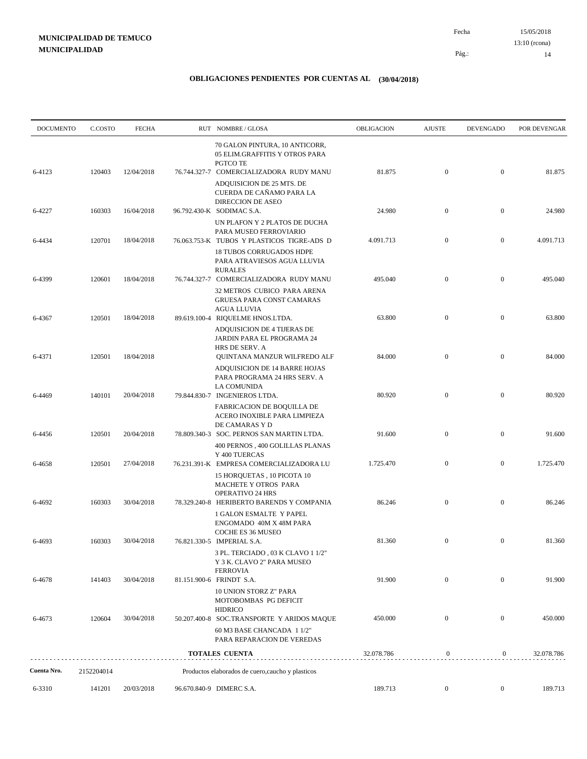**MUNICIPALIDAD DE TEMUCO**
**MUNICIPALIDAD**

Fecha 15/05/2018
13:10 (rcona)

## OBLIGACIONES PENDIENTES POR CUENTAS AL (30/04/2018)

| DOCUMENTO | C.COSTO | FECHA | RUT | NOMBRE / GLOSA | OBLIGACION | AJUSTE | DEVENGADO | POR DEVENGAR |
|---|---|---|---|---|---|---|---|---|
| | | | | 70 GALON PINTURA, 10 ANTICORR, 05 ELIM.GRAFFITIS Y OTROS PARA PGTCO TE | | | | |
| 6-4123 | 120403 | 12/04/2018 | 76.744.327-7 | COMERCIALIZADORA RUDY MANU | 81.875 | 0 | 0 | 81.875 |
| | | | | ADQUISICION DE 25 MTS. DE CUERDA DE CAÑAMO PARA LA DIRECCION DE ASEO | | | | |
| 6-4227 | 160303 | 16/04/2018 | 96.792.430-K | SODIMAC S.A. | 24.980 | 0 | 0 | 24.980 |
| | | | | UN PLAFON Y 2 PLATOS DE DUCHA PARA MUSEO FERROVIARIO | | | | |
| 6-4434 | 120701 | 18/04/2018 | 76.063.753-K | TUBOS Y PLASTICOS TIGRE-ADS D | 4.091.713 | 0 | 0 | 4.091.713 |
| | | | | 18 TUBOS CORRUGADOS HDPE PARA ATRAVIESOS AGUA LLUVIA RURALES | | | | |
| 6-4399 | 120601 | 18/04/2018 | 76.744.327-7 | COMERCIALIZADORA RUDY MANU | 495.040 | 0 | 0 | 495.040 |
| | | | | 32 METROS CUBICO PARA ARENA GRUESA PARA CONST CAMARAS AGUA LLUVIA | | | | |
| 6-4367 | 120501 | 18/04/2018 | 89.619.100-4 | RIQUELME HNOS.LTDA. | 63.800 | 0 | 0 | 63.800 |
| | | | | ADQUISICION DE 4 TIJERAS DE JARDIN PARA EL PROGRAMA 24 HRS DE SERV. A | | | | |
| 6-4371 | 120501 | 18/04/2018 | | QUINTANA MANZUR WILFREDO ALF | 84.000 | 0 | 0 | 84.000 |
| | | | | ADQUISICION DE 14 BARRE HOJAS PARA PROGRAMA 24 HRS SERV. A LA COMUNIDA | | | | |
| 6-4469 | 140101 | 20/04/2018 | 79.844.830-7 | INGENIEROS LTDA. | 80.920 | 0 | 0 | 80.920 |
| | | | | FABRICACION DE BOQUILLA DE ACERO INOXIBLE PARA LIMPIEZA DE CAMARAS Y D | | | | |
| 6-4456 | 120501 | 20/04/2018 | 78.809.340-3 | SOC. PERNOS SAN MARTIN LTDA. | 91.600 | 0 | 0 | 91.600 |
| | | | | 400 PERNOS , 400 GOLILLAS PLANAS Y 400 TUERCAS | | | | |
| 6-4658 | 120501 | 27/04/2018 | 76.231.391-K | EMPRESA COMERCIALIZADORA LU | 1.725.470 | 0 | 0 | 1.725.470 |
| | | | | 15 HORQUETAS , 10 PICOTA 10 MACHETE Y OTROS PARA OPERATIVO 24 HRS | | | | |
| 6-4692 | 160303 | 30/04/2018 | 78.329.240-8 | HERIBERTO BARENDS Y COMPANIA | 86.246 | 0 | 0 | 86.246 |
| | | | | 1 GALON ESMALTE Y PAPEL ENGOMADO 40M X 48M PARA COCHE ES 36 MUSEO | | | | |
| 6-4693 | 160303 | 30/04/2018 | 76.821.330-5 | IMPERIAL S.A. | 81.360 | 0 | 0 | 81.360 |
| | | | | 3 PL. TERCIADO , 03 K CLAVO 1 1/2" Y 3 K. CLAVO 2" PARA MUSEO FERROVIA | | | | |
| 6-4678 | 141403 | 30/04/2018 | 81.151.900-6 | FRINDT S.A. | 91.900 | 0 | 0 | 91.900 |
| | | | | 10 UNION STORZ Z" PARA MOTOBOMBAS PG DEFICIT HIDRICO | | | | |
| 6-4673 | 120604 | 30/04/2018 | 50.207.400-8 | SOC.TRANSPORTE Y ARIDOS MAQUE | 450.000 | 0 | 0 | 450.000 |
| | | | | 60 M3 BASE CHANCADA 1 1/2" PARA REPARACION DE VEREDAS | | | | |
| | | | | **TOTALES CUENTA** | 32.078.786 | 0 | 0 | 32.078.786 |
| **Cuenta Nro.** | 2152204014 | | | Productos elaborados de cuero,caucho y plasticos | | | | |
| 6-3310 | 141201 | 20/03/2018 | 96.670.840-9 | DIMERC S.A. | 189.713 | 0 | 0 | 189.713 |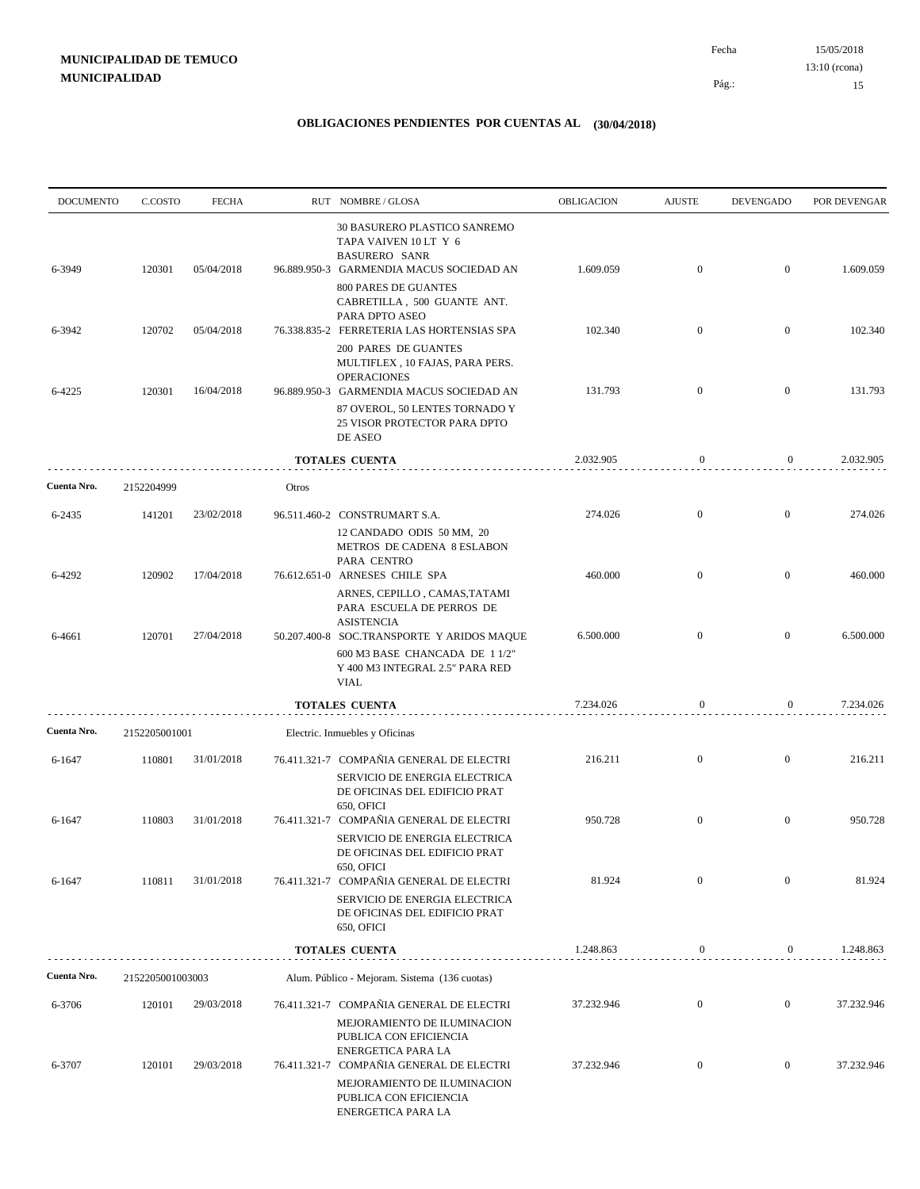**MUNICIPALIDAD DE TEMUCO**
**MUNICIPALIDAD**

Fecha 15/05/2018
13:10 (rcona)

## OBLIGACIONES PENDIENTES POR CUENTAS AL (30/04/2018)

| DOCUMENTO | C.COSTO | FECHA | RUT NOMBRE / GLOSA | OBLIGACION | AJUSTE | DEVENGADO | POR DEVENGAR |
|---|---|---|---|---|---|---|---|
| | | | 30 BASURERO PLASTICO SANREMO TAPA VAIVEN 10 LT Y 6 BASURERO SANR | | | | |
| 6-3949 | 120301 | 05/04/2018 | 96.889.950-3 GARMENDIA MACUS SOCIEDAD AN | 1.609.059 | 0 | 0 | 1.609.059 |
| | | | 800 PARES DE GUANTES CABRETILLA , 500 GUANTE ANT. PARA DPTO ASEO | | | | |
| 6-3942 | 120702 | 05/04/2018 | 76.338.835-2 FERRETERIA LAS HORTENSIAS SPA | 102.340 | 0 | 0 | 102.340 |
| | | | 200 PARES DE GUANTES MULTIFLEX , 10 FAJAS, PARA PERS. OPERACIONES | | | | |
| 6-4225 | 120301 | 16/04/2018 | 96.889.950-3 GARMENDIA MACUS SOCIEDAD AN | 131.793 | 0 | 0 | 131.793 |
| | | | 87 OVEROL, 50 LENTES TORNADO Y 25 VISOR PROTECTOR PARA DPTO DE ASEO | | | | |
| | | | **TOTALES CUENTA** | 2.032.905 | 0 | 0 | 2.032.905 |
| **Cuenta Nro.** | 2152204999 | | Otros | | | | |
| 6-2435 | 141201 | 23/02/2018 | 96.511.460-2 CONSTRUMART S.A. | 274.026 | 0 | 0 | 274.026 |
| | | | 12 CANDADO ODIS 50 MM, 20 METROS DE CADENA 8 ESLABON PARA CENTRO | | | | |
| 6-4292 | 120902 | 17/04/2018 | 76.612.651-0 ARNESES CHILE SPA | 460.000 | 0 | 0 | 460.000 |
| | | | ARNES, CEPILLO , CAMAS,TATAMI PARA ESCUELA DE PERROS DE ASISTENCIA | | | | |
| 6-4661 | 120701 | 27/04/2018 | 50.207.400-8 SOC.TRANSPORTE Y ARIDOS MAQUE | 6.500.000 | 0 | 0 | 6.500.000 |
| | | | 600 M3 BASE CHANCADA DE 1 1/2" Y 400 M3 INTEGRAL 2.5" PARA RED VIAL | | | | |
| | | | **TOTALES CUENTA** | 7.234.026 | 0 | 0 | 7.234.026 |
| **Cuenta Nro.** | 2152205001001 | | Electric. Inmuebles y Oficinas | | | | |
| 6-1647 | 110801 | 31/01/2018 | 76.411.321-7 COMPAÑIA GENERAL DE ELECTRI | 216.211 | 0 | 0 | 216.211 |
| | | | SERVICIO DE ENERGIA ELECTRICA DE OFICINAS DEL EDIFICIO PRAT 650, OFICI | | | | |
| 6-1647 | 110803 | 31/01/2018 | 76.411.321-7 COMPAÑIA GENERAL DE ELECTRI | 950.728 | 0 | 0 | 950.728 |
| | | | SERVICIO DE ENERGIA ELECTRICA DE OFICINAS DEL EDIFICIO PRAT 650, OFICI | | | | |
| 6-1647 | 110811 | 31/01/2018 | 76.411.321-7 COMPAÑIA GENERAL DE ELECTRI | 81.924 | 0 | 0 | 81.924 |
| | | | SERVICIO DE ENERGIA ELECTRICA DE OFICINAS DEL EDIFICIO PRAT 650, OFICI | | | | |
| | | | **TOTALES CUENTA** | 1.248.863 | 0 | 0 | 1.248.863 |
| **Cuenta Nro.** | 2152205001003003 | | Alum. Público - Mejoram. Sistema (136 cuotas) | | | | |
| 6-3706 | 120101 | 29/03/2018 | 76.411.321-7 COMPAÑIA GENERAL DE ELECTRI | 37.232.946 | 0 | 0 | 37.232.946 |
| | | | MEJORAMIENTO DE ILUMINACION PUBLICA CON EFICIENCIA ENERGETICA PARA LA | | | | |
| 6-3707 | 120101 | 29/03/2018 | 76.411.321-7 COMPAÑIA GENERAL DE ELECTRI | 37.232.946 | 0 | 0 | 37.232.946 |
| | | | MEJORAMIENTO DE ILUMINACION PUBLICA CON EFICIENCIA ENERGETICA PARA LA | | | | |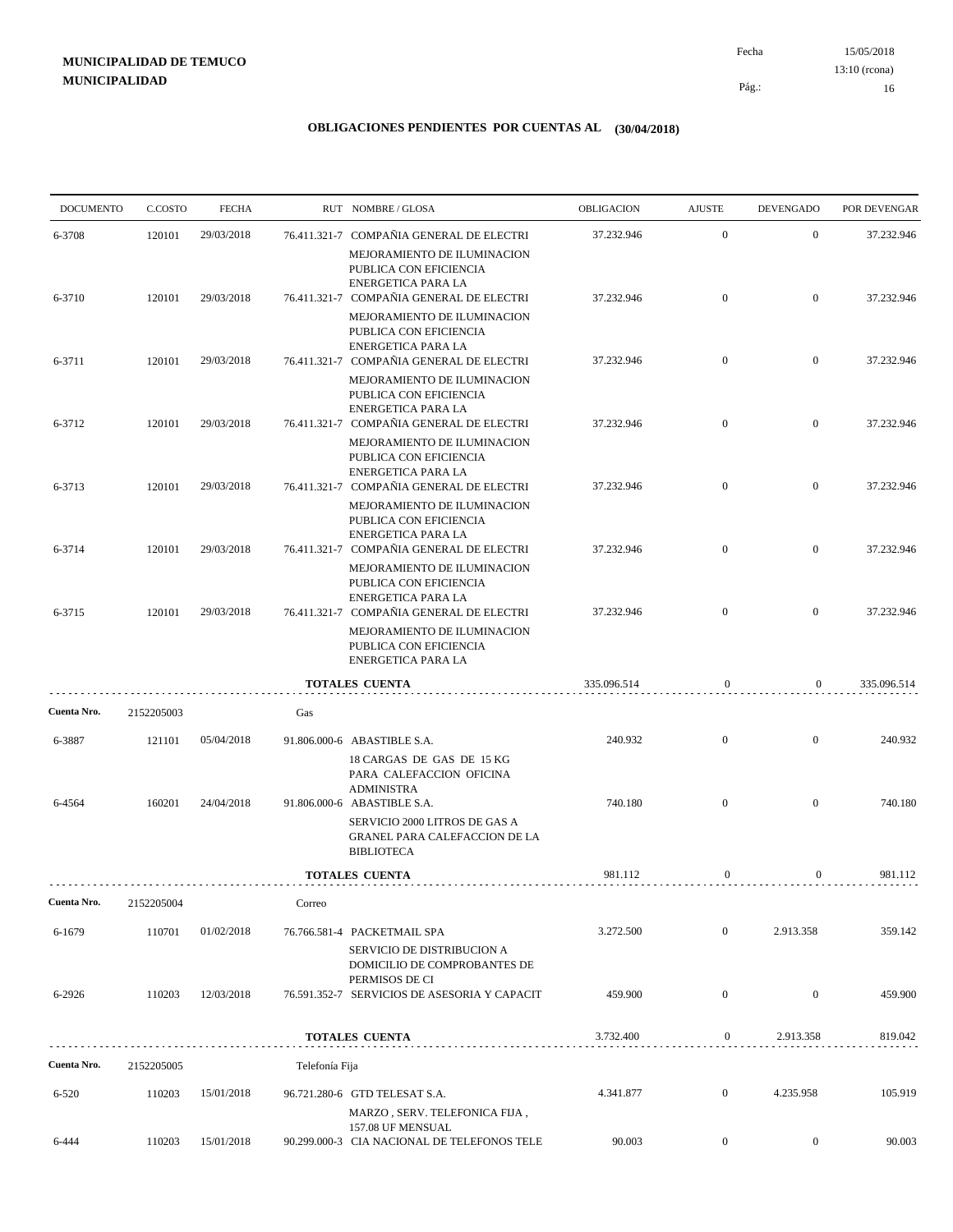**MUNICIPALIDAD DE TEMUCO**
**MUNICIPALIDAD**

Fecha 15/05/2018
13:10 (rcona)

## OBLIGACIONES PENDIENTES POR CUENTAS AL (30/04/2018)

| DOCUMENTO | C.COSTO | FECHA | RUT NOMBRE / GLOSA | OBLIGACION | AJUSTE | DEVENGADO | POR DEVENGAR |
|---|---|---|---|---|---|---|---|
| 6-3708 | 120101 | 29/03/2018 | 76.411.321-7 COMPAÑIA GENERAL DE ELECTRI<br>MEJORAMIENTO DE ILUMINACION PUBLICA CON EFICIENCIA ENERGETICA PARA LA | 37.232.946 | 0 | 0 | 37.232.946 |
| 6-3710 | 120101 | 29/03/2018 | 76.411.321-7 COMPAÑIA GENERAL DE ELECTRI<br>MEJORAMIENTO DE ILUMINACION PUBLICA CON EFICIENCIA ENERGETICA PARA LA | 37.232.946 | 0 | 0 | 37.232.946 |
| 6-3711 | 120101 | 29/03/2018 | 76.411.321-7 COMPAÑIA GENERAL DE ELECTRI<br>MEJORAMIENTO DE ILUMINACION PUBLICA CON EFICIENCIA ENERGETICA PARA LA | 37.232.946 | 0 | 0 | 37.232.946 |
| 6-3712 | 120101 | 29/03/2018 | 76.411.321-7 COMPAÑIA GENERAL DE ELECTRI<br>MEJORAMIENTO DE ILUMINACION PUBLICA CON EFICIENCIA ENERGETICA PARA LA | 37.232.946 | 0 | 0 | 37.232.946 |
| 6-3713 | 120101 | 29/03/2018 | 76.411.321-7 COMPAÑIA GENERAL DE ELECTRI<br>MEJORAMIENTO DE ILUMINACION PUBLICA CON EFICIENCIA ENERGETICA PARA LA | 37.232.946 | 0 | 0 | 37.232.946 |
| 6-3714 | 120101 | 29/03/2018 | 76.411.321-7 COMPAÑIA GENERAL DE ELECTRI<br>MEJORAMIENTO DE ILUMINACION PUBLICA CON EFICIENCIA ENERGETICA PARA LA | 37.232.946 | 0 | 0 | 37.232.946 |
| 6-3715 | 120101 | 29/03/2018 | 76.411.321-7 COMPAÑIA GENERAL DE ELECTRI<br>MEJORAMIENTO DE ILUMINACION PUBLICA CON EFICIENCIA ENERGETICA PARA LA | 37.232.946 | 0 | 0 | 37.232.946 |
| | | | **TOTALES CUENTA** | 335.096.514 | 0 | 0 | 335.096.514 |
| **Cuenta Nro.** | 2152205003 | | Gas | | | | |
| 6-3887 | 121101 | 05/04/2018 | 91.806.000-6 ABASTIBLE S.A.<br>18 CARGAS DE GAS DE 15 KG PARA CALEFACCION OFICINA ADMINISTRA | 240.932 | 0 | 0 | 240.932 |
| 6-4564 | 160201 | 24/04/2018 | 91.806.000-6 ABASTIBLE S.A.<br>SERVICIO 2000 LITROS DE GAS A GRANEL PARA CALEFACCION DE LA BIBLIOTECA | 740.180 | 0 | 0 | 740.180 |
| | | | **TOTALES CUENTA** | 981.112 | 0 | 0 | 981.112 |
| **Cuenta Nro.** | 2152205004 | | Correo | | | | |
| 6-1679 | 110701 | 01/02/2018 | 76.766.581-4 PACKETMAIL SPA<br>SERVICIO DE DISTRIBUCION A DOMICILIO DE COMPROBANTES DE PERMISOS DE CI | 3.272.500 | 0 | 2.913.358 | 359.142 |
| 6-2926 | 110203 | 12/03/2018 | 76.591.352-7 SERVICIOS DE ASESORIA Y CAPACIT | 459.900 | 0 | 0 | 459.900 |
| | | | **TOTALES CUENTA** | 3.732.400 | 0 | 2.913.358 | 819.042 |
| **Cuenta Nro.** | 2152205005 | | Telefonía Fija | | | | |
| 6-520 | 110203 | 15/01/2018 | 96.721.280-6 GTD TELESAT S.A.<br>MARZO , SERV. TELEFONICA FIJA , 157.08 UF MENSUAL | 4.341.877 | 0 | 4.235.958 | 105.919 |
| 6-444 | 110203 | 15/01/2018 | 90.299.000-3 CIA NACIONAL DE TELEFONOS TELE | 90.003 | 0 | 0 | 90.003 |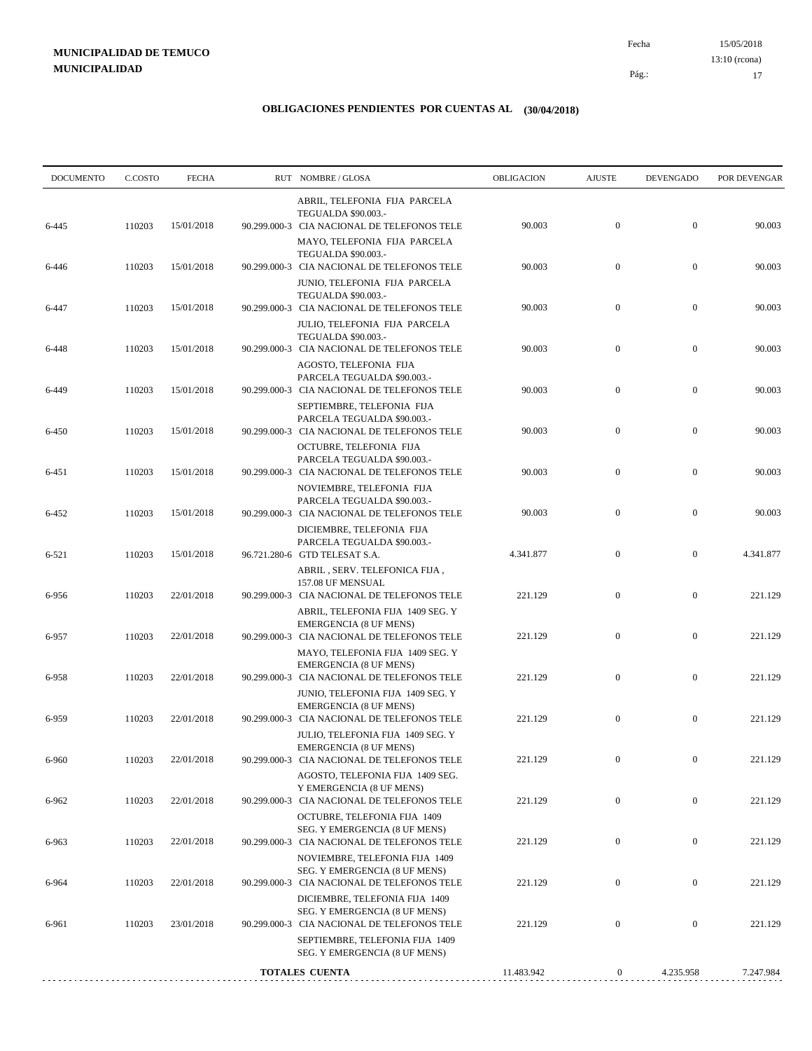**MUNICIPALIDAD DE TEMUCO**
**MUNICIPALIDAD**

Fecha 15/05/2018
13:10 (rcona)

## OBLIGACIONES PENDIENTES POR CUENTAS AL (30/04/2018)

| DOCUMENTO | C.COSTO | FECHA | RUT | NOMBRE / GLOSA | OBLIGACION | AJUSTE | DEVENGADO | POR DEVENGAR |
|---|---|---|---|---|---|---|---|---|
| | | | | ABRIL, TELEFONIA FIJA PARCELA TEGUALDA $90.003.- | | | | |
| 6-445 | 110203 | 15/01/2018 | 90.299.000-3 | CIA NACIONAL DE TELEFONOS TELE | 90.003 | 0 | 0 | 90.003 |
| | | | | MAYO, TELEFONIA FIJA PARCELA TEGUALDA $90.003.- | | | | |
| 6-446 | 110203 | 15/01/2018 | 90.299.000-3 | CIA NACIONAL DE TELEFONOS TELE | 90.003 | 0 | 0 | 90.003 |
| | | | | JUNIO, TELEFONIA FIJA PARCELA TEGUALDA $90.003.- | | | | |
| 6-447 | 110203 | 15/01/2018 | 90.299.000-3 | CIA NACIONAL DE TELEFONOS TELE | 90.003 | 0 | 0 | 90.003 |
| | | | | JULIO, TELEFONIA FIJA PARCELA TEGUALDA $90.003.- | | | | |
| 6-448 | 110203 | 15/01/2018 | 90.299.000-3 | CIA NACIONAL DE TELEFONOS TELE | 90.003 | 0 | 0 | 90.003 |
| | | | | AGOSTO, TELEFONIA FIJA PARCELA TEGUALDA $90.003.- | | | | |
| 6-449 | 110203 | 15/01/2018 | 90.299.000-3 | CIA NACIONAL DE TELEFONOS TELE | 90.003 | 0 | 0 | 90.003 |
| | | | | SEPTIEMBRE, TELEFONIA FIJA PARCELA TEGUALDA $90.003.- | | | | |
| 6-450 | 110203 | 15/01/2018 | 90.299.000-3 | CIA NACIONAL DE TELEFONOS TELE | 90.003 | 0 | 0 | 90.003 |
| | | | | OCTUBRE, TELEFONIA FIJA PARCELA TEGUALDA $90.003.- | | | | |
| 6-451 | 110203 | 15/01/2018 | 90.299.000-3 | CIA NACIONAL DE TELEFONOS TELE | 90.003 | 0 | 0 | 90.003 |
| | | | | NOVIEMBRE, TELEFONIA FIJA PARCELA TEGUALDA $90.003.- | | | | |
| 6-452 | 110203 | 15/01/2018 | 90.299.000-3 | CIA NACIONAL DE TELEFONOS TELE | 90.003 | 0 | 0 | 90.003 |
| | | | | DICIEMBRE, TELEFONIA FIJA PARCELA TEGUALDA $90.003.- | | | | |
| 6-521 | 110203 | 15/01/2018 | 96.721.280-6 | GTD TELESAT S.A. | 4.341.877 | 0 | 0 | 4.341.877 |
| | | | | ABRIL , SERV. TELEFONICA FIJA , 157.08 UF MENSUAL | | | | |
| 6-956 | 110203 | 22/01/2018 | 90.299.000-3 | CIA NACIONAL DE TELEFONOS TELE | 221.129 | 0 | 0 | 221.129 |
| | | | | ABRIL, TELEFONIA FIJA 1409 SEG. Y EMERGENCIA (8 UF MENS) | | | | |
| 6-957 | 110203 | 22/01/2018 | 90.299.000-3 | CIA NACIONAL DE TELEFONOS TELE | 221.129 | 0 | 0 | 221.129 |
| | | | | MAYO, TELEFONIA FIJA 1409 SEG. Y EMERGENCIA (8 UF MENS) | | | | |
| 6-958 | 110203 | 22/01/2018 | 90.299.000-3 | CIA NACIONAL DE TELEFONOS TELE | 221.129 | 0 | 0 | 221.129 |
| | | | | JUNIO, TELEFONIA FIJA 1409 SEG. Y EMERGENCIA (8 UF MENS) | | | | |
| 6-959 | 110203 | 22/01/2018 | 90.299.000-3 | CIA NACIONAL DE TELEFONOS TELE | 221.129 | 0 | 0 | 221.129 |
| | | | | JULIO, TELEFONIA FIJA 1409 SEG. Y EMERGENCIA (8 UF MENS) | | | | |
| 6-960 | 110203 | 22/01/2018 | 90.299.000-3 | CIA NACIONAL DE TELEFONOS TELE | 221.129 | 0 | 0 | 221.129 |
| | | | | AGOSTO, TELEFONIA FIJA 1409 SEG. Y EMERGENCIA (8 UF MENS) | | | | |
| 6-962 | 110203 | 22/01/2018 | 90.299.000-3 | CIA NACIONAL DE TELEFONOS TELE | 221.129 | 0 | 0 | 221.129 |
| | | | | OCTUBRE, TELEFONIA FIJA 1409 SEG. Y EMERGENCIA (8 UF MENS) | | | | |
| 6-963 | 110203 | 22/01/2018 | 90.299.000-3 | CIA NACIONAL DE TELEFONOS TELE | 221.129 | 0 | 0 | 221.129 |
| | | | | NOVIEMBRE, TELEFONIA FIJA 1409 SEG. Y EMERGENCIA (8 UF MENS) | | | | |
| 6-964 | 110203 | 22/01/2018 | 90.299.000-3 | CIA NACIONAL DE TELEFONOS TELE | 221.129 | 0 | 0 | 221.129 |
| | | | | DICIEMBRE, TELEFONIA FIJA 1409 SEG. Y EMERGENCIA (8 UF MENS) | | | | |
| 6-961 | 110203 | 23/01/2018 | 90.299.000-3 | CIA NACIONAL DE TELEFONOS TELE | 221.129 | 0 | 0 | 221.129 |
| | | | | SEPTIEMBRE, TELEFONIA FIJA 1409 SEG. Y EMERGENCIA (8 UF MENS) | | | | |
| | | | | **TOTALES CUENTA** | 11.483.942 | 0 | 4.235.958 | 7.247.984 |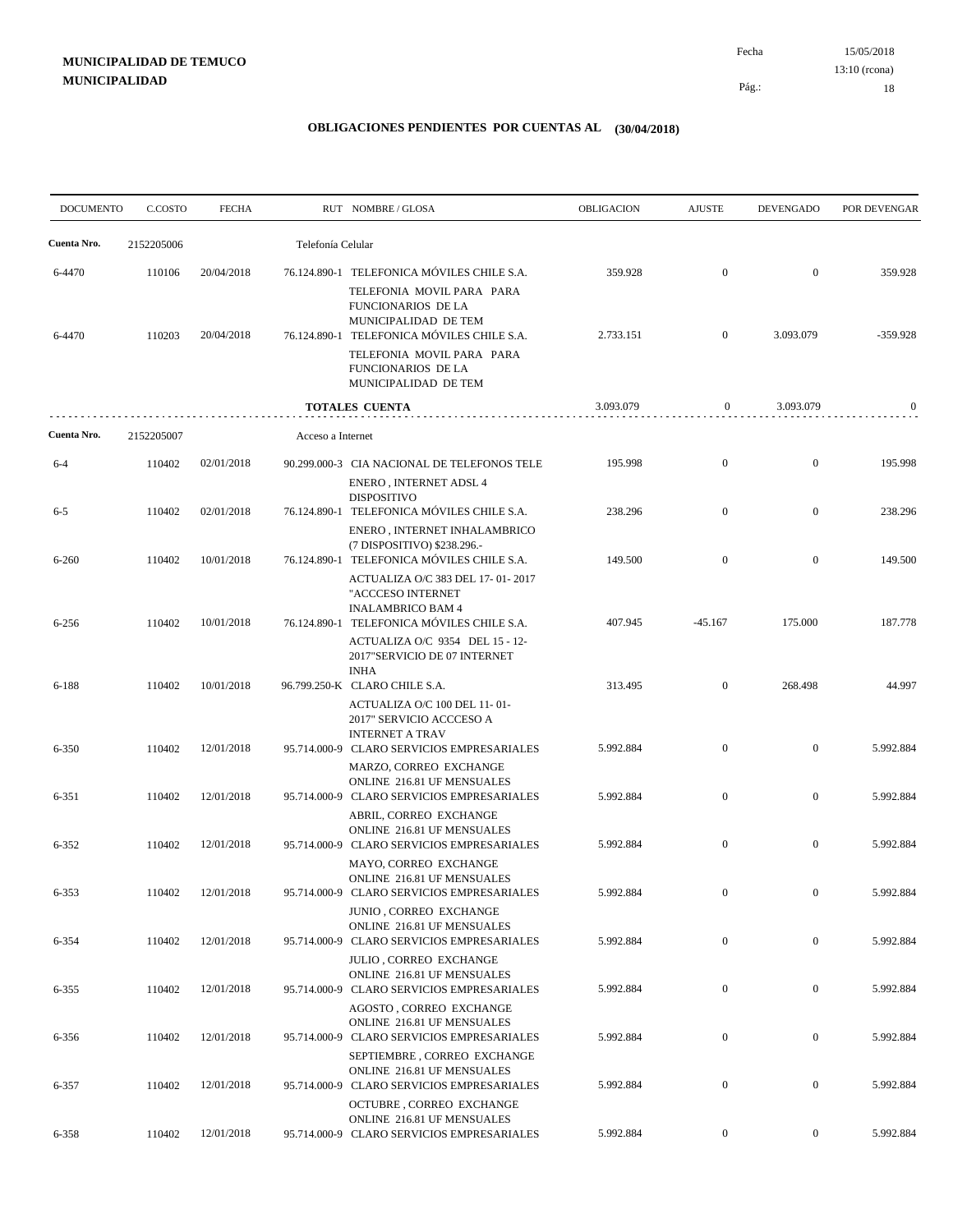**MUNICIPALIDAD DE TEMUCO**
**MUNICIPALIDAD**

Fecha 15/05/2018
13:10 (rcona)

## OBLIGACIONES PENDIENTES POR CUENTAS AL (30/04/2018)

| DOCUMENTO | C.COSTO | FECHA | RUT NOMBRE / GLOSA | OBLIGACION | AJUSTE | DEVENGADO | POR DEVENGAR |
|---|---|---|---|---|---|---|---|
| **Cuenta Nro.** | 2152205006 | | Telefonía Celular | | | | |
| 6-4470 | 110106 | 20/04/2018 | 76.124.890-1 TELEFONICA MÓVILES CHILE S.A. TELEFONIA MOVIL PARA PARA FUNCIONARIOS DE LA MUNICIPALIDAD DE TEM | 359.928 | 0 | 0 | 359.928 |
| 6-4470 | 110203 | 20/04/2018 | 76.124.890-1 TELEFONICA MÓVILES CHILE S.A. TELEFONIA MOVIL PARA PARA FUNCIONARIOS DE LA MUNICIPALIDAD DE TEM | 2.733.151 | 0 | 3.093.079 | -359.928 |
| | | | **TOTALES CUENTA** | 3.093.079 | 0 | 3.093.079 | 0 |
| **Cuenta Nro.** | 2152205007 | | Acceso a Internet | | | | |
| 6-4 | 110402 | 02/01/2018 | 90.299.000-3 CIA NACIONAL DE TELEFONOS TELE ENERO , INTERNET ADSL 4 DISPOSITIVO | 195.998 | 0 | 0 | 195.998 |
| 6-5 | 110402 | 02/01/2018 | 76.124.890-1 TELEFONICA MÓVILES CHILE S.A. ENERO , INTERNET INHALAMBRICO (7 DISPOSITIVO) $238.296.- | 238.296 | 0 | 0 | 238.296 |
| 6-260 | 110402 | 10/01/2018 | 76.124.890-1 TELEFONICA MÓVILES CHILE S.A. ACTUALIZA O/C 383 DEL 17- 01- 2017 "ACCCESO INTERNET INALAMBRICO BAM 4 | 149.500 | 0 | 0 | 149.500 |
| 6-256 | 110402 | 10/01/2018 | 76.124.890-1 TELEFONICA MÓVILES CHILE S.A. ACTUALIZA O/C 9354 DEL 15 - 12- 2017"SERVICIO DE 07 INTERNET INHA | 407.945 | -45.167 | 175.000 | 187.778 |
| 6-188 | 110402 | 10/01/2018 | 96.799.250-K CLARO CHILE S.A. ACTUALIZA O/C 100 DEL 11- 01- 2017" SERVICIO ACCCESO A INTERNET A TRAV | 313.495 | 0 | 268.498 | 44.997 |
| 6-350 | 110402 | 12/01/2018 | 95.714.000-9 CLARO SERVICIOS EMPRESARIALES MARZO, CORREO EXCHANGE ONLINE 216.81 UF MENSUALES | 5.992.884 | 0 | 0 | 5.992.884 |
| 6-351 | 110402 | 12/01/2018 | 95.714.000-9 CLARO SERVICIOS EMPRESARIALES ABRIL, CORREO EXCHANGE ONLINE 216.81 UF MENSUALES | 5.992.884 | 0 | 0 | 5.992.884 |
| 6-352 | 110402 | 12/01/2018 | 95.714.000-9 CLARO SERVICIOS EMPRESARIALES MAYO, CORREO EXCHANGE ONLINE 216.81 UF MENSUALES | 5.992.884 | 0 | 0 | 5.992.884 |
| 6-353 | 110402 | 12/01/2018 | 95.714.000-9 CLARO SERVICIOS EMPRESARIALES JUNIO , CORREO EXCHANGE ONLINE 216.81 UF MENSUALES | 5.992.884 | 0 | 0 | 5.992.884 |
| 6-354 | 110402 | 12/01/2018 | 95.714.000-9 CLARO SERVICIOS EMPRESARIALES JULIO , CORREO EXCHANGE ONLINE 216.81 UF MENSUALES | 5.992.884 | 0 | 0 | 5.992.884 |
| 6-355 | 110402 | 12/01/2018 | 95.714.000-9 CLARO SERVICIOS EMPRESARIALES AGOSTO , CORREO EXCHANGE ONLINE 216.81 UF MENSUALES | 5.992.884 | 0 | 0 | 5.992.884 |
| 6-356 | 110402 | 12/01/2018 | 95.714.000-9 CLARO SERVICIOS EMPRESARIALES SEPTIEMBRE , CORREO EXCHANGE ONLINE 216.81 UF MENSUALES | 5.992.884 | 0 | 0 | 5.992.884 |
| 6-357 | 110402 | 12/01/2018 | 95.714.000-9 CLARO SERVICIOS EMPRESARIALES OCTUBRE , CORREO EXCHANGE ONLINE 216.81 UF MENSUALES | 5.992.884 | 0 | 0 | 5.992.884 |
| 6-358 | 110402 | 12/01/2018 | 95.714.000-9 CLARO SERVICIOS EMPRESARIALES | 5.992.884 | 0 | 0 | 5.992.884 |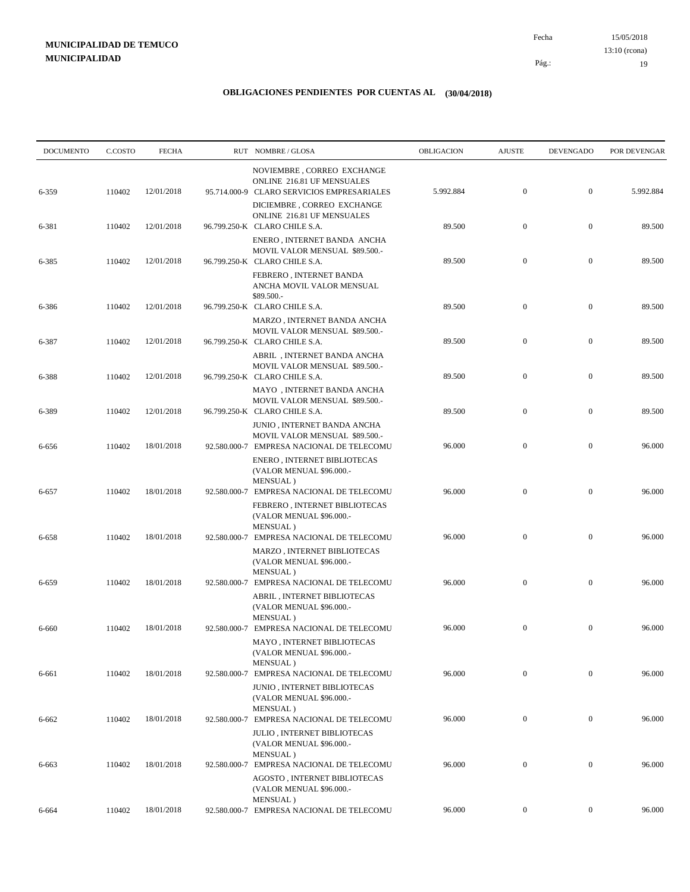**MUNICIPALIDAD DE TEMUCO**
**MUNICIPALIDAD**

Fecha 15/05/2018
13:10 (rcona)

## OBLIGACIONES PENDIENTES POR CUENTAS AL (30/04/2018)

| DOCUMENTO | C.COSTO | FECHA | RUT | NOMBRE / GLOSA | OBLIGACION | AJUSTE | DEVENGADO | POR DEVENGAR |
|---|---|---|---|---|---|---|---|---|
| | | | | NOVIEMBRE , CORREO EXCHANGE ONLINE 216.81 UF MENSUALES | | | | |
| 6-359 | 110402 | 12/01/2018 | 95.714.000-9 | CLARO SERVICIOS EMPRESARIALES | 5.992.884 | 0 | 0 | 5.992.884 |
| | | | | DICIEMBRE , CORREO EXCHANGE ONLINE 216.81 UF MENSUALES | | | | |
| 6-381 | 110402 | 12/01/2018 | 96.799.250-K | CLARO CHILE S.A. | 89.500 | 0 | 0 | 89.500 |
| | | | | ENERO , INTERNET BANDA ANCHA MOVIL VALOR MENSUAL $89.500.- | | | | |
| 6-385 | 110402 | 12/01/2018 | 96.799.250-K | CLARO CHILE S.A. | 89.500 | 0 | 0 | 89.500 |
| | | | | FEBRERO , INTERNET BANDA ANCHA MOVIL VALOR MENSUAL $89.500.- | | | | |
| 6-386 | 110402 | 12/01/2018 | 96.799.250-K | CLARO CHILE S.A. | 89.500 | 0 | 0 | 89.500 |
| | | | | MARZO , INTERNET BANDA ANCHA MOVIL VALOR MENSUAL $89.500.- | | | | |
| 6-387 | 110402 | 12/01/2018 | 96.799.250-K | CLARO CHILE S.A. | 89.500 | 0 | 0 | 89.500 |
| | | | | ABRIL , INTERNET BANDA ANCHA MOVIL VALOR MENSUAL $89.500.- | | | | |
| 6-388 | 110402 | 12/01/2018 | 96.799.250-K | CLARO CHILE S.A. | 89.500 | 0 | 0 | 89.500 |
| | | | | MAYO , INTERNET BANDA ANCHA MOVIL VALOR MENSUAL $89.500.- | | | | |
| 6-389 | 110402 | 12/01/2018 | 96.799.250-K | CLARO CHILE S.A. | 89.500 | 0 | 0 | 89.500 |
| | | | | JUNIO , INTERNET BANDA ANCHA MOVIL VALOR MENSUAL $89.500.- | | | | |
| 6-656 | 110402 | 18/01/2018 | 92.580.000-7 | EMPRESA NACIONAL DE TELECOMU | 96.000 | 0 | 0 | 96.000 |
| | | | | ENERO , INTERNET BIBLIOTECAS (VALOR MENUAL $96.000.- MENSUAL ) | | | | |
| 6-657 | 110402 | 18/01/2018 | 92.580.000-7 | EMPRESA NACIONAL DE TELECOMU | 96.000 | 0 | 0 | 96.000 |
| | | | | FEBRERO , INTERNET BIBLIOTECAS (VALOR MENUAL $96.000.- MENSUAL ) | | | | |
| 6-658 | 110402 | 18/01/2018 | 92.580.000-7 | EMPRESA NACIONAL DE TELECOMU | 96.000 | 0 | 0 | 96.000 |
| | | | | MARZO , INTERNET BIBLIOTECAS (VALOR MENUAL $96.000.- MENSUAL ) | | | | |
| 6-659 | 110402 | 18/01/2018 | 92.580.000-7 | EMPRESA NACIONAL DE TELECOMU | 96.000 | 0 | 0 | 96.000 |
| | | | | ABRIL , INTERNET BIBLIOTECAS (VALOR MENUAL $96.000.- MENSUAL ) | | | | |
| 6-660 | 110402 | 18/01/2018 | 92.580.000-7 | EMPRESA NACIONAL DE TELECOMU | 96.000 | 0 | 0 | 96.000 |
| | | | | MAYO , INTERNET BIBLIOTECAS (VALOR MENUAL $96.000.- MENSUAL ) | | | | |
| 6-661 | 110402 | 18/01/2018 | 92.580.000-7 | EMPRESA NACIONAL DE TELECOMU | 96.000 | 0 | 0 | 96.000 |
| | | | | JUNIO , INTERNET BIBLIOTECAS (VALOR MENUAL $96.000.- MENSUAL ) | | | | |
| 6-662 | 110402 | 18/01/2018 | 92.580.000-7 | EMPRESA NACIONAL DE TELECOMU | 96.000 | 0 | 0 | 96.000 |
| | | | | JULIO , INTERNET BIBLIOTECAS (VALOR MENUAL $96.000.- MENSUAL ) | | | | |
| 6-663 | 110402 | 18/01/2018 | 92.580.000-7 | EMPRESA NACIONAL DE TELECOMU | 96.000 | 0 | 0 | 96.000 |
| | | | | AGOSTO , INTERNET BIBLIOTECAS (VALOR MENUAL $96.000.- MENSUAL ) | | | | |
| 6-664 | 110402 | 18/01/2018 | 92.580.000-7 | EMPRESA NACIONAL DE TELECOMU | 96.000 | 0 | 0 | 96.000 |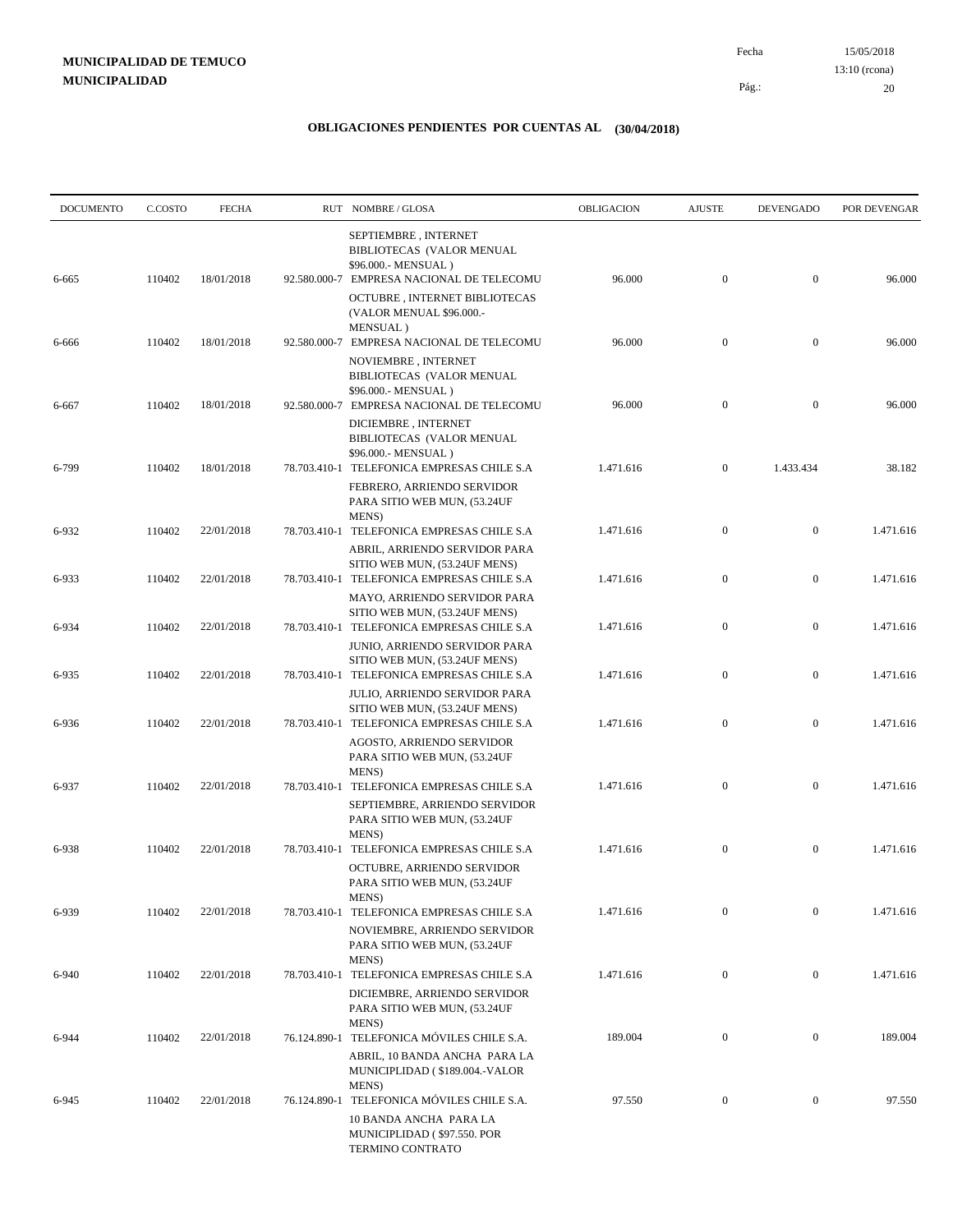**MUNICIPALIDAD DE TEMUCO**
**MUNICIPALIDAD**

Fecha 15/05/2018
13:10 (rcona)

## OBLIGACIONES PENDIENTES POR CUENTAS AL (30/04/2018)

| DOCUMENTO | C.COSTO | FECHA | RUT | NOMBRE / GLOSA | OBLIGACION | AJUSTE | DEVENGADO | POR DEVENGAR |
|---|---|---|---|---|---|---|---|---|
| | | | | SEPTIEMBRE , INTERNET BIBLIOTECAS (VALOR MENUAL $96.000.- MENSUAL ) | | | | |
| 6-665 | 110402 | 18/01/2018 | 92.580.000-7 | EMPRESA NACIONAL DE TELECOMU OCTUBRE , INTERNET BIBLIOTECAS (VALOR MENUAL $96.000.- MENSUAL ) | 96.000 | 0 | 0 | 96.000 |
| 6-666 | 110402 | 18/01/2018 | 92.580.000-7 | EMPRESA NACIONAL DE TELECOMU NOVIEMBRE , INTERNET BIBLIOTECAS (VALOR MENUAL $96.000.- MENSUAL ) | 96.000 | 0 | 0 | 96.000 |
| 6-667 | 110402 | 18/01/2018 | 92.580.000-7 | EMPRESA NACIONAL DE TELECOMU DICIEMBRE , INTERNET BIBLIOTECAS (VALOR MENUAL $96.000.- MENSUAL ) | 96.000 | 0 | 0 | 96.000 |
| 6-799 | 110402 | 18/01/2018 | 78.703.410-1 | TELEFONICA EMPRESAS CHILE S.A FEBRERO, ARRIENDO SERVIDOR PARA SITIO WEB MUN, (53.24UF MENS) | 1.471.616 | 0 | 1.433.434 | 38.182 |
| 6-932 | 110402 | 22/01/2018 | 78.703.410-1 | TELEFONICA EMPRESAS CHILE S.A ABRIL, ARRIENDO SERVIDOR PARA SITIO WEB MUN, (53.24UF MENS) | 1.471.616 | 0 | 0 | 1.471.616 |
| 6-933 | 110402 | 22/01/2018 | 78.703.410-1 | TELEFONICA EMPRESAS CHILE S.A MAYO, ARRIENDO SERVIDOR PARA SITIO WEB MUN, (53.24UF MENS) | 1.471.616 | 0 | 0 | 1.471.616 |
| 6-934 | 110402 | 22/01/2018 | 78.703.410-1 | TELEFONICA EMPRESAS CHILE S.A JUNIO, ARRIENDO SERVIDOR PARA SITIO WEB MUN, (53.24UF MENS) | 1.471.616 | 0 | 0 | 1.471.616 |
| 6-935 | 110402 | 22/01/2018 | 78.703.410-1 | TELEFONICA EMPRESAS CHILE S.A JULIO, ARRIENDO SERVIDOR PARA SITIO WEB MUN, (53.24UF MENS) | 1.471.616 | 0 | 0 | 1.471.616 |
| 6-936 | 110402 | 22/01/2018 | 78.703.410-1 | TELEFONICA EMPRESAS CHILE S.A AGOSTO, ARRIENDO SERVIDOR PARA SITIO WEB MUN, (53.24UF MENS) | 1.471.616 | 0 | 0 | 1.471.616 |
| 6-937 | 110402 | 22/01/2018 | 78.703.410-1 | TELEFONICA EMPRESAS CHILE S.A SEPTIEMBRE, ARRIENDO SERVIDOR PARA SITIO WEB MUN, (53.24UF MENS) | 1.471.616 | 0 | 0 | 1.471.616 |
| 6-938 | 110402 | 22/01/2018 | 78.703.410-1 | TELEFONICA EMPRESAS CHILE S.A OCTUBRE, ARRIENDO SERVIDOR PARA SITIO WEB MUN, (53.24UF MENS) | 1.471.616 | 0 | 0 | 1.471.616 |
| 6-939 | 110402 | 22/01/2018 | 78.703.410-1 | TELEFONICA EMPRESAS CHILE S.A NOVIEMBRE, ARRIENDO SERVIDOR PARA SITIO WEB MUN, (53.24UF MENS) | 1.471.616 | 0 | 0 | 1.471.616 |
| 6-940 | 110402 | 22/01/2018 | 78.703.410-1 | TELEFONICA EMPRESAS CHILE S.A DICIEMBRE, ARRIENDO SERVIDOR PARA SITIO WEB MUN, (53.24UF MENS) | 1.471.616 | 0 | 0 | 1.471.616 |
| 6-944 | 110402 | 22/01/2018 | 76.124.890-1 | TELEFONICA MÓVILES CHILE S.A. ABRIL, 10 BANDA ANCHA PARA LA MUNICIPLIDAD ( $189.004.-VALOR MENS) | 189.004 | 0 | 0 | 189.004 |
| 6-945 | 110402 | 22/01/2018 | 76.124.890-1 | TELEFONICA MÓVILES CHILE S.A. 10 BANDA ANCHA PARA LA MUNICIPLIDAD ( $97.550. POR TERMINO CONTRATO | 97.550 | 0 | 0 | 97.550 |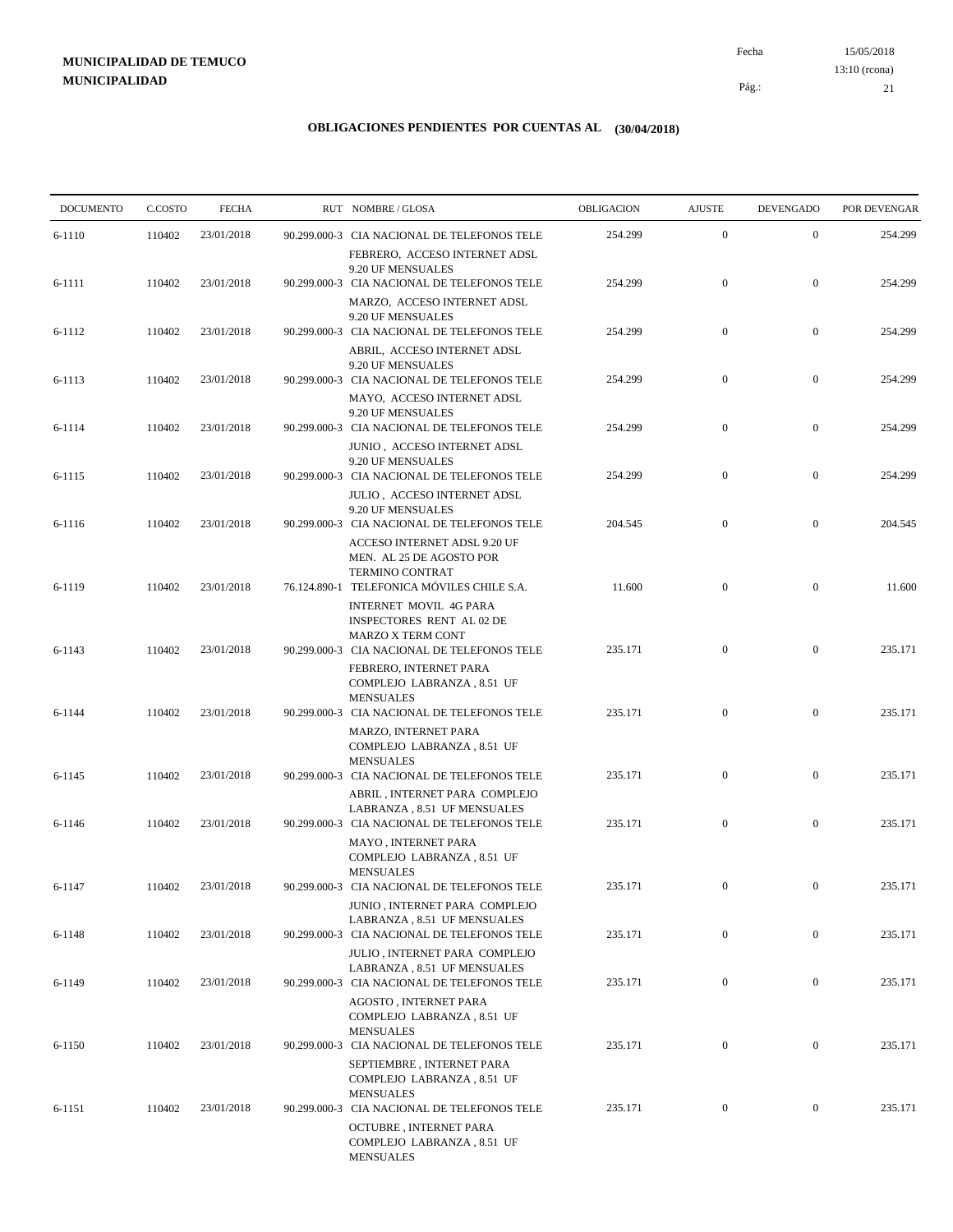**MUNICIPALIDAD DE TEMUCO**
**MUNICIPALIDAD**

Fecha 15/05/2018
13:10 (rcona)

## OBLIGACIONES PENDIENTES POR CUENTAS AL (30/04/2018)

| DOCUMENTO | C.COSTO | FECHA | RUT NOMBRE / GLOSA | OBLIGACION | AJUSTE | DEVENGADO | POR DEVENGAR |
|---|---|---|---|---|---|---|---|
| 6-1110 | 110402 | 23/01/2018 | 90.299.000-3 CIA NACIONAL DE TELEFONOS TELE FEBRERO, ACCESO INTERNET ADSL 9.20 UF MENSUALES | 254.299 | 0 | 0 | 254.299 |
| 6-1111 | 110402 | 23/01/2018 | 90.299.000-3 CIA NACIONAL DE TELEFONOS TELE MARZO, ACCESO INTERNET ADSL 9.20 UF MENSUALES | 254.299 | 0 | 0 | 254.299 |
| 6-1112 | 110402 | 23/01/2018 | 90.299.000-3 CIA NACIONAL DE TELEFONOS TELE ABRIL, ACCESO INTERNET ADSL 9.20 UF MENSUALES | 254.299 | 0 | 0 | 254.299 |
| 6-1113 | 110402 | 23/01/2018 | 90.299.000-3 CIA NACIONAL DE TELEFONOS TELE MAYO, ACCESO INTERNET ADSL 9.20 UF MENSUALES | 254.299 | 0 | 0 | 254.299 |
| 6-1114 | 110402 | 23/01/2018 | 90.299.000-3 CIA NACIONAL DE TELEFONOS TELE JUNIO , ACCESO INTERNET ADSL 9.20 UF MENSUALES | 254.299 | 0 | 0 | 254.299 |
| 6-1115 | 110402 | 23/01/2018 | 90.299.000-3 CIA NACIONAL DE TELEFONOS TELE JULIO , ACCESO INTERNET ADSL 9.20 UF MENSUALES | 254.299 | 0 | 0 | 254.299 |
| 6-1116 | 110402 | 23/01/2018 | 90.299.000-3 CIA NACIONAL DE TELEFONOS TELE ACCESO INTERNET ADSL 9.20 UF MEN. AL 25 DE AGOSTO POR TERMINO CONTRAT | 204.545 | 0 | 0 | 204.545 |
| 6-1119 | 110402 | 23/01/2018 | 76.124.890-1 TELEFONICA MÓVILES CHILE S.A. INTERNET MOVIL 4G PARA INSPECTORES RENT AL 02 DE MARZO X TERM CONT | 11.600 | 0 | 0 | 11.600 |
| 6-1143 | 110402 | 23/01/2018 | 90.299.000-3 CIA NACIONAL DE TELEFONOS TELE FEBRERO, INTERNET PARA COMPLEJO LABRANZA , 8.51 UF MENSUALES | 235.171 | 0 | 0 | 235.171 |
| 6-1144 | 110402 | 23/01/2018 | 90.299.000-3 CIA NACIONAL DE TELEFONOS TELE MARZO, INTERNET PARA COMPLEJO LABRANZA , 8.51 UF MENSUALES | 235.171 | 0 | 0 | 235.171 |
| 6-1145 | 110402 | 23/01/2018 | 90.299.000-3 CIA NACIONAL DE TELEFONOS TELE ABRIL , INTERNET PARA COMPLEJO LABRANZA , 8.51 UF MENSUALES | 235.171 | 0 | 0 | 235.171 |
| 6-1146 | 110402 | 23/01/2018 | 90.299.000-3 CIA NACIONAL DE TELEFONOS TELE MAYO , INTERNET PARA COMPLEJO LABRANZA , 8.51 UF MENSUALES | 235.171 | 0 | 0 | 235.171 |
| 6-1147 | 110402 | 23/01/2018 | 90.299.000-3 CIA NACIONAL DE TELEFONOS TELE JUNIO , INTERNET PARA COMPLEJO LABRANZA , 8.51 UF MENSUALES | 235.171 | 0 | 0 | 235.171 |
| 6-1148 | 110402 | 23/01/2018 | 90.299.000-3 CIA NACIONAL DE TELEFONOS TELE JULIO , INTERNET PARA COMPLEJO LABRANZA , 8.51 UF MENSUALES | 235.171 | 0 | 0 | 235.171 |
| 6-1149 | 110402 | 23/01/2018 | 90.299.000-3 CIA NACIONAL DE TELEFONOS TELE AGOSTO , INTERNET PARA COMPLEJO LABRANZA , 8.51 UF MENSUALES | 235.171 | 0 | 0 | 235.171 |
| 6-1150 | 110402 | 23/01/2018 | 90.299.000-3 CIA NACIONAL DE TELEFONOS TELE SEPTIEMBRE , INTERNET PARA COMPLEJO LABRANZA , 8.51 UF MENSUALES | 235.171 | 0 | 0 | 235.171 |
| 6-1151 | 110402 | 23/01/2018 | 90.299.000-3 CIA NACIONAL DE TELEFONOS TELE OCTUBRE , INTERNET PARA COMPLEJO LABRANZA , 8.51 UF MENSUALES | 235.171 | 0 | 0 | 235.171 |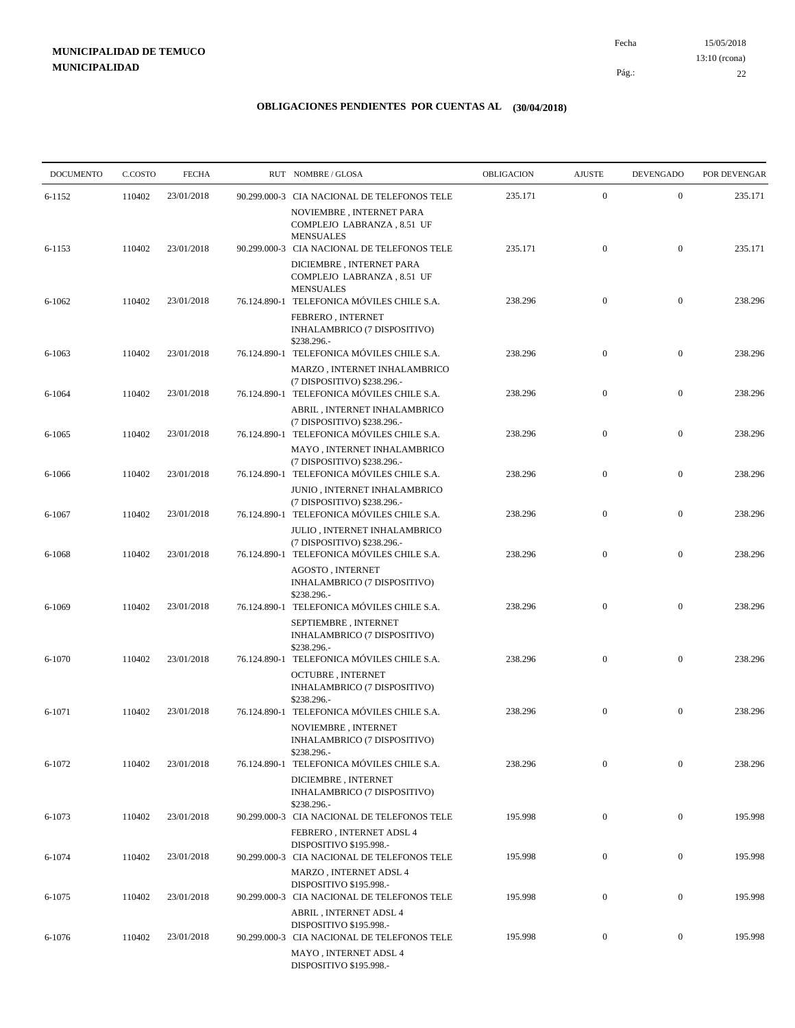**MUNICIPALIDAD DE TEMUCO**
**MUNICIPALIDAD**

Fecha 15/05/2018
13:10 (rcona)

## OBLIGACIONES PENDIENTES POR CUENTAS AL (30/04/2018)

| DOCUMENTO | C.COSTO | FECHA | RUT NOMBRE / GLOSA | OBLIGACION | AJUSTE | DEVENGADO | POR DEVENGAR |
|---|---|---|---|---|---|---|---|
| 6-1152 | 110402 | 23/01/2018 | 90.299.000-3 CIA NACIONAL DE TELEFONOS TELE NOVIEMBRE , INTERNET PARA COMPLEJO LABRANZA , 8.51 UF MENSUALES | 235.171 | 0 | 0 | 235.171 |
| 6-1153 | 110402 | 23/01/2018 | 90.299.000-3 CIA NACIONAL DE TELEFONOS TELE DICIEMBRE , INTERNET PARA COMPLEJO LABRANZA , 8.51 UF MENSUALES | 235.171 | 0 | 0 | 235.171 |
| 6-1062 | 110402 | 23/01/2018 | 76.124.890-1 TELEFONICA MÓVILES CHILE S.A. FEBRERO , INTERNET INHALAMBRICO (7 DISPOSITIVO) $238.296.- | 238.296 | 0 | 0 | 238.296 |
| 6-1063 | 110402 | 23/01/2018 | 76.124.890-1 TELEFONICA MÓVILES CHILE S.A. MARZO , INTERNET INHALAMBRICO (7 DISPOSITIVO) $238.296.- | 238.296 | 0 | 0 | 238.296 |
| 6-1064 | 110402 | 23/01/2018 | 76.124.890-1 TELEFONICA MÓVILES CHILE S.A. ABRIL , INTERNET INHALAMBRICO (7 DISPOSITIVO) $238.296.- | 238.296 | 0 | 0 | 238.296 |
| 6-1065 | 110402 | 23/01/2018 | 76.124.890-1 TELEFONICA MÓVILES CHILE S.A. MAYO , INTERNET INHALAMBRICO (7 DISPOSITIVO) $238.296.- | 238.296 | 0 | 0 | 238.296 |
| 6-1066 | 110402 | 23/01/2018 | 76.124.890-1 TELEFONICA MÓVILES CHILE S.A. JUNIO , INTERNET INHALAMBRICO (7 DISPOSITIVO) $238.296.- | 238.296 | 0 | 0 | 238.296 |
| 6-1067 | 110402 | 23/01/2018 | 76.124.890-1 TELEFONICA MÓVILES CHILE S.A. JULIO , INTERNET INHALAMBRICO (7 DISPOSITIVO) $238.296.- | 238.296 | 0 | 0 | 238.296 |
| 6-1068 | 110402 | 23/01/2018 | 76.124.890-1 TELEFONICA MÓVILES CHILE S.A. AGOSTO , INTERNET INHALAMBRICO (7 DISPOSITIVO) $238.296.- | 238.296 | 0 | 0 | 238.296 |
| 6-1069 | 110402 | 23/01/2018 | 76.124.890-1 TELEFONICA MÓVILES CHILE S.A. SEPTIEMBRE , INTERNET INHALAMBRICO (7 DISPOSITIVO) $238.296.- | 238.296 | 0 | 0 | 238.296 |
| 6-1070 | 110402 | 23/01/2018 | 76.124.890-1 TELEFONICA MÓVILES CHILE S.A. OCTUBRE , INTERNET INHALAMBRICO (7 DISPOSITIVO) $238.296.- | 238.296 | 0 | 0 | 238.296 |
| 6-1071 | 110402 | 23/01/2018 | 76.124.890-1 TELEFONICA MÓVILES CHILE S.A. NOVIEMBRE , INTERNET INHALAMBRICO (7 DISPOSITIVO) $238.296.- | 238.296 | 0 | 0 | 238.296 |
| 6-1072 | 110402 | 23/01/2018 | 76.124.890-1 TELEFONICA MÓVILES CHILE S.A. DICIEMBRE , INTERNET INHALAMBRICO (7 DISPOSITIVO) $238.296.- | 238.296 | 0 | 0 | 238.296 |
| 6-1073 | 110402 | 23/01/2018 | 90.299.000-3 CIA NACIONAL DE TELEFONOS TELE FEBRERO , INTERNET ADSL 4 DISPOSITIVO $195.998.- | 195.998 | 0 | 0 | 195.998 |
| 6-1074 | 110402 | 23/01/2018 | 90.299.000-3 CIA NACIONAL DE TELEFONOS TELE MARZO , INTERNET ADSL 4 DISPOSITIVO $195.998.- | 195.998 | 0 | 0 | 195.998 |
| 6-1075 | 110402 | 23/01/2018 | 90.299.000-3 CIA NACIONAL DE TELEFONOS TELE ABRIL , INTERNET ADSL 4 DISPOSITIVO $195.998.- | 195.998 | 0 | 0 | 195.998 |
| 6-1076 | 110402 | 23/01/2018 | 90.299.000-3 CIA NACIONAL DE TELEFONOS TELE MAYO , INTERNET ADSL 4 DISPOSITIVO $195.998.- | 195.998 | 0 | 0 | 195.998 |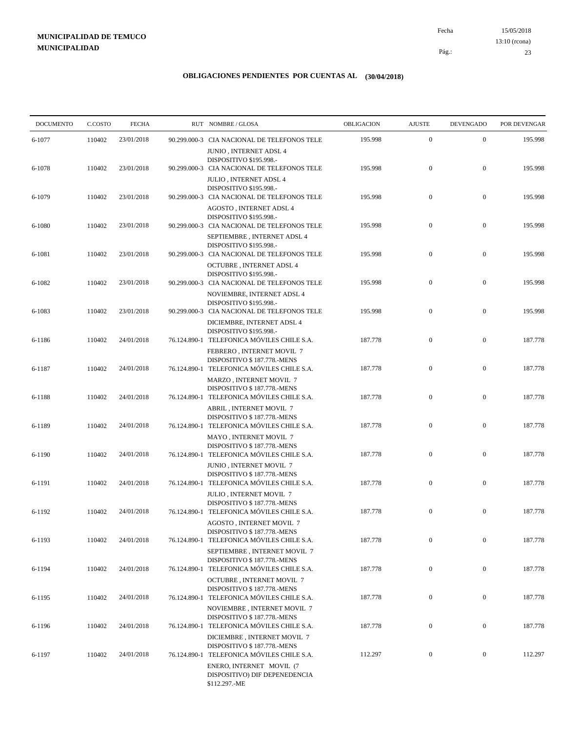**MUNICIPALIDAD DE TEMUCO**
**MUNICIPALIDAD**

Fecha 15/05/2018
13:10 (rcona)

## OBLIGACIONES PENDIENTES POR CUENTAS AL (30/04/2018)

| DOCUMENTO | C.COSTO | FECHA | RUT | NOMBRE / GLOSA | OBLIGACION | AJUSTE | DEVENGADO | POR DEVENGAR |
|---|---|---|---|---|---|---|---|---|
| 6-1077 | 110402 | 23/01/2018 | 90.299.000-3 | CIA NACIONAL DE TELEFONOS TELE JUNIO , INTERNET ADSL 4 DISPOSITIVO $195.998.- | 195.998 | 0 | 0 | 195.998 |
| 6-1078 | 110402 | 23/01/2018 | 90.299.000-3 | CIA NACIONAL DE TELEFONOS TELE JULIO , INTERNET ADSL 4 DISPOSITIVO $195.998.- | 195.998 | 0 | 0 | 195.998 |
| 6-1079 | 110402 | 23/01/2018 | 90.299.000-3 | CIA NACIONAL DE TELEFONOS TELE AGOSTO , INTERNET ADSL 4 DISPOSITIVO $195.998.- | 195.998 | 0 | 0 | 195.998 |
| 6-1080 | 110402 | 23/01/2018 | 90.299.000-3 | CIA NACIONAL DE TELEFONOS TELE SEPTIEMBRE , INTERNET ADSL 4 DISPOSITIVO $195.998.- | 195.998 | 0 | 0 | 195.998 |
| 6-1081 | 110402 | 23/01/2018 | 90.299.000-3 | CIA NACIONAL DE TELEFONOS TELE OCTUBRE , INTERNET ADSL 4 DISPOSITIVO $195.998.- | 195.998 | 0 | 0 | 195.998 |
| 6-1082 | 110402 | 23/01/2018 | 90.299.000-3 | CIA NACIONAL DE TELEFONOS TELE NOVIEMBRE, INTERNET ADSL 4 DISPOSITIVO $195.998.- | 195.998 | 0 | 0 | 195.998 |
| 6-1083 | 110402 | 23/01/2018 | 90.299.000-3 | CIA NACIONAL DE TELEFONOS TELE DICIEMBRE, INTERNET ADSL 4 DISPOSITIVO $195.998.- | 195.998 | 0 | 0 | 195.998 |
| 6-1186 | 110402 | 24/01/2018 | 76.124.890-1 | TELEFONICA MÓVILES CHILE S.A. FEBRERO , INTERNET MOVIL 7 DISPOSITIVO $ 187.778.-MENS | 187.778 | 0 | 0 | 187.778 |
| 6-1187 | 110402 | 24/01/2018 | 76.124.890-1 | TELEFONICA MÓVILES CHILE S.A. MARZO , INTERNET MOVIL 7 DISPOSITIVO $ 187.778.-MENS | 187.778 | 0 | 0 | 187.778 |
| 6-1188 | 110402 | 24/01/2018 | 76.124.890-1 | TELEFONICA MÓVILES CHILE S.A. ABRIL , INTERNET MOVIL 7 DISPOSITIVO $ 187.778.-MENS | 187.778 | 0 | 0 | 187.778 |
| 6-1189 | 110402 | 24/01/2018 | 76.124.890-1 | TELEFONICA MÓVILES CHILE S.A. MAYO , INTERNET MOVIL 7 DISPOSITIVO $ 187.778.-MENS | 187.778 | 0 | 0 | 187.778 |
| 6-1190 | 110402 | 24/01/2018 | 76.124.890-1 | TELEFONICA MÓVILES CHILE S.A. JUNIO , INTERNET MOVIL 7 DISPOSITIVO $ 187.778.-MENS | 187.778 | 0 | 0 | 187.778 |
| 6-1191 | 110402 | 24/01/2018 | 76.124.890-1 | TELEFONICA MÓVILES CHILE S.A. JULIO , INTERNET MOVIL 7 DISPOSITIVO $ 187.778.-MENS | 187.778 | 0 | 0 | 187.778 |
| 6-1192 | 110402 | 24/01/2018 | 76.124.890-1 | TELEFONICA MÓVILES CHILE S.A. AGOSTO , INTERNET MOVIL 7 DISPOSITIVO $ 187.778.-MENS | 187.778 | 0 | 0 | 187.778 |
| 6-1193 | 110402 | 24/01/2018 | 76.124.890-1 | TELEFONICA MÓVILES CHILE S.A. SEPTIEMBRE , INTERNET MOVIL 7 DISPOSITIVO $ 187.778.-MENS | 187.778 | 0 | 0 | 187.778 |
| 6-1194 | 110402 | 24/01/2018 | 76.124.890-1 | TELEFONICA MÓVILES CHILE S.A. OCTUBRE , INTERNET MOVIL 7 DISPOSITIVO $ 187.778.-MENS | 187.778 | 0 | 0 | 187.778 |
| 6-1195 | 110402 | 24/01/2018 | 76.124.890-1 | TELEFONICA MÓVILES CHILE S.A. NOVIEMBRE , INTERNET MOVIL 7 DISPOSITIVO $ 187.778.-MENS | 187.778 | 0 | 0 | 187.778 |
| 6-1196 | 110402 | 24/01/2018 | 76.124.890-1 | TELEFONICA MÓVILES CHILE S.A. DICIEMBRE , INTERNET MOVIL 7 DISPOSITIVO $ 187.778.-MENS | 187.778 | 0 | 0 | 187.778 |
| 6-1197 | 110402 | 24/01/2018 | 76.124.890-1 | TELEFONICA MÓVILES CHILE S.A. ENERO, INTERNET MOVIL (7 DISPOSITIVO) DIF DEPENEDENCIA $112.297.-ME | 112.297 | 0 | 0 | 112.297 |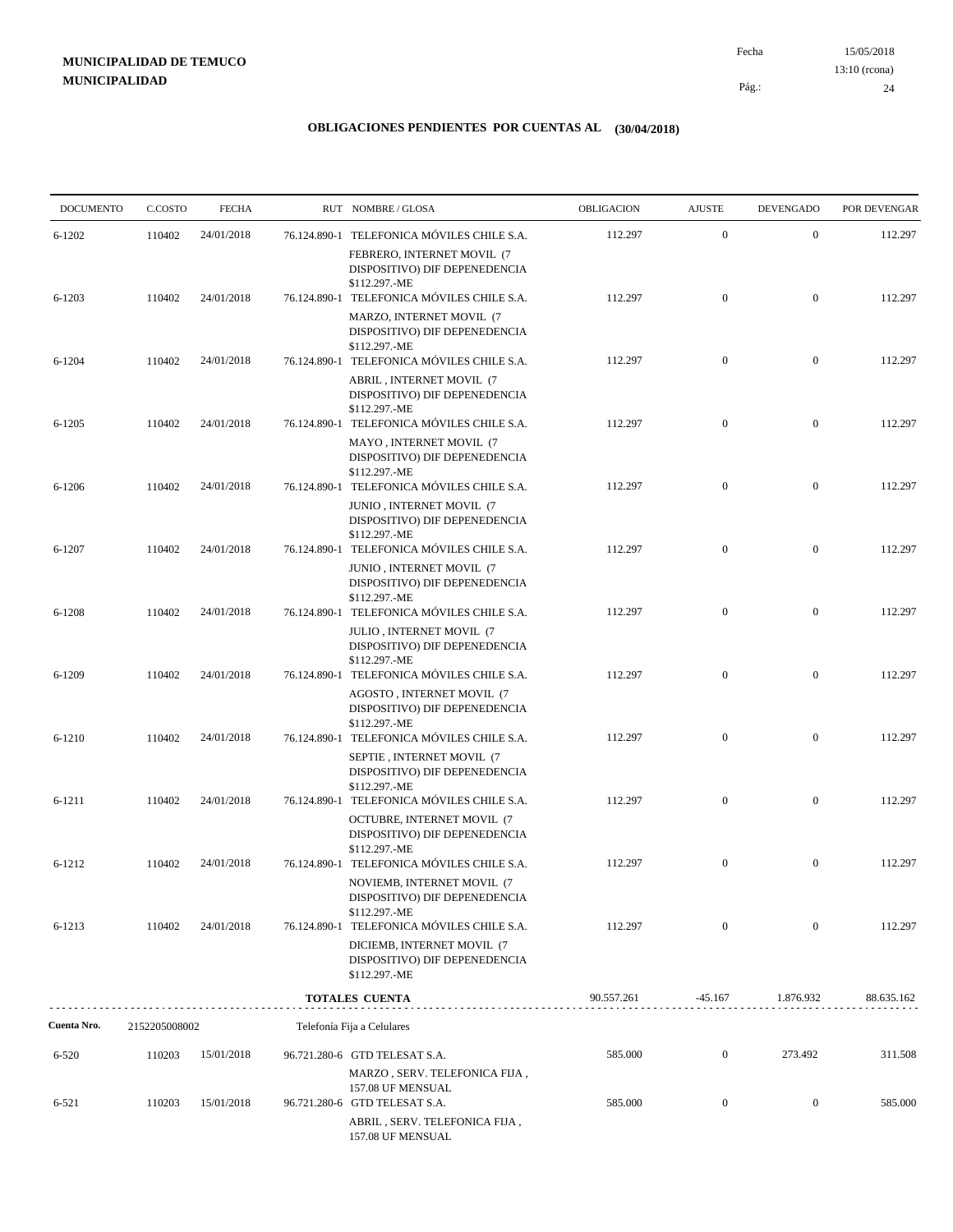**MUNICIPALIDAD DE TEMUCO**
**MUNICIPALIDAD**

Fecha 15/05/2018
13:10 (rcona)

## OBLIGACIONES PENDIENTES POR CUENTAS AL (30/04/2018)

| DOCUMENTO | C.COSTO | FECHA | RUT | NOMBRE / GLOSA | OBLIGACION | AJUSTE | DEVENGADO | POR DEVENGAR |
|---|---|---|---|---|---|---|---|---|
| 6-1202 | 110402 | 24/01/2018 | 76.124.890-1 | TELEFONICA MÓVILES CHILE S.A. FEBRERO, INTERNET MOVIL (7 DISPOSITIVO) DIF DEPENEDENCIA $112.297.-ME | 112.297 | 0 | 0 | 112.297 |
| 6-1203 | 110402 | 24/01/2018 | 76.124.890-1 | TELEFONICA MÓVILES CHILE S.A. MARZO, INTERNET MOVIL (7 DISPOSITIVO) DIF DEPENEDENCIA $112.297.-ME | 112.297 | 0 | 0 | 112.297 |
| 6-1204 | 110402 | 24/01/2018 | 76.124.890-1 | TELEFONICA MÓVILES CHILE S.A. ABRIL , INTERNET MOVIL (7 DISPOSITIVO) DIF DEPENEDENCIA $112.297.-ME | 112.297 | 0 | 0 | 112.297 |
| 6-1205 | 110402 | 24/01/2018 | 76.124.890-1 | TELEFONICA MÓVILES CHILE S.A. MAYO , INTERNET MOVIL (7 DISPOSITIVO) DIF DEPENEDENCIA $112.297.-ME | 112.297 | 0 | 0 | 112.297 |
| 6-1206 | 110402 | 24/01/2018 | 76.124.890-1 | TELEFONICA MÓVILES CHILE S.A. JUNIO , INTERNET MOVIL (7 DISPOSITIVO) DIF DEPENEDENCIA $112.297.-ME | 112.297 | 0 | 0 | 112.297 |
| 6-1207 | 110402 | 24/01/2018 | 76.124.890-1 | TELEFONICA MÓVILES CHILE S.A. JUNIO , INTERNET MOVIL (7 DISPOSITIVO) DIF DEPENEDENCIA $112.297.-ME | 112.297 | 0 | 0 | 112.297 |
| 6-1208 | 110402 | 24/01/2018 | 76.124.890-1 | TELEFONICA MÓVILES CHILE S.A. JULIO , INTERNET MOVIL (7 DISPOSITIVO) DIF DEPENEDENCIA $112.297.-ME | 112.297 | 0 | 0 | 112.297 |
| 6-1209 | 110402 | 24/01/2018 | 76.124.890-1 | TELEFONICA MÓVILES CHILE S.A. AGOSTO , INTERNET MOVIL (7 DISPOSITIVO) DIF DEPENEDENCIA $112.297.-ME | 112.297 | 0 | 0 | 112.297 |
| 6-1210 | 110402 | 24/01/2018 | 76.124.890-1 | TELEFONICA MÓVILES CHILE S.A. SEPTIE , INTERNET MOVIL (7 DISPOSITIVO) DIF DEPENEDENCIA $112.297.-ME | 112.297 | 0 | 0 | 112.297 |
| 6-1211 | 110402 | 24/01/2018 | 76.124.890-1 | TELEFONICA MÓVILES CHILE S.A. OCTUBRE, INTERNET MOVIL (7 DISPOSITIVO) DIF DEPENEDENCIA $112.297.-ME | 112.297 | 0 | 0 | 112.297 |
| 6-1212 | 110402 | 24/01/2018 | 76.124.890-1 | TELEFONICA MÓVILES CHILE S.A. NOVIEMB, INTERNET MOVIL (7 DISPOSITIVO) DIF DEPENEDENCIA $112.297.-ME | 112.297 | 0 | 0 | 112.297 |
| 6-1213 | 110402 | 24/01/2018 | 76.124.890-1 | TELEFONICA MÓVILES CHILE S.A. DICIEMB, INTERNET MOVIL (7 DISPOSITIVO) DIF DEPENEDENCIA $112.297.-ME | 112.297 | 0 | 0 | 112.297 |
| | | | | **TOTALES CUENTA** | 90.557.261 | -45.167 | 1.876.932 | 88.635.162 |

**Cuenta Nro.** 2152205008002 Telefonía Fija a Celulares

| DOCUMENTO | C.COSTO | FECHA | RUT | NOMBRE / GLOSA | OBLIGACION | AJUSTE | DEVENGADO | POR DEVENGAR |
|---|---|---|---|---|---|---|---|---|
| 6-520 | 110203 | 15/01/2018 | 96.721.280-6 | GTD TELESAT S.A. MARZO , SERV. TELEFONICA FIJA , 157.08 UF MENSUAL | 585.000 | 0 | 273.492 | 311.508 |
| 6-521 | 110203 | 15/01/2018 | 96.721.280-6 | GTD TELESAT S.A. ABRIL , SERV. TELEFONICA FIJA , 157.08 UF MENSUAL | 585.000 | 0 | 0 | 585.000 |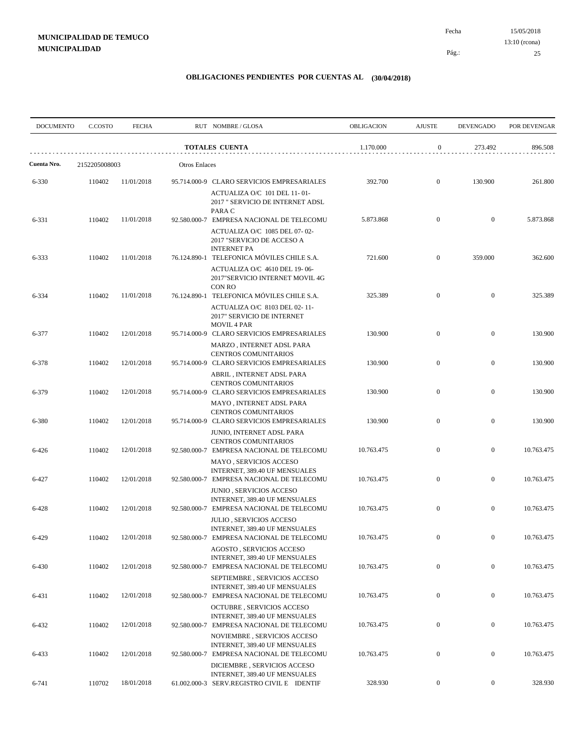**MUNICIPALIDAD DE TEMUCO**
**MUNICIPALIDAD**

Fecha 15/05/2018
13:10 (rcona)

# OBLIGACIONES PENDIENTES POR CUENTAS AL (30/04/2018)

| DOCUMENTO | C.COSTO | FECHA | RUT NOMBRE / GLOSA | OBLIGACION | AJUSTE | DEVENGADO | POR DEVENGAR |
|---|---|---|---|---|---|---|---|
| | | | **TOTALES CUENTA** | 1.170.000 | 0 | 273.492 | 896.508 |
| **Cuenta Nro.** | 2152205008003 | | Otros Enlaces | | | | |
| 6-330 | 110402 | 11/01/2018 | 95.714.000-9 CLARO SERVICIOS EMPRESARIALES<br>ACTUALIZA O/C 101 DEL 11- 01- 2017 " SERVICIO DE INTERNET ADSL PARA C | 392.700 | 0 | 130.900 | 261.800 |
| 6-331 | 110402 | 11/01/2018 | 92.580.000-7 EMPRESA NACIONAL DE TELECOMU<br>ACTUALIZA O/C 1085 DEL 07- 02- 2017 "SERVICIO DE ACCESO A INTERNET PA | 5.873.868 | 0 | 0 | 5.873.868 |
| 6-333 | 110402 | 11/01/2018 | 76.124.890-1 TELEFONICA MÓVILES CHILE S.A.<br>ACTUALIZA O/C 4610 DEL 19- 06- 2017"SERVICIO INTERNET MOVIL 4G CON RO | 721.600 | 0 | 359.000 | 362.600 |
| 6-334 | 110402 | 11/01/2018 | 76.124.890-1 TELEFONICA MÓVILES CHILE S.A.<br>ACTUALIZA O/C 8103 DEL 02- 11- 2017" SERVICIO DE INTERNET MOVIL 4 PAR | 325.389 | 0 | 0 | 325.389 |
| 6-377 | 110402 | 12/01/2018 | 95.714.000-9 CLARO SERVICIOS EMPRESARIALES<br>MARZO , INTERNET ADSL PARA CENTROS COMUNITARIOS | 130.900 | 0 | 0 | 130.900 |
| 6-378 | 110402 | 12/01/2018 | 95.714.000-9 CLARO SERVICIOS EMPRESARIALES<br>ABRIL , INTERNET ADSL PARA CENTROS COMUNITARIOS | 130.900 | 0 | 0 | 130.900 |
| 6-379 | 110402 | 12/01/2018 | 95.714.000-9 CLARO SERVICIOS EMPRESARIALES<br>MAYO , INTERNET ADSL PARA CENTROS COMUNITARIOS | 130.900 | 0 | 0 | 130.900 |
| 6-380 | 110402 | 12/01/2018 | 95.714.000-9 CLARO SERVICIOS EMPRESARIALES<br>JUNIO, INTERNET ADSL PARA CENTROS COMUNITARIOS | 130.900 | 0 | 0 | 130.900 |
| 6-426 | 110402 | 12/01/2018 | 92.580.000-7 EMPRESA NACIONAL DE TELECOMU<br>MAYO , SERVICIOS ACCESO INTERNET, 389.40 UF MENSUALES | 10.763.475 | 0 | 0 | 10.763.475 |
| 6-427 | 110402 | 12/01/2018 | 92.580.000-7 EMPRESA NACIONAL DE TELECOMU<br>JUNIO , SERVICIOS ACCESO INTERNET, 389.40 UF MENSUALES | 10.763.475 | 0 | 0 | 10.763.475 |
| 6-428 | 110402 | 12/01/2018 | 92.580.000-7 EMPRESA NACIONAL DE TELECOMU<br>JULIO , SERVICIOS ACCESO INTERNET, 389.40 UF MENSUALES | 10.763.475 | 0 | 0 | 10.763.475 |
| 6-429 | 110402 | 12/01/2018 | 92.580.000-7 EMPRESA NACIONAL DE TELECOMU<br>AGOSTO , SERVICIOS ACCESO INTERNET, 389.40 UF MENSUALES | 10.763.475 | 0 | 0 | 10.763.475 |
| 6-430 | 110402 | 12/01/2018 | 92.580.000-7 EMPRESA NACIONAL DE TELECOMU<br>SEPTIEMBRE , SERVICIOS ACCESO INTERNET, 389.40 UF MENSUALES | 10.763.475 | 0 | 0 | 10.763.475 |
| 6-431 | 110402 | 12/01/2018 | 92.580.000-7 EMPRESA NACIONAL DE TELECOMU<br>OCTUBRE , SERVICIOS ACCESO INTERNET, 389.40 UF MENSUALES | 10.763.475 | 0 | 0 | 10.763.475 |
| 6-432 | 110402 | 12/01/2018 | 92.580.000-7 EMPRESA NACIONAL DE TELECOMU<br>NOVIEMBRE , SERVICIOS ACCESO INTERNET, 389.40 UF MENSUALES | 10.763.475 | 0 | 0 | 10.763.475 |
| 6-433 | 110402 | 12/01/2018 | 92.580.000-7 EMPRESA NACIONAL DE TELECOMU<br>DICIEMBRE , SERVICIOS ACCESO INTERNET, 389.40 UF MENSUALES | 10.763.475 | 0 | 0 | 10.763.475 |
| 6-741 | 110702 | 18/01/2018 | 61.002.000-3 SERV.REGISTRO CIVIL E IDENTIF | 328.930 | 0 | 0 | 328.930 |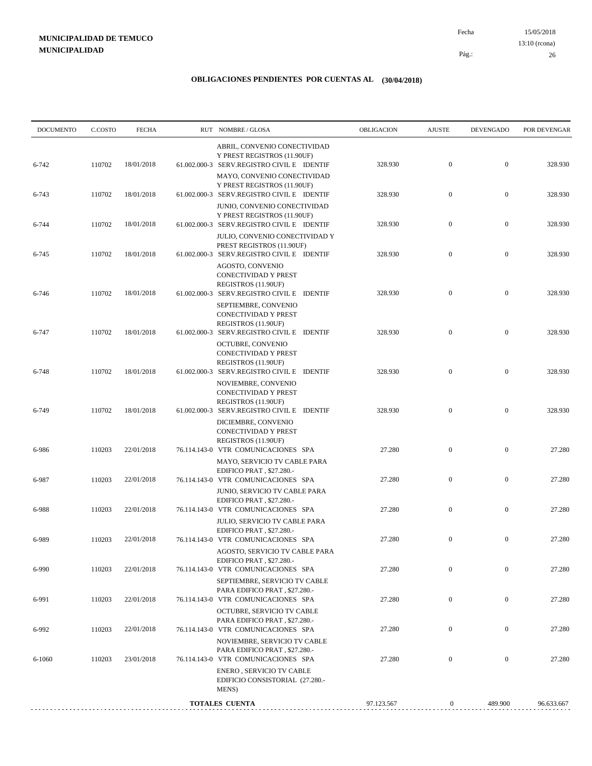**MUNICIPALIDAD DE TEMUCO**
**MUNICIPALIDAD**

Fecha 15/05/2018
13:10 (rcona)

## OBLIGACIONES PENDIENTES POR CUENTAS AL (30/04/2018)

| DOCUMENTO | C.COSTO | FECHA | RUT NOMBRE / GLOSA | OBLIGACION | AJUSTE | DEVENGADO | POR DEVENGAR |
|---|---|---|---|---|---|---|---|
| | | | ABRIL, CONVENIO CONECTIVIDAD Y PREST REGISTROS (11.90UF) | | | | |
| 6-742 | 110702 | 18/01/2018 | 61.002.000-3 SERV.REGISTRO CIVIL E IDENTIF | 328.930 | 0 | 0 | 328.930 |
| | | | MAYO, CONVENIO CONECTIVIDAD Y PREST REGISTROS (11.90UF) | | | | |
| 6-743 | 110702 | 18/01/2018 | 61.002.000-3 SERV.REGISTRO CIVIL E IDENTIF | 328.930 | 0 | 0 | 328.930 |
| | | | JUNIO, CONVENIO CONECTIVIDAD Y PREST REGISTROS (11.90UF) | | | | |
| 6-744 | 110702 | 18/01/2018 | 61.002.000-3 SERV.REGISTRO CIVIL E IDENTIF | 328.930 | 0 | 0 | 328.930 |
| | | | JULIO, CONVENIO CONECTIVIDAD Y PREST REGISTROS (11.90UF) | | | | |
| 6-745 | 110702 | 18/01/2018 | 61.002.000-3 SERV.REGISTRO CIVIL E IDENTIF | 328.930 | 0 | 0 | 328.930 |
| | | | AGOSTO, CONVENIO CONECTIVIDAD Y PREST REGISTROS (11.90UF) | | | | |
| 6-746 | 110702 | 18/01/2018 | 61.002.000-3 SERV.REGISTRO CIVIL E IDENTIF | 328.930 | 0 | 0 | 328.930 |
| | | | SEPTIEMBRE, CONVENIO CONECTIVIDAD Y PREST REGISTROS (11.90UF) | | | | |
| 6-747 | 110702 | 18/01/2018 | 61.002.000-3 SERV.REGISTRO CIVIL E IDENTIF | 328.930 | 0 | 0 | 328.930 |
| | | | OCTUBRE, CONVENIO CONECTIVIDAD Y PREST REGISTROS (11.90UF) | | | | |
| 6-748 | 110702 | 18/01/2018 | 61.002.000-3 SERV.REGISTRO CIVIL E IDENTIF | 328.930 | 0 | 0 | 328.930 |
| | | | NOVIEMBRE, CONVENIO CONECTIVIDAD Y PREST REGISTROS (11.90UF) | | | | |
| 6-749 | 110702 | 18/01/2018 | 61.002.000-3 SERV.REGISTRO CIVIL E IDENTIF | 328.930 | 0 | 0 | 328.930 |
| | | | DICIEMBRE, CONVENIO CONECTIVIDAD Y PREST REGISTROS (11.90UF) | | | | |
| 6-986 | 110203 | 22/01/2018 | 76.114.143-0 VTR COMUNICACIONES SPA | 27.280 | 0 | 0 | 27.280 |
| | | | MAYO, SERVICIO TV CABLE PARA EDIFICO PRAT , $27.280.- | | | | |
| 6-987 | 110203 | 22/01/2018 | 76.114.143-0 VTR COMUNICACIONES SPA | 27.280 | 0 | 0 | 27.280 |
| | | | JUNIO, SERVICIO TV CABLE PARA EDIFICO PRAT , $27.280.- | | | | |
| 6-988 | 110203 | 22/01/2018 | 76.114.143-0 VTR COMUNICACIONES SPA | 27.280 | 0 | 0 | 27.280 |
| | | | JULIO, SERVICIO TV CABLE PARA EDIFICO PRAT , $27.280.- | | | | |
| 6-989 | 110203 | 22/01/2018 | 76.114.143-0 VTR COMUNICACIONES SPA | 27.280 | 0 | 0 | 27.280 |
| | | | AGOSTO, SERVICIO TV CABLE PARA EDIFICO PRAT , $27.280.- | | | | |
| 6-990 | 110203 | 22/01/2018 | 76.114.143-0 VTR COMUNICACIONES SPA | 27.280 | 0 | 0 | 27.280 |
| | | | SEPTIEMBRE, SERVICIO TV CABLE PARA EDIFICO PRAT , $27.280.- | | | | |
| 6-991 | 110203 | 22/01/2018 | 76.114.143-0 VTR COMUNICACIONES SPA | 27.280 | 0 | 0 | 27.280 |
| | | | OCTUBRE, SERVICIO TV CABLE PARA EDIFICO PRAT , $27.280.- | | | | |
| 6-992 | 110203 | 22/01/2018 | 76.114.143-0 VTR COMUNICACIONES SPA | 27.280 | 0 | 0 | 27.280 |
| | | | NOVIEMBRE, SERVICIO TV CABLE PARA EDIFICO PRAT , $27.280.- | | | | |
| 6-1060 | 110203 | 23/01/2018 | 76.114.143-0 VTR COMUNICACIONES SPA | 27.280 | 0 | 0 | 27.280 |
| | | | ENERO , SERVICIO TV CABLE EDIFICIO CONSISTORIAL (27.280.- MENS) | | | | |
| | | | **TOTALES CUENTA** | 97.123.567 | 0 | 489.900 | 96.633.667 |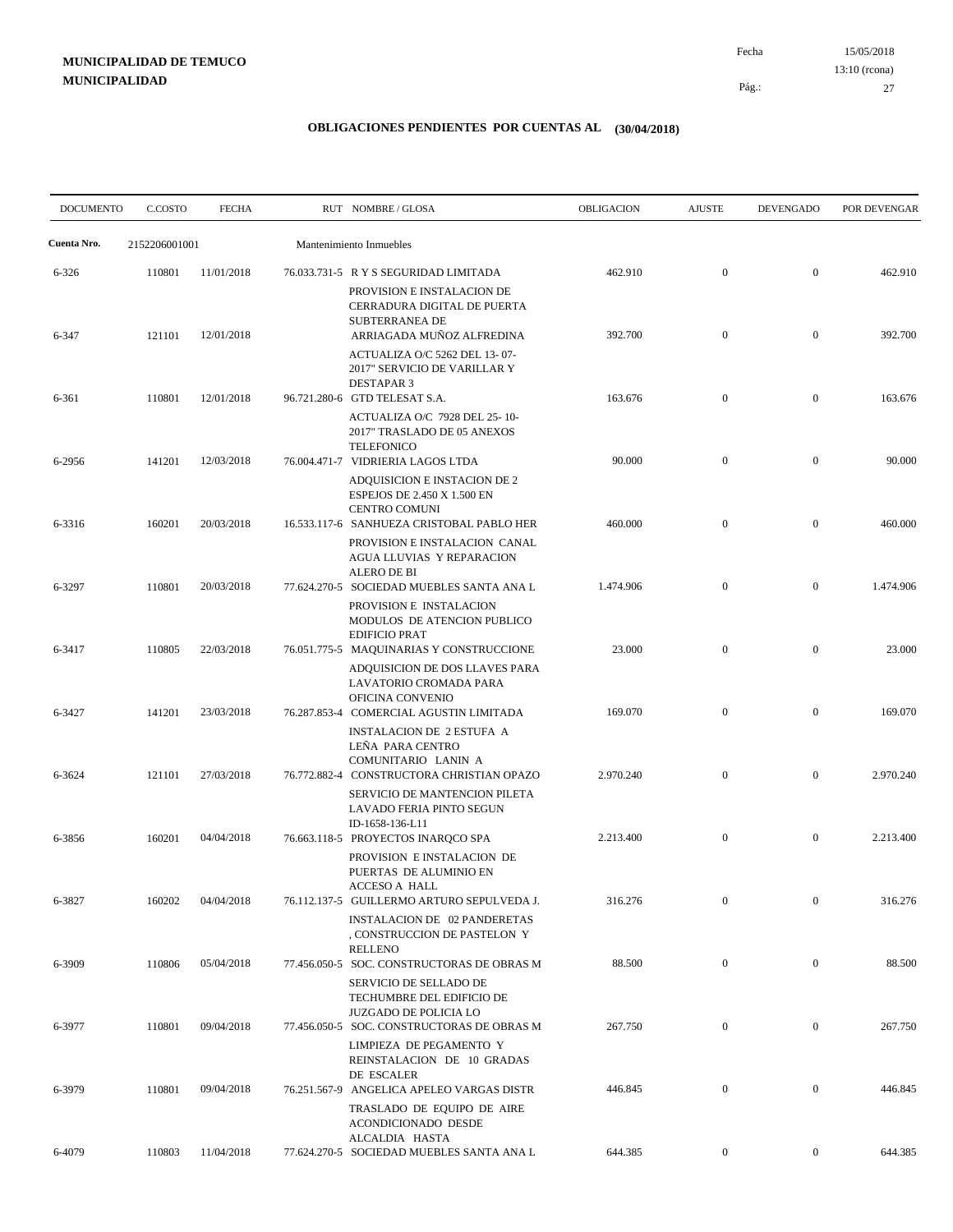**MUNICIPALIDAD DE TEMUCO**
**MUNICIPALIDAD**

Fecha 15/05/2018
13:10 (rcona)

## OBLIGACIONES PENDIENTES POR CUENTAS AL (30/04/2018)

| DOCUMENTO | C.COSTO | FECHA | RUT NOMBRE / GLOSA | OBLIGACION | AJUSTE | DEVENGADO | POR DEVENGAR |
|---|---|---|---|---|---|---|---|
| **Cuenta Nro.** | 2152206001001 | | Mantenimiento Inmuebles | | | | |
| 6-326 | 110801 | 11/01/2018 | 76.033.731-5 R Y S SEGURIDAD LIMITADA | 462.910 | 0 | 0 | 462.910 |
| | | | PROVISION E INSTALACION DE CERRADURA DIGITAL DE PUERTA SUBTERRANEA DE | | | | |
| 6-347 | 121101 | 12/01/2018 | ARRIAGADA MUÑOZ ALFREDINA | 392.700 | 0 | 0 | 392.700 |
| | | | ACTUALIZA O/C 5262 DEL 13- 07- 2017" SERVICIO DE VARILLAR Y DESTAPAR 3 | | | | |
| 6-361 | 110801 | 12/01/2018 | 96.721.280-6 GTD TELESAT S.A. | 163.676 | 0 | 0 | 163.676 |
| | | | ACTUALIZA O/C 7928 DEL 25- 10- 2017" TRASLADO DE 05 ANEXOS TELEFONICO | | | | |
| 6-2956 | 141201 | 12/03/2018 | 76.004.471-7 VIDRIERIA LAGOS LTDA | 90.000 | 0 | 0 | 90.000 |
| | | | ADQUISICION E INSTACION DE 2 ESPEJOS DE 2.450 X 1.500 EN CENTRO COMUNI | | | | |
| 6-3316 | 160201 | 20/03/2018 | 16.533.117-6 SANHUEZA CRISTOBAL PABLO HER | 460.000 | 0 | 0 | 460.000 |
| | | | PROVISION E INSTALACION CANAL AGUA LLUVIAS Y REPARACION ALERO DE BI | | | | |
| 6-3297 | 110801 | 20/03/2018 | 77.624.270-5 SOCIEDAD MUEBLES SANTA ANA L | 1.474.906 | 0 | 0 | 1.474.906 |
| | | | PROVISION E INSTALACION MODULOS DE ATENCION PUBLICO EDIFICIO PRAT | | | | |
| 6-3417 | 110805 | 22/03/2018 | 76.051.775-5 MAQUINARIAS Y CONSTRUCCIONE | 23.000 | 0 | 0 | 23.000 |
| | | | ADQUISICION DE DOS LLAVES PARA LAVATORIO CROMADA PARA OFICINA CONVENIO | | | | |
| 6-3427 | 141201 | 23/03/2018 | 76.287.853-4 COMERCIAL AGUSTIN LIMITADA | 169.070 | 0 | 0 | 169.070 |
| | | | INSTALACION DE 2 ESTUFA A LEÑA PARA CENTRO COMUNITARIO LANIN A | | | | |
| 6-3624 | 121101 | 27/03/2018 | 76.772.882-4 CONSTRUCTORA CHRISTIAN OPAZO | 2.970.240 | 0 | 0 | 2.970.240 |
| | | | SERVICIO DE MANTENCION PILETA LAVADO FERIA PINTO SEGUN ID-1658-136-L11 | | | | |
| 6-3856 | 160201 | 04/04/2018 | 76.663.118-5 PROYECTOS INARQCO SPA | 2.213.400 | 0 | 0 | 2.213.400 |
| | | | PROVISION E INSTALACION DE PUERTAS DE ALUMINIO EN ACCESO A HALL | | | | |
| 6-3827 | 160202 | 04/04/2018 | 76.112.137-5 GUILLERMO ARTURO SEPULVEDA J. | 316.276 | 0 | 0 | 316.276 |
| | | | INSTALACION DE 02 PANDERETAS , CONSTRUCCION DE PASTELON Y RELLENO | | | | |
| 6-3909 | 110806 | 05/04/2018 | 77.456.050-5 SOC. CONSTRUCTORAS DE OBRAS M | 88.500 | 0 | 0 | 88.500 |
| | | | SERVICIO DE SELLADO DE TECHUMBRE DEL EDIFICIO DE JUZGADO DE POLICIA LO | | | | |
| 6-3977 | 110801 | 09/04/2018 | 77.456.050-5 SOC. CONSTRUCTORAS DE OBRAS M | 267.750 | 0 | 0 | 267.750 |
| | | | LIMPIEZA DE PEGAMENTO Y REINSTALACION DE 10 GRADAS DE ESCALER | | | | |
| 6-3979 | 110801 | 09/04/2018 | 76.251.567-9 ANGELICA APELEO VARGAS DISTR | 446.845 | 0 | 0 | 446.845 |
| | | | TRASLADO DE EQUIPO DE AIRE ACONDICIONADO DESDE ALCALDIA HASTA | | | | |
| 6-4079 | 110803 | 11/04/2018 | 77.624.270-5 SOCIEDAD MUEBLES SANTA ANA L | 644.385 | 0 | 0 | 644.385 |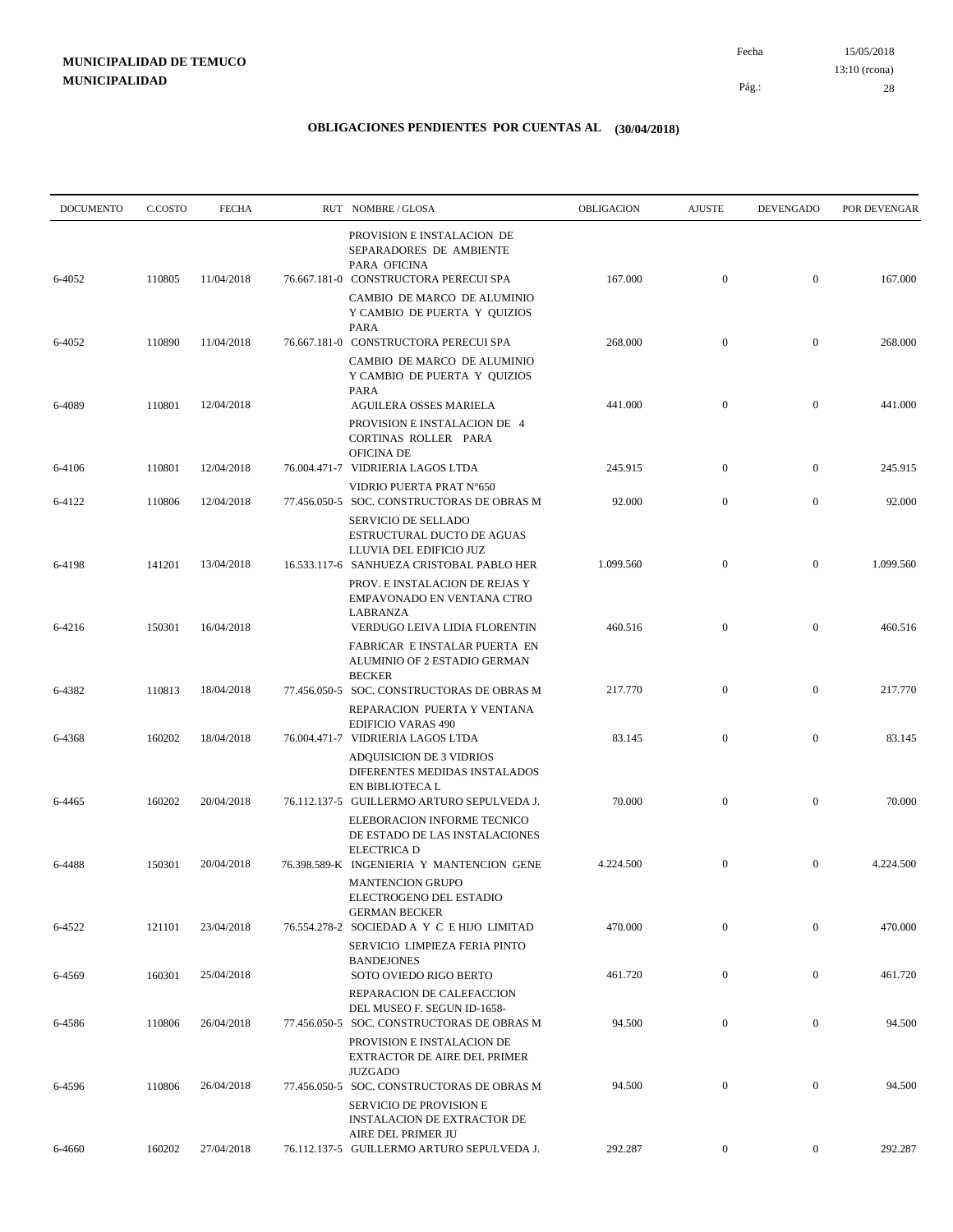**MUNICIPALIDAD DE TEMUCO**
**MUNICIPALIDAD**

Fecha 15/05/2018
13:10 (rcona)

## OBLIGACIONES PENDIENTES POR CUENTAS AL (30/04/2018)

| DOCUMENTO | C.COSTO | FECHA | RUT | NOMBRE / GLOSA | OBLIGACION | AJUSTE | DEVENGADO | POR DEVENGAR |
|---|---|---|---|---|---|---|---|---|
| 6-4052 | 110805 | 11/04/2018 | 76.667.181-0 | PROVISION E INSTALACION DE SEPARADORES DE AMBIENTE PARA OFICINA<br>CONSTRUCTORA PERECUI SPA | 167.000 | 0 | 0 | 167.000 |
| 6-4052 | 110890 | 11/04/2018 | 76.667.181-0 | CAMBIO DE MARCO DE ALUMINIO Y CAMBIO DE PUERTA Y QUIZIOS PARA<br>CONSTRUCTORA PERECUI SPA | 268.000 | 0 | 0 | 268.000 |
| 6-4089 | 110801 | 12/04/2018 | | CAMBIO DE MARCO DE ALUMINIO Y CAMBIO DE PUERTA Y QUIZIOS PARA<br>AGUILERA OSSES MARIELA | 441.000 | 0 | 0 | 441.000 |
| 6-4106 | 110801 | 12/04/2018 | 76.004.471-7 | PROVISION E INSTALACION DE 4 CORTINAS ROLLER PARA OFICINA DE<br>VIDRIERIA LAGOS LTDA | 245.915 | 0 | 0 | 245.915 |
| 6-4122 | 110806 | 12/04/2018 | 77.456.050-5 | VIDRIO PUERTA PRAT N°650<br>SOC. CONSTRUCTORAS DE OBRAS M | 92.000 | 0 | 0 | 92.000 |
| 6-4198 | 141201 | 13/04/2018 | 16.533.117-6 | SERVICIO DE SELLADO ESTRUCTURAL DUCTO DE AGUAS LLUVIA DEL EDIFICIO JUZ<br>SANHUEZA CRISTOBAL PABLO HER | 1.099.560 | 0 | 0 | 1.099.560 |
| 6-4216 | 150301 | 16/04/2018 | | PROV. E INSTALACION DE REJAS Y EMPAVONADO EN VENTANA CTRO LABRANZA<br>VERDUGO LEIVA LIDIA FLORENTIN | 460.516 | 0 | 0 | 460.516 |
| 6-4382 | 110813 | 18/04/2018 | 77.456.050-5 | FABRICAR E INSTALAR PUERTA EN ALUMINIO OF 2 ESTADIO GERMAN BECKER<br>SOC. CONSTRUCTORAS DE OBRAS M | 217.770 | 0 | 0 | 217.770 |
| 6-4368 | 160202 | 18/04/2018 | 76.004.471-7 | REPARACION PUERTA Y VENTANA EDIFICIO VARAS 490<br>VIDRIERIA LAGOS LTDA | 83.145 | 0 | 0 | 83.145 |
| 6-4465 | 160202 | 20/04/2018 | 76.112.137-5 | ADQUISICION DE 3 VIDRIOS DIFERENTES MEDIDAS INSTALADOS EN BIBLIOTECA L<br>GUILLERMO ARTURO SEPULVEDA J. | 70.000 | 0 | 0 | 70.000 |
| 6-4488 | 150301 | 20/04/2018 | 76.398.589-K | ELEBORACION INFORME TECNICO DE ESTADO DE LAS INSTALACIONES ELECTRICA D<br>INGENIERIA Y MANTENCION GENE | 4.224.500 | 0 | 0 | 4.224.500 |
| 6-4522 | 121101 | 23/04/2018 | 76.554.278-2 | MANTENCION GRUPO ELECTROGENO DEL ESTADIO GERMAN BECKER<br>SOCIEDAD A Y C E HIJO LIMITAD | 470.000 | 0 | 0 | 470.000 |
| 6-4569 | 160301 | 25/04/2018 | | SERVICIO LIMPIEZA FERIA PINTO BANDEJONES<br>SOTO OVIEDO RIGO BERTO | 461.720 | 0 | 0 | 461.720 |
| 6-4586 | 110806 | 26/04/2018 | 77.456.050-5 | REPARACION DE CALEFACCION DEL MUSEO F. SEGUN ID-1658-<br>SOC. CONSTRUCTORAS DE OBRAS M | 94.500 | 0 | 0 | 94.500 |
| 6-4596 | 110806 | 26/04/2018 | 77.456.050-5 | PROVISION E INSTALACION DE EXTRACTOR DE AIRE DEL PRIMER JUZGADO<br>SOC. CONSTRUCTORAS DE OBRAS M | 94.500 | 0 | 0 | 94.500 |
| 6-4660 | 160202 | 27/04/2018 | 76.112.137-5 | SERVICIO DE PROVISION E INSTALACION DE EXTRACTOR DE AIRE DEL PRIMER JU<br>GUILLERMO ARTURO SEPULVEDA J. | 292.287 | 0 | 0 | 292.287 |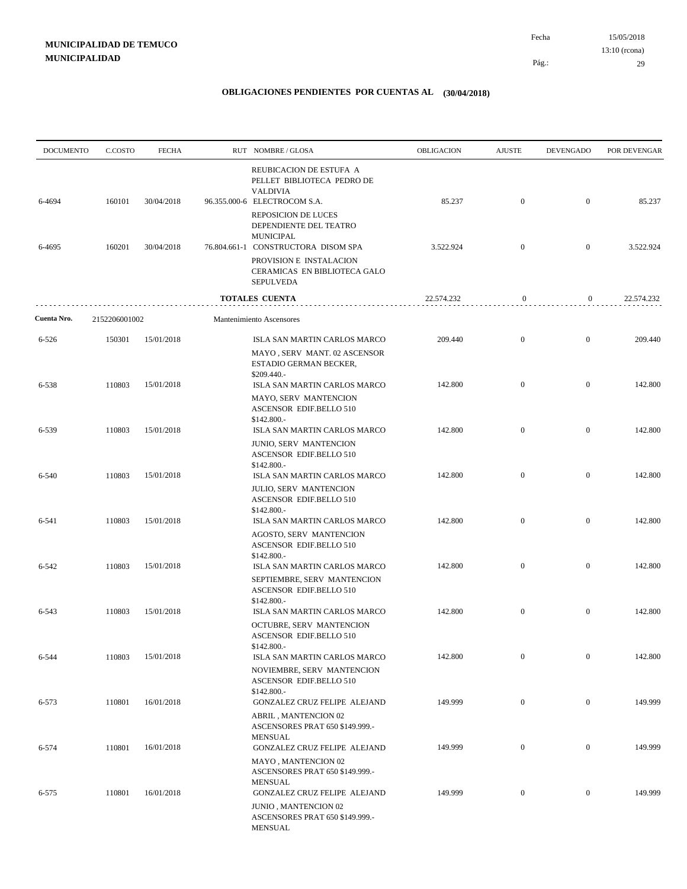**MUNICIPALIDAD DE TEMUCO**
**MUNICIPALIDAD**

Fecha 15/05/2018
13:10 (rcona)

## OBLIGACIONES PENDIENTES POR CUENTAS AL (30/04/2018)

| DOCUMENTO | C.COSTO | FECHA | RUT | NOMBRE / GLOSA | OBLIGACION | AJUSTE | DEVENGADO | POR DEVENGAR |
|---|---|---|---|---|---|---|---|---|
| | | | | REUBICACION DE ESTUFA A PELLET BIBLIOTECA PEDRO DE VALDIVIA | | | | |
| 6-4694 | 160101 | 30/04/2018 | 96.355.000-6 | ELECTROCOM S.A. | 85.237 | 0 | 0 | 85.237 |
| | | | | REPOSICION DE LUCES DEPENDIENTE DEL TEATRO MUNICIPAL | | | | |
| 6-4695 | 160201 | 30/04/2018 | 76.804.661-1 | CONSTRUCTORA DISOM SPA | 3.522.924 | 0 | 0 | 3.522.924 |
| | | | | PROVISION E INSTALACION CERAMICAS EN BIBLIOTECA GALO SEPULVEDA | | | | |
| | | | | **TOTALES CUENTA** | 22.574.232 | 0 | 0 | 22.574.232 |
| **Cuenta Nro.** | 2152206001002 | | | Mantenimiento Ascensores | | | | |
| 6-526 | 150301 | 15/01/2018 | | ISLA SAN MARTIN CARLOS MARCO | 209.440 | 0 | 0 | 209.440 |
| | | | | MAYO , SERV MANT. 02 ASCENSOR ESTADIO GERMAN BECKER, $209.440.- | | | | |
| 6-538 | 110803 | 15/01/2018 | | ISLA SAN MARTIN CARLOS MARCO | 142.800 | 0 | 0 | 142.800 |
| | | | | MAYO, SERV MANTENCION ASCENSOR EDIF.BELLO 510 $142.800.- | | | | |
| 6-539 | 110803 | 15/01/2018 | | ISLA SAN MARTIN CARLOS MARCO | 142.800 | 0 | 0 | 142.800 |
| | | | | JUNIO, SERV MANTENCION ASCENSOR EDIF.BELLO 510 $142.800.- | | | | |
| 6-540 | 110803 | 15/01/2018 | | ISLA SAN MARTIN CARLOS MARCO | 142.800 | 0 | 0 | 142.800 |
| | | | | JULIO, SERV MANTENCION ASCENSOR EDIF.BELLO 510 $142.800.- | | | | |
| 6-541 | 110803 | 15/01/2018 | | ISLA SAN MARTIN CARLOS MARCO | 142.800 | 0 | 0 | 142.800 |
| | | | | AGOSTO, SERV MANTENCION ASCENSOR EDIF.BELLO 510 $142.800.- | | | | |
| 6-542 | 110803 | 15/01/2018 | | ISLA SAN MARTIN CARLOS MARCO | 142.800 | 0 | 0 | 142.800 |
| | | | | SEPTIEMBRE, SERV MANTENCION ASCENSOR EDIF.BELLO 510 $142.800.- | | | | |
| 6-543 | 110803 | 15/01/2018 | | ISLA SAN MARTIN CARLOS MARCO | 142.800 | 0 | 0 | 142.800 |
| | | | | OCTUBRE, SERV MANTENCION ASCENSOR EDIF.BELLO 510 $142.800.- | | | | |
| 6-544 | 110803 | 15/01/2018 | | ISLA SAN MARTIN CARLOS MARCO | 142.800 | 0 | 0 | 142.800 |
| | | | | NOVIEMBRE, SERV MANTENCION ASCENSOR EDIF.BELLO 510 $142.800.- | | | | |
| 6-573 | 110801 | 16/01/2018 | | GONZALEZ CRUZ FELIPE ALEJAND | 149.999 | 0 | 0 | 149.999 |
| | | | | ABRIL , MANTENCION 02 ASCENSORES PRAT 650 $149.999.- MENSUAL | | | | |
| 6-574 | 110801 | 16/01/2018 | | GONZALEZ CRUZ FELIPE ALEJAND | 149.999 | 0 | 0 | 149.999 |
| | | | | MAYO , MANTENCION 02 ASCENSORES PRAT 650 $149.999.- MENSUAL | | | | |
| 6-575 | 110801 | 16/01/2018 | | GONZALEZ CRUZ FELIPE ALEJAND | 149.999 | 0 | 0 | 149.999 |
| | | | | JUNIO , MANTENCION 02 ASCENSORES PRAT 650 $149.999.- MENSUAL | | | | |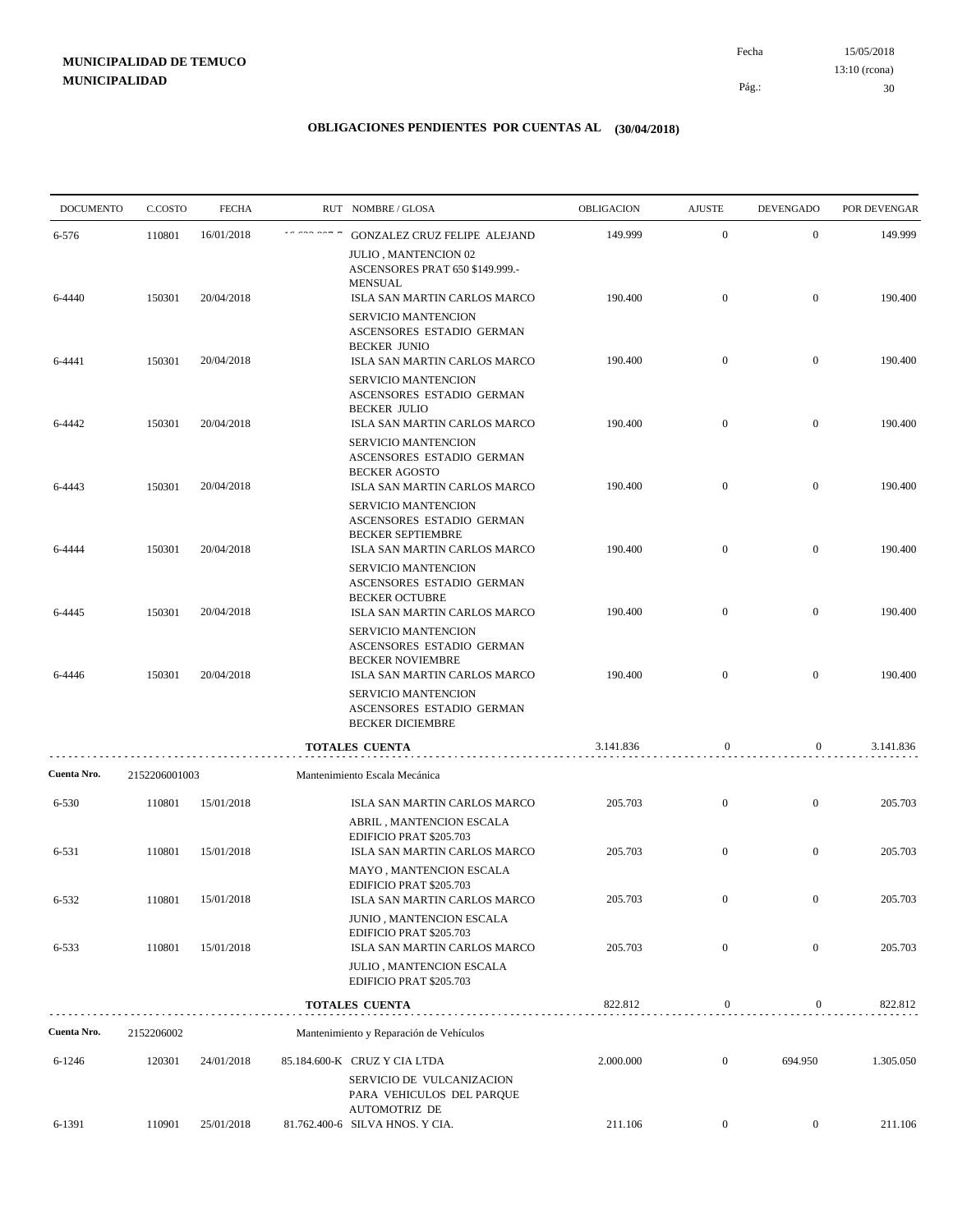**MUNICIPALIDAD DE TEMUCO**
**MUNICIPALIDAD**

Fecha 15/05/2018
13:10 (rcona)

## OBLIGACIONES PENDIENTES POR CUENTAS AL (30/04/2018)

| DOCUMENTO | C.COSTO | FECHA | RUT | NOMBRE / GLOSA | OBLIGACION | AJUSTE | DEVENGADO | POR DEVENGAR |
|---|---|---|---|---|---|---|---|---|
| 6-576 | 110801 | 16/01/2018 | | GONZALEZ CRUZ FELIPE ALEJAND<br>JULIO , MANTENCION 02 ASCENSORES PRAT 650 $149.999.- MENSUAL | 149.999 | 0 | 0 | 149.999 |
| 6-4440 | 150301 | 20/04/2018 | | ISLA SAN MARTIN CARLOS MARCO<br>SERVICIO MANTENCION ASCENSORES ESTADIO GERMAN BECKER JUNIO | 190.400 | 0 | 0 | 190.400 |
| 6-4441 | 150301 | 20/04/2018 | | ISLA SAN MARTIN CARLOS MARCO<br>SERVICIO MANTENCION ASCENSORES ESTADIO GERMAN BECKER JULIO | 190.400 | 0 | 0 | 190.400 |
| 6-4442 | 150301 | 20/04/2018 | | ISLA SAN MARTIN CARLOS MARCO<br>SERVICIO MANTENCION ASCENSORES ESTADIO GERMAN BECKER AGOSTO | 190.400 | 0 | 0 | 190.400 |
| 6-4443 | 150301 | 20/04/2018 | | ISLA SAN MARTIN CARLOS MARCO<br>SERVICIO MANTENCION ASCENSORES ESTADIO GERMAN BECKER SEPTIEMBRE | 190.400 | 0 | 0 | 190.400 |
| 6-4444 | 150301 | 20/04/2018 | | ISLA SAN MARTIN CARLOS MARCO<br>SERVICIO MANTENCION ASCENSORES ESTADIO GERMAN BECKER OCTUBRE | 190.400 | 0 | 0 | 190.400 |
| 6-4445 | 150301 | 20/04/2018 | | ISLA SAN MARTIN CARLOS MARCO<br>SERVICIO MANTENCION ASCENSORES ESTADIO GERMAN BECKER NOVIEMBRE | 190.400 | 0 | 0 | 190.400 |
| 6-4446 | 150301 | 20/04/2018 | | ISLA SAN MARTIN CARLOS MARCO<br>SERVICIO MANTENCION ASCENSORES ESTADIO GERMAN BECKER DICIEMBRE | 190.400 | 0 | 0 | 190.400 |
| | | | | **TOTALES CUENTA** | 3.141.836 | 0 | 0 | 3.141.836 |
| **Cuenta Nro.** | 2152206001003 | | | Mantenimiento Escala Mecánica | | | | |
| 6-530 | 110801 | 15/01/2018 | | ISLA SAN MARTIN CARLOS MARCO<br>ABRIL , MANTENCION ESCALA EDIFICIO PRAT $205.703 | 205.703 | 0 | 0 | 205.703 |
| 6-531 | 110801 | 15/01/2018 | | ISLA SAN MARTIN CARLOS MARCO<br>MAYO , MANTENCION ESCALA EDIFICIO PRAT $205.703 | 205.703 | 0 | 0 | 205.703 |
| 6-532 | 110801 | 15/01/2018 | | ISLA SAN MARTIN CARLOS MARCO<br>JUNIO , MANTENCION ESCALA EDIFICIO PRAT $205.703 | 205.703 | 0 | 0 | 205.703 |
| 6-533 | 110801 | 15/01/2018 | | ISLA SAN MARTIN CARLOS MARCO<br>JULIO , MANTENCION ESCALA EDIFICIO PRAT $205.703 | 205.703 | 0 | 0 | 205.703 |
| | | | | **TOTALES CUENTA** | 822.812 | 0 | 0 | 822.812 |
| **Cuenta Nro.** | 2152206002 | | | Mantenimiento y Reparación de Vehículos | | | | |
| 6-1246 | 120301 | 24/01/2018 | 85.184.600-K | CRUZ Y CIA LTDA<br>SERVICIO DE VULCANIZACION PARA VEHICULOS DEL PARQUE AUTOMOTRIZ DE | 2.000.000 | 0 | 694.950 | 1.305.050 |
| 6-1391 | 110901 | 25/01/2018 | 81.762.400-6 | SILVA HNOS. Y CIA. | 211.106 | 0 | 0 | 211.106 |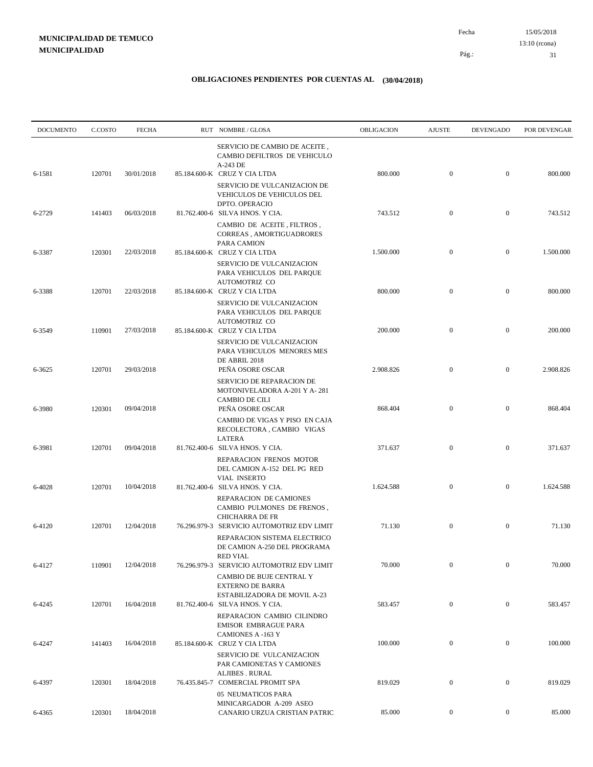**MUNICIPALIDAD DE TEMUCO**
**MUNICIPALIDAD**

Fecha 15/05/2018
13:10 (rcona)

## OBLIGACIONES PENDIENTES POR CUENTAS AL (30/04/2018)

| DOCUMENTO | C.COSTO | FECHA | RUT | NOMBRE / GLOSA | OBLIGACION | AJUSTE | DEVENGADO | POR DEVENGAR |
|---|---|---|---|---|---|---|---|---|
| 6-1581 | 120701 | 30/01/2018 | 85.184.600-K | SERVICIO DE CAMBIO DE ACEITE , CAMBIO DEFILTROS DE VEHICULO A-243 DE CRUZ Y CIA LTDA | 800.000 | 0 | 0 | 800.000 |
| 6-2729 | 141403 | 06/03/2018 | 81.762.400-6 | SERVICIO DE VULCANIZACION DE VEHICULOS DE VEHICULOS DEL DPTO. OPERACIO SILVA HNOS. Y CIA. | 743.512 | 0 | 0 | 743.512 |
| 6-3387 | 120301 | 22/03/2018 | 85.184.600-K | CAMBIO DE ACEITE , FILTROS , CORREAS , AMORTIGUADRORES PARA CAMION CRUZ Y CIA LTDA | 1.500.000 | 0 | 0 | 1.500.000 |
| 6-3388 | 120701 | 22/03/2018 | 85.184.600-K | SERVICIO DE VULCANIZACION PARA VEHICULOS DEL PARQUE AUTOMOTRIZ CO CRUZ Y CIA LTDA | 800.000 | 0 | 0 | 800.000 |
| 6-3549 | 110901 | 27/03/2018 | 85.184.600-K | SERVICIO DE VULCANIZACION PARA VEHICULOS DEL PARQUE AUTOMOTRIZ CO CRUZ Y CIA LTDA | 200.000 | 0 | 0 | 200.000 |
| 6-3625 | 120701 | 29/03/2018 | | SERVICIO DE VULCANIZACION PARA VEHICULOS MENORES MES DE ABRIL 2018 PEÑA OSORE OSCAR | 2.908.826 | 0 | 0 | 2.908.826 |
| 6-3980 | 120301 | 09/04/2018 | | SERVICIO DE REPARACION DE MOTONIVELADORA A-201 Y A- 281 CAMBIO DE CILI PEÑA OSORE OSCAR | 868.404 | 0 | 0 | 868.404 |
| 6-3981 | 120701 | 09/04/2018 | 81.762.400-6 | CAMBIO DE VIGAS Y PISO EN CAJA RECOLECTORA , CAMBIO VIGAS LATERA SILVA HNOS. Y CIA. | 371.637 | 0 | 0 | 371.637 |
| 6-4028 | 120701 | 10/04/2018 | 81.762.400-6 | REPARACION FRENOS MOTOR DEL CAMION A-152 DEL PG RED VIAL INSERTO SILVA HNOS. Y CIA. | 1.624.588 | 0 | 0 | 1.624.588 |
| 6-4120 | 120701 | 12/04/2018 | 76.296.979-3 | REPARACION DE CAMIONES CAMBIO PULMONES DE FRENOS , CHICHARRA DE FR SERVICIO AUTOMOTRIZ EDV LIMIT | 71.130 | 0 | 0 | 71.130 |
| 6-4127 | 110901 | 12/04/2018 | 76.296.979-3 | REPARACION SISTEMA ELECTRICO DE CAMION A-250 DEL PROGRAMA RED VIAL SERVICIO AUTOMOTRIZ EDV LIMIT | 70.000 | 0 | 0 | 70.000 |
| 6-4245 | 120701 | 16/04/2018 | 81.762.400-6 | CAMBIO DE BUJE CENTRAL Y EXTERNO DE BARRA ESTABILIZADORA DE MOVIL A-23 SILVA HNOS. Y CIA. | 583.457 | 0 | 0 | 583.457 |
| 6-4247 | 141403 | 16/04/2018 | 85.184.600-K | REPARACION CAMBIO CILINDRO EMISOR EMBRAGUE PARA CAMIONES A -163 Y CRUZ Y CIA LTDA | 100.000 | 0 | 0 | 100.000 |
| 6-4397 | 120301 | 18/04/2018 | 76.435.845-7 | SERVICIO DE VULCANIZACION PAR CAMIONETAS Y CAMIONES ALJIBES . RURAL COMERCIAL PROMIT SPA | 819.029 | 0 | 0 | 819.029 |
| 6-4365 | 120301 | 18/04/2018 | | 05 NEUMATICOS PARA MINICARGADOR A-209 ASEO CANARIO URZUA CRISTIAN PATRIC | 85.000 | 0 | 0 | 85.000 |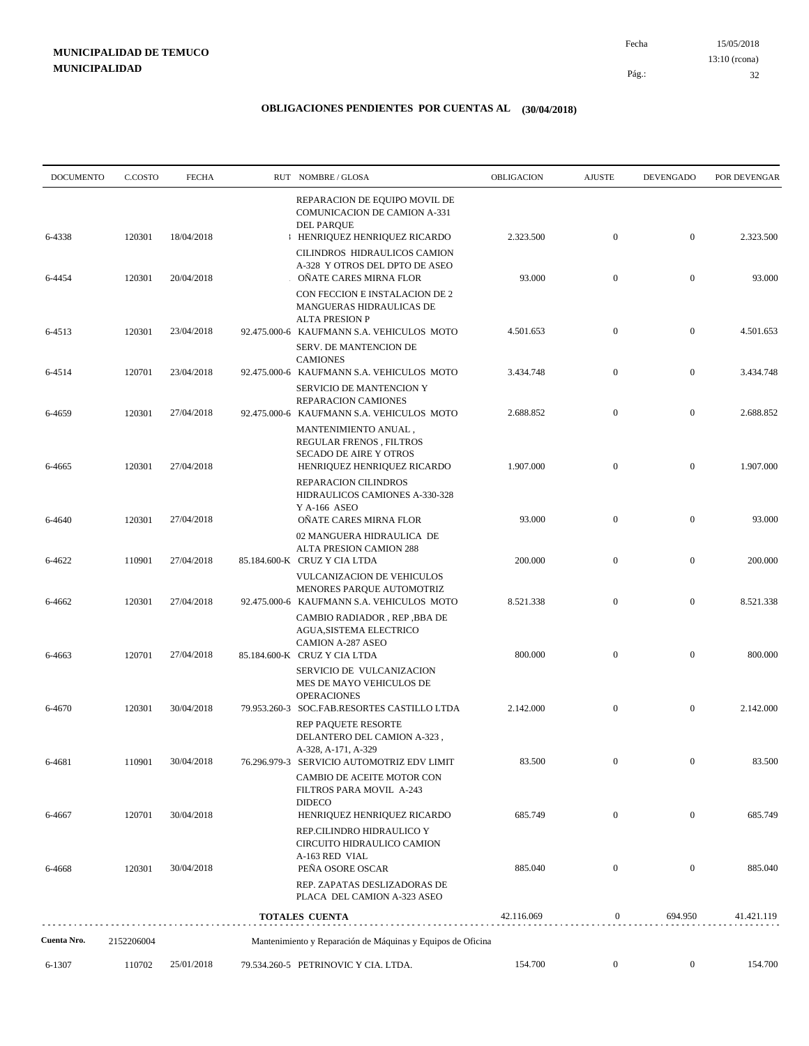**MUNICIPALIDAD DE TEMUCO**
**MUNICIPALIDAD**

Fecha 15/05/2018
13:10 (rcona)

## OBLIGACIONES PENDIENTES POR CUENTAS AL (30/04/2018)

| DOCUMENTO | C.COSTO | FECHA | RUT | NOMBRE / GLOSA | OBLIGACION | AJUSTE | DEVENGADO | POR DEVENGAR |
|---|---|---|---|---|---|---|---|---|
| | | | | REPARACION DE EQUIPO MOVIL DE COMUNICACION DE CAMION A-331 DEL PARQUE | | | | |
| 6-4338 | 120301 | 18/04/2018 | ! | HENRIQUEZ HENRIQUEZ RICARDO | 2.323.500 | 0 | 0 | 2.323.500 |
| | | | | CILINDROS HIDRAULICOS CAMION A-328 Y OTROS DEL DPTO DE ASEO | | | | |
| 6-4454 | 120301 | 20/04/2018 | . | OÑATE CARES MIRNA FLOR | 93.000 | 0 | 0 | 93.000 |
| | | | | CON FECCION E INSTALACION DE 2 MANGUERAS HIDRAULICAS DE ALTA PRESION P | | | | |
| 6-4513 | 120301 | 23/04/2018 | 92.475.000-6 | KAUFMANN S.A. VEHICULOS MOTO | 4.501.653 | 0 | 0 | 4.501.653 |
| | | | | SERV. DE MANTENCION DE CAMIONES | | | | |
| 6-4514 | 120701 | 23/04/2018 | 92.475.000-6 | KAUFMANN S.A. VEHICULOS MOTO | 3.434.748 | 0 | 0 | 3.434.748 |
| | | | | SERVICIO DE MANTENCION Y REPARACION CAMIONES | | | | |
| 6-4659 | 120301 | 27/04/2018 | 92.475.000-6 | KAUFMANN S.A. VEHICULOS MOTO | 2.688.852 | 0 | 0 | 2.688.852 |
| | | | | MANTENIMIENTO ANUAL , REGULAR FRENOS , FILTROS SECADO DE AIRE Y OTROS | | | | |
| 6-4665 | 120301 | 27/04/2018 | | HENRIQUEZ HENRIQUEZ RICARDO | 1.907.000 | 0 | 0 | 1.907.000 |
| | | | | REPARACION CILINDROS HIDRAULICOS CAMIONES A-330-328 Y A-166 ASEO | | | | |
| 6-4640 | 120301 | 27/04/2018 | | OÑATE CARES MIRNA FLOR | 93.000 | 0 | 0 | 93.000 |
| | | | | 02 MANGUERA HIDRAULICA DE ALTA PRESION CAMION 288 | | | | |
| 6-4622 | 110901 | 27/04/2018 | 85.184.600-K | CRUZ Y CIA LTDA | 200.000 | 0 | 0 | 200.000 |
| | | | | VULCANIZACION DE VEHICULOS MENORES PARQUE AUTOMOTRIZ | | | | |
| 6-4662 | 120301 | 27/04/2018 | 92.475.000-6 | KAUFMANN S.A. VEHICULOS MOTO | 8.521.338 | 0 | 0 | 8.521.338 |
| | | | | CAMBIO RADIADOR , REP ,BBA DE AGUA,SISTEMA ELECTRICO CAMION A-287 ASEO | | | | |
| 6-4663 | 120701 | 27/04/2018 | 85.184.600-K | CRUZ Y CIA LTDA | 800.000 | 0 | 0 | 800.000 |
| | | | | SERVICIO DE VULCANIZACION MES DE MAYO VEHICULOS DE OPERACIONES | | | | |
| 6-4670 | 120301 | 30/04/2018 | 79.953.260-3 | SOC.FAB.RESORTES CASTILLO LTDA | 2.142.000 | 0 | 0 | 2.142.000 |
| | | | | REP PAQUETE RESORTE DELANTERO DEL CAMION A-323 , A-328, A-171, A-329 | | | | |
| 6-4681 | 110901 | 30/04/2018 | 76.296.979-3 | SERVICIO AUTOMOTRIZ EDV LIMIT | 83.500 | 0 | 0 | 83.500 |
| | | | | CAMBIO DE ACEITE MOTOR CON FILTROS PARA MOVIL A-243 DIDECO | | | | |
| 6-4667 | 120701 | 30/04/2018 | | HENRIQUEZ HENRIQUEZ RICARDO | 685.749 | 0 | 0 | 685.749 |
| | | | | REP.CILINDRO HIDRAULICO Y CIRCUITO HIDRAULICO CAMION A-163 RED VIAL | | | | |
| 6-4668 | 120301 | 30/04/2018 | | PEÑA OSORE OSCAR | 885.040 | 0 | 0 | 885.040 |
| | | | | REP. ZAPATAS DESLIZADORAS DE PLACA DEL CAMION A-323 ASEO | | | | |
| | | | | **TOTALES CUENTA** | 42.116.069 | 0 | 694.950 | 41.421.119 |

**Cuenta Nro.** 2152206004 Mantenimiento y Reparación de Máquinas y Equipos de Oficina

| DOCUMENTO | C.COSTO | FECHA | RUT | NOMBRE / GLOSA | OBLIGACION | AJUSTE | DEVENGADO | POR DEVENGAR |
|---|---|---|---|---|---|---|---|---|
| 6-1307 | 110702 | 25/01/2018 | 79.534.260-5 | PETRINOVIC Y CIA. LTDA. | 154.700 | 0 | 0 | 154.700 |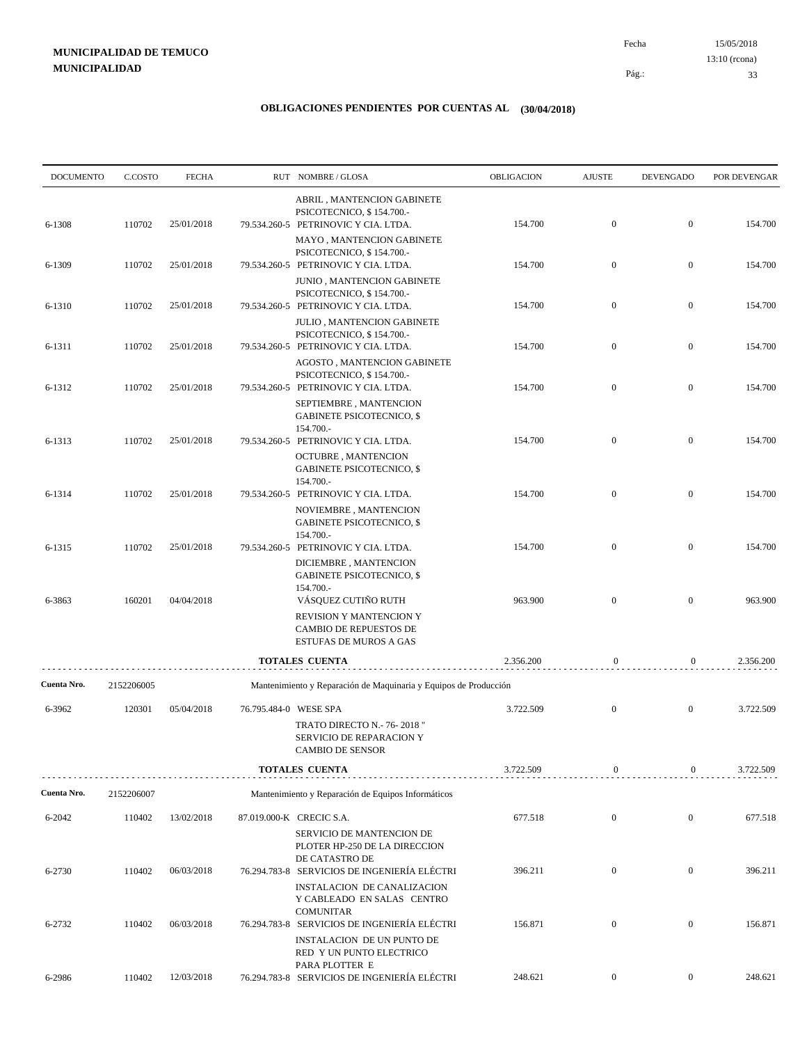**MUNICIPALIDAD DE TEMUCO**
**MUNICIPALIDAD**

Fecha 15/05/2018
13:10 (rcona)

## OBLIGACIONES PENDIENTES POR CUENTAS AL (30/04/2018)

| DOCUMENTO | C.COSTO | FECHA | RUT NOMBRE / GLOSA | OBLIGACION | AJUSTE | DEVENGADO | POR DEVENGAR |
|---|---|---|---|---|---|---|---|
| | | | ABRIL , MANTENCION GABINETE PSICOTECNICO, $ 154.700.- | | | | |
| 6-1308 | 110702 | 25/01/2018 | 79.534.260-5 PETRINOVIC Y CIA. LTDA. | 154.700 | 0 | 0 | 154.700 |
| | | | MAYO , MANTENCION GABINETE PSICOTECNICO, $ 154.700.- | | | | |
| 6-1309 | 110702 | 25/01/2018 | 79.534.260-5 PETRINOVIC Y CIA. LTDA. | 154.700 | 0 | 0 | 154.700 |
| | | | JUNIO , MANTENCION GABINETE PSICOTECNICO, $ 154.700.- | | | | |
| 6-1310 | 110702 | 25/01/2018 | 79.534.260-5 PETRINOVIC Y CIA. LTDA. | 154.700 | 0 | 0 | 154.700 |
| | | | JULIO , MANTENCION GABINETE PSICOTECNICO, $ 154.700.- | | | | |
| 6-1311 | 110702 | 25/01/2018 | 79.534.260-5 PETRINOVIC Y CIA. LTDA. | 154.700 | 0 | 0 | 154.700 |
| | | | AGOSTO , MANTENCION GABINETE PSICOTECNICO, $ 154.700.- | | | | |
| 6-1312 | 110702 | 25/01/2018 | 79.534.260-5 PETRINOVIC Y CIA. LTDA. | 154.700 | 0 | 0 | 154.700 |
| | | | SEPTIEMBRE , MANTENCION GABINETE PSICOTECNICO, $ 154.700.- | | | | |
| 6-1313 | 110702 | 25/01/2018 | 79.534.260-5 PETRINOVIC Y CIA. LTDA. | 154.700 | 0 | 0 | 154.700 |
| | | | OCTUBRE , MANTENCION GABINETE PSICOTECNICO, $ 154.700.- | | | | |
| 6-1314 | 110702 | 25/01/2018 | 79.534.260-5 PETRINOVIC Y CIA. LTDA. | 154.700 | 0 | 0 | 154.700 |
| | | | NOVIEMBRE , MANTENCION GABINETE PSICOTECNICO, $ 154.700.- | | | | |
| 6-1315 | 110702 | 25/01/2018 | 79.534.260-5 PETRINOVIC Y CIA. LTDA. | 154.700 | 0 | 0 | 154.700 |
| | | | DICIEMBRE , MANTENCION GABINETE PSICOTECNICO, $ 154.700.- | | | | |
| 6-3863 | 160201 | 04/04/2018 | VÁSQUEZ CUTIÑO RUTH | 963.900 | 0 | 0 | 963.900 |
| | | | REVISION Y MANTENCION Y CAMBIO DE REPUESTOS DE ESTUFAS DE MUROS A GAS | | | | |
| | | | **TOTALES CUENTA** | 2.356.200 | 0 | 0 | 2.356.200 |
| **Cuenta Nro.** | 2152206005 | | Mantenimiento y Reparación de Maquinaria y Equipos de Producción | | | | |
| 6-3962 | 120301 | 05/04/2018 | 76.795.484-0 WESE SPA | 3.722.509 | 0 | 0 | 3.722.509 |
| | | | TRATO DIRECTO N.- 76- 2018 " SERVICIO DE REPARACION Y CAMBIO DE SENSOR | | | | |
| | | | **TOTALES CUENTA** | 3.722.509 | 0 | 0 | 3.722.509 |
| **Cuenta Nro.** | 2152206007 | | Mantenimiento y Reparación de Equipos Informáticos | | | | |
| 6-2042 | 110402 | 13/02/2018 | 87.019.000-K CRECIC S.A. | 677.518 | 0 | 0 | 677.518 |
| | | | SERVICIO DE MANTENCION DE PLOTER HP-250 DE LA DIRECCION DE CATASTRO DE | | | | |
| 6-2730 | 110402 | 06/03/2018 | 76.294.783-8 SERVICIOS DE INGENIERÍA ELÉCTRI | 396.211 | 0 | 0 | 396.211 |
| | | | INSTALACION DE CANALIZACION Y CABLEADO EN SALAS CENTRO COMUNITAR | | | | |
| 6-2732 | 110402 | 06/03/2018 | 76.294.783-8 SERVICIOS DE INGENIERÍA ELÉCTRI | 156.871 | 0 | 0 | 156.871 |
| | | | INSTALACION DE UN PUNTO DE RED Y UN PUNTO ELECTRICO PARA PLOTTER E | | | | |
| 6-2986 | 110402 | 12/03/2018 | 76.294.783-8 SERVICIOS DE INGENIERÍA ELÉCTRI | 248.621 | 0 | 0 | 248.621 |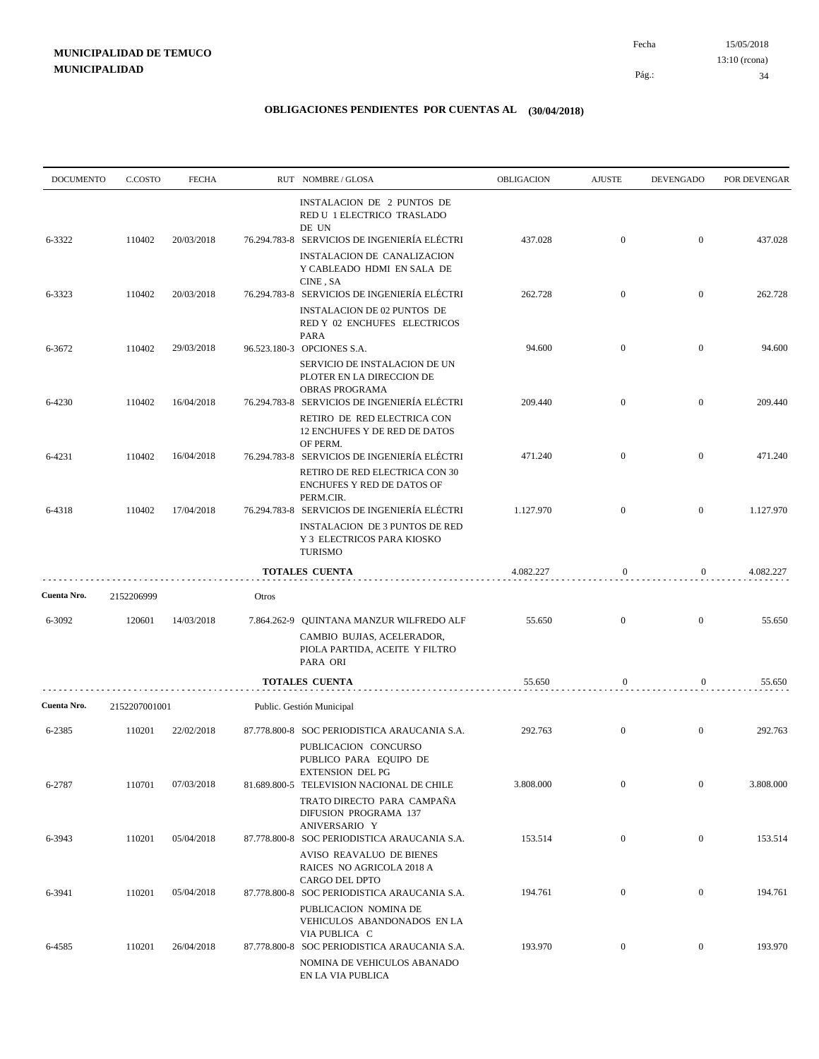**MUNICIPALIDAD DE TEMUCO**
**MUNICIPALIDAD**

Fecha 15/05/2018
13:10 (rcona)

## OBLIGACIONES PENDIENTES POR CUENTAS AL (30/04/2018)

| DOCUMENTO | C.COSTO | FECHA | RUT | NOMBRE / GLOSA | OBLIGACION | AJUSTE | DEVENGADO | POR DEVENGAR |
|---|---|---|---|---|---|---|---|---|
| | | | | INSTALACION DE 2 PUNTOS DE RED U 1 ELECTRICO TRASLADO DE UN | | | | |
| 6-3322 | 110402 | 20/03/2018 | 76.294.783-8 | SERVICIOS DE INGENIERÍA ELÉCTRI | 437.028 | 0 | 0 | 437.028 |
| | | | | INSTALACION DE CANALIZACION Y CABLEADO HDMI EN SALA DE CINE , SA | | | | |
| 6-3323 | 110402 | 20/03/2018 | 76.294.783-8 | SERVICIOS DE INGENIERÍA ELÉCTRI | 262.728 | 0 | 0 | 262.728 |
| | | | | INSTALACION DE 02 PUNTOS DE RED Y 02 ENCHUFES ELECTRICOS PARA | | | | |
| 6-3672 | 110402 | 29/03/2018 | 96.523.180-3 | OPCIONES S.A. | 94.600 | 0 | 0 | 94.600 |
| | | | | SERVICIO DE INSTALACION DE UN PLOTER EN LA DIRECCION DE OBRAS PROGRAMA | | | | |
| 6-4230 | 110402 | 16/04/2018 | 76.294.783-8 | SERVICIOS DE INGENIERÍA ELÉCTRI | 209.440 | 0 | 0 | 209.440 |
| | | | | RETIRO DE RED ELECTRICA CON 12 ENCHUFES Y DE RED DE DATOS OF PERM. | | | | |
| 6-4231 | 110402 | 16/04/2018 | 76.294.783-8 | SERVICIOS DE INGENIERÍA ELÉCTRI | 471.240 | 0 | 0 | 471.240 |
| | | | | RETIRO DE RED ELECTRICA CON 30 ENCHUFES Y RED DE DATOS OF PERM.CIR. | | | | |
| 6-4318 | 110402 | 17/04/2018 | 76.294.783-8 | SERVICIOS DE INGENIERÍA ELÉCTRI | 1.127.970 | 0 | 0 | 1.127.970 |
| | | | | INSTALACION DE 3 PUNTOS DE RED Y 3 ELECTRICOS PARA KIOSKO TURISMO | | | | |
| | | | | **TOTALES CUENTA** | 4.082.227 | 0 | 0 | 4.082.227 |
| **Cuenta Nro.** | 2152206999 | | Otros | | | | | |
| 6-3092 | 120601 | 14/03/2018 | 7.864.262-9 | QUINTANA MANZUR WILFREDO ALF | 55.650 | 0 | 0 | 55.650 |
| | | | | CAMBIO BUJIAS, ACELERADOR, PIOLA PARTIDA, ACEITE Y FILTRO PARA ORI | | | | |
| | | | | **TOTALES CUENTA** | 55.650 | 0 | 0 | 55.650 |
| **Cuenta Nro.** | 2152207001001 | | Public. Gestión Municipal | | | | | |
| 6-2385 | 110201 | 22/02/2018 | 87.778.800-8 | SOC PERIODISTICA ARAUCANIA S.A. | 292.763 | 0 | 0 | 292.763 |
| | | | | PUBLICACION CONCURSO PUBLICO PARA EQUIPO DE EXTENSION DEL PG | | | | |
| 6-2787 | 110701 | 07/03/2018 | 81.689.800-5 | TELEVISION NACIONAL DE CHILE | 3.808.000 | 0 | 0 | 3.808.000 |
| | | | | TRATO DIRECTO PARA CAMPAÑA DIFUSION PROGRAMA 137 ANIVERSARIO Y | | | | |
| 6-3943 | 110201 | 05/04/2018 | 87.778.800-8 | SOC PERIODISTICA ARAUCANIA S.A. | 153.514 | 0 | 0 | 153.514 |
| | | | | AVISO REAVALUO DE BIENES RAICES NO AGRICOLA 2018 A CARGO DEL DPTO | | | | |
| 6-3941 | 110201 | 05/04/2018 | 87.778.800-8 | SOC PERIODISTICA ARAUCANIA S.A. | 194.761 | 0 | 0 | 194.761 |
| | | | | PUBLICACION NOMINA DE VEHICULOS ABANDONADOS EN LA VIA PUBLICA C | | | | |
| 6-4585 | 110201 | 26/04/2018 | 87.778.800-8 | SOC PERIODISTICA ARAUCANIA S.A. | 193.970 | 0 | 0 | 193.970 |
| | | | | NOMINA DE VEHICULOS ABANADO EN LA VIA PUBLICA | | | | |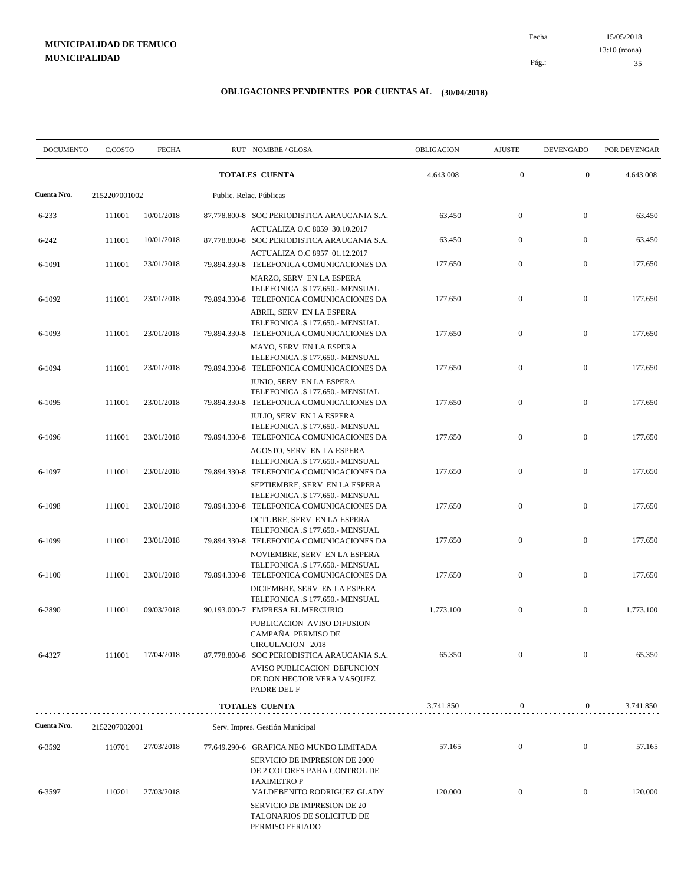**MUNICIPALIDAD DE TEMUCO**
**MUNICIPALIDAD**

Fecha 15/05/2018
13:10 (rcona)

## OBLIGACIONES PENDIENTES POR CUENTAS AL (30/04/2018)

| DOCUMENTO | C.COSTO | FECHA | RUT | NOMBRE / GLOSA | OBLIGACION | AJUSTE | DEVENGADO | POR DEVENGAR |
|---|---|---|---|---|---|---|---|---|
| | | | | **TOTALES CUENTA** | 4.643.008 | 0 | 0 | 4.643.008 |
| **Cuenta Nro.** | 2152207001002 | | | Public. Relac. Públicas | | | | |
| 6-233 | 111001 | 10/01/2018 | 87.778.800-8 | SOC PERIODISTICA ARAUCANIA S.A. ACTUALIZA O.C 8059 30.10.2017 | 63.450 | 0 | 0 | 63.450 |
| 6-242 | 111001 | 10/01/2018 | 87.778.800-8 | SOC PERIODISTICA ARAUCANIA S.A. ACTUALIZA O.C 8957 01.12.2017 | 63.450 | 0 | 0 | 63.450 |
| 6-1091 | 111001 | 23/01/2018 | 79.894.330-8 | TELEFONICA COMUNICACIONES DA MARZO, SERV EN LA ESPERA TELEFONICA .$ 177.650.- MENSUAL | 177.650 | 0 | 0 | 177.650 |
| 6-1092 | 111001 | 23/01/2018 | 79.894.330-8 | TELEFONICA COMUNICACIONES DA ABRIL, SERV EN LA ESPERA TELEFONICA .$ 177.650.- MENSUAL | 177.650 | 0 | 0 | 177.650 |
| 6-1093 | 111001 | 23/01/2018 | 79.894.330-8 | TELEFONICA COMUNICACIONES DA MAYO, SERV EN LA ESPERA TELEFONICA .$ 177.650.- MENSUAL | 177.650 | 0 | 0 | 177.650 |
| 6-1094 | 111001 | 23/01/2018 | 79.894.330-8 | TELEFONICA COMUNICACIONES DA JUNIO, SERV EN LA ESPERA TELEFONICA .$ 177.650.- MENSUAL | 177.650 | 0 | 0 | 177.650 |
| 6-1095 | 111001 | 23/01/2018 | 79.894.330-8 | TELEFONICA COMUNICACIONES DA JULIO, SERV EN LA ESPERA TELEFONICA .$ 177.650.- MENSUAL | 177.650 | 0 | 0 | 177.650 |
| 6-1096 | 111001 | 23/01/2018 | 79.894.330-8 | TELEFONICA COMUNICACIONES DA AGOSTO, SERV EN LA ESPERA TELEFONICA .$ 177.650.- MENSUAL | 177.650 | 0 | 0 | 177.650 |
| 6-1097 | 111001 | 23/01/2018 | 79.894.330-8 | TELEFONICA COMUNICACIONES DA SEPTIEMBRE, SERV EN LA ESPERA TELEFONICA .$ 177.650.- MENSUAL | 177.650 | 0 | 0 | 177.650 |
| 6-1098 | 111001 | 23/01/2018 | 79.894.330-8 | TELEFONICA COMUNICACIONES DA OCTUBRE, SERV EN LA ESPERA TELEFONICA .$ 177.650.- MENSUAL | 177.650 | 0 | 0 | 177.650 |
| 6-1099 | 111001 | 23/01/2018 | 79.894.330-8 | TELEFONICA COMUNICACIONES DA NOVIEMBRE, SERV EN LA ESPERA TELEFONICA .$ 177.650.- MENSUAL | 177.650 | 0 | 0 | 177.650 |
| 6-1100 | 111001 | 23/01/2018 | 79.894.330-8 | TELEFONICA COMUNICACIONES DA DICIEMBRE, SERV EN LA ESPERA TELEFONICA .$ 177.650.- MENSUAL | 177.650 | 0 | 0 | 177.650 |
| 6-2890 | 111001 | 09/03/2018 | 90.193.000-7 | EMPRESA EL MERCURIO PUBLICACION AVISO DIFUSION CAMPAÑA PERMISO DE CIRCULACION 2018 | 1.773.100 | 0 | 0 | 1.773.100 |
| 6-4327 | 111001 | 17/04/2018 | 87.778.800-8 | SOC PERIODISTICA ARAUCANIA S.A. AVISO PUBLICACION DEFUNCION DE DON HECTOR VERA VASQUEZ PADRE DEL F | 65.350 | 0 | 0 | 65.350 |
| | | | | **TOTALES CUENTA** | 3.741.850 | 0 | 0 | 3.741.850 |
| **Cuenta Nro.** | 2152207002001 | | | Serv. Impres. Gestión Municipal | | | | |
| 6-3592 | 110701 | 27/03/2018 | 77.649.290-6 | GRAFICA NEO MUNDO LIMITADA SERVICIO DE IMPRESION DE 2000 DE 2 COLORES PARA CONTROL DE TAXIMETRO P | 57.165 | 0 | 0 | 57.165 |
| 6-3597 | 110201 | 27/03/2018 | | VALDEBENITO RODRIGUEZ GLADY SERVICIO DE IMPRESION DE 20 TALONARIOS DE SOLICITUD DE PERMISO FERIADO | 120.000 | 0 | 0 | 120.000 |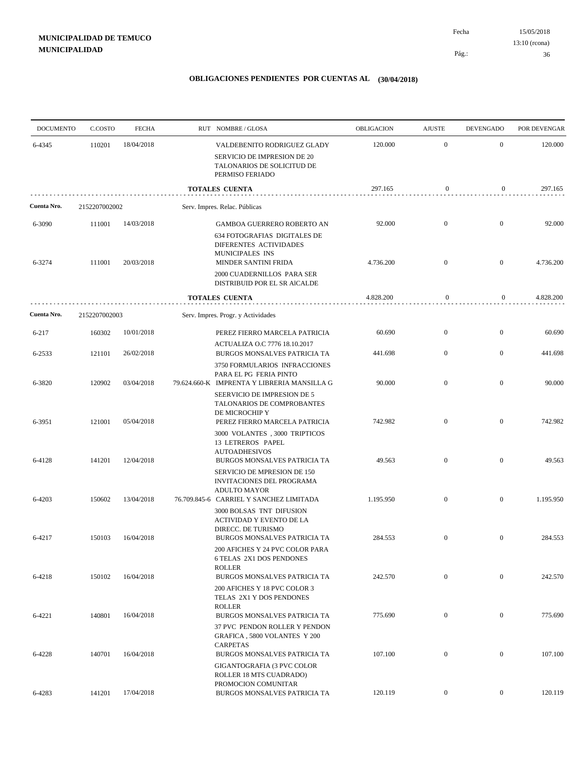**MUNICIPALIDAD DE TEMUCO**
**MUNICIPALIDAD**

Fecha 15/05/2018
13:10 (rcona)

## OBLIGACIONES PENDIENTES POR CUENTAS AL (30/04/2018)

| DOCUMENTO | C.COSTO | FECHA | RUT | NOMBRE / GLOSA | OBLIGACION | AJUSTE | DEVENGADO | POR DEVENGAR |
|---|---|---|---|---|---|---|---|---|
| 6-4345 | 110201 | 18/04/2018 | | VALDEBENITO RODRIGUEZ GLADY<br>SERVICIO DE IMPRESION DE 20 TALONARIOS DE SOLICITUD DE PERMISO FERIADO | 120.000 | 0 | 0 | 120.000 |
| | | | | **TOTALES CUENTA** | 297.165 | 0 | 0 | 297.165 |
| **Cuenta Nro.** | 2152207002002 | | | Serv. Impres. Relac. Públicas | | | | |
| 6-3090 | 111001 | 14/03/2018 | | GAMBOA GUERRERO ROBERTO AN<br>634 FOTOGRAFIAS DIGITALES DE DIFERENTES ACTIVIDADES MUNICIPALES INS | 92.000 | 0 | 0 | 92.000 |
| 6-3274 | 111001 | 20/03/2018 | | MINDER SANTINI FRIDA<br>2000 CUADERNILLOS PARA SER DISTRIBUID POR EL SR AlCALDE | 4.736.200 | 0 | 0 | 4.736.200 |
| | | | | **TOTALES CUENTA** | 4.828.200 | 0 | 0 | 4.828.200 |
| **Cuenta Nro.** | 2152207002003 | | | Serv. Impres. Progr. y Actividades | | | | |
| 6-217 | 160302 | 10/01/2018 | | PEREZ FIERRO MARCELA PATRICIA<br>ACTUALIZA O.C 7776 18.10.2017 | 60.690 | 0 | 0 | 60.690 |
| 6-2533 | 121101 | 26/02/2018 | | BURGOS MONSALVES PATRICIA TA<br>3750 FORMULARIOS INFRACCIONES PARA EL PG FERIA PINTO | 441.698 | 0 | 0 | 441.698 |
| 6-3820 | 120902 | 03/04/2018 | 79.624.660-K | IMPRENTA Y LIBRERIA MANSILLA G<br>SEERVICIO DE IMPRESION DE 5 TALONARIOS DE COMPROBANTES DE MICROCHIP Y | 90.000 | 0 | 0 | 90.000 |
| 6-3951 | 121001 | 05/04/2018 | | PEREZ FIERRO MARCELA PATRICIA<br>3000 VOLANTES , 3000 TRIPTICOS 13 LETREROS PAPEL AUTOADHESIVOS | 742.982 | 0 | 0 | 742.982 |
| 6-4128 | 141201 | 12/04/2018 | | BURGOS MONSALVES PATRICIA TA<br>SERVICIO DE MPRESION DE 150 INVITACIONES DEL PROGRAMA ADULTO MAYOR | 49.563 | 0 | 0 | 49.563 |
| 6-4203 | 150602 | 13/04/2018 | 76.709.845-6 | CARRIEL Y SANCHEZ LIMITADA<br>3000 BOLSAS TNT DIFUSION ACTIVIDAD Y EVENTO DE LA DIRECC. DE TURISMO | 1.195.950 | 0 | 0 | 1.195.950 |
| 6-4217 | 150103 | 16/04/2018 | | BURGOS MONSALVES PATRICIA TA<br>200 AFICHES Y 24 PVC COLOR PARA 6 TELAS 2X1 DOS PENDONES ROLLER | 284.553 | 0 | 0 | 284.553 |
| 6-4218 | 150102 | 16/04/2018 | | BURGOS MONSALVES PATRICIA TA<br>200 AFICHES Y 18 PVC COLOR 3 TELAS 2X1 Y DOS PENDONES ROLLER | 242.570 | 0 | 0 | 242.570 |
| 6-4221 | 140801 | 16/04/2018 | | BURGOS MONSALVES PATRICIA TA<br>37 PVC PENDON ROLLER Y PENDON GRAFICA , 5800 VOLANTES Y 200 CARPETAS | 775.690 | 0 | 0 | 775.690 |
| 6-4228 | 140701 | 16/04/2018 | | BURGOS MONSALVES PATRICIA TA<br>GIGANTOGRAFIA (3 PVC COLOR ROLLER 18 MTS CUADRADO) PROMOCION COMUNITAR | 107.100 | 0 | 0 | 107.100 |
| 6-4283 | 141201 | 17/04/2018 | | BURGOS MONSALVES PATRICIA TA | 120.119 | 0 | 0 | 120.119 |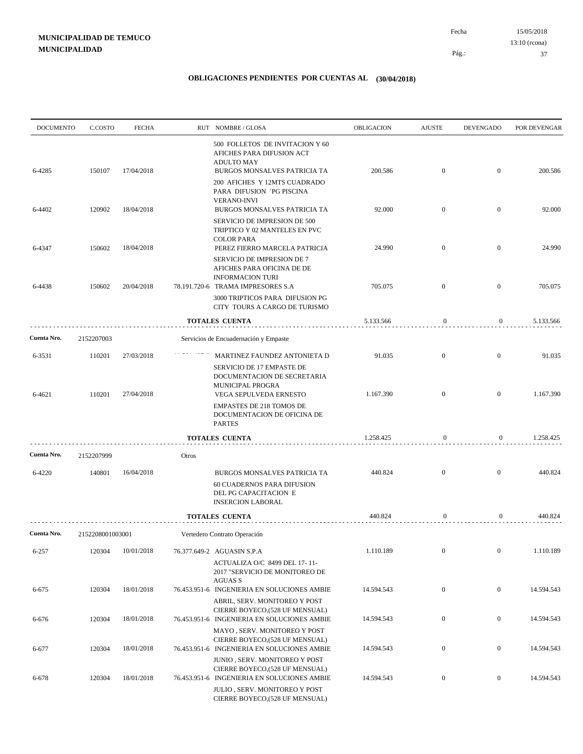**MUNICIPALIDAD DE TEMUCO**
**MUNICIPALIDAD**

Fecha 15/05/2018
13:10 (rcona)

## OBLIGACIONES PENDIENTES POR CUENTAS AL (30/04/2018)

| DOCUMENTO | C.COSTO | FECHA | RUT | NOMBRE / GLOSA | OBLIGACION | AJUSTE | DEVENGADO | POR DEVENGAR |
|---|---|---|---|---|---|---|---|---|
| | | | | 500 FOLLETOS DE INVITACION Y 60 AFICHES PARA DIFUSION ACT ADULTO MAY | | | | |
| 6-4285 | 150107 | 17/04/2018 | | BURGOS MONSALVES PATRICIA TA | 200.586 | 0 | 0 | 200.586 |
| | | | | 200 AFICHES Y 12MTS CUADRADO PARA DIFUSION ´PG PISCINA VERANO-INVI | | | | |
| 6-4402 | 120902 | 18/04/2018 | | BURGOS MONSALVES PATRICIA TA | 92.000 | 0 | 0 | 92.000 |
| | | | | SERVICIO DE IMPRESION DE 500 TRIPTICO Y 02 MANTELES EN PVC COLOR PARA | | | | |
| 6-4347 | 150602 | 18/04/2018 | | PEREZ FIERRO MARCELA PATRICIA | 24.990 | 0 | 0 | 24.990 |
| | | | | SERVICIO DE IMPRESION DE 7 AFICHES PARA OFICINA DE DE INFORMACION TURI | | | | |
| 6-4438 | 150602 | 20/04/2018 | 78.191.720-6 | TRAMA IMPRESORES S.A | 705.075 | 0 | 0 | 705.075 |
| | | | | 3000 TRIPTICOS PARA DIFUSION PG CITY TOURS A CARGO DE TURISMO | | | | |
| | | | | **TOTALES CUENTA** | 5.133.566 | 0 | 0 | 5.133.566 |
| **Cuenta Nro.** | 2152207003 | | | Servicios de Encuadernación y Empaste | | | | |
| 6-3531 | 110201 | 27/03/2018 | | MARTINEZ FAUNDEZ ANTONIETA D | 91.035 | 0 | 0 | 91.035 |
| | | | | SERVICIO DE 17 EMPASTE DE DOCUMENTACION DE SECRETARIA MUNICIPAL PROGRA | | | | |
| 6-4621 | 110201 | 27/04/2018 | | VEGA SEPULVEDA ERNESTO | 1.167.390 | 0 | 0 | 1.167.390 |
| | | | | EMPASTES DE 218 TOMOS DE DOCUMENTACION DE OFICINA DE PARTES | | | | |
| | | | | **TOTALES CUENTA** | 1.258.425 | 0 | 0 | 1.258.425 |
| **Cuenta Nro.** | 2152207999 | | | Otros | | | | |
| 6-4220 | 140801 | 16/04/2018 | | BURGOS MONSALVES PATRICIA TA | 440.824 | 0 | 0 | 440.824 |
| | | | | 60 CUADERNOS PARA DIFUSION DEL PG CAPACITACION E INSERCION LABORAL | | | | |
| | | | | **TOTALES CUENTA** | 440.824 | 0 | 0 | 440.824 |
| **Cuenta Nro.** | 2152208001003001 | | | Vertedero Contrato Operación | | | | |
| 6-257 | 120304 | 10/01/2018 | 76.377.649-2 | AGUASIN S.P.A | 1.110.189 | 0 | 0 | 1.110.189 |
| | | | | ACTUALIZA O/C 8499 DEL 17- 11-2017 "SERVICIO DE MONITOREO DE AGUAS S | | | | |
| 6-675 | 120304 | 18/01/2018 | 76.453.951-6 | INGENIERIA EN SOLUCIONES AMBIE | 14.594.543 | 0 | 0 | 14.594.543 |
| | | | | ABRIL, SERV. MONITOREO Y POST CIERRE BOYECO,(528 UF MENSUAL) | | | | |
| 6-676 | 120304 | 18/01/2018 | 76.453.951-6 | INGENIERIA EN SOLUCIONES AMBIE | 14.594.543 | 0 | 0 | 14.594.543 |
| | | | | MAYO , SERV. MONITOREO Y POST CIERRE BOYECO,(528 UF MENSUAL) | | | | |
| 6-677 | 120304 | 18/01/2018 | 76.453.951-6 | INGENIERIA EN SOLUCIONES AMBIE | 14.594.543 | 0 | 0 | 14.594.543 |
| | | | | JUNIO , SERV. MONITOREO Y POST CIERRE BOYECO,(528 UF MENSUAL) | | | | |
| 6-678 | 120304 | 18/01/2018 | 76.453.951-6 | INGENIERIA EN SOLUCIONES AMBIE | 14.594.543 | 0 | 0 | 14.594.543 |
| | | | | JULIO , SERV. MONITOREO Y POST CIERRE BOYECO,(528 UF MENSUAL) | | | | |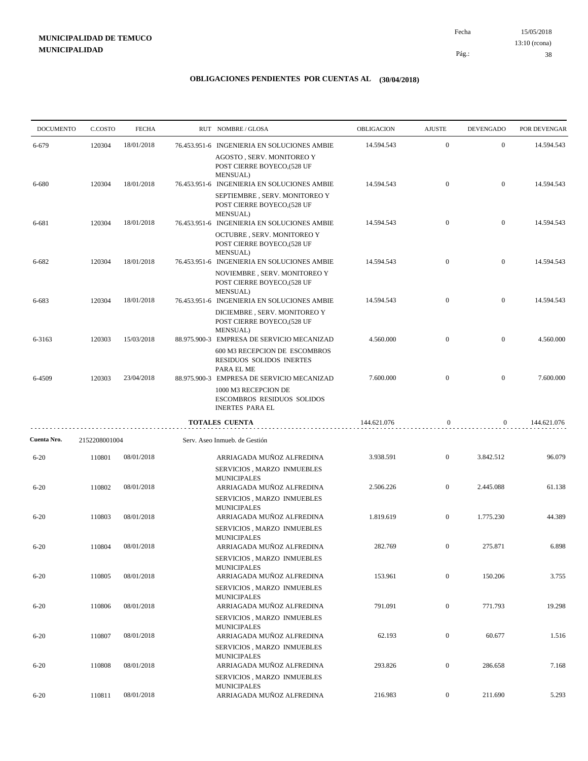**MUNICIPALIDAD DE TEMUCO**
**MUNICIPALIDAD**

Fecha 15/05/2018
13:10 (rcona)

## OBLIGACIONES PENDIENTES POR CUENTAS AL (30/04/2018)

| DOCUMENTO | C.COSTO | FECHA | RUT | NOMBRE / GLOSA | OBLIGACION | AJUSTE | DEVENGADO | POR DEVENGAR |
|---|---|---|---|---|---|---|---|---|
| 6-679 | 120304 | 18/01/2018 | 76.453.951-6 | INGENIERIA EN SOLUCIONES AMBIE AGOSTO , SERV. MONITOREO Y POST CIERRE BOYECO,(528 UF MENSUAL) | 14.594.543 | 0 | 0 | 14.594.543 |
| 6-680 | 120304 | 18/01/2018 | 76.453.951-6 | INGENIERIA EN SOLUCIONES AMBIE SEPTIEMBRE , SERV. MONITOREO Y POST CIERRE BOYECO,(528 UF MENSUAL) | 14.594.543 | 0 | 0 | 14.594.543 |
| 6-681 | 120304 | 18/01/2018 | 76.453.951-6 | INGENIERIA EN SOLUCIONES AMBIE OCTUBRE , SERV. MONITOREO Y POST CIERRE BOYECO,(528 UF MENSUAL) | 14.594.543 | 0 | 0 | 14.594.543 |
| 6-682 | 120304 | 18/01/2018 | 76.453.951-6 | INGENIERIA EN SOLUCIONES AMBIE NOVIEMBRE , SERV. MONITOREO Y POST CIERRE BOYECO,(528 UF MENSUAL) | 14.594.543 | 0 | 0 | 14.594.543 |
| 6-683 | 120304 | 18/01/2018 | 76.453.951-6 | INGENIERIA EN SOLUCIONES AMBIE DICIEMBRE , SERV. MONITOREO Y POST CIERRE BOYECO,(528 UF MENSUAL) | 14.594.543 | 0 | 0 | 14.594.543 |
| 6-3163 | 120303 | 15/03/2018 | 88.975.900-3 | EMPRESA DE SERVICIO MECANIZAD 600 M3 RECEPCION DE ESCOMBROS RESIDUOS SOLIDOS INERTES PARA EL ME | 4.560.000 | 0 | 0 | 4.560.000 |
| 6-4509 | 120303 | 23/04/2018 | 88.975.900-3 | EMPRESA DE SERVICIO MECANIZAD 1000 M3 RECEPCION DE ESCOMBROS RESIDUOS SOLIDOS INERTES PARA EL | 7.600.000 | 0 | 0 | 7.600.000 |
| | | | | **TOTALES CUENTA** | 144.621.076 | 0 | 0 | 144.621.076 |
| **Cuenta Nro.** | 2152208001004 | | | Serv. Aseo Inmueb. de Gestión | | | | |
| 6-20 | 110801 | 08/01/2018 | | ARRIAGADA MUÑOZ ALFREDINA SERVICIOS , MARZO INMUEBLES MUNICIPALES | 3.938.591 | 0 | 3.842.512 | 96.079 |
| 6-20 | 110802 | 08/01/2018 | | ARRIAGADA MUÑOZ ALFREDINA SERVICIOS , MARZO INMUEBLES MUNICIPALES | 2.506.226 | 0 | 2.445.088 | 61.138 |
| 6-20 | 110803 | 08/01/2018 | | ARRIAGADA MUÑOZ ALFREDINA SERVICIOS , MARZO INMUEBLES MUNICIPALES | 1.819.619 | 0 | 1.775.230 | 44.389 |
| 6-20 | 110804 | 08/01/2018 | | ARRIAGADA MUÑOZ ALFREDINA SERVICIOS , MARZO INMUEBLES MUNICIPALES | 282.769 | 0 | 275.871 | 6.898 |
| 6-20 | 110805 | 08/01/2018 | | ARRIAGADA MUÑOZ ALFREDINA SERVICIOS , MARZO INMUEBLES MUNICIPALES | 153.961 | 0 | 150.206 | 3.755 |
| 6-20 | 110806 | 08/01/2018 | | ARRIAGADA MUÑOZ ALFREDINA SERVICIOS , MARZO INMUEBLES MUNICIPALES | 791.091 | 0 | 771.793 | 19.298 |
| 6-20 | 110807 | 08/01/2018 | | ARRIAGADA MUÑOZ ALFREDINA SERVICIOS , MARZO INMUEBLES MUNICIPALES | 62.193 | 0 | 60.677 | 1.516 |
| 6-20 | 110808 | 08/01/2018 | | ARRIAGADA MUÑOZ ALFREDINA SERVICIOS , MARZO INMUEBLES MUNICIPALES | 293.826 | 0 | 286.658 | 7.168 |
| 6-20 | 110811 | 08/01/2018 | | ARRIAGADA MUÑOZ ALFREDINA | 216.983 | 0 | 211.690 | 5.293 |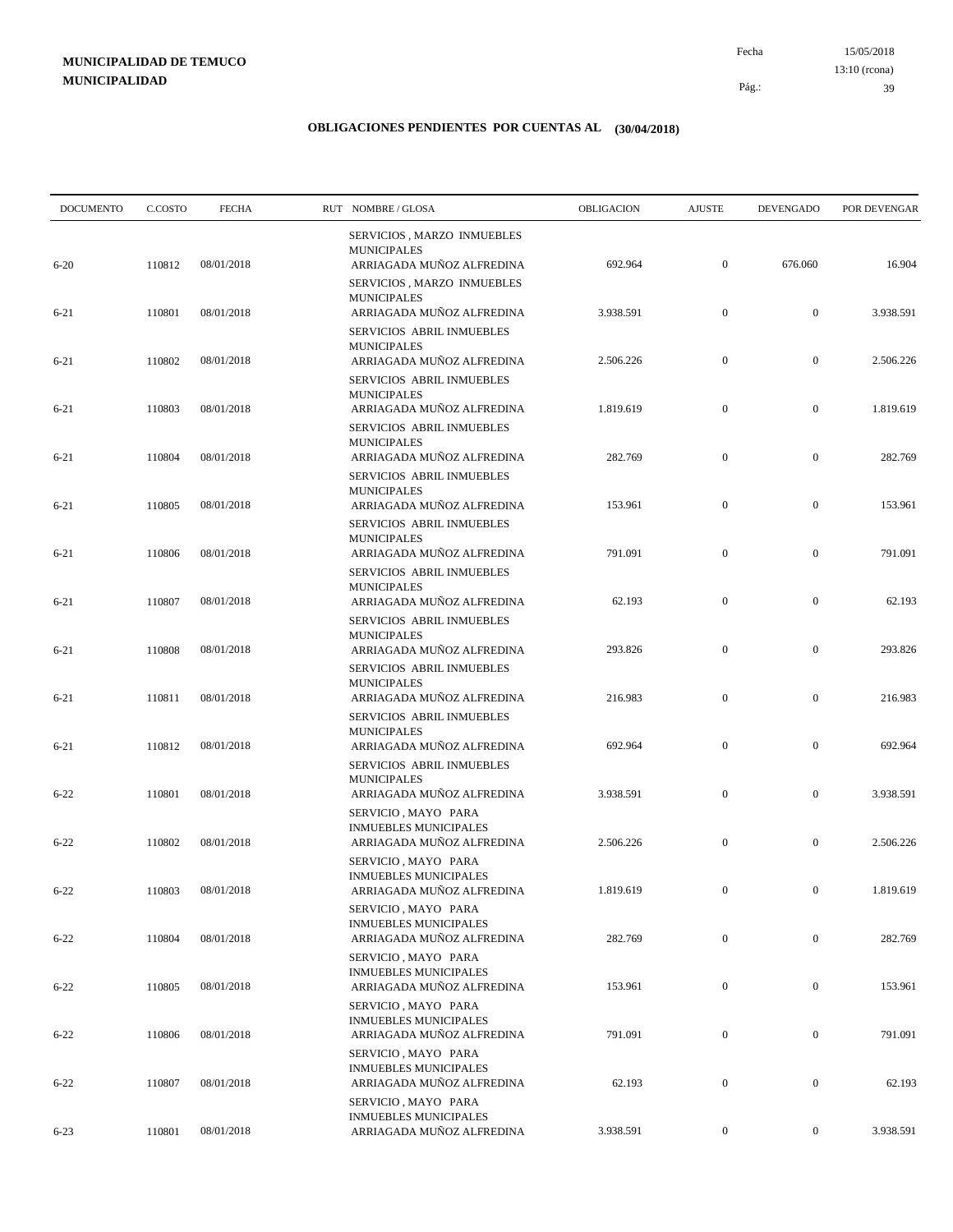**MUNICIPALIDAD DE TEMUCO**
**MUNICIPALIDAD**

Fecha 15/05/2018
13:10 (rcona)

## OBLIGACIONES PENDIENTES POR CUENTAS AL (30/04/2018)

| DOCUMENTO | C.COSTO | FECHA | RUT NOMBRE / GLOSA | OBLIGACION | AJUSTE | DEVENGADO | POR DEVENGAR |
|---|---|---|---|---|---|---|---|
| 6-20 | 110812 | 08/01/2018 | SERVICIOS , MARZO INMUEBLES MUNICIPALES ARRIAGADA MUÑOZ ALFREDINA | 692.964 | 0 | 676.060 | 16.904 |
| 6-21 | 110801 | 08/01/2018 | SERVICIOS , MARZO INMUEBLES MUNICIPALES ARRIAGADA MUÑOZ ALFREDINA | 3.938.591 | 0 | 0 | 3.938.591 |
| 6-21 | 110802 | 08/01/2018 | SERVICIOS ABRIL INMUEBLES MUNICIPALES ARRIAGADA MUÑOZ ALFREDINA | 2.506.226 | 0 | 0 | 2.506.226 |
| 6-21 | 110803 | 08/01/2018 | SERVICIOS ABRIL INMUEBLES MUNICIPALES ARRIAGADA MUÑOZ ALFREDINA | 1.819.619 | 0 | 0 | 1.819.619 |
| 6-21 | 110804 | 08/01/2018 | SERVICIOS ABRIL INMUEBLES MUNICIPALES ARRIAGADA MUÑOZ ALFREDINA | 282.769 | 0 | 0 | 282.769 |
| 6-21 | 110805 | 08/01/2018 | SERVICIOS ABRIL INMUEBLES MUNICIPALES ARRIAGADA MUÑOZ ALFREDINA | 153.961 | 0 | 0 | 153.961 |
| 6-21 | 110806 | 08/01/2018 | SERVICIOS ABRIL INMUEBLES MUNICIPALES ARRIAGADA MUÑOZ ALFREDINA | 791.091 | 0 | 0 | 791.091 |
| 6-21 | 110807 | 08/01/2018 | SERVICIOS ABRIL INMUEBLES MUNICIPALES ARRIAGADA MUÑOZ ALFREDINA | 62.193 | 0 | 0 | 62.193 |
| 6-21 | 110808 | 08/01/2018 | SERVICIOS ABRIL INMUEBLES MUNICIPALES ARRIAGADA MUÑOZ ALFREDINA | 293.826 | 0 | 0 | 293.826 |
| 6-21 | 110811 | 08/01/2018 | SERVICIOS ABRIL INMUEBLES MUNICIPALES ARRIAGADA MUÑOZ ALFREDINA | 216.983 | 0 | 0 | 216.983 |
| 6-21 | 110812 | 08/01/2018 | SERVICIOS ABRIL INMUEBLES MUNICIPALES ARRIAGADA MUÑOZ ALFREDINA | 692.964 | 0 | 0 | 692.964 |
| 6-22 | 110801 | 08/01/2018 | SERVICIOS ABRIL INMUEBLES MUNICIPALES ARRIAGADA MUÑOZ ALFREDINA | 3.938.591 | 0 | 0 | 3.938.591 |
| 6-22 | 110802 | 08/01/2018 | SERVICIO , MAYO PARA INMUEBLES MUNICIPALES ARRIAGADA MUÑOZ ALFREDINA | 2.506.226 | 0 | 0 | 2.506.226 |
| 6-22 | 110803 | 08/01/2018 | SERVICIO , MAYO PARA INMUEBLES MUNICIPALES ARRIAGADA MUÑOZ ALFREDINA | 1.819.619 | 0 | 0 | 1.819.619 |
| 6-22 | 110804 | 08/01/2018 | SERVICIO , MAYO PARA INMUEBLES MUNICIPALES ARRIAGADA MUÑOZ ALFREDINA | 282.769 | 0 | 0 | 282.769 |
| 6-22 | 110805 | 08/01/2018 | SERVICIO , MAYO PARA INMUEBLES MUNICIPALES ARRIAGADA MUÑOZ ALFREDINA | 153.961 | 0 | 0 | 153.961 |
| 6-22 | 110806 | 08/01/2018 | SERVICIO , MAYO PARA INMUEBLES MUNICIPALES ARRIAGADA MUÑOZ ALFREDINA | 791.091 | 0 | 0 | 791.091 |
| 6-22 | 110807 | 08/01/2018 | SERVICIO , MAYO PARA INMUEBLES MUNICIPALES ARRIAGADA MUÑOZ ALFREDINA | 62.193 | 0 | 0 | 62.193 |
| 6-23 | 110801 | 08/01/2018 | SERVICIO , MAYO PARA INMUEBLES MUNICIPALES ARRIAGADA MUÑOZ ALFREDINA | 3.938.591 | 0 | 0 | 3.938.591 |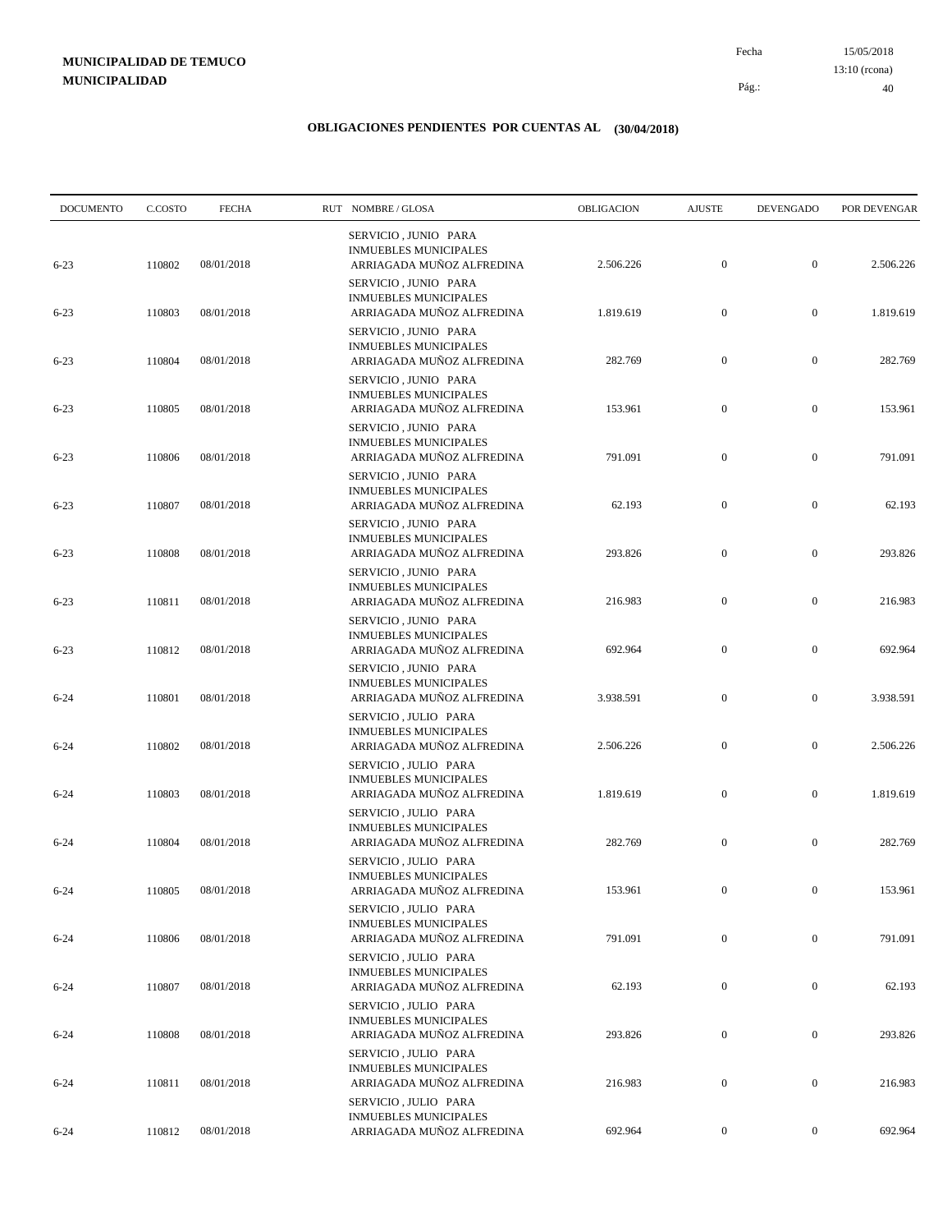**MUNICIPALIDAD DE TEMUCO**
**MUNICIPALIDAD**

Fecha 15/05/2018
13:10 (rcona)

## OBLIGACIONES PENDIENTES POR CUENTAS AL (30/04/2018)

| DOCUMENTO | C.COSTO | FECHA | RUT NOMBRE / GLOSA | OBLIGACION | AJUSTE | DEVENGADO | POR DEVENGAR |
|---|---|---|---|---|---|---|---|
| 6-23 | 110802 | 08/01/2018 | SERVICIO , JUNIO PARA INMUEBLES MUNICIPALES ARRIAGADA MUÑOZ ALFREDINA | 2.506.226 | 0 | 0 | 2.506.226 |
| 6-23 | 110803 | 08/01/2018 | SERVICIO , JUNIO PARA INMUEBLES MUNICIPALES ARRIAGADA MUÑOZ ALFREDINA | 1.819.619 | 0 | 0 | 1.819.619 |
| 6-23 | 110804 | 08/01/2018 | SERVICIO , JUNIO PARA INMUEBLES MUNICIPALES ARRIAGADA MUÑOZ ALFREDINA | 282.769 | 0 | 0 | 282.769 |
| 6-23 | 110805 | 08/01/2018 | SERVICIO , JUNIO PARA INMUEBLES MUNICIPALES ARRIAGADA MUÑOZ ALFREDINA | 153.961 | 0 | 0 | 153.961 |
| 6-23 | 110806 | 08/01/2018 | SERVICIO , JUNIO PARA INMUEBLES MUNICIPALES ARRIAGADA MUÑOZ ALFREDINA | 791.091 | 0 | 0 | 791.091 |
| 6-23 | 110807 | 08/01/2018 | SERVICIO , JUNIO PARA INMUEBLES MUNICIPALES ARRIAGADA MUÑOZ ALFREDINA | 62.193 | 0 | 0 | 62.193 |
| 6-23 | 110808 | 08/01/2018 | SERVICIO , JUNIO PARA INMUEBLES MUNICIPALES ARRIAGADA MUÑOZ ALFREDINA | 293.826 | 0 | 0 | 293.826 |
| 6-23 | 110811 | 08/01/2018 | SERVICIO , JUNIO PARA INMUEBLES MUNICIPALES ARRIAGADA MUÑOZ ALFREDINA | 216.983 | 0 | 0 | 216.983 |
| 6-23 | 110812 | 08/01/2018 | SERVICIO , JUNIO PARA INMUEBLES MUNICIPALES ARRIAGADA MUÑOZ ALFREDINA | 692.964 | 0 | 0 | 692.964 |
| 6-24 | 110801 | 08/01/2018 | SERVICIO , JUNIO PARA INMUEBLES MUNICIPALES ARRIAGADA MUÑOZ ALFREDINA | 3.938.591 | 0 | 0 | 3.938.591 |
| 6-24 | 110802 | 08/01/2018 | SERVICIO , JULIO PARA INMUEBLES MUNICIPALES ARRIAGADA MUÑOZ ALFREDINA | 2.506.226 | 0 | 0 | 2.506.226 |
| 6-24 | 110803 | 08/01/2018 | SERVICIO , JULIO PARA INMUEBLES MUNICIPALES ARRIAGADA MUÑOZ ALFREDINA | 1.819.619 | 0 | 0 | 1.819.619 |
| 6-24 | 110804 | 08/01/2018 | SERVICIO , JULIO PARA INMUEBLES MUNICIPALES ARRIAGADA MUÑOZ ALFREDINA | 282.769 | 0 | 0 | 282.769 |
| 6-24 | 110805 | 08/01/2018 | SERVICIO , JULIO PARA INMUEBLES MUNICIPALES ARRIAGADA MUÑOZ ALFREDINA | 153.961 | 0 | 0 | 153.961 |
| 6-24 | 110806 | 08/01/2018 | SERVICIO , JULIO PARA INMUEBLES MUNICIPALES ARRIAGADA MUÑOZ ALFREDINA | 791.091 | 0 | 0 | 791.091 |
| 6-24 | 110807 | 08/01/2018 | SERVICIO , JULIO PARA INMUEBLES MUNICIPALES ARRIAGADA MUÑOZ ALFREDINA | 62.193 | 0 | 0 | 62.193 |
| 6-24 | 110808 | 08/01/2018 | SERVICIO , JULIO PARA INMUEBLES MUNICIPALES ARRIAGADA MUÑOZ ALFREDINA | 293.826 | 0 | 0 | 293.826 |
| 6-24 | 110811 | 08/01/2018 | SERVICIO , JULIO PARA INMUEBLES MUNICIPALES ARRIAGADA MUÑOZ ALFREDINA | 216.983 | 0 | 0 | 216.983 |
| 6-24 | 110812 | 08/01/2018 | SERVICIO , JULIO PARA INMUEBLES MUNICIPALES ARRIAGADA MUÑOZ ALFREDINA | 692.964 | 0 | 0 | 692.964 |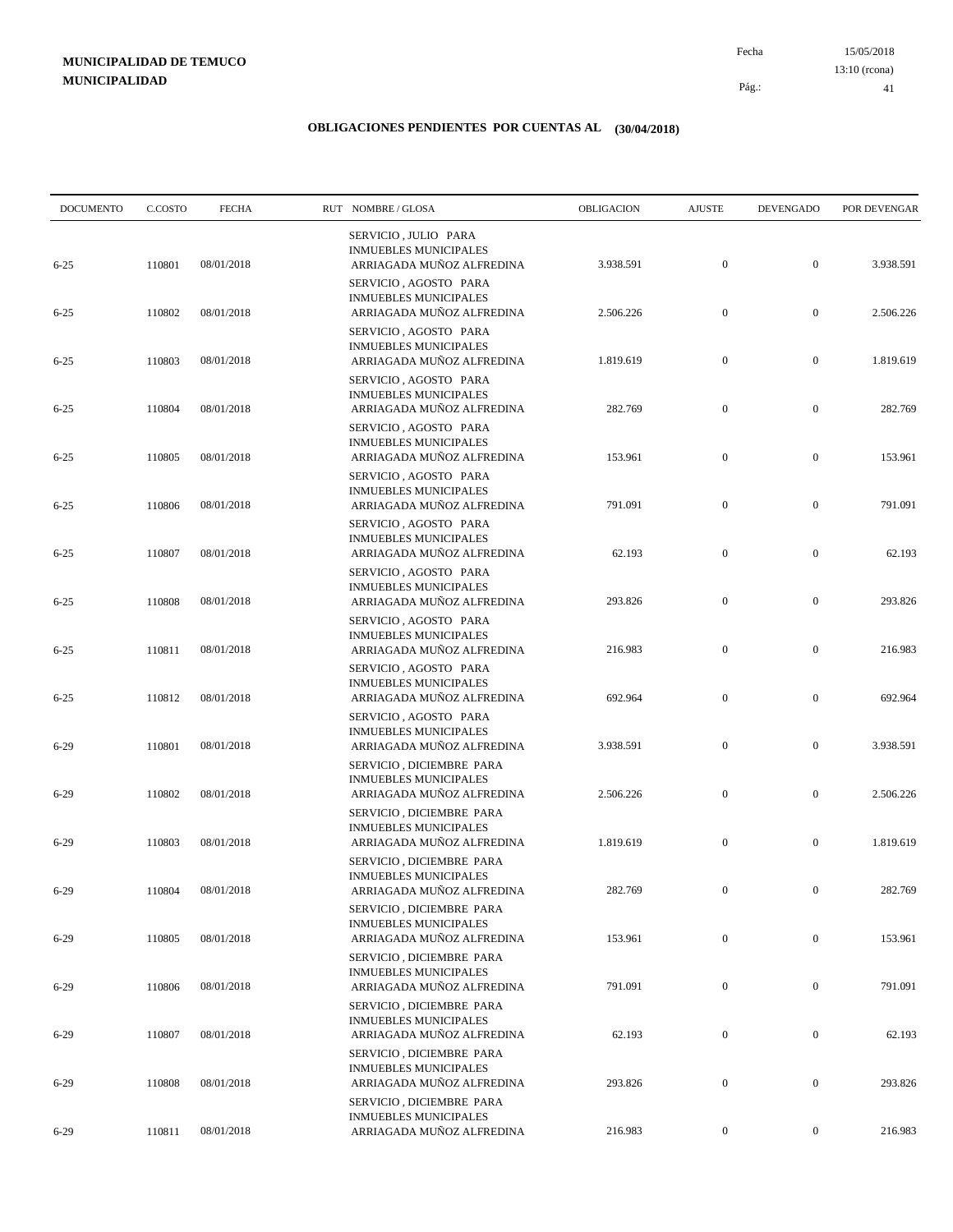**MUNICIPALIDAD DE TEMUCO**
**MUNICIPALIDAD**

Fecha 15/05/2018
13:10 (rcona)

# OBLIGACIONES PENDIENTES POR CUENTAS AL (30/04/2018)

| DOCUMENTO | C.COSTO | FECHA | RUT NOMBRE / GLOSA | OBLIGACION | AJUSTE | DEVENGADO | POR DEVENGAR |
|---|---|---|---|---|---|---|---|
| 6-25 | 110801 | 08/01/2018 | SERVICIO , JULIO PARA INMUEBLES MUNICIPALES ARRIAGADA MUÑOZ ALFREDINA | 3.938.591 | 0 | 0 | 3.938.591 |
| 6-25 | 110802 | 08/01/2018 | SERVICIO , AGOSTO PARA INMUEBLES MUNICIPALES ARRIAGADA MUÑOZ ALFREDINA | 2.506.226 | 0 | 0 | 2.506.226 |
| 6-25 | 110803 | 08/01/2018 | SERVICIO , AGOSTO PARA INMUEBLES MUNICIPALES ARRIAGADA MUÑOZ ALFREDINA | 1.819.619 | 0 | 0 | 1.819.619 |
| 6-25 | 110804 | 08/01/2018 | SERVICIO , AGOSTO PARA INMUEBLES MUNICIPALES ARRIAGADA MUÑOZ ALFREDINA | 282.769 | 0 | 0 | 282.769 |
| 6-25 | 110805 | 08/01/2018 | SERVICIO , AGOSTO PARA INMUEBLES MUNICIPALES ARRIAGADA MUÑOZ ALFREDINA | 153.961 | 0 | 0 | 153.961 |
| 6-25 | 110806 | 08/01/2018 | SERVICIO , AGOSTO PARA INMUEBLES MUNICIPALES ARRIAGADA MUÑOZ ALFREDINA | 791.091 | 0 | 0 | 791.091 |
| 6-25 | 110807 | 08/01/2018 | SERVICIO , AGOSTO PARA INMUEBLES MUNICIPALES ARRIAGADA MUÑOZ ALFREDINA | 62.193 | 0 | 0 | 62.193 |
| 6-25 | 110808 | 08/01/2018 | SERVICIO , AGOSTO PARA INMUEBLES MUNICIPALES ARRIAGADA MUÑOZ ALFREDINA | 293.826 | 0 | 0 | 293.826 |
| 6-25 | 110811 | 08/01/2018 | SERVICIO , AGOSTO PARA INMUEBLES MUNICIPALES ARRIAGADA MUÑOZ ALFREDINA | 216.983 | 0 | 0 | 216.983 |
| 6-25 | 110812 | 08/01/2018 | SERVICIO , AGOSTO PARA INMUEBLES MUNICIPALES ARRIAGADA MUÑOZ ALFREDINA | 692.964 | 0 | 0 | 692.964 |
| 6-29 | 110801 | 08/01/2018 | SERVICIO , AGOSTO PARA INMUEBLES MUNICIPALES ARRIAGADA MUÑOZ ALFREDINA | 3.938.591 | 0 | 0 | 3.938.591 |
| 6-29 | 110802 | 08/01/2018 | SERVICIO , DICIEMBRE PARA INMUEBLES MUNICIPALES ARRIAGADA MUÑOZ ALFREDINA | 2.506.226 | 0 | 0 | 2.506.226 |
| 6-29 | 110803 | 08/01/2018 | SERVICIO , DICIEMBRE PARA INMUEBLES MUNICIPALES ARRIAGADA MUÑOZ ALFREDINA | 1.819.619 | 0 | 0 | 1.819.619 |
| 6-29 | 110804 | 08/01/2018 | SERVICIO , DICIEMBRE PARA INMUEBLES MUNICIPALES ARRIAGADA MUÑOZ ALFREDINA | 282.769 | 0 | 0 | 282.769 |
| 6-29 | 110805 | 08/01/2018 | SERVICIO , DICIEMBRE PARA INMUEBLES MUNICIPALES ARRIAGADA MUÑOZ ALFREDINA | 153.961 | 0 | 0 | 153.961 |
| 6-29 | 110806 | 08/01/2018 | SERVICIO , DICIEMBRE PARA INMUEBLES MUNICIPALES ARRIAGADA MUÑOZ ALFREDINA | 791.091 | 0 | 0 | 791.091 |
| 6-29 | 110807 | 08/01/2018 | SERVICIO , DICIEMBRE PARA INMUEBLES MUNICIPALES ARRIAGADA MUÑOZ ALFREDINA | 62.193 | 0 | 0 | 62.193 |
| 6-29 | 110808 | 08/01/2018 | SERVICIO , DICIEMBRE PARA INMUEBLES MUNICIPALES ARRIAGADA MUÑOZ ALFREDINA | 293.826 | 0 | 0 | 293.826 |
| 6-29 | 110811 | 08/01/2018 | SERVICIO , DICIEMBRE PARA INMUEBLES MUNICIPALES ARRIAGADA MUÑOZ ALFREDINA | 216.983 | 0 | 0 | 216.983 |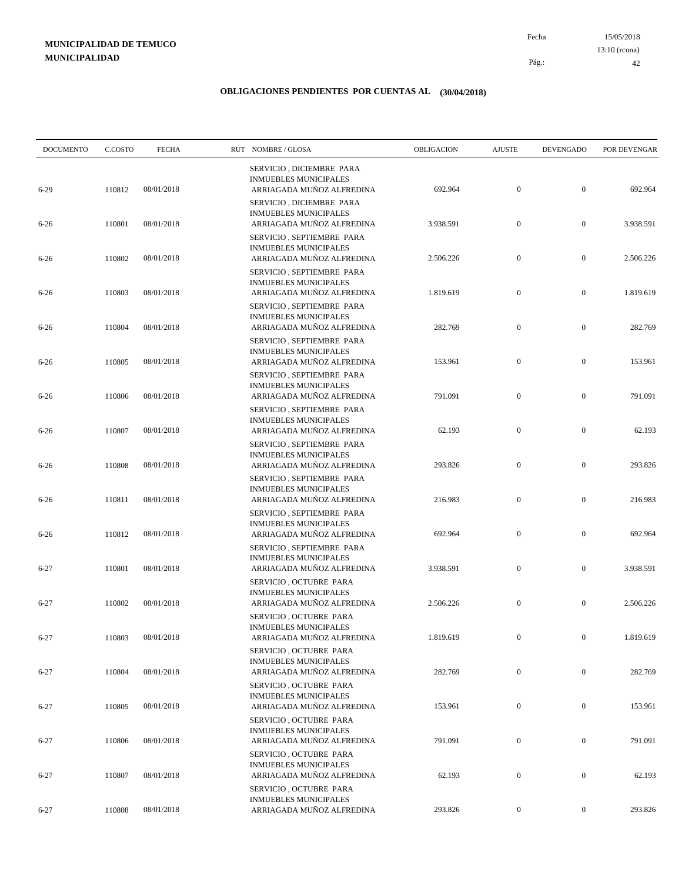**MUNICIPALIDAD DE TEMUCO**
**MUNICIPALIDAD**

Fecha 15/05/2018
13:10 (rcona)

## OBLIGACIONES PENDIENTES POR CUENTAS AL (30/04/2018)

| DOCUMENTO | C.COSTO | FECHA | RUT NOMBRE / GLOSA | OBLIGACION | AJUSTE | DEVENGADO | POR DEVENGAR |
|---|---|---|---|---|---|---|---|
| 6-29 | 110812 | 08/01/2018 | SERVICIO , DICIEMBRE PARA INMUEBLES MUNICIPALES ARRIAGADA MUÑOZ ALFREDINA | 692.964 | 0 | 0 | 692.964 |
| 6-26 | 110801 | 08/01/2018 | SERVICIO , DICIEMBRE PARA INMUEBLES MUNICIPALES ARRIAGADA MUÑOZ ALFREDINA | 3.938.591 | 0 | 0 | 3.938.591 |
| 6-26 | 110802 | 08/01/2018 | SERVICIO , SEPTIEMBRE PARA INMUEBLES MUNICIPALES ARRIAGADA MUÑOZ ALFREDINA | 2.506.226 | 0 | 0 | 2.506.226 |
| 6-26 | 110803 | 08/01/2018 | SERVICIO , SEPTIEMBRE PARA INMUEBLES MUNICIPALES ARRIAGADA MUÑOZ ALFREDINA | 1.819.619 | 0 | 0 | 1.819.619 |
| 6-26 | 110804 | 08/01/2018 | SERVICIO , SEPTIEMBRE PARA INMUEBLES MUNICIPALES ARRIAGADA MUÑOZ ALFREDINA | 282.769 | 0 | 0 | 282.769 |
| 6-26 | 110805 | 08/01/2018 | SERVICIO , SEPTIEMBRE PARA INMUEBLES MUNICIPALES ARRIAGADA MUÑOZ ALFREDINA | 153.961 | 0 | 0 | 153.961 |
| 6-26 | 110806 | 08/01/2018 | SERVICIO , SEPTIEMBRE PARA INMUEBLES MUNICIPALES ARRIAGADA MUÑOZ ALFREDINA | 791.091 | 0 | 0 | 791.091 |
| 6-26 | 110807 | 08/01/2018 | SERVICIO , SEPTIEMBRE PARA INMUEBLES MUNICIPALES ARRIAGADA MUÑOZ ALFREDINA | 62.193 | 0 | 0 | 62.193 |
| 6-26 | 110808 | 08/01/2018 | SERVICIO , SEPTIEMBRE PARA INMUEBLES MUNICIPALES ARRIAGADA MUÑOZ ALFREDINA | 293.826 | 0 | 0 | 293.826 |
| 6-26 | 110811 | 08/01/2018 | SERVICIO , SEPTIEMBRE PARA INMUEBLES MUNICIPALES ARRIAGADA MUÑOZ ALFREDINA | 216.983 | 0 | 0 | 216.983 |
| 6-26 | 110812 | 08/01/2018 | SERVICIO , SEPTIEMBRE PARA INMUEBLES MUNICIPALES ARRIAGADA MUÑOZ ALFREDINA | 692.964 | 0 | 0 | 692.964 |
| 6-27 | 110801 | 08/01/2018 | SERVICIO , SEPTIEMBRE PARA INMUEBLES MUNICIPALES ARRIAGADA MUÑOZ ALFREDINA | 3.938.591 | 0 | 0 | 3.938.591 |
| 6-27 | 110802 | 08/01/2018 | SERVICIO , OCTUBRE PARA INMUEBLES MUNICIPALES ARRIAGADA MUÑOZ ALFREDINA | 2.506.226 | 0 | 0 | 2.506.226 |
| 6-27 | 110803 | 08/01/2018 | SERVICIO , OCTUBRE PARA INMUEBLES MUNICIPALES ARRIAGADA MUÑOZ ALFREDINA | 1.819.619 | 0 | 0 | 1.819.619 |
| 6-27 | 110804 | 08/01/2018 | SERVICIO , OCTUBRE PARA INMUEBLES MUNICIPALES ARRIAGADA MUÑOZ ALFREDINA | 282.769 | 0 | 0 | 282.769 |
| 6-27 | 110805 | 08/01/2018 | SERVICIO , OCTUBRE PARA INMUEBLES MUNICIPALES ARRIAGADA MUÑOZ ALFREDINA | 153.961 | 0 | 0 | 153.961 |
| 6-27 | 110806 | 08/01/2018 | SERVICIO , OCTUBRE PARA INMUEBLES MUNICIPALES ARRIAGADA MUÑOZ ALFREDINA | 791.091 | 0 | 0 | 791.091 |
| 6-27 | 110807 | 08/01/2018 | SERVICIO , OCTUBRE PARA INMUEBLES MUNICIPALES ARRIAGADA MUÑOZ ALFREDINA | 62.193 | 0 | 0 | 62.193 |
| 6-27 | 110808 | 08/01/2018 | SERVICIO , OCTUBRE PARA INMUEBLES MUNICIPALES ARRIAGADA MUÑOZ ALFREDINA | 293.826 | 0 | 0 | 293.826 |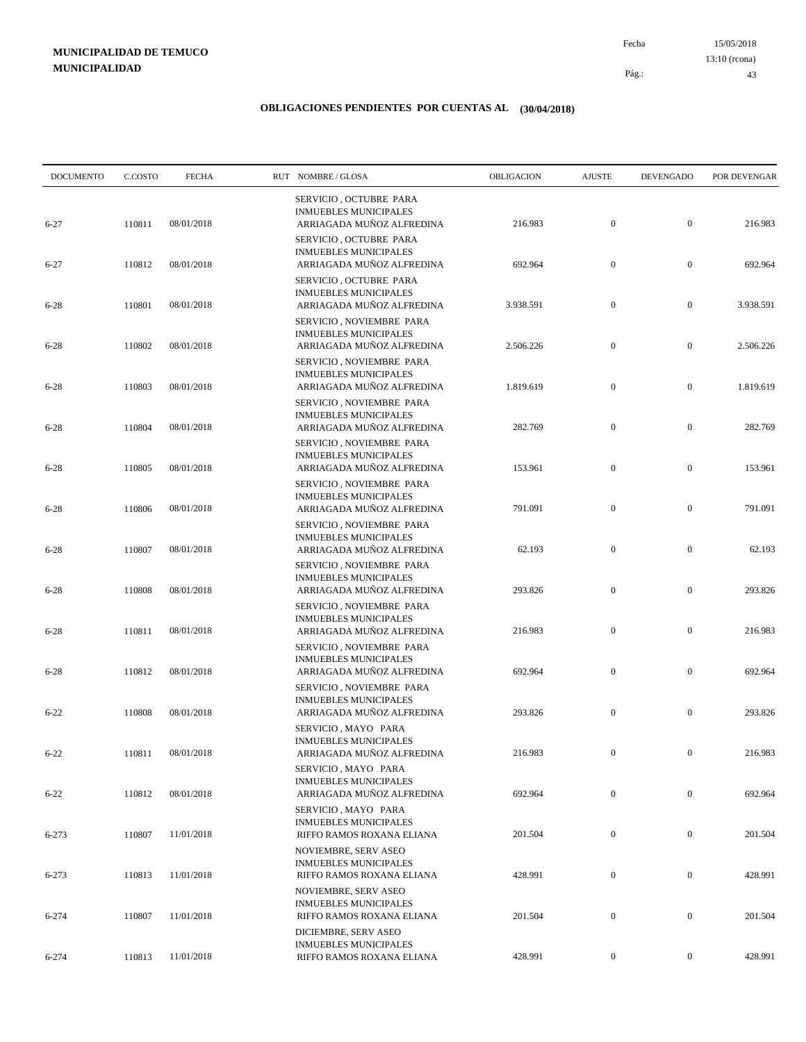**MUNICIPALIDAD DE TEMUCO**
**MUNICIPALIDAD**

Fecha 15/05/2018
13:10 (rcona)

## OBLIGACIONES PENDIENTES POR CUENTAS AL (30/04/2018)

| DOCUMENTO | C.COSTO | FECHA | RUT NOMBRE / GLOSA | OBLIGACION | AJUSTE | DEVENGADO | POR DEVENGAR |
|---|---|---|---|---|---|---|---|
| 6-27 | 110811 | 08/01/2018 | SERVICIO , OCTUBRE PARA INMUEBLES MUNICIPALES ARRIAGADA MUÑOZ ALFREDINA | 216.983 | 0 | 0 | 216.983 |
| 6-27 | 110812 | 08/01/2018 | SERVICIO , OCTUBRE PARA INMUEBLES MUNICIPALES ARRIAGADA MUÑOZ ALFREDINA | 692.964 | 0 | 0 | 692.964 |
| 6-28 | 110801 | 08/01/2018 | SERVICIO , OCTUBRE PARA INMUEBLES MUNICIPALES ARRIAGADA MUÑOZ ALFREDINA | 3.938.591 | 0 | 0 | 3.938.591 |
| 6-28 | 110802 | 08/01/2018 | SERVICIO , NOVIEMBRE PARA INMUEBLES MUNICIPALES ARRIAGADA MUÑOZ ALFREDINA | 2.506.226 | 0 | 0 | 2.506.226 |
| 6-28 | 110803 | 08/01/2018 | SERVICIO , NOVIEMBRE PARA INMUEBLES MUNICIPALES ARRIAGADA MUÑOZ ALFREDINA | 1.819.619 | 0 | 0 | 1.819.619 |
| 6-28 | 110804 | 08/01/2018 | SERVICIO , NOVIEMBRE PARA INMUEBLES MUNICIPALES ARRIAGADA MUÑOZ ALFREDINA | 282.769 | 0 | 0 | 282.769 |
| 6-28 | 110805 | 08/01/2018 | SERVICIO , NOVIEMBRE PARA INMUEBLES MUNICIPALES ARRIAGADA MUÑOZ ALFREDINA | 153.961 | 0 | 0 | 153.961 |
| 6-28 | 110806 | 08/01/2018 | SERVICIO , NOVIEMBRE PARA INMUEBLES MUNICIPALES ARRIAGADA MUÑOZ ALFREDINA | 791.091 | 0 | 0 | 791.091 |
| 6-28 | 110807 | 08/01/2018 | SERVICIO , NOVIEMBRE PARA INMUEBLES MUNICIPALES ARRIAGADA MUÑOZ ALFREDINA | 62.193 | 0 | 0 | 62.193 |
| 6-28 | 110808 | 08/01/2018 | SERVICIO , NOVIEMBRE PARA INMUEBLES MUNICIPALES ARRIAGADA MUÑOZ ALFREDINA | 293.826 | 0 | 0 | 293.826 |
| 6-28 | 110811 | 08/01/2018 | SERVICIO , NOVIEMBRE PARA INMUEBLES MUNICIPALES ARRIAGADA MUÑOZ ALFREDINA | 216.983 | 0 | 0 | 216.983 |
| 6-28 | 110812 | 08/01/2018 | SERVICIO , NOVIEMBRE PARA INMUEBLES MUNICIPALES ARRIAGADA MUÑOZ ALFREDINA | 692.964 | 0 | 0 | 692.964 |
| 6-22 | 110808 | 08/01/2018 | SERVICIO , NOVIEMBRE PARA INMUEBLES MUNICIPALES ARRIAGADA MUÑOZ ALFREDINA | 293.826 | 0 | 0 | 293.826 |
| 6-22 | 110811 | 08/01/2018 | SERVICIO , MAYO PARA INMUEBLES MUNICIPALES ARRIAGADA MUÑOZ ALFREDINA | 216.983 | 0 | 0 | 216.983 |
| 6-22 | 110812 | 08/01/2018 | SERVICIO , MAYO PARA INMUEBLES MUNICIPALES ARRIAGADA MUÑOZ ALFREDINA | 692.964 | 0 | 0 | 692.964 |
| 6-273 | 110807 | 11/01/2018 | SERVICIO , MAYO PARA INMUEBLES MUNICIPALES RIFFO RAMOS ROXANA ELIANA | 201.504 | 0 | 0 | 201.504 |
| 6-273 | 110813 | 11/01/2018 | NOVIEMBRE, SERV ASEO INMUEBLES MUNICIPALES RIFFO RAMOS ROXANA ELIANA | 428.991 | 0 | 0 | 428.991 |
| 6-274 | 110807 | 11/01/2018 | NOVIEMBRE, SERV ASEO INMUEBLES MUNICIPALES RIFFO RAMOS ROXANA ELIANA | 201.504 | 0 | 0 | 201.504 |
| 6-274 | 110813 | 11/01/2018 | DICIEMBRE, SERV ASEO INMUEBLES MUNICIPALES RIFFO RAMOS ROXANA ELIANA | 428.991 | 0 | 0 | 428.991 |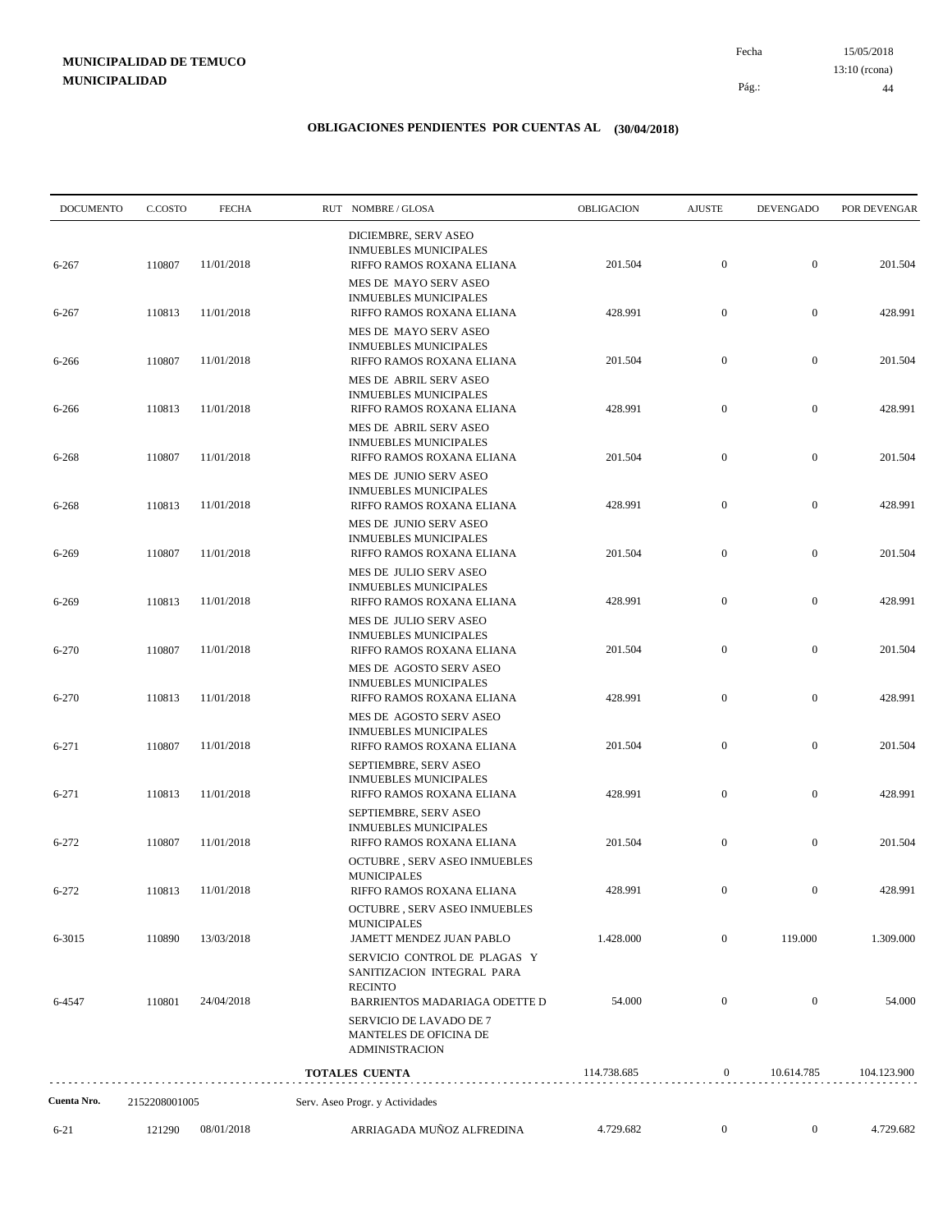**MUNICIPALIDAD DE TEMUCO**
**MUNICIPALIDAD**

## OBLIGACIONES PENDIENTES POR CUENTAS AL (30/04/2018)

| DOCUMENTO | C.COSTO | FECHA | RUT NOMBRE / GLOSA | OBLIGACION | AJUSTE | DEVENGADO | POR DEVENGAR |
|---|---|---|---|---|---|---|---|
| | | | DICIEMBRE, SERV ASEO INMUEBLES MUNICIPALES | | | | |
| 6-267 | 110807 | 11/01/2018 | RIFFO RAMOS ROXANA ELIANA | 201.504 | 0 | 0 | 201.504 |
| | | | MES DE MAYO SERV ASEO INMUEBLES MUNICIPALES | | | | |
| 6-267 | 110813 | 11/01/2018 | RIFFO RAMOS ROXANA ELIANA | 428.991 | 0 | 0 | 428.991 |
| | | | MES DE MAYO SERV ASEO INMUEBLES MUNICIPALES | | | | |
| 6-266 | 110807 | 11/01/2018 | RIFFO RAMOS ROXANA ELIANA | 201.504 | 0 | 0 | 201.504 |
| | | | MES DE ABRIL SERV ASEO INMUEBLES MUNICIPALES | | | | |
| 6-266 | 110813 | 11/01/2018 | RIFFO RAMOS ROXANA ELIANA | 428.991 | 0 | 0 | 428.991 |
| | | | MES DE ABRIL SERV ASEO INMUEBLES MUNICIPALES | | | | |
| 6-268 | 110807 | 11/01/2018 | RIFFO RAMOS ROXANA ELIANA | 201.504 | 0 | 0 | 201.504 |
| | | | MES DE JUNIO SERV ASEO INMUEBLES MUNICIPALES | | | | |
| 6-268 | 110813 | 11/01/2018 | RIFFO RAMOS ROXANA ELIANA | 428.991 | 0 | 0 | 428.991 |
| | | | MES DE JUNIO SERV ASEO INMUEBLES MUNICIPALES | | | | |
| 6-269 | 110807 | 11/01/2018 | RIFFO RAMOS ROXANA ELIANA | 201.504 | 0 | 0 | 201.504 |
| | | | MES DE JULIO SERV ASEO INMUEBLES MUNICIPALES | | | | |
| 6-269 | 110813 | 11/01/2018 | RIFFO RAMOS ROXANA ELIANA | 428.991 | 0 | 0 | 428.991 |
| | | | MES DE JULIO SERV ASEO INMUEBLES MUNICIPALES | | | | |
| 6-270 | 110807 | 11/01/2018 | RIFFO RAMOS ROXANA ELIANA | 201.504 | 0 | 0 | 201.504 |
| | | | MES DE AGOSTO SERV ASEO INMUEBLES MUNICIPALES | | | | |
| 6-270 | 110813 | 11/01/2018 | RIFFO RAMOS ROXANA ELIANA | 428.991 | 0 | 0 | 428.991 |
| | | | MES DE AGOSTO SERV ASEO INMUEBLES MUNICIPALES | | | | |
| 6-271 | 110807 | 11/01/2018 | RIFFO RAMOS ROXANA ELIANA | 201.504 | 0 | 0 | 201.504 |
| | | | SEPTIEMBRE, SERV ASEO INMUEBLES MUNICIPALES | | | | |
| 6-271 | 110813 | 11/01/2018 | RIFFO RAMOS ROXANA ELIANA | 428.991 | 0 | 0 | 428.991 |
| | | | SEPTIEMBRE, SERV ASEO INMUEBLES MUNICIPALES | | | | |
| 6-272 | 110807 | 11/01/2018 | RIFFO RAMOS ROXANA ELIANA | 201.504 | 0 | 0 | 201.504 |
| | | | OCTUBRE , SERV ASEO INMUEBLES MUNICIPALES | | | | |
| 6-272 | 110813 | 11/01/2018 | RIFFO RAMOS ROXANA ELIANA | 428.991 | 0 | 0 | 428.991 |
| | | | OCTUBRE , SERV ASEO INMUEBLES MUNICIPALES | | | | |
| 6-3015 | 110890 | 13/03/2018 | JAMETT MENDEZ JUAN PABLO | 1.428.000 | 0 | 119.000 | 1.309.000 |
| | | | SERVICIO CONTROL DE PLAGAS Y SANITIZACION INTEGRAL PARA RECINTO | | | | |
| 6-4547 | 110801 | 24/04/2018 | BARRIENTOS MADARIAGA ODETTE D | 54.000 | 0 | 0 | 54.000 |
| | | | SERVICIO DE LAVADO DE 7 MANTELES DE OFICINA DE ADMINISTRACION | | | | |
| | | | **TOTALES CUENTA** | 114.738.685 | 0 | 10.614.785 | 104.123.900 |

| Cuenta Nro. | 2152208001005 | | Serv. Aseo Progr. y Actividades | | | | |
|---|---|---|---|---|---|---|---|
| 6-21 | 121290 | 08/01/2018 | ARRIAGADA MUÑOZ ALFREDINA | 4.729.682 | 0 | 0 | 4.729.682 |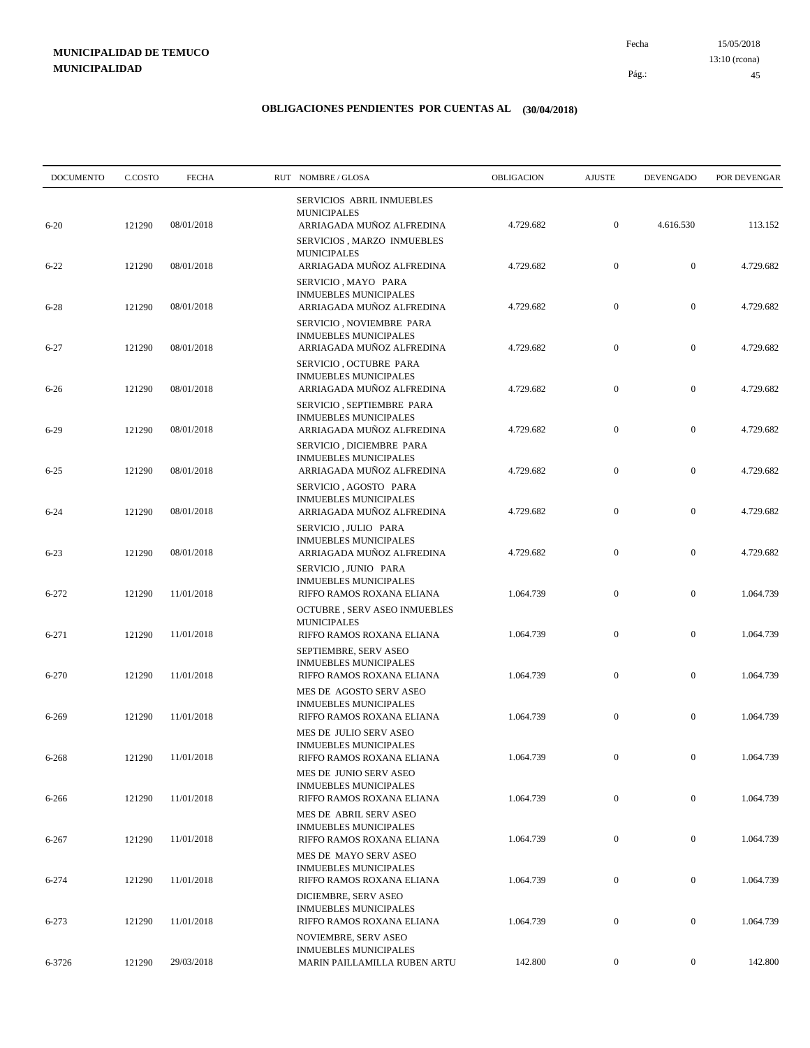**MUNICIPALIDAD DE TEMUCO**
**MUNICIPALIDAD**

Fecha 15/05/2018
13:10 (rcona)

## OBLIGACIONES PENDIENTES POR CUENTAS AL (30/04/2018)

| DOCUMENTO | C.COSTO | FECHA | RUT NOMBRE / GLOSA | OBLIGACION | AJUSTE | DEVENGADO | POR DEVENGAR |
|---|---|---|---|---|---|---|---|
| 6-20 | 121290 | 08/01/2018 | SERVICIOS ABRIL INMUEBLES MUNICIPALES ARRIAGADA MUÑOZ ALFREDINA | 4.729.682 | 0 | 4.616.530 | 113.152 |
| 6-22 | 121290 | 08/01/2018 | SERVICIOS , MARZO INMUEBLES MUNICIPALES ARRIAGADA MUÑOZ ALFREDINA | 4.729.682 | 0 | 0 | 4.729.682 |
| 6-28 | 121290 | 08/01/2018 | SERVICIO , MAYO PARA INMUEBLES MUNICIPALES ARRIAGADA MUÑOZ ALFREDINA | 4.729.682 | 0 | 0 | 4.729.682 |
| 6-27 | 121290 | 08/01/2018 | SERVICIO , NOVIEMBRE PARA INMUEBLES MUNICIPALES ARRIAGADA MUÑOZ ALFREDINA | 4.729.682 | 0 | 0 | 4.729.682 |
| 6-26 | 121290 | 08/01/2018 | SERVICIO , OCTUBRE PARA INMUEBLES MUNICIPALES ARRIAGADA MUÑOZ ALFREDINA | 4.729.682 | 0 | 0 | 4.729.682 |
| 6-29 | 121290 | 08/01/2018 | SERVICIO , SEPTIEMBRE PARA INMUEBLES MUNICIPALES ARRIAGADA MUÑOZ ALFREDINA | 4.729.682 | 0 | 0 | 4.729.682 |
| 6-25 | 121290 | 08/01/2018 | SERVICIO , DICIEMBRE PARA INMUEBLES MUNICIPALES ARRIAGADA MUÑOZ ALFREDINA | 4.729.682 | 0 | 0 | 4.729.682 |
| 6-24 | 121290 | 08/01/2018 | SERVICIO , AGOSTO PARA INMUEBLES MUNICIPALES ARRIAGADA MUÑOZ ALFREDINA | 4.729.682 | 0 | 0 | 4.729.682 |
| 6-23 | 121290 | 08/01/2018 | SERVICIO , JULIO PARA INMUEBLES MUNICIPALES ARRIAGADA MUÑOZ ALFREDINA | 4.729.682 | 0 | 0 | 4.729.682 |
| 6-272 | 121290 | 11/01/2018 | SERVICIO , JUNIO PARA INMUEBLES MUNICIPALES RIFFO RAMOS ROXANA ELIANA | 1.064.739 | 0 | 0 | 1.064.739 |
| 6-271 | 121290 | 11/01/2018 | OCTUBRE , SERV ASEO INMUEBLES MUNICIPALES RIFFO RAMOS ROXANA ELIANA | 1.064.739 | 0 | 0 | 1.064.739 |
| 6-270 | 121290 | 11/01/2018 | SEPTIEMBRE, SERV ASEO INMUEBLES MUNICIPALES RIFFO RAMOS ROXANA ELIANA | 1.064.739 | 0 | 0 | 1.064.739 |
| 6-269 | 121290 | 11/01/2018 | MES DE AGOSTO SERV ASEO INMUEBLES MUNICIPALES RIFFO RAMOS ROXANA ELIANA | 1.064.739 | 0 | 0 | 1.064.739 |
| 6-268 | 121290 | 11/01/2018 | MES DE JULIO SERV ASEO INMUEBLES MUNICIPALES RIFFO RAMOS ROXANA ELIANA | 1.064.739 | 0 | 0 | 1.064.739 |
| 6-266 | 121290 | 11/01/2018 | MES DE JUNIO SERV ASEO INMUEBLES MUNICIPALES RIFFO RAMOS ROXANA ELIANA | 1.064.739 | 0 | 0 | 1.064.739 |
| 6-267 | 121290 | 11/01/2018 | MES DE ABRIL SERV ASEO INMUEBLES MUNICIPALES RIFFO RAMOS ROXANA ELIANA | 1.064.739 | 0 | 0 | 1.064.739 |
| 6-274 | 121290 | 11/01/2018 | MES DE MAYO SERV ASEO INMUEBLES MUNICIPALES RIFFO RAMOS ROXANA ELIANA | 1.064.739 | 0 | 0 | 1.064.739 |
| 6-273 | 121290 | 11/01/2018 | DICIEMBRE, SERV ASEO INMUEBLES MUNICIPALES RIFFO RAMOS ROXANA ELIANA | 1.064.739 | 0 | 0 | 1.064.739 |
| 6-3726 | 121290 | 29/03/2018 | NOVIEMBRE, SERV ASEO INMUEBLES MUNICIPALES MARIN PAILLAMILLA RUBEN ARTU | 142.800 | 0 | 0 | 142.800 |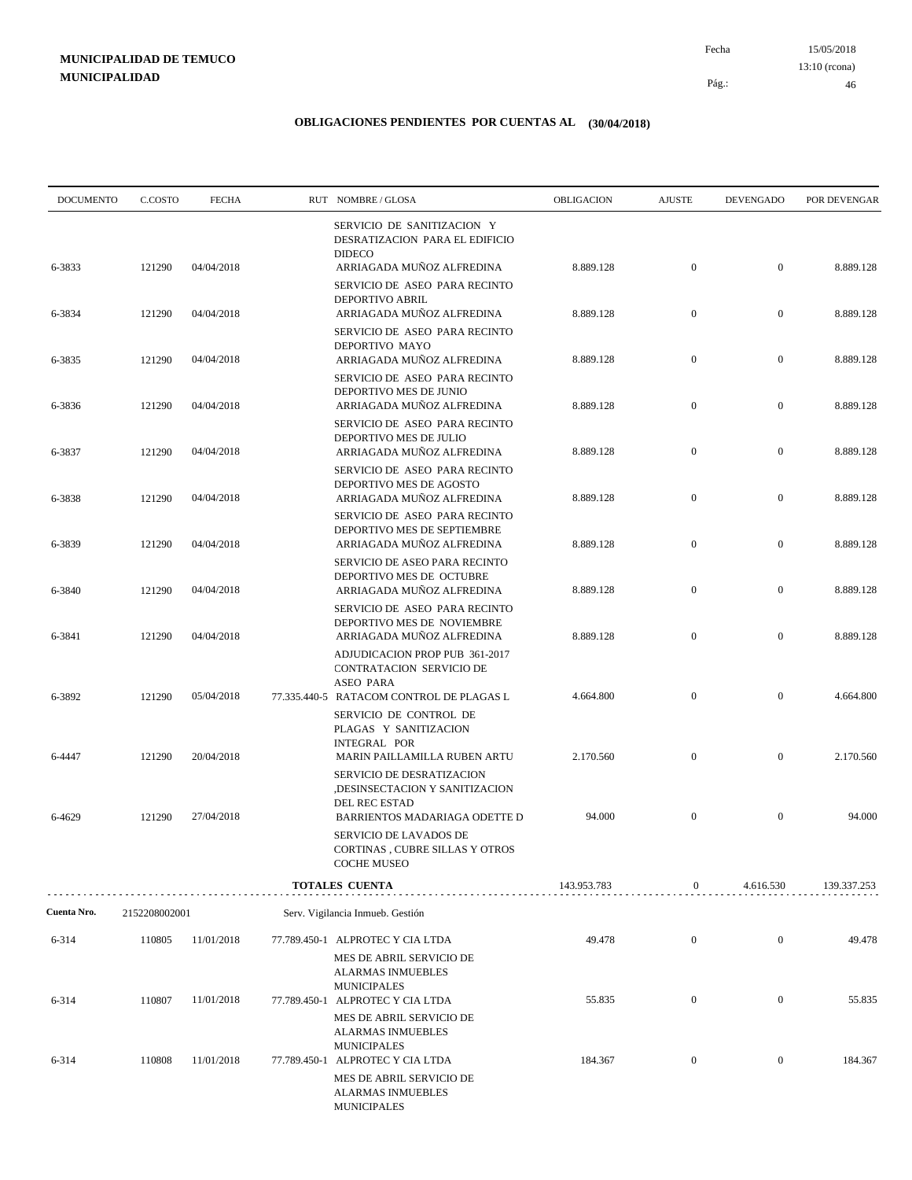**MUNICIPALIDAD DE TEMUCO**
**MUNICIPALIDAD**

Fecha 15/05/2018
13:10 (rcona)

## OBLIGACIONES PENDIENTES POR CUENTAS AL (30/04/2018)

| DOCUMENTO | C.COSTO | FECHA | RUT | NOMBRE / GLOSA | OBLIGACION | AJUSTE | DEVENGADO | POR DEVENGAR |
|---|---|---|---|---|---|---|---|---|
| | | | | SERVICIO DE SANITIZACION Y DESRATIZACION PARA EL EDIFICIO DIDECO | | | | |
| 6-3833 | 121290 | 04/04/2018 | | ARRIAGADA MUÑOZ ALFREDINA | 8.889.128 | 0 | 0 | 8.889.128 |
| | | | | SERVICIO DE ASEO PARA RECINTO DEPORTIVO ABRIL | | | | |
| 6-3834 | 121290 | 04/04/2018 | | ARRIAGADA MUÑOZ ALFREDINA | 8.889.128 | 0 | 0 | 8.889.128 |
| | | | | SERVICIO DE ASEO PARA RECINTO DEPORTIVO MAYO | | | | |
| 6-3835 | 121290 | 04/04/2018 | | ARRIAGADA MUÑOZ ALFREDINA | 8.889.128 | 0 | 0 | 8.889.128 |
| | | | | SERVICIO DE ASEO PARA RECINTO DEPORTIVO MES DE JUNIO | | | | |
| 6-3836 | 121290 | 04/04/2018 | | ARRIAGADA MUÑOZ ALFREDINA | 8.889.128 | 0 | 0 | 8.889.128 |
| | | | | SERVICIO DE ASEO PARA RECINTO DEPORTIVO MES DE JULIO | | | | |
| 6-3837 | 121290 | 04/04/2018 | | ARRIAGADA MUÑOZ ALFREDINA | 8.889.128 | 0 | 0 | 8.889.128 |
| | | | | SERVICIO DE ASEO PARA RECINTO DEPORTIVO MES DE AGOSTO | | | | |
| 6-3838 | 121290 | 04/04/2018 | | ARRIAGADA MUÑOZ ALFREDINA | 8.889.128 | 0 | 0 | 8.889.128 |
| | | | | SERVICIO DE ASEO PARA RECINTO DEPORTIVO MES DE SEPTIEMBRE | | | | |
| 6-3839 | 121290 | 04/04/2018 | | ARRIAGADA MUÑOZ ALFREDINA | 8.889.128 | 0 | 0 | 8.889.128 |
| | | | | SERVICIO DE ASEO PARA RECINTO DEPORTIVO MES DE OCTUBRE | | | | |
| 6-3840 | 121290 | 04/04/2018 | | ARRIAGADA MUÑOZ ALFREDINA | 8.889.128 | 0 | 0 | 8.889.128 |
| | | | | SERVICIO DE ASEO PARA RECINTO DEPORTIVO MES DE NOVIEMBRE | | | | |
| 6-3841 | 121290 | 04/04/2018 | | ARRIAGADA MUÑOZ ALFREDINA | 8.889.128 | 0 | 0 | 8.889.128 |
| | | | | ADJUDICACION PROP PUB 361-2017 CONTRATACION SERVICIO DE ASEO PARA | | | | |
| 6-3892 | 121290 | 05/04/2018 | 77.335.440-5 | RATACOM CONTROL DE PLAGAS L | 4.664.800 | 0 | 0 | 4.664.800 |
| | | | | SERVICIO DE CONTROL DE PLAGAS Y SANITIZACION INTEGRAL POR | | | | |
| 6-4447 | 121290 | 20/04/2018 | | MARIN PAILLAMILLA RUBEN ARTU | 2.170.560 | 0 | 0 | 2.170.560 |
| | | | | SERVICIO DE DESRATIZACION ,DESINSECTACION Y SANITIZACION DEL REC ESTAD | | | | |
| 6-4629 | 121290 | 27/04/2018 | | BARRIENTOS MADARIAGA ODETTE D | 94.000 | 0 | 0 | 94.000 |
| | | | | SERVICIO DE LAVADOS DE CORTINAS , CUBRE SILLAS Y OTROS COCHE MUSEO | | | | |
| | | | | **TOTALES CUENTA** | 143.953.783 | 0 | 4.616.530 | 139.337.253 |
| **Cuenta Nro.** | 2152208002001 | | | Serv. Vigilancia Inmueb. Gestión | | | | |
| 6-314 | 110805 | 11/01/2018 | 77.789.450-1 | ALPROTEC Y CIA LTDA | 49.478 | 0 | 0 | 49.478 |
| | | | | MES DE ABRIL SERVICIO DE ALARMAS INMUEBLES MUNICIPALES | | | | |
| 6-314 | 110807 | 11/01/2018 | 77.789.450-1 | ALPROTEC Y CIA LTDA | 55.835 | 0 | 0 | 55.835 |
| | | | | MES DE ABRIL SERVICIO DE ALARMAS INMUEBLES MUNICIPALES | | | | |
| 6-314 | 110808 | 11/01/2018 | 77.789.450-1 | ALPROTEC Y CIA LTDA | 184.367 | 0 | 0 | 184.367 |
| | | | | MES DE ABRIL SERVICIO DE ALARMAS INMUEBLES MUNICIPALES | | | | |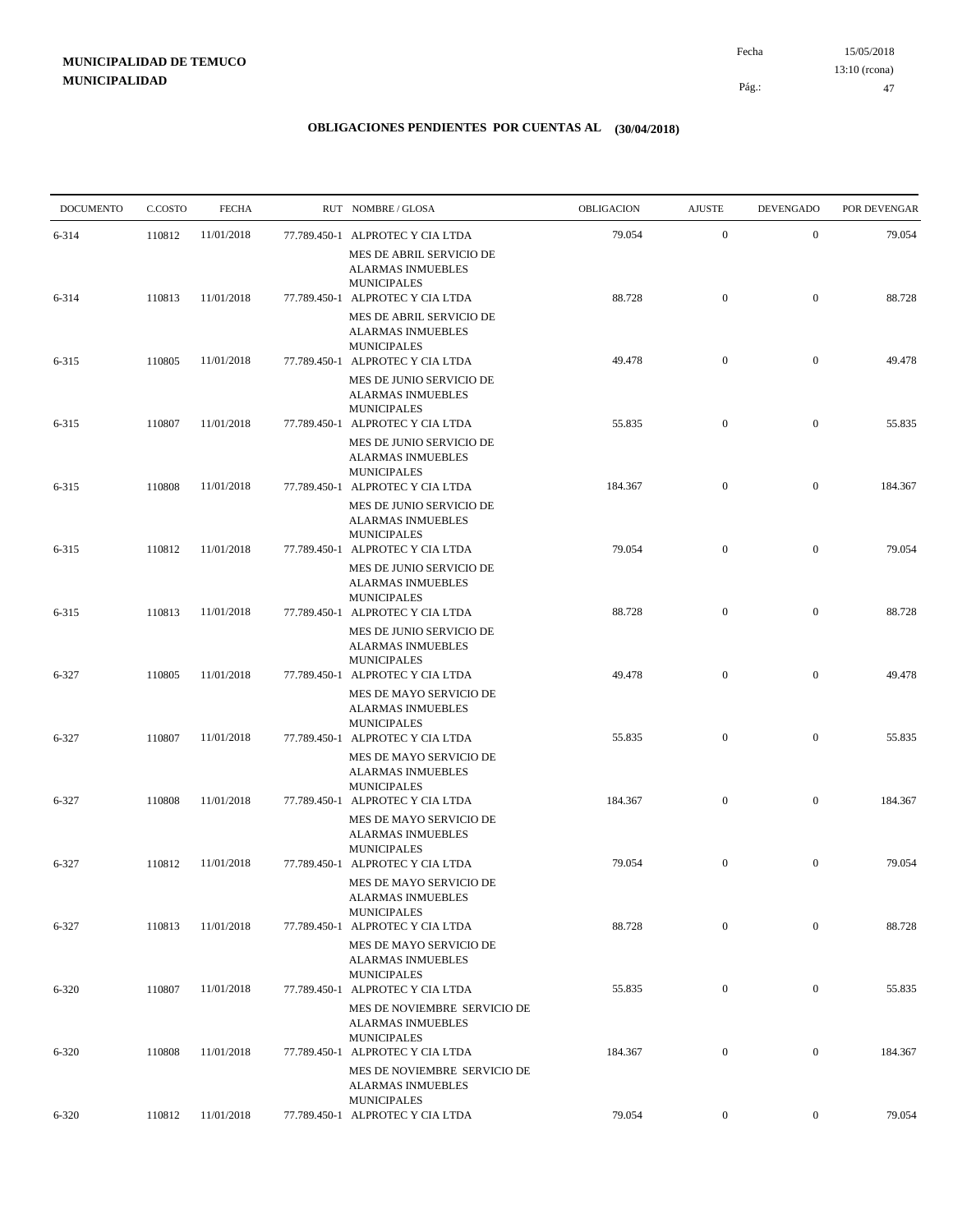**MUNICIPALIDAD DE TEMUCO**
**MUNICIPALIDAD**

Fecha 15/05/2018
13:10 (rcona)

## OBLIGACIONES PENDIENTES POR CUENTAS AL (30/04/2018)

| DOCUMENTO | C.COSTO | FECHA | RUT NOMBRE / GLOSA | OBLIGACION | AJUSTE | DEVENGADO | POR DEVENGAR |
|---|---|---|---|---|---|---|---|
| 6-314 | 110812 | 11/01/2018 | 77.789.450-1 ALPROTEC Y CIA LTDA<br>MES DE ABRIL SERVICIO DE ALARMAS INMUEBLES MUNICIPALES | 79.054 | 0 | 0 | 79.054 |
| 6-314 | 110813 | 11/01/2018 | 77.789.450-1 ALPROTEC Y CIA LTDA<br>MES DE ABRIL SERVICIO DE ALARMAS INMUEBLES MUNICIPALES | 88.728 | 0 | 0 | 88.728 |
| 6-315 | 110805 | 11/01/2018 | 77.789.450-1 ALPROTEC Y CIA LTDA<br>MES DE JUNIO SERVICIO DE ALARMAS INMUEBLES MUNICIPALES | 49.478 | 0 | 0 | 49.478 |
| 6-315 | 110807 | 11/01/2018 | 77.789.450-1 ALPROTEC Y CIA LTDA<br>MES DE JUNIO SERVICIO DE ALARMAS INMUEBLES MUNICIPALES | 55.835 | 0 | 0 | 55.835 |
| 6-315 | 110808 | 11/01/2018 | 77.789.450-1 ALPROTEC Y CIA LTDA<br>MES DE JUNIO SERVICIO DE ALARMAS INMUEBLES MUNICIPALES | 184.367 | 0 | 0 | 184.367 |
| 6-315 | 110812 | 11/01/2018 | 77.789.450-1 ALPROTEC Y CIA LTDA<br>MES DE JUNIO SERVICIO DE ALARMAS INMUEBLES MUNICIPALES | 79.054 | 0 | 0 | 79.054 |
| 6-315 | 110813 | 11/01/2018 | 77.789.450-1 ALPROTEC Y CIA LTDA<br>MES DE JUNIO SERVICIO DE ALARMAS INMUEBLES MUNICIPALES | 88.728 | 0 | 0 | 88.728 |
| 6-327 | 110805 | 11/01/2018 | 77.789.450-1 ALPROTEC Y CIA LTDA<br>MES DE MAYO SERVICIO DE ALARMAS INMUEBLES MUNICIPALES | 49.478 | 0 | 0 | 49.478 |
| 6-327 | 110807 | 11/01/2018 | 77.789.450-1 ALPROTEC Y CIA LTDA<br>MES DE MAYO SERVICIO DE ALARMAS INMUEBLES MUNICIPALES | 55.835 | 0 | 0 | 55.835 |
| 6-327 | 110808 | 11/01/2018 | 77.789.450-1 ALPROTEC Y CIA LTDA<br>MES DE MAYO SERVICIO DE ALARMAS INMUEBLES MUNICIPALES | 184.367 | 0 | 0 | 184.367 |
| 6-327 | 110812 | 11/01/2018 | 77.789.450-1 ALPROTEC Y CIA LTDA<br>MES DE MAYO SERVICIO DE ALARMAS INMUEBLES MUNICIPALES | 79.054 | 0 | 0 | 79.054 |
| 6-327 | 110813 | 11/01/2018 | 77.789.450-1 ALPROTEC Y CIA LTDA<br>MES DE MAYO SERVICIO DE ALARMAS INMUEBLES MUNICIPALES | 88.728 | 0 | 0 | 88.728 |
| 6-320 | 110807 | 11/01/2018 | 77.789.450-1 ALPROTEC Y CIA LTDA<br>MES DE NOVIEMBRE SERVICIO DE ALARMAS INMUEBLES MUNICIPALES | 55.835 | 0 | 0 | 55.835 |
| 6-320 | 110808 | 11/01/2018 | 77.789.450-1 ALPROTEC Y CIA LTDA<br>MES DE NOVIEMBRE SERVICIO DE ALARMAS INMUEBLES MUNICIPALES | 184.367 | 0 | 0 | 184.367 |
| 6-320 | 110812 | 11/01/2018 | 77.789.450-1 ALPROTEC Y CIA LTDA | 79.054 | 0 | 0 | 79.054 |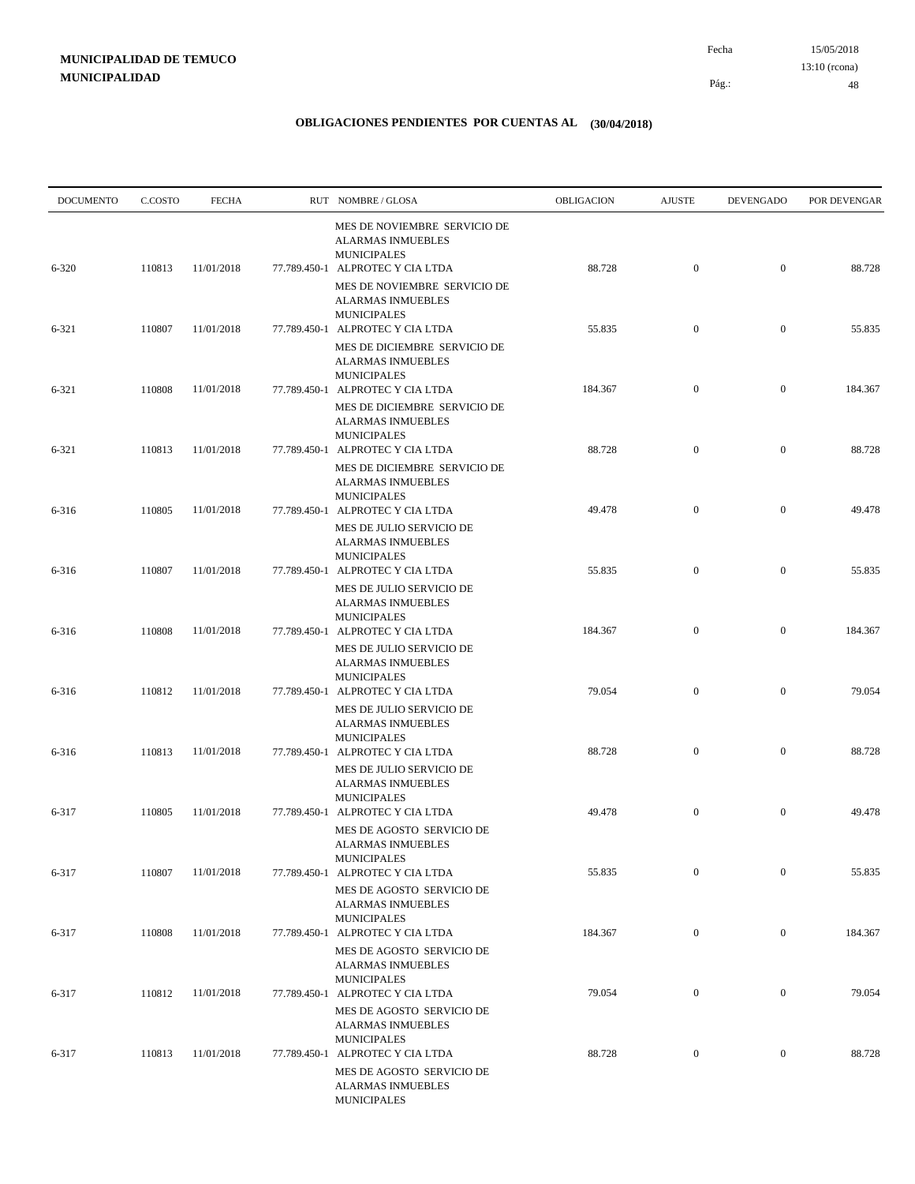| DOCUMENTO | C.COSTO | FECHA | RUT | NOMBRE / GLOSA | OBLIGACION | AJUSTE | DEVENGADO | POR DEVENGAR |
|---|---|---|---|---|---|---|---|---|
| | | | | MES DE NOVIEMBRE SERVICIO DE ALARMAS INMUEBLES MUNICIPALES | | | | |
| 6-320 | 110813 | 11/01/2018 | 77.789.450-1 | ALPROTEC Y CIA LTDA<br>MES DE NOVIEMBRE SERVICIO DE ALARMAS INMUEBLES MUNICIPALES | 88.728 | 0 | 0 | 88.728 |
| 6-321 | 110807 | 11/01/2018 | 77.789.450-1 | ALPROTEC Y CIA LTDA<br>MES DE DICIEMBRE SERVICIO DE ALARMAS INMUEBLES MUNICIPALES | 55.835 | 0 | 0 | 55.835 |
| 6-321 | 110808 | 11/01/2018 | 77.789.450-1 | ALPROTEC Y CIA LTDA<br>MES DE DICIEMBRE SERVICIO DE ALARMAS INMUEBLES MUNICIPALES | 184.367 | 0 | 0 | 184.367 |
| 6-321 | 110813 | 11/01/2018 | 77.789.450-1 | ALPROTEC Y CIA LTDA<br>MES DE DICIEMBRE SERVICIO DE ALARMAS INMUEBLES MUNICIPALES | 88.728 | 0 | 0 | 88.728 |
| 6-316 | 110805 | 11/01/2018 | 77.789.450-1 | ALPROTEC Y CIA LTDA<br>MES DE JULIO SERVICIO DE ALARMAS INMUEBLES MUNICIPALES | 49.478 | 0 | 0 | 49.478 |
| 6-316 | 110807 | 11/01/2018 | 77.789.450-1 | ALPROTEC Y CIA LTDA<br>MES DE JULIO SERVICIO DE ALARMAS INMUEBLES MUNICIPALES | 55.835 | 0 | 0 | 55.835 |
| 6-316 | 110808 | 11/01/2018 | 77.789.450-1 | ALPROTEC Y CIA LTDA<br>MES DE JULIO SERVICIO DE ALARMAS INMUEBLES MUNICIPALES | 184.367 | 0 | 0 | 184.367 |
| 6-316 | 110812 | 11/01/2018 | 77.789.450-1 | ALPROTEC Y CIA LTDA<br>MES DE JULIO SERVICIO DE ALARMAS INMUEBLES MUNICIPALES | 79.054 | 0 | 0 | 79.054 |
| 6-316 | 110813 | 11/01/2018 | 77.789.450-1 | ALPROTEC Y CIA LTDA<br>MES DE JULIO SERVICIO DE ALARMAS INMUEBLES MUNICIPALES | 88.728 | 0 | 0 | 88.728 |
| 6-317 | 110805 | 11/01/2018 | 77.789.450-1 | ALPROTEC Y CIA LTDA<br>MES DE AGOSTO SERVICIO DE ALARMAS INMUEBLES MUNICIPALES | 49.478 | 0 | 0 | 49.478 |
| 6-317 | 110807 | 11/01/2018 | 77.789.450-1 | ALPROTEC Y CIA LTDA<br>MES DE AGOSTO SERVICIO DE ALARMAS INMUEBLES MUNICIPALES | 55.835 | 0 | 0 | 55.835 |
| 6-317 | 110808 | 11/01/2018 | 77.789.450-1 | ALPROTEC Y CIA LTDA<br>MES DE AGOSTO SERVICIO DE ALARMAS INMUEBLES MUNICIPALES | 184.367 | 0 | 0 | 184.367 |
| 6-317 | 110812 | 11/01/2018 | 77.789.450-1 | ALPROTEC Y CIA LTDA<br>MES DE AGOSTO SERVICIO DE ALARMAS INMUEBLES MUNICIPALES | 79.054 | 0 | 0 | 79.054 |
| 6-317 | 110813 | 11/01/2018 | 77.789.450-1 | ALPROTEC Y CIA LTDA<br>MES DE AGOSTO SERVICIO DE ALARMAS INMUEBLES MUNICIPALES | 88.728 | 0 | 0 | 88.728 |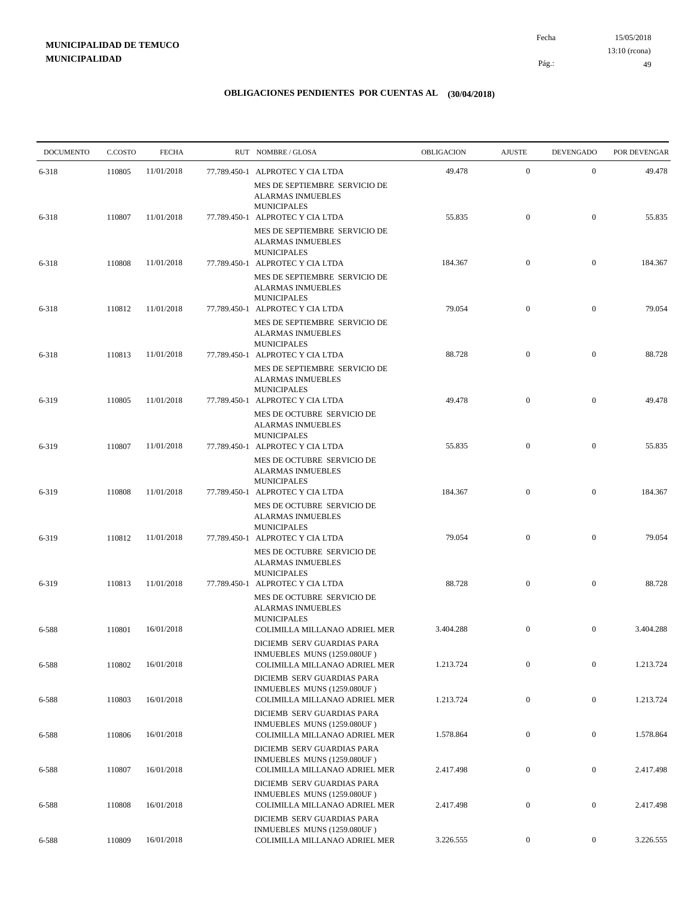**MUNICIPALIDAD DE TEMUCO**
**MUNICIPALIDAD**

Fecha 15/05/2018
13:10 (rcona)

## OBLIGACIONES PENDIENTES POR CUENTAS AL (30/04/2018)

| DOCUMENTO | C.COSTO | FECHA | RUT | NOMBRE / GLOSA | OBLIGACION | AJUSTE | DEVENGADO | POR DEVENGAR |
|---|---|---|---|---|---|---|---|---|
| 6-318 | 110805 | 11/01/2018 | 77.789.450-1 | ALPROTEC Y CIA LTDA<br>MES DE SEPTIEMBRE SERVICIO DE ALARMAS INMUEBLES MUNICIPALES | 49.478 | 0 | 0 | 49.478 |
| 6-318 | 110807 | 11/01/2018 | 77.789.450-1 | ALPROTEC Y CIA LTDA<br>MES DE SEPTIEMBRE SERVICIO DE ALARMAS INMUEBLES MUNICIPALES | 55.835 | 0 | 0 | 55.835 |
| 6-318 | 110808 | 11/01/2018 | 77.789.450-1 | ALPROTEC Y CIA LTDA<br>MES DE SEPTIEMBRE SERVICIO DE ALARMAS INMUEBLES MUNICIPALES | 184.367 | 0 | 0 | 184.367 |
| 6-318 | 110812 | 11/01/2018 | 77.789.450-1 | ALPROTEC Y CIA LTDA<br>MES DE SEPTIEMBRE SERVICIO DE ALARMAS INMUEBLES MUNICIPALES | 79.054 | 0 | 0 | 79.054 |
| 6-318 | 110813 | 11/01/2018 | 77.789.450-1 | ALPROTEC Y CIA LTDA<br>MES DE SEPTIEMBRE SERVICIO DE ALARMAS INMUEBLES MUNICIPALES | 88.728 | 0 | 0 | 88.728 |
| 6-319 | 110805 | 11/01/2018 | 77.789.450-1 | ALPROTEC Y CIA LTDA<br>MES DE OCTUBRE SERVICIO DE ALARMAS INMUEBLES MUNICIPALES | 49.478 | 0 | 0 | 49.478 |
| 6-319 | 110807 | 11/01/2018 | 77.789.450-1 | ALPROTEC Y CIA LTDA<br>MES DE OCTUBRE SERVICIO DE ALARMAS INMUEBLES MUNICIPALES | 55.835 | 0 | 0 | 55.835 |
| 6-319 | 110808 | 11/01/2018 | 77.789.450-1 | ALPROTEC Y CIA LTDA<br>MES DE OCTUBRE SERVICIO DE ALARMAS INMUEBLES MUNICIPALES | 184.367 | 0 | 0 | 184.367 |
| 6-319 | 110812 | 11/01/2018 | 77.789.450-1 | ALPROTEC Y CIA LTDA<br>MES DE OCTUBRE SERVICIO DE ALARMAS INMUEBLES MUNICIPALES | 79.054 | 0 | 0 | 79.054 |
| 6-319 | 110813 | 11/01/2018 | 77.789.450-1 | ALPROTEC Y CIA LTDA<br>MES DE OCTUBRE SERVICIO DE ALARMAS INMUEBLES MUNICIPALES | 88.728 | 0 | 0 | 88.728 |
| 6-588 | 110801 | 16/01/2018 | | COLIMILLA MILLANAO ADRIEL MER<br>DICIEMB SERV GUARDIAS PARA INMUEBLES MUNS (1259.080UF ) | 3.404.288 | 0 | 0 | 3.404.288 |
| 6-588 | 110802 | 16/01/2018 | | COLIMILLA MILLANAO ADRIEL MER<br>DICIEMB SERV GUARDIAS PARA INMUEBLES MUNS (1259.080UF ) | 1.213.724 | 0 | 0 | 1.213.724 |
| 6-588 | 110803 | 16/01/2018 | | COLIMILLA MILLANAO ADRIEL MER<br>DICIEMB SERV GUARDIAS PARA INMUEBLES MUNS (1259.080UF ) | 1.213.724 | 0 | 0 | 1.213.724 |
| 6-588 | 110806 | 16/01/2018 | | COLIMILLA MILLANAO ADRIEL MER<br>DICIEMB SERV GUARDIAS PARA INMUEBLES MUNS (1259.080UF ) | 1.578.864 | 0 | 0 | 1.578.864 |
| 6-588 | 110807 | 16/01/2018 | | COLIMILLA MILLANAO ADRIEL MER<br>DICIEMB SERV GUARDIAS PARA INMUEBLES MUNS (1259.080UF ) | 2.417.498 | 0 | 0 | 2.417.498 |
| 6-588 | 110808 | 16/01/2018 | | COLIMILLA MILLANAO ADRIEL MER<br>DICIEMB SERV GUARDIAS PARA INMUEBLES MUNS (1259.080UF ) | 2.417.498 | 0 | 0 | 2.417.498 |
| 6-588 | 110809 | 16/01/2018 | | COLIMILLA MILLANAO ADRIEL MER | 3.226.555 | 0 | 0 | 3.226.555 |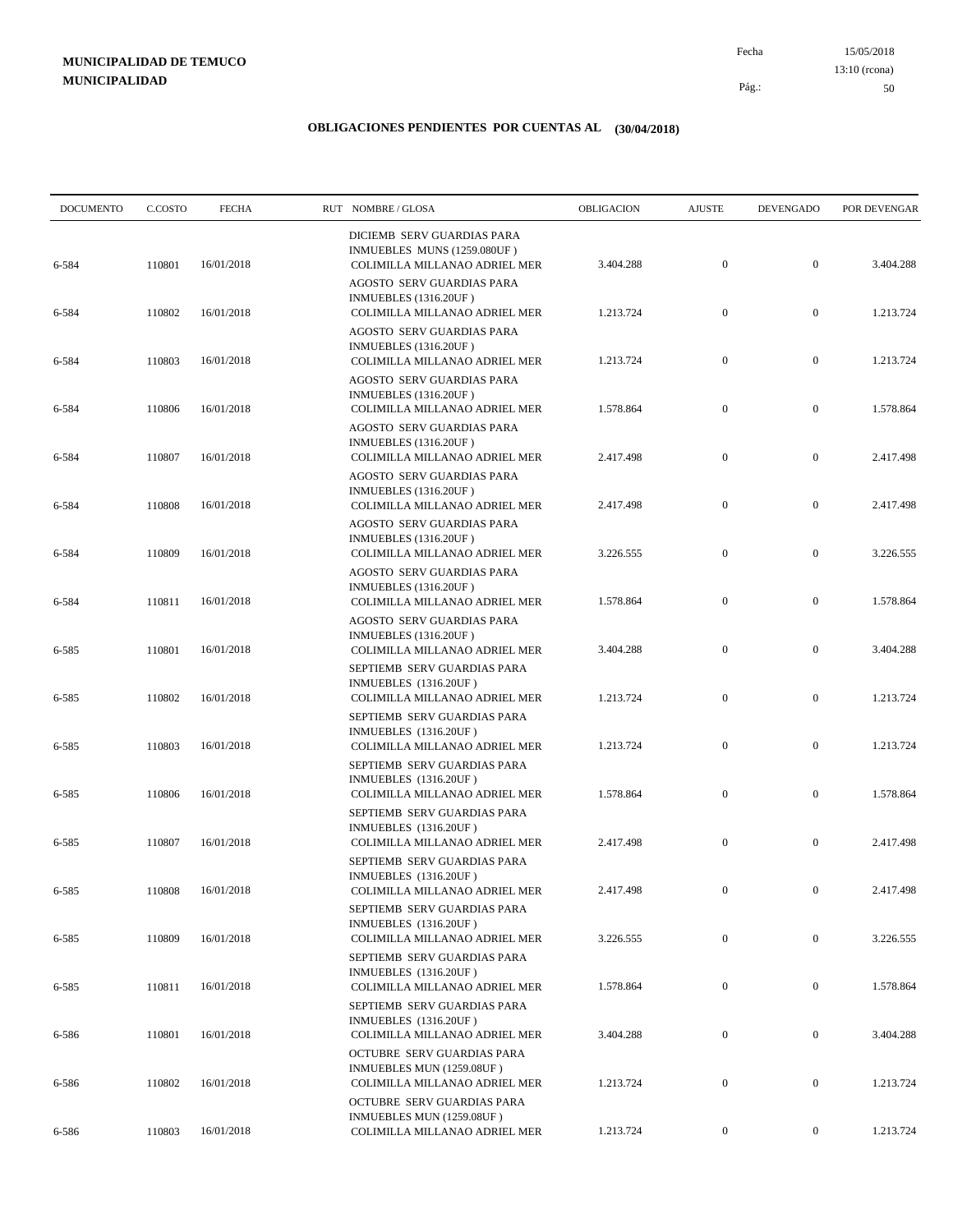**MUNICIPALIDAD DE TEMUCO**
**MUNICIPALIDAD**

Fecha 15/05/2018
13:10 (rcona)

## OBLIGACIONES PENDIENTES POR CUENTAS AL (30/04/2018)

| DOCUMENTO | C.COSTO | FECHA | RUT NOMBRE / GLOSA | OBLIGACION | AJUSTE | DEVENGADO | POR DEVENGAR |
|---|---|---|---|---|---|---|---|
| 6-584 | 110801 | 16/01/2018 | DICIEMB SERV GUARDIAS PARA INMUEBLES MUNS (1259.080UF ) COLIMILLA MILLANAO ADRIEL MER | 3.404.288 | 0 | 0 | 3.404.288 |
| 6-584 | 110802 | 16/01/2018 | AGOSTO SERV GUARDIAS PARA INMUEBLES (1316.20UF ) COLIMILLA MILLANAO ADRIEL MER | 1.213.724 | 0 | 0 | 1.213.724 |
| 6-584 | 110803 | 16/01/2018 | AGOSTO SERV GUARDIAS PARA INMUEBLES (1316.20UF ) COLIMILLA MILLANAO ADRIEL MER | 1.213.724 | 0 | 0 | 1.213.724 |
| 6-584 | 110806 | 16/01/2018 | AGOSTO SERV GUARDIAS PARA INMUEBLES (1316.20UF ) COLIMILLA MILLANAO ADRIEL MER | 1.578.864 | 0 | 0 | 1.578.864 |
| 6-584 | 110807 | 16/01/2018 | AGOSTO SERV GUARDIAS PARA INMUEBLES (1316.20UF ) COLIMILLA MILLANAO ADRIEL MER | 2.417.498 | 0 | 0 | 2.417.498 |
| 6-584 | 110808 | 16/01/2018 | AGOSTO SERV GUARDIAS PARA INMUEBLES (1316.20UF ) COLIMILLA MILLANAO ADRIEL MER | 2.417.498 | 0 | 0 | 2.417.498 |
| 6-584 | 110809 | 16/01/2018 | AGOSTO SERV GUARDIAS PARA INMUEBLES (1316.20UF ) COLIMILLA MILLANAO ADRIEL MER | 3.226.555 | 0 | 0 | 3.226.555 |
| 6-584 | 110811 | 16/01/2018 | AGOSTO SERV GUARDIAS PARA INMUEBLES (1316.20UF ) COLIMILLA MILLANAO ADRIEL MER | 1.578.864 | 0 | 0 | 1.578.864 |
| 6-585 | 110801 | 16/01/2018 | AGOSTO SERV GUARDIAS PARA INMUEBLES (1316.20UF ) COLIMILLA MILLANAO ADRIEL MER | 3.404.288 | 0 | 0 | 3.404.288 |
| 6-585 | 110802 | 16/01/2018 | SEPTIEMB SERV GUARDIAS PARA INMUEBLES (1316.20UF ) COLIMILLA MILLANAO ADRIEL MER | 1.213.724 | 0 | 0 | 1.213.724 |
| 6-585 | 110803 | 16/01/2018 | SEPTIEMB SERV GUARDIAS PARA INMUEBLES (1316.20UF ) COLIMILLA MILLANAO ADRIEL MER | 1.213.724 | 0 | 0 | 1.213.724 |
| 6-585 | 110806 | 16/01/2018 | SEPTIEMB SERV GUARDIAS PARA INMUEBLES (1316.20UF ) COLIMILLA MILLANAO ADRIEL MER | 1.578.864 | 0 | 0 | 1.578.864 |
| 6-585 | 110807 | 16/01/2018 | SEPTIEMB SERV GUARDIAS PARA INMUEBLES (1316.20UF ) COLIMILLA MILLANAO ADRIEL MER | 2.417.498 | 0 | 0 | 2.417.498 |
| 6-585 | 110808 | 16/01/2018 | SEPTIEMB SERV GUARDIAS PARA INMUEBLES (1316.20UF ) COLIMILLA MILLANAO ADRIEL MER | 2.417.498 | 0 | 0 | 2.417.498 |
| 6-585 | 110809 | 16/01/2018 | SEPTIEMB SERV GUARDIAS PARA INMUEBLES (1316.20UF ) COLIMILLA MILLANAO ADRIEL MER | 3.226.555 | 0 | 0 | 3.226.555 |
| 6-585 | 110811 | 16/01/2018 | SEPTIEMB SERV GUARDIAS PARA INMUEBLES (1316.20UF ) COLIMILLA MILLANAO ADRIEL MER | 1.578.864 | 0 | 0 | 1.578.864 |
| 6-586 | 110801 | 16/01/2018 | SEPTIEMB SERV GUARDIAS PARA INMUEBLES (1316.20UF ) COLIMILLA MILLANAO ADRIEL MER | 3.404.288 | 0 | 0 | 3.404.288 |
| 6-586 | 110802 | 16/01/2018 | OCTUBRE SERV GUARDIAS PARA INMUEBLES MUN (1259.08UF ) COLIMILLA MILLANAO ADRIEL MER | 1.213.724 | 0 | 0 | 1.213.724 |
| 6-586 | 110803 | 16/01/2018 | OCTUBRE SERV GUARDIAS PARA INMUEBLES MUN (1259.08UF ) COLIMILLA MILLANAO ADRIEL MER | 1.213.724 | 0 | 0 | 1.213.724 |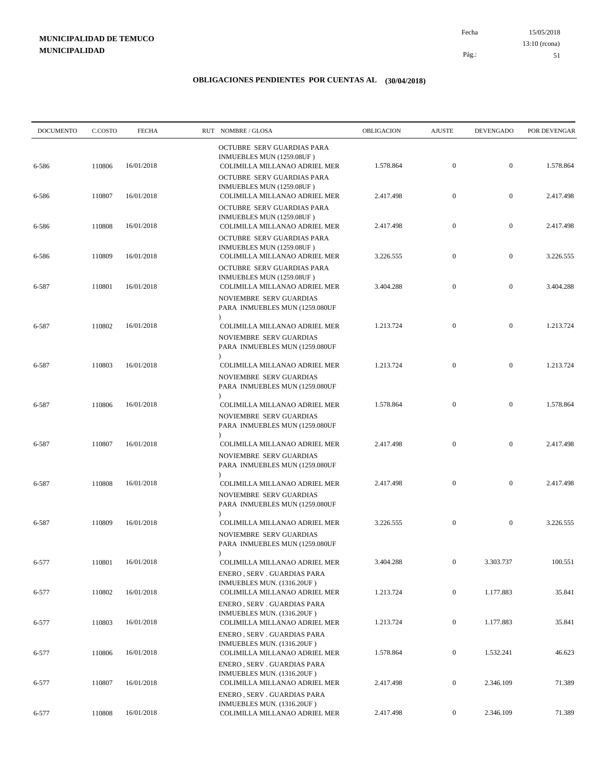**MUNICIPALIDAD DE TEMUCO**
**MUNICIPALIDAD**

Fecha 15/05/2018
13:10 (rcona)

## OBLIGACIONES PENDIENTES POR CUENTAS AL (30/04/2018)

| DOCUMENTO | C.COSTO | FECHA | RUT NOMBRE / GLOSA | OBLIGACION | AJUSTE | DEVENGADO | POR DEVENGAR |
|---|---|---|---|---|---|---|---|
| 6-586 | 110806 | 16/01/2018 | OCTUBRE SERV GUARDIAS PARA INMUEBLES MUN (1259.08UF ) COLIMILLA MILLANAO ADRIEL MER | 1.578.864 | 0 | 0 | 1.578.864 |
| 6-586 | 110807 | 16/01/2018 | OCTUBRE SERV GUARDIAS PARA INMUEBLES MUN (1259.08UF ) COLIMILLA MILLANAO ADRIEL MER | 2.417.498 | 0 | 0 | 2.417.498 |
| 6-586 | 110808 | 16/01/2018 | OCTUBRE SERV GUARDIAS PARA INMUEBLES MUN (1259.08UF ) COLIMILLA MILLANAO ADRIEL MER | 2.417.498 | 0 | 0 | 2.417.498 |
| 6-586 | 110809 | 16/01/2018 | OCTUBRE SERV GUARDIAS PARA INMUEBLES MUN (1259.08UF ) COLIMILLA MILLANAO ADRIEL MER | 3.226.555 | 0 | 0 | 3.226.555 |
| 6-587 | 110801 | 16/01/2018 | OCTUBRE SERV GUARDIAS PARA INMUEBLES MUN (1259.08UF ) COLIMILLA MILLANAO ADRIEL MER | 3.404.288 | 0 | 0 | 3.404.288 |
| 6-587 | 110802 | 16/01/2018 | NOVIEMBRE SERV GUARDIAS PARA INMUEBLES MUN (1259.080UF ) COLIMILLA MILLANAO ADRIEL MER | 1.213.724 | 0 | 0 | 1.213.724 |
| 6-587 | 110803 | 16/01/2018 | NOVIEMBRE SERV GUARDIAS PARA INMUEBLES MUN (1259.080UF ) COLIMILLA MILLANAO ADRIEL MER | 1.213.724 | 0 | 0 | 1.213.724 |
| 6-587 | 110806 | 16/01/2018 | NOVIEMBRE SERV GUARDIAS PARA INMUEBLES MUN (1259.080UF ) COLIMILLA MILLANAO ADRIEL MER | 1.578.864 | 0 | 0 | 1.578.864 |
| 6-587 | 110807 | 16/01/2018 | NOVIEMBRE SERV GUARDIAS PARA INMUEBLES MUN (1259.080UF ) COLIMILLA MILLANAO ADRIEL MER | 2.417.498 | 0 | 0 | 2.417.498 |
| 6-587 | 110808 | 16/01/2018 | NOVIEMBRE SERV GUARDIAS PARA INMUEBLES MUN (1259.080UF ) COLIMILLA MILLANAO ADRIEL MER | 2.417.498 | 0 | 0 | 2.417.498 |
| 6-587 | 110809 | 16/01/2018 | NOVIEMBRE SERV GUARDIAS PARA INMUEBLES MUN (1259.080UF ) COLIMILLA MILLANAO ADRIEL MER | 3.226.555 | 0 | 0 | 3.226.555 |
| 6-577 | 110801 | 16/01/2018 | NOVIEMBRE SERV GUARDIAS PARA INMUEBLES MUN (1259.080UF ) COLIMILLA MILLANAO ADRIEL MER | 3.404.288 | 0 | 3.303.737 | 100.551 |
| 6-577 | 110802 | 16/01/2018 | ENERO , SERV . GUARDIAS PARA INMUEBLES MUN. (1316.20UF ) COLIMILLA MILLANAO ADRIEL MER | 1.213.724 | 0 | 1.177.883 | 35.841 |
| 6-577 | 110803 | 16/01/2018 | ENERO , SERV . GUARDIAS PARA INMUEBLES MUN. (1316.20UF ) COLIMILLA MILLANAO ADRIEL MER | 1.213.724 | 0 | 1.177.883 | 35.841 |
| 6-577 | 110806 | 16/01/2018 | ENERO , SERV . GUARDIAS PARA INMUEBLES MUN. (1316.20UF ) COLIMILLA MILLANAO ADRIEL MER | 1.578.864 | 0 | 1.532.241 | 46.623 |
| 6-577 | 110807 | 16/01/2018 | ENERO , SERV . GUARDIAS PARA INMUEBLES MUN. (1316.20UF ) COLIMILLA MILLANAO ADRIEL MER | 2.417.498 | 0 | 2.346.109 | 71.389 |
| 6-577 | 110808 | 16/01/2018 | ENERO , SERV . GUARDIAS PARA INMUEBLES MUN. (1316.20UF ) COLIMILLA MILLANAO ADRIEL MER | 2.417.498 | 0 | 2.346.109 | 71.389 |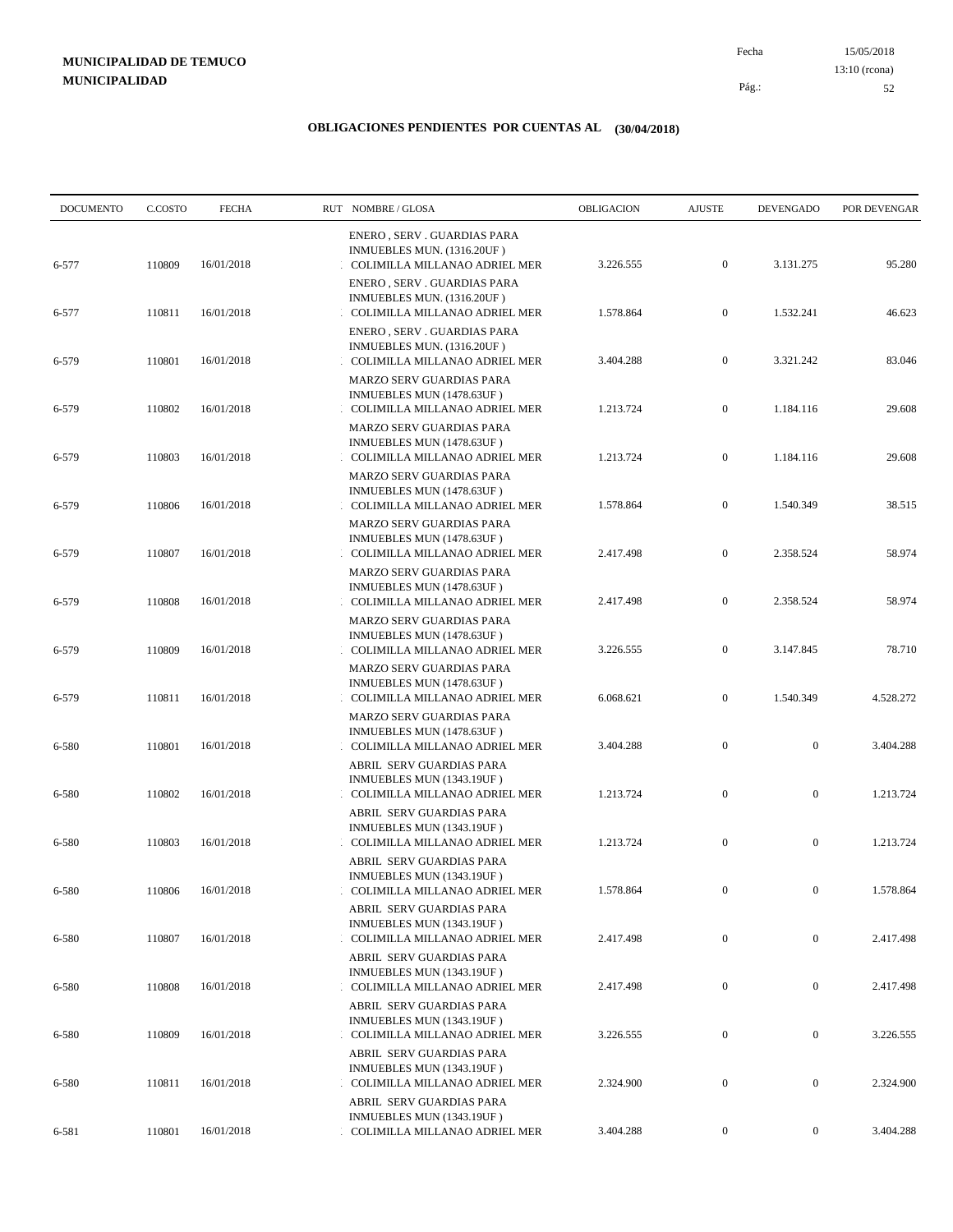**MUNICIPALIDAD DE TEMUCO**
**MUNICIPALIDAD**

Fecha 15/05/2018
13:10 (rcona)

## OBLIGACIONES PENDIENTES POR CUENTAS AL (30/04/2018)

| DOCUMENTO | C.COSTO | FECHA | RUT NOMBRE / GLOSA | OBLIGACION | AJUSTE | DEVENGADO | POR DEVENGAR |
|---|---|---|---|---|---|---|---|
| 6-577 | 110809 | 16/01/2018 | ENERO , SERV . GUARDIAS PARA INMUEBLES MUN. (1316.20UF ) COLIMILLA MILLANAO ADRIEL MER | 3.226.555 | 0 | 3.131.275 | 95.280 |
| 6-577 | 110811 | 16/01/2018 | ENERO , SERV . GUARDIAS PARA INMUEBLES MUN. (1316.20UF ) COLIMILLA MILLANAO ADRIEL MER | 1.578.864 | 0 | 1.532.241 | 46.623 |
| 6-579 | 110801 | 16/01/2018 | ENERO , SERV . GUARDIAS PARA INMUEBLES MUN. (1316.20UF ) COLIMILLA MILLANAO ADRIEL MER | 3.404.288 | 0 | 3.321.242 | 83.046 |
| 6-579 | 110802 | 16/01/2018 | MARZO SERV GUARDIAS PARA INMUEBLES MUN (1478.63UF ) COLIMILLA MILLANAO ADRIEL MER | 1.213.724 | 0 | 1.184.116 | 29.608 |
| 6-579 | 110803 | 16/01/2018 | MARZO SERV GUARDIAS PARA INMUEBLES MUN (1478.63UF ) COLIMILLA MILLANAO ADRIEL MER | 1.213.724 | 0 | 1.184.116 | 29.608 |
| 6-579 | 110806 | 16/01/2018 | MARZO SERV GUARDIAS PARA INMUEBLES MUN (1478.63UF ) COLIMILLA MILLANAO ADRIEL MER | 1.578.864 | 0 | 1.540.349 | 38.515 |
| 6-579 | 110807 | 16/01/2018 | MARZO SERV GUARDIAS PARA INMUEBLES MUN (1478.63UF ) COLIMILLA MILLANAO ADRIEL MER | 2.417.498 | 0 | 2.358.524 | 58.974 |
| 6-579 | 110808 | 16/01/2018 | MARZO SERV GUARDIAS PARA INMUEBLES MUN (1478.63UF ) COLIMILLA MILLANAO ADRIEL MER | 2.417.498 | 0 | 2.358.524 | 58.974 |
| 6-579 | 110809 | 16/01/2018 | MARZO SERV GUARDIAS PARA INMUEBLES MUN (1478.63UF ) COLIMILLA MILLANAO ADRIEL MER | 3.226.555 | 0 | 3.147.845 | 78.710 |
| 6-579 | 110811 | 16/01/2018 | MARZO SERV GUARDIAS PARA INMUEBLES MUN (1478.63UF ) COLIMILLA MILLANAO ADRIEL MER | 6.068.621 | 0 | 1.540.349 | 4.528.272 |
| 6-580 | 110801 | 16/01/2018 | MARZO SERV GUARDIAS PARA INMUEBLES MUN (1478.63UF ) COLIMILLA MILLANAO ADRIEL MER | 3.404.288 | 0 | 0 | 3.404.288 |
| 6-580 | 110802 | 16/01/2018 | ABRIL SERV GUARDIAS PARA INMUEBLES MUN (1343.19UF ) COLIMILLA MILLANAO ADRIEL MER | 1.213.724 | 0 | 0 | 1.213.724 |
| 6-580 | 110803 | 16/01/2018 | ABRIL SERV GUARDIAS PARA INMUEBLES MUN (1343.19UF ) COLIMILLA MILLANAO ADRIEL MER | 1.213.724 | 0 | 0 | 1.213.724 |
| 6-580 | 110806 | 16/01/2018 | ABRIL SERV GUARDIAS PARA INMUEBLES MUN (1343.19UF ) COLIMILLA MILLANAO ADRIEL MER | 1.578.864 | 0 | 0 | 1.578.864 |
| 6-580 | 110807 | 16/01/2018 | ABRIL SERV GUARDIAS PARA INMUEBLES MUN (1343.19UF ) COLIMILLA MILLANAO ADRIEL MER | 2.417.498 | 0 | 0 | 2.417.498 |
| 6-580 | 110808 | 16/01/2018 | ABRIL SERV GUARDIAS PARA INMUEBLES MUN (1343.19UF ) COLIMILLA MILLANAO ADRIEL MER | 2.417.498 | 0 | 0 | 2.417.498 |
| 6-580 | 110809 | 16/01/2018 | ABRIL SERV GUARDIAS PARA INMUEBLES MUN (1343.19UF ) COLIMILLA MILLANAO ADRIEL MER | 3.226.555 | 0 | 0 | 3.226.555 |
| 6-580 | 110811 | 16/01/2018 | ABRIL SERV GUARDIAS PARA INMUEBLES MUN (1343.19UF ) COLIMILLA MILLANAO ADRIEL MER | 2.324.900 | 0 | 0 | 2.324.900 |
| 6-581 | 110801 | 16/01/2018 | ABRIL SERV GUARDIAS PARA INMUEBLES MUN (1343.19UF ) COLIMILLA MILLANAO ADRIEL MER | 3.404.288 | 0 | 0 | 3.404.288 |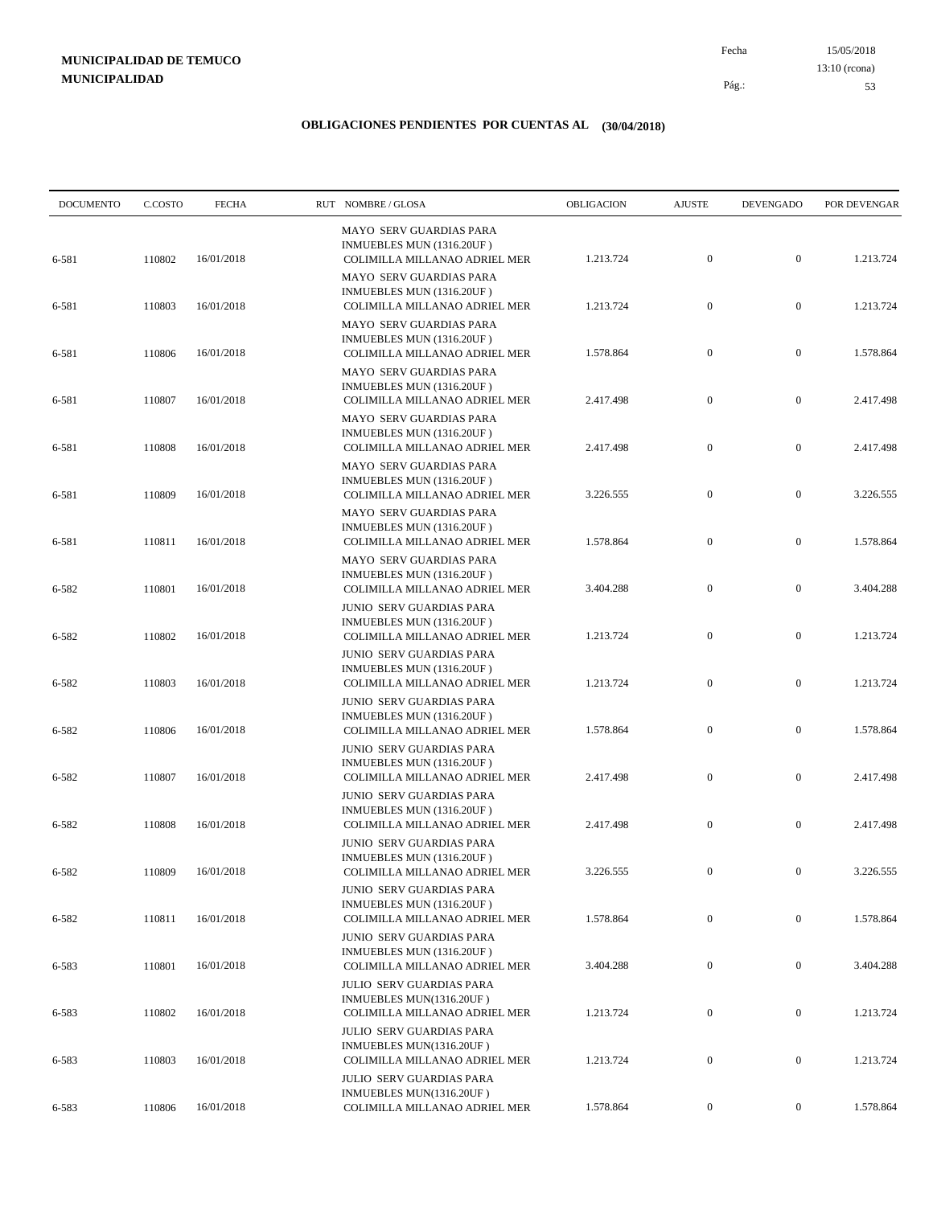**MUNICIPALIDAD DE TEMUCO**
**MUNICIPALIDAD**

Fecha 15/05/2018
13:10 (rcona)

## OBLIGACIONES PENDIENTES POR CUENTAS AL (30/04/2018)

| DOCUMENTO | C.COSTO | FECHA | RUT NOMBRE / GLOSA | OBLIGACION | AJUSTE | DEVENGADO | POR DEVENGAR |
|---|---|---|---|---|---|---|---|
| 6-581 | 110802 | 16/01/2018 | MAYO SERV GUARDIAS PARA INMUEBLES MUN (1316.20UF ) COLIMILLA MILLANAO ADRIEL MER | 1.213.724 | 0 | 0 | 1.213.724 |
| 6-581 | 110803 | 16/01/2018 | MAYO SERV GUARDIAS PARA INMUEBLES MUN (1316.20UF ) COLIMILLA MILLANAO ADRIEL MER | 1.213.724 | 0 | 0 | 1.213.724 |
| 6-581 | 110806 | 16/01/2018 | MAYO SERV GUARDIAS PARA INMUEBLES MUN (1316.20UF ) COLIMILLA MILLANAO ADRIEL MER | 1.578.864 | 0 | 0 | 1.578.864 |
| 6-581 | 110807 | 16/01/2018 | MAYO SERV GUARDIAS PARA INMUEBLES MUN (1316.20UF ) COLIMILLA MILLANAO ADRIEL MER | 2.417.498 | 0 | 0 | 2.417.498 |
| 6-581 | 110808 | 16/01/2018 | MAYO SERV GUARDIAS PARA INMUEBLES MUN (1316.20UF ) COLIMILLA MILLANAO ADRIEL MER | 2.417.498 | 0 | 0 | 2.417.498 |
| 6-581 | 110809 | 16/01/2018 | MAYO SERV GUARDIAS PARA INMUEBLES MUN (1316.20UF ) COLIMILLA MILLANAO ADRIEL MER | 3.226.555 | 0 | 0 | 3.226.555 |
| 6-581 | 110811 | 16/01/2018 | MAYO SERV GUARDIAS PARA INMUEBLES MUN (1316.20UF ) COLIMILLA MILLANAO ADRIEL MER | 1.578.864 | 0 | 0 | 1.578.864 |
| 6-582 | 110801 | 16/01/2018 | MAYO SERV GUARDIAS PARA INMUEBLES MUN (1316.20UF ) COLIMILLA MILLANAO ADRIEL MER | 3.404.288 | 0 | 0 | 3.404.288 |
| 6-582 | 110802 | 16/01/2018 | JUNIO SERV GUARDIAS PARA INMUEBLES MUN (1316.20UF ) COLIMILLA MILLANAO ADRIEL MER | 1.213.724 | 0 | 0 | 1.213.724 |
| 6-582 | 110803 | 16/01/2018 | JUNIO SERV GUARDIAS PARA INMUEBLES MUN (1316.20UF ) COLIMILLA MILLANAO ADRIEL MER | 1.213.724 | 0 | 0 | 1.213.724 |
| 6-582 | 110806 | 16/01/2018 | JUNIO SERV GUARDIAS PARA INMUEBLES MUN (1316.20UF ) COLIMILLA MILLANAO ADRIEL MER | 1.578.864 | 0 | 0 | 1.578.864 |
| 6-582 | 110807 | 16/01/2018 | JUNIO SERV GUARDIAS PARA INMUEBLES MUN (1316.20UF ) COLIMILLA MILLANAO ADRIEL MER | 2.417.498 | 0 | 0 | 2.417.498 |
| 6-582 | 110808 | 16/01/2018 | JUNIO SERV GUARDIAS PARA INMUEBLES MUN (1316.20UF ) COLIMILLA MILLANAO ADRIEL MER | 2.417.498 | 0 | 0 | 2.417.498 |
| 6-582 | 110809 | 16/01/2018 | JUNIO SERV GUARDIAS PARA INMUEBLES MUN (1316.20UF ) COLIMILLA MILLANAO ADRIEL MER | 3.226.555 | 0 | 0 | 3.226.555 |
| 6-582 | 110811 | 16/01/2018 | JUNIO SERV GUARDIAS PARA INMUEBLES MUN (1316.20UF ) COLIMILLA MILLANAO ADRIEL MER | 1.578.864 | 0 | 0 | 1.578.864 |
| 6-583 | 110801 | 16/01/2018 | JUNIO SERV GUARDIAS PARA INMUEBLES MUN (1316.20UF ) COLIMILLA MILLANAO ADRIEL MER | 3.404.288 | 0 | 0 | 3.404.288 |
| 6-583 | 110802 | 16/01/2018 | JULIO SERV GUARDIAS PARA INMUEBLES MUN(1316.20UF ) COLIMILLA MILLANAO ADRIEL MER | 1.213.724 | 0 | 0 | 1.213.724 |
| 6-583 | 110803 | 16/01/2018 | JULIO SERV GUARDIAS PARA INMUEBLES MUN(1316.20UF ) COLIMILLA MILLANAO ADRIEL MER | 1.213.724 | 0 | 0 | 1.213.724 |
| 6-583 | 110806 | 16/01/2018 | JULIO SERV GUARDIAS PARA INMUEBLES MUN(1316.20UF ) COLIMILLA MILLANAO ADRIEL MER | 1.578.864 | 0 | 0 | 1.578.864 |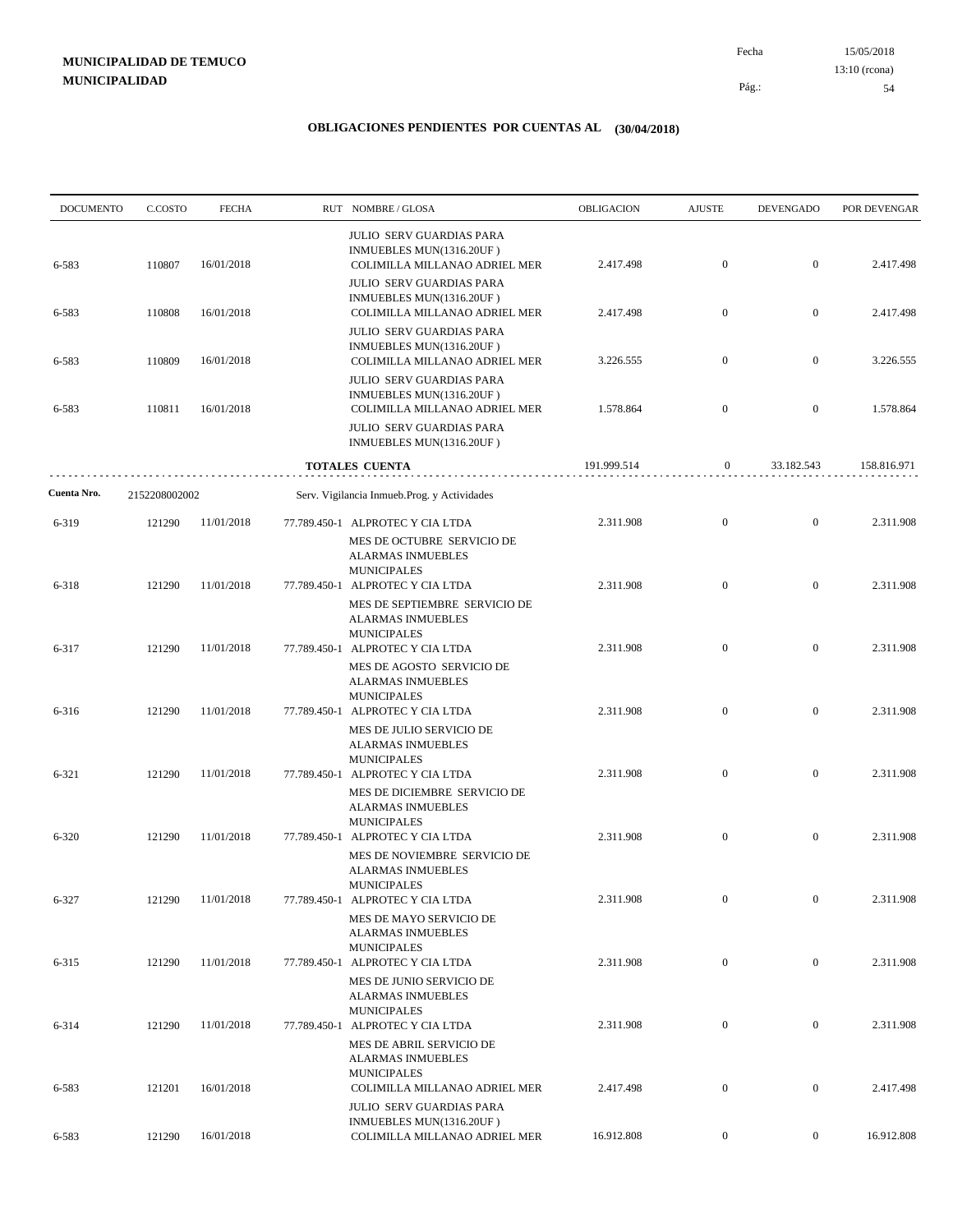**MUNICIPALIDAD DE TEMUCO**
**MUNICIPALIDAD**

Fecha 15/05/2018
13:10 (rcona)

## OBLIGACIONES PENDIENTES POR CUENTAS AL (30/04/2018)

| DOCUMENTO | C.COSTO | FECHA | RUT NOMBRE / GLOSA | OBLIGACION | AJUSTE | DEVENGADO | POR DEVENGAR |
|---|---|---|---|---|---|---|---|
| | | | JULIO SERV GUARDIAS PARA INMUEBLES MUN(1316.20UF ) | | | | |
| 6-583 | 110807 | 16/01/2018 | COLIMILLA MILLANAO ADRIEL MER | 2.417.498 | 0 | 0 | 2.417.498 |
| | | | JULIO SERV GUARDIAS PARA INMUEBLES MUN(1316.20UF ) | | | | |
| 6-583 | 110808 | 16/01/2018 | COLIMILLA MILLANAO ADRIEL MER | 2.417.498 | 0 | 0 | 2.417.498 |
| | | | JULIO SERV GUARDIAS PARA INMUEBLES MUN(1316.20UF ) | | | | |
| 6-583 | 110809 | 16/01/2018 | COLIMILLA MILLANAO ADRIEL MER | 3.226.555 | 0 | 0 | 3.226.555 |
| | | | JULIO SERV GUARDIAS PARA INMUEBLES MUN(1316.20UF ) | | | | |
| 6-583 | 110811 | 16/01/2018 | COLIMILLA MILLANAO ADRIEL MER | 1.578.864 | 0 | 0 | 1.578.864 |
| | | | JULIO SERV GUARDIAS PARA INMUEBLES MUN(1316.20UF ) | | | | |
| | | | **TOTALES CUENTA** | 191.999.514 | 0 | 33.182.543 | 158.816.971 |

**Cuenta Nro.** 2152208002002 Serv. Vigilancia Inmueb.Prog. y Actividades

| DOCUMENTO | C.COSTO | FECHA | RUT NOMBRE / GLOSA | OBLIGACION | AJUSTE | DEVENGADO | POR DEVENGAR |
|---|---|---|---|---|---|---|---|
| 6-319 | 121290 | 11/01/2018 | 77.789.450-1 ALPROTEC Y CIA LTDA | 2.311.908 | 0 | 0 | 2.311.908 |
| | | | MES DE OCTUBRE SERVICIO DE ALARMAS INMUEBLES MUNICIPALES | | | | |
| 6-318 | 121290 | 11/01/2018 | 77.789.450-1 ALPROTEC Y CIA LTDA | 2.311.908 | 0 | 0 | 2.311.908 |
| | | | MES DE SEPTIEMBRE SERVICIO DE ALARMAS INMUEBLES MUNICIPALES | | | | |
| 6-317 | 121290 | 11/01/2018 | 77.789.450-1 ALPROTEC Y CIA LTDA | 2.311.908 | 0 | 0 | 2.311.908 |
| | | | MES DE AGOSTO SERVICIO DE ALARMAS INMUEBLES MUNICIPALES | | | | |
| 6-316 | 121290 | 11/01/2018 | 77.789.450-1 ALPROTEC Y CIA LTDA | 2.311.908 | 0 | 0 | 2.311.908 |
| | | | MES DE JULIO SERVICIO DE ALARMAS INMUEBLES MUNICIPALES | | | | |
| 6-321 | 121290 | 11/01/2018 | 77.789.450-1 ALPROTEC Y CIA LTDA | 2.311.908 | 0 | 0 | 2.311.908 |
| | | | MES DE DICIEMBRE SERVICIO DE ALARMAS INMUEBLES MUNICIPALES | | | | |
| 6-320 | 121290 | 11/01/2018 | 77.789.450-1 ALPROTEC Y CIA LTDA | 2.311.908 | 0 | 0 | 2.311.908 |
| | | | MES DE NOVIEMBRE SERVICIO DE ALARMAS INMUEBLES MUNICIPALES | | | | |
| 6-327 | 121290 | 11/01/2018 | 77.789.450-1 ALPROTEC Y CIA LTDA | 2.311.908 | 0 | 0 | 2.311.908 |
| | | | MES DE MAYO SERVICIO DE ALARMAS INMUEBLES MUNICIPALES | | | | |
| 6-315 | 121290 | 11/01/2018 | 77.789.450-1 ALPROTEC Y CIA LTDA | 2.311.908 | 0 | 0 | 2.311.908 |
| | | | MES DE JUNIO SERVICIO DE ALARMAS INMUEBLES MUNICIPALES | | | | |
| 6-314 | 121290 | 11/01/2018 | 77.789.450-1 ALPROTEC Y CIA LTDA | 2.311.908 | 0 | 0 | 2.311.908 |
| | | | MES DE ABRIL SERVICIO DE ALARMAS INMUEBLES MUNICIPALES | | | | |
| 6-583 | 121201 | 16/01/2018 | COLIMILLA MILLANAO ADRIEL MER | 2.417.498 | 0 | 0 | 2.417.498 |
| | | | JULIO SERV GUARDIAS PARA INMUEBLES MUN(1316.20UF ) | | | | |
| 6-583 | 121290 | 16/01/2018 | COLIMILLA MILLANAO ADRIEL MER | 16.912.808 | 0 | 0 | 16.912.808 |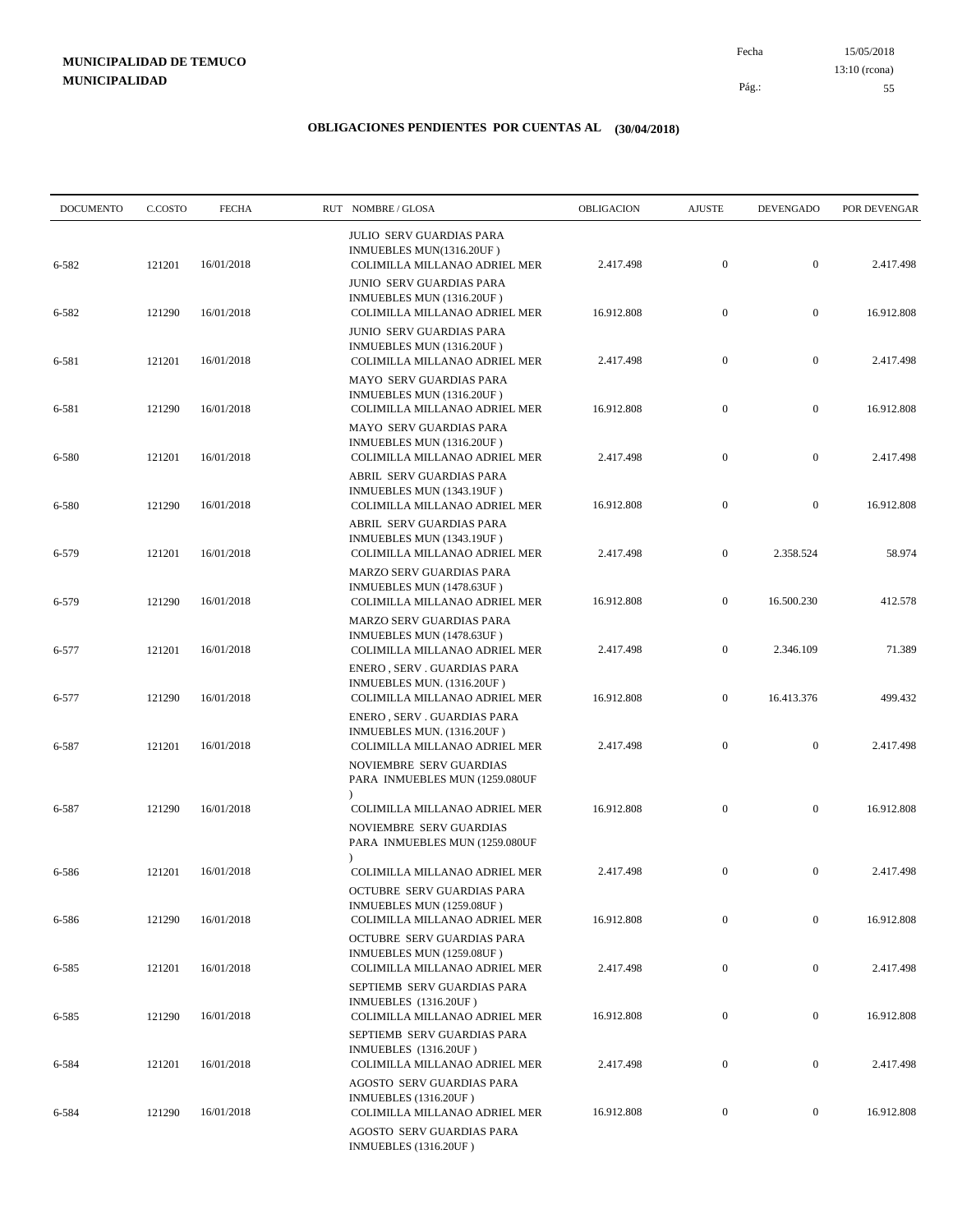**MUNICIPALIDAD DE TEMUCO**
**MUNICIPALIDAD**

Fecha 15/05/2018
13:10 (rcona)

## OBLIGACIONES PENDIENTES POR CUENTAS AL (30/04/2018)

| DOCUMENTO | C.COSTO | FECHA | RUT | NOMBRE / GLOSA | OBLIGACION | AJUSTE | DEVENGADO | POR DEVENGAR |
|---|---|---|---|---|---|---|---|---|
| | | | | JULIO SERV GUARDIAS PARA INMUEBLES MUN(1316.20UF ) | | | | |
| 6-582 | 121201 | 16/01/2018 | | COLIMILLA MILLANAO ADRIEL MER JUNIO SERV GUARDIAS PARA INMUEBLES MUN (1316.20UF ) | 2.417.498 | 0 | 0 | 2.417.498 |
| 6-582 | 121290 | 16/01/2018 | | COLIMILLA MILLANAO ADRIEL MER JUNIO SERV GUARDIAS PARA INMUEBLES MUN (1316.20UF ) | 16.912.808 | 0 | 0 | 16.912.808 |
| 6-581 | 121201 | 16/01/2018 | | COLIMILLA MILLANAO ADRIEL MER MAYO SERV GUARDIAS PARA INMUEBLES MUN (1316.20UF ) | 2.417.498 | 0 | 0 | 2.417.498 |
| 6-581 | 121290 | 16/01/2018 | | COLIMILLA MILLANAO ADRIEL MER MAYO SERV GUARDIAS PARA INMUEBLES MUN (1316.20UF ) | 16.912.808 | 0 | 0 | 16.912.808 |
| 6-580 | 121201 | 16/01/2018 | | COLIMILLA MILLANAO ADRIEL MER ABRIL SERV GUARDIAS PARA INMUEBLES MUN (1343.19UF ) | 2.417.498 | 0 | 0 | 2.417.498 |
| 6-580 | 121290 | 16/01/2018 | | COLIMILLA MILLANAO ADRIEL MER ABRIL SERV GUARDIAS PARA INMUEBLES MUN (1343.19UF ) | 16.912.808 | 0 | 0 | 16.912.808 |
| 6-579 | 121201 | 16/01/2018 | | COLIMILLA MILLANAO ADRIEL MER MARZO SERV GUARDIAS PARA INMUEBLES MUN (1478.63UF ) | 2.417.498 | 0 | 2.358.524 | 58.974 |
| 6-579 | 121290 | 16/01/2018 | | COLIMILLA MILLANAO ADRIEL MER MARZO SERV GUARDIAS PARA INMUEBLES MUN (1478.63UF ) | 16.912.808 | 0 | 16.500.230 | 412.578 |
| 6-577 | 121201 | 16/01/2018 | | COLIMILLA MILLANAO ADRIEL MER ENERO , SERV . GUARDIAS PARA INMUEBLES MUN. (1316.20UF ) | 2.417.498 | 0 | 2.346.109 | 71.389 |
| 6-577 | 121290 | 16/01/2018 | | COLIMILLA MILLANAO ADRIEL MER ENERO , SERV . GUARDIAS PARA INMUEBLES MUN. (1316.20UF ) | 16.912.808 | 0 | 16.413.376 | 499.432 |
| 6-587 | 121201 | 16/01/2018 | | COLIMILLA MILLANAO ADRIEL MER NOVIEMBRE SERV GUARDIAS PARA INMUEBLES MUN (1259.080UF ) | 2.417.498 | 0 | 0 | 2.417.498 |
| 6-587 | 121290 | 16/01/2018 | | COLIMILLA MILLANAO ADRIEL MER NOVIEMBRE SERV GUARDIAS PARA INMUEBLES MUN (1259.080UF ) | 16.912.808 | 0 | 0 | 16.912.808 |
| 6-586 | 121201 | 16/01/2018 | | COLIMILLA MILLANAO ADRIEL MER OCTUBRE SERV GUARDIAS PARA INMUEBLES MUN (1259.08UF ) | 2.417.498 | 0 | 0 | 2.417.498 |
| 6-586 | 121290 | 16/01/2018 | | COLIMILLA MILLANAO ADRIEL MER OCTUBRE SERV GUARDIAS PARA INMUEBLES MUN (1259.08UF ) | 16.912.808 | 0 | 0 | 16.912.808 |
| 6-585 | 121201 | 16/01/2018 | | COLIMILLA MILLANAO ADRIEL MER SEPTIEMB SERV GUARDIAS PARA INMUEBLES (1316.20UF ) | 2.417.498 | 0 | 0 | 2.417.498 |
| 6-585 | 121290 | 16/01/2018 | | COLIMILLA MILLANAO ADRIEL MER SEPTIEMB SERV GUARDIAS PARA INMUEBLES (1316.20UF ) | 16.912.808 | 0 | 0 | 16.912.808 |
| 6-584 | 121201 | 16/01/2018 | | COLIMILLA MILLANAO ADRIEL MER AGOSTO SERV GUARDIAS PARA INMUEBLES (1316.20UF ) | 2.417.498 | 0 | 0 | 2.417.498 |
| 6-584 | 121290 | 16/01/2018 | | COLIMILLA MILLANAO ADRIEL MER AGOSTO SERV GUARDIAS PARA INMUEBLES (1316.20UF ) | 16.912.808 | 0 | 0 | 16.912.808 |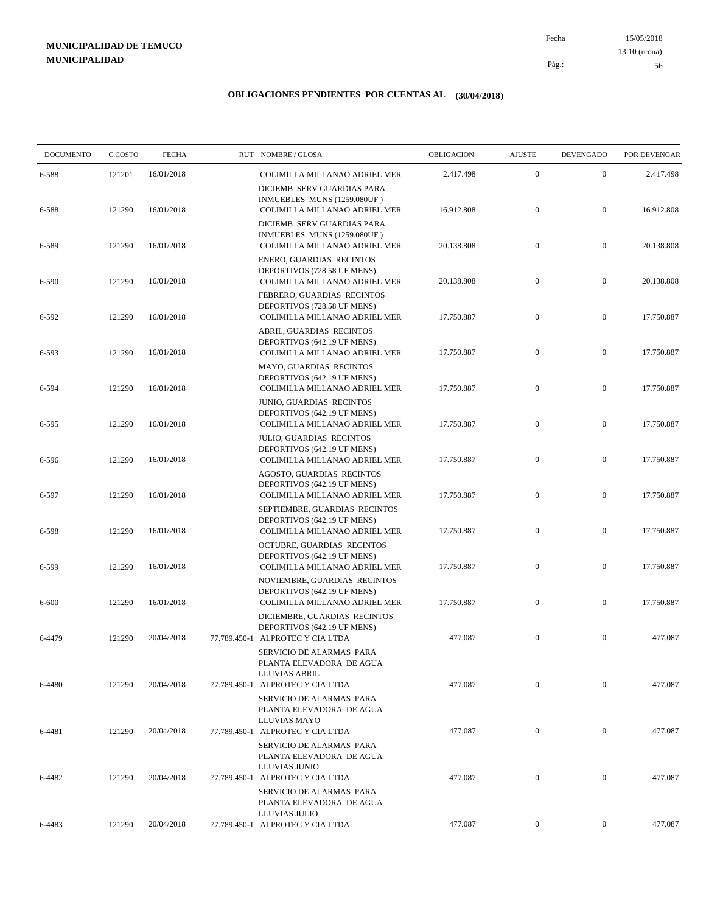**MUNICIPALIDAD DE TEMUCO**
**MUNICIPALIDAD**

Fecha 15/05/2018
13:10 (rcona)

## OBLIGACIONES PENDIENTES POR CUENTAS AL (30/04/2018)

| DOCUMENTO | C.COSTO | FECHA | RUT | NOMBRE / GLOSA | OBLIGACION | AJUSTE | DEVENGADO | POR DEVENGAR |
|---|---|---|---|---|---|---|---|---|
| 6-588 | 121201 | 16/01/2018 | | COLIMILLA MILLANAO ADRIEL MER DICIEMB SERV GUARDIAS PARA INMUEBLES MUNS (1259.080UF ) | 2.417.498 | 0 | 0 | 2.417.498 |
| 6-588 | 121290 | 16/01/2018 | | COLIMILLA MILLANAO ADRIEL MER DICIEMB SERV GUARDIAS PARA INMUEBLES MUNS (1259.080UF ) | 16.912.808 | 0 | 0 | 16.912.808 |
| 6-589 | 121290 | 16/01/2018 | | COLIMILLA MILLANAO ADRIEL MER ENERO, GUARDIAS RECINTOS DEPORTIVOS (728.58 UF MENS) | 20.138.808 | 0 | 0 | 20.138.808 |
| 6-590 | 121290 | 16/01/2018 | | COLIMILLA MILLANAO ADRIEL MER FEBRERO, GUARDIAS RECINTOS DEPORTIVOS (728.58 UF MENS) | 20.138.808 | 0 | 0 | 20.138.808 |
| 6-592 | 121290 | 16/01/2018 | | COLIMILLA MILLANAO ADRIEL MER ABRIL, GUARDIAS RECINTOS DEPORTIVOS (642.19 UF MENS) | 17.750.887 | 0 | 0 | 17.750.887 |
| 6-593 | 121290 | 16/01/2018 | | COLIMILLA MILLANAO ADRIEL MER MAYO, GUARDIAS RECINTOS DEPORTIVOS (642.19 UF MENS) | 17.750.887 | 0 | 0 | 17.750.887 |
| 6-594 | 121290 | 16/01/2018 | | COLIMILLA MILLANAO ADRIEL MER JUNIO, GUARDIAS RECINTOS DEPORTIVOS (642.19 UF MENS) | 17.750.887 | 0 | 0 | 17.750.887 |
| 6-595 | 121290 | 16/01/2018 | | COLIMILLA MILLANAO ADRIEL MER JULIO, GUARDIAS RECINTOS DEPORTIVOS (642.19 UF MENS) | 17.750.887 | 0 | 0 | 17.750.887 |
| 6-596 | 121290 | 16/01/2018 | | COLIMILLA MILLANAO ADRIEL MER AGOSTO, GUARDIAS RECINTOS DEPORTIVOS (642.19 UF MENS) | 17.750.887 | 0 | 0 | 17.750.887 |
| 6-597 | 121290 | 16/01/2018 | | COLIMILLA MILLANAO ADRIEL MER SEPTIEMBRE, GUARDIAS RECINTOS DEPORTIVOS (642.19 UF MENS) | 17.750.887 | 0 | 0 | 17.750.887 |
| 6-598 | 121290 | 16/01/2018 | | COLIMILLA MILLANAO ADRIEL MER OCTUBRE, GUARDIAS RECINTOS DEPORTIVOS (642.19 UF MENS) | 17.750.887 | 0 | 0 | 17.750.887 |
| 6-599 | 121290 | 16/01/2018 | | COLIMILLA MILLANAO ADRIEL MER NOVIEMBRE, GUARDIAS RECINTOS DEPORTIVOS (642.19 UF MENS) | 17.750.887 | 0 | 0 | 17.750.887 |
| 6-600 | 121290 | 16/01/2018 | | COLIMILLA MILLANAO ADRIEL MER DICIEMBRE, GUARDIAS RECINTOS DEPORTIVOS (642.19 UF MENS) | 17.750.887 | 0 | 0 | 17.750.887 |
| 6-4479 | 121290 | 20/04/2018 | 77.789.450-1 | ALPROTEC Y CIA LTDA SERVICIO DE ALARMAS PARA PLANTA ELEVADORA DE AGUA LLUVIAS ABRIL | 477.087 | 0 | 0 | 477.087 |
| 6-4480 | 121290 | 20/04/2018 | 77.789.450-1 | ALPROTEC Y CIA LTDA SERVICIO DE ALARMAS PARA PLANTA ELEVADORA DE AGUA LLUVIAS MAYO | 477.087 | 0 | 0 | 477.087 |
| 6-4481 | 121290 | 20/04/2018 | 77.789.450-1 | ALPROTEC Y CIA LTDA SERVICIO DE ALARMAS PARA PLANTA ELEVADORA DE AGUA LLUVIAS JUNIO | 477.087 | 0 | 0 | 477.087 |
| 6-4482 | 121290 | 20/04/2018 | 77.789.450-1 | ALPROTEC Y CIA LTDA SERVICIO DE ALARMAS PARA PLANTA ELEVADORA DE AGUA LLUVIAS JULIO | 477.087 | 0 | 0 | 477.087 |
| 6-4483 | 121290 | 20/04/2018 | 77.789.450-1 | ALPROTEC Y CIA LTDA | 477.087 | 0 | 0 | 477.087 |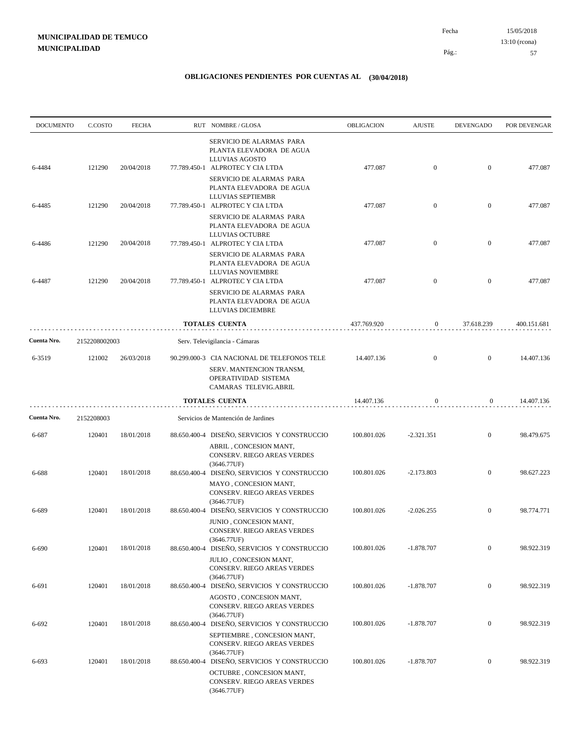**MUNICIPALIDAD DE TEMUCO**
**MUNICIPALIDAD**

Fecha 15/05/2018
13:10 (rcona)

## OBLIGACIONES PENDIENTES POR CUENTAS AL (30/04/2018)

| DOCUMENTO | C.COSTO | FECHA | RUT NOMBRE / GLOSA | OBLIGACION | AJUSTE | DEVENGADO | POR DEVENGAR |
|---|---|---|---|---|---|---|---|
| | | | SERVICIO DE ALARMAS PARA PLANTA ELEVADORA DE AGUA LLUVIAS AGOSTO | | | | |
| 6-4484 | 121290 | 20/04/2018 | 77.789.450-1 ALPROTEC Y CIA LTDA | 477.087 | 0 | 0 | 477.087 |
| | | | SERVICIO DE ALARMAS PARA PLANTA ELEVADORA DE AGUA LLUVIAS SEPTIEMBR | | | | |
| 6-4485 | 121290 | 20/04/2018 | 77.789.450-1 ALPROTEC Y CIA LTDA | 477.087 | 0 | 0 | 477.087 |
| | | | SERVICIO DE ALARMAS PARA PLANTA ELEVADORA DE AGUA LLUVIAS OCTUBRE | | | | |
| 6-4486 | 121290 | 20/04/2018 | 77.789.450-1 ALPROTEC Y CIA LTDA | 477.087 | 0 | 0 | 477.087 |
| | | | SERVICIO DE ALARMAS PARA PLANTA ELEVADORA DE AGUA LLUVIAS NOVIEMBRE | | | | |
| 6-4487 | 121290 | 20/04/2018 | 77.789.450-1 ALPROTEC Y CIA LTDA | 477.087 | 0 | 0 | 477.087 |
| | | | SERVICIO DE ALARMAS PARA PLANTA ELEVADORA DE AGUA LLUVIAS DICIEMBRE | | | | |
| | | | **TOTALES CUENTA** | 437.769.920 | 0 | 37.618.239 | 400.151.681 |
| **Cuenta Nro.** | 2152208002003 | | Serv. Televigilancia - Cámaras | | | | |
| 6-3519 | 121002 | 26/03/2018 | 90.299.000-3 CIA NACIONAL DE TELEFONOS TELE | 14.407.136 | 0 | 0 | 14.407.136 |
| | | | SERV. MANTENCION TRANSM, OPERATIVIDAD SISTEMA CAMARAS TELEVIG.ABRIL | | | | |
| | | | **TOTALES CUENTA** | 14.407.136 | 0 | 0 | 14.407.136 |
| **Cuenta Nro.** | 2152208003 | | Servicios de Mantención de Jardines | | | | |
| 6-687 | 120401 | 18/01/2018 | 88.650.400-4 DISEÑO, SERVICIOS Y CONSTRUCCIO | 100.801.026 | -2.321.351 | 0 | 98.479.675 |
| | | | ABRIL , CONCESION MANT, CONSERV. RIEGO AREAS VERDES (3646.77UF) | | | | |
| 6-688 | 120401 | 18/01/2018 | 88.650.400-4 DISEÑO, SERVICIOS Y CONSTRUCCIO | 100.801.026 | -2.173.803 | 0 | 98.627.223 |
| | | | MAYO , CONCESION MANT, CONSERV. RIEGO AREAS VERDES (3646.77UF) | | | | |
| 6-689 | 120401 | 18/01/2018 | 88.650.400-4 DISEÑO, SERVICIOS Y CONSTRUCCIO | 100.801.026 | -2.026.255 | 0 | 98.774.771 |
| | | | JUNIO , CONCESION MANT, CONSERV. RIEGO AREAS VERDES (3646.77UF) | | | | |
| 6-690 | 120401 | 18/01/2018 | 88.650.400-4 DISEÑO, SERVICIOS Y CONSTRUCCIO | 100.801.026 | -1.878.707 | 0 | 98.922.319 |
| | | | JULIO , CONCESION MANT, CONSERV. RIEGO AREAS VERDES (3646.77UF) | | | | |
| 6-691 | 120401 | 18/01/2018 | 88.650.400-4 DISEÑO, SERVICIOS Y CONSTRUCCIO | 100.801.026 | -1.878.707 | 0 | 98.922.319 |
| | | | AGOSTO , CONCESION MANT, CONSERV. RIEGO AREAS VERDES (3646.77UF) | | | | |
| 6-692 | 120401 | 18/01/2018 | 88.650.400-4 DISEÑO, SERVICIOS Y CONSTRUCCIO | 100.801.026 | -1.878.707 | 0 | 98.922.319 |
| | | | SEPTIEMBRE , CONCESION MANT, CONSERV. RIEGO AREAS VERDES (3646.77UF) | | | | |
| 6-693 | 120401 | 18/01/2018 | 88.650.400-4 DISEÑO, SERVICIOS Y CONSTRUCCIO | 100.801.026 | -1.878.707 | 0 | 98.922.319 |
| | | | OCTUBRE , CONCESION MANT, CONSERV. RIEGO AREAS VERDES (3646.77UF) | | | | |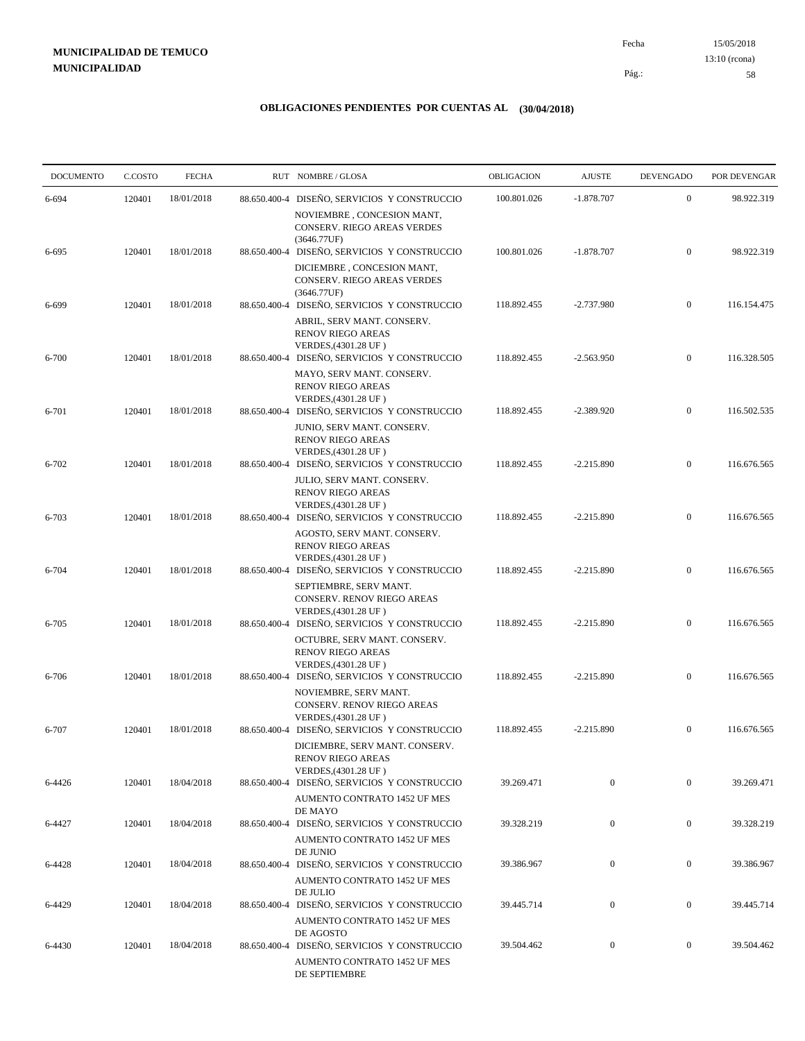**MUNICIPALIDAD DE TEMUCO**
**MUNICIPALIDAD**

Fecha 15/05/2018
13:10 (rcona)

## OBLIGACIONES PENDIENTES POR CUENTAS AL (30/04/2018)

| DOCUMENTO | C.COSTO | FECHA | RUT NOMBRE / GLOSA | OBLIGACION | AJUSTE | DEVENGADO | POR DEVENGAR |
|---|---|---|---|---|---|---|---|
| 6-694 | 120401 | 18/01/2018 | 88.650.400-4 DISEÑO, SERVICIOS Y CONSTRUCCIO NOVIEMBRE , CONCESION MANT, CONSERV. RIEGO AREAS VERDES (3646.77UF) | 100.801.026 | -1.878.707 | 0 | 98.922.319 |
| 6-695 | 120401 | 18/01/2018 | 88.650.400-4 DISEÑO, SERVICIOS Y CONSTRUCCIO DICIEMBRE , CONCESION MANT, CONSERV. RIEGO AREAS VERDES (3646.77UF) | 100.801.026 | -1.878.707 | 0 | 98.922.319 |
| 6-699 | 120401 | 18/01/2018 | 88.650.400-4 DISEÑO, SERVICIOS Y CONSTRUCCIO ABRIL, SERV MANT. CONSERV. RENOV RIEGO AREAS VERDES,(4301.28 UF ) | 118.892.455 | -2.737.980 | 0 | 116.154.475 |
| 6-700 | 120401 | 18/01/2018 | 88.650.400-4 DISEÑO, SERVICIOS Y CONSTRUCCIO MAYO, SERV MANT. CONSERV. RENOV RIEGO AREAS VERDES,(4301.28 UF ) | 118.892.455 | -2.563.950 | 0 | 116.328.505 |
| 6-701 | 120401 | 18/01/2018 | 88.650.400-4 DISEÑO, SERVICIOS Y CONSTRUCCIO JUNIO, SERV MANT. CONSERV. RENOV RIEGO AREAS VERDES,(4301.28 UF ) | 118.892.455 | -2.389.920 | 0 | 116.502.535 |
| 6-702 | 120401 | 18/01/2018 | 88.650.400-4 DISEÑO, SERVICIOS Y CONSTRUCCIO JULIO, SERV MANT. CONSERV. RENOV RIEGO AREAS VERDES,(4301.28 UF ) | 118.892.455 | -2.215.890 | 0 | 116.676.565 |
| 6-703 | 120401 | 18/01/2018 | 88.650.400-4 DISEÑO, SERVICIOS Y CONSTRUCCIO AGOSTO, SERV MANT. CONSERV. RENOV RIEGO AREAS VERDES,(4301.28 UF ) | 118.892.455 | -2.215.890 | 0 | 116.676.565 |
| 6-704 | 120401 | 18/01/2018 | 88.650.400-4 DISEÑO, SERVICIOS Y CONSTRUCCIO SEPTIEMBRE, SERV MANT. CONSERV. RENOV RIEGO AREAS VERDES,(4301.28 UF ) | 118.892.455 | -2.215.890 | 0 | 116.676.565 |
| 6-705 | 120401 | 18/01/2018 | 88.650.400-4 DISEÑO, SERVICIOS Y CONSTRUCCIO OCTUBRE, SERV MANT. CONSERV. RENOV RIEGO AREAS VERDES,(4301.28 UF ) | 118.892.455 | -2.215.890 | 0 | 116.676.565 |
| 6-706 | 120401 | 18/01/2018 | 88.650.400-4 DISEÑO, SERVICIOS Y CONSTRUCCIO NOVIEMBRE, SERV MANT. CONSERV. RENOV RIEGO AREAS VERDES,(4301.28 UF ) | 118.892.455 | -2.215.890 | 0 | 116.676.565 |
| 6-707 | 120401 | 18/01/2018 | 88.650.400-4 DISEÑO, SERVICIOS Y CONSTRUCCIO DICIEMBRE, SERV MANT. CONSERV. RENOV RIEGO AREAS VERDES,(4301.28 UF ) | 118.892.455 | -2.215.890 | 0 | 116.676.565 |
| 6-4426 | 120401 | 18/04/2018 | 88.650.400-4 DISEÑO, SERVICIOS Y CONSTRUCCIO AUMENTO CONTRATO 1452 UF MES DE MAYO | 39.269.471 | 0 | 0 | 39.269.471 |
| 6-4427 | 120401 | 18/04/2018 | 88.650.400-4 DISEÑO, SERVICIOS Y CONSTRUCCIO AUMENTO CONTRATO 1452 UF MES DE JUNIO | 39.328.219 | 0 | 0 | 39.328.219 |
| 6-4428 | 120401 | 18/04/2018 | 88.650.400-4 DISEÑO, SERVICIOS Y CONSTRUCCIO AUMENTO CONTRATO 1452 UF MES DE JULIO | 39.386.967 | 0 | 0 | 39.386.967 |
| 6-4429 | 120401 | 18/04/2018 | 88.650.400-4 DISEÑO, SERVICIOS Y CONSTRUCCIO AUMENTO CONTRATO 1452 UF MES DE AGOSTO | 39.445.714 | 0 | 0 | 39.445.714 |
| 6-4430 | 120401 | 18/04/2018 | 88.650.400-4 DISEÑO, SERVICIOS Y CONSTRUCCIO AUMENTO CONTRATO 1452 UF MES DE SEPTIEMBRE | 39.504.462 | 0 | 0 | 39.504.462 |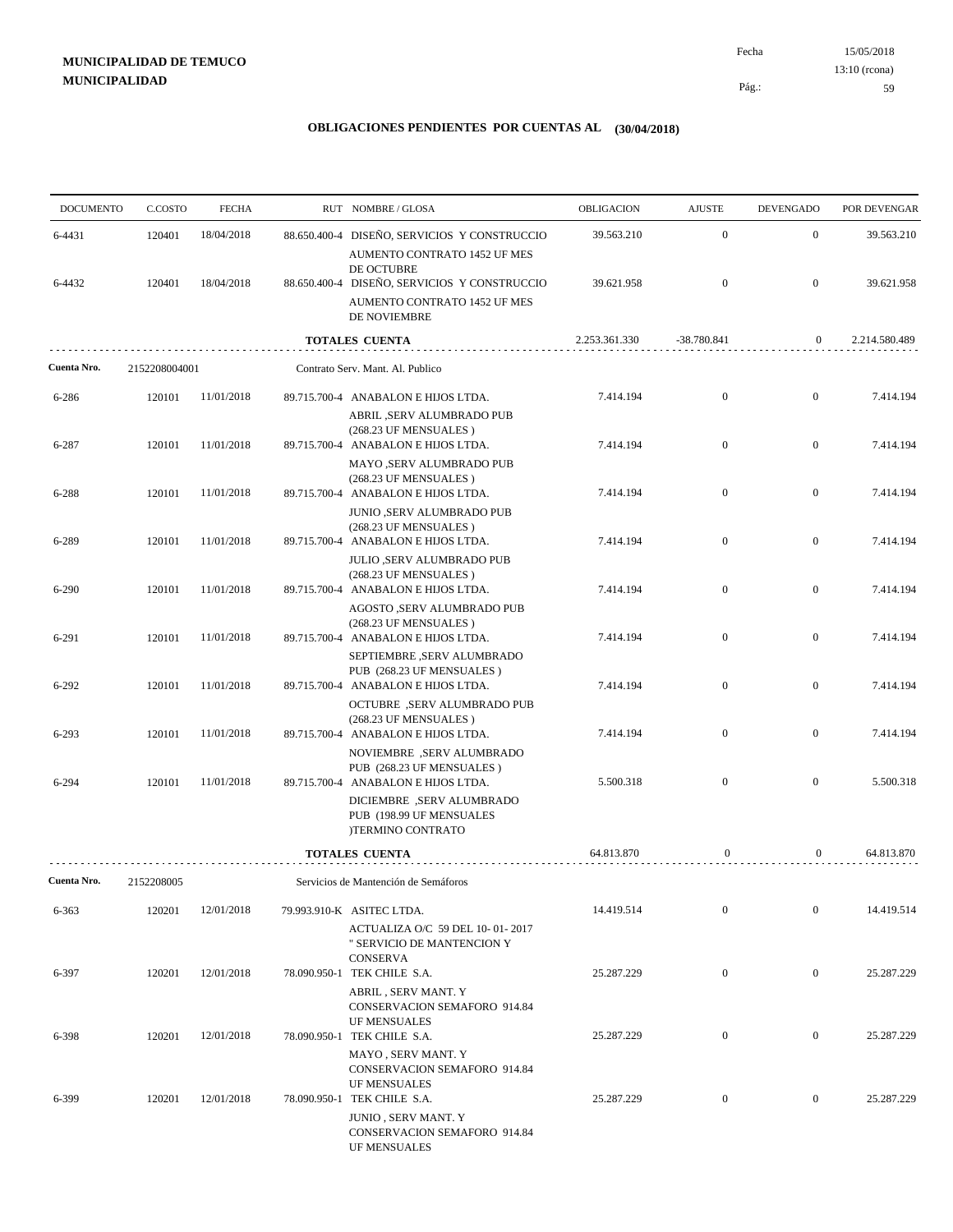**MUNICIPALIDAD DE TEMUCO**
**MUNICIPALIDAD**

Fecha 15/05/2018
13:10 (rcona)

## OBLIGACIONES PENDIENTES POR CUENTAS AL (30/04/2018)

| DOCUMENTO | C.COSTO | FECHA | RUT NOMBRE / GLOSA | OBLIGACION | AJUSTE | DEVENGADO | POR DEVENGAR |
|---|---|---|---|---|---|---|---|
| 6-4431 | 120401 | 18/04/2018 | 88.650.400-4 DISEÑO, SERVICIOS Y CONSTRUCCIO AUMENTO CONTRATO 1452 UF MES DE OCTUBRE | 39.563.210 | 0 | 0 | 39.563.210 |
| 6-4432 | 120401 | 18/04/2018 | 88.650.400-4 DISEÑO, SERVICIOS Y CONSTRUCCIO AUMENTO CONTRATO 1452 UF MES DE NOVIEMBRE | 39.621.958 | 0 | 0 | 39.621.958 |
| | | | **TOTALES CUENTA** | 2.253.361.330 | -38.780.841 | 0 | 2.214.580.489 |
| **Cuenta Nro.** | 2152208004001 | | Contrato Serv. Mant. Al. Publico | | | | |
| 6-286 | 120101 | 11/01/2018 | 89.715.700-4 ANABALON E HIJOS LTDA. ABRIL ,SERV ALUMBRADO PUB (268.23 UF MENSUALES ) | 7.414.194 | 0 | 0 | 7.414.194 |
| 6-287 | 120101 | 11/01/2018 | 89.715.700-4 ANABALON E HIJOS LTDA. MAYO ,SERV ALUMBRADO PUB (268.23 UF MENSUALES ) | 7.414.194 | 0 | 0 | 7.414.194 |
| 6-288 | 120101 | 11/01/2018 | 89.715.700-4 ANABALON E HIJOS LTDA. JUNIO ,SERV ALUMBRADO PUB (268.23 UF MENSUALES ) | 7.414.194 | 0 | 0 | 7.414.194 |
| 6-289 | 120101 | 11/01/2018 | 89.715.700-4 ANABALON E HIJOS LTDA. JULIO ,SERV ALUMBRADO PUB (268.23 UF MENSUALES ) | 7.414.194 | 0 | 0 | 7.414.194 |
| 6-290 | 120101 | 11/01/2018 | 89.715.700-4 ANABALON E HIJOS LTDA. AGOSTO ,SERV ALUMBRADO PUB (268.23 UF MENSUALES ) | 7.414.194 | 0 | 0 | 7.414.194 |
| 6-291 | 120101 | 11/01/2018 | 89.715.700-4 ANABALON E HIJOS LTDA. SEPTIEMBRE ,SERV ALUMBRADO PUB (268.23 UF MENSUALES ) | 7.414.194 | 0 | 0 | 7.414.194 |
| 6-292 | 120101 | 11/01/2018 | 89.715.700-4 ANABALON E HIJOS LTDA. OCTUBRE ,SERV ALUMBRADO PUB (268.23 UF MENSUALES ) | 7.414.194 | 0 | 0 | 7.414.194 |
| 6-293 | 120101 | 11/01/2018 | 89.715.700-4 ANABALON E HIJOS LTDA. NOVIEMBRE ,SERV ALUMBRADO PUB (268.23 UF MENSUALES ) | 7.414.194 | 0 | 0 | 7.414.194 |
| 6-294 | 120101 | 11/01/2018 | 89.715.700-4 ANABALON E HIJOS LTDA. DICIEMBRE ,SERV ALUMBRADO PUB (198.99 UF MENSUALES )TERMINO CONTRATO | 5.500.318 | 0 | 0 | 5.500.318 |
| | | | **TOTALES CUENTA** | 64.813.870 | 0 | 0 | 64.813.870 |
| **Cuenta Nro.** | 2152208005 | | Servicios de Mantención de Semáforos | | | | |
| 6-363 | 120201 | 12/01/2018 | 79.993.910-K ASITEC LTDA. ACTUALIZA O/C 59 DEL 10- 01- 2017 " SERVICIO DE MANTENCION Y CONSERVA | 14.419.514 | 0 | 0 | 14.419.514 |
| 6-397 | 120201 | 12/01/2018 | 78.090.950-1 TEK CHILE S.A. ABRIL , SERV MANT. Y CONSERVACION SEMAFORO 914.84 UF MENSUALES | 25.287.229 | 0 | 0 | 25.287.229 |
| 6-398 | 120201 | 12/01/2018 | 78.090.950-1 TEK CHILE S.A. MAYO , SERV MANT. Y CONSERVACION SEMAFORO 914.84 UF MENSUALES | 25.287.229 | 0 | 0 | 25.287.229 |
| 6-399 | 120201 | 12/01/2018 | 78.090.950-1 TEK CHILE S.A. JUNIO , SERV MANT. Y CONSERVACION SEMAFORO 914.84 UF MENSUALES | 25.287.229 | 0 | 0 | 25.287.229 |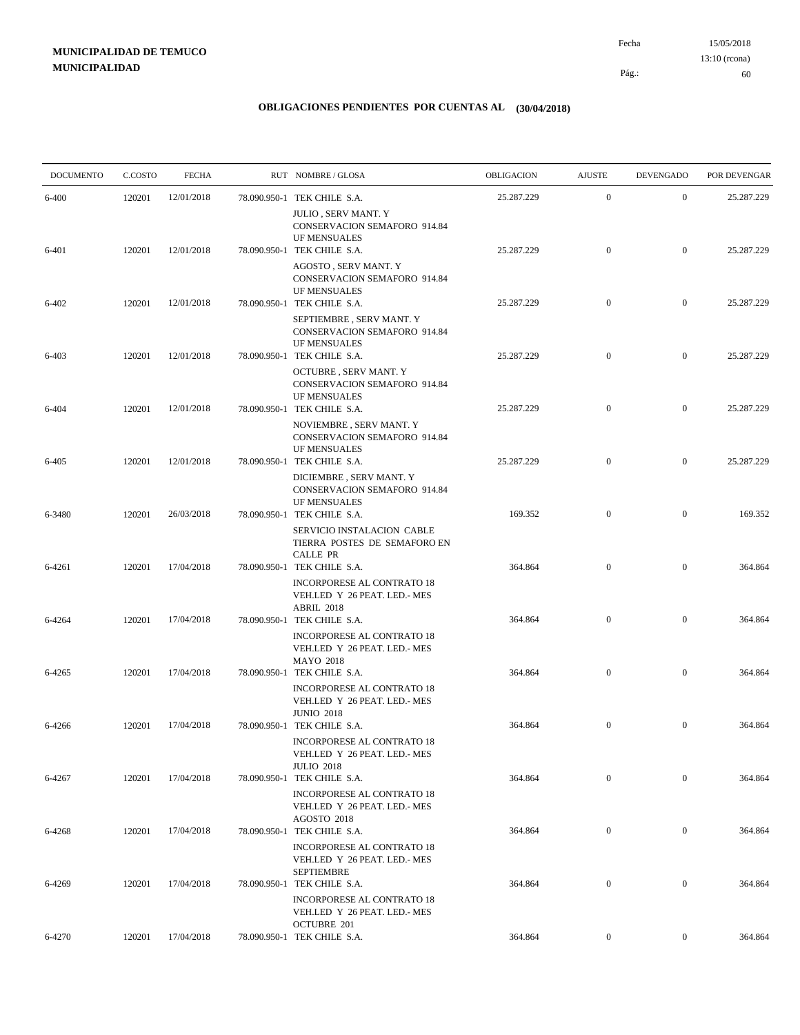**MUNICIPALIDAD DE TEMUCO**
**MUNICIPALIDAD**

Fecha 15/05/2018
13:10 (rcona)

## OBLIGACIONES PENDIENTES POR CUENTAS AL (30/04/2018)

| DOCUMENTO | C.COSTO | FECHA | RUT NOMBRE / GLOSA | OBLIGACION | AJUSTE | DEVENGADO | POR DEVENGAR |
|---|---|---|---|---|---|---|---|
| 6-400 | 120201 | 12/01/2018 | 78.090.950-1 TEK CHILE S.A. JULIO , SERV MANT. Y CONSERVACION SEMAFORO 914.84 UF MENSUALES | 25.287.229 | 0 | 0 | 25.287.229 |
| 6-401 | 120201 | 12/01/2018 | 78.090.950-1 TEK CHILE S.A. AGOSTO , SERV MANT. Y CONSERVACION SEMAFORO 914.84 UF MENSUALES | 25.287.229 | 0 | 0 | 25.287.229 |
| 6-402 | 120201 | 12/01/2018 | 78.090.950-1 TEK CHILE S.A. SEPTIEMBRE , SERV MANT. Y CONSERVACION SEMAFORO 914.84 UF MENSUALES | 25.287.229 | 0 | 0 | 25.287.229 |
| 6-403 | 120201 | 12/01/2018 | 78.090.950-1 TEK CHILE S.A. OCTUBRE , SERV MANT. Y CONSERVACION SEMAFORO 914.84 UF MENSUALES | 25.287.229 | 0 | 0 | 25.287.229 |
| 6-404 | 120201 | 12/01/2018 | 78.090.950-1 TEK CHILE S.A. NOVIEMBRE , SERV MANT. Y CONSERVACION SEMAFORO 914.84 UF MENSUALES | 25.287.229 | 0 | 0 | 25.287.229 |
| 6-405 | 120201 | 12/01/2018 | 78.090.950-1 TEK CHILE S.A. DICIEMBRE , SERV MANT. Y CONSERVACION SEMAFORO 914.84 UF MENSUALES | 25.287.229 | 0 | 0 | 25.287.229 |
| 6-3480 | 120201 | 26/03/2018 | 78.090.950-1 TEK CHILE S.A. SERVICIO INSTALACION CABLE TIERRA POSTES DE SEMAFORO EN CALLE PR | 169.352 | 0 | 0 | 169.352 |
| 6-4261 | 120201 | 17/04/2018 | 78.090.950-1 TEK CHILE S.A. INCORPORESE AL CONTRATO 18 VEH.LED Y 26 PEAT. LED.- MES ABRIL 2018 | 364.864 | 0 | 0 | 364.864 |
| 6-4264 | 120201 | 17/04/2018 | 78.090.950-1 TEK CHILE S.A. INCORPORESE AL CONTRATO 18 VEH.LED Y 26 PEAT. LED.- MES MAYO 2018 | 364.864 | 0 | 0 | 364.864 |
| 6-4265 | 120201 | 17/04/2018 | 78.090.950-1 TEK CHILE S.A. INCORPORESE AL CONTRATO 18 VEH.LED Y 26 PEAT. LED.- MES JUNIO 2018 | 364.864 | 0 | 0 | 364.864 |
| 6-4266 | 120201 | 17/04/2018 | 78.090.950-1 TEK CHILE S.A. INCORPORESE AL CONTRATO 18 VEH.LED Y 26 PEAT. LED.- MES JULIO 2018 | 364.864 | 0 | 0 | 364.864 |
| 6-4267 | 120201 | 17/04/2018 | 78.090.950-1 TEK CHILE S.A. INCORPORESE AL CONTRATO 18 VEH.LED Y 26 PEAT. LED.- MES AGOSTO 2018 | 364.864 | 0 | 0 | 364.864 |
| 6-4268 | 120201 | 17/04/2018 | 78.090.950-1 TEK CHILE S.A. INCORPORESE AL CONTRATO 18 VEH.LED Y 26 PEAT. LED.- MES SEPTIEMBRE | 364.864 | 0 | 0 | 364.864 |
| 6-4269 | 120201 | 17/04/2018 | 78.090.950-1 TEK CHILE S.A. INCORPORESE AL CONTRATO 18 VEH.LED Y 26 PEAT. LED.- MES OCTUBRE 201 | 364.864 | 0 | 0 | 364.864 |
| 6-4270 | 120201 | 17/04/2018 | 78.090.950-1 TEK CHILE S.A. | 364.864 | 0 | 0 | 364.864 |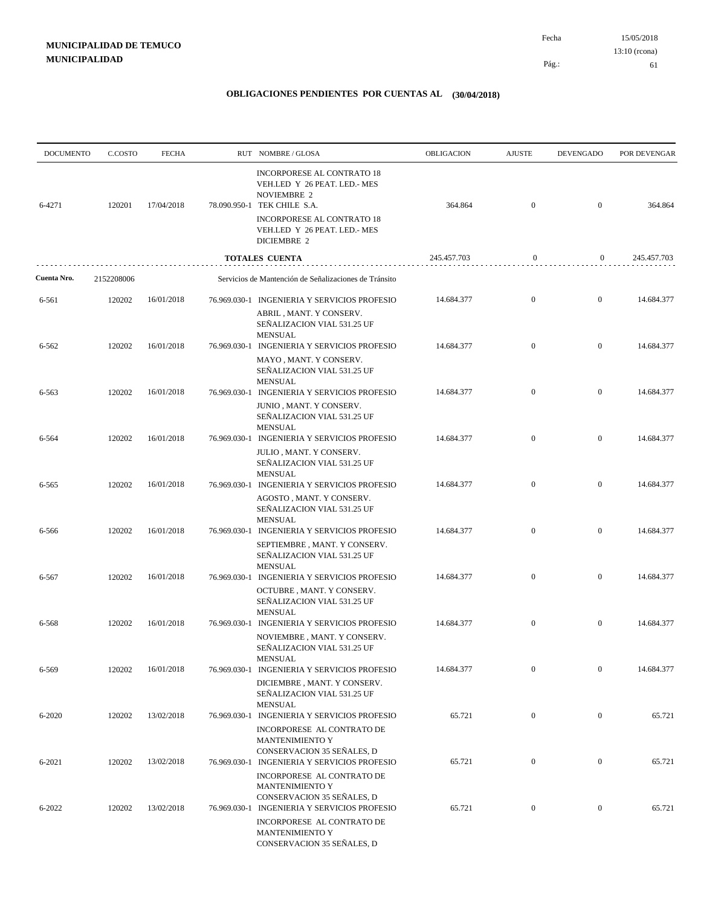**MUNICIPALIDAD DE TEMUCO**
**MUNICIPALIDAD**

Fecha 15/05/2018
13:10 (rcona)

## OBLIGACIONES PENDIENTES POR CUENTAS AL (30/04/2018)

| DOCUMENTO | C.COSTO | FECHA | RUT NOMBRE / GLOSA | OBLIGACION | AJUSTE | DEVENGADO | POR DEVENGAR |
|---|---|---|---|---|---|---|---|
| | | | INCORPORESE AL CONTRATO 18 VEH.LED Y 26 PEAT. LED.- MES NOVIEMBRE 2 | | | | |
| 6-4271 | 120201 | 17/04/2018 | 78.090.950-1 TEK CHILE S.A. | 364.864 | 0 | 0 | 364.864 |
| | | | INCORPORESE AL CONTRATO 18 VEH.LED Y 26 PEAT. LED.- MES DICIEMBRE 2 | | | | |
| | | | **TOTALES CUENTA** | 245.457.703 | 0 | 0 | 245.457.703 |
| **Cuenta Nro.** | 2152208006 | | Servicios de Mantención de Señalizaciones de Tránsito | | | | |
| 6-561 | 120202 | 16/01/2018 | 76.969.030-1 INGENIERIA Y SERVICIOS PROFESIO | 14.684.377 | 0 | 0 | 14.684.377 |
| | | | ABRIL , MANT. Y CONSERV. SEÑALIZACION VIAL 531.25 UF MENSUAL | | | | |
| 6-562 | 120202 | 16/01/2018 | 76.969.030-1 INGENIERIA Y SERVICIOS PROFESIO | 14.684.377 | 0 | 0 | 14.684.377 |
| | | | MAYO , MANT. Y CONSERV. SEÑALIZACION VIAL 531.25 UF MENSUAL | | | | |
| 6-563 | 120202 | 16/01/2018 | 76.969.030-1 INGENIERIA Y SERVICIOS PROFESIO | 14.684.377 | 0 | 0 | 14.684.377 |
| | | | JUNIO , MANT. Y CONSERV. SEÑALIZACION VIAL 531.25 UF MENSUAL | | | | |
| 6-564 | 120202 | 16/01/2018 | 76.969.030-1 INGENIERIA Y SERVICIOS PROFESIO | 14.684.377 | 0 | 0 | 14.684.377 |
| | | | JULIO , MANT. Y CONSERV. SEÑALIZACION VIAL 531.25 UF MENSUAL | | | | |
| 6-565 | 120202 | 16/01/2018 | 76.969.030-1 INGENIERIA Y SERVICIOS PROFESIO | 14.684.377 | 0 | 0 | 14.684.377 |
| | | | AGOSTO , MANT. Y CONSERV. SEÑALIZACION VIAL 531.25 UF MENSUAL | | | | |
| 6-566 | 120202 | 16/01/2018 | 76.969.030-1 INGENIERIA Y SERVICIOS PROFESIO | 14.684.377 | 0 | 0 | 14.684.377 |
| | | | SEPTIEMBRE , MANT. Y CONSERV. SEÑALIZACION VIAL 531.25 UF MENSUAL | | | | |
| 6-567 | 120202 | 16/01/2018 | 76.969.030-1 INGENIERIA Y SERVICIOS PROFESIO | 14.684.377 | 0 | 0 | 14.684.377 |
| | | | OCTUBRE , MANT. Y CONSERV. SEÑALIZACION VIAL 531.25 UF MENSUAL | | | | |
| 6-568 | 120202 | 16/01/2018 | 76.969.030-1 INGENIERIA Y SERVICIOS PROFESIO | 14.684.377 | 0 | 0 | 14.684.377 |
| | | | NOVIEMBRE , MANT. Y CONSERV. SEÑALIZACION VIAL 531.25 UF MENSUAL | | | | |
| 6-569 | 120202 | 16/01/2018 | 76.969.030-1 INGENIERIA Y SERVICIOS PROFESIO | 14.684.377 | 0 | 0 | 14.684.377 |
| | | | DICIEMBRE , MANT. Y CONSERV. SEÑALIZACION VIAL 531.25 UF MENSUAL | | | | |
| 6-2020 | 120202 | 13/02/2018 | 76.969.030-1 INGENIERIA Y SERVICIOS PROFESIO | 65.721 | 0 | 0 | 65.721 |
| | | | INCORPORESE AL CONTRATO DE MANTENIMIENTO Y CONSERVACION 35 SEÑALES, D | | | | |
| 6-2021 | 120202 | 13/02/2018 | 76.969.030-1 INGENIERIA Y SERVICIOS PROFESIO | 65.721 | 0 | 0 | 65.721 |
| | | | INCORPORESE AL CONTRATO DE MANTENIMIENTO Y CONSERVACION 35 SEÑALES, D | | | | |
| 6-2022 | 120202 | 13/02/2018 | 76.969.030-1 INGENIERIA Y SERVICIOS PROFESIO | 65.721 | 0 | 0 | 65.721 |
| | | | INCORPORESE AL CONTRATO DE MANTENIMIENTO Y CONSERVACION 35 SEÑALES, D | | | | |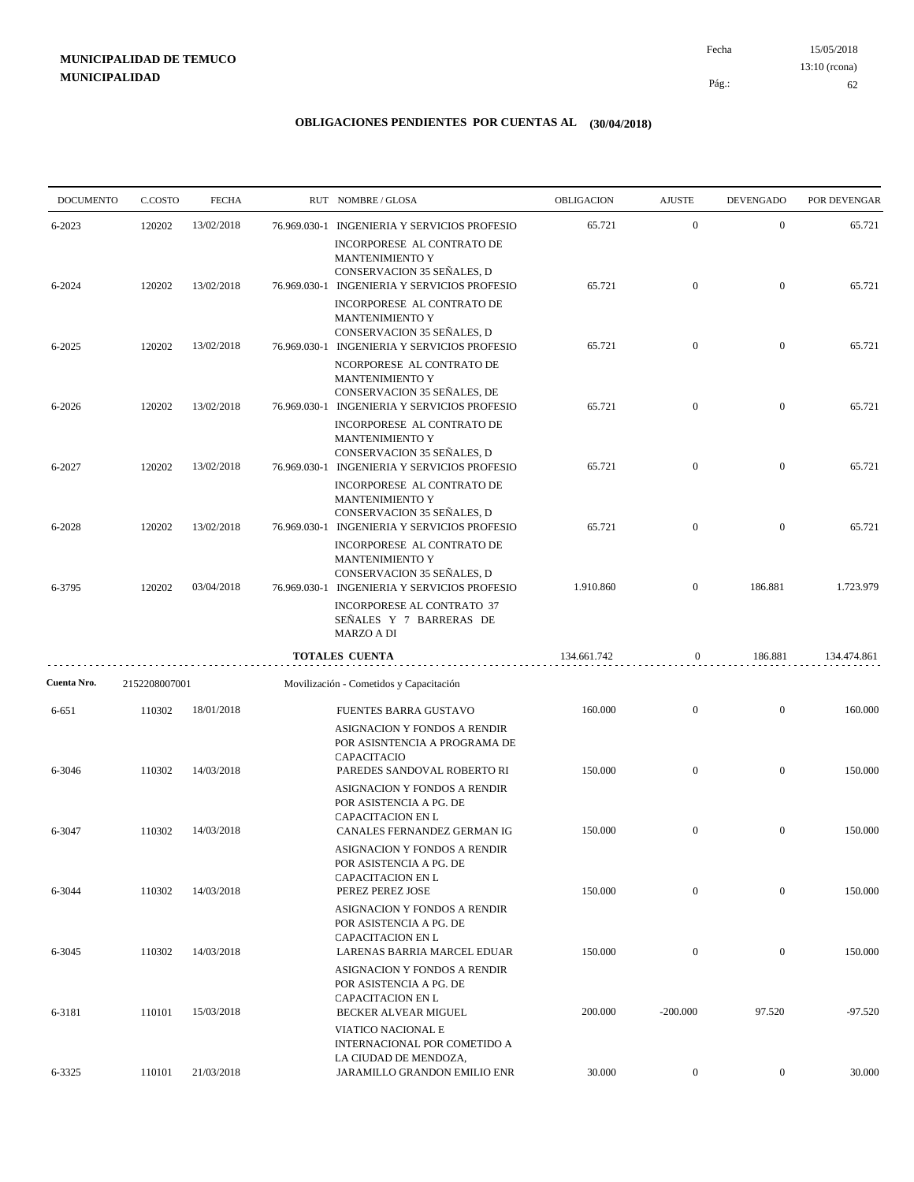**MUNICIPALIDAD DE TEMUCO**
**MUNICIPALIDAD**

Fecha 15/05/2018
13:10 (rcona)

## OBLIGACIONES PENDIENTES POR CUENTAS AL (30/04/2018)

| DOCUMENTO | C.COSTO | FECHA | RUT | NOMBRE / GLOSA | OBLIGACION | AJUSTE | DEVENGADO | POR DEVENGAR |
|---|---|---|---|---|---|---|---|---|
| 6-2023 | 120202 | 13/02/2018 | 76.969.030-1 | INGENIERIA Y SERVICIOS PROFESIO | 65.721 | 0 | 0 | 65.721 |
| | | | | INCORPORESE AL CONTRATO DE MANTENIMIENTO Y CONSERVACION 35 SEÑALES, D | | | | |
| 6-2024 | 120202 | 13/02/2018 | 76.969.030-1 | INGENIERIA Y SERVICIOS PROFESIO | 65.721 | 0 | 0 | 65.721 |
| | | | | INCORPORESE AL CONTRATO DE MANTENIMIENTO Y CONSERVACION 35 SEÑALES, D | | | | |
| 6-2025 | 120202 | 13/02/2018 | 76.969.030-1 | INGENIERIA Y SERVICIOS PROFESIO | 65.721 | 0 | 0 | 65.721 |
| | | | | NCORPORESE AL CONTRATO DE MANTENIMIENTO Y CONSERVACION 35 SEÑALES, DE | | | | |
| 6-2026 | 120202 | 13/02/2018 | 76.969.030-1 | INGENIERIA Y SERVICIOS PROFESIO | 65.721 | 0 | 0 | 65.721 |
| | | | | INCORPORESE AL CONTRATO DE MANTENIMIENTO Y CONSERVACION 35 SEÑALES, D | | | | |
| 6-2027 | 120202 | 13/02/2018 | 76.969.030-1 | INGENIERIA Y SERVICIOS PROFESIO | 65.721 | 0 | 0 | 65.721 |
| | | | | INCORPORESE AL CONTRATO DE MANTENIMIENTO Y CONSERVACION 35 SEÑALES, D | | | | |
| 6-2028 | 120202 | 13/02/2018 | 76.969.030-1 | INGENIERIA Y SERVICIOS PROFESIO | 65.721 | 0 | 0 | 65.721 |
| | | | | INCORPORESE AL CONTRATO DE MANTENIMIENTO Y CONSERVACION 35 SEÑALES, D | | | | |
| 6-3795 | 120202 | 03/04/2018 | 76.969.030-1 | INGENIERIA Y SERVICIOS PROFESIO | 1.910.860 | 0 | 186.881 | 1.723.979 |
| | | | | INCORPORESE AL CONTRATO 37 SEÑALES Y 7 BARRERAS DE MARZO A DI | | | | |
| | | | | **TOTALES CUENTA** | 134.661.742 | 0 | 186.881 | 134.474.861 |
| **Cuenta Nro.** | 2152208007001 | | | Movilización - Cometidos y Capacitación | | | | |
| 6-651 | 110302 | 18/01/2018 | | FUENTES BARRA GUSTAVO | 160.000 | 0 | 0 | 160.000 |
| | | | | ASIGNACION Y FONDOS A RENDIR POR ASISNTENCIA A PROGRAMA DE CAPACITACIO | | | | |
| 6-3046 | 110302 | 14/03/2018 | | PAREDES SANDOVAL ROBERTO RI | 150.000 | 0 | 0 | 150.000 |
| | | | | ASIGNACION Y FONDOS A RENDIR POR ASISTENCIA A PG. DE CAPACITACION EN L | | | | |
| 6-3047 | 110302 | 14/03/2018 | | CANALES FERNANDEZ GERMAN IG | 150.000 | 0 | 0 | 150.000 |
| | | | | ASIGNACION Y FONDOS A RENDIR POR ASISTENCIA A PG. DE CAPACITACION EN L | | | | |
| 6-3044 | 110302 | 14/03/2018 | | PEREZ PEREZ JOSE | 150.000 | 0 | 0 | 150.000 |
| | | | | ASIGNACION Y FONDOS A RENDIR POR ASISTENCIA A PG. DE CAPACITACION EN L | | | | |
| 6-3045 | 110302 | 14/03/2018 | | LARENAS BARRIA MARCEL EDUAR | 150.000 | 0 | 0 | 150.000 |
| | | | | ASIGNACION Y FONDOS A RENDIR POR ASISTENCIA A PG. DE CAPACITACION EN L | | | | |
| 6-3181 | 110101 | 15/03/2018 | | BECKER ALVEAR MIGUEL | 200.000 | -200.000 | 97.520 | -97.520 |
| | | | | VIATICO NACIONAL E INTERNACIONAL POR COMETIDO A LA CIUDAD DE MENDOZA, | | | | |
| 6-3325 | 110101 | 21/03/2018 | | JARAMILLO GRANDON EMILIO ENR | 30.000 | 0 | 0 | 30.000 |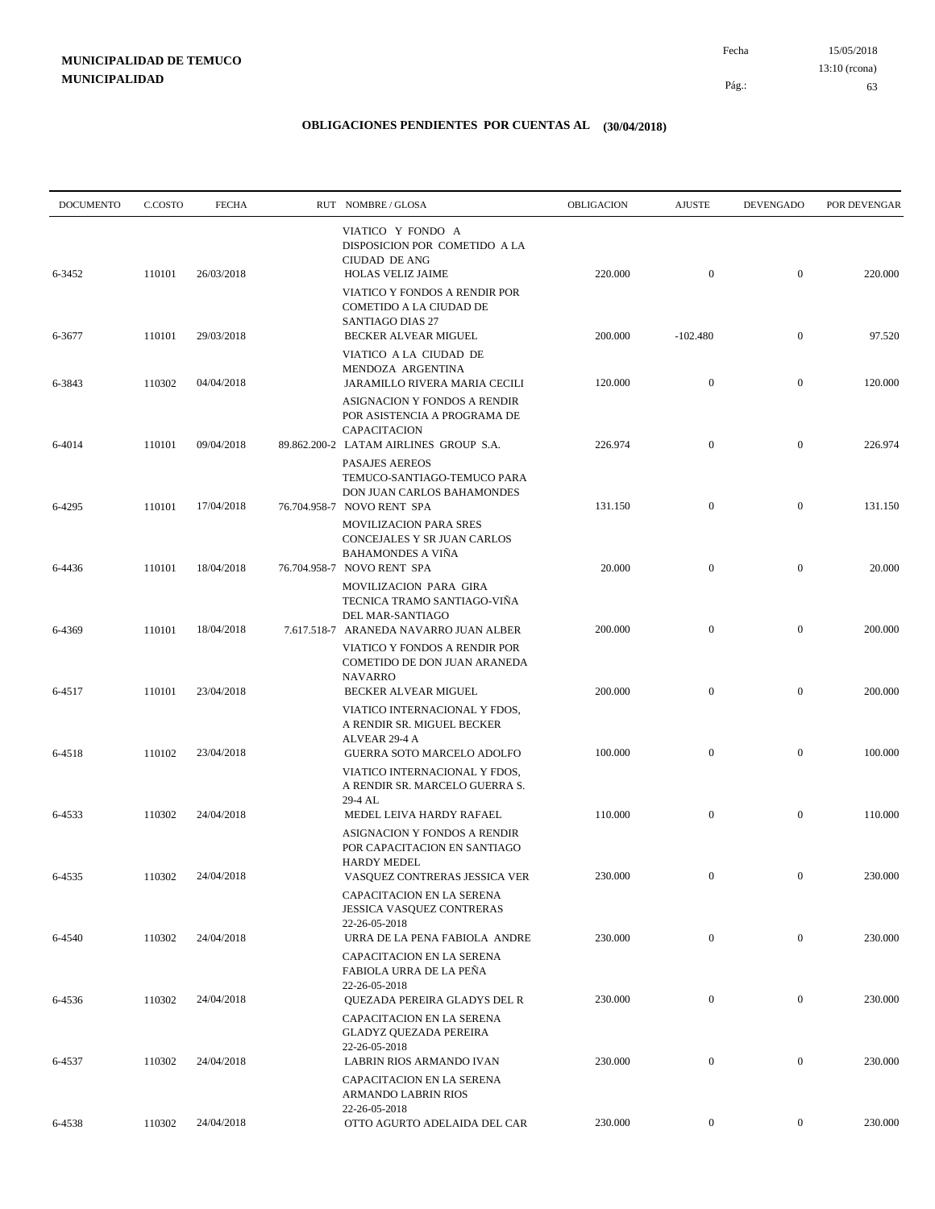**MUNICIPALIDAD DE TEMUCO**
**MUNICIPALIDAD**

Fecha 15/05/2018
13:10 (rcona)

# OBLIGACIONES PENDIENTES POR CUENTAS AL (30/04/2018)

| DOCUMENTO | C.COSTO | FECHA | RUT | NOMBRE / GLOSA | OBLIGACION | AJUSTE | DEVENGADO | POR DEVENGAR |
|---|---|---|---|---|---|---|---|---|
| | | | | VIATICO Y FONDO A DISPOSICION POR COMETIDO A LA CIUDAD DE ANG | | | | |
| 6-3452 | 110101 | 26/03/2018 | | HOLAS VELIZ JAIME | 220.000 | 0 | 0 | 220.000 |
| | | | | VIATICO Y FONDOS A RENDIR POR COMETIDO A LA CIUDAD DE SANTIAGO DIAS 27 | | | | |
| 6-3677 | 110101 | 29/03/2018 | | BECKER ALVEAR MIGUEL | 200.000 | -102.480 | 0 | 97.520 |
| | | | | VIATICO A LA CIUDAD DE MENDOZA ARGENTINA | | | | |
| 6-3843 | 110302 | 04/04/2018 | | JARAMILLO RIVERA MARIA CECILI | 120.000 | 0 | 0 | 120.000 |
| | | | | ASIGNACION Y FONDOS A RENDIR POR ASISTENCIA A PROGRAMA DE CAPACITACION | | | | |
| 6-4014 | 110101 | 09/04/2018 | 89.862.200-2 | LATAM AIRLINES GROUP S.A. | 226.974 | 0 | 0 | 226.974 |
| | | | | PASAJES AEREOS TEMUCO-SANTIAGO-TEMUCO PARA DON JUAN CARLOS BAHAMONDES | | | | |
| 6-4295 | 110101 | 17/04/2018 | 76.704.958-7 | NOVO RENT SPA | 131.150 | 0 | 0 | 131.150 |
| | | | | MOVILIZACION PARA SRES CONCEJALES Y SR JUAN CARLOS BAHAMONDES A VIÑA | | | | |
| 6-4436 | 110101 | 18/04/2018 | 76.704.958-7 | NOVO RENT SPA | 20.000 | 0 | 0 | 20.000 |
| | | | | MOVILIZACION PARA GIRA TECNICA TRAMO SANTIAGO-VIÑA DEL MAR-SANTIAGO | | | | |
| 6-4369 | 110101 | 18/04/2018 | 7.617.518-7 | ARANEDA NAVARRO JUAN ALBER | 200.000 | 0 | 0 | 200.000 |
| | | | | VIATICO Y FONDOS A RENDIR POR COMETIDO DE DON JUAN ARANEDA NAVARRO | | | | |
| 6-4517 | 110101 | 23/04/2018 | | BECKER ALVEAR MIGUEL | 200.000 | 0 | 0 | 200.000 |
| | | | | VIATICO INTERNACIONAL Y FDOS, A RENDIR SR. MIGUEL BECKER ALVEAR 29-4 A | | | | |
| 6-4518 | 110102 | 23/04/2018 | | GUERRA SOTO MARCELO ADOLFO | 100.000 | 0 | 0 | 100.000 |
| | | | | VIATICO INTERNACIONAL Y FDOS, A RENDIR SR. MARCELO GUERRA S. 29-4 AL | | | | |
| 6-4533 | 110302 | 24/04/2018 | | MEDEL LEIVA HARDY RAFAEL | 110.000 | 0 | 0 | 110.000 |
| | | | | ASIGNACION Y FONDOS A RENDIR POR CAPACITACION EN SANTIAGO HARDY MEDEL | | | | |
| 6-4535 | 110302 | 24/04/2018 | | VASQUEZ CONTRERAS JESSICA VER | 230.000 | 0 | 0 | 230.000 |
| | | | | CAPACITACION EN LA SERENA JESSICA VASQUEZ CONTRERAS 22-26-05-2018 | | | | |
| 6-4540 | 110302 | 24/04/2018 | | URRA DE LA PENA FABIOLA ANDRE | 230.000 | 0 | 0 | 230.000 |
| | | | | CAPACITACION EN LA SERENA FABIOLA URRA DE LA PEÑA 22-26-05-2018 | | | | |
| 6-4536 | 110302 | 24/04/2018 | | QUEZADA PEREIRA GLADYS DEL R | 230.000 | 0 | 0 | 230.000 |
| | | | | CAPACITACION EN LA SERENA GLADYZ QUEZADA PEREIRA 22-26-05-2018 | | | | |
| 6-4537 | 110302 | 24/04/2018 | | LABRIN RIOS ARMANDO IVAN | 230.000 | 0 | 0 | 230.000 |
| | | | | CAPACITACION EN LA SERENA ARMANDO LABRIN RIOS 22-26-05-2018 | | | | |
| 6-4538 | 110302 | 24/04/2018 | | OTTO AGURTO ADELAIDA DEL CAR | 230.000 | 0 | 0 | 230.000 |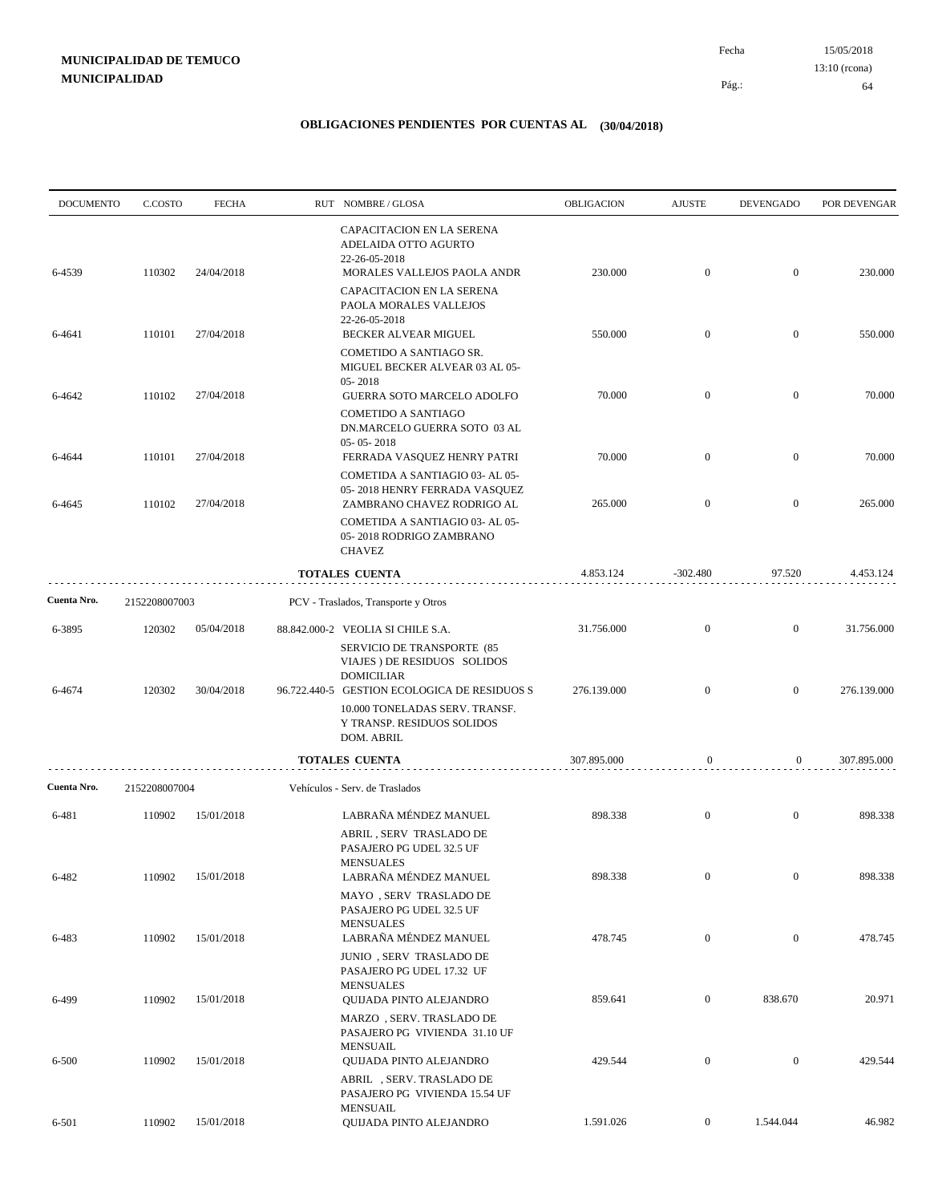**MUNICIPALIDAD DE TEMUCO**
**MUNICIPALIDAD**

Fecha 15/05/2018
13:10 (rcona)

## OBLIGACIONES PENDIENTES POR CUENTAS AL (30/04/2018)

| DOCUMENTO | C.COSTO | FECHA | RUT | NOMBRE / GLOSA | OBLIGACION | AJUSTE | DEVENGADO | POR DEVENGAR |
|---|---|---|---|---|---|---|---|---|
| | | | | CAPACITACION EN LA SERENA ADELAIDA OTTO AGURTO 22-26-05-2018 | | | | |
| 6-4539 | 110302 | 24/04/2018 | | MORALES VALLEJOS PAOLA ANDR | 230.000 | 0 | 0 | 230.000 |
| | | | | CAPACITACION EN LA SERENA PAOLA MORALES VALLEJOS 22-26-05-2018 | | | | |
| 6-4641 | 110101 | 27/04/2018 | | BECKER ALVEAR MIGUEL | 550.000 | 0 | 0 | 550.000 |
| | | | | COMETIDO A SANTIAGO SR. MIGUEL BECKER ALVEAR 03 AL 05- 05- 2018 | | | | |
| 6-4642 | 110102 | 27/04/2018 | | GUERRA SOTO MARCELO ADOLFO | 70.000 | 0 | 0 | 70.000 |
| | | | | COMETIDO A SANTIAGO DN.MARCELO GUERRA SOTO 03 AL 05- 05- 2018 | | | | |
| 6-4644 | 110101 | 27/04/2018 | | FERRADA VASQUEZ HENRY PATRI | 70.000 | 0 | 0 | 70.000 |
| | | | | COMETIDA A SANTIAGIO 03- AL 05- 05- 2018 HENRY FERRADA VASQUEZ | | | | |
| 6-4645 | 110102 | 27/04/2018 | | ZAMBRANO CHAVEZ RODRIGO AL | 265.000 | 0 | 0 | 265.000 |
| | | | | COMETIDA A SANTIAGIO 03- AL 05- 05- 2018 RODRIGO ZAMBRANO CHAVEZ | | | | |
| | | | | **TOTALES CUENTA** | 4.853.124 | -302.480 | 97.520 | 4.453.124 |
| **Cuenta Nro.** | 2152208007003 | | | PCV - Traslados, Transporte y Otros | | | | |
| 6-3895 | 120302 | 05/04/2018 | 88.842.000-2 | VEOLIA SI CHILE S.A. | 31.756.000 | 0 | 0 | 31.756.000 |
| | | | | SERVICIO DE TRANSPORTE (85 VIAJES ) DE RESIDUOS SOLIDOS DOMICILIAR | | | | |
| 6-4674 | 120302 | 30/04/2018 | 96.722.440-5 | GESTION ECOLOGICA DE RESIDUOS S | 276.139.000 | 0 | 0 | 276.139.000 |
| | | | | 10.000 TONELADAS SERV. TRANSF. Y TRANSP. RESIDUOS SOLIDOS DOM. ABRIL | | | | |
| | | | | **TOTALES CUENTA** | 307.895.000 | 0 | 0 | 307.895.000 |
| **Cuenta Nro.** | 2152208007004 | | | Vehículos - Serv. de Traslados | | | | |
| 6-481 | 110902 | 15/01/2018 | | LABRAÑA MÉNDEZ MANUEL | 898.338 | 0 | 0 | 898.338 |
| | | | | ABRIL , SERV TRASLADO DE PASAJERO PG UDEL 32.5 UF MENSUALES | | | | |
| 6-482 | 110902 | 15/01/2018 | | LABRAÑA MÉNDEZ MANUEL | 898.338 | 0 | 0 | 898.338 |
| | | | | MAYO , SERV TRASLADO DE PASAJERO PG UDEL 32.5 UF MENSUALES | | | | |
| 6-483 | 110902 | 15/01/2018 | | LABRAÑA MÉNDEZ MANUEL | 478.745 | 0 | 0 | 478.745 |
| | | | | JUNIO , SERV TRASLADO DE PASAJERO PG UDEL 17.32 UF MENSUALES | | | | |
| 6-499 | 110902 | 15/01/2018 | | QUIJADA PINTO ALEJANDRO | 859.641 | 0 | 838.670 | 20.971 |
| | | | | MARZO , SERV. TRASLADO DE PASAJERO PG VIVIENDA 31.10 UF MENSUAIL | | | | |
| 6-500 | 110902 | 15/01/2018 | | QUIJADA PINTO ALEJANDRO | 429.544 | 0 | 0 | 429.544 |
| | | | | ABRIL , SERV. TRASLADO DE PASAJERO PG VIVIENDA 15.54 UF MENSUAIL | | | | |
| 6-501 | 110902 | 15/01/2018 | | QUIJADA PINTO ALEJANDRO | 1.591.026 | 0 | 1.544.044 | 46.982 |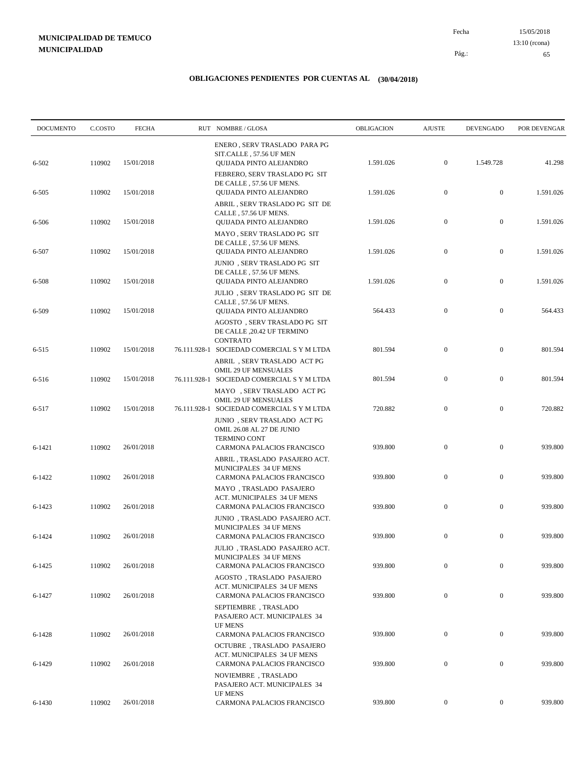**MUNICIPALIDAD DE TEMUCO**
**MUNICIPALIDAD**

Fecha 15/05/2018
13:10 (rcona)

# OBLIGACIONES PENDIENTES POR CUENTAS AL (30/04/2018)

| DOCUMENTO | C.COSTO | FECHA | RUT | NOMBRE / GLOSA | OBLIGACION | AJUSTE | DEVENGADO | POR DEVENGAR |
|---|---|---|---|---|---|---|---|---|
| 6-502 | 110902 | 15/01/2018 | | ENERO , SERV TRASLADO PARA PG SIT.CALLE , 57.56 UF MEN QUIJADA PINTO ALEJANDRO | 1.591.026 | 0 | 1.549.728 | 41.298 |
| 6-505 | 110902 | 15/01/2018 | | FEBRERO, SERV TRASLADO PG SIT DE CALLE , 57.56 UF MENS. QUIJADA PINTO ALEJANDRO | 1.591.026 | 0 | 0 | 1.591.026 |
| 6-506 | 110902 | 15/01/2018 | | ABRIL , SERV TRASLADO PG SIT DE CALLE , 57.56 UF MENS. QUIJADA PINTO ALEJANDRO | 1.591.026 | 0 | 0 | 1.591.026 |
| 6-507 | 110902 | 15/01/2018 | | MAYO , SERV TRASLADO PG SIT DE CALLE , 57.56 UF MENS. QUIJADA PINTO ALEJANDRO | 1.591.026 | 0 | 0 | 1.591.026 |
| 6-508 | 110902 | 15/01/2018 | | JUNIO , SERV TRASLADO PG SIT DE CALLE , 57.56 UF MENS. QUIJADA PINTO ALEJANDRO | 1.591.026 | 0 | 0 | 1.591.026 |
| 6-509 | 110902 | 15/01/2018 | | JULIO , SERV TRASLADO PG SIT DE CALLE , 57.56 UF MENS. QUIJADA PINTO ALEJANDRO | 564.433 | 0 | 0 | 564.433 |
| 6-515 | 110902 | 15/01/2018 | 76.111.928-1 | AGOSTO , SERV TRASLADO PG SIT DE CALLE ,20.42 UF TERMINO CONTRATO SOCIEDAD COMERCIAL S Y M LTDA | 801.594 | 0 | 0 | 801.594 |
| 6-516 | 110902 | 15/01/2018 | 76.111.928-1 | ABRIL , SERV TRASLADO ACT PG OMIL 29 UF MENSUALES SOCIEDAD COMERCIAL S Y M LTDA | 801.594 | 0 | 0 | 801.594 |
| 6-517 | 110902 | 15/01/2018 | 76.111.928-1 | MAYO , SERV TRASLADO ACT PG OMIL 29 UF MENSUALES SOCIEDAD COMERCIAL S Y M LTDA | 720.882 | 0 | 0 | 720.882 |
| 6-1421 | 110902 | 26/01/2018 | | JUNIO , SERV TRASLADO ACT PG OMIL 26.08 AL 27 DE JUNIO TERMINO CONT CARMONA PALACIOS FRANCISCO | 939.800 | 0 | 0 | 939.800 |
| 6-1422 | 110902 | 26/01/2018 | | ABRIL , TRASLADO PASAJERO ACT. MUNICIPALES 34 UF MENS CARMONA PALACIOS FRANCISCO | 939.800 | 0 | 0 | 939.800 |
| 6-1423 | 110902 | 26/01/2018 | | MAYO , TRASLADO PASAJERO ACT. MUNICIPALES 34 UF MENS CARMONA PALACIOS FRANCISCO | 939.800 | 0 | 0 | 939.800 |
| 6-1424 | 110902 | 26/01/2018 | | JUNIO , TRASLADO PASAJERO ACT. MUNICIPALES 34 UF MENS CARMONA PALACIOS FRANCISCO | 939.800 | 0 | 0 | 939.800 |
| 6-1425 | 110902 | 26/01/2018 | | JULIO , TRASLADO PASAJERO ACT. MUNICIPALES 34 UF MENS CARMONA PALACIOS FRANCISCO | 939.800 | 0 | 0 | 939.800 |
| 6-1427 | 110902 | 26/01/2018 | | AGOSTO , TRASLADO PASAJERO ACT. MUNICIPALES 34 UF MENS CARMONA PALACIOS FRANCISCO | 939.800 | 0 | 0 | 939.800 |
| 6-1428 | 110902 | 26/01/2018 | | SEPTIEMBRE , TRASLADO PASAJERO ACT. MUNICIPALES 34 UF MENS CARMONA PALACIOS FRANCISCO | 939.800 | 0 | 0 | 939.800 |
| 6-1429 | 110902 | 26/01/2018 | | OCTUBRE , TRASLADO PASAJERO ACT. MUNICIPALES 34 UF MENS CARMONA PALACIOS FRANCISCO | 939.800 | 0 | 0 | 939.800 |
| 6-1430 | 110902 | 26/01/2018 | | NOVIEMBRE , TRASLADO PASAJERO ACT. MUNICIPALES 34 UF MENS CARMONA PALACIOS FRANCISCO | 939.800 | 0 | 0 | 939.800 |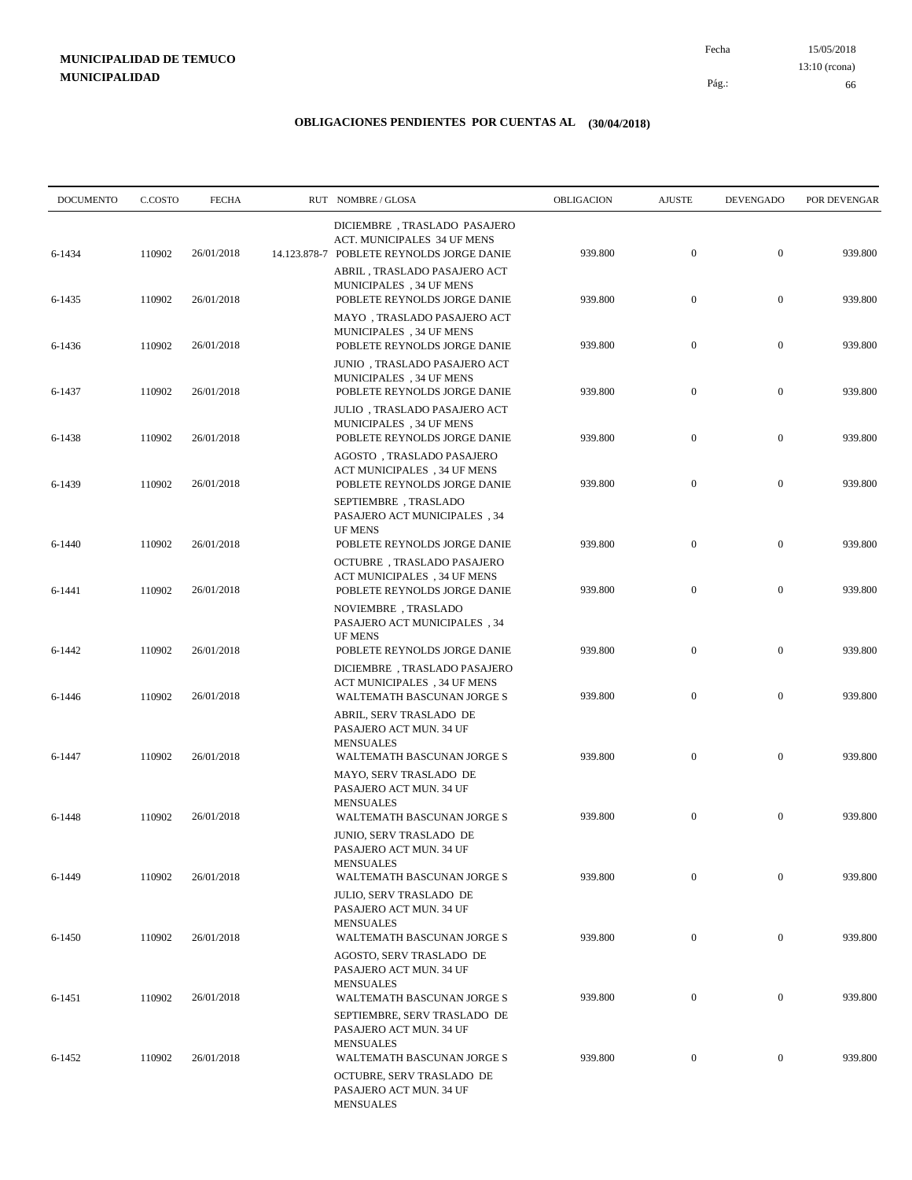**MUNICIPALIDAD DE TEMUCO**
**MUNICIPALIDAD**

Fecha 15/05/2018
13:10 (rcona)

## OBLIGACIONES PENDIENTES POR CUENTAS AL (30/04/2018)

| DOCUMENTO | C.COSTO | FECHA | RUT | NOMBRE / GLOSA | OBLIGACION | AJUSTE | DEVENGADO | POR DEVENGAR |
|---|---|---|---|---|---|---|---|---|
| 6-1434 | 110902 | 26/01/2018 | 14.123.878-7 | DICIEMBRE , TRASLADO PASAJERO ACT. MUNICIPALES 34 UF MENS POBLETE REYNOLDS JORGE DANIE | 939.800 | 0 | 0 | 939.800 |
| 6-1435 | 110902 | 26/01/2018 | | ABRIL , TRASLADO PASAJERO ACT MUNICIPALES , 34 UF MENS POBLETE REYNOLDS JORGE DANIE | 939.800 | 0 | 0 | 939.800 |
| 6-1436 | 110902 | 26/01/2018 | | MAYO , TRASLADO PASAJERO ACT MUNICIPALES , 34 UF MENS POBLETE REYNOLDS JORGE DANIE | 939.800 | 0 | 0 | 939.800 |
| 6-1437 | 110902 | 26/01/2018 | | JUNIO , TRASLADO PASAJERO ACT MUNICIPALES , 34 UF MENS POBLETE REYNOLDS JORGE DANIE | 939.800 | 0 | 0 | 939.800 |
| 6-1438 | 110902 | 26/01/2018 | | JULIO , TRASLADO PASAJERO ACT MUNICIPALES , 34 UF MENS POBLETE REYNOLDS JORGE DANIE | 939.800 | 0 | 0 | 939.800 |
| 6-1439 | 110902 | 26/01/2018 | | AGOSTO , TRASLADO PASAJERO ACT MUNICIPALES , 34 UF MENS POBLETE REYNOLDS JORGE DANIE | 939.800 | 0 | 0 | 939.800 |
| 6-1440 | 110902 | 26/01/2018 | | SEPTIEMBRE , TRASLADO PASAJERO ACT MUNICIPALES , 34 UF MENS POBLETE REYNOLDS JORGE DANIE | 939.800 | 0 | 0 | 939.800 |
| 6-1441 | 110902 | 26/01/2018 | | OCTUBRE , TRASLADO PASAJERO ACT MUNICIPALES , 34 UF MENS POBLETE REYNOLDS JORGE DANIE | 939.800 | 0 | 0 | 939.800 |
| 6-1442 | 110902 | 26/01/2018 | | NOVIEMBRE , TRASLADO PASAJERO ACT MUNICIPALES , 34 UF MENS POBLETE REYNOLDS JORGE DANIE | 939.800 | 0 | 0 | 939.800 |
| 6-1446 | 110902 | 26/01/2018 | | DICIEMBRE , TRASLADO PASAJERO ACT MUNICIPALES , 34 UF MENS WALTEMATH BASCUNAN JORGE S | 939.800 | 0 | 0 | 939.800 |
| 6-1447 | 110902 | 26/01/2018 | | ABRIL, SERV TRASLADO DE PASAJERO ACT MUN. 34 UF MENSUALES WALTEMATH BASCUNAN JORGE S | 939.800 | 0 | 0 | 939.800 |
| 6-1448 | 110902 | 26/01/2018 | | MAYO, SERV TRASLADO DE PASAJERO ACT MUN. 34 UF MENSUALES WALTEMATH BASCUNAN JORGE S | 939.800 | 0 | 0 | 939.800 |
| 6-1449 | 110902 | 26/01/2018 | | JUNIO, SERV TRASLADO DE PASAJERO ACT MUN. 34 UF MENSUALES WALTEMATH BASCUNAN JORGE S | 939.800 | 0 | 0 | 939.800 |
| 6-1450 | 110902 | 26/01/2018 | | JULIO, SERV TRASLADO DE PASAJERO ACT MUN. 34 UF MENSUALES WALTEMATH BASCUNAN JORGE S | 939.800 | 0 | 0 | 939.800 |
| 6-1451 | 110902 | 26/01/2018 | | AGOSTO, SERV TRASLADO DE PASAJERO ACT MUN. 34 UF MENSUALES WALTEMATH BASCUNAN JORGE S | 939.800 | 0 | 0 | 939.800 |
| 6-1452 | 110902 | 26/01/2018 | | SEPTIEMBRE, SERV TRASLADO DE PASAJERO ACT MUN. 34 UF MENSUALES WALTEMATH BASCUNAN JORGE S | 939.800 | 0 | 0 | 939.800 |
| | | | | OCTUBRE, SERV TRASLADO DE PASAJERO ACT MUN. 34 UF MENSUALES | | | | |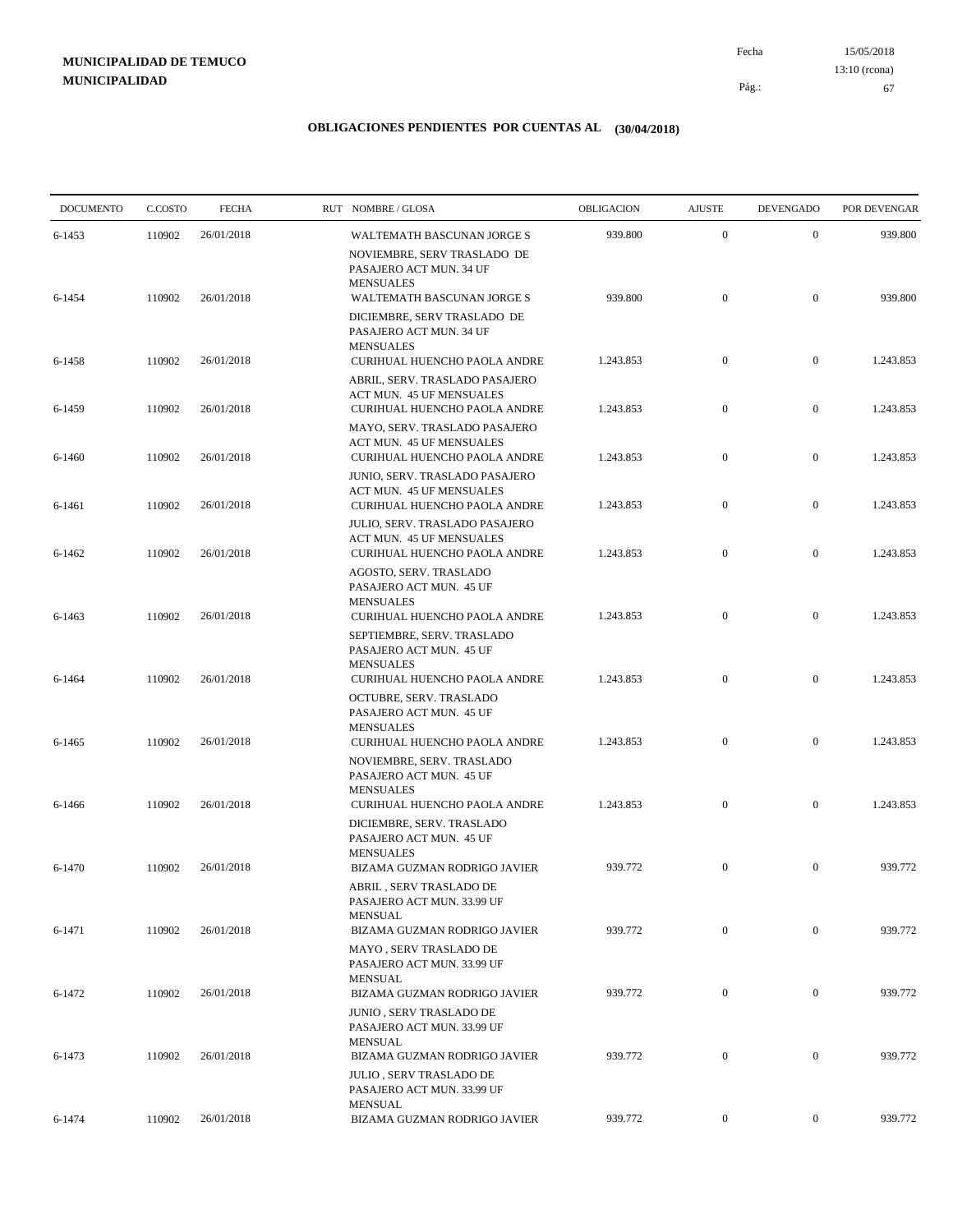**MUNICIPALIDAD DE TEMUCO**
**MUNICIPALIDAD**

Fecha 15/05/2018
13:10 (rcona)

## OBLIGACIONES PENDIENTES POR CUENTAS AL (30/04/2018)

| DOCUMENTO | C.COSTO | FECHA | RUT NOMBRE / GLOSA | OBLIGACION | AJUSTE | DEVENGADO | POR DEVENGAR |
|---|---|---|---|---|---|---|---|
| 6-1453 | 110902 | 26/01/2018 | WALTEMATH BASCUNAN JORGE S<br>NOVIEMBRE, SERV TRASLADO DE PASAJERO ACT MUN. 34 UF MENSUALES | 939.800 | 0 | 0 | 939.800 |
| 6-1454 | 110902 | 26/01/2018 | WALTEMATH BASCUNAN JORGE S<br>DICIEMBRE, SERV TRASLADO DE PASAJERO ACT MUN. 34 UF MENSUALES | 939.800 | 0 | 0 | 939.800 |
| 6-1458 | 110902 | 26/01/2018 | CURIHUAL HUENCHO PAOLA ANDRE<br>ABRIL, SERV. TRASLADO PASAJERO ACT MUN. 45 UF MENSUALES | 1.243.853 | 0 | 0 | 1.243.853 |
| 6-1459 | 110902 | 26/01/2018 | CURIHUAL HUENCHO PAOLA ANDRE<br>MAYO, SERV. TRASLADO PASAJERO ACT MUN. 45 UF MENSUALES | 1.243.853 | 0 | 0 | 1.243.853 |
| 6-1460 | 110902 | 26/01/2018 | CURIHUAL HUENCHO PAOLA ANDRE<br>JUNIO, SERV. TRASLADO PASAJERO ACT MUN. 45 UF MENSUALES | 1.243.853 | 0 | 0 | 1.243.853 |
| 6-1461 | 110902 | 26/01/2018 | CURIHUAL HUENCHO PAOLA ANDRE<br>JULIO, SERV. TRASLADO PASAJERO ACT MUN. 45 UF MENSUALES | 1.243.853 | 0 | 0 | 1.243.853 |
| 6-1462 | 110902 | 26/01/2018 | CURIHUAL HUENCHO PAOLA ANDRE<br>AGOSTO, SERV. TRASLADO PASAJERO ACT MUN. 45 UF MENSUALES | 1.243.853 | 0 | 0 | 1.243.853 |
| 6-1463 | 110902 | 26/01/2018 | CURIHUAL HUENCHO PAOLA ANDRE<br>SEPTIEMBRE, SERV. TRASLADO PASAJERO ACT MUN. 45 UF MENSUALES | 1.243.853 | 0 | 0 | 1.243.853 |
| 6-1464 | 110902 | 26/01/2018 | CURIHUAL HUENCHO PAOLA ANDRE<br>OCTUBRE, SERV. TRASLADO PASAJERO ACT MUN. 45 UF MENSUALES | 1.243.853 | 0 | 0 | 1.243.853 |
| 6-1465 | 110902 | 26/01/2018 | CURIHUAL HUENCHO PAOLA ANDRE<br>NOVIEMBRE, SERV. TRASLADO PASAJERO ACT MUN. 45 UF MENSUALES | 1.243.853 | 0 | 0 | 1.243.853 |
| 6-1466 | 110902 | 26/01/2018 | CURIHUAL HUENCHO PAOLA ANDRE<br>DICIEMBRE, SERV. TRASLADO PASAJERO ACT MUN. 45 UF MENSUALES | 1.243.853 | 0 | 0 | 1.243.853 |
| 6-1470 | 110902 | 26/01/2018 | BIZAMA GUZMAN RODRIGO JAVIER<br>ABRIL , SERV TRASLADO DE PASAJERO ACT MUN. 33.99 UF MENSUAL | 939.772 | 0 | 0 | 939.772 |
| 6-1471 | 110902 | 26/01/2018 | BIZAMA GUZMAN RODRIGO JAVIER<br>MAYO , SERV TRASLADO DE PASAJERO ACT MUN. 33.99 UF MENSUAL | 939.772 | 0 | 0 | 939.772 |
| 6-1472 | 110902 | 26/01/2018 | BIZAMA GUZMAN RODRIGO JAVIER<br>JUNIO , SERV TRASLADO DE PASAJERO ACT MUN. 33.99 UF MENSUAL | 939.772 | 0 | 0 | 939.772 |
| 6-1473 | 110902 | 26/01/2018 | BIZAMA GUZMAN RODRIGO JAVIER<br>JULIO , SERV TRASLADO DE PASAJERO ACT MUN. 33.99 UF MENSUAL | 939.772 | 0 | 0 | 939.772 |
| 6-1474 | 110902 | 26/01/2018 | BIZAMA GUZMAN RODRIGO JAVIER | 939.772 | 0 | 0 | 939.772 |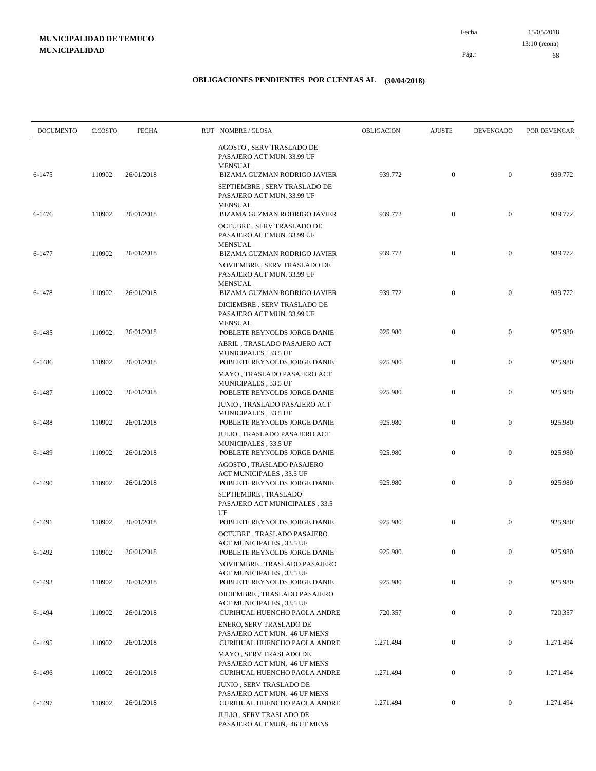**MUNICIPALIDAD DE TEMUCO**
**MUNICIPALIDAD**

Fecha 15/05/2018
13:10 (rcona)

## OBLIGACIONES PENDIENTES POR CUENTAS AL (30/04/2018)

| DOCUMENTO | C.COSTO | FECHA | RUT NOMBRE / GLOSA | OBLIGACION | AJUSTE | DEVENGADO | POR DEVENGAR |
|---|---|---|---|---|---|---|---|
| | | | AGOSTO , SERV TRASLADO DE PASAJERO ACT MUN. 33.99 UF MENSUAL | | | | |
| 6-1475 | 110902 | 26/01/2018 | BIZAMA GUZMAN RODRIGO JAVIER | 939.772 | 0 | 0 | 939.772 |
| | | | SEPTIEMBRE , SERV TRASLADO DE PASAJERO ACT MUN. 33.99 UF MENSUAL | | | | |
| 6-1476 | 110902 | 26/01/2018 | BIZAMA GUZMAN RODRIGO JAVIER | 939.772 | 0 | 0 | 939.772 |
| | | | OCTUBRE , SERV TRASLADO DE PASAJERO ACT MUN. 33.99 UF MENSUAL | | | | |
| 6-1477 | 110902 | 26/01/2018 | BIZAMA GUZMAN RODRIGO JAVIER | 939.772 | 0 | 0 | 939.772 |
| | | | NOVIEMBRE , SERV TRASLADO DE PASAJERO ACT MUN. 33.99 UF MENSUAL | | | | |
| 6-1478 | 110902 | 26/01/2018 | BIZAMA GUZMAN RODRIGO JAVIER | 939.772 | 0 | 0 | 939.772 |
| | | | DICIEMBRE , SERV TRASLADO DE PASAJERO ACT MUN. 33.99 UF MENSUAL | | | | |
| 6-1485 | 110902 | 26/01/2018 | POBLETE REYNOLDS JORGE DANIE | 925.980 | 0 | 0 | 925.980 |
| | | | ABRIL , TRASLADO PASAJERO ACT MUNICIPALES , 33.5 UF | | | | |
| 6-1486 | 110902 | 26/01/2018 | POBLETE REYNOLDS JORGE DANIE | 925.980 | 0 | 0 | 925.980 |
| | | | MAYO , TRASLADO PASAJERO ACT MUNICIPALES , 33.5 UF | | | | |
| 6-1487 | 110902 | 26/01/2018 | POBLETE REYNOLDS JORGE DANIE | 925.980 | 0 | 0 | 925.980 |
| | | | JUNIO , TRASLADO PASAJERO ACT MUNICIPALES , 33.5 UF | | | | |
| 6-1488 | 110902 | 26/01/2018 | POBLETE REYNOLDS JORGE DANIE | 925.980 | 0 | 0 | 925.980 |
| | | | JULIO , TRASLADO PASAJERO ACT MUNICIPALES , 33.5 UF | | | | |
| 6-1489 | 110902 | 26/01/2018 | POBLETE REYNOLDS JORGE DANIE | 925.980 | 0 | 0 | 925.980 |
| | | | AGOSTO , TRASLADO PASAJERO ACT MUNICIPALES , 33.5 UF | | | | |
| 6-1490 | 110902 | 26/01/2018 | POBLETE REYNOLDS JORGE DANIE | 925.980 | 0 | 0 | 925.980 |
| | | | SEPTIEMBRE , TRASLADO PASAJERO ACT MUNICIPALES , 33.5 UF | | | | |
| 6-1491 | 110902 | 26/01/2018 | POBLETE REYNOLDS JORGE DANIE | 925.980 | 0 | 0 | 925.980 |
| | | | OCTUBRE , TRASLADO PASAJERO ACT MUNICIPALES , 33.5 UF | | | | |
| 6-1492 | 110902 | 26/01/2018 | POBLETE REYNOLDS JORGE DANIE | 925.980 | 0 | 0 | 925.980 |
| | | | NOVIEMBRE , TRASLADO PASAJERO ACT MUNICIPALES , 33.5 UF | | | | |
| 6-1493 | 110902 | 26/01/2018 | POBLETE REYNOLDS JORGE DANIE | 925.980 | 0 | 0 | 925.980 |
| | | | DICIEMBRE , TRASLADO PASAJERO ACT MUNICIPALES , 33.5 UF | | | | |
| 6-1494 | 110902 | 26/01/2018 | CURIHUAL HUENCHO PAOLA ANDRE | 720.357 | 0 | 0 | 720.357 |
| | | | ENERO, SERV TRASLADO DE PASAJERO ACT MUN, 46 UF MENS | | | | |
| 6-1495 | 110902 | 26/01/2018 | CURIHUAL HUENCHO PAOLA ANDRE | 1.271.494 | 0 | 0 | 1.271.494 |
| | | | MAYO , SERV TRASLADO DE PASAJERO ACT MUN, 46 UF MENS | | | | |
| 6-1496 | 110902 | 26/01/2018 | CURIHUAL HUENCHO PAOLA ANDRE | 1.271.494 | 0 | 0 | 1.271.494 |
| | | | JUNIO , SERV TRASLADO DE PASAJERO ACT MUN, 46 UF MENS | | | | |
| 6-1497 | 110902 | 26/01/2018 | CURIHUAL HUENCHO PAOLA ANDRE | 1.271.494 | 0 | 0 | 1.271.494 |
| | | | JULIO , SERV TRASLADO DE PASAJERO ACT MUN, 46 UF MENS | | | | |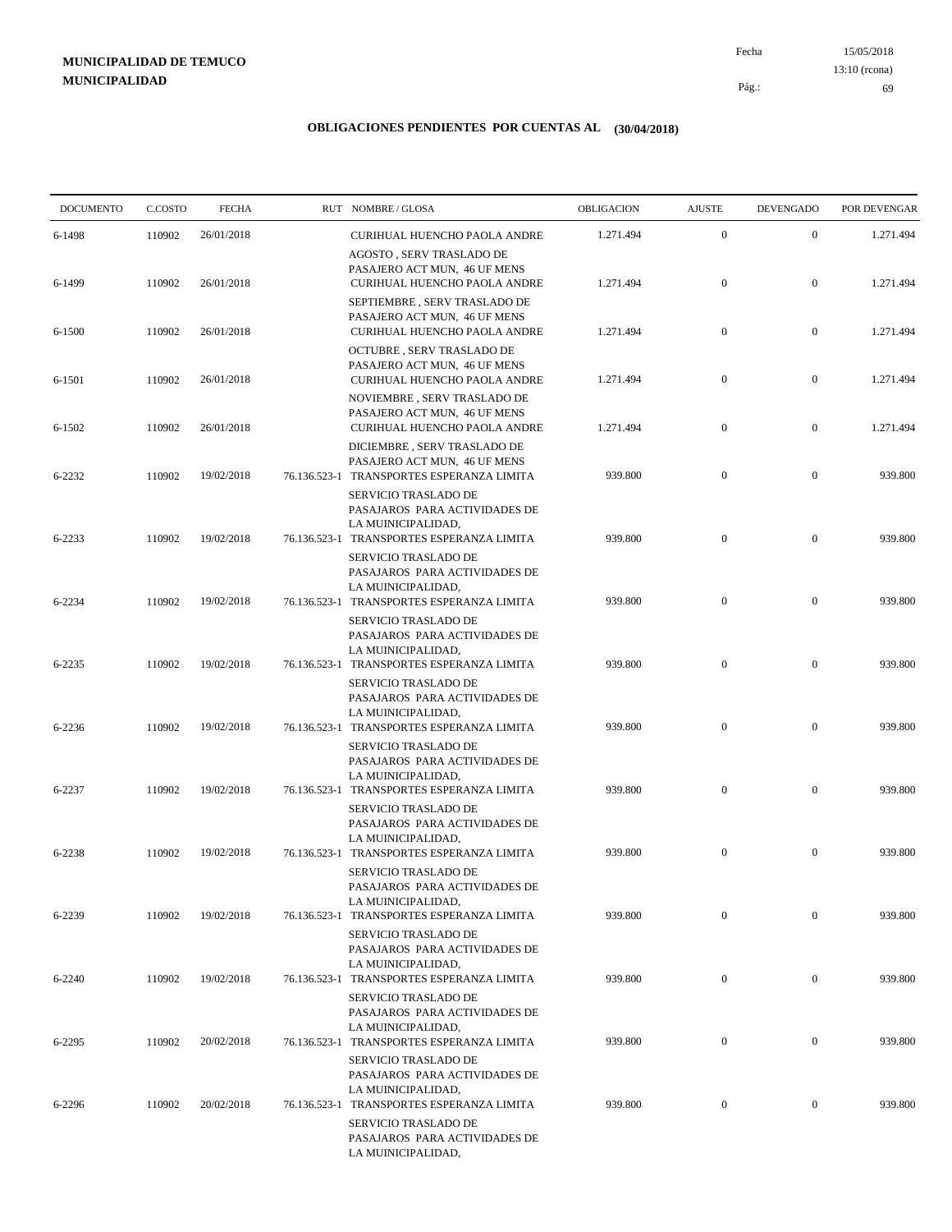**MUNICIPALIDAD DE TEMUCO**
**MUNICIPALIDAD**

Fecha 15/05/2018
13:10 (rcona)

## OBLIGACIONES PENDIENTES POR CUENTAS AL (30/04/2018)

| DOCUMENTO | C.COSTO | FECHA | RUT | NOMBRE / GLOSA | OBLIGACION | AJUSTE | DEVENGADO | POR DEVENGAR |
|---|---|---|---|---|---|---|---|---|
| 6-1498 | 110902 | 26/01/2018 | | CURIHUAL HUENCHO PAOLA ANDRE AGOSTO , SERV TRASLADO DE PASAJERO ACT MUN, 46 UF MENS | 1.271.494 | 0 | 0 | 1.271.494 |
| 6-1499 | 110902 | 26/01/2018 | | CURIHUAL HUENCHO PAOLA ANDRE SEPTIEMBRE , SERV TRASLADO DE PASAJERO ACT MUN, 46 UF MENS | 1.271.494 | 0 | 0 | 1.271.494 |
| 6-1500 | 110902 | 26/01/2018 | | CURIHUAL HUENCHO PAOLA ANDRE OCTUBRE , SERV TRASLADO DE PASAJERO ACT MUN, 46 UF MENS | 1.271.494 | 0 | 0 | 1.271.494 |
| 6-1501 | 110902 | 26/01/2018 | | CURIHUAL HUENCHO PAOLA ANDRE NOVIEMBRE , SERV TRASLADO DE PASAJERO ACT MUN, 46 UF MENS | 1.271.494 | 0 | 0 | 1.271.494 |
| 6-1502 | 110902 | 26/01/2018 | | CURIHUAL HUENCHO PAOLA ANDRE DICIEMBRE , SERV TRASLADO DE PASAJERO ACT MUN, 46 UF MENS | 1.271.494 | 0 | 0 | 1.271.494 |
| 6-2232 | 110902 | 19/02/2018 | 76.136.523-1 | TRANSPORTES ESPERANZA LIMITA SERVICIO TRASLADO DE PASAJAROS PARA ACTIVIDADES DE LA MUINICIPALIDAD, | 939.800 | 0 | 0 | 939.800 |
| 6-2233 | 110902 | 19/02/2018 | 76.136.523-1 | TRANSPORTES ESPERANZA LIMITA SERVICIO TRASLADO DE PASAJAROS PARA ACTIVIDADES DE LA MUINICIPALIDAD, | 939.800 | 0 | 0 | 939.800 |
| 6-2234 | 110902 | 19/02/2018 | 76.136.523-1 | TRANSPORTES ESPERANZA LIMITA SERVICIO TRASLADO DE PASAJAROS PARA ACTIVIDADES DE LA MUINICIPALIDAD, | 939.800 | 0 | 0 | 939.800 |
| 6-2235 | 110902 | 19/02/2018 | 76.136.523-1 | TRANSPORTES ESPERANZA LIMITA SERVICIO TRASLADO DE PASAJAROS PARA ACTIVIDADES DE LA MUINICIPALIDAD, | 939.800 | 0 | 0 | 939.800 |
| 6-2236 | 110902 | 19/02/2018 | 76.136.523-1 | TRANSPORTES ESPERANZA LIMITA SERVICIO TRASLADO DE PASAJAROS PARA ACTIVIDADES DE LA MUINICIPALIDAD, | 939.800 | 0 | 0 | 939.800 |
| 6-2237 | 110902 | 19/02/2018 | 76.136.523-1 | TRANSPORTES ESPERANZA LIMITA SERVICIO TRASLADO DE PASAJAROS PARA ACTIVIDADES DE LA MUINICIPALIDAD, | 939.800 | 0 | 0 | 939.800 |
| 6-2238 | 110902 | 19/02/2018 | 76.136.523-1 | TRANSPORTES ESPERANZA LIMITA SERVICIO TRASLADO DE PASAJAROS PARA ACTIVIDADES DE LA MUINICIPALIDAD, | 939.800 | 0 | 0 | 939.800 |
| 6-2239 | 110902 | 19/02/2018 | 76.136.523-1 | TRANSPORTES ESPERANZA LIMITA SERVICIO TRASLADO DE PASAJAROS PARA ACTIVIDADES DE LA MUINICIPALIDAD, | 939.800 | 0 | 0 | 939.800 |
| 6-2240 | 110902 | 19/02/2018 | 76.136.523-1 | TRANSPORTES ESPERANZA LIMITA SERVICIO TRASLADO DE PASAJAROS PARA ACTIVIDADES DE LA MUINICIPALIDAD, | 939.800 | 0 | 0 | 939.800 |
| 6-2295 | 110902 | 20/02/2018 | 76.136.523-1 | TRANSPORTES ESPERANZA LIMITA SERVICIO TRASLADO DE PASAJAROS PARA ACTIVIDADES DE LA MUINICIPALIDAD, | 939.800 | 0 | 0 | 939.800 |
| 6-2296 | 110902 | 20/02/2018 | 76.136.523-1 | TRANSPORTES ESPERANZA LIMITA SERVICIO TRASLADO DE PASAJAROS PARA ACTIVIDADES DE LA MUINICIPALIDAD, | 939.800 | 0 | 0 | 939.800 |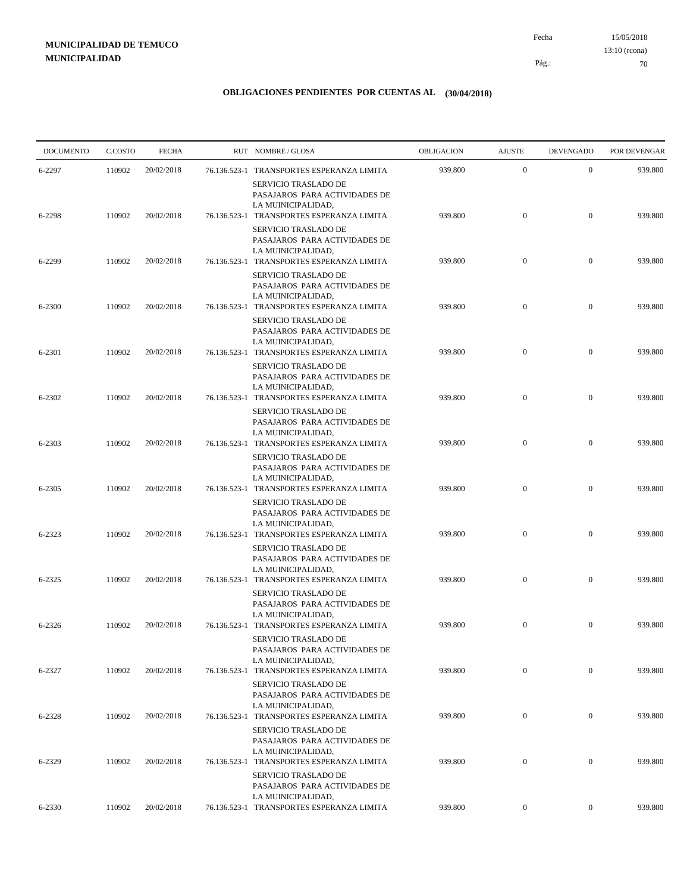**MUNICIPALIDAD DE TEMUCO**
**MUNICIPALIDAD**

Fecha 15/05/2018
13:10 (rcona)

## OBLIGACIONES PENDIENTES POR CUENTAS AL (30/04/2018)

| DOCUMENTO | C.COSTO | FECHA | RUT | NOMBRE / GLOSA | OBLIGACION | AJUSTE | DEVENGADO | POR DEVENGAR |
|---|---|---|---|---|---|---|---|---|
| 6-2297 | 110902 | 20/02/2018 | 76.136.523-1 | TRANSPORTES ESPERANZA LIMITA SERVICIO TRASLADO DE PASAJAROS PARA ACTIVIDADES DE LA MUINICIPALIDAD, | 939.800 | 0 | 0 | 939.800 |
| 6-2298 | 110902 | 20/02/2018 | 76.136.523-1 | TRANSPORTES ESPERANZA LIMITA SERVICIO TRASLADO DE PASAJAROS PARA ACTIVIDADES DE LA MUINICIPALIDAD, | 939.800 | 0 | 0 | 939.800 |
| 6-2299 | 110902 | 20/02/2018 | 76.136.523-1 | TRANSPORTES ESPERANZA LIMITA SERVICIO TRASLADO DE PASAJAROS PARA ACTIVIDADES DE LA MUINICIPALIDAD, | 939.800 | 0 | 0 | 939.800 |
| 6-2300 | 110902 | 20/02/2018 | 76.136.523-1 | TRANSPORTES ESPERANZA LIMITA SERVICIO TRASLADO DE PASAJAROS PARA ACTIVIDADES DE LA MUINICIPALIDAD, | 939.800 | 0 | 0 | 939.800 |
| 6-2301 | 110902 | 20/02/2018 | 76.136.523-1 | TRANSPORTES ESPERANZA LIMITA SERVICIO TRASLADO DE PASAJAROS PARA ACTIVIDADES DE LA MUINICIPALIDAD, | 939.800 | 0 | 0 | 939.800 |
| 6-2302 | 110902 | 20/02/2018 | 76.136.523-1 | TRANSPORTES ESPERANZA LIMITA SERVICIO TRASLADO DE PASAJAROS PARA ACTIVIDADES DE LA MUINICIPALIDAD, | 939.800 | 0 | 0 | 939.800 |
| 6-2303 | 110902 | 20/02/2018 | 76.136.523-1 | TRANSPORTES ESPERANZA LIMITA SERVICIO TRASLADO DE PASAJAROS PARA ACTIVIDADES DE LA MUINICIPALIDAD, | 939.800 | 0 | 0 | 939.800 |
| 6-2305 | 110902 | 20/02/2018 | 76.136.523-1 | TRANSPORTES ESPERANZA LIMITA SERVICIO TRASLADO DE PASAJAROS PARA ACTIVIDADES DE LA MUINICIPALIDAD, | 939.800 | 0 | 0 | 939.800 |
| 6-2323 | 110902 | 20/02/2018 | 76.136.523-1 | TRANSPORTES ESPERANZA LIMITA SERVICIO TRASLADO DE PASAJAROS PARA ACTIVIDADES DE LA MUINICIPALIDAD, | 939.800 | 0 | 0 | 939.800 |
| 6-2325 | 110902 | 20/02/2018 | 76.136.523-1 | TRANSPORTES ESPERANZA LIMITA SERVICIO TRASLADO DE PASAJAROS PARA ACTIVIDADES DE LA MUINICIPALIDAD, | 939.800 | 0 | 0 | 939.800 |
| 6-2326 | 110902 | 20/02/2018 | 76.136.523-1 | TRANSPORTES ESPERANZA LIMITA SERVICIO TRASLADO DE PASAJAROS PARA ACTIVIDADES DE LA MUINICIPALIDAD, | 939.800 | 0 | 0 | 939.800 |
| 6-2327 | 110902 | 20/02/2018 | 76.136.523-1 | TRANSPORTES ESPERANZA LIMITA SERVICIO TRASLADO DE PASAJAROS PARA ACTIVIDADES DE LA MUINICIPALIDAD, | 939.800 | 0 | 0 | 939.800 |
| 6-2328 | 110902 | 20/02/2018 | 76.136.523-1 | TRANSPORTES ESPERANZA LIMITA SERVICIO TRASLADO DE PASAJAROS PARA ACTIVIDADES DE LA MUINICIPALIDAD, | 939.800 | 0 | 0 | 939.800 |
| 6-2329 | 110902 | 20/02/2018 | 76.136.523-1 | TRANSPORTES ESPERANZA LIMITA SERVICIO TRASLADO DE PASAJAROS PARA ACTIVIDADES DE LA MUINICIPALIDAD, | 939.800 | 0 | 0 | 939.800 |
| 6-2330 | 110902 | 20/02/2018 | 76.136.523-1 | TRANSPORTES ESPERANZA LIMITA | 939.800 | 0 | 0 | 939.800 |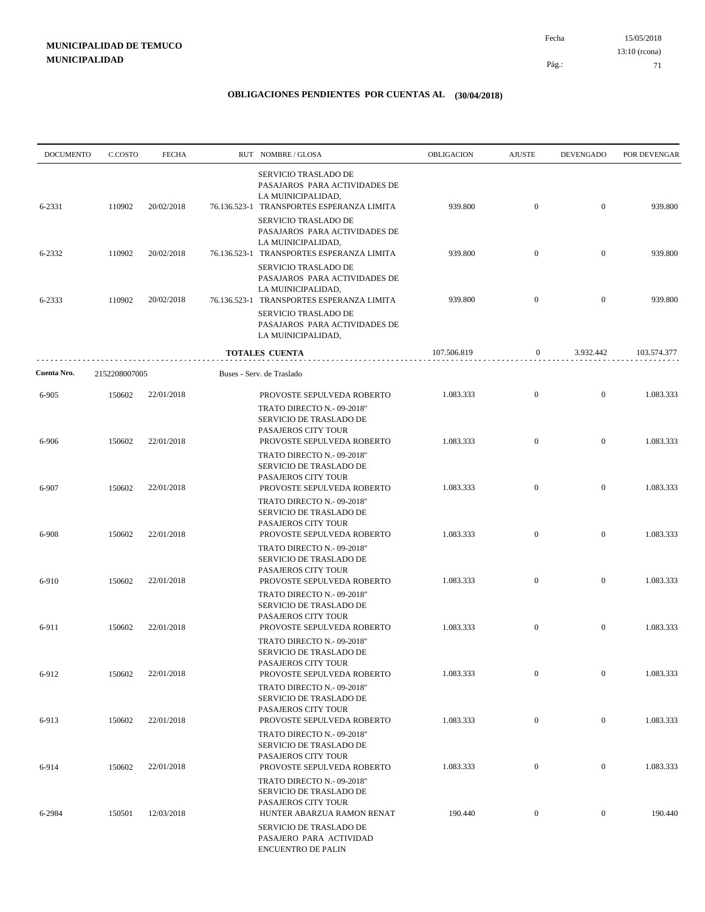**MUNICIPALIDAD DE TEMUCO**
**MUNICIPALIDAD**

Fecha 15/05/2018
13:10 (rcona)

## OBLIGACIONES PENDIENTES POR CUENTAS AL (30/04/2018)

| DOCUMENTO | C.COSTO | FECHA | RUT | NOMBRE / GLOSA | OBLIGACION | AJUSTE | DEVENGADO | POR DEVENGAR |
|---|---|---|---|---|---|---|---|---|
| | | | | SERVICIO TRASLADO DE PASAJAROS PARA ACTIVIDADES DE LA MUINICIPALIDAD, | | | | |
| 6-2331 | 110902 | 20/02/2018 | 76.136.523-1 | TRANSPORTES ESPERANZA LIMITA | 939.800 | 0 | 0 | 939.800 |
| | | | | SERVICIO TRASLADO DE PASAJAROS PARA ACTIVIDADES DE LA MUINICIPALIDAD, | | | | |
| 6-2332 | 110902 | 20/02/2018 | 76.136.523-1 | TRANSPORTES ESPERANZA LIMITA | 939.800 | 0 | 0 | 939.800 |
| | | | | SERVICIO TRASLADO DE PASAJAROS PARA ACTIVIDADES DE LA MUINICIPALIDAD, | | | | |
| 6-2333 | 110902 | 20/02/2018 | 76.136.523-1 | TRANSPORTES ESPERANZA LIMITA | 939.800 | 0 | 0 | 939.800 |
| | | | | SERVICIO TRASLADO DE PASAJAROS PARA ACTIVIDADES DE LA MUINICIPALIDAD, | | | | |
| | | | | **TOTALES CUENTA** | 107.506.819 | 0 | 3.932.442 | 103.574.377 |
| **Cuenta Nro.** | 2152208007005 | | | Buses - Serv. de Traslado | | | | |
| 6-905 | 150602 | 22/01/2018 | | PROVOSTE SEPULVEDA ROBERTO | 1.083.333 | 0 | 0 | 1.083.333 |
| | | | | TRATO DIRECTO N.- 09-2018" SERVICIO DE TRASLADO DE PASAJEROS CITY TOUR | | | | |
| 6-906 | 150602 | 22/01/2018 | | PROVOSTE SEPULVEDA ROBERTO | 1.083.333 | 0 | 0 | 1.083.333 |
| | | | | TRATO DIRECTO N.- 09-2018" SERVICIO DE TRASLADO DE PASAJEROS CITY TOUR | | | | |
| 6-907 | 150602 | 22/01/2018 | | PROVOSTE SEPULVEDA ROBERTO | 1.083.333 | 0 | 0 | 1.083.333 |
| | | | | TRATO DIRECTO N.- 09-2018" SERVICIO DE TRASLADO DE PASAJEROS CITY TOUR | | | | |
| 6-908 | 150602 | 22/01/2018 | | PROVOSTE SEPULVEDA ROBERTO | 1.083.333 | 0 | 0 | 1.083.333 |
| | | | | TRATO DIRECTO N.- 09-2018" SERVICIO DE TRASLADO DE PASAJEROS CITY TOUR | | | | |
| 6-910 | 150602 | 22/01/2018 | | PROVOSTE SEPULVEDA ROBERTO | 1.083.333 | 0 | 0 | 1.083.333 |
| | | | | TRATO DIRECTO N.- 09-2018" SERVICIO DE TRASLADO DE PASAJEROS CITY TOUR | | | | |
| 6-911 | 150602 | 22/01/2018 | | PROVOSTE SEPULVEDA ROBERTO | 1.083.333 | 0 | 0 | 1.083.333 |
| | | | | TRATO DIRECTO N.- 09-2018" SERVICIO DE TRASLADO DE PASAJEROS CITY TOUR | | | | |
| 6-912 | 150602 | 22/01/2018 | | PROVOSTE SEPULVEDA ROBERTO | 1.083.333 | 0 | 0 | 1.083.333 |
| | | | | TRATO DIRECTO N.- 09-2018" SERVICIO DE TRASLADO DE PASAJEROS CITY TOUR | | | | |
| 6-913 | 150602 | 22/01/2018 | | PROVOSTE SEPULVEDA ROBERTO | 1.083.333 | 0 | 0 | 1.083.333 |
| | | | | TRATO DIRECTO N.- 09-2018" SERVICIO DE TRASLADO DE PASAJEROS CITY TOUR | | | | |
| 6-914 | 150602 | 22/01/2018 | | PROVOSTE SEPULVEDA ROBERTO | 1.083.333 | 0 | 0 | 1.083.333 |
| | | | | TRATO DIRECTO N.- 09-2018" SERVICIO DE TRASLADO DE PASAJEROS CITY TOUR | | | | |
| 6-2984 | 150501 | 12/03/2018 | | HUNTER ABARZUA RAMON RENAT | 190.440 | 0 | 0 | 190.440 |
| | | | | SERVICIO DE TRASLADO DE PASAJERO PARA ACTIVIDAD ENCUENTRO DE PALIN | | | | |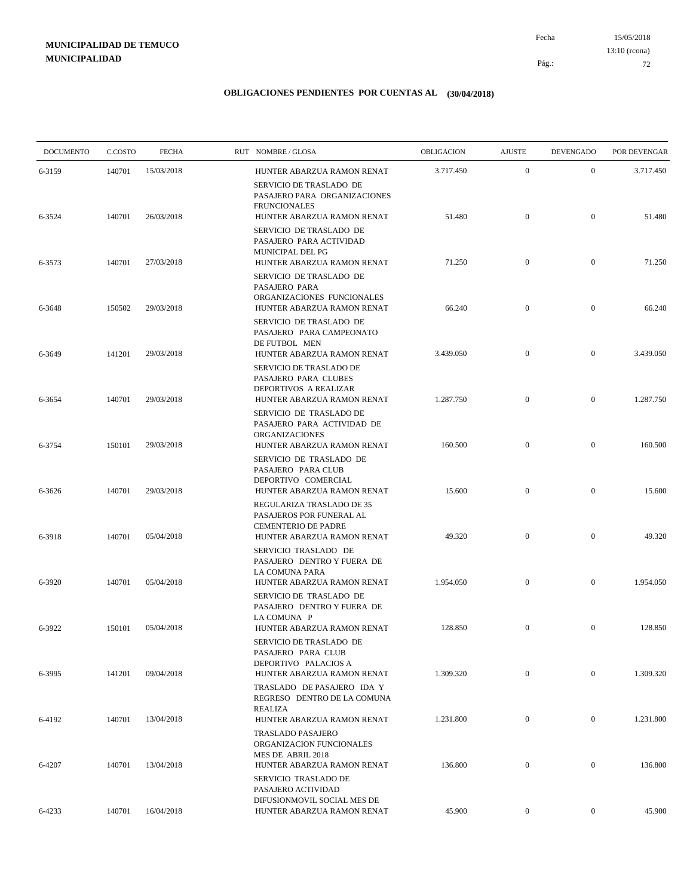**MUNICIPALIDAD DE TEMUCO**
**MUNICIPALIDAD**

Fecha 15/05/2018
13:10 (rcona)

## OBLIGACIONES PENDIENTES POR CUENTAS AL (30/04/2018)

| DOCUMENTO | C.COSTO | FECHA | RUT NOMBRE / GLOSA | OBLIGACION | AJUSTE | DEVENGADO | POR DEVENGAR |
|---|---|---|---|---|---|---|---|
| 6-3159 | 140701 | 15/03/2018 | HUNTER ABARZUA RAMON RENAT SERVICIO DE TRASLADO DE PASAJERO PARA ORGANIZACIONES FRUNCIONALES | 3.717.450 | 0 | 0 | 3.717.450 |
| 6-3524 | 140701 | 26/03/2018 | HUNTER ABARZUA RAMON RENAT SERVICIO DE TRASLADO DE PASAJERO PARA ACTIVIDAD MUNICIPAL DEL PG | 51.480 | 0 | 0 | 51.480 |
| 6-3573 | 140701 | 27/03/2018 | HUNTER ABARZUA RAMON RENAT SERVICIO DE TRASLADO DE PASAJERO PARA ORGANIZACIONES FUNCIONALES | 71.250 | 0 | 0 | 71.250 |
| 6-3648 | 150502 | 29/03/2018 | HUNTER ABARZUA RAMON RENAT SERVICIO DE TRASLADO DE PASAJERO PARA CAMPEONATO DE FUTBOL MEN | 66.240 | 0 | 0 | 66.240 |
| 6-3649 | 141201 | 29/03/2018 | HUNTER ABARZUA RAMON RENAT SERVICIO DE TRASLADO DE PASAJERO PARA CLUBES DEPORTIVOS A REALIZAR | 3.439.050 | 0 | 0 | 3.439.050 |
| 6-3654 | 140701 | 29/03/2018 | HUNTER ABARZUA RAMON RENAT SERVICIO DE TRASLADO DE PASAJERO PARA ACTIVIDAD DE ORGANIZACIONES | 1.287.750 | 0 | 0 | 1.287.750 |
| 6-3754 | 150101 | 29/03/2018 | HUNTER ABARZUA RAMON RENAT SERVICIO DE TRASLADO DE PASAJERO PARA CLUB DEPORTIVO COMERCIAL | 160.500 | 0 | 0 | 160.500 |
| 6-3626 | 140701 | 29/03/2018 | HUNTER ABARZUA RAMON RENAT REGULARIZA TRASLADO DE 35 PASAJEROS POR FUNERAL AL CEMENTERIO DE PADRE | 15.600 | 0 | 0 | 15.600 |
| 6-3918 | 140701 | 05/04/2018 | HUNTER ABARZUA RAMON RENAT SERVICIO TRASLADO DE PASAJERO DENTRO Y FUERA DE LA COMUNA PARA | 49.320 | 0 | 0 | 49.320 |
| 6-3920 | 140701 | 05/04/2018 | HUNTER ABARZUA RAMON RENAT SERVICIO DE TRASLADO DE PASAJERO DENTRO Y FUERA DE LA COMUNA P | 1.954.050 | 0 | 0 | 1.954.050 |
| 6-3922 | 150101 | 05/04/2018 | HUNTER ABARZUA RAMON RENAT SERVICIO DE TRASLADO DE PASAJERO PARA CLUB DEPORTIVO PALACIOS A | 128.850 | 0 | 0 | 128.850 |
| 6-3995 | 141201 | 09/04/2018 | HUNTER ABARZUA RAMON RENAT TRASLADO DE PASAJERO IDA Y REGRESO DENTRO DE LA COMUNA REALIZA | 1.309.320 | 0 | 0 | 1.309.320 |
| 6-4192 | 140701 | 13/04/2018 | HUNTER ABARZUA RAMON RENAT TRASLADO PASAJERO ORGANIZACION FUNCIONALES MES DE ABRIL 2018 | 1.231.800 | 0 | 0 | 1.231.800 |
| 6-4207 | 140701 | 13/04/2018 | HUNTER ABARZUA RAMON RENAT SERVICIO TRASLADO DE PASAJERO ACTIVIDAD DIFUSIONMOVIL SOCIAL MES DE | 136.800 | 0 | 0 | 136.800 |
| 6-4233 | 140701 | 16/04/2018 | HUNTER ABARZUA RAMON RENAT | 45.900 | 0 | 0 | 45.900 |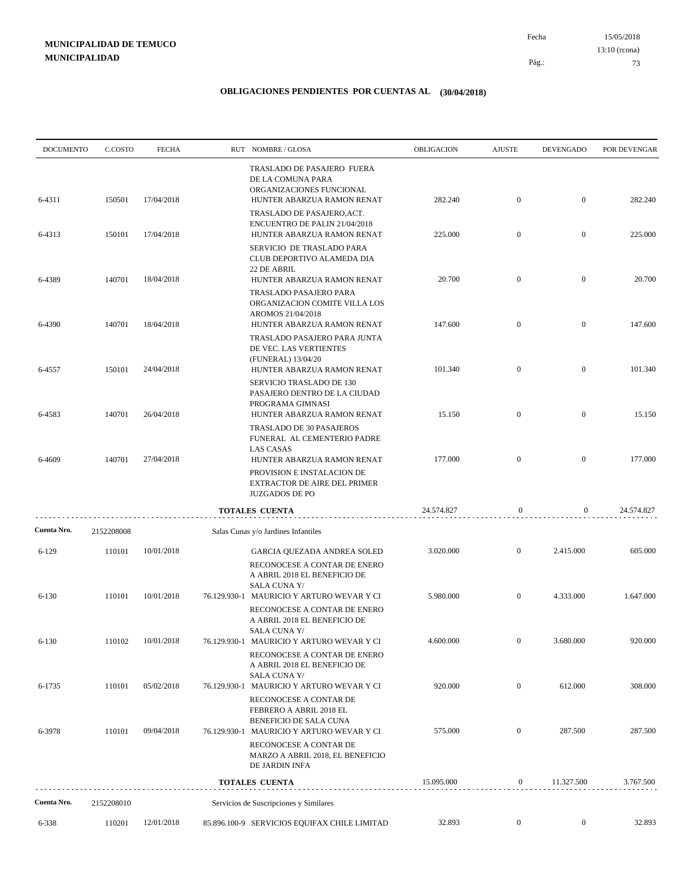**MUNICIPALIDAD DE TEMUCO**
**MUNICIPALIDAD**

Fecha 15/05/2018
13:10 (rcona)

## OBLIGACIONES PENDIENTES POR CUENTAS AL (30/04/2018)

| DOCUMENTO | C.COSTO | FECHA | RUT NOMBRE / GLOSA | OBLIGACION | AJUSTE | DEVENGADO | POR DEVENGAR |
|---|---|---|---|---|---|---|---|
| | | | TRASLADO DE PASAJERO FUERA DE LA COMUNA PARA ORGANIZACIONES FUNCIONAL | | | | |
| 6-4311 | 150501 | 17/04/2018 | HUNTER ABARZUA RAMON RENAT | 282.240 | 0 | 0 | 282.240 |
| | | | TRASLADO DE PASAJERO,ACT. ENCUENTRO DE PALIN 21/04/2018 | | | | |
| 6-4313 | 150101 | 17/04/2018 | HUNTER ABARZUA RAMON RENAT | 225.000 | 0 | 0 | 225.000 |
| | | | SERVICIO DE TRASLADO PARA CLUB DEPORTIVO ALAMEDA DIA 22 DE ABRIL | | | | |
| 6-4389 | 140701 | 18/04/2018 | HUNTER ABARZUA RAMON RENAT | 20.700 | 0 | 0 | 20.700 |
| | | | TRASLADO PASAJERO PARA ORGANIZACION COMITE VILLA LOS AROMOS 21/04/2018 | | | | |
| 6-4390 | 140701 | 18/04/2018 | HUNTER ABARZUA RAMON RENAT | 147.600 | 0 | 0 | 147.600 |
| | | | TRASLADO PASAJERO PARA JUNTA DE VEC. LAS VERTIENTES (FUNERAL) 13/04/20 | | | | |
| 6-4557 | 150101 | 24/04/2018 | HUNTER ABARZUA RAMON RENAT | 101.340 | 0 | 0 | 101.340 |
| | | | SERVICIO TRASLADO DE 130 PASAJERO DENTRO DE LA CIUDAD PROGRAMA GIMNASI | | | | |
| 6-4583 | 140701 | 26/04/2018 | HUNTER ABARZUA RAMON RENAT | 15.150 | 0 | 0 | 15.150 |
| | | | TRASLADO DE 30 PASAJEROS FUNERAL AL CEMENTERIO PADRE LAS CASAS | | | | |
| 6-4609 | 140701 | 27/04/2018 | HUNTER ABARZUA RAMON RENAT | 177.000 | 0 | 0 | 177.000 |
| | | | PROVISION E INSTALACION DE EXTRACTOR DE AIRE DEL PRIMER JUZGADOS DE PO | | | | |
| | | | **TOTALES CUENTA** | 24.574.827 | 0 | 0 | 24.574.827 |
| **Cuenta Nro.** | 2152208008 | | Salas Cunas y/o Jardines Infantiles | | | | |
| 6-129 | 110101 | 10/01/2018 | GARCIA QUEZADA ANDREA SOLED | 3.020.000 | 0 | 2.415.000 | 605.000 |
| | | | RECONOCESE A CONTAR DE ENERO A ABRIL 2018 EL BENEFICIO DE SALA CUNA Y/ | | | | |
| 6-130 | 110101 | 10/01/2018 | 76.129.930-1 MAURICIO Y ARTURO WEVAR Y CI | 5.980.000 | 0 | 4.333.000 | 1.647.000 |
| | | | RECONOCESE A CONTAR DE ENERO A ABRIL 2018 EL BENEFICIO DE SALA CUNA Y/ | | | | |
| 6-130 | 110102 | 10/01/2018 | 76.129.930-1 MAURICIO Y ARTURO WEVAR Y CI | 4.600.000 | 0 | 3.680.000 | 920.000 |
| | | | RECONOCESE A CONTAR DE ENERO A ABRIL 2018 EL BENEFICIO DE SALA CUNA Y/ | | | | |
| 6-1735 | 110101 | 05/02/2018 | 76.129.930-1 MAURICIO Y ARTURO WEVAR Y CI | 920.000 | 0 | 612.000 | 308.000 |
| | | | RECONOCESE A CONTAR DE FEBRERO A ABRIL 2018 EL BENEFICIO DE SALA CUNA | | | | |
| 6-3978 | 110101 | 09/04/2018 | 76.129.930-1 MAURICIO Y ARTURO WEVAR Y CI | 575.000 | 0 | 287.500 | 287.500 |
| | | | RECONOCESE A CONTAR DE MARZO A ABRIL 2018, EL BENEFICIO DE JARDIN INFA | | | | |
| | | | **TOTALES CUENTA** | 15.095.000 | 0 | 11.327.500 | 3.767.500 |
| **Cuenta Nro.** | 2152208010 | | Servicios de Suscripciones y Similares | | | | |
| 6-338 | 110201 | 12/01/2018 | 85.896.100-9 SERVICIOS EQUIFAX CHILE LIMITAD | 32.893 | 0 | 0 | 32.893 |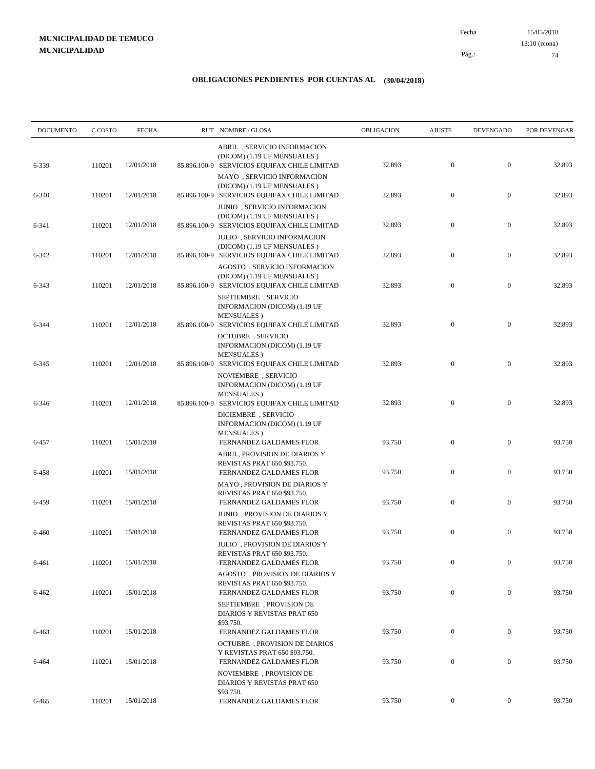**MUNICIPALIDAD DE TEMUCO**
**MUNICIPALIDAD**

Fecha 15/05/2018
13:10 (rcona)

## OBLIGACIONES PENDIENTES POR CUENTAS AL (30/04/2018)

| DOCUMENTO | C.COSTO | FECHA | RUT | NOMBRE / GLOSA | OBLIGACION | AJUSTE | DEVENGADO | POR DEVENGAR |
|---|---|---|---|---|---|---|---|---|
| 6-339 | 110201 | 12/01/2018 | 85.896.100-9 | ABRIL , SERVICIO INFORMACION (DICOM) (1.19 UF MENSUALES ) SERVICIOS EQUIFAX CHILE LIMITAD | 32.893 | 0 | 0 | 32.893 |
| 6-340 | 110201 | 12/01/2018 | 85.896.100-9 | MAYO , SERVICIO INFORMACION (DICOM) (1.19 UF MENSUALES ) SERVICIOS EQUIFAX CHILE LIMITAD | 32.893 | 0 | 0 | 32.893 |
| 6-341 | 110201 | 12/01/2018 | 85.896.100-9 | JUNIO , SERVICIO INFORMACION (DICOM) (1.19 UF MENSUALES ) SERVICIOS EQUIFAX CHILE LIMITAD | 32.893 | 0 | 0 | 32.893 |
| 6-342 | 110201 | 12/01/2018 | 85.896.100-9 | JULIO , SERVICIO INFORMACION (DICOM) (1.19 UF MENSUALES ) SERVICIOS EQUIFAX CHILE LIMITAD | 32.893 | 0 | 0 | 32.893 |
| 6-343 | 110201 | 12/01/2018 | 85.896.100-9 | AGOSTO , SERVICIO INFORMACION (DICOM) (1.19 UF MENSUALES ) SERVICIOS EQUIFAX CHILE LIMITAD | 32.893 | 0 | 0 | 32.893 |
| 6-344 | 110201 | 12/01/2018 | 85.896.100-9 | SEPTIEMBRE , SERVICIO INFORMACION (DICOM) (1.19 UF MENSUALES ) SERVICIOS EQUIFAX CHILE LIMITAD | 32.893 | 0 | 0 | 32.893 |
| 6-345 | 110201 | 12/01/2018 | 85.896.100-9 | OCTUBRE , SERVICIO INFORMACION (DICOM) (1.19 UF MENSUALES ) SERVICIOS EQUIFAX CHILE LIMITAD | 32.893 | 0 | 0 | 32.893 |
| 6-346 | 110201 | 12/01/2018 | 85.896.100-9 | NOVIEMBRE , SERVICIO INFORMACION (DICOM) (1.19 UF MENSUALES ) SERVICIOS EQUIFAX CHILE LIMITAD | 32.893 | 0 | 0 | 32.893 |
| 6-457 | 110201 | 15/01/2018 | | DICIEMBRE , SERVICIO INFORMACION (DICOM) (1.19 UF MENSUALES ) FERNANDEZ GALDAMES FLOR | 93.750 | 0 | 0 | 93.750 |
| 6-458 | 110201 | 15/01/2018 | | ABRIL, PROVISION DE DIARIOS Y REVISTAS PRAT 650 $93.750. FERNANDEZ GALDAMES FLOR | 93.750 | 0 | 0 | 93.750 |
| 6-459 | 110201 | 15/01/2018 | | MAYO , PROVISION DE DIARIOS Y REVISTAS PRAT 650 $93.750. FERNANDEZ GALDAMES FLOR | 93.750 | 0 | 0 | 93.750 |
| 6-460 | 110201 | 15/01/2018 | | JUNIO , PROVISION DE DIARIOS Y REVISTAS PRAT 650 $93.750. FERNANDEZ GALDAMES FLOR | 93.750 | 0 | 0 | 93.750 |
| 6-461 | 110201 | 15/01/2018 | | JULIO , PROVISION DE DIARIOS Y REVISTAS PRAT 650 $93.750. FERNANDEZ GALDAMES FLOR | 93.750 | 0 | 0 | 93.750 |
| 6-462 | 110201 | 15/01/2018 | | AGOSTO , PROVISION DE DIARIOS Y REVISTAS PRAT 650 $93.750. FERNANDEZ GALDAMES FLOR | 93.750 | 0 | 0 | 93.750 |
| 6-463 | 110201 | 15/01/2018 | | SEPTIEMBRE , PROVISION DE DIARIOS Y REVISTAS PRAT 650 $93.750. FERNANDEZ GALDAMES FLOR | 93.750 | 0 | 0 | 93.750 |
| 6-464 | 110201 | 15/01/2018 | | OCTUBRE , PROVISION DE DIARIOS Y REVISTAS PRAT 650 $93.750. FERNANDEZ GALDAMES FLOR | 93.750 | 0 | 0 | 93.750 |
| 6-465 | 110201 | 15/01/2018 | | NOVIEMBRE , PROVISION DE DIARIOS Y REVISTAS PRAT 650 $93.750. FERNANDEZ GALDAMES FLOR | 93.750 | 0 | 0 | 93.750 |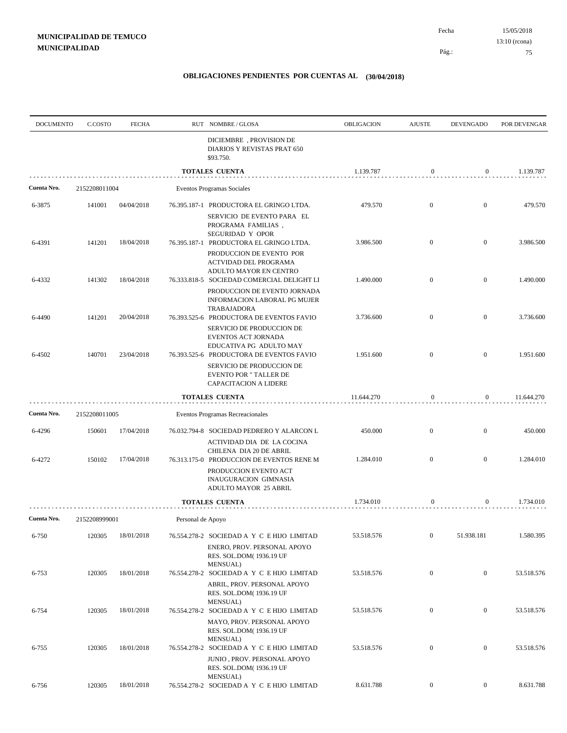**MUNICIPALIDAD DE TEMUCO**
**MUNICIPALIDAD**

Fecha 15/05/2018
13:10 (rcona)

## OBLIGACIONES PENDIENTES POR CUENTAS AL (30/04/2018)

| DOCUMENTO | C.COSTO | FECHA | RUT NOMBRE / GLOSA | OBLIGACION | AJUSTE | DEVENGADO | POR DEVENGAR |
|---|---|---|---|---|---|---|---|
| | | | DICIEMBRE , PROVISION DE DIARIOS Y REVISTAS PRAT 650 $93.750. | | | | |
| | | | **TOTALES CUENTA** | 1.139.787 | 0 | 0 | 1.139.787 |
| **Cuenta Nro.** | 2152208011004 | | Eventos Programas Sociales | | | | |
| 6-3875 | 141001 | 04/04/2018 | 76.395.187-1 PRODUCTORA EL GRINGO LTDA. SERVICIO DE EVENTO PARA EL PROGRAMA FAMILIAS , SEGURIDAD Y OPOR | 479.570 | 0 | 0 | 479.570 |
| 6-4391 | 141201 | 18/04/2018 | 76.395.187-1 PRODUCTORA EL GRINGO LTDA. PRODUCCION DE EVENTO POR ACTVIDAD DEL PROGRAMA ADULTO MAYOR EN CENTRO | 3.986.500 | 0 | 0 | 3.986.500 |
| 6-4332 | 141302 | 18/04/2018 | 76.333.818-5 SOCIEDAD COMERCIAL DELIGHT LI PRODUCCION DE EVENTO JORNADA INFORMACION LABORAL PG MUJER TRABAJADORA | 1.490.000 | 0 | 0 | 1.490.000 |
| 6-4490 | 141201 | 20/04/2018 | 76.393.525-6 PRODUCTORA DE EVENTOS FAVIO SERVICIO DE PRODUCCION DE EVENTOS ACT JORNADA EDUCATIVA PG ADULTO MAY | 3.736.600 | 0 | 0 | 3.736.600 |
| 6-4502 | 140701 | 23/04/2018 | 76.393.525-6 PRODUCTORA DE EVENTOS FAVIO SERVICIO DE PRODUCCION DE EVENTO POR " TALLER DE CAPACITACION A LIDERE | 1.951.600 | 0 | 0 | 1.951.600 |
| | | | **TOTALES CUENTA** | 11.644.270 | 0 | 0 | 11.644.270 |
| **Cuenta Nro.** | 2152208011005 | | Eventos Programas Recreacionales | | | | |
| 6-4296 | 150601 | 17/04/2018 | 76.032.794-8 SOCIEDAD PEDRERO Y ALARCON L ACTIVIDAD DIA DE LA COCINA CHILENA DIA 20 DE ABRIL | 450.000 | 0 | 0 | 450.000 |
| 6-4272 | 150102 | 17/04/2018 | 76.313.175-0 PRODUCCION DE EVENTOS RENE M PRODUCCION EVENTO ACT INAUGURACION GIMNASIA ADULTO MAYOR 25 ABRIL | 1.284.010 | 0 | 0 | 1.284.010 |
| | | | **TOTALES CUENTA** | 1.734.010 | 0 | 0 | 1.734.010 |
| **Cuenta Nro.** | 2152208999001 | | Personal de Apoyo | | | | |
| 6-750 | 120305 | 18/01/2018 | 76.554.278-2 SOCIEDAD A Y C E HIJO LIMITAD ENERO, PROV. PERSONAL APOYO RES. SOL.DOM( 1936.19 UF MENSUAL) | 53.518.576 | 0 | 51.938.181 | 1.580.395 |
| 6-753 | 120305 | 18/01/2018 | 76.554.278-2 SOCIEDAD A Y C E HIJO LIMITAD ABRIL, PROV. PERSONAL APOYO RES. SOL.DOM( 1936.19 UF MENSUAL) | 53.518.576 | 0 | 0 | 53.518.576 |
| 6-754 | 120305 | 18/01/2018 | 76.554.278-2 SOCIEDAD A Y C E HIJO LIMITAD MAYO, PROV. PERSONAL APOYO RES. SOL.DOM( 1936.19 UF MENSUAL) | 53.518.576 | 0 | 0 | 53.518.576 |
| 6-755 | 120305 | 18/01/2018 | 76.554.278-2 SOCIEDAD A Y C E HIJO LIMITAD JUNIO , PROV. PERSONAL APOYO RES. SOL.DOM( 1936.19 UF MENSUAL) | 53.518.576 | 0 | 0 | 53.518.576 |
| 6-756 | 120305 | 18/01/2018 | 76.554.278-2 SOCIEDAD A Y C E HIJO LIMITAD | 8.631.788 | 0 | 0 | 8.631.788 |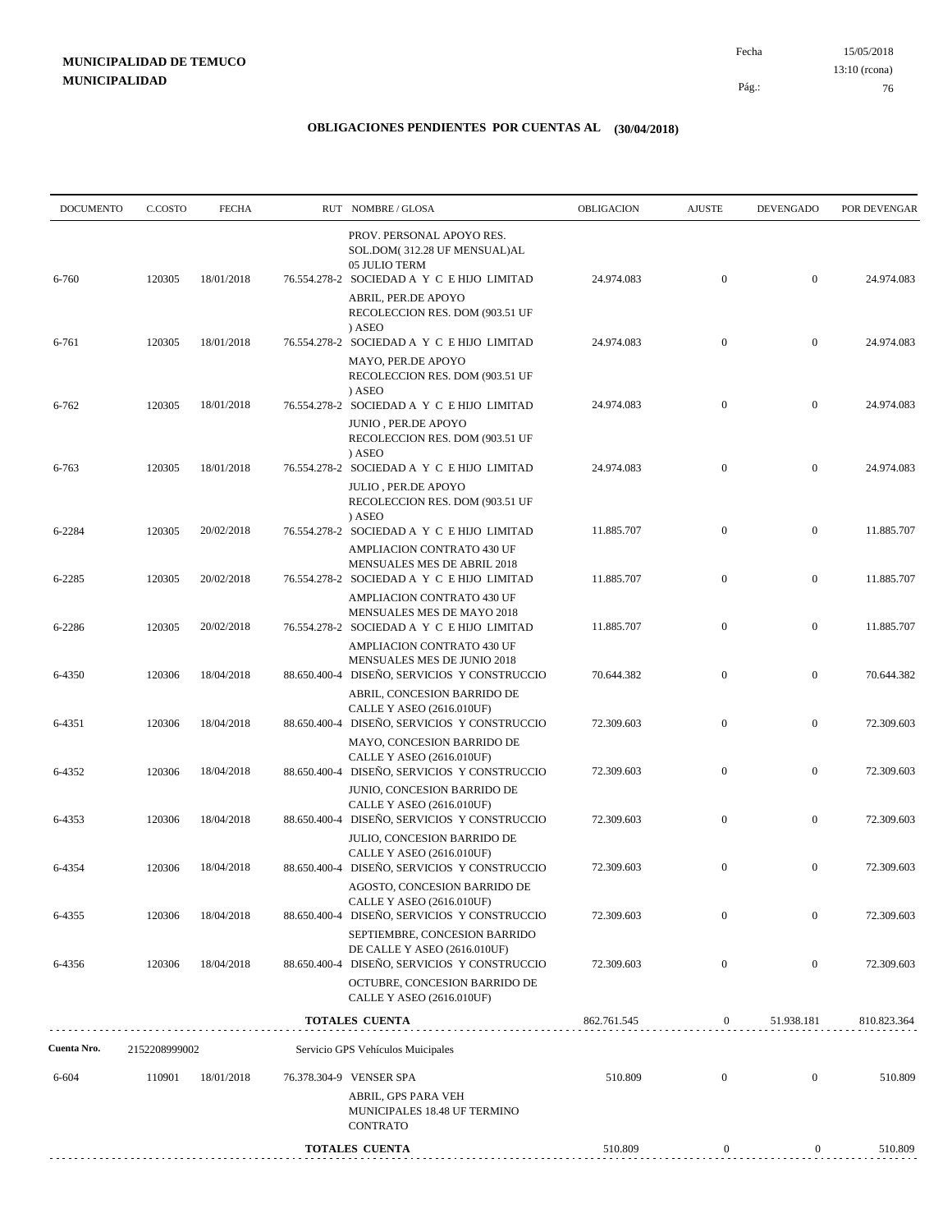**MUNICIPALIDAD DE TEMUCO**
**MUNICIPALIDAD**

Fecha 15/05/2018
13:10 (rcona)

# OBLIGACIONES PENDIENTES POR CUENTAS AL (30/04/2018)

| DOCUMENTO | C.COSTO | FECHA | RUT | NOMBRE / GLOSA | OBLIGACION | AJUSTE | DEVENGADO | POR DEVENGAR |
|---|---|---|---|---|---|---|---|---|
| | | | | PROV. PERSONAL APOYO RES. SOL.DOM( 312.28 UF MENSUAL)AL 05 JULIO TERM | | | | |
| 6-760 | 120305 | 18/01/2018 | 76.554.278-2 | SOCIEDAD A Y C E HIJO LIMITAD | 24.974.083 | 0 | 0 | 24.974.083 |
| | | | | ABRIL, PER.DE APOYO RECOLECCION RES. DOM (903.51 UF ) ASEO | | | | |
| 6-761 | 120305 | 18/01/2018 | 76.554.278-2 | SOCIEDAD A Y C E HIJO LIMITAD | 24.974.083 | 0 | 0 | 24.974.083 |
| | | | | MAYO, PER.DE APOYO RECOLECCION RES. DOM (903.51 UF ) ASEO | | | | |
| 6-762 | 120305 | 18/01/2018 | 76.554.278-2 | SOCIEDAD A Y C E HIJO LIMITAD | 24.974.083 | 0 | 0 | 24.974.083 |
| | | | | JUNIO , PER.DE APOYO RECOLECCION RES. DOM (903.51 UF ) ASEO | | | | |
| 6-763 | 120305 | 18/01/2018 | 76.554.278-2 | SOCIEDAD A Y C E HIJO LIMITAD | 24.974.083 | 0 | 0 | 24.974.083 |
| | | | | JULIO , PER.DE APOYO RECOLECCION RES. DOM (903.51 UF ) ASEO | | | | |
| 6-2284 | 120305 | 20/02/2018 | 76.554.278-2 | SOCIEDAD A Y C E HIJO LIMITAD | 11.885.707 | 0 | 0 | 11.885.707 |
| | | | | AMPLIACION CONTRATO 430 UF MENSUALES MES DE ABRIL 2018 | | | | |
| 6-2285 | 120305 | 20/02/2018 | 76.554.278-2 | SOCIEDAD A Y C E HIJO LIMITAD | 11.885.707 | 0 | 0 | 11.885.707 |
| | | | | AMPLIACION CONTRATO 430 UF MENSUALES MES DE MAYO 2018 | | | | |
| 6-2286 | 120305 | 20/02/2018 | 76.554.278-2 | SOCIEDAD A Y C E HIJO LIMITAD | 11.885.707 | 0 | 0 | 11.885.707 |
| | | | | AMPLIACION CONTRATO 430 UF MENSUALES MES DE JUNIO 2018 | | | | |
| 6-4350 | 120306 | 18/04/2018 | 88.650.400-4 | DISEÑO, SERVICIOS Y CONSTRUCCIO | 70.644.382 | 0 | 0 | 70.644.382 |
| | | | | ABRIL, CONCESION BARRIDO DE CALLE Y ASEO (2616.010UF) | | | | |
| 6-4351 | 120306 | 18/04/2018 | 88.650.400-4 | DISEÑO, SERVICIOS Y CONSTRUCCIO | 72.309.603 | 0 | 0 | 72.309.603 |
| | | | | MAYO, CONCESION BARRIDO DE CALLE Y ASEO (2616.010UF) | | | | |
| 6-4352 | 120306 | 18/04/2018 | 88.650.400-4 | DISEÑO, SERVICIOS Y CONSTRUCCIO | 72.309.603 | 0 | 0 | 72.309.603 |
| | | | | JUNIO, CONCESION BARRIDO DE CALLE Y ASEO (2616.010UF) | | | | |
| 6-4353 | 120306 | 18/04/2018 | 88.650.400-4 | DISEÑO, SERVICIOS Y CONSTRUCCIO | 72.309.603 | 0 | 0 | 72.309.603 |
| | | | | JULIO, CONCESION BARRIDO DE CALLE Y ASEO (2616.010UF) | | | | |
| 6-4354 | 120306 | 18/04/2018 | 88.650.400-4 | DISEÑO, SERVICIOS Y CONSTRUCCIO | 72.309.603 | 0 | 0 | 72.309.603 |
| | | | | AGOSTO, CONCESION BARRIDO DE CALLE Y ASEO (2616.010UF) | | | | |
| 6-4355 | 120306 | 18/04/2018 | 88.650.400-4 | DISEÑO, SERVICIOS Y CONSTRUCCIO | 72.309.603 | 0 | 0 | 72.309.603 |
| | | | | SEPTIEMBRE, CONCESION BARRIDO DE CALLE Y ASEO (2616.010UF) | | | | |
| 6-4356 | 120306 | 18/04/2018 | 88.650.400-4 | DISEÑO, SERVICIOS Y CONSTRUCCIO | 72.309.603 | 0 | 0 | 72.309.603 |
| | | | | OCTUBRE, CONCESION BARRIDO DE CALLE Y ASEO (2616.010UF) | | | | |
| | | | | **TOTALES CUENTA** | 862.761.545 | 0 | 51.938.181 | 810.823.364 |
| **Cuenta Nro.** | 2152208999002 | | | Servicio GPS Vehículos Muicipales | | | | |
| 6-604 | 110901 | 18/01/2018 | 76.378.304-9 | VENSER SPA | 510.809 | 0 | 0 | 510.809 |
| | | | | ABRIL, GPS PARA VEH MUNICIPALES 18.48 UF TERMINO CONTRATO | | | | |
| | | | | **TOTALES CUENTA** | 510.809 | 0 | 0 | 510.809 |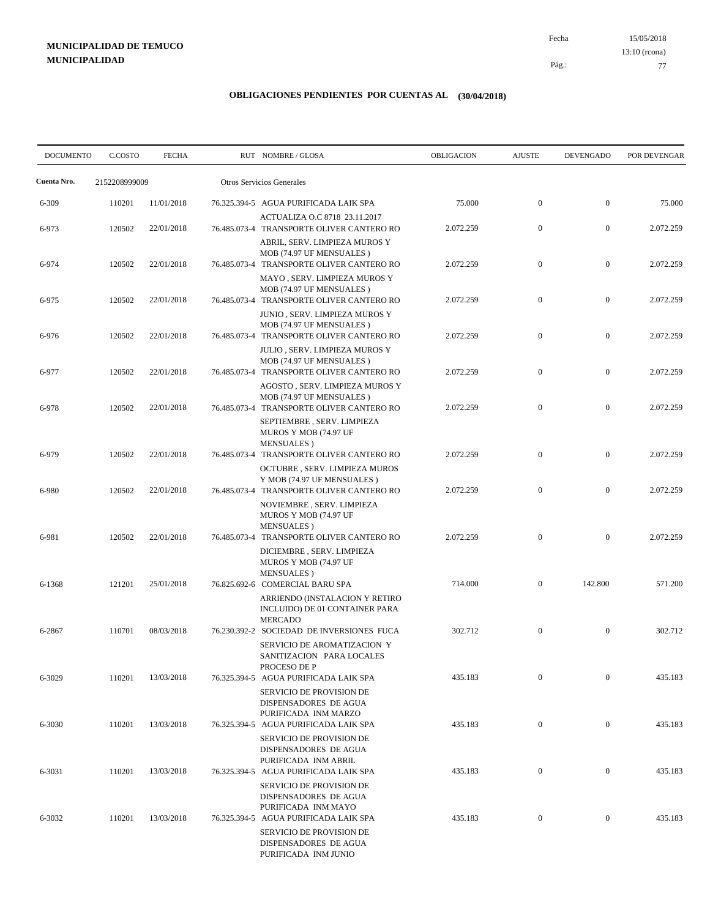**MUNICIPALIDAD DE TEMUCO**
**MUNICIPALIDAD**

Fecha 15/05/2018
13:10 (rcona)

## OBLIGACIONES PENDIENTES POR CUENTAS AL (30/04/2018)

| DOCUMENTO | C.COSTO | FECHA | RUT NOMBRE / GLOSA | OBLIGACION | AJUSTE | DEVENGADO | POR DEVENGAR |
|---|---|---|---|---|---|---|---|
| **Cuenta Nro.** | 2152208999009 | | Otros Servicios Generales | | | | |
| 6-309 | 110201 | 11/01/2018 | 76.325.394-5 AGUA PURIFICADA LAIK SPA<br>ACTUALIZA O.C 8718 23.11.2017 | 75.000 | 0 | 0 | 75.000 |
| 6-973 | 120502 | 22/01/2018 | 76.485.073-4 TRANSPORTE OLIVER CANTERO RO<br>ABRIL, SERV. LIMPIEZA MUROS Y MOB (74.97 UF MENSUALES ) | 2.072.259 | 0 | 0 | 2.072.259 |
| 6-974 | 120502 | 22/01/2018 | 76.485.073-4 TRANSPORTE OLIVER CANTERO RO<br>MAYO , SERV. LIMPIEZA MUROS Y MOB (74.97 UF MENSUALES ) | 2.072.259 | 0 | 0 | 2.072.259 |
| 6-975 | 120502 | 22/01/2018 | 76.485.073-4 TRANSPORTE OLIVER CANTERO RO<br>JUNIO , SERV. LIMPIEZA MUROS Y MOB (74.97 UF MENSUALES ) | 2.072.259 | 0 | 0 | 2.072.259 |
| 6-976 | 120502 | 22/01/2018 | 76.485.073-4 TRANSPORTE OLIVER CANTERO RO<br>JULIO , SERV. LIMPIEZA MUROS Y MOB (74.97 UF MENSUALES ) | 2.072.259 | 0 | 0 | 2.072.259 |
| 6-977 | 120502 | 22/01/2018 | 76.485.073-4 TRANSPORTE OLIVER CANTERO RO<br>AGOSTO , SERV. LIMPIEZA MUROS Y MOB (74.97 UF MENSUALES ) | 2.072.259 | 0 | 0 | 2.072.259 |
| 6-978 | 120502 | 22/01/2018 | 76.485.073-4 TRANSPORTE OLIVER CANTERO RO<br>SEPTIEMBRE , SERV. LIMPIEZA MUROS Y MOB (74.97 UF MENSUALES ) | 2.072.259 | 0 | 0 | 2.072.259 |
| 6-979 | 120502 | 22/01/2018 | 76.485.073-4 TRANSPORTE OLIVER CANTERO RO<br>OCTUBRE , SERV. LIMPIEZA MUROS Y MOB (74.97 UF MENSUALES ) | 2.072.259 | 0 | 0 | 2.072.259 |
| 6-980 | 120502 | 22/01/2018 | 76.485.073-4 TRANSPORTE OLIVER CANTERO RO<br>NOVIEMBRE , SERV. LIMPIEZA MUROS Y MOB (74.97 UF MENSUALES ) | 2.072.259 | 0 | 0 | 2.072.259 |
| 6-981 | 120502 | 22/01/2018 | 76.485.073-4 TRANSPORTE OLIVER CANTERO RO<br>DICIEMBRE , SERV. LIMPIEZA MUROS Y MOB (74.97 UF MENSUALES ) | 2.072.259 | 0 | 0 | 2.072.259 |
| 6-1368 | 121201 | 25/01/2018 | 76.825.692-6 COMERCIAL BARU SPA<br>ARRIENDO (INSTALACION Y RETIRO INCLUIDO) DE 01 CONTAINER PARA MERCADO | 714.000 | 0 | 142.800 | 571.200 |
| 6-2867 | 110701 | 08/03/2018 | 76.230.392-2 SOCIEDAD DE INVERSIONES FUCA<br>SERVICIO DE AROMATIZACION Y SANITIZACION PARA LOCALES PROCESO DE P | 302.712 | 0 | 0 | 302.712 |
| 6-3029 | 110201 | 13/03/2018 | 76.325.394-5 AGUA PURIFICADA LAIK SPA<br>SERVICIO DE PROVISION DE DISPENSADORES DE AGUA PURIFICADA INM MARZO | 435.183 | 0 | 0 | 435.183 |
| 6-3030 | 110201 | 13/03/2018 | 76.325.394-5 AGUA PURIFICADA LAIK SPA<br>SERVICIO DE PROVISION DE DISPENSADORES DE AGUA PURIFICADA INM ABRIL | 435.183 | 0 | 0 | 435.183 |
| 6-3031 | 110201 | 13/03/2018 | 76.325.394-5 AGUA PURIFICADA LAIK SPA<br>SERVICIO DE PROVISION DE DISPENSADORES DE AGUA PURIFICADA INM MAYO | 435.183 | 0 | 0 | 435.183 |
| 6-3032 | 110201 | 13/03/2018 | 76.325.394-5 AGUA PURIFICADA LAIK SPA<br>SERVICIO DE PROVISION DE DISPENSADORES DE AGUA PURIFICADA INM JUNIO | 435.183 | 0 | 0 | 435.183 |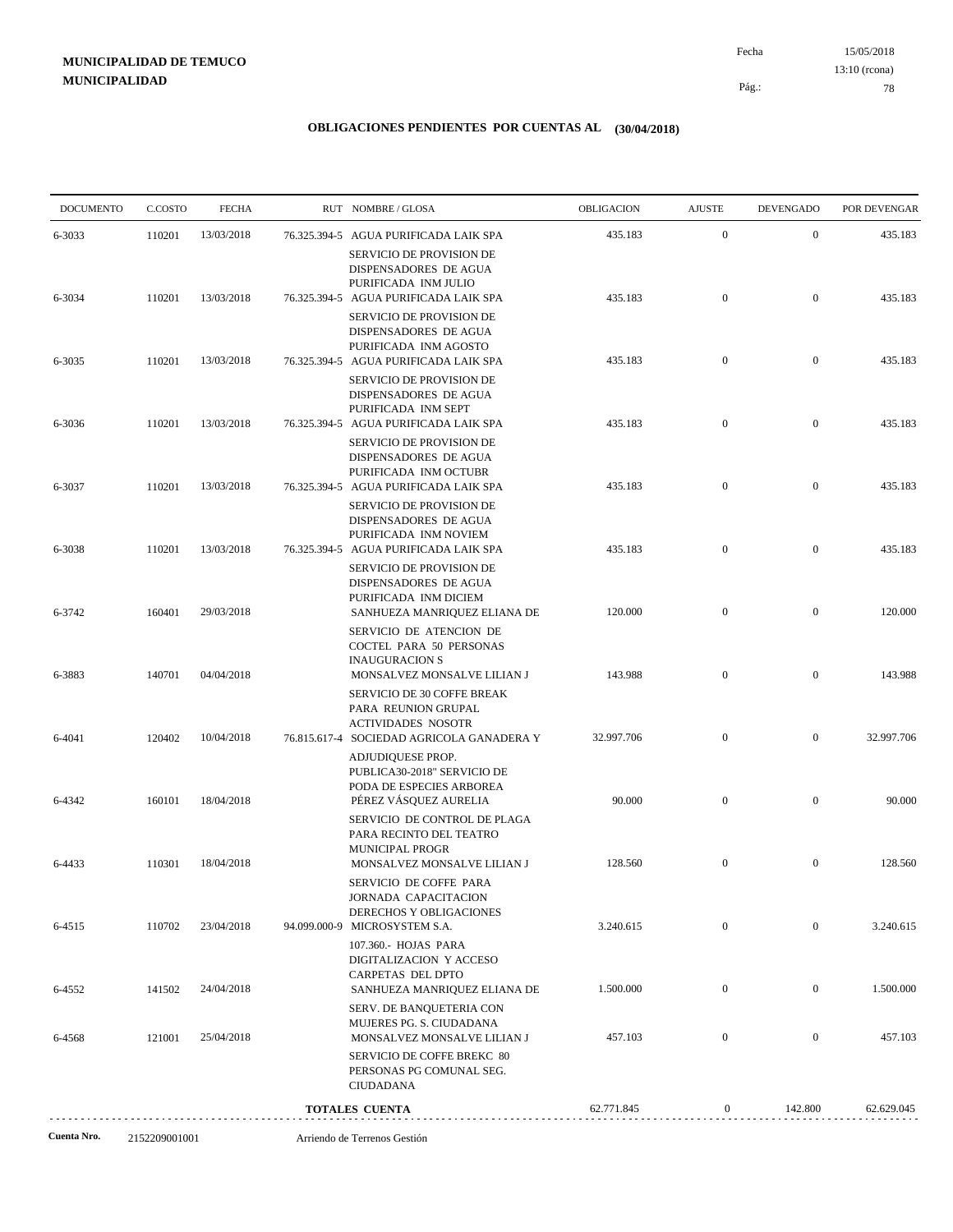**MUNICIPALIDAD DE TEMUCO**
**MUNICIPALIDAD**

Fecha 15/05/2018
13:10 (rcona)

## OBLIGACIONES PENDIENTES POR CUENTAS AL (30/04/2018)

| DOCUMENTO | C.COSTO | FECHA | RUT | NOMBRE / GLOSA | OBLIGACION | AJUSTE | DEVENGADO | POR DEVENGAR |
|---|---|---|---|---|---|---|---|---|
| 6-3033 | 110201 | 13/03/2018 | 76.325.394-5 | AGUA PURIFICADA LAIK SPA<br>SERVICIO DE PROVISION DE DISPENSADORES DE AGUA PURIFICADA INM JULIO | 435.183 | 0 | 0 | 435.183 |
| 6-3034 | 110201 | 13/03/2018 | 76.325.394-5 | AGUA PURIFICADA LAIK SPA<br>SERVICIO DE PROVISION DE DISPENSADORES DE AGUA PURIFICADA INM AGOSTO | 435.183 | 0 | 0 | 435.183 |
| 6-3035 | 110201 | 13/03/2018 | 76.325.394-5 | AGUA PURIFICADA LAIK SPA<br>SERVICIO DE PROVISION DE DISPENSADORES DE AGUA PURIFICADA INM SEPT | 435.183 | 0 | 0 | 435.183 |
| 6-3036 | 110201 | 13/03/2018 | 76.325.394-5 | AGUA PURIFICADA LAIK SPA<br>SERVICIO DE PROVISION DE DISPENSADORES DE AGUA PURIFICADA INM OCTUBR | 435.183 | 0 | 0 | 435.183 |
| 6-3037 | 110201 | 13/03/2018 | 76.325.394-5 | AGUA PURIFICADA LAIK SPA<br>SERVICIO DE PROVISION DE DISPENSADORES DE AGUA PURIFICADA INM NOVIEM | 435.183 | 0 | 0 | 435.183 |
| 6-3038 | 110201 | 13/03/2018 | 76.325.394-5 | AGUA PURIFICADA LAIK SPA<br>SERVICIO DE PROVISION DE DISPENSADORES DE AGUA PURIFICADA INM DICIEM | 435.183 | 0 | 0 | 435.183 |
| 6-3742 | 160401 | 29/03/2018 | | SANHUEZA MANRIQUEZ ELIANA DE<br>SERVICIO DE ATENCION DE COCTEL PARA 50 PERSONAS INAUGURACION S | 120.000 | 0 | 0 | 120.000 |
| 6-3883 | 140701 | 04/04/2018 | | MONSALVEZ MONSALVE LILIAN J<br>SERVICIO DE 30 COFFE BREAK PARA REUNION GRUPAL ACTIVIDADES NOSOTR | 143.988 | 0 | 0 | 143.988 |
| 6-4041 | 120402 | 10/04/2018 | 76.815.617-4 | SOCIEDAD AGRICOLA GANADERA Y<br>ADJUDIQUESE PROP. PUBLICA30-2018" SERVICIO DE PODA DE ESPECIES ARBOREA | 32.997.706 | 0 | 0 | 32.997.706 |
| 6-4342 | 160101 | 18/04/2018 | | PÉREZ VÁSQUEZ AURELIA<br>SERVICIO DE CONTROL DE PLAGA PARA RECINTO DEL TEATRO MUNICIPAL PROGR | 90.000 | 0 | 0 | 90.000 |
| 6-4433 | 110301 | 18/04/2018 | | MONSALVEZ MONSALVE LILIAN J<br>SERVICIO DE COFFE PARA JORNADA CAPACITACION DERECHOS Y OBLIGACIONES | 128.560 | 0 | 0 | 128.560 |
| 6-4515 | 110702 | 23/04/2018 | 94.099.000-9 | MICROSYSTEM S.A.<br>107.360.- HOJAS PARA DIGITALIZACION Y ACCESO CARPETAS DEL DPTO | 3.240.615 | 0 | 0 | 3.240.615 |
| 6-4552 | 141502 | 24/04/2018 | | SANHUEZA MANRIQUEZ ELIANA DE<br>SERV. DE BANQUETERIA CON MUJERES PG. S. CIUDADANA | 1.500.000 | 0 | 0 | 1.500.000 |
| 6-4568 | 121001 | 25/04/2018 | | MONSALVEZ MONSALVE LILIAN J<br>SERVICIO DE COFFE BREKC 80 PERSONAS PG COMUNAL SEG. CIUDADANA | 457.103 | 0 | 0 | 457.103 |
| | | | | **TOTALES CUENTA** | 62.771.845 | 0 | 142.800 | 62.629.045 |

**Cuenta Nro.** 2152209001001 Arriendo de Terrenos Gestión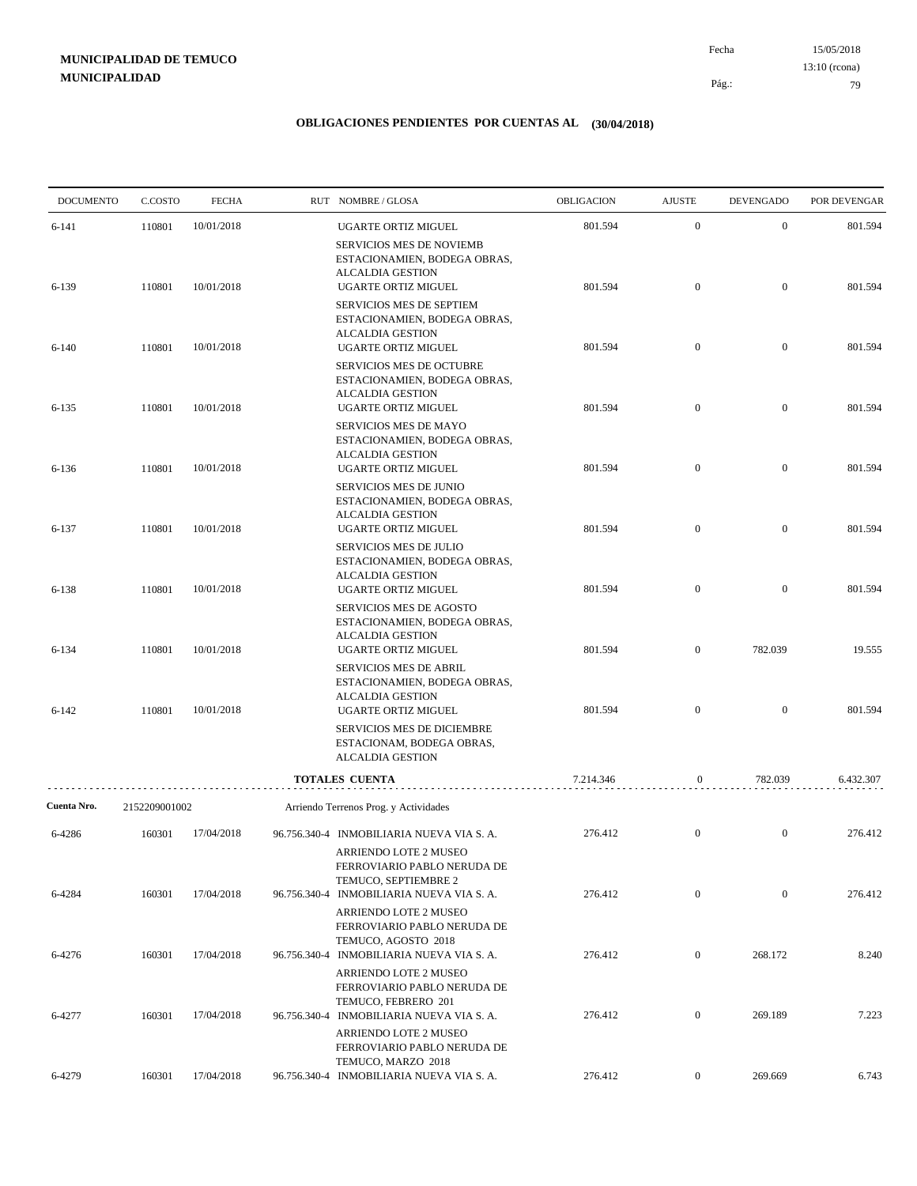**MUNICIPALIDAD DE TEMUCO**
**MUNICIPALIDAD**

Fecha 15/05/2018
13:10 (rcona)

## OBLIGACIONES PENDIENTES POR CUENTAS AL (30/04/2018)

| DOCUMENTO | C.COSTO | FECHA | RUT | NOMBRE / GLOSA | OBLIGACION | AJUSTE | DEVENGADO | POR DEVENGAR |
|---|---|---|---|---|---|---|---|---|
| 6-141 | 110801 | 10/01/2018 | | UGARTE ORTIZ MIGUEL<br>SERVICIOS MES DE NOVIEMB ESTACIONAMIEN, BODEGA OBRAS, ALCALDIA GESTION | 801.594 | 0 | 0 | 801.594 |
| 6-139 | 110801 | 10/01/2018 | | UGARTE ORTIZ MIGUEL<br>SERVICIOS MES DE SEPTIEM ESTACIONAMIEN, BODEGA OBRAS, ALCALDIA GESTION | 801.594 | 0 | 0 | 801.594 |
| 6-140 | 110801 | 10/01/2018 | | UGARTE ORTIZ MIGUEL<br>SERVICIOS MES DE OCTUBRE ESTACIONAMIEN, BODEGA OBRAS, ALCALDIA GESTION | 801.594 | 0 | 0 | 801.594 |
| 6-135 | 110801 | 10/01/2018 | | UGARTE ORTIZ MIGUEL<br>SERVICIOS MES DE MAYO ESTACIONAMIEN, BODEGA OBRAS, ALCALDIA GESTION | 801.594 | 0 | 0 | 801.594 |
| 6-136 | 110801 | 10/01/2018 | | UGARTE ORTIZ MIGUEL<br>SERVICIOS MES DE JUNIO ESTACIONAMIEN, BODEGA OBRAS, ALCALDIA GESTION | 801.594 | 0 | 0 | 801.594 |
| 6-137 | 110801 | 10/01/2018 | | UGARTE ORTIZ MIGUEL<br>SERVICIOS MES DE JULIO ESTACIONAMIEN, BODEGA OBRAS, ALCALDIA GESTION | 801.594 | 0 | 0 | 801.594 |
| 6-138 | 110801 | 10/01/2018 | | UGARTE ORTIZ MIGUEL<br>SERVICIOS MES DE AGOSTO ESTACIONAMIEN, BODEGA OBRAS, ALCALDIA GESTION | 801.594 | 0 | 0 | 801.594 |
| 6-134 | 110801 | 10/01/2018 | | UGARTE ORTIZ MIGUEL<br>SERVICIOS MES DE ABRIL ESTACIONAMIEN, BODEGA OBRAS, ALCALDIA GESTION | 801.594 | 0 | 782.039 | 19.555 |
| 6-142 | 110801 | 10/01/2018 | | UGARTE ORTIZ MIGUEL<br>SERVICIOS MES DE DICIEMBRE ESTACIONAM, BODEGA OBRAS, ALCALDIA GESTION | 801.594 | 0 | 0 | 801.594 |
| | | | | **TOTALES CUENTA** | 7.214.346 | 0 | 782.039 | 6.432.307 |
| **Cuenta Nro.** | 2152209001002 | | | Arriendo Terrenos Prog. y Actividades | | | | |
| 6-4286 | 160301 | 17/04/2018 | 96.756.340-4 | INMOBILIARIA NUEVA VIA S. A.<br>ARRIENDO LOTE 2 MUSEO FERROVIARIO PABLO NERUDA DE TEMUCO, SEPTIEMBRE 2 | 276.412 | 0 | 0 | 276.412 |
| 6-4284 | 160301 | 17/04/2018 | 96.756.340-4 | INMOBILIARIA NUEVA VIA S. A.<br>ARRIENDO LOTE 2 MUSEO FERROVIARIO PABLO NERUDA DE TEMUCO, AGOSTO 2018 | 276.412 | 0 | 0 | 276.412 |
| 6-4276 | 160301 | 17/04/2018 | 96.756.340-4 | INMOBILIARIA NUEVA VIA S. A.<br>ARRIENDO LOTE 2 MUSEO FERROVIARIO PABLO NERUDA DE TEMUCO, FEBRERO 201 | 276.412 | 0 | 268.172 | 8.240 |
| 6-4277 | 160301 | 17/04/2018 | 96.756.340-4 | INMOBILIARIA NUEVA VIA S. A.<br>ARRIENDO LOTE 2 MUSEO FERROVIARIO PABLO NERUDA DE TEMUCO, MARZO 2018 | 276.412 | 0 | 269.189 | 7.223 |
| 6-4279 | 160301 | 17/04/2018 | 96.756.340-4 | INMOBILIARIA NUEVA VIA S. A. | 276.412 | 0 | 269.669 | 6.743 |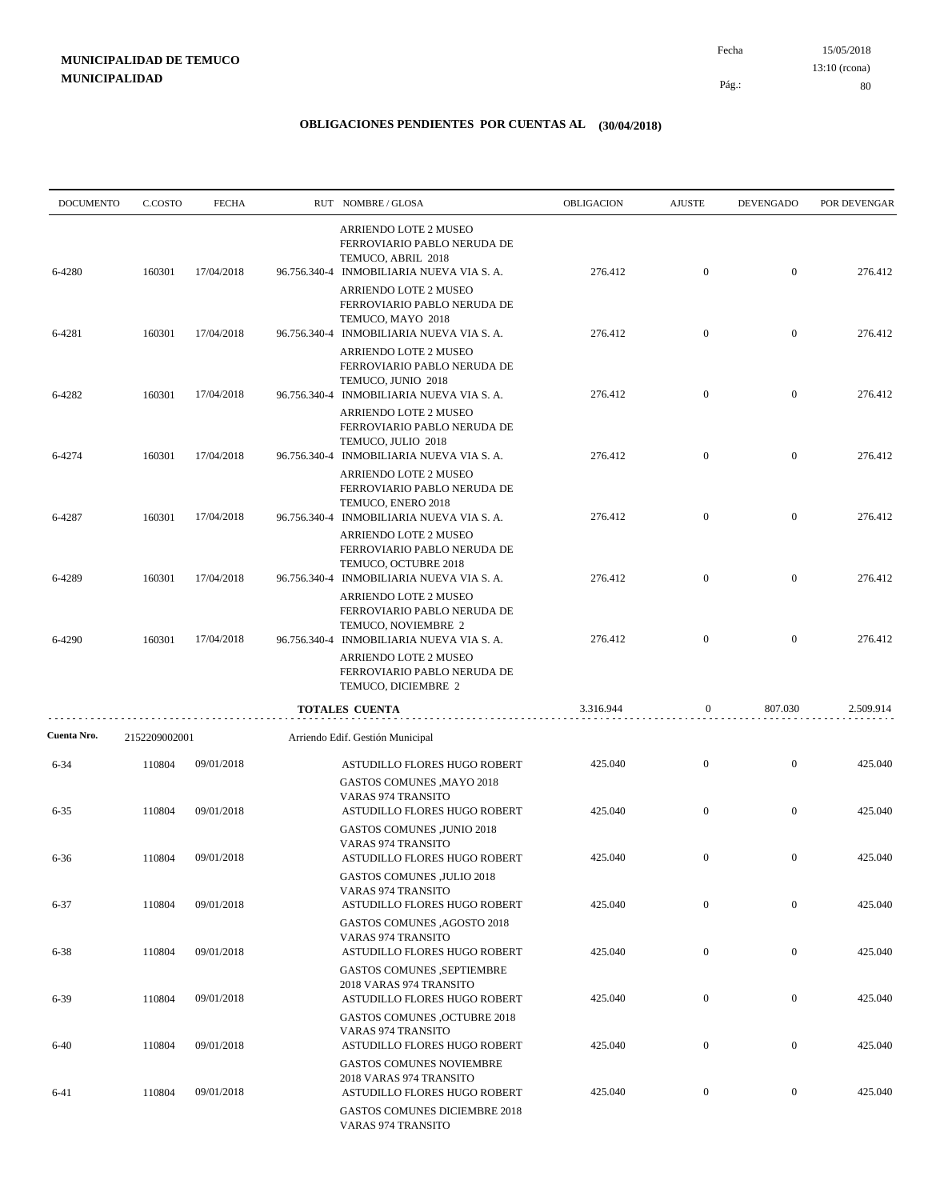**MUNICIPALIDAD DE TEMUCO**
**MUNICIPALIDAD**

Fecha 15/05/2018
13:10 (rcona)

## OBLIGACIONES PENDIENTES POR CUENTAS AL (30/04/2018)

| DOCUMENTO | C.COSTO | FECHA | RUT | NOMBRE / GLOSA | OBLIGACION | AJUSTE | DEVENGADO | POR DEVENGAR |
|---|---|---|---|---|---|---|---|---|
| | | | | ARRIENDO LOTE 2 MUSEO FERROVIARIO PABLO NERUDA DE TEMUCO, ABRIL 2018 | | | | |
| 6-4280 | 160301 | 17/04/2018 | 96.756.340-4 | INMOBILIARIA NUEVA VIA S. A. | 276.412 | 0 | 0 | 276.412 |
| | | | | ARRIENDO LOTE 2 MUSEO FERROVIARIO PABLO NERUDA DE TEMUCO, MAYO 2018 | | | | |
| 6-4281 | 160301 | 17/04/2018 | 96.756.340-4 | INMOBILIARIA NUEVA VIA S. A. | 276.412 | 0 | 0 | 276.412 |
| | | | | ARRIENDO LOTE 2 MUSEO FERROVIARIO PABLO NERUDA DE TEMUCO, JUNIO 2018 | | | | |
| 6-4282 | 160301 | 17/04/2018 | 96.756.340-4 | INMOBILIARIA NUEVA VIA S. A. | 276.412 | 0 | 0 | 276.412 |
| | | | | ARRIENDO LOTE 2 MUSEO FERROVIARIO PABLO NERUDA DE TEMUCO, JULIO 2018 | | | | |
| 6-4274 | 160301 | 17/04/2018 | 96.756.340-4 | INMOBILIARIA NUEVA VIA S. A. | 276.412 | 0 | 0 | 276.412 |
| | | | | ARRIENDO LOTE 2 MUSEO FERROVIARIO PABLO NERUDA DE TEMUCO, ENERO 2018 | | | | |
| 6-4287 | 160301 | 17/04/2018 | 96.756.340-4 | INMOBILIARIA NUEVA VIA S. A. | 276.412 | 0 | 0 | 276.412 |
| | | | | ARRIENDO LOTE 2 MUSEO FERROVIARIO PABLO NERUDA DE TEMUCO, OCTUBRE 2018 | | | | |
| 6-4289 | 160301 | 17/04/2018 | 96.756.340-4 | INMOBILIARIA NUEVA VIA S. A. | 276.412 | 0 | 0 | 276.412 |
| | | | | ARRIENDO LOTE 2 MUSEO FERROVIARIO PABLO NERUDA DE TEMUCO, NOVIEMBRE 2 | | | | |
| 6-4290 | 160301 | 17/04/2018 | 96.756.340-4 | INMOBILIARIA NUEVA VIA S. A. | 276.412 | 0 | 0 | 276.412 |
| | | | | ARRIENDO LOTE 2 MUSEO FERROVIARIO PABLO NERUDA DE TEMUCO, DICIEMBRE 2 | | | | |
| | | | | **TOTALES CUENTA** | 3.316.944 | 0 | 807.030 | 2.509.914 |

**Cuenta Nro.** 2152209002001 Arriendo Edif. Gestión Municipal

| DOCUMENTO | C.COSTO | FECHA | RUT | NOMBRE / GLOSA | OBLIGACION | AJUSTE | DEVENGADO | POR DEVENGAR |
|---|---|---|---|---|---|---|---|---|
| 6-34 | 110804 | 09/01/2018 | | ASTUDILLO FLORES HUGO ROBERT | 425.040 | 0 | 0 | 425.040 |
| | | | | GASTOS COMUNES ,MAYO 2018 VARAS 974 TRANSITO | | | | |
| 6-35 | 110804 | 09/01/2018 | | ASTUDILLO FLORES HUGO ROBERT | 425.040 | 0 | 0 | 425.040 |
| | | | | GASTOS COMUNES ,JUNIO 2018 VARAS 974 TRANSITO | | | | |
| 6-36 | 110804 | 09/01/2018 | | ASTUDILLO FLORES HUGO ROBERT | 425.040 | 0 | 0 | 425.040 |
| | | | | GASTOS COMUNES ,JULIO 2018 VARAS 974 TRANSITO | | | | |
| 6-37 | 110804 | 09/01/2018 | | ASTUDILLO FLORES HUGO ROBERT | 425.040 | 0 | 0 | 425.040 |
| | | | | GASTOS COMUNES ,AGOSTO 2018 VARAS 974 TRANSITO | | | | |
| 6-38 | 110804 | 09/01/2018 | | ASTUDILLO FLORES HUGO ROBERT | 425.040 | 0 | 0 | 425.040 |
| | | | | GASTOS COMUNES ,SEPTIEMBRE 2018 VARAS 974 TRANSITO | | | | |
| 6-39 | 110804 | 09/01/2018 | | ASTUDILLO FLORES HUGO ROBERT | 425.040 | 0 | 0 | 425.040 |
| | | | | GASTOS COMUNES ,OCTUBRE 2018 VARAS 974 TRANSITO | | | | |
| 6-40 | 110804 | 09/01/2018 | | ASTUDILLO FLORES HUGO ROBERT | 425.040 | 0 | 0 | 425.040 |
| | | | | GASTOS COMUNES NOVIEMBRE 2018 VARAS 974 TRANSITO | | | | |
| 6-41 | 110804 | 09/01/2018 | | ASTUDILLO FLORES HUGO ROBERT | 425.040 | 0 | 0 | 425.040 |
| | | | | GASTOS COMUNES DICIEMBRE 2018 VARAS 974 TRANSITO | | | | |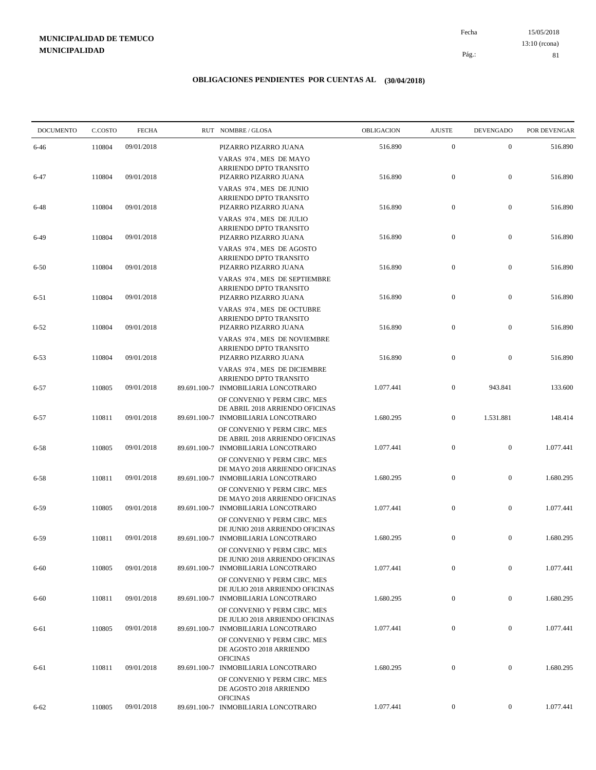**MUNICIPALIDAD DE TEMUCO**
**MUNICIPALIDAD**

Fecha 15/05/2018
13:10 (rcona)

## OBLIGACIONES PENDIENTES POR CUENTAS AL (30/04/2018)

| DOCUMENTO | C.COSTO | FECHA | RUT | NOMBRE / GLOSA | OBLIGACION | AJUSTE | DEVENGADO | POR DEVENGAR |
|---|---|---|---|---|---|---|---|---|
| 6-46 | 110804 | 09/01/2018 | | PIZARRO PIZARRO JUANA VARAS 974 , MES DE MAYO ARRIENDO DPTO TRANSITO | 516.890 | 0 | 0 | 516.890 |
| 6-47 | 110804 | 09/01/2018 | | PIZARRO PIZARRO JUANA VARAS 974 , MES DE JUNIO ARRIENDO DPTO TRANSITO | 516.890 | 0 | 0 | 516.890 |
| 6-48 | 110804 | 09/01/2018 | | PIZARRO PIZARRO JUANA VARAS 974 , MES DE JULIO ARRIENDO DPTO TRANSITO | 516.890 | 0 | 0 | 516.890 |
| 6-49 | 110804 | 09/01/2018 | | PIZARRO PIZARRO JUANA VARAS 974 , MES DE AGOSTO ARRIENDO DPTO TRANSITO | 516.890 | 0 | 0 | 516.890 |
| 6-50 | 110804 | 09/01/2018 | | PIZARRO PIZARRO JUANA VARAS 974 , MES DE SEPTIEMBRE ARRIENDO DPTO TRANSITO | 516.890 | 0 | 0 | 516.890 |
| 6-51 | 110804 | 09/01/2018 | | PIZARRO PIZARRO JUANA VARAS 974 , MES DE OCTUBRE ARRIENDO DPTO TRANSITO | 516.890 | 0 | 0 | 516.890 |
| 6-52 | 110804 | 09/01/2018 | | PIZARRO PIZARRO JUANA VARAS 974 , MES DE NOVIEMBRE ARRIENDO DPTO TRANSITO | 516.890 | 0 | 0 | 516.890 |
| 6-53 | 110804 | 09/01/2018 | | PIZARRO PIZARRO JUANA VARAS 974 , MES DE DICIEMBRE ARRIENDO DPTO TRANSITO | 516.890 | 0 | 0 | 516.890 |
| 6-57 | 110805 | 09/01/2018 | 89.691.100-7 | INMOBILIARIA LONCOTRARO OF CONVENIO Y PERM CIRC. MES DE ABRIL 2018 ARRIENDO OFICINAS | 1.077.441 | 0 | 943.841 | 133.600 |
| 6-57 | 110811 | 09/01/2018 | 89.691.100-7 | INMOBILIARIA LONCOTRARO OF CONVENIO Y PERM CIRC. MES DE ABRIL 2018 ARRIENDO OFICINAS | 1.680.295 | 0 | 1.531.881 | 148.414 |
| 6-58 | 110805 | 09/01/2018 | 89.691.100-7 | INMOBILIARIA LONCOTRARO OF CONVENIO Y PERM CIRC. MES DE MAYO 2018 ARRIENDO OFICINAS | 1.077.441 | 0 | 0 | 1.077.441 |
| 6-58 | 110811 | 09/01/2018 | 89.691.100-7 | INMOBILIARIA LONCOTRARO OF CONVENIO Y PERM CIRC. MES DE MAYO 2018 ARRIENDO OFICINAS | 1.680.295 | 0 | 0 | 1.680.295 |
| 6-59 | 110805 | 09/01/2018 | 89.691.100-7 | INMOBILIARIA LONCOTRARO OF CONVENIO Y PERM CIRC. MES DE JUNIO 2018 ARRIENDO OFICINAS | 1.077.441 | 0 | 0 | 1.077.441 |
| 6-59 | 110811 | 09/01/2018 | 89.691.100-7 | INMOBILIARIA LONCOTRARO OF CONVENIO Y PERM CIRC. MES DE JUNIO 2018 ARRIENDO OFICINAS | 1.680.295 | 0 | 0 | 1.680.295 |
| 6-60 | 110805 | 09/01/2018 | 89.691.100-7 | INMOBILIARIA LONCOTRARO OF CONVENIO Y PERM CIRC. MES DE JULIO 2018 ARRIENDO OFICINAS | 1.077.441 | 0 | 0 | 1.077.441 |
| 6-60 | 110811 | 09/01/2018 | 89.691.100-7 | INMOBILIARIA LONCOTRARO OF CONVENIO Y PERM CIRC. MES DE JULIO 2018 ARRIENDO OFICINAS | 1.680.295 | 0 | 0 | 1.680.295 |
| 6-61 | 110805 | 09/01/2018 | 89.691.100-7 | INMOBILIARIA LONCOTRARO OF CONVENIO Y PERM CIRC. MES DE AGOSTO 2018 ARRIENDO OFICINAS | 1.077.441 | 0 | 0 | 1.077.441 |
| 6-61 | 110811 | 09/01/2018 | 89.691.100-7 | INMOBILIARIA LONCOTRARO OF CONVENIO Y PERM CIRC. MES DE AGOSTO 2018 ARRIENDO OFICINAS | 1.680.295 | 0 | 0 | 1.680.295 |
| 6-62 | 110805 | 09/01/2018 | 89.691.100-7 | INMOBILIARIA LONCOTRARO | 1.077.441 | 0 | 0 | 1.077.441 |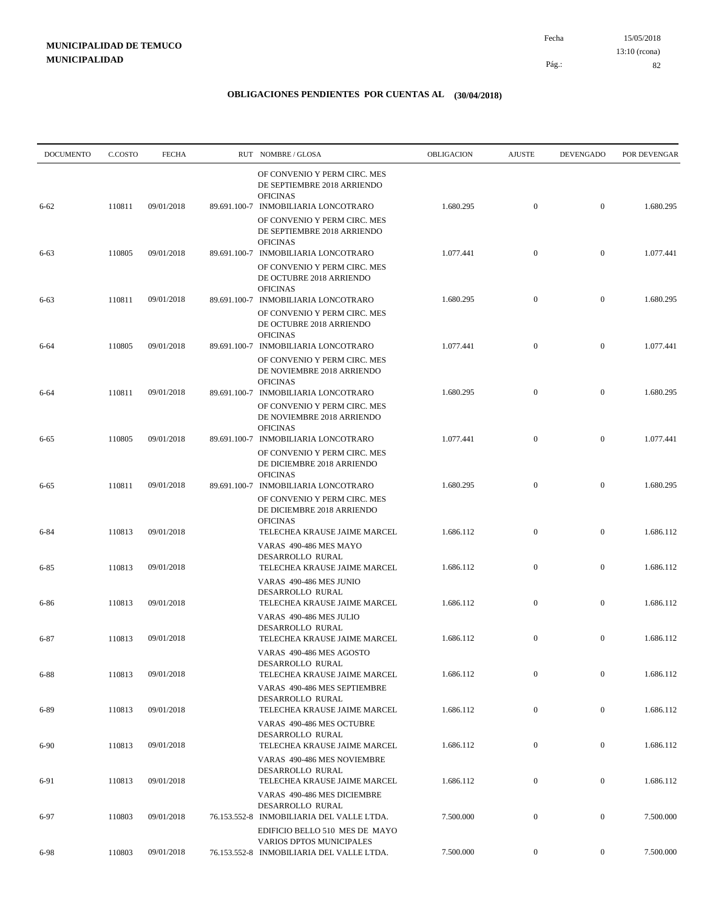**MUNICIPALIDAD DE TEMUCO**
**MUNICIPALIDAD**

Fecha 15/05/2018
13:10 (rcona)

## OBLIGACIONES PENDIENTES POR CUENTAS AL (30/04/2018)

| DOCUMENTO | C.COSTO | FECHA | RUT | NOMBRE / GLOSA | OBLIGACION | AJUSTE | DEVENGADO | POR DEVENGAR |
|---|---|---|---|---|---|---|---|---|
| | | | | OF CONVENIO Y PERM CIRC. MES DE SEPTIEMBRE 2018 ARRIENDO OFICINAS | | | | |
| 6-62 | 110811 | 09/01/2018 | 89.691.100-7 | INMOBILIARIA LONCOTRARO<br>OF CONVENIO Y PERM CIRC. MES DE SEPTIEMBRE 2018 ARRIENDO OFICINAS | 1.680.295 | 0 | 0 | 1.680.295 |
| 6-63 | 110805 | 09/01/2018 | 89.691.100-7 | INMOBILIARIA LONCOTRARO<br>OF CONVENIO Y PERM CIRC. MES DE OCTUBRE 2018 ARRIENDO OFICINAS | 1.077.441 | 0 | 0 | 1.077.441 |
| 6-63 | 110811 | 09/01/2018 | 89.691.100-7 | INMOBILIARIA LONCOTRARO<br>OF CONVENIO Y PERM CIRC. MES DE OCTUBRE 2018 ARRIENDO OFICINAS | 1.680.295 | 0 | 0 | 1.680.295 |
| 6-64 | 110805 | 09/01/2018 | 89.691.100-7 | INMOBILIARIA LONCOTRARO<br>OF CONVENIO Y PERM CIRC. MES DE NOVIEMBRE 2018 ARRIENDO OFICINAS | 1.077.441 | 0 | 0 | 1.077.441 |
| 6-64 | 110811 | 09/01/2018 | 89.691.100-7 | INMOBILIARIA LONCOTRARO<br>OF CONVENIO Y PERM CIRC. MES DE NOVIEMBRE 2018 ARRIENDO OFICINAS | 1.680.295 | 0 | 0 | 1.680.295 |
| 6-65 | 110805 | 09/01/2018 | 89.691.100-7 | INMOBILIARIA LONCOTRARO<br>OF CONVENIO Y PERM CIRC. MES DE DICIEMBRE 2018 ARRIENDO OFICINAS | 1.077.441 | 0 | 0 | 1.077.441 |
| 6-65 | 110811 | 09/01/2018 | 89.691.100-7 | INMOBILIARIA LONCOTRARO<br>OF CONVENIO Y PERM CIRC. MES DE DICIEMBRE 2018 ARRIENDO OFICINAS | 1.680.295 | 0 | 0 | 1.680.295 |
| 6-84 | 110813 | 09/01/2018 | | TELECHEA KRAUSE JAIME MARCEL<br>VARAS 490-486 MES MAYO DESARROLLO RURAL | 1.686.112 | 0 | 0 | 1.686.112 |
| 6-85 | 110813 | 09/01/2018 | | TELECHEA KRAUSE JAIME MARCEL<br>VARAS 490-486 MES JUNIO DESARROLLO RURAL | 1.686.112 | 0 | 0 | 1.686.112 |
| 6-86 | 110813 | 09/01/2018 | | TELECHEA KRAUSE JAIME MARCEL<br>VARAS 490-486 MES JULIO DESARROLLO RURAL | 1.686.112 | 0 | 0 | 1.686.112 |
| 6-87 | 110813 | 09/01/2018 | | TELECHEA KRAUSE JAIME MARCEL<br>VARAS 490-486 MES AGOSTO DESARROLLO RURAL | 1.686.112 | 0 | 0 | 1.686.112 |
| 6-88 | 110813 | 09/01/2018 | | TELECHEA KRAUSE JAIME MARCEL<br>VARAS 490-486 MES SEPTIEMBRE DESARROLLO RURAL | 1.686.112 | 0 | 0 | 1.686.112 |
| 6-89 | 110813 | 09/01/2018 | | TELECHEA KRAUSE JAIME MARCEL<br>VARAS 490-486 MES OCTUBRE DESARROLLO RURAL | 1.686.112 | 0 | 0 | 1.686.112 |
| 6-90 | 110813 | 09/01/2018 | | TELECHEA KRAUSE JAIME MARCEL<br>VARAS 490-486 MES NOVIEMBRE DESARROLLO RURAL | 1.686.112 | 0 | 0 | 1.686.112 |
| 6-91 | 110813 | 09/01/2018 | | TELECHEA KRAUSE JAIME MARCEL<br>VARAS 490-486 MES DICIEMBRE DESARROLLO RURAL | 1.686.112 | 0 | 0 | 1.686.112 |
| 6-97 | 110803 | 09/01/2018 | 76.153.552-8 | INMOBILIARIA DEL VALLE LTDA.<br>EDIFICIO BELLO 510 MES DE MAYO VARIOS DPTOS MUNICIPALES | 7.500.000 | 0 | 0 | 7.500.000 |
| 6-98 | 110803 | 09/01/2018 | 76.153.552-8 | INMOBILIARIA DEL VALLE LTDA. | 7.500.000 | 0 | 0 | 7.500.000 |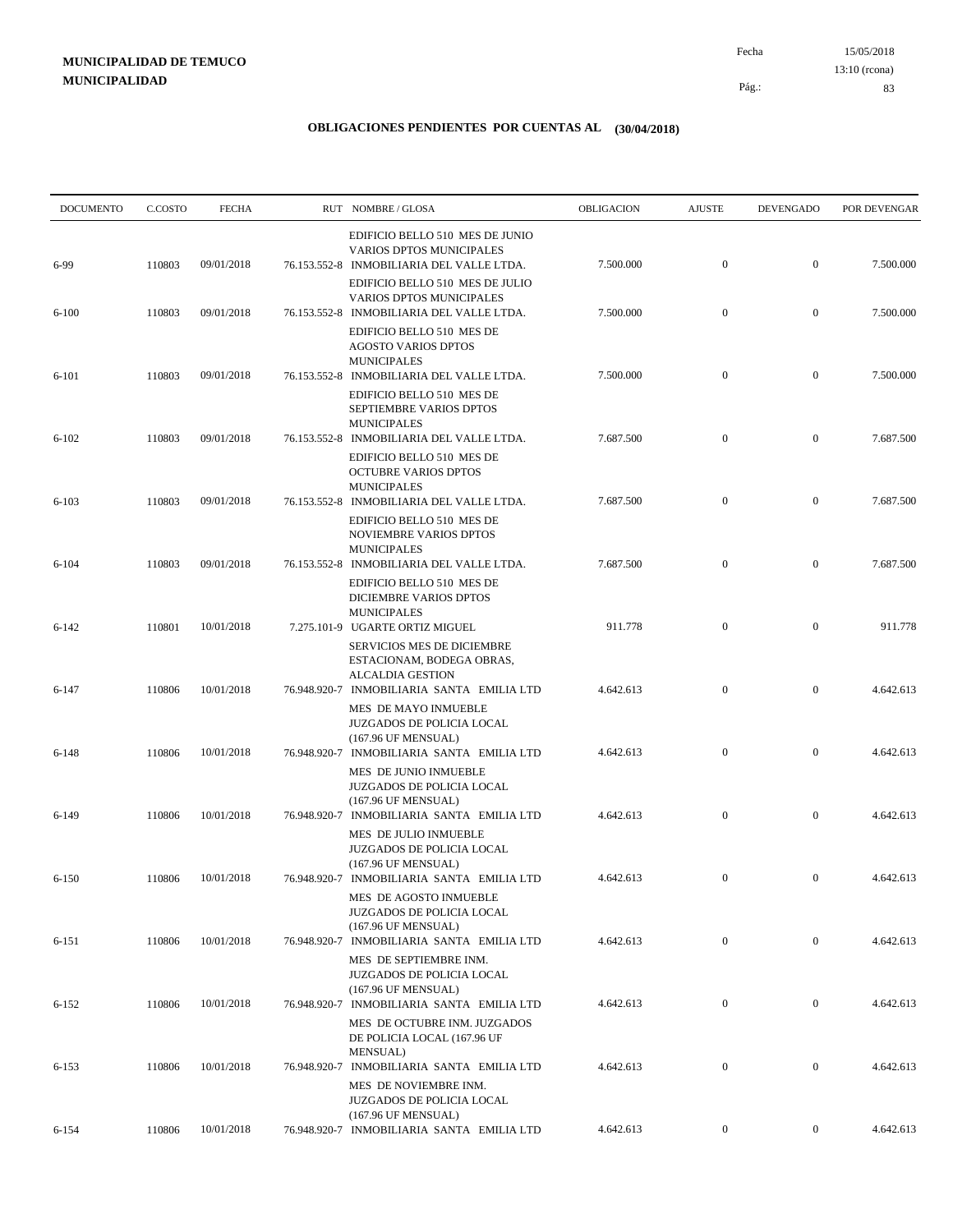**MUNICIPALIDAD DE TEMUCO**
**MUNICIPALIDAD**

## OBLIGACIONES PENDIENTES POR CUENTAS AL (30/04/2018)

| DOCUMENTO | C.COSTO | FECHA | RUT | NOMBRE / GLOSA | OBLIGACION | AJUSTE | DEVENGADO | POR DEVENGAR |
|---|---|---|---|---|---|---|---|---|
| | | | | EDIFICIO BELLO 510 MES DE JUNIO VARIOS DPTOS MUNICIPALES | | | | |
| 6-99 | 110803 | 09/01/2018 | 76.153.552-8 | INMOBILIARIA DEL VALLE LTDA. | 7.500.000 | 0 | 0 | 7.500.000 |
| | | | | EDIFICIO BELLO 510 MES DE JULIO VARIOS DPTOS MUNICIPALES | | | | |
| 6-100 | 110803 | 09/01/2018 | 76.153.552-8 | INMOBILIARIA DEL VALLE LTDA. | 7.500.000 | 0 | 0 | 7.500.000 |
| | | | | EDIFICIO BELLO 510 MES DE AGOSTO VARIOS DPTOS MUNICIPALES | | | | |
| 6-101 | 110803 | 09/01/2018 | 76.153.552-8 | INMOBILIARIA DEL VALLE LTDA. | 7.500.000 | 0 | 0 | 7.500.000 |
| | | | | EDIFICIO BELLO 510 MES DE SEPTIEMBRE VARIOS DPTOS MUNICIPALES | | | | |
| 6-102 | 110803 | 09/01/2018 | 76.153.552-8 | INMOBILIARIA DEL VALLE LTDA. | 7.687.500 | 0 | 0 | 7.687.500 |
| | | | | EDIFICIO BELLO 510 MES DE OCTUBRE VARIOS DPTOS MUNICIPALES | | | | |
| 6-103 | 110803 | 09/01/2018 | 76.153.552-8 | INMOBILIARIA DEL VALLE LTDA. | 7.687.500 | 0 | 0 | 7.687.500 |
| | | | | EDIFICIO BELLO 510 MES DE NOVIEMBRE VARIOS DPTOS MUNICIPALES | | | | |
| 6-104 | 110803 | 09/01/2018 | 76.153.552-8 | INMOBILIARIA DEL VALLE LTDA. | 7.687.500 | 0 | 0 | 7.687.500 |
| | | | | EDIFICIO BELLO 510 MES DE DICIEMBRE VARIOS DPTOS MUNICIPALES | | | | |
| 6-142 | 110801 | 10/01/2018 | 7.275.101-9 | UGARTE ORTIZ MIGUEL | 911.778 | 0 | 0 | 911.778 |
| | | | | SERVICIOS MES DE DICIEMBRE ESTACIONAM, BODEGA OBRAS, ALCALDIA GESTION | | | | |
| 6-147 | 110806 | 10/01/2018 | 76.948.920-7 | INMOBILIARIA SANTA EMILIA LTD | 4.642.613 | 0 | 0 | 4.642.613 |
| | | | | MES DE MAYO INMUEBLE JUZGADOS DE POLICIA LOCAL (167.96 UF MENSUAL) | | | | |
| 6-148 | 110806 | 10/01/2018 | 76.948.920-7 | INMOBILIARIA SANTA EMILIA LTD | 4.642.613 | 0 | 0 | 4.642.613 |
| | | | | MES DE JUNIO INMUEBLE JUZGADOS DE POLICIA LOCAL (167.96 UF MENSUAL) | | | | |
| 6-149 | 110806 | 10/01/2018 | 76.948.920-7 | INMOBILIARIA SANTA EMILIA LTD | 4.642.613 | 0 | 0 | 4.642.613 |
| | | | | MES DE JULIO INMUEBLE JUZGADOS DE POLICIA LOCAL (167.96 UF MENSUAL) | | | | |
| 6-150 | 110806 | 10/01/2018 | 76.948.920-7 | INMOBILIARIA SANTA EMILIA LTD | 4.642.613 | 0 | 0 | 4.642.613 |
| | | | | MES DE AGOSTO INMUEBLE JUZGADOS DE POLICIA LOCAL (167.96 UF MENSUAL) | | | | |
| 6-151 | 110806 | 10/01/2018 | 76.948.920-7 | INMOBILIARIA SANTA EMILIA LTD | 4.642.613 | 0 | 0 | 4.642.613 |
| | | | | MES DE SEPTIEMBRE INM. JUZGADOS DE POLICIA LOCAL (167.96 UF MENSUAL) | | | | |
| 6-152 | 110806 | 10/01/2018 | 76.948.920-7 | INMOBILIARIA SANTA EMILIA LTD | 4.642.613 | 0 | 0 | 4.642.613 |
| | | | | MES DE OCTUBRE INM. JUZGADOS DE POLICIA LOCAL (167.96 UF MENSUAL) | | | | |
| 6-153 | 110806 | 10/01/2018 | 76.948.920-7 | INMOBILIARIA SANTA EMILIA LTD | 4.642.613 | 0 | 0 | 4.642.613 |
| | | | | MES DE NOVIEMBRE INM. JUZGADOS DE POLICIA LOCAL (167.96 UF MENSUAL) | | | | |
| 6-154 | 110806 | 10/01/2018 | 76.948.920-7 | INMOBILIARIA SANTA EMILIA LTD | 4.642.613 | 0 | 0 | 4.642.613 |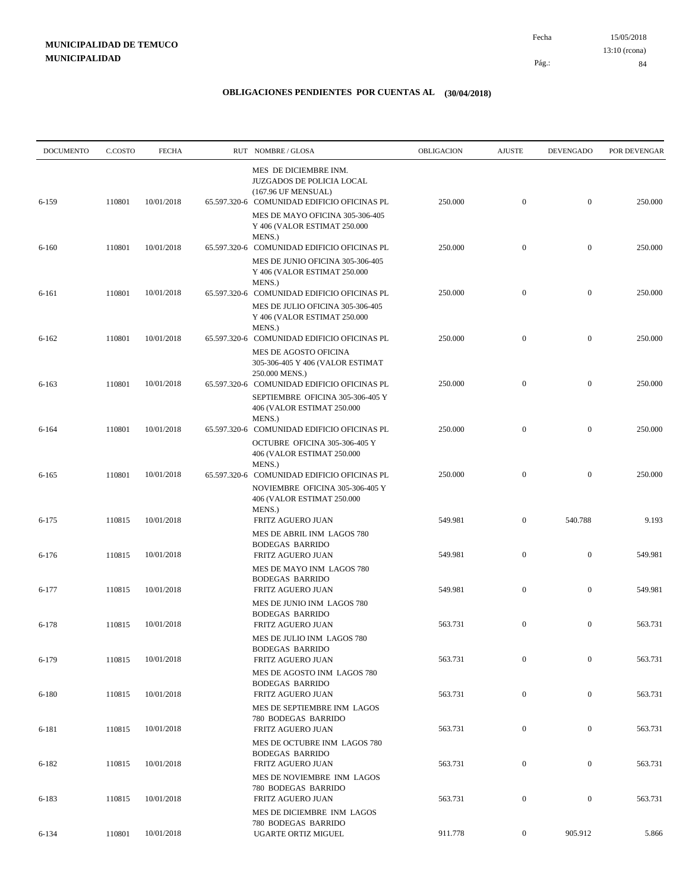**MUNICIPALIDAD DE TEMUCO**
**MUNICIPALIDAD**

Fecha 15/05/2018
13:10 (rcona)

## OBLIGACIONES PENDIENTES POR CUENTAS AL (30/04/2018)

| DOCUMENTO | C.COSTO | FECHA | RUT | NOMBRE / GLOSA | OBLIGACION | AJUSTE | DEVENGADO | POR DEVENGAR |
|---|---|---|---|---|---|---|---|---|
| | | | | MES DE DICIEMBRE INM. JUZGADOS DE POLICIA LOCAL (167.96 UF MENSUAL) | | | | |
| 6-159 | 110801 | 10/01/2018 | 65.597.320-6 | COMUNIDAD EDIFICIO OFICINAS PL | 250.000 | 0 | 0 | 250.000 |
| | | | | MES DE MAYO OFICINA 305-306-405 Y 406 (VALOR ESTIMAT 250.000 MENS.) | | | | |
| 6-160 | 110801 | 10/01/2018 | 65.597.320-6 | COMUNIDAD EDIFICIO OFICINAS PL | 250.000 | 0 | 0 | 250.000 |
| | | | | MES DE JUNIO OFICINA 305-306-405 Y 406 (VALOR ESTIMAT 250.000 MENS.) | | | | |
| 6-161 | 110801 | 10/01/2018 | 65.597.320-6 | COMUNIDAD EDIFICIO OFICINAS PL | 250.000 | 0 | 0 | 250.000 |
| | | | | MES DE JULIO OFICINA 305-306-405 Y 406 (VALOR ESTIMAT 250.000 MENS.) | | | | |
| 6-162 | 110801 | 10/01/2018 | 65.597.320-6 | COMUNIDAD EDIFICIO OFICINAS PL | 250.000 | 0 | 0 | 250.000 |
| | | | | MES DE AGOSTO OFICINA 305-306-405 Y 406 (VALOR ESTIMAT 250.000 MENS.) | | | | |
| 6-163 | 110801 | 10/01/2018 | 65.597.320-6 | COMUNIDAD EDIFICIO OFICINAS PL | 250.000 | 0 | 0 | 250.000 |
| | | | | SEPTIEMBRE OFICINA 305-306-405 Y 406 (VALOR ESTIMAT 250.000 MENS.) | | | | |
| 6-164 | 110801 | 10/01/2018 | 65.597.320-6 | COMUNIDAD EDIFICIO OFICINAS PL | 250.000 | 0 | 0 | 250.000 |
| | | | | OCTUBRE OFICINA 305-306-405 Y 406 (VALOR ESTIMAT 250.000 MENS.) | | | | |
| 6-165 | 110801 | 10/01/2018 | 65.597.320-6 | COMUNIDAD EDIFICIO OFICINAS PL | 250.000 | 0 | 0 | 250.000 |
| | | | | NOVIEMBRE OFICINA 305-306-405 Y 406 (VALOR ESTIMAT 250.000 MENS.) | | | | |
| 6-175 | 110815 | 10/01/2018 | | FRITZ AGUERO JUAN | 549.981 | 0 | 540.788 | 9.193 |
| | | | | MES DE ABRIL INM LAGOS 780 BODEGAS BARRIDO | | | | |
| 6-176 | 110815 | 10/01/2018 | | FRITZ AGUERO JUAN | 549.981 | 0 | 0 | 549.981 |
| | | | | MES DE MAYO INM LAGOS 780 BODEGAS BARRIDO | | | | |
| 6-177 | 110815 | 10/01/2018 | | FRITZ AGUERO JUAN | 549.981 | 0 | 0 | 549.981 |
| | | | | MES DE JUNIO INM LAGOS 780 BODEGAS BARRIDO | | | | |
| 6-178 | 110815 | 10/01/2018 | | FRITZ AGUERO JUAN | 563.731 | 0 | 0 | 563.731 |
| | | | | MES DE JULIO INM LAGOS 780 BODEGAS BARRIDO | | | | |
| 6-179 | 110815 | 10/01/2018 | | FRITZ AGUERO JUAN | 563.731 | 0 | 0 | 563.731 |
| | | | | MES DE AGOSTO INM LAGOS 780 BODEGAS BARRIDO | | | | |
| 6-180 | 110815 | 10/01/2018 | | FRITZ AGUERO JUAN | 563.731 | 0 | 0 | 563.731 |
| | | | | MES DE SEPTIEMBRE INM LAGOS 780 BODEGAS BARRIDO | | | | |
| 6-181 | 110815 | 10/01/2018 | | FRITZ AGUERO JUAN | 563.731 | 0 | 0 | 563.731 |
| | | | | MES DE OCTUBRE INM LAGOS 780 BODEGAS BARRIDO | | | | |
| 6-182 | 110815 | 10/01/2018 | | FRITZ AGUERO JUAN | 563.731 | 0 | 0 | 563.731 |
| | | | | MES DE NOVIEMBRE INM LAGOS 780 BODEGAS BARRIDO | | | | |
| 6-183 | 110815 | 10/01/2018 | | FRITZ AGUERO JUAN | 563.731 | 0 | 0 | 563.731 |
| | | | | MES DE DICIEMBRE INM LAGOS 780 BODEGAS BARRIDO | | | | |
| 6-134 | 110801 | 10/01/2018 | | UGARTE ORTIZ MIGUEL | 911.778 | 0 | 905.912 | 5.866 |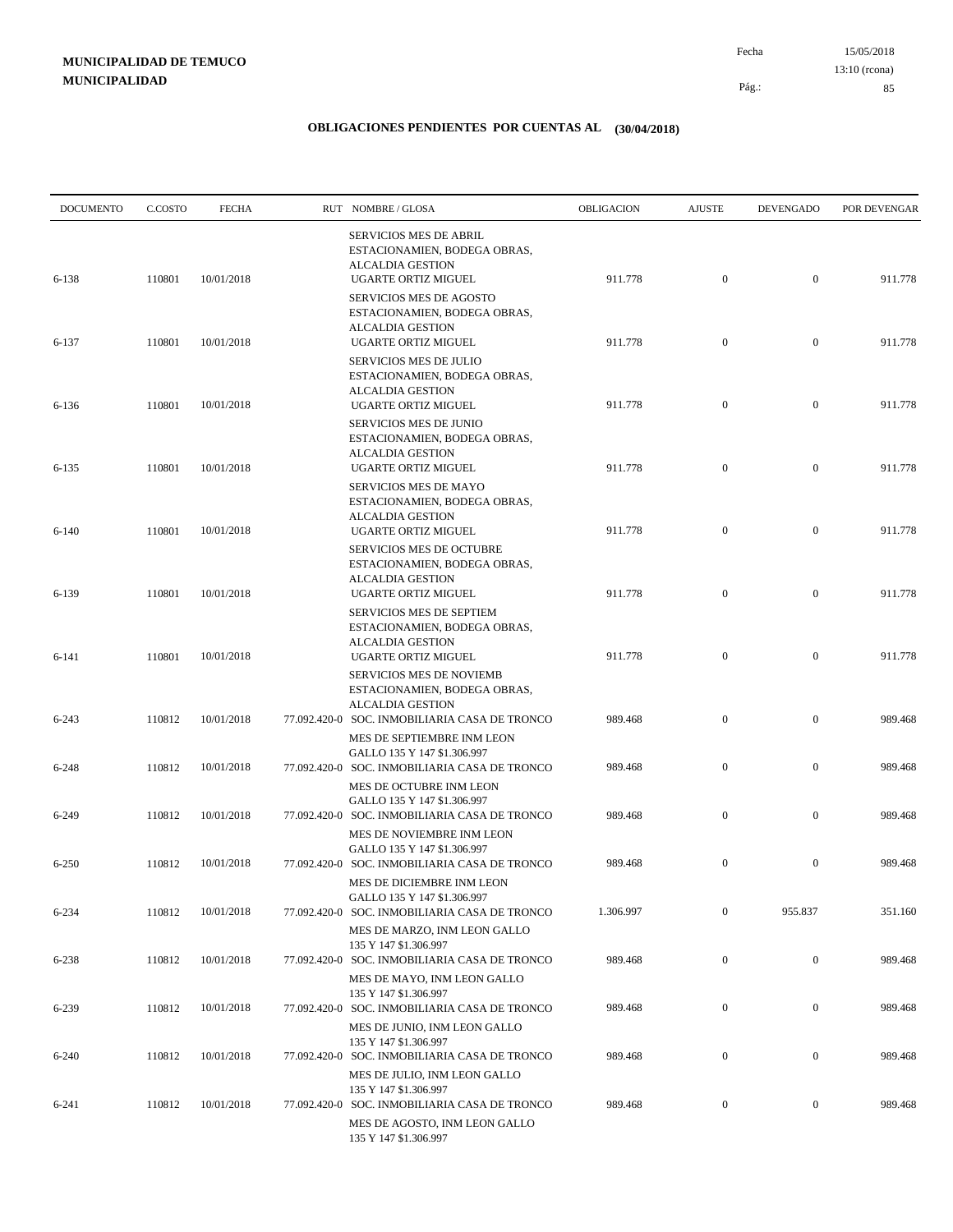**MUNICIPALIDAD DE TEMUCO**
**MUNICIPALIDAD**

Fecha 15/05/2018
13:10 (rcona)

## OBLIGACIONES PENDIENTES POR CUENTAS AL (30/04/2018)

| DOCUMENTO | C.COSTO | FECHA | RUT | NOMBRE / GLOSA | OBLIGACION | AJUSTE | DEVENGADO | POR DEVENGAR |
|---|---|---|---|---|---|---|---|---|
| | | | | SERVICIOS MES DE ABRIL ESTACIONAMIEN, BODEGA OBRAS, ALCALDIA GESTION | | | | |
| 6-138 | 110801 | 10/01/2018 | | UGARTE ORTIZ MIGUEL | 911.778 | 0 | 0 | 911.778 |
| | | | | SERVICIOS MES DE AGOSTO ESTACIONAMIEN, BODEGA OBRAS, ALCALDIA GESTION | | | | |
| 6-137 | 110801 | 10/01/2018 | | UGARTE ORTIZ MIGUEL | 911.778 | 0 | 0 | 911.778 |
| | | | | SERVICIOS MES DE JULIO ESTACIONAMIEN, BODEGA OBRAS, ALCALDIA GESTION | | | | |
| 6-136 | 110801 | 10/01/2018 | | UGARTE ORTIZ MIGUEL | 911.778 | 0 | 0 | 911.778 |
| | | | | SERVICIOS MES DE JUNIO ESTACIONAMIEN, BODEGA OBRAS, ALCALDIA GESTION | | | | |
| 6-135 | 110801 | 10/01/2018 | | UGARTE ORTIZ MIGUEL | 911.778 | 0 | 0 | 911.778 |
| | | | | SERVICIOS MES DE MAYO ESTACIONAMIEN, BODEGA OBRAS, ALCALDIA GESTION | | | | |
| 6-140 | 110801 | 10/01/2018 | | UGARTE ORTIZ MIGUEL | 911.778 | 0 | 0 | 911.778 |
| | | | | SERVICIOS MES DE OCTUBRE ESTACIONAMIEN, BODEGA OBRAS, ALCALDIA GESTION | | | | |
| 6-139 | 110801 | 10/01/2018 | | UGARTE ORTIZ MIGUEL | 911.778 | 0 | 0 | 911.778 |
| | | | | SERVICIOS MES DE SEPTIEM ESTACIONAMIEN, BODEGA OBRAS, ALCALDIA GESTION | | | | |
| 6-141 | 110801 | 10/01/2018 | | UGARTE ORTIZ MIGUEL | 911.778 | 0 | 0 | 911.778 |
| | | | | SERVICIOS MES DE NOVIEMB ESTACIONAMIEN, BODEGA OBRAS, ALCALDIA GESTION | | | | |
| 6-243 | 110812 | 10/01/2018 | 77.092.420-0 | SOC. INMOBILIARIA CASA DE TRONCO | 989.468 | 0 | 0 | 989.468 |
| | | | | MES DE SEPTIEMBRE INM LEON GALLO 135 Y 147 $1.306.997 | | | | |
| 6-248 | 110812 | 10/01/2018 | 77.092.420-0 | SOC. INMOBILIARIA CASA DE TRONCO | 989.468 | 0 | 0 | 989.468 |
| | | | | MES DE OCTUBRE INM LEON GALLO 135 Y 147 $1.306.997 | | | | |
| 6-249 | 110812 | 10/01/2018 | 77.092.420-0 | SOC. INMOBILIARIA CASA DE TRONCO | 989.468 | 0 | 0 | 989.468 |
| | | | | MES DE NOVIEMBRE INM LEON GALLO 135 Y 147 $1.306.997 | | | | |
| 6-250 | 110812 | 10/01/2018 | 77.092.420-0 | SOC. INMOBILIARIA CASA DE TRONCO | 989.468 | 0 | 0 | 989.468 |
| | | | | MES DE DICIEMBRE INM LEON GALLO 135 Y 147 $1.306.997 | | | | |
| 6-234 | 110812 | 10/01/2018 | 77.092.420-0 | SOC. INMOBILIARIA CASA DE TRONCO | 1.306.997 | 0 | 955.837 | 351.160 |
| | | | | MES DE MARZO, INM LEON GALLO 135 Y 147 $1.306.997 | | | | |
| 6-238 | 110812 | 10/01/2018 | 77.092.420-0 | SOC. INMOBILIARIA CASA DE TRONCO | 989.468 | 0 | 0 | 989.468 |
| | | | | MES DE MAYO, INM LEON GALLO 135 Y 147 $1.306.997 | | | | |
| 6-239 | 110812 | 10/01/2018 | 77.092.420-0 | SOC. INMOBILIARIA CASA DE TRONCO | 989.468 | 0 | 0 | 989.468 |
| | | | | MES DE JUNIO, INM LEON GALLO 135 Y 147 $1.306.997 | | | | |
| 6-240 | 110812 | 10/01/2018 | 77.092.420-0 | SOC. INMOBILIARIA CASA DE TRONCO | 989.468 | 0 | 0 | 989.468 |
| | | | | MES DE JULIO, INM LEON GALLO 135 Y 147 $1.306.997 | | | | |
| 6-241 | 110812 | 10/01/2018 | 77.092.420-0 | SOC. INMOBILIARIA CASA DE TRONCO | 989.468 | 0 | 0 | 989.468 |
| | | | | MES DE AGOSTO, INM LEON GALLO 135 Y 147 $1.306.997 | | | | |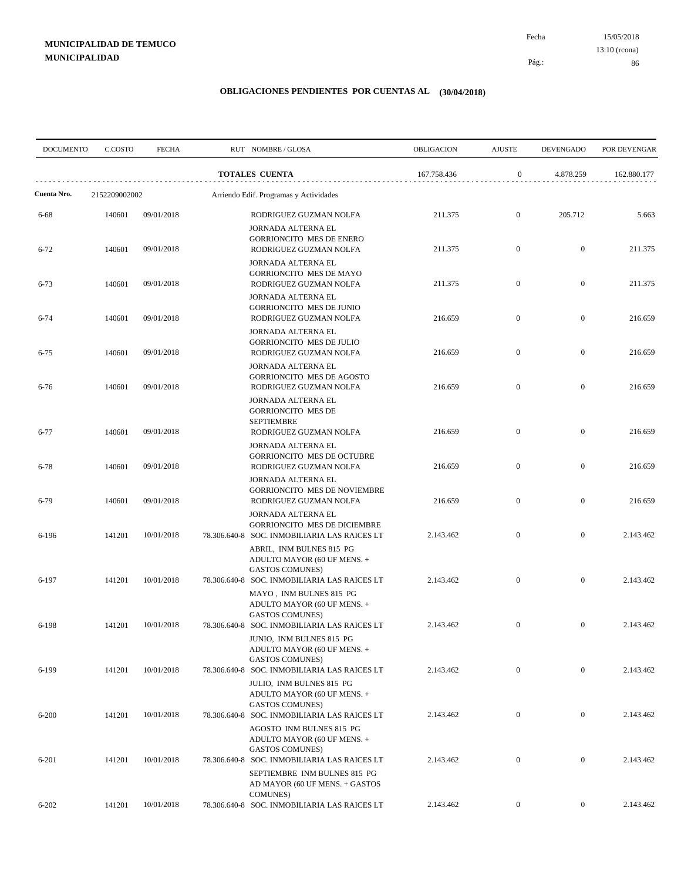**MUNICIPALIDAD DE TEMUCO**
**MUNICIPALIDAD**

Fecha 15/05/2018
13:10 (rcona)

## OBLIGACIONES PENDIENTES POR CUENTAS AL (30/04/2018)

| DOCUMENTO | C.COSTO | FECHA | RUT NOMBRE / GLOSA | OBLIGACION | AJUSTE | DEVENGADO | POR DEVENGAR |
|---|---|---|---|---|---|---|---|
| | | | **TOTALES CUENTA** | 167.758.436 | 0 | 4.878.259 | 162.880.177 |
| **Cuenta Nro.** | 2152209002002 | | Arriendo Edif. Programas y Actividades | | | | |
| 6-68 | 140601 | 09/01/2018 | RODRIGUEZ GUZMAN NOLFA JORNADA ALTERNA EL GORRIONCITO MES DE ENERO | 211.375 | 0 | 205.712 | 5.663 |
| 6-72 | 140601 | 09/01/2018 | RODRIGUEZ GUZMAN NOLFA JORNADA ALTERNA EL GORRIONCITO MES DE MAYO | 211.375 | 0 | 0 | 211.375 |
| 6-73 | 140601 | 09/01/2018 | RODRIGUEZ GUZMAN NOLFA JORNADA ALTERNA EL GORRIONCITO MES DE JUNIO | 211.375 | 0 | 0 | 211.375 |
| 6-74 | 140601 | 09/01/2018 | RODRIGUEZ GUZMAN NOLFA JORNADA ALTERNA EL GORRIONCITO MES DE JULIO | 216.659 | 0 | 0 | 216.659 |
| 6-75 | 140601 | 09/01/2018 | RODRIGUEZ GUZMAN NOLFA JORNADA ALTERNA EL GORRIONCITO MES DE AGOSTO | 216.659 | 0 | 0 | 216.659 |
| 6-76 | 140601 | 09/01/2018 | RODRIGUEZ GUZMAN NOLFA JORNADA ALTERNA EL GORRIONCITO MES DE SEPTIEMBRE | 216.659 | 0 | 0 | 216.659 |
| 6-77 | 140601 | 09/01/2018 | RODRIGUEZ GUZMAN NOLFA JORNADA ALTERNA EL GORRIONCITO MES DE OCTUBRE | 216.659 | 0 | 0 | 216.659 |
| 6-78 | 140601 | 09/01/2018 | RODRIGUEZ GUZMAN NOLFA JORNADA ALTERNA EL GORRIONCITO MES DE NOVIEMBRE | 216.659 | 0 | 0 | 216.659 |
| 6-79 | 140601 | 09/01/2018 | RODRIGUEZ GUZMAN NOLFA JORNADA ALTERNA EL GORRIONCITO MES DE DICIEMBRE | 216.659 | 0 | 0 | 216.659 |
| 6-196 | 141201 | 10/01/2018 | 78.306.640-8 SOC. INMOBILIARIA LAS RAICES LT ABRIL, INM BULNES 815 PG ADULTO MAYOR (60 UF MENS. + GASTOS COMUNES) | 2.143.462 | 0 | 0 | 2.143.462 |
| 6-197 | 141201 | 10/01/2018 | 78.306.640-8 SOC. INMOBILIARIA LAS RAICES LT MAYO , INM BULNES 815 PG ADULTO MAYOR (60 UF MENS. + GASTOS COMUNES) | 2.143.462 | 0 | 0 | 2.143.462 |
| 6-198 | 141201 | 10/01/2018 | 78.306.640-8 SOC. INMOBILIARIA LAS RAICES LT JUNIO, INM BULNES 815 PG ADULTO MAYOR (60 UF MENS. + GASTOS COMUNES) | 2.143.462 | 0 | 0 | 2.143.462 |
| 6-199 | 141201 | 10/01/2018 | 78.306.640-8 SOC. INMOBILIARIA LAS RAICES LT JULIO, INM BULNES 815 PG ADULTO MAYOR (60 UF MENS. + GASTOS COMUNES) | 2.143.462 | 0 | 0 | 2.143.462 |
| 6-200 | 141201 | 10/01/2018 | 78.306.640-8 SOC. INMOBILIARIA LAS RAICES LT AGOSTO INM BULNES 815 PG ADULTO MAYOR (60 UF MENS. + GASTOS COMUNES) | 2.143.462 | 0 | 0 | 2.143.462 |
| 6-201 | 141201 | 10/01/2018 | 78.306.640-8 SOC. INMOBILIARIA LAS RAICES LT SEPTIEMBRE INM BULNES 815 PG AD MAYOR (60 UF MENS. + GASTOS COMUNES) | 2.143.462 | 0 | 0 | 2.143.462 |
| 6-202 | 141201 | 10/01/2018 | 78.306.640-8 SOC. INMOBILIARIA LAS RAICES LT | 2.143.462 | 0 | 0 | 2.143.462 |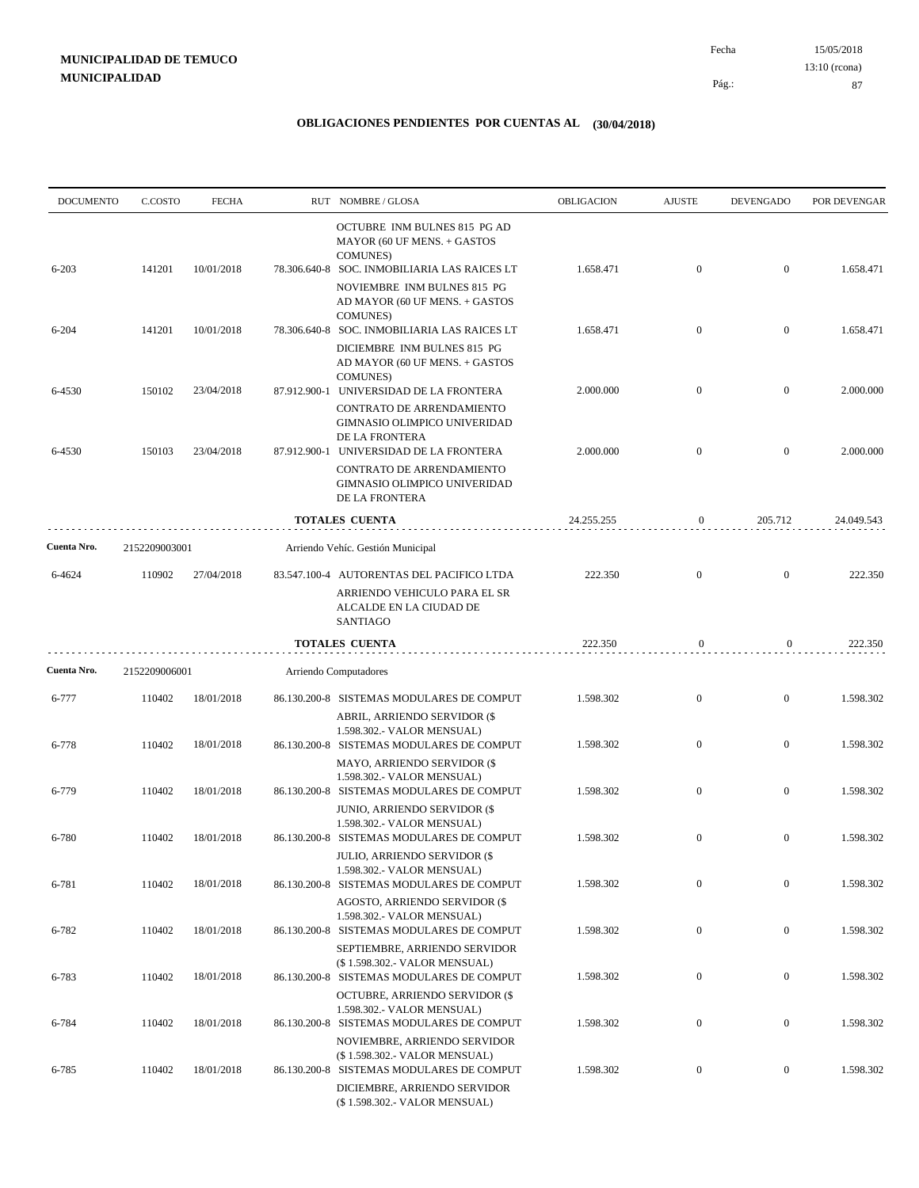**MUNICIPALIDAD DE TEMUCO**
**MUNICIPALIDAD**

Fecha 15/05/2018
13:10 (rcona)

## OBLIGACIONES PENDIENTES POR CUENTAS AL (30/04/2018)

| DOCUMENTO | C.COSTO | FECHA | RUT NOMBRE / GLOSA | OBLIGACION | AJUSTE | DEVENGADO | POR DEVENGAR |
|---|---|---|---|---|---|---|---|
| | | | OCTUBRE INM BULNES 815 PG AD MAYOR (60 UF MENS. + GASTOS COMUNES) | | | | |
| 6-203 | 141201 | 10/01/2018 | 78.306.640-8 SOC. INMOBILIARIA LAS RAICES LT | 1.658.471 | 0 | 0 | 1.658.471 |
| | | | NOVIEMBRE INM BULNES 815 PG AD MAYOR (60 UF MENS. + GASTOS COMUNES) | | | | |
| 6-204 | 141201 | 10/01/2018 | 78.306.640-8 SOC. INMOBILIARIA LAS RAICES LT | 1.658.471 | 0 | 0 | 1.658.471 |
| | | | DICIEMBRE INM BULNES 815 PG AD MAYOR (60 UF MENS. + GASTOS COMUNES) | | | | |
| 6-4530 | 150102 | 23/04/2018 | 87.912.900-1 UNIVERSIDAD DE LA FRONTERA | 2.000.000 | 0 | 0 | 2.000.000 |
| | | | CONTRATO DE ARRENDAMIENTO GIMNASIO OLIMPICO UNIVERIDAD DE LA FRONTERA | | | | |
| 6-4530 | 150103 | 23/04/2018 | 87.912.900-1 UNIVERSIDAD DE LA FRONTERA | 2.000.000 | 0 | 0 | 2.000.000 |
| | | | CONTRATO DE ARRENDAMIENTO GIMNASIO OLIMPICO UNIVERIDAD DE LA FRONTERA | | | | |
| | | | **TOTALES CUENTA** | 24.255.255 | 0 | 205.712 | 24.049.543 |
| **Cuenta Nro.** | 2152209003001 | | Arriendo Vehíc. Gestión Municipal | | | | |
| 6-4624 | 110902 | 27/04/2018 | 83.547.100-4 AUTORENTAS DEL PACIFICO LTDA | 222.350 | 0 | 0 | 222.350 |
| | | | ARRIENDO VEHICULO PARA EL SR ALCALDE EN LA CIUDAD DE SANTIAGO | | | | |
| | | | **TOTALES CUENTA** | 222.350 | 0 | 0 | 222.350 |
| **Cuenta Nro.** | 2152209006001 | | Arriendo Computadores | | | | |
| 6-777 | 110402 | 18/01/2018 | 86.130.200-8 SISTEMAS MODULARES DE COMPUT | 1.598.302 | 0 | 0 | 1.598.302 |
| | | | ABRIL, ARRIENDO SERVIDOR ($ 1.598.302.- VALOR MENSUAL) | | | | |
| 6-778 | 110402 | 18/01/2018 | 86.130.200-8 SISTEMAS MODULARES DE COMPUT | 1.598.302 | 0 | 0 | 1.598.302 |
| | | | MAYO, ARRIENDO SERVIDOR ($ 1.598.302.- VALOR MENSUAL) | | | | |
| 6-779 | 110402 | 18/01/2018 | 86.130.200-8 SISTEMAS MODULARES DE COMPUT | 1.598.302 | 0 | 0 | 1.598.302 |
| | | | JUNIO, ARRIENDO SERVIDOR ($ 1.598.302.- VALOR MENSUAL) | | | | |
| 6-780 | 110402 | 18/01/2018 | 86.130.200-8 SISTEMAS MODULARES DE COMPUT | 1.598.302 | 0 | 0 | 1.598.302 |
| | | | JULIO, ARRIENDO SERVIDOR ($ 1.598.302.- VALOR MENSUAL) | | | | |
| 6-781 | 110402 | 18/01/2018 | 86.130.200-8 SISTEMAS MODULARES DE COMPUT | 1.598.302 | 0 | 0 | 1.598.302 |
| | | | AGOSTO, ARRIENDO SERVIDOR ($ 1.598.302.- VALOR MENSUAL) | | | | |
| 6-782 | 110402 | 18/01/2018 | 86.130.200-8 SISTEMAS MODULARES DE COMPUT | 1.598.302 | 0 | 0 | 1.598.302 |
| | | | SEPTIEMBRE, ARRIENDO SERVIDOR ($ 1.598.302.- VALOR MENSUAL) | | | | |
| 6-783 | 110402 | 18/01/2018 | 86.130.200-8 SISTEMAS MODULARES DE COMPUT | 1.598.302 | 0 | 0 | 1.598.302 |
| | | | OCTUBRE, ARRIENDO SERVIDOR ($ 1.598.302.- VALOR MENSUAL) | | | | |
| 6-784 | 110402 | 18/01/2018 | 86.130.200-8 SISTEMAS MODULARES DE COMPUT | 1.598.302 | 0 | 0 | 1.598.302 |
| | | | NOVIEMBRE, ARRIENDO SERVIDOR ($ 1.598.302.- VALOR MENSUAL) | | | | |
| 6-785 | 110402 | 18/01/2018 | 86.130.200-8 SISTEMAS MODULARES DE COMPUT | 1.598.302 | 0 | 0 | 1.598.302 |
| | | | DICIEMBRE, ARRIENDO SERVIDOR ($ 1.598.302.- VALOR MENSUAL) | | | | |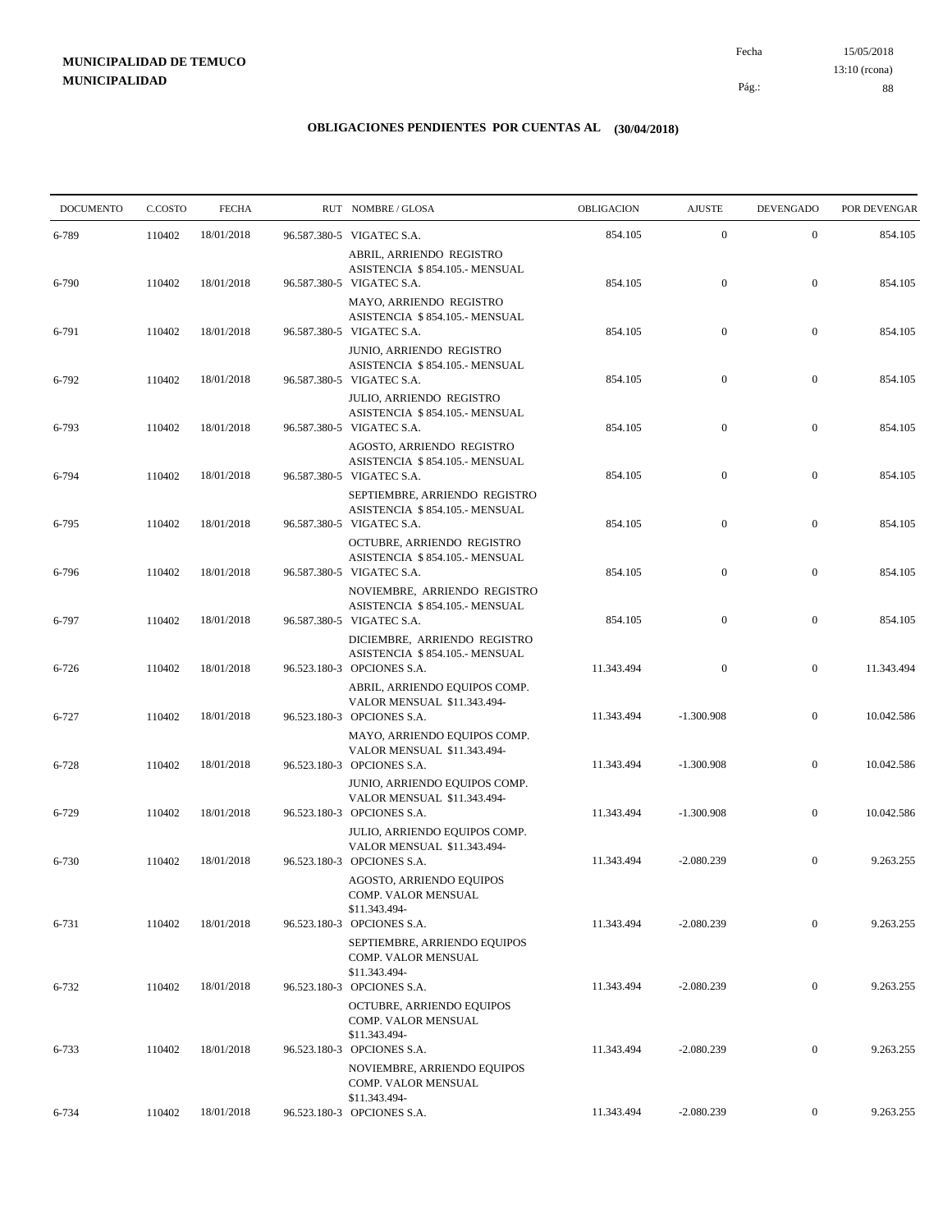**MUNICIPALIDAD DE TEMUCO**
**MUNICIPALIDAD**

Fecha 15/05/2018
13:10 (rcona)

## OBLIGACIONES PENDIENTES POR CUENTAS AL (30/04/2018)

| DOCUMENTO | C.COSTO | FECHA | RUT NOMBRE / GLOSA | OBLIGACION | AJUSTE | DEVENGADO | POR DEVENGAR |
|---|---|---|---|---|---|---|---|
| 6-789 | 110402 | 18/01/2018 | 96.587.380-5 VIGATEC S.A. ABRIL, ARRIENDO REGISTRO ASISTENCIA $ 854.105.- MENSUAL | 854.105 | 0 | 0 | 854.105 |
| 6-790 | 110402 | 18/01/2018 | 96.587.380-5 VIGATEC S.A. MAYO, ARRIENDO REGISTRO ASISTENCIA $ 854.105.- MENSUAL | 854.105 | 0 | 0 | 854.105 |
| 6-791 | 110402 | 18/01/2018 | 96.587.380-5 VIGATEC S.A. JUNIO, ARRIENDO REGISTRO ASISTENCIA $ 854.105.- MENSUAL | 854.105 | 0 | 0 | 854.105 |
| 6-792 | 110402 | 18/01/2018 | 96.587.380-5 VIGATEC S.A. JULIO, ARRIENDO REGISTRO ASISTENCIA $ 854.105.- MENSUAL | 854.105 | 0 | 0 | 854.105 |
| 6-793 | 110402 | 18/01/2018 | 96.587.380-5 VIGATEC S.A. AGOSTO, ARRIENDO REGISTRO ASISTENCIA $ 854.105.- MENSUAL | 854.105 | 0 | 0 | 854.105 |
| 6-794 | 110402 | 18/01/2018 | 96.587.380-5 VIGATEC S.A. SEPTIEMBRE, ARRIENDO REGISTRO ASISTENCIA $ 854.105.- MENSUAL | 854.105 | 0 | 0 | 854.105 |
| 6-795 | 110402 | 18/01/2018 | 96.587.380-5 VIGATEC S.A. OCTUBRE, ARRIENDO REGISTRO ASISTENCIA $ 854.105.- MENSUAL | 854.105 | 0 | 0 | 854.105 |
| 6-796 | 110402 | 18/01/2018 | 96.587.380-5 VIGATEC S.A. NOVIEMBRE, ARRIENDO REGISTRO ASISTENCIA $ 854.105.- MENSUAL | 854.105 | 0 | 0 | 854.105 |
| 6-797 | 110402 | 18/01/2018 | 96.587.380-5 VIGATEC S.A. DICIEMBRE, ARRIENDO REGISTRO ASISTENCIA $ 854.105.- MENSUAL | 854.105 | 0 | 0 | 854.105 |
| 6-726 | 110402 | 18/01/2018 | 96.523.180-3 OPCIONES S.A. ABRIL, ARRIENDO EQUIPOS COMP. VALOR MENSUAL $11.343.494- | 11.343.494 | 0 | 0 | 11.343.494 |
| 6-727 | 110402 | 18/01/2018 | 96.523.180-3 OPCIONES S.A. MAYO, ARRIENDO EQUIPOS COMP. VALOR MENSUAL $11.343.494- | 11.343.494 | -1.300.908 | 0 | 10.042.586 |
| 6-728 | 110402 | 18/01/2018 | 96.523.180-3 OPCIONES S.A. JUNIO, ARRIENDO EQUIPOS COMP. VALOR MENSUAL $11.343.494- | 11.343.494 | -1.300.908 | 0 | 10.042.586 |
| 6-729 | 110402 | 18/01/2018 | 96.523.180-3 OPCIONES S.A. JULIO, ARRIENDO EQUIPOS COMP. VALOR MENSUAL $11.343.494- | 11.343.494 | -1.300.908 | 0 | 10.042.586 |
| 6-730 | 110402 | 18/01/2018 | 96.523.180-3 OPCIONES S.A. AGOSTO, ARRIENDO EQUIPOS COMP. VALOR MENSUAL $11.343.494- | 11.343.494 | -2.080.239 | 0 | 9.263.255 |
| 6-731 | 110402 | 18/01/2018 | 96.523.180-3 OPCIONES S.A. SEPTIEMBRE, ARRIENDO EQUIPOS COMP. VALOR MENSUAL $11.343.494- | 11.343.494 | -2.080.239 | 0 | 9.263.255 |
| 6-732 | 110402 | 18/01/2018 | 96.523.180-3 OPCIONES S.A. OCTUBRE, ARRIENDO EQUIPOS COMP. VALOR MENSUAL $11.343.494- | 11.343.494 | -2.080.239 | 0 | 9.263.255 |
| 6-733 | 110402 | 18/01/2018 | 96.523.180-3 OPCIONES S.A. NOVIEMBRE, ARRIENDO EQUIPOS COMP. VALOR MENSUAL $11.343.494- | 11.343.494 | -2.080.239 | 0 | 9.263.255 |
| 6-734 | 110402 | 18/01/2018 | 96.523.180-3 OPCIONES S.A. | 11.343.494 | -2.080.239 | 0 | 9.263.255 |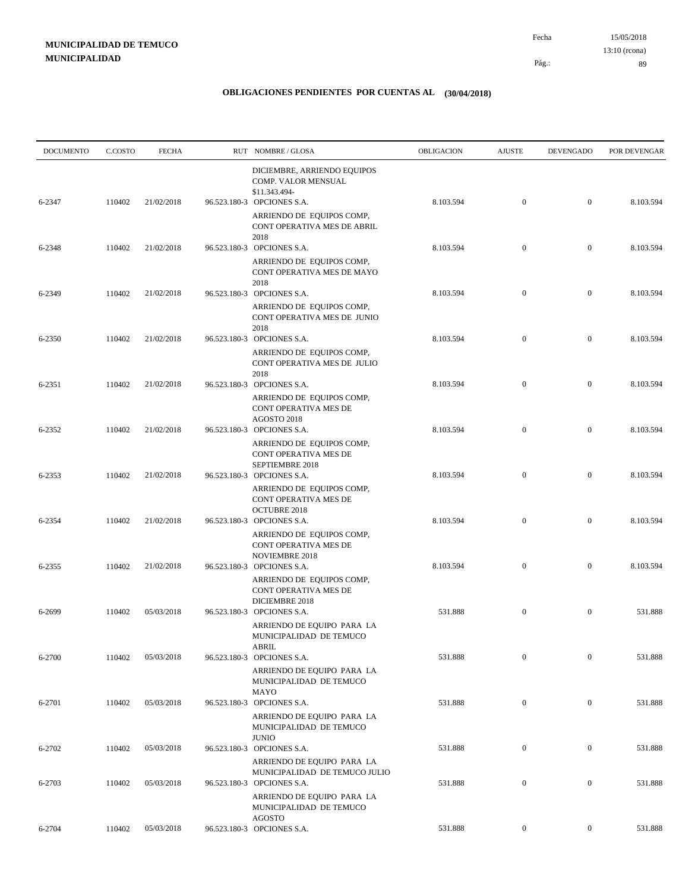**MUNICIPALIDAD DE TEMUCO**
**MUNICIPALIDAD**

Fecha 15/05/2018
13:10 (rcona)

## OBLIGACIONES PENDIENTES POR CUENTAS AL (30/04/2018)

| DOCUMENTO | C.COSTO | FECHA | RUT NOMBRE / GLOSA | OBLIGACION | AJUSTE | DEVENGADO | POR DEVENGAR |
|---|---|---|---|---|---|---|---|
| 6-2347 | 110402 | 21/02/2018 | DICIEMBRE, ARRIENDO EQUIPOS COMP. VALOR MENSUAL $11.343.494- 96.523.180-3 OPCIONES S.A. | 8.103.594 | 0 | 0 | 8.103.594 |
| 6-2348 | 110402 | 21/02/2018 | ARRIENDO DE EQUIPOS COMP, CONT OPERATIVA MES DE ABRIL 2018 96.523.180-3 OPCIONES S.A. | 8.103.594 | 0 | 0 | 8.103.594 |
| 6-2349 | 110402 | 21/02/2018 | ARRIENDO DE EQUIPOS COMP, CONT OPERATIVA MES DE MAYO 2018 96.523.180-3 OPCIONES S.A. | 8.103.594 | 0 | 0 | 8.103.594 |
| 6-2350 | 110402 | 21/02/2018 | ARRIENDO DE EQUIPOS COMP, CONT OPERATIVA MES DE JUNIO 2018 96.523.180-3 OPCIONES S.A. | 8.103.594 | 0 | 0 | 8.103.594 |
| 6-2351 | 110402 | 21/02/2018 | ARRIENDO DE EQUIPOS COMP, CONT OPERATIVA MES DE JULIO 2018 96.523.180-3 OPCIONES S.A. | 8.103.594 | 0 | 0 | 8.103.594 |
| 6-2352 | 110402 | 21/02/2018 | ARRIENDO DE EQUIPOS COMP, CONT OPERATIVA MES DE AGOSTO 2018 96.523.180-3 OPCIONES S.A. | 8.103.594 | 0 | 0 | 8.103.594 |
| 6-2353 | 110402 | 21/02/2018 | ARRIENDO DE EQUIPOS COMP, CONT OPERATIVA MES DE SEPTIEMBRE 2018 96.523.180-3 OPCIONES S.A. | 8.103.594 | 0 | 0 | 8.103.594 |
| 6-2354 | 110402 | 21/02/2018 | ARRIENDO DE EQUIPOS COMP, CONT OPERATIVA MES DE OCTUBRE 2018 96.523.180-3 OPCIONES S.A. | 8.103.594 | 0 | 0 | 8.103.594 |
| 6-2355 | 110402 | 21/02/2018 | ARRIENDO DE EQUIPOS COMP, CONT OPERATIVA MES DE NOVIEMBRE 2018 96.523.180-3 OPCIONES S.A. | 8.103.594 | 0 | 0 | 8.103.594 |
| 6-2699 | 110402 | 05/03/2018 | ARRIENDO DE EQUIPOS COMP, CONT OPERATIVA MES DE DICIEMBRE 2018 96.523.180-3 OPCIONES S.A. | 531.888 | 0 | 0 | 531.888 |
| 6-2700 | 110402 | 05/03/2018 | ARRIENDO DE EQUIPO PARA LA MUNICIPALIDAD DE TEMUCO ABRIL 96.523.180-3 OPCIONES S.A. | 531.888 | 0 | 0 | 531.888 |
| 6-2701 | 110402 | 05/03/2018 | ARRIENDO DE EQUIPO PARA LA MUNICIPALIDAD DE TEMUCO MAYO 96.523.180-3 OPCIONES S.A. | 531.888 | 0 | 0 | 531.888 |
| 6-2702 | 110402 | 05/03/2018 | ARRIENDO DE EQUIPO PARA LA MUNICIPALIDAD DE TEMUCO JUNIO 96.523.180-3 OPCIONES S.A. | 531.888 | 0 | 0 | 531.888 |
| 6-2703 | 110402 | 05/03/2018 | ARRIENDO DE EQUIPO PARA LA MUNICIPALIDAD DE TEMUCO JULIO 96.523.180-3 OPCIONES S.A. | 531.888 | 0 | 0 | 531.888 |
| 6-2704 | 110402 | 05/03/2018 | ARRIENDO DE EQUIPO PARA LA MUNICIPALIDAD DE TEMUCO AGOSTO 96.523.180-3 OPCIONES S.A. | 531.888 | 0 | 0 | 531.888 |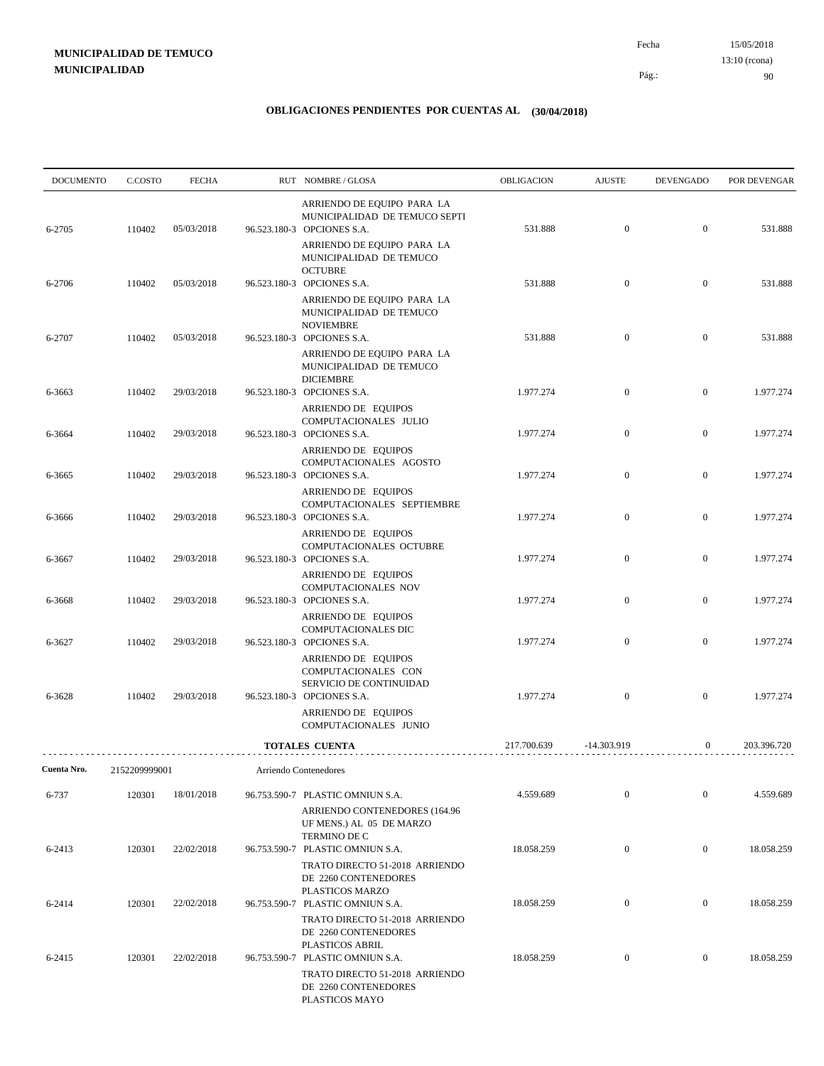**MUNICIPALIDAD DE TEMUCO**
**MUNICIPALIDAD**

Fecha 15/05/2018
13:10 (rcona)

## OBLIGACIONES PENDIENTES POR CUENTAS AL (30/04/2018)

| DOCUMENTO | C.COSTO | FECHA | RUT NOMBRE / GLOSA | OBLIGACION | AJUSTE | DEVENGADO | POR DEVENGAR |
|---|---|---|---|---|---|---|---|
| | | | ARRIENDO DE EQUIPO PARA LA MUNICIPALIDAD DE TEMUCO SEPTI | | | | |
| 6-2705 | 110402 | 05/03/2018 | 96.523.180-3 OPCIONES S.A. | 531.888 | 0 | 0 | 531.888 |
| | | | ARRIENDO DE EQUIPO PARA LA MUNICIPALIDAD DE TEMUCO OCTUBRE | | | | |
| 6-2706 | 110402 | 05/03/2018 | 96.523.180-3 OPCIONES S.A. | 531.888 | 0 | 0 | 531.888 |
| | | | ARRIENDO DE EQUIPO PARA LA MUNICIPALIDAD DE TEMUCO NOVIEMBRE | | | | |
| 6-2707 | 110402 | 05/03/2018 | 96.523.180-3 OPCIONES S.A. | 531.888 | 0 | 0 | 531.888 |
| | | | ARRIENDO DE EQUIPO PARA LA MUNICIPALIDAD DE TEMUCO DICIEMBRE | | | | |
| 6-3663 | 110402 | 29/03/2018 | 96.523.180-3 OPCIONES S.A. | 1.977.274 | 0 | 0 | 1.977.274 |
| | | | ARRIENDO DE EQUIPOS COMPUTACIONALES JULIO | | | | |
| 6-3664 | 110402 | 29/03/2018 | 96.523.180-3 OPCIONES S.A. | 1.977.274 | 0 | 0 | 1.977.274 |
| | | | ARRIENDO DE EQUIPOS COMPUTACIONALES AGOSTO | | | | |
| 6-3665 | 110402 | 29/03/2018 | 96.523.180-3 OPCIONES S.A. | 1.977.274 | 0 | 0 | 1.977.274 |
| | | | ARRIENDO DE EQUIPOS COMPUTACIONALES SEPTIEMBRE | | | | |
| 6-3666 | 110402 | 29/03/2018 | 96.523.180-3 OPCIONES S.A. | 1.977.274 | 0 | 0 | 1.977.274 |
| | | | ARRIENDO DE EQUIPOS COMPUTACIONALES OCTUBRE | | | | |
| 6-3667 | 110402 | 29/03/2018 | 96.523.180-3 OPCIONES S.A. | 1.977.274 | 0 | 0 | 1.977.274 |
| | | | ARRIENDO DE EQUIPOS COMPUTACIONALES NOV | | | | |
| 6-3668 | 110402 | 29/03/2018 | 96.523.180-3 OPCIONES S.A. | 1.977.274 | 0 | 0 | 1.977.274 |
| | | | ARRIENDO DE EQUIPOS COMPUTACIONALES DIC | | | | |
| 6-3627 | 110402 | 29/03/2018 | 96.523.180-3 OPCIONES S.A. | 1.977.274 | 0 | 0 | 1.977.274 |
| | | | ARRIENDO DE EQUIPOS COMPUTACIONALES CON SERVICIO DE CONTINUIDAD | | | | |
| 6-3628 | 110402 | 29/03/2018 | 96.523.180-3 OPCIONES S.A. | 1.977.274 | 0 | 0 | 1.977.274 |
| | | | ARRIENDO DE EQUIPOS COMPUTACIONALES JUNIO | | | | |
| | | | **TOTALES CUENTA** | 217.700.639 | -14.303.919 | 0 | 203.396.720 |

**Cuenta Nro.** 2152209999001 Arriendo Contenedores

| DOCUMENTO | C.COSTO | FECHA | RUT NOMBRE / GLOSA | OBLIGACION | AJUSTE | DEVENGADO | POR DEVENGAR |
|---|---|---|---|---|---|---|---|
| 6-737 | 120301 | 18/01/2018 | 96.753.590-7 PLASTIC OMNIUN S.A. | 4.559.689 | 0 | 0 | 4.559.689 |
| | | | ARRIENDO CONTENEDORES (164.96 UF MENS.) AL 05 DE MARZO TERMINO DE C | | | | |
| 6-2413 | 120301 | 22/02/2018 | 96.753.590-7 PLASTIC OMNIUN S.A. | 18.058.259 | 0 | 0 | 18.058.259 |
| | | | TRATO DIRECTO 51-2018 ARRIENDO DE 2260 CONTENEDORES PLASTICOS MARZO | | | | |
| 6-2414 | 120301 | 22/02/2018 | 96.753.590-7 PLASTIC OMNIUN S.A. | 18.058.259 | 0 | 0 | 18.058.259 |
| | | | TRATO DIRECTO 51-2018 ARRIENDO DE 2260 CONTENEDORES PLASTICOS ABRIL | | | | |
| 6-2415 | 120301 | 22/02/2018 | 96.753.590-7 PLASTIC OMNIUN S.A. | 18.058.259 | 0 | 0 | 18.058.259 |
| | | | TRATO DIRECTO 51-2018 ARRIENDO DE 2260 CONTENEDORES PLASTICOS MAYO | | | | |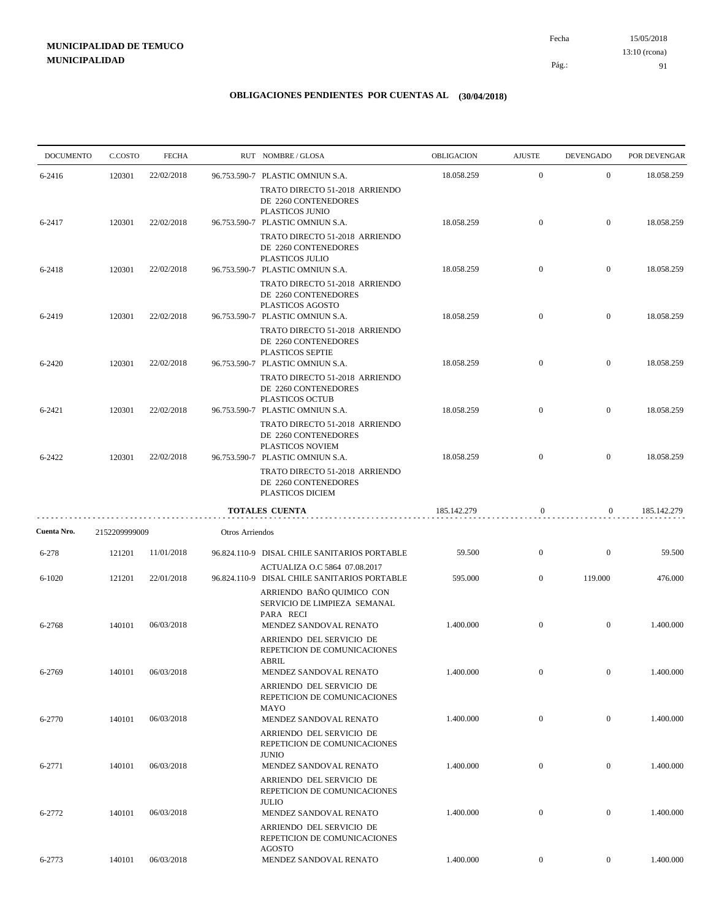**MUNICIPALIDAD DE TEMUCO**
**MUNICIPALIDAD**

Fecha 15/05/2018
13:10 (rcona)

## OBLIGACIONES PENDIENTES POR CUENTAS AL (30/04/2018)

| DOCUMENTO | C.COSTO | FECHA | RUT NOMBRE / GLOSA | OBLIGACION | AJUSTE | DEVENGADO | POR DEVENGAR |
|---|---|---|---|---|---|---|---|
| 6-2416 | 120301 | 22/02/2018 | 96.753.590-7 PLASTIC OMNIUN S.A. TRATO DIRECTO 51-2018 ARRIENDO DE 2260 CONTENEDORES PLASTICOS JUNIO | 18.058.259 | 0 | 0 | 18.058.259 |
| 6-2417 | 120301 | 22/02/2018 | 96.753.590-7 PLASTIC OMNIUN S.A. TRATO DIRECTO 51-2018 ARRIENDO DE 2260 CONTENEDORES PLASTICOS JULIO | 18.058.259 | 0 | 0 | 18.058.259 |
| 6-2418 | 120301 | 22/02/2018 | 96.753.590-7 PLASTIC OMNIUN S.A. TRATO DIRECTO 51-2018 ARRIENDO DE 2260 CONTENEDORES PLASTICOS AGOSTO | 18.058.259 | 0 | 0 | 18.058.259 |
| 6-2419 | 120301 | 22/02/2018 | 96.753.590-7 PLASTIC OMNIUN S.A. TRATO DIRECTO 51-2018 ARRIENDO DE 2260 CONTENEDORES PLASTICOS SEPTIE | 18.058.259 | 0 | 0 | 18.058.259 |
| 6-2420 | 120301 | 22/02/2018 | 96.753.590-7 PLASTIC OMNIUN S.A. TRATO DIRECTO 51-2018 ARRIENDO DE 2260 CONTENEDORES PLASTICOS OCTUB | 18.058.259 | 0 | 0 | 18.058.259 |
| 6-2421 | 120301 | 22/02/2018 | 96.753.590-7 PLASTIC OMNIUN S.A. TRATO DIRECTO 51-2018 ARRIENDO DE 2260 CONTENEDORES PLASTICOS NOVIEM | 18.058.259 | 0 | 0 | 18.058.259 |
| 6-2422 | 120301 | 22/02/2018 | 96.753.590-7 PLASTIC OMNIUN S.A. TRATO DIRECTO 51-2018 ARRIENDO DE 2260 CONTENEDORES PLASTICOS DICIEM | 18.058.259 | 0 | 0 | 18.058.259 |
| | | | **TOTALES CUENTA** | 185.142.279 | 0 | 0 | 185.142.279 |
| **Cuenta Nro.** | 2152209999009 | | Otros Arriendos | | | | |
| 6-278 | 121201 | 11/01/2018 | 96.824.110-9 DISAL CHILE SANITARIOS PORTABLE ACTUALIZA O.C 5864 07.08.2017 | 59.500 | 0 | 0 | 59.500 |
| 6-1020 | 121201 | 22/01/2018 | 96.824.110-9 DISAL CHILE SANITARIOS PORTABLE ARRIENDO BAÑO QUIMICO CON SERVICIO DE LIMPIEZA SEMANAL PARA RECI | 595.000 | 0 | 119.000 | 476.000 |
| 6-2768 | 140101 | 06/03/2018 | MENDEZ SANDOVAL RENATO ARRIENDO DEL SERVICIO DE REPETICION DE COMUNICACIONES ABRIL | 1.400.000 | 0 | 0 | 1.400.000 |
| 6-2769 | 140101 | 06/03/2018 | MENDEZ SANDOVAL RENATO ARRIENDO DEL SERVICIO DE REPETICION DE COMUNICACIONES MAYO | 1.400.000 | 0 | 0 | 1.400.000 |
| 6-2770 | 140101 | 06/03/2018 | MENDEZ SANDOVAL RENATO ARRIENDO DEL SERVICIO DE REPETICION DE COMUNICACIONES JUNIO | 1.400.000 | 0 | 0 | 1.400.000 |
| 6-2771 | 140101 | 06/03/2018 | MENDEZ SANDOVAL RENATO ARRIENDO DEL SERVICIO DE REPETICION DE COMUNICACIONES JULIO | 1.400.000 | 0 | 0 | 1.400.000 |
| 6-2772 | 140101 | 06/03/2018 | MENDEZ SANDOVAL RENATO ARRIENDO DEL SERVICIO DE REPETICION DE COMUNICACIONES AGOSTO | 1.400.000 | 0 | 0 | 1.400.000 |
| 6-2773 | 140101 | 06/03/2018 | MENDEZ SANDOVAL RENATO | 1.400.000 | 0 | 0 | 1.400.000 |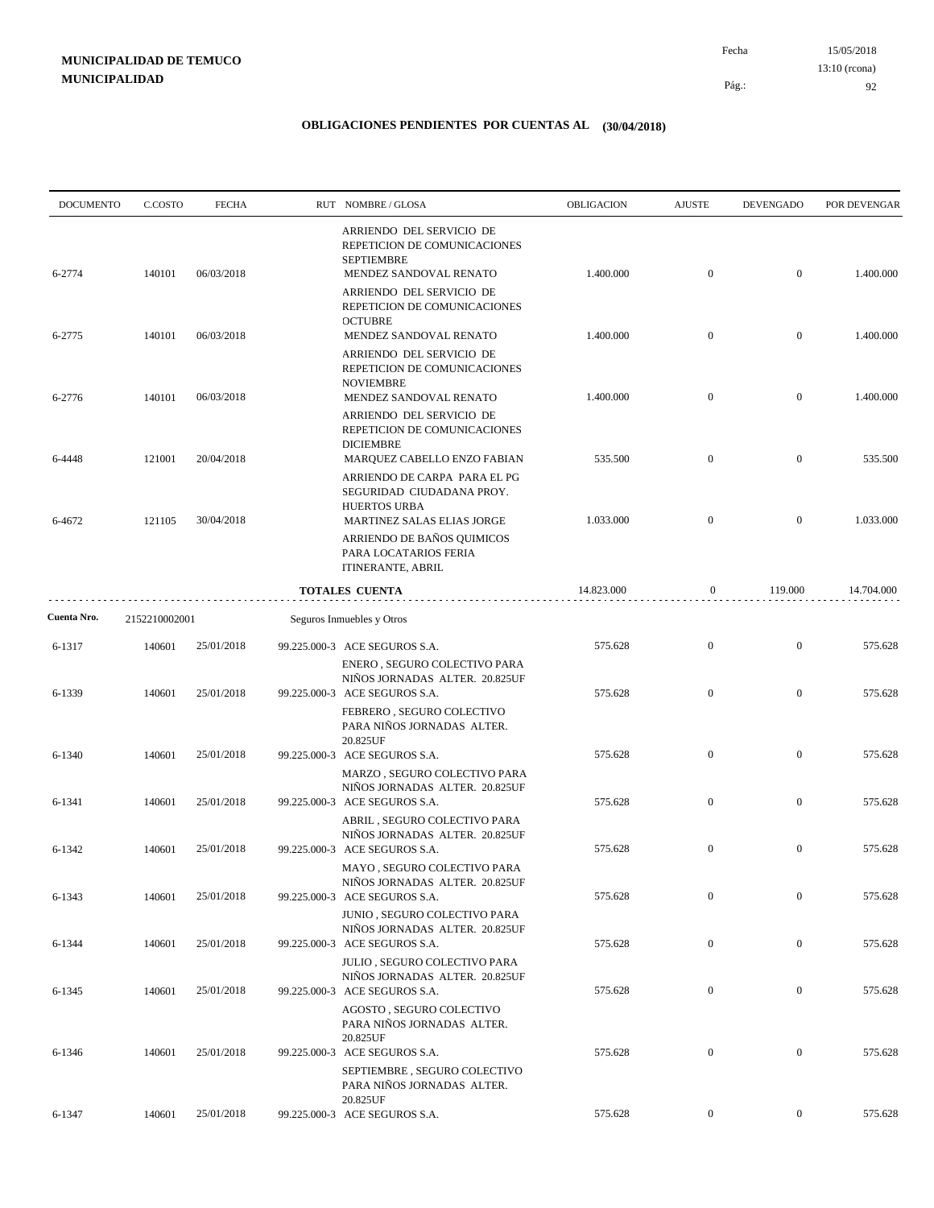**MUNICIPALIDAD DE TEMUCO**
**MUNICIPALIDAD**

Fecha 15/05/2018
13:10 (rcona)

## OBLIGACIONES PENDIENTES POR CUENTAS AL (30/04/2018)

| DOCUMENTO | C.COSTO | FECHA | RUT NOMBRE / GLOSA | OBLIGACION | AJUSTE | DEVENGADO | POR DEVENGAR |
|---|---|---|---|---|---|---|---|
| | | | ARRIENDO DEL SERVICIO DE REPETICION DE COMUNICACIONES SEPTIEMBRE | | | | |
| 6-2774 | 140101 | 06/03/2018 | MENDEZ SANDOVAL RENATO | 1.400.000 | 0 | 0 | 1.400.000 |
| | | | ARRIENDO DEL SERVICIO DE REPETICION DE COMUNICACIONES OCTUBRE | | | | |
| 6-2775 | 140101 | 06/03/2018 | MENDEZ SANDOVAL RENATO | 1.400.000 | 0 | 0 | 1.400.000 |
| | | | ARRIENDO DEL SERVICIO DE REPETICION DE COMUNICACIONES NOVIEMBRE | | | | |
| 6-2776 | 140101 | 06/03/2018 | MENDEZ SANDOVAL RENATO | 1.400.000 | 0 | 0 | 1.400.000 |
| | | | ARRIENDO DEL SERVICIO DE REPETICION DE COMUNICACIONES DICIEMBRE | | | | |
| 6-4448 | 121001 | 20/04/2018 | MARQUEZ CABELLO ENZO FABIAN | 535.500 | 0 | 0 | 535.500 |
| | | | ARRIENDO DE CARPA PARA EL PG SEGURIDAD CIUDADANA PROY. HUERTOS URBA | | | | |
| 6-4672 | 121105 | 30/04/2018 | MARTINEZ SALAS ELIAS JORGE | 1.033.000 | 0 | 0 | 1.033.000 |
| | | | ARRIENDO DE BAÑOS QUIMICOS PARA LOCATARIOS FERIA ITINERANTE, ABRIL | | | | |
| | | | **TOTALES CUENTA** | 14.823.000 | 0 | 119.000 | 14.704.000 |

**Cuenta Nro.** 2152210002001 Seguros Inmuebles y Otros

| DOCUMENTO | C.COSTO | FECHA | RUT NOMBRE / GLOSA | OBLIGACION | AJUSTE | DEVENGADO | POR DEVENGAR |
|---|---|---|---|---|---|---|---|
| 6-1317 | 140601 | 25/01/2018 | 99.225.000-3 ACE SEGUROS S.A. | 575.628 | 0 | 0 | 575.628 |
| | | | ENERO , SEGURO COLECTIVO PARA NIÑOS JORNADAS ALTER. 20.825UF | | | | |
| 6-1339 | 140601 | 25/01/2018 | 99.225.000-3 ACE SEGUROS S.A. | 575.628 | 0 | 0 | 575.628 |
| | | | FEBRERO , SEGURO COLECTIVO PARA NIÑOS JORNADAS ALTER. 20.825UF | | | | |
| 6-1340 | 140601 | 25/01/2018 | 99.225.000-3 ACE SEGUROS S.A. | 575.628 | 0 | 0 | 575.628 |
| | | | MARZO , SEGURO COLECTIVO PARA NIÑOS JORNADAS ALTER. 20.825UF | | | | |
| 6-1341 | 140601 | 25/01/2018 | 99.225.000-3 ACE SEGUROS S.A. | 575.628 | 0 | 0 | 575.628 |
| | | | ABRIL , SEGURO COLECTIVO PARA NIÑOS JORNADAS ALTER. 20.825UF | | | | |
| 6-1342 | 140601 | 25/01/2018 | 99.225.000-3 ACE SEGUROS S.A. | 575.628 | 0 | 0 | 575.628 |
| | | | MAYO , SEGURO COLECTIVO PARA NIÑOS JORNADAS ALTER. 20.825UF | | | | |
| 6-1343 | 140601 | 25/01/2018 | 99.225.000-3 ACE SEGUROS S.A. | 575.628 | 0 | 0 | 575.628 |
| | | | JUNIO , SEGURO COLECTIVO PARA NIÑOS JORNADAS ALTER. 20.825UF | | | | |
| 6-1344 | 140601 | 25/01/2018 | 99.225.000-3 ACE SEGUROS S.A. | 575.628 | 0 | 0 | 575.628 |
| | | | JULIO , SEGURO COLECTIVO PARA NIÑOS JORNADAS ALTER. 20.825UF | | | | |
| 6-1345 | 140601 | 25/01/2018 | 99.225.000-3 ACE SEGUROS S.A. | 575.628 | 0 | 0 | 575.628 |
| | | | AGOSTO , SEGURO COLECTIVO PARA NIÑOS JORNADAS ALTER. 20.825UF | | | | |
| 6-1346 | 140601 | 25/01/2018 | 99.225.000-3 ACE SEGUROS S.A. | 575.628 | 0 | 0 | 575.628 |
| | | | SEPTIEMBRE , SEGURO COLECTIVO PARA NIÑOS JORNADAS ALTER. 20.825UF | | | | |
| 6-1347 | 140601 | 25/01/2018 | 99.225.000-3 ACE SEGUROS S.A. | 575.628 | 0 | 0 | 575.628 |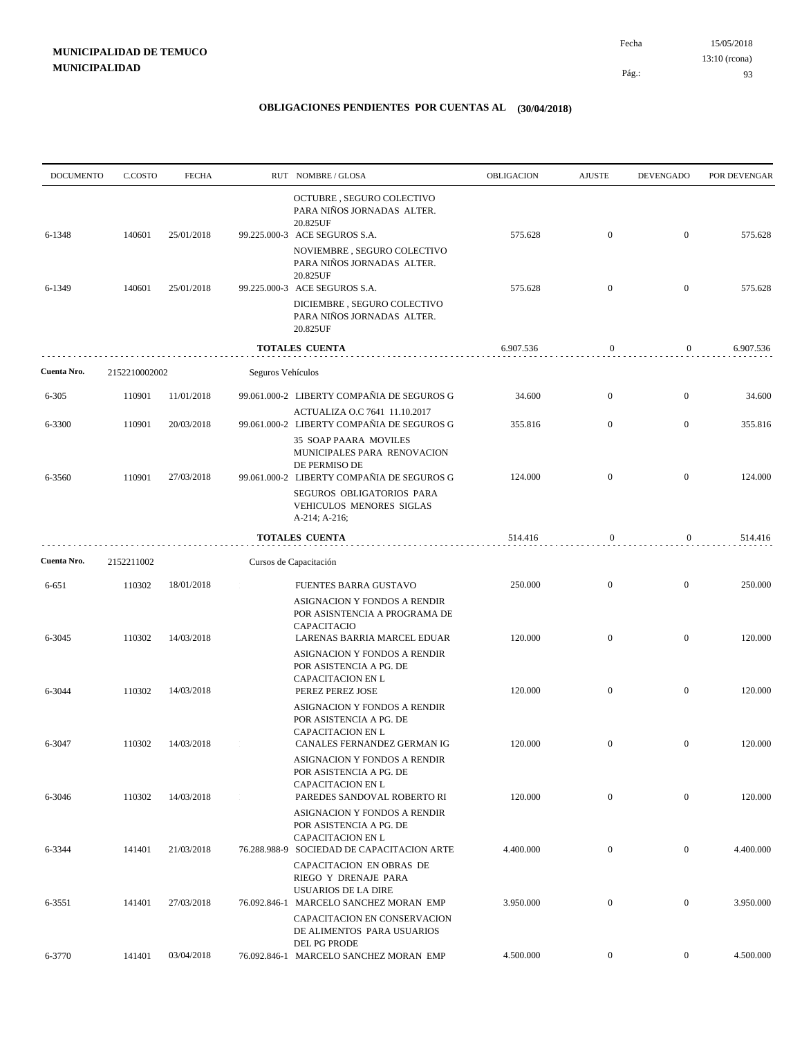**MUNICIPALIDAD DE TEMUCO**
**MUNICIPALIDAD**

Fecha 15/05/2018
13:10 (rcona)

## OBLIGACIONES PENDIENTES POR CUENTAS AL (30/04/2018)

| DOCUMENTO | C.COSTO | FECHA | RUT | NOMBRE / GLOSA | OBLIGACION | AJUSTE | DEVENGADO | POR DEVENGAR |
|---|---|---|---|---|---|---|---|---|
| | | | | OCTUBRE , SEGURO COLECTIVO PARA NIÑOS JORNADAS ALTER. 20.825UF | | | | |
| 6-1348 | 140601 | 25/01/2018 | 99.225.000-3 | ACE SEGUROS S.A. | 575.628 | 0 | 0 | 575.628 |
| | | | | NOVIEMBRE , SEGURO COLECTIVO PARA NIÑOS JORNADAS ALTER. 20.825UF | | | | |
| 6-1349 | 140601 | 25/01/2018 | 99.225.000-3 | ACE SEGUROS S.A. | 575.628 | 0 | 0 | 575.628 |
| | | | | DICIEMBRE , SEGURO COLECTIVO PARA NIÑOS JORNADAS ALTER. 20.825UF | | | | |
| | | | | **TOTALES CUENTA** | 6.907.536 | 0 | 0 | 6.907.536 |
| **Cuenta Nro.** | 2152210002002 | | Seguros Vehículos | | | | | |
| 6-305 | 110901 | 11/01/2018 | 99.061.000-2 | LIBERTY COMPAÑIA DE SEGUROS G | 34.600 | 0 | 0 | 34.600 |
| | | | | ACTUALIZA O.C 7641 11.10.2017 | | | | |
| 6-3300 | 110901 | 20/03/2018 | 99.061.000-2 | LIBERTY COMPAÑIA DE SEGUROS G | 355.816 | 0 | 0 | 355.816 |
| | | | | 35 SOAP PAARA MOVILES MUNICIPALES PARA RENOVACION DE PERMISO DE | | | | |
| 6-3560 | 110901 | 27/03/2018 | 99.061.000-2 | LIBERTY COMPAÑIA DE SEGUROS G | 124.000 | 0 | 0 | 124.000 |
| | | | | SEGUROS OBLIGATORIOS PARA VEHICULOS MENORES SIGLAS A-214; A-216; | | | | |
| | | | | **TOTALES CUENTA** | 514.416 | 0 | 0 | 514.416 |
| **Cuenta Nro.** | 2152211002 | | Cursos de Capacitación | | | | | |
| 6-651 | 110302 | 18/01/2018 | | FUENTES BARRA GUSTAVO | 250.000 | 0 | 0 | 250.000 |
| | | | | ASIGNACION Y FONDOS A RENDIR POR ASISNTENCIA A PROGRAMA DE CAPACITACIO | | | | |
| 6-3045 | 110302 | 14/03/2018 | | LARENAS BARRIA MARCEL EDUAR | 120.000 | 0 | 0 | 120.000 |
| | | | | ASIGNACION Y FONDOS A RENDIR POR ASISTENCIA A PG. DE CAPACITACION EN L | | | | |
| 6-3044 | 110302 | 14/03/2018 | | PEREZ PEREZ JOSE | 120.000 | 0 | 0 | 120.000 |
| | | | | ASIGNACION Y FONDOS A RENDIR POR ASISTENCIA A PG. DE CAPACITACION EN L | | | | |
| 6-3047 | 110302 | 14/03/2018 | | CANALES FERNANDEZ GERMAN IG | 120.000 | 0 | 0 | 120.000 |
| | | | | ASIGNACION Y FONDOS A RENDIR POR ASISTENCIA A PG. DE CAPACITACION EN L | | | | |
| 6-3046 | 110302 | 14/03/2018 | | PAREDES SANDOVAL ROBERTO RI | 120.000 | 0 | 0 | 120.000 |
| | | | | ASIGNACION Y FONDOS A RENDIR POR ASISTENCIA A PG. DE CAPACITACION EN L | | | | |
| 6-3344 | 141401 | 21/03/2018 | 76.288.988-9 | SOCIEDAD DE CAPACITACION ARTE | 4.400.000 | 0 | 0 | 4.400.000 |
| | | | | CAPACITACION EN OBRAS DE RIEGO Y DRENAJE PARA USUARIOS DE LA DIRE | | | | |
| 6-3551 | 141401 | 27/03/2018 | 76.092.846-1 | MARCELO SANCHEZ MORAN EMP | 3.950.000 | 0 | 0 | 3.950.000 |
| | | | | CAPACITACION EN CONSERVACION DE ALIMENTOS PARA USUARIOS DEL PG PRODE | | | | |
| 6-3770 | 141401 | 03/04/2018 | 76.092.846-1 | MARCELO SANCHEZ MORAN EMP | 4.500.000 | 0 | 0 | 4.500.000 |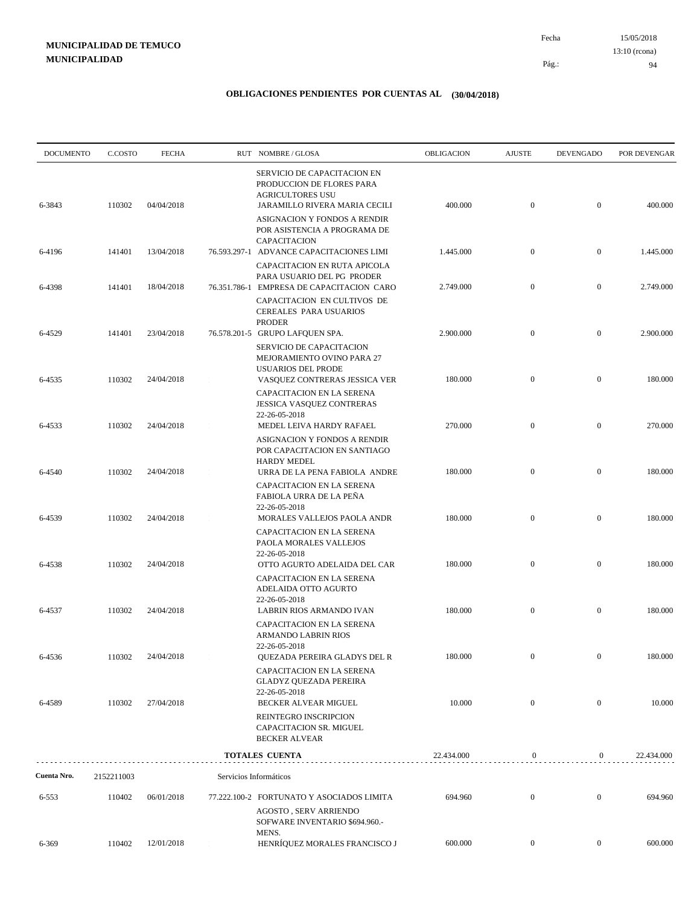**MUNICIPALIDAD DE TEMUCO**
**MUNICIPALIDAD**

Fecha 15/05/2018
13:10 (rcona)
Pág.: 94

## OBLIGACIONES PENDIENTES POR CUENTAS AL (30/04/2018)

| DOCUMENTO | C.COSTO | FECHA | RUT | NOMBRE / GLOSA | OBLIGACION | AJUSTE | DEVENGADO | POR DEVENGAR |
|---|---|---|---|---|---|---|---|---|
| | | | | SERVICIO DE CAPACITACION EN PRODUCCION DE FLORES PARA AGRICULTORES USU | | | | |
| 6-3843 | 110302 | 04/04/2018 | | JARAMILLO RIVERA MARIA CECILI | 400.000 | 0 | 0 | 400.000 |
| | | | | ASIGNACION Y FONDOS A RENDIR POR ASISTENCIA A PROGRAMA DE CAPACITACION | | | | |
| 6-4196 | 141401 | 13/04/2018 | 76.593.297-1 | ADVANCE CAPACITACIONES LIMI | 1.445.000 | 0 | 0 | 1.445.000 |
| | | | | CAPACITACION EN RUTA APICOLA PARA USUARIO DEL PG PRODER | | | | |
| 6-4398 | 141401 | 18/04/2018 | 76.351.786-1 | EMPRESA DE CAPACITACION CARO | 2.749.000 | 0 | 0 | 2.749.000 |
| | | | | CAPACITACION EN CULTIVOS DE CEREALES PARA USUARIOS PRODER | | | | |
| 6-4529 | 141401 | 23/04/2018 | 76.578.201-5 | GRUPO LAFQUEN SPA. | 2.900.000 | 0 | 0 | 2.900.000 |
| | | | | SERVICIO DE CAPACITACION MEJORAMIENTO OVINO PARA 27 USUARIOS DEL PRODE | | | | |
| 6-4535 | 110302 | 24/04/2018 | | VASQUEZ CONTRERAS JESSICA VER | 180.000 | 0 | 0 | 180.000 |
| | | | | CAPACITACION EN LA SERENA JESSICA VASQUEZ CONTRERAS 22-26-05-2018 | | | | |
| 6-4533 | 110302 | 24/04/2018 | | MEDEL LEIVA HARDY RAFAEL | 270.000 | 0 | 0 | 270.000 |
| | | | | ASIGNACION Y FONDOS A RENDIR POR CAPACITACION EN SANTIAGO HARDY MEDEL | | | | |
| 6-4540 | 110302 | 24/04/2018 | | URRA DE LA PENA FABIOLA ANDRE | 180.000 | 0 | 0 | 180.000 |
| | | | | CAPACITACION EN LA SERENA FABIOLA URRA DE LA PEÑA 22-26-05-2018 | | | | |
| 6-4539 | 110302 | 24/04/2018 | | MORALES VALLEJOS PAOLA ANDR | 180.000 | 0 | 0 | 180.000 |
| | | | | CAPACITACION EN LA SERENA PAOLA MORALES VALLEJOS 22-26-05-2018 | | | | |
| 6-4538 | 110302 | 24/04/2018 | | OTTO AGURTO ADELAIDA DEL CAR | 180.000 | 0 | 0 | 180.000 |
| | | | | CAPACITACION EN LA SERENA ADELAIDA OTTO AGURTO 22-26-05-2018 | | | | |
| 6-4537 | 110302 | 24/04/2018 | | LABRIN RIOS ARMANDO IVAN | 180.000 | 0 | 0 | 180.000 |
| | | | | CAPACITACION EN LA SERENA ARMANDO LABRIN RIOS 22-26-05-2018 | | | | |
| 6-4536 | 110302 | 24/04/2018 | | QUEZADA PEREIRA GLADYS DEL R | 180.000 | 0 | 0 | 180.000 |
| | | | | CAPACITACION EN LA SERENA GLADYZ QUEZADA PEREIRA 22-26-05-2018 | | | | |
| 6-4589 | 110302 | 27/04/2018 | | BECKER ALVEAR MIGUEL | 10.000 | 0 | 0 | 10.000 |
| | | | | REINTEGRO INSCRIPCION CAPACITACION SR. MIGUEL BECKER ALVEAR | | | | |
| | | | | **TOTALES CUENTA** | 22.434.000 | 0 | 0 | 22.434.000 |
| **Cuenta Nro.** | 2152211003 | | | Servicios Informáticos | | | | |
| 6-553 | 110402 | 06/01/2018 | 77.222.100-2 | FORTUNATO Y ASOCIADOS LIMITA | 694.960 | 0 | 0 | 694.960 |
| | | | | AGOSTO , SERV ARRIENDO SOFWARE INVENTARIO $694.960.- MENS. | | | | |
| 6-369 | 110402 | 12/01/2018 | | HENRÍQUEZ MORALES FRANCISCO J | 600.000 | 0 | 0 | 600.000 |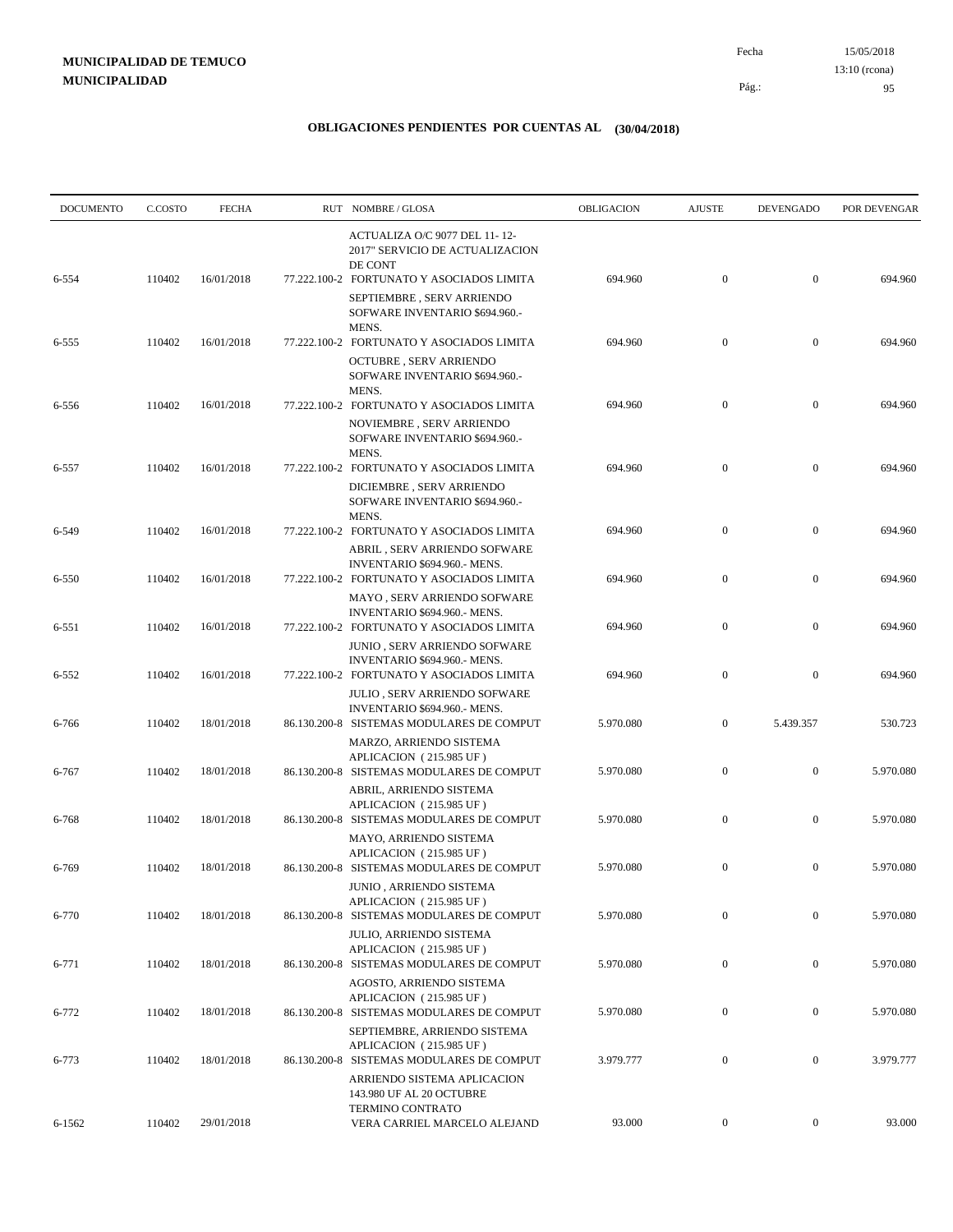**MUNICIPALIDAD DE TEMUCO**
**MUNICIPALIDAD**

Fecha 15/05/2018
13:10 (rcona)

## OBLIGACIONES PENDIENTES POR CUENTAS AL (30/04/2018)

| DOCUMENTO | C.COSTO | FECHA | RUT | NOMBRE / GLOSA | OBLIGACION | AJUSTE | DEVENGADO | POR DEVENGAR |
|---|---|---|---|---|---|---|---|---|
| | | | | ACTUALIZA O/C 9077 DEL 11- 12- 2017" SERVICIO DE ACTUALIZACION DE CONT | | | | |
| 6-554 | 110402 | 16/01/2018 | 77.222.100-2 | FORTUNATO Y ASOCIADOS LIMITA | 694.960 | 0 | 0 | 694.960 |
| | | | | SEPTIEMBRE , SERV ARRIENDO SOFWARE INVENTARIO $694.960.- MENS. | | | | |
| 6-555 | 110402 | 16/01/2018 | 77.222.100-2 | FORTUNATO Y ASOCIADOS LIMITA | 694.960 | 0 | 0 | 694.960 |
| | | | | OCTUBRE , SERV ARRIENDO SOFWARE INVENTARIO $694.960.- MENS. | | | | |
| 6-556 | 110402 | 16/01/2018 | 77.222.100-2 | FORTUNATO Y ASOCIADOS LIMITA | 694.960 | 0 | 0 | 694.960 |
| | | | | NOVIEMBRE , SERV ARRIENDO SOFWARE INVENTARIO $694.960.- MENS. | | | | |
| 6-557 | 110402 | 16/01/2018 | 77.222.100-2 | FORTUNATO Y ASOCIADOS LIMITA | 694.960 | 0 | 0 | 694.960 |
| | | | | DICIEMBRE , SERV ARRIENDO SOFWARE INVENTARIO $694.960.- MENS. | | | | |
| 6-549 | 110402 | 16/01/2018 | 77.222.100-2 | FORTUNATO Y ASOCIADOS LIMITA | 694.960 | 0 | 0 | 694.960 |
| | | | | ABRIL , SERV ARRIENDO SOFWARE INVENTARIO $694.960.- MENS. | | | | |
| 6-550 | 110402 | 16/01/2018 | 77.222.100-2 | FORTUNATO Y ASOCIADOS LIMITA | 694.960 | 0 | 0 | 694.960 |
| | | | | MAYO , SERV ARRIENDO SOFWARE INVENTARIO $694.960.- MENS. | | | | |
| 6-551 | 110402 | 16/01/2018 | 77.222.100-2 | FORTUNATO Y ASOCIADOS LIMITA | 694.960 | 0 | 0 | 694.960 |
| | | | | JUNIO , SERV ARRIENDO SOFWARE INVENTARIO $694.960.- MENS. | | | | |
| 6-552 | 110402 | 16/01/2018 | 77.222.100-2 | FORTUNATO Y ASOCIADOS LIMITA | 694.960 | 0 | 0 | 694.960 |
| | | | | JULIO , SERV ARRIENDO SOFWARE INVENTARIO $694.960.- MENS. | | | | |
| 6-766 | 110402 | 18/01/2018 | 86.130.200-8 | SISTEMAS MODULARES DE COMPUT | 5.970.080 | 0 | 5.439.357 | 530.723 |
| | | | | MARZO, ARRIENDO SISTEMA APLICACION ( 215.985 UF ) | | | | |
| 6-767 | 110402 | 18/01/2018 | 86.130.200-8 | SISTEMAS MODULARES DE COMPUT | 5.970.080 | 0 | 0 | 5.970.080 |
| | | | | ABRIL, ARRIENDO SISTEMA APLICACION ( 215.985 UF ) | | | | |
| 6-768 | 110402 | 18/01/2018 | 86.130.200-8 | SISTEMAS MODULARES DE COMPUT | 5.970.080 | 0 | 0 | 5.970.080 |
| | | | | MAYO, ARRIENDO SISTEMA APLICACION ( 215.985 UF ) | | | | |
| 6-769 | 110402 | 18/01/2018 | 86.130.200-8 | SISTEMAS MODULARES DE COMPUT | 5.970.080 | 0 | 0 | 5.970.080 |
| | | | | JUNIO , ARRIENDO SISTEMA APLICACION ( 215.985 UF ) | | | | |
| 6-770 | 110402 | 18/01/2018 | 86.130.200-8 | SISTEMAS MODULARES DE COMPUT | 5.970.080 | 0 | 0 | 5.970.080 |
| | | | | JULIO, ARRIENDO SISTEMA APLICACION ( 215.985 UF ) | | | | |
| 6-771 | 110402 | 18/01/2018 | 86.130.200-8 | SISTEMAS MODULARES DE COMPUT | 5.970.080 | 0 | 0 | 5.970.080 |
| | | | | AGOSTO, ARRIENDO SISTEMA APLICACION ( 215.985 UF ) | | | | |
| 6-772 | 110402 | 18/01/2018 | 86.130.200-8 | SISTEMAS MODULARES DE COMPUT | 5.970.080 | 0 | 0 | 5.970.080 |
| | | | | SEPTIEMBRE, ARRIENDO SISTEMA APLICACION ( 215.985 UF ) | | | | |
| 6-773 | 110402 | 18/01/2018 | 86.130.200-8 | SISTEMAS MODULARES DE COMPUT | 3.979.777 | 0 | 0 | 3.979.777 |
| | | | | ARRIENDO SISTEMA APLICACION 143.980 UF AL 20 OCTUBRE TERMINO CONTRATO | | | | |
| 6-1562 | 110402 | 29/01/2018 | | VERA CARRIEL MARCELO ALEJAND | 93.000 | 0 | 0 | 93.000 |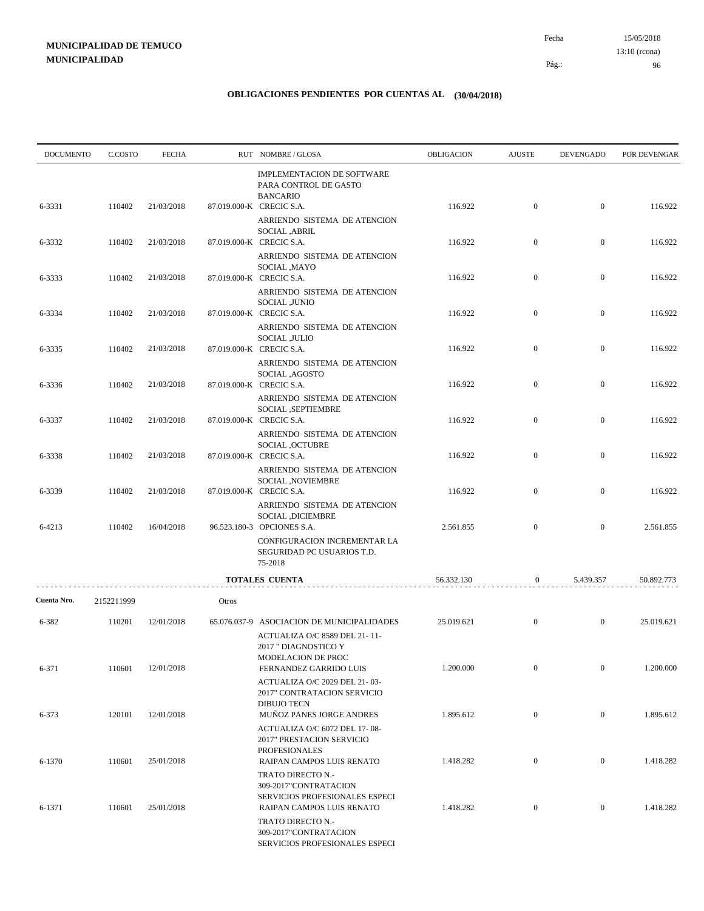**MUNICIPALIDAD DE TEMUCO**
**MUNICIPALIDAD**

Fecha 15/05/2018
13:10 (rcona)

## OBLIGACIONES PENDIENTES POR CUENTAS AL (30/04/2018)

| DOCUMENTO | C.COSTO | FECHA | RUT | NOMBRE / GLOSA | OBLIGACION | AJUSTE | DEVENGADO | POR DEVENGAR |
|---|---|---|---|---|---|---|---|---|
| | | | | IMPLEMENTACION DE SOFTWARE PARA CONTROL DE GASTO BANCARIO | | | | |
| 6-3331 | 110402 | 21/03/2018 | 87.019.000-K | CRECIC S.A. | 116.922 | 0 | 0 | 116.922 |
| | | | | ARRIENDO SISTEMA DE ATENCION SOCIAL ,ABRIL | | | | |
| 6-3332 | 110402 | 21/03/2018 | 87.019.000-K | CRECIC S.A. | 116.922 | 0 | 0 | 116.922 |
| | | | | ARRIENDO SISTEMA DE ATENCION SOCIAL ,MAYO | | | | |
| 6-3333 | 110402 | 21/03/2018 | 87.019.000-K | CRECIC S.A. | 116.922 | 0 | 0 | 116.922 |
| | | | | ARRIENDO SISTEMA DE ATENCION SOCIAL ,JUNIO | | | | |
| 6-3334 | 110402 | 21/03/2018 | 87.019.000-K | CRECIC S.A. | 116.922 | 0 | 0 | 116.922 |
| | | | | ARRIENDO SISTEMA DE ATENCION SOCIAL ,JULIO | | | | |
| 6-3335 | 110402 | 21/03/2018 | 87.019.000-K | CRECIC S.A. | 116.922 | 0 | 0 | 116.922 |
| | | | | ARRIENDO SISTEMA DE ATENCION SOCIAL ,AGOSTO | | | | |
| 6-3336 | 110402 | 21/03/2018 | 87.019.000-K | CRECIC S.A. | 116.922 | 0 | 0 | 116.922 |
| | | | | ARRIENDO SISTEMA DE ATENCION SOCIAL ,SEPTIEMBRE | | | | |
| 6-3337 | 110402 | 21/03/2018 | 87.019.000-K | CRECIC S.A. | 116.922 | 0 | 0 | 116.922 |
| | | | | ARRIENDO SISTEMA DE ATENCION SOCIAL ,OCTUBRE | | | | |
| 6-3338 | 110402 | 21/03/2018 | 87.019.000-K | CRECIC S.A. | 116.922 | 0 | 0 | 116.922 |
| | | | | ARRIENDO SISTEMA DE ATENCION SOCIAL ,NOVIEMBRE | | | | |
| 6-3339 | 110402 | 21/03/2018 | 87.019.000-K | CRECIC S.A. | 116.922 | 0 | 0 | 116.922 |
| | | | | ARRIENDO SISTEMA DE ATENCION SOCIAL ,DICIEMBRE | | | | |
| 6-4213 | 110402 | 16/04/2018 | 96.523.180-3 | OPCIONES S.A. | 2.561.855 | 0 | 0 | 2.561.855 |
| | | | | CONFIGURACION INCREMENTAR LA SEGURIDAD PC USUARIOS T.D. 75-2018 | | | | |
| | | | | **TOTALES CUENTA** | 56.332.130 | 0 | 5.439.357 | 50.892.773 |

| DOCUMENTO | C.COSTO | FECHA | RUT | NOMBRE / GLOSA | OBLIGACION | AJUSTE | DEVENGADO | POR DEVENGAR |
|---|---|---|---|---|---|---|---|---|
| **Cuenta Nro.** | 2152211999 | Otros | | | | | | |
| 6-382 | 110201 | 12/01/2018 | 65.076.037-9 | ASOCIACION DE MUNICIPALIDADES | 25.019.621 | 0 | 0 | 25.019.621 |
| | | | | ACTUALIZA O/C 8589 DEL 21- 11- 2017 " DIAGNOSTICO Y MODELACION DE PROC | | | | |
| 6-371 | 110601 | 12/01/2018 | | FERNANDEZ GARRIDO LUIS | 1.200.000 | 0 | 0 | 1.200.000 |
| | | | | ACTUALIZA O/C 2029 DEL 21- 03- 2017" CONTRATACION SERVICIO DIBUJO TECN | | | | |
| 6-373 | 120101 | 12/01/2018 | | MUÑOZ PANES JORGE ANDRES | 1.895.612 | 0 | 0 | 1.895.612 |
| | | | | ACTUALIZA O/C 6072 DEL 17- 08- 2017" PRESTACION SERVICIO PROFESIONALES | | | | |
| 6-1370 | 110601 | 25/01/2018 | | RAIPAN CAMPOS LUIS RENATO | 1.418.282 | 0 | 0 | 1.418.282 |
| | | | | TRATO DIRECTO N.- 309-2017"CONTRATACION SERVICIOS PROFESIONALES ESPECI | | | | |
| 6-1371 | 110601 | 25/01/2018 | | RAIPAN CAMPOS LUIS RENATO | 1.418.282 | 0 | 0 | 1.418.282 |
| | | | | TRATO DIRECTO N.- 309-2017"CONTRATACION SERVICIOS PROFESIONALES ESPECI | | | | |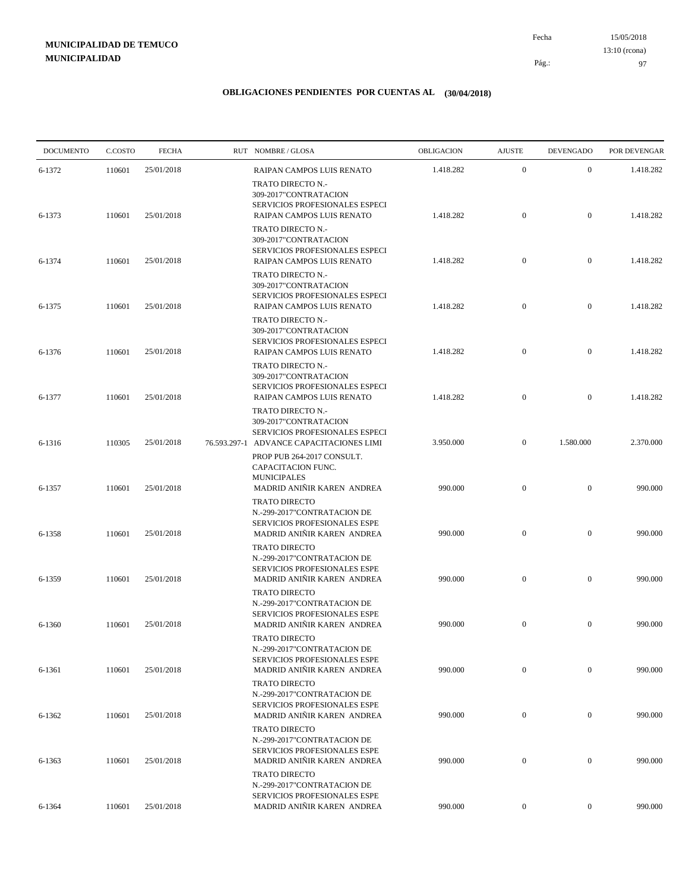**MUNICIPALIDAD DE TEMUCO**
**MUNICIPALIDAD**

Fecha 15/05/2018
13:10 (rcona)

## OBLIGACIONES PENDIENTES POR CUENTAS AL (30/04/2018)

| DOCUMENTO | C.COSTO | FECHA | RUT | NOMBRE / GLOSA | OBLIGACION | AJUSTE | DEVENGADO | POR DEVENGAR |
|---|---|---|---|---|---|---|---|---|
| 6-1372 | 110601 | 25/01/2018 | | RAIPAN CAMPOS LUIS RENATO<br>TRATO DIRECTO N.- 309-2017"CONTRATACION SERVICIOS PROFESIONALES ESPECI | 1.418.282 | 0 | 0 | 1.418.282 |
| 6-1373 | 110601 | 25/01/2018 | | RAIPAN CAMPOS LUIS RENATO<br>TRATO DIRECTO N.- 309-2017"CONTRATACION SERVICIOS PROFESIONALES ESPECI | 1.418.282 | 0 | 0 | 1.418.282 |
| 6-1374 | 110601 | 25/01/2018 | | RAIPAN CAMPOS LUIS RENATO<br>TRATO DIRECTO N.- 309-2017"CONTRATACION SERVICIOS PROFESIONALES ESPECI | 1.418.282 | 0 | 0 | 1.418.282 |
| 6-1375 | 110601 | 25/01/2018 | | RAIPAN CAMPOS LUIS RENATO<br>TRATO DIRECTO N.- 309-2017"CONTRATACION SERVICIOS PROFESIONALES ESPECI | 1.418.282 | 0 | 0 | 1.418.282 |
| 6-1376 | 110601 | 25/01/2018 | | RAIPAN CAMPOS LUIS RENATO<br>TRATO DIRECTO N.- 309-2017"CONTRATACION SERVICIOS PROFESIONALES ESPECI | 1.418.282 | 0 | 0 | 1.418.282 |
| 6-1377 | 110601 | 25/01/2018 | | RAIPAN CAMPOS LUIS RENATO<br>TRATO DIRECTO N.- 309-2017"CONTRATACION SERVICIOS PROFESIONALES ESPECI | 1.418.282 | 0 | 0 | 1.418.282 |
| 6-1316 | 110305 | 25/01/2018 | 76.593.297-1 | ADVANCE CAPACITACIONES LIMI<br>PROP PUB 264-2017 CONSULT. CAPACITACION FUNC. MUNICIPALES | 3.950.000 | 0 | 1.580.000 | 2.370.000 |
| 6-1357 | 110601 | 25/01/2018 | | MADRID ANIÑIR KAREN ANDREA<br>TRATO DIRECTO N.-299-2017"CONTRATACION DE SERVICIOS PROFESIONALES ESPE | 990.000 | 0 | 0 | 990.000 |
| 6-1358 | 110601 | 25/01/2018 | | MADRID ANIÑIR KAREN ANDREA<br>TRATO DIRECTO N.-299-2017"CONTRATACION DE SERVICIOS PROFESIONALES ESPE | 990.000 | 0 | 0 | 990.000 |
| 6-1359 | 110601 | 25/01/2018 | | MADRID ANIÑIR KAREN ANDREA<br>TRATO DIRECTO N.-299-2017"CONTRATACION DE SERVICIOS PROFESIONALES ESPE | 990.000 | 0 | 0 | 990.000 |
| 6-1360 | 110601 | 25/01/2018 | | MADRID ANIÑIR KAREN ANDREA<br>TRATO DIRECTO N.-299-2017"CONTRATACION DE SERVICIOS PROFESIONALES ESPE | 990.000 | 0 | 0 | 990.000 |
| 6-1361 | 110601 | 25/01/2018 | | MADRID ANIÑIR KAREN ANDREA<br>TRATO DIRECTO N.-299-2017"CONTRATACION DE SERVICIOS PROFESIONALES ESPE | 990.000 | 0 | 0 | 990.000 |
| 6-1362 | 110601 | 25/01/2018 | | MADRID ANIÑIR KAREN ANDREA<br>TRATO DIRECTO N.-299-2017"CONTRATACION DE SERVICIOS PROFESIONALES ESPE | 990.000 | 0 | 0 | 990.000 |
| 6-1363 | 110601 | 25/01/2018 | | MADRID ANIÑIR KAREN ANDREA<br>TRATO DIRECTO N.-299-2017"CONTRATACION DE SERVICIOS PROFESIONALES ESPE | 990.000 | 0 | 0 | 990.000 |
| 6-1364 | 110601 | 25/01/2018 | | MADRID ANIÑIR KAREN ANDREA | 990.000 | 0 | 0 | 990.000 |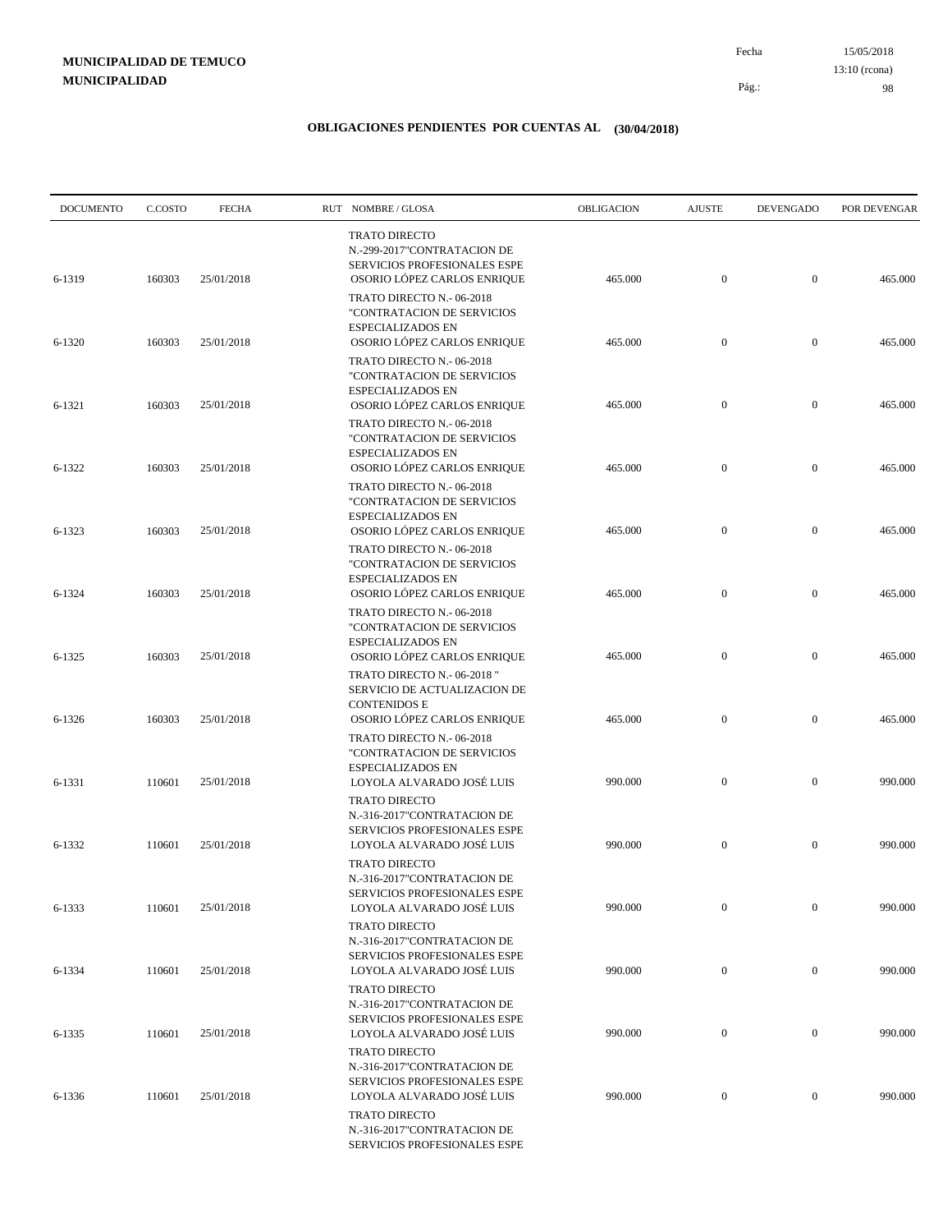**MUNICIPALIDAD DE TEMUCO**
**MUNICIPALIDAD**

Fecha 15/05/2018
13:10 (rcona)

## OBLIGACIONES PENDIENTES POR CUENTAS AL (30/04/2018)

| DOCUMENTO | C.COSTO | FECHA | RUT NOMBRE / GLOSA | OBLIGACION | AJUSTE | DEVENGADO | POR DEVENGAR |
|---|---|---|---|---|---|---|---|
| 6-1319 | 160303 | 25/01/2018 | TRATO DIRECTO N.-299-2017"CONTRATACION DE SERVICIOS PROFESIONALES ESPE OSORIO LÓPEZ CARLOS ENRIQUE | 465.000 | 0 | 0 | 465.000 |
| 6-1320 | 160303 | 25/01/2018 | TRATO DIRECTO N.- 06-2018 "CONTRATACION DE SERVICIOS ESPECIALIZADOS EN OSORIO LÓPEZ CARLOS ENRIQUE | 465.000 | 0 | 0 | 465.000 |
| 6-1321 | 160303 | 25/01/2018 | TRATO DIRECTO N.- 06-2018 "CONTRATACION DE SERVICIOS ESPECIALIZADOS EN OSORIO LÓPEZ CARLOS ENRIQUE | 465.000 | 0 | 0 | 465.000 |
| 6-1322 | 160303 | 25/01/2018 | TRATO DIRECTO N.- 06-2018 "CONTRATACION DE SERVICIOS ESPECIALIZADOS EN OSORIO LÓPEZ CARLOS ENRIQUE | 465.000 | 0 | 0 | 465.000 |
| 6-1323 | 160303 | 25/01/2018 | TRATO DIRECTO N.- 06-2018 "CONTRATACION DE SERVICIOS ESPECIALIZADOS EN OSORIO LÓPEZ CARLOS ENRIQUE | 465.000 | 0 | 0 | 465.000 |
| 6-1324 | 160303 | 25/01/2018 | TRATO DIRECTO N.- 06-2018 "CONTRATACION DE SERVICIOS ESPECIALIZADOS EN OSORIO LÓPEZ CARLOS ENRIQUE | 465.000 | 0 | 0 | 465.000 |
| 6-1325 | 160303 | 25/01/2018 | TRATO DIRECTO N.- 06-2018 "CONTRATACION DE SERVICIOS ESPECIALIZADOS EN OSORIO LÓPEZ CARLOS ENRIQUE | 465.000 | 0 | 0 | 465.000 |
| 6-1326 | 160303 | 25/01/2018 | TRATO DIRECTO N.- 06-2018 " SERVICIO DE ACTUALIZACION DE CONTENIDOS E OSORIO LÓPEZ CARLOS ENRIQUE | 465.000 | 0 | 0 | 465.000 |
| 6-1331 | 110601 | 25/01/2018 | TRATO DIRECTO N.- 06-2018 "CONTRATACION DE SERVICIOS ESPECIALIZADOS EN LOYOLA ALVARADO JOSÉ LUIS | 990.000 | 0 | 0 | 990.000 |
| 6-1332 | 110601 | 25/01/2018 | TRATO DIRECTO N.-316-2017"CONTRATACION DE SERVICIOS PROFESIONALES ESPE LOYOLA ALVARADO JOSÉ LUIS | 990.000 | 0 | 0 | 990.000 |
| 6-1333 | 110601 | 25/01/2018 | TRATO DIRECTO N.-316-2017"CONTRATACION DE SERVICIOS PROFESIONALES ESPE LOYOLA ALVARADO JOSÉ LUIS | 990.000 | 0 | 0 | 990.000 |
| 6-1334 | 110601 | 25/01/2018 | TRATO DIRECTO N.-316-2017"CONTRATACION DE SERVICIOS PROFESIONALES ESPE LOYOLA ALVARADO JOSÉ LUIS | 990.000 | 0 | 0 | 990.000 |
| 6-1335 | 110601 | 25/01/2018 | TRATO DIRECTO N.-316-2017"CONTRATACION DE SERVICIOS PROFESIONALES ESPE LOYOLA ALVARADO JOSÉ LUIS | 990.000 | 0 | 0 | 990.000 |
| 6-1336 | 110601 | 25/01/2018 | TRATO DIRECTO N.-316-2017"CONTRATACION DE SERVICIOS PROFESIONALES ESPE LOYOLA ALVARADO JOSÉ LUIS | 990.000 | 0 | 0 | 990.000 |
| | | | TRATO DIRECTO N.-316-2017"CONTRATACION DE SERVICIOS PROFESIONALES ESPE | | | | |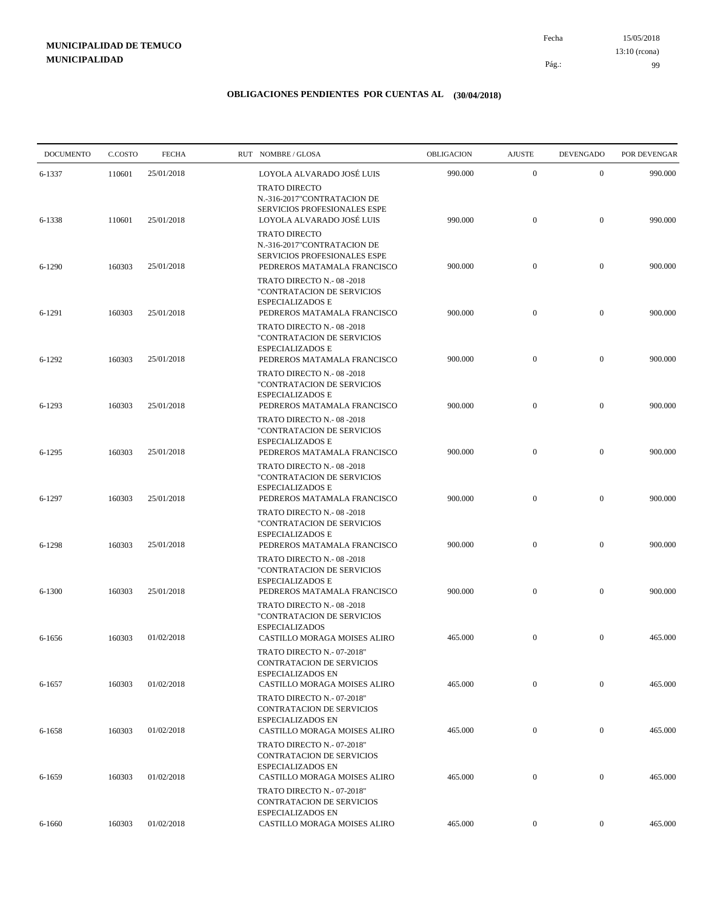**MUNICIPALIDAD DE TEMUCO**
**MUNICIPALIDAD**

Fecha 15/05/2018
13:10 (rcona)

## OBLIGACIONES PENDIENTES POR CUENTAS AL (30/04/2018)

| DOCUMENTO | C.COSTO | FECHA | RUT NOMBRE / GLOSA | OBLIGACION | AJUSTE | DEVENGADO | POR DEVENGAR |
|---|---|---|---|---|---|---|---|
| 6-1337 | 110601 | 25/01/2018 | LOYOLA ALVARADO JOSÉ LUIS<br>TRATO DIRECTO N.-316-2017"CONTRATACION DE SERVICIOS PROFESIONALES ESPE | 990.000 | 0 | 0 | 990.000 |
| 6-1338 | 110601 | 25/01/2018 | LOYOLA ALVARADO JOSÉ LUIS<br>TRATO DIRECTO N.-316-2017"CONTRATACION DE SERVICIOS PROFESIONALES ESPE | 990.000 | 0 | 0 | 990.000 |
| 6-1290 | 160303 | 25/01/2018 | PEDREROS MATAMALA FRANCISCO<br>TRATO DIRECTO N.- 08 -2018 "CONTRATACION DE SERVICIOS ESPECIALIZADOS E | 900.000 | 0 | 0 | 900.000 |
| 6-1291 | 160303 | 25/01/2018 | PEDREROS MATAMALA FRANCISCO<br>TRATO DIRECTO N.- 08 -2018 "CONTRATACION DE SERVICIOS ESPECIALIZADOS E | 900.000 | 0 | 0 | 900.000 |
| 6-1292 | 160303 | 25/01/2018 | PEDREROS MATAMALA FRANCISCO<br>TRATO DIRECTO N.- 08 -2018 "CONTRATACION DE SERVICIOS ESPECIALIZADOS E | 900.000 | 0 | 0 | 900.000 |
| 6-1293 | 160303 | 25/01/2018 | PEDREROS MATAMALA FRANCISCO<br>TRATO DIRECTO N.- 08 -2018 "CONTRATACION DE SERVICIOS ESPECIALIZADOS E | 900.000 | 0 | 0 | 900.000 |
| 6-1295 | 160303 | 25/01/2018 | PEDREROS MATAMALA FRANCISCO<br>TRATO DIRECTO N.- 08 -2018 "CONTRATACION DE SERVICIOS ESPECIALIZADOS E | 900.000 | 0 | 0 | 900.000 |
| 6-1297 | 160303 | 25/01/2018 | PEDREROS MATAMALA FRANCISCO<br>TRATO DIRECTO N.- 08 -2018 "CONTRATACION DE SERVICIOS ESPECIALIZADOS E | 900.000 | 0 | 0 | 900.000 |
| 6-1298 | 160303 | 25/01/2018 | PEDREROS MATAMALA FRANCISCO<br>TRATO DIRECTO N.- 08 -2018 "CONTRATACION DE SERVICIOS ESPECIALIZADOS E | 900.000 | 0 | 0 | 900.000 |
| 6-1300 | 160303 | 25/01/2018 | PEDREROS MATAMALA FRANCISCO<br>TRATO DIRECTO N.- 08 -2018 "CONTRATACION DE SERVICIOS ESPECIALIZADOS | 900.000 | 0 | 0 | 900.000 |
| 6-1656 | 160303 | 01/02/2018 | CASTILLO MORAGA MOISES ALIRO<br>TRATO DIRECTO N.- 07-2018" CONTRATACION DE SERVICIOS ESPECIALIZADOS EN | 465.000 | 0 | 0 | 465.000 |
| 6-1657 | 160303 | 01/02/2018 | CASTILLO MORAGA MOISES ALIRO<br>TRATO DIRECTO N.- 07-2018" CONTRATACION DE SERVICIOS ESPECIALIZADOS EN | 465.000 | 0 | 0 | 465.000 |
| 6-1658 | 160303 | 01/02/2018 | CASTILLO MORAGA MOISES ALIRO<br>TRATO DIRECTO N.- 07-2018" CONTRATACION DE SERVICIOS ESPECIALIZADOS EN | 465.000 | 0 | 0 | 465.000 |
| 6-1659 | 160303 | 01/02/2018 | CASTILLO MORAGA MOISES ALIRO<br>TRATO DIRECTO N.- 07-2018" CONTRATACION DE SERVICIOS ESPECIALIZADOS EN | 465.000 | 0 | 0 | 465.000 |
| 6-1660 | 160303 | 01/02/2018 | CASTILLO MORAGA MOISES ALIRO | 465.000 | 0 | 0 | 465.000 |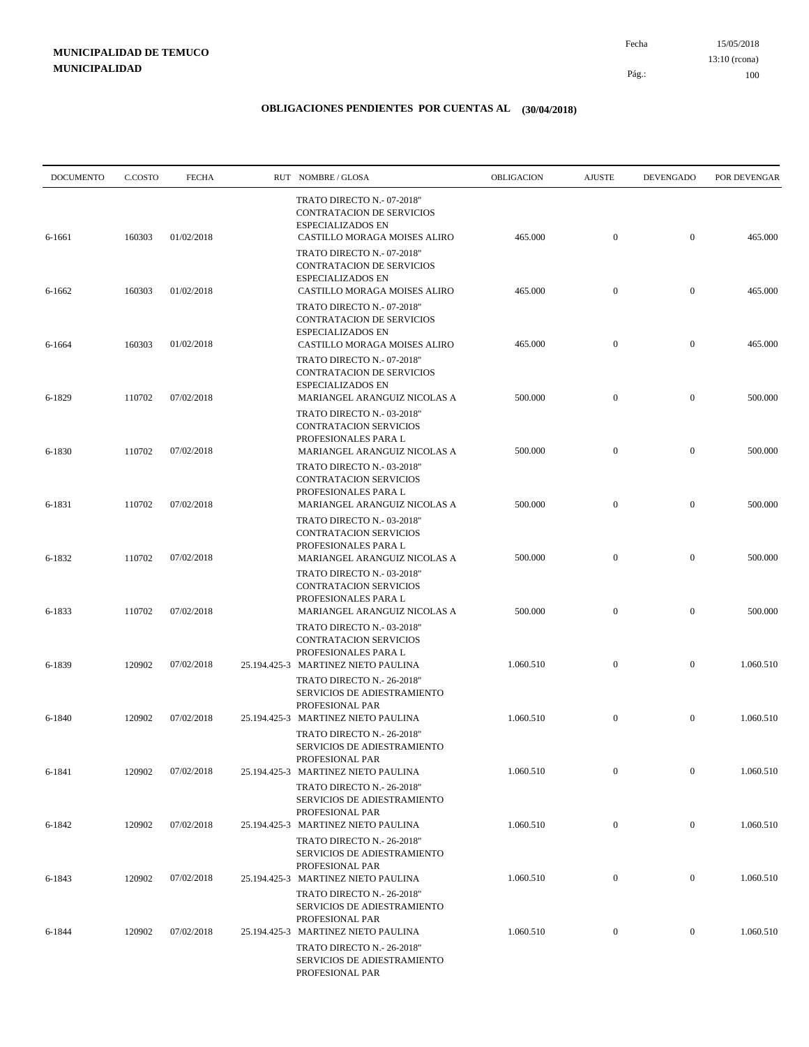**MUNICIPALIDAD DE TEMUCO**
**MUNICIPALIDAD**

Fecha 15/05/2018
13:10 (rcona)

## OBLIGACIONES PENDIENTES POR CUENTAS AL (30/04/2018)

| DOCUMENTO | C.COSTO | FECHA | RUT | NOMBRE / GLOSA | OBLIGACION | AJUSTE | DEVENGADO | POR DEVENGAR |
|---|---|---|---|---|---|---|---|---|
| | | | | TRATO DIRECTO N.- 07-2018" CONTRATACION DE SERVICIOS ESPECIALIZADOS EN | | | | |
| 6-1661 | 160303 | 01/02/2018 | | CASTILLO MORAGA MOISES ALIRO<br>TRATO DIRECTO N.- 07-2018" CONTRATACION DE SERVICIOS ESPECIALIZADOS EN | 465.000 | 0 | 0 | 465.000 |
| 6-1662 | 160303 | 01/02/2018 | | CASTILLO MORAGA MOISES ALIRO<br>TRATO DIRECTO N.- 07-2018" CONTRATACION DE SERVICIOS ESPECIALIZADOS EN | 465.000 | 0 | 0 | 465.000 |
| 6-1664 | 160303 | 01/02/2018 | | CASTILLO MORAGA MOISES ALIRO<br>TRATO DIRECTO N.- 07-2018" CONTRATACION DE SERVICIOS ESPECIALIZADOS EN | 465.000 | 0 | 0 | 465.000 |
| 6-1829 | 110702 | 07/02/2018 | | MARIANGEL ARANGUIZ NICOLAS A<br>TRATO DIRECTO N.- 03-2018" CONTRATACION SERVICIOS PROFESIONALES PARA L | 500.000 | 0 | 0 | 500.000 |
| 6-1830 | 110702 | 07/02/2018 | | MARIANGEL ARANGUIZ NICOLAS A<br>TRATO DIRECTO N.- 03-2018" CONTRATACION SERVICIOS PROFESIONALES PARA L | 500.000 | 0 | 0 | 500.000 |
| 6-1831 | 110702 | 07/02/2018 | | MARIANGEL ARANGUIZ NICOLAS A<br>TRATO DIRECTO N.- 03-2018" CONTRATACION SERVICIOS PROFESIONALES PARA L | 500.000 | 0 | 0 | 500.000 |
| 6-1832 | 110702 | 07/02/2018 | | MARIANGEL ARANGUIZ NICOLAS A<br>TRATO DIRECTO N.- 03-2018" CONTRATACION SERVICIOS PROFESIONALES PARA L | 500.000 | 0 | 0 | 500.000 |
| 6-1833 | 110702 | 07/02/2018 | | MARIANGEL ARANGUIZ NICOLAS A<br>TRATO DIRECTO N.- 03-2018" CONTRATACION SERVICIOS PROFESIONALES PARA L | 500.000 | 0 | 0 | 500.000 |
| 6-1839 | 120902 | 07/02/2018 | 25.194.425-3 | MARTINEZ NIETO PAULINA<br>TRATO DIRECTO N.- 26-2018" SERVICIOS DE ADIESTRAMIENTO PROFESIONAL PAR | 1.060.510 | 0 | 0 | 1.060.510 |
| 6-1840 | 120902 | 07/02/2018 | 25.194.425-3 | MARTINEZ NIETO PAULINA<br>TRATO DIRECTO N.- 26-2018" SERVICIOS DE ADIESTRAMIENTO PROFESIONAL PAR | 1.060.510 | 0 | 0 | 1.060.510 |
| 6-1841 | 120902 | 07/02/2018 | 25.194.425-3 | MARTINEZ NIETO PAULINA<br>TRATO DIRECTO N.- 26-2018" SERVICIOS DE ADIESTRAMIENTO PROFESIONAL PAR | 1.060.510 | 0 | 0 | 1.060.510 |
| 6-1842 | 120902 | 07/02/2018 | 25.194.425-3 | MARTINEZ NIETO PAULINA<br>TRATO DIRECTO N.- 26-2018" SERVICIOS DE ADIESTRAMIENTO PROFESIONAL PAR | 1.060.510 | 0 | 0 | 1.060.510 |
| 6-1843 | 120902 | 07/02/2018 | 25.194.425-3 | MARTINEZ NIETO PAULINA<br>TRATO DIRECTO N.- 26-2018" SERVICIOS DE ADIESTRAMIENTO PROFESIONAL PAR | 1.060.510 | 0 | 0 | 1.060.510 |
| 6-1844 | 120902 | 07/02/2018 | 25.194.425-3 | MARTINEZ NIETO PAULINA<br>TRATO DIRECTO N.- 26-2018" SERVICIOS DE ADIESTRAMIENTO PROFESIONAL PAR | 1.060.510 | 0 | 0 | 1.060.510 |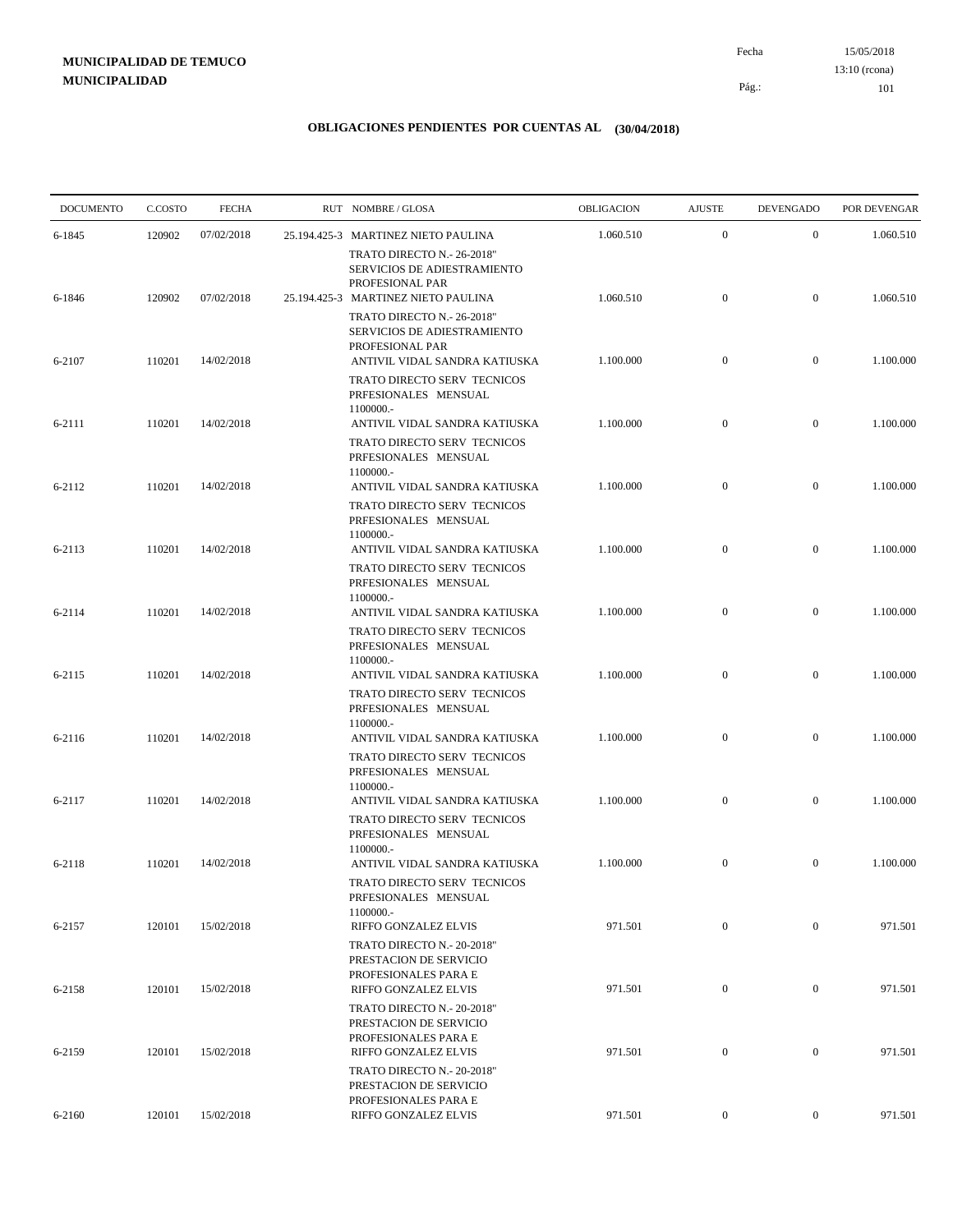**MUNICIPALIDAD DE TEMUCO**
**MUNICIPALIDAD**

Fecha 15/05/2018
13:10 (rcona)

## OBLIGACIONES PENDIENTES POR CUENTAS AL (30/04/2018)

| DOCUMENTO | C.COSTO | FECHA | RUT | NOMBRE / GLOSA | OBLIGACION | AJUSTE | DEVENGADO | POR DEVENGAR |
|---|---|---|---|---|---|---|---|---|
| 6-1845 | 120902 | 07/02/2018 | 25.194.425-3 | MARTINEZ NIETO PAULINA<br>TRATO DIRECTO N.- 26-2018" SERVICIOS DE ADIESTRAMIENTO PROFESIONAL PAR | 1.060.510 | 0 | 0 | 1.060.510 |
| 6-1846 | 120902 | 07/02/2018 | 25.194.425-3 | MARTINEZ NIETO PAULINA<br>TRATO DIRECTO N.- 26-2018" SERVICIOS DE ADIESTRAMIENTO PROFESIONAL PAR | 1.060.510 | 0 | 0 | 1.060.510 |
| 6-2107 | 110201 | 14/02/2018 | | ANTIVIL VIDAL SANDRA KATIUSKA<br>TRATO DIRECTO SERV TECNICOS PRFESIONALES MENSUAL 1100000.- | 1.100.000 | 0 | 0 | 1.100.000 |
| 6-2111 | 110201 | 14/02/2018 | | ANTIVIL VIDAL SANDRA KATIUSKA<br>TRATO DIRECTO SERV TECNICOS PRFESIONALES MENSUAL 1100000.- | 1.100.000 | 0 | 0 | 1.100.000 |
| 6-2112 | 110201 | 14/02/2018 | | ANTIVIL VIDAL SANDRA KATIUSKA<br>TRATO DIRECTO SERV TECNICOS PRFESIONALES MENSUAL 1100000.- | 1.100.000 | 0 | 0 | 1.100.000 |
| 6-2113 | 110201 | 14/02/2018 | | ANTIVIL VIDAL SANDRA KATIUSKA<br>TRATO DIRECTO SERV TECNICOS PRFESIONALES MENSUAL 1100000.- | 1.100.000 | 0 | 0 | 1.100.000 |
| 6-2114 | 110201 | 14/02/2018 | | ANTIVIL VIDAL SANDRA KATIUSKA<br>TRATO DIRECTO SERV TECNICOS PRFESIONALES MENSUAL 1100000.- | 1.100.000 | 0 | 0 | 1.100.000 |
| 6-2115 | 110201 | 14/02/2018 | | ANTIVIL VIDAL SANDRA KATIUSKA<br>TRATO DIRECTO SERV TECNICOS PRFESIONALES MENSUAL 1100000.- | 1.100.000 | 0 | 0 | 1.100.000 |
| 6-2116 | 110201 | 14/02/2018 | | ANTIVIL VIDAL SANDRA KATIUSKA<br>TRATO DIRECTO SERV TECNICOS PRFESIONALES MENSUAL 1100000.- | 1.100.000 | 0 | 0 | 1.100.000 |
| 6-2117 | 110201 | 14/02/2018 | | ANTIVIL VIDAL SANDRA KATIUSKA<br>TRATO DIRECTO SERV TECNICOS PRFESIONALES MENSUAL 1100000.- | 1.100.000 | 0 | 0 | 1.100.000 |
| 6-2118 | 110201 | 14/02/2018 | | ANTIVIL VIDAL SANDRA KATIUSKA<br>TRATO DIRECTO SERV TECNICOS PRFESIONALES MENSUAL 1100000.- | 1.100.000 | 0 | 0 | 1.100.000 |
| 6-2157 | 120101 | 15/02/2018 | | RIFFO GONZALEZ ELVIS<br>TRATO DIRECTO N.- 20-2018" PRESTACION DE SERVICIO PROFESIONALES PARA E | 971.501 | 0 | 0 | 971.501 |
| 6-2158 | 120101 | 15/02/2018 | | RIFFO GONZALEZ ELVIS<br>TRATO DIRECTO N.- 20-2018" PRESTACION DE SERVICIO PROFESIONALES PARA E | 971.501 | 0 | 0 | 971.501 |
| 6-2159 | 120101 | 15/02/2018 | | RIFFO GONZALEZ ELVIS<br>TRATO DIRECTO N.- 20-2018" PRESTACION DE SERVICIO PROFESIONALES PARA E | 971.501 | 0 | 0 | 971.501 |
| 6-2160 | 120101 | 15/02/2018 | | RIFFO GONZALEZ ELVIS | 971.501 | 0 | 0 | 971.501 |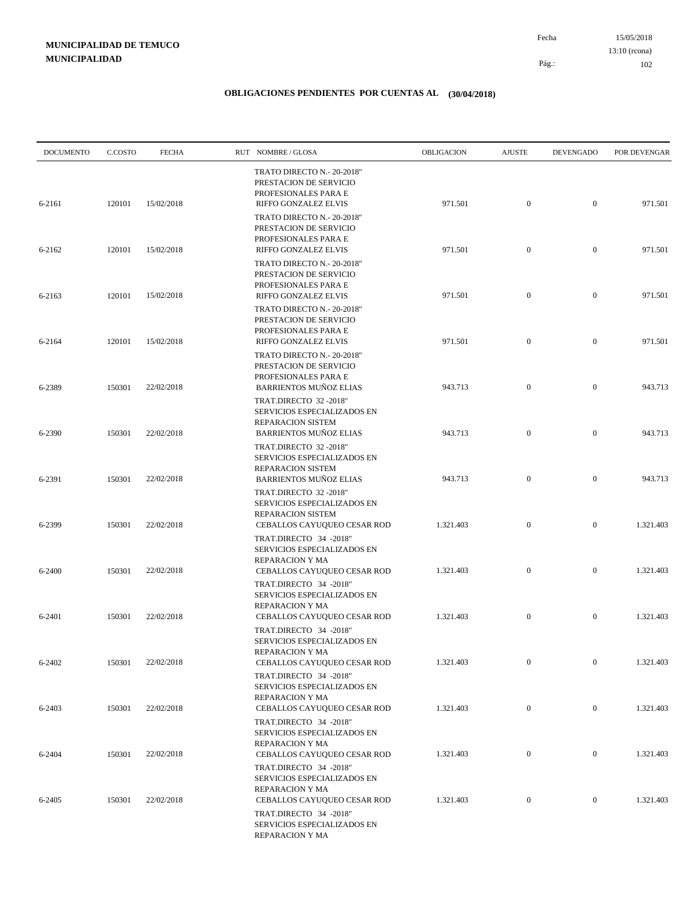**MUNICIPALIDAD DE TEMUCO**
**MUNICIPALIDAD**

Fecha 15/05/2018
13:10 (rcona)

## OBLIGACIONES PENDIENTES POR CUENTAS AL (30/04/2018)

| DOCUMENTO | C.COSTO | FECHA | RUT NOMBRE / GLOSA | OBLIGACION | AJUSTE | DEVENGADO | POR DEVENGAR |
|---|---|---|---|---|---|---|---|
| 6-2161 | 120101 | 15/02/2018 | TRATO DIRECTO N.- 20-2018" PRESTACION DE SERVICIO PROFESIONALES PARA E RIFFO GONZALEZ ELVIS | 971.501 | 0 | 0 | 971.501 |
| 6-2162 | 120101 | 15/02/2018 | TRATO DIRECTO N.- 20-2018" PRESTACION DE SERVICIO PROFESIONALES PARA E RIFFO GONZALEZ ELVIS | 971.501 | 0 | 0 | 971.501 |
| 6-2163 | 120101 | 15/02/2018 | TRATO DIRECTO N.- 20-2018" PRESTACION DE SERVICIO PROFESIONALES PARA E RIFFO GONZALEZ ELVIS | 971.501 | 0 | 0 | 971.501 |
| 6-2164 | 120101 | 15/02/2018 | TRATO DIRECTO N.- 20-2018" PRESTACION DE SERVICIO PROFESIONALES PARA E RIFFO GONZALEZ ELVIS | 971.501 | 0 | 0 | 971.501 |
| 6-2389 | 150301 | 22/02/2018 | TRATO DIRECTO N.- 20-2018" PRESTACION DE SERVICIO PROFESIONALES PARA E BARRIENTOS MUÑOZ ELIAS | 943.713 | 0 | 0 | 943.713 |
| 6-2390 | 150301 | 22/02/2018 | TRAT.DIRECTO 32 -2018" SERVICIOS ESPECIALIZADOS EN REPARACION SISTEM BARRIENTOS MUÑOZ ELIAS | 943.713 | 0 | 0 | 943.713 |
| 6-2391 | 150301 | 22/02/2018 | TRAT.DIRECTO 32 -2018" SERVICIOS ESPECIALIZADOS EN REPARACION SISTEM BARRIENTOS MUÑOZ ELIAS | 943.713 | 0 | 0 | 943.713 |
| 6-2399 | 150301 | 22/02/2018 | TRAT.DIRECTO 32 -2018" SERVICIOS ESPECIALIZADOS EN REPARACION SISTEM CEBALLOS CAYUQUEO CESAR ROD | 1.321.403 | 0 | 0 | 1.321.403 |
| 6-2400 | 150301 | 22/02/2018 | TRAT.DIRECTO 34 -2018" SERVICIOS ESPECIALIZADOS EN REPARACION Y MA CEBALLOS CAYUQUEO CESAR ROD | 1.321.403 | 0 | 0 | 1.321.403 |
| 6-2401 | 150301 | 22/02/2018 | TRAT.DIRECTO 34 -2018" SERVICIOS ESPECIALIZADOS EN REPARACION Y MA CEBALLOS CAYUQUEO CESAR ROD | 1.321.403 | 0 | 0 | 1.321.403 |
| 6-2402 | 150301 | 22/02/2018 | TRAT.DIRECTO 34 -2018" SERVICIOS ESPECIALIZADOS EN REPARACION Y MA CEBALLOS CAYUQUEO CESAR ROD | 1.321.403 | 0 | 0 | 1.321.403 |
| 6-2403 | 150301 | 22/02/2018 | TRAT.DIRECTO 34 -2018" SERVICIOS ESPECIALIZADOS EN REPARACION Y MA CEBALLOS CAYUQUEO CESAR ROD | 1.321.403 | 0 | 0 | 1.321.403 |
| 6-2404 | 150301 | 22/02/2018 | TRAT.DIRECTO 34 -2018" SERVICIOS ESPECIALIZADOS EN REPARACION Y MA CEBALLOS CAYUQUEO CESAR ROD | 1.321.403 | 0 | 0 | 1.321.403 |
| 6-2405 | 150301 | 22/02/2018 | TRAT.DIRECTO 34 -2018" SERVICIOS ESPECIALIZADOS EN REPARACION Y MA CEBALLOS CAYUQUEO CESAR ROD | 1.321.403 | 0 | 0 | 1.321.403 |
| | | | TRAT.DIRECTO 34 -2018" SERVICIOS ESPECIALIZADOS EN REPARACION Y MA | | | | |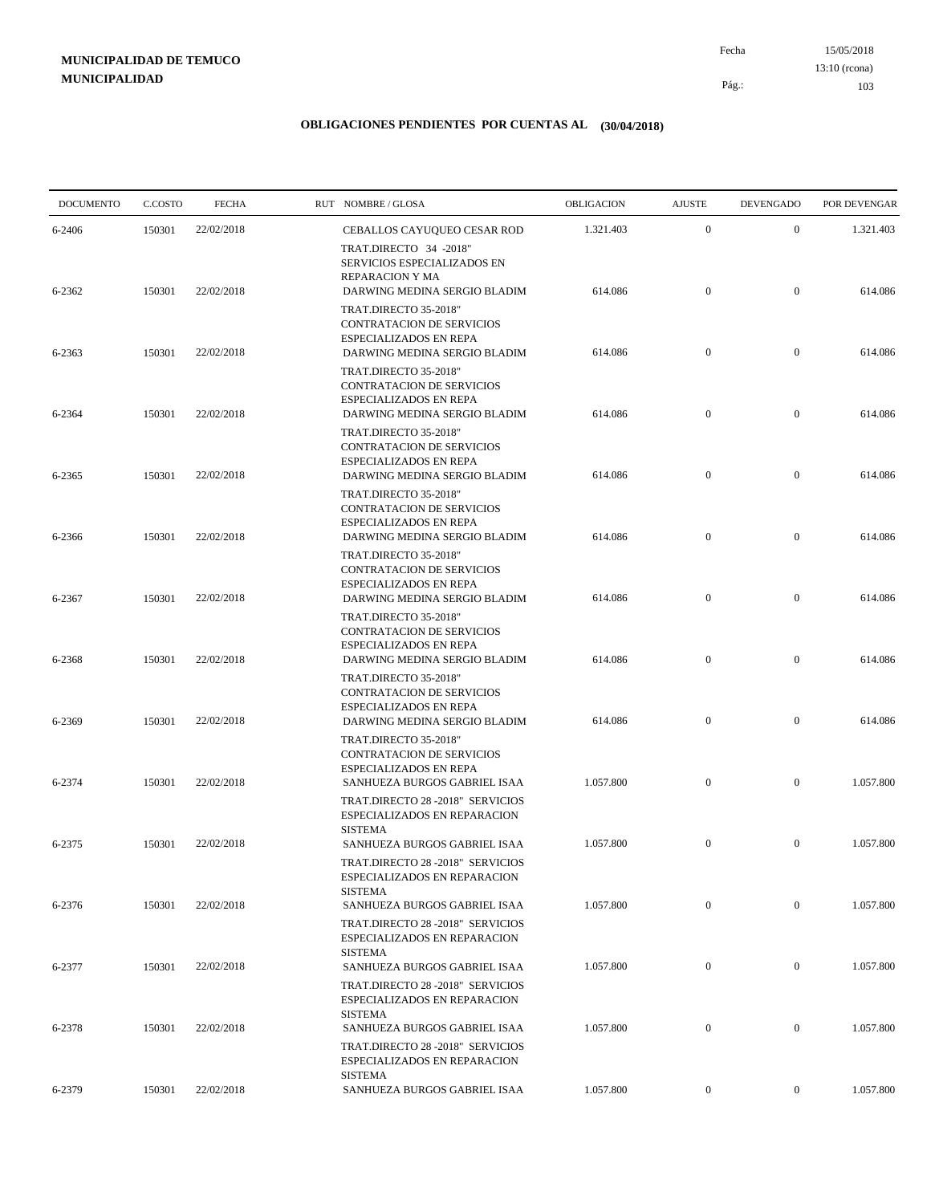**MUNICIPALIDAD DE TEMUCO**
**MUNICIPALIDAD**

Fecha 15/05/2018
13:10 (rcona)

## OBLIGACIONES PENDIENTES POR CUENTAS AL (30/04/2018)

| DOCUMENTO | C.COSTO | FECHA | RUT NOMBRE / GLOSA | OBLIGACION | AJUSTE | DEVENGADO | POR DEVENGAR |
|---|---|---|---|---|---|---|---|
| 6-2406 | 150301 | 22/02/2018 | CEBALLOS CAYUQUEO CESAR ROD | 1.321.403 | 0 | 0 | 1.321.403 |
| | | | TRAT.DIRECTO 34 -2018" SERVICIOS ESPECIALIZADOS EN REPARACION Y MA | | | | |
| 6-2362 | 150301 | 22/02/2018 | DARWING MEDINA SERGIO BLADIM | 614.086 | 0 | 0 | 614.086 |
| | | | TRAT.DIRECTO 35-2018" CONTRATACION DE SERVICIOS ESPECIALIZADOS EN REPA | | | | |
| 6-2363 | 150301 | 22/02/2018 | DARWING MEDINA SERGIO BLADIM | 614.086 | 0 | 0 | 614.086 |
| | | | TRAT.DIRECTO 35-2018" CONTRATACION DE SERVICIOS ESPECIALIZADOS EN REPA | | | | |
| 6-2364 | 150301 | 22/02/2018 | DARWING MEDINA SERGIO BLADIM | 614.086 | 0 | 0 | 614.086 |
| | | | TRAT.DIRECTO 35-2018" CONTRATACION DE SERVICIOS ESPECIALIZADOS EN REPA | | | | |
| 6-2365 | 150301 | 22/02/2018 | DARWING MEDINA SERGIO BLADIM | 614.086 | 0 | 0 | 614.086 |
| | | | TRAT.DIRECTO 35-2018" CONTRATACION DE SERVICIOS ESPECIALIZADOS EN REPA | | | | |
| 6-2366 | 150301 | 22/02/2018 | DARWING MEDINA SERGIO BLADIM | 614.086 | 0 | 0 | 614.086 |
| | | | TRAT.DIRECTO 35-2018" CONTRATACION DE SERVICIOS ESPECIALIZADOS EN REPA | | | | |
| 6-2367 | 150301 | 22/02/2018 | DARWING MEDINA SERGIO BLADIM | 614.086 | 0 | 0 | 614.086 |
| | | | TRAT.DIRECTO 35-2018" CONTRATACION DE SERVICIOS ESPECIALIZADOS EN REPA | | | | |
| 6-2368 | 150301 | 22/02/2018 | DARWING MEDINA SERGIO BLADIM | 614.086 | 0 | 0 | 614.086 |
| | | | TRAT.DIRECTO 35-2018" CONTRATACION DE SERVICIOS ESPECIALIZADOS EN REPA | | | | |
| 6-2369 | 150301 | 22/02/2018 | DARWING MEDINA SERGIO BLADIM | 614.086 | 0 | 0 | 614.086 |
| | | | TRAT.DIRECTO 35-2018" CONTRATACION DE SERVICIOS ESPECIALIZADOS EN REPA | | | | |
| 6-2374 | 150301 | 22/02/2018 | SANHUEZA BURGOS GABRIEL ISAA | 1.057.800 | 0 | 0 | 1.057.800 |
| | | | TRAT.DIRECTO 28 -2018" SERVICIOS ESPECIALIZADOS EN REPARACION SISTEMA | | | | |
| 6-2375 | 150301 | 22/02/2018 | SANHUEZA BURGOS GABRIEL ISAA | 1.057.800 | 0 | 0 | 1.057.800 |
| | | | TRAT.DIRECTO 28 -2018" SERVICIOS ESPECIALIZADOS EN REPARACION SISTEMA | | | | |
| 6-2376 | 150301 | 22/02/2018 | SANHUEZA BURGOS GABRIEL ISAA | 1.057.800 | 0 | 0 | 1.057.800 |
| | | | TRAT.DIRECTO 28 -2018" SERVICIOS ESPECIALIZADOS EN REPARACION SISTEMA | | | | |
| 6-2377 | 150301 | 22/02/2018 | SANHUEZA BURGOS GABRIEL ISAA | 1.057.800 | 0 | 0 | 1.057.800 |
| | | | TRAT.DIRECTO 28 -2018" SERVICIOS ESPECIALIZADOS EN REPARACION SISTEMA | | | | |
| 6-2378 | 150301 | 22/02/2018 | SANHUEZA BURGOS GABRIEL ISAA | 1.057.800 | 0 | 0 | 1.057.800 |
| | | | TRAT.DIRECTO 28 -2018" SERVICIOS ESPECIALIZADOS EN REPARACION SISTEMA | | | | |
| 6-2379 | 150301 | 22/02/2018 | SANHUEZA BURGOS GABRIEL ISAA | 1.057.800 | 0 | 0 | 1.057.800 |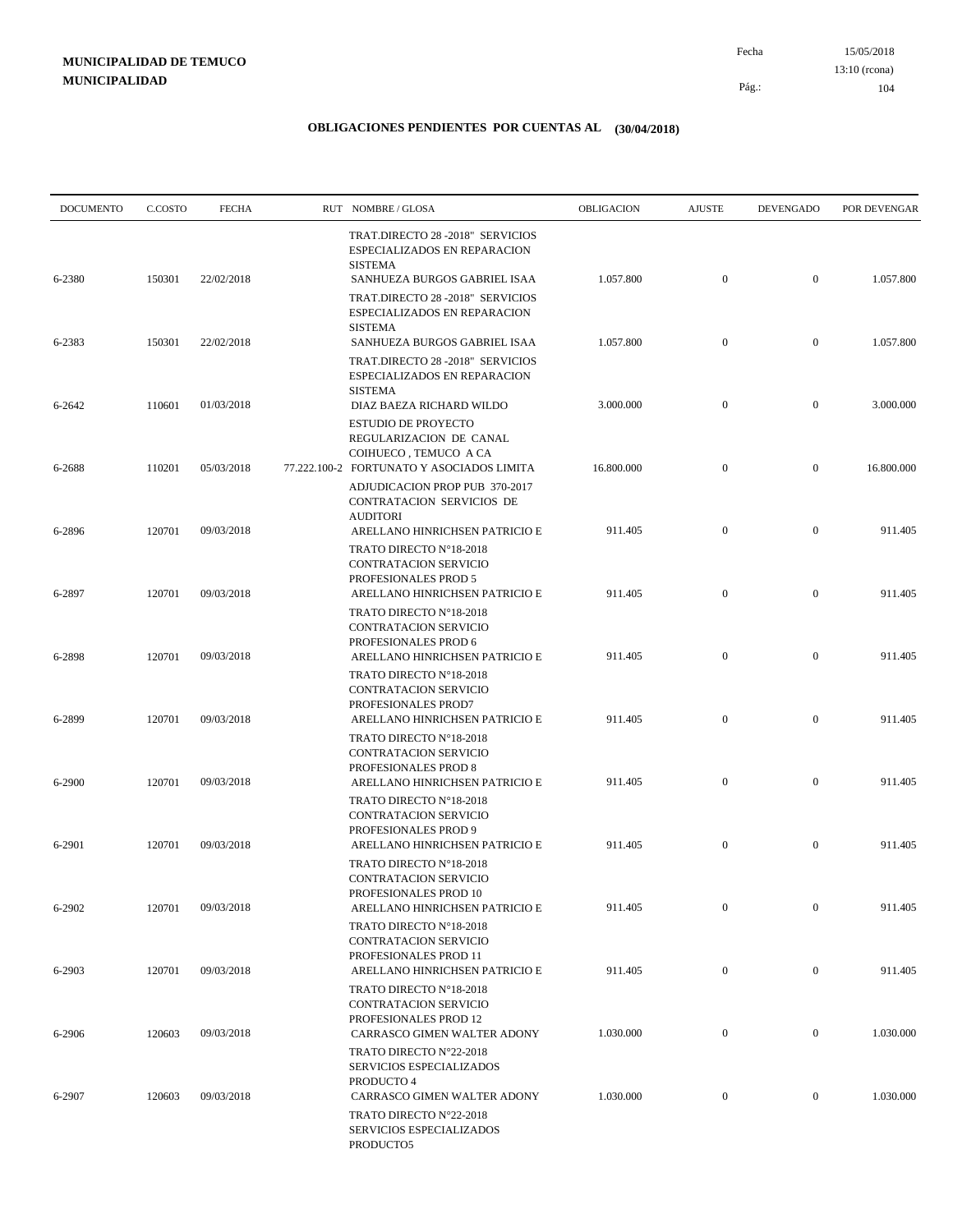**MUNICIPALIDAD DE TEMUCO**
**MUNICIPALIDAD**

Fecha 15/05/2018
13:10 (rcona)

# OBLIGACIONES PENDIENTES POR CUENTAS AL (30/04/2018)

| DOCUMENTO | C.COSTO | FECHA | RUT | NOMBRE / GLOSA | OBLIGACION | AJUSTE | DEVENGADO | POR DEVENGAR |
|---|---|---|---|---|---|---|---|---|
| 6-2380 | 150301 | 22/02/2018 | | TRAT.DIRECTO 28 -2018" SERVICIOS ESPECIALIZADOS EN REPARACION SISTEMA SANHUEZA BURGOS GABRIEL ISAA | 1.057.800 | 0 | 0 | 1.057.800 |
| 6-2383 | 150301 | 22/02/2018 | | TRAT.DIRECTO 28 -2018" SERVICIOS ESPECIALIZADOS EN REPARACION SISTEMA SANHUEZA BURGOS GABRIEL ISAA | 1.057.800 | 0 | 0 | 1.057.800 |
| 6-2642 | 110601 | 01/03/2018 | | TRAT.DIRECTO 28 -2018" SERVICIOS ESPECIALIZADOS EN REPARACION SISTEMA DIAZ BAEZA RICHARD WILDO | 3.000.000 | 0 | 0 | 3.000.000 |
| 6-2688 | 110201 | 05/03/2018 | 77.222.100-2 | ESTUDIO DE PROYECTO REGULARIZACION DE CANAL COIHUECO , TEMUCO A CA FORTUNATO Y ASOCIADOS LIMITA | 16.800.000 | 0 | 0 | 16.800.000 |
| 6-2896 | 120701 | 09/03/2018 | | ADJUDICACION PROP PUB 370-2017 CONTRATACION SERVICIOS DE AUDITORI ARELLANO HINRICHSEN PATRICIO E | 911.405 | 0 | 0 | 911.405 |
| 6-2897 | 120701 | 09/03/2018 | | TRATO DIRECTO N°18-2018 CONTRATACION SERVICIO PROFESIONALES PROD 5 ARELLANO HINRICHSEN PATRICIO E | 911.405 | 0 | 0 | 911.405 |
| 6-2898 | 120701 | 09/03/2018 | | TRATO DIRECTO N°18-2018 CONTRATACION SERVICIO PROFESIONALES PROD 6 ARELLANO HINRICHSEN PATRICIO E | 911.405 | 0 | 0 | 911.405 |
| 6-2899 | 120701 | 09/03/2018 | | TRATO DIRECTO N°18-2018 CONTRATACION SERVICIO PROFESIONALES PROD7 ARELLANO HINRICHSEN PATRICIO E | 911.405 | 0 | 0 | 911.405 |
| 6-2900 | 120701 | 09/03/2018 | | TRATO DIRECTO N°18-2018 CONTRATACION SERVICIO PROFESIONALES PROD 8 ARELLANO HINRICHSEN PATRICIO E | 911.405 | 0 | 0 | 911.405 |
| 6-2901 | 120701 | 09/03/2018 | | TRATO DIRECTO N°18-2018 CONTRATACION SERVICIO PROFESIONALES PROD 9 ARELLANO HINRICHSEN PATRICIO E | 911.405 | 0 | 0 | 911.405 |
| 6-2902 | 120701 | 09/03/2018 | | TRATO DIRECTO N°18-2018 CONTRATACION SERVICIO PROFESIONALES PROD 10 ARELLANO HINRICHSEN PATRICIO E | 911.405 | 0 | 0 | 911.405 |
| 6-2903 | 120701 | 09/03/2018 | | TRATO DIRECTO N°18-2018 CONTRATACION SERVICIO PROFESIONALES PROD 11 ARELLANO HINRICHSEN PATRICIO E | 911.405 | 0 | 0 | 911.405 |
| 6-2906 | 120603 | 09/03/2018 | | TRATO DIRECTO N°18-2018 CONTRATACION SERVICIO PROFESIONALES PROD 12 CARRASCO GIMEN WALTER ADONY | 1.030.000 | 0 | 0 | 1.030.000 |
| 6-2907 | 120603 | 09/03/2018 | | TRATO DIRECTO N°22-2018 SERVICIOS ESPECIALIZADOS PRODUCTO 4 CARRASCO GIMEN WALTER ADONY | 1.030.000 | 0 | 0 | 1.030.000 |
| | | | | TRATO DIRECTO N°22-2018 SERVICIOS ESPECIALIZADOS PRODUCTO5 | | | | |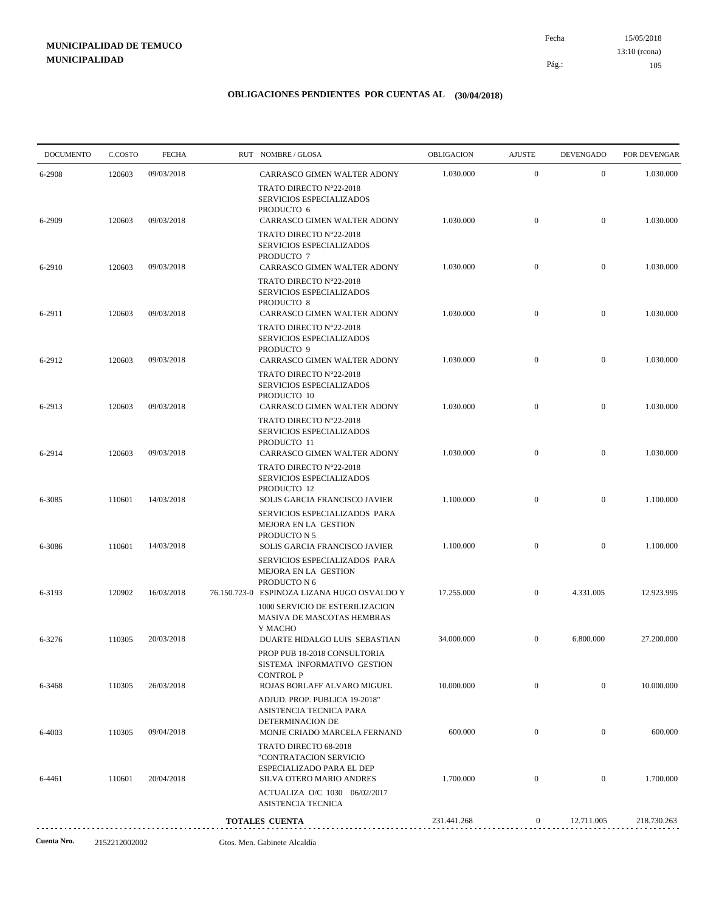**MUNICIPALIDAD DE TEMUCO**
**MUNICIPALIDAD**

Fecha 15/05/2018
13:10 (rcona)

## OBLIGACIONES PENDIENTES POR CUENTAS AL (30/04/2018)

| DOCUMENTO | C.COSTO | FECHA | RUT | NOMBRE / GLOSA | OBLIGACION | AJUSTE | DEVENGADO | POR DEVENGAR |
|---|---|---|---|---|---|---|---|---|
| 6-2908 | 120603 | 09/03/2018 | | CARRASCO GIMEN WALTER ADONY<br>TRATO DIRECTO N°22-2018 SERVICIOS ESPECIALIZADOS PRODUCTO 6 | 1.030.000 | 0 | 0 | 1.030.000 |
| 6-2909 | 120603 | 09/03/2018 | | CARRASCO GIMEN WALTER ADONY<br>TRATO DIRECTO N°22-2018 SERVICIOS ESPECIALIZADOS PRODUCTO 7 | 1.030.000 | 0 | 0 | 1.030.000 |
| 6-2910 | 120603 | 09/03/2018 | | CARRASCO GIMEN WALTER ADONY<br>TRATO DIRECTO N°22-2018 SERVICIOS ESPECIALIZADOS PRODUCTO 8 | 1.030.000 | 0 | 0 | 1.030.000 |
| 6-2911 | 120603 | 09/03/2018 | | CARRASCO GIMEN WALTER ADONY<br>TRATO DIRECTO N°22-2018 SERVICIOS ESPECIALIZADOS PRODUCTO 9 | 1.030.000 | 0 | 0 | 1.030.000 |
| 6-2912 | 120603 | 09/03/2018 | | CARRASCO GIMEN WALTER ADONY<br>TRATO DIRECTO N°22-2018 SERVICIOS ESPECIALIZADOS PRODUCTO 10 | 1.030.000 | 0 | 0 | 1.030.000 |
| 6-2913 | 120603 | 09/03/2018 | | CARRASCO GIMEN WALTER ADONY<br>TRATO DIRECTO N°22-2018 SERVICIOS ESPECIALIZADOS PRODUCTO 11 | 1.030.000 | 0 | 0 | 1.030.000 |
| 6-2914 | 120603 | 09/03/2018 | | CARRASCO GIMEN WALTER ADONY<br>TRATO DIRECTO N°22-2018 SERVICIOS ESPECIALIZADOS PRODUCTO 12 | 1.030.000 | 0 | 0 | 1.030.000 |
| 6-3085 | 110601 | 14/03/2018 | | SOLIS GARCIA FRANCISCO JAVIER<br>SERVICIOS ESPECIALIZADOS PARA MEJORA EN LA GESTION PRODUCTO N 5 | 1.100.000 | 0 | 0 | 1.100.000 |
| 6-3086 | 110601 | 14/03/2018 | | SOLIS GARCIA FRANCISCO JAVIER<br>SERVICIOS ESPECIALIZADOS PARA MEJORA EN LA GESTION PRODUCTO N 6 | 1.100.000 | 0 | 0 | 1.100.000 |
| 6-3193 | 120902 | 16/03/2018 | 76.150.723-0 | ESPINOZA LIZANA HUGO OSVALDO Y<br>1000 SERVICIO DE ESTERILIZACION MASIVA DE MASCOTAS HEMBRAS Y MACHO | 17.255.000 | 0 | 4.331.005 | 12.923.995 |
| 6-3276 | 110305 | 20/03/2018 | | DUARTE HIDALGO LUIS SEBASTIAN<br>PROP PUB 18-2018 CONSULTORIA SISTEMA INFORMATIVO GESTION CONTROL P | 34.000.000 | 0 | 6.800.000 | 27.200.000 |
| 6-3468 | 110305 | 26/03/2018 | | ROJAS BORLAFF ALVARO MIGUEL<br>ADJUD. PROP. PUBLICA 19-2018" ASISTENCIA TECNICA PARA DETERMINACION DE | 10.000.000 | 0 | 0 | 10.000.000 |
| 6-4003 | 110305 | 09/04/2018 | | MONJE CRIADO MARCELA FERNAND<br>TRATO DIRECTO 68-2018 "CONTRATACION SERVICIO ESPECIALIZADO PARA EL DEP | 600.000 | 0 | 0 | 600.000 |
| 6-4461 | 110601 | 20/04/2018 | | SILVA OTERO MARIO ANDRES<br>ACTUALIZA O/C 1030 06/02/2017 ASISTENCIA TECNICA | 1.700.000 | 0 | 0 | 1.700.000 |
| | | | | **TOTALES CUENTA** | 231.441.268 | 0 | 12.711.005 | 218.730.263 |

**Cuenta Nro.** 2152212002002 Gtos. Men. Gabinete Alcaldía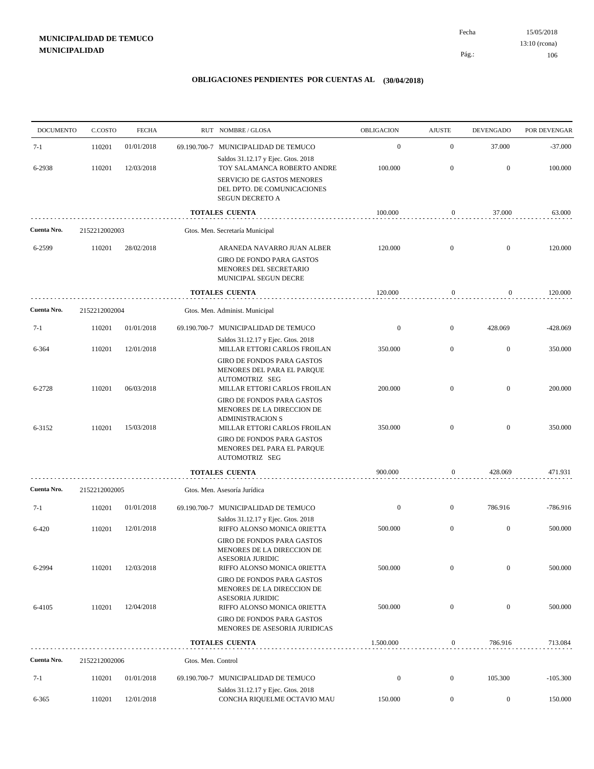**MUNICIPALIDAD DE TEMUCO**
**MUNICIPALIDAD**

Fecha 15/05/2018
13:10 (rcona)

## OBLIGACIONES PENDIENTES POR CUENTAS AL (30/04/2018)

| DOCUMENTO | C.COSTO | FECHA | RUT | NOMBRE / GLOSA | OBLIGACION | AJUSTE | DEVENGADO | POR DEVENGAR |
|---|---|---|---|---|---|---|---|---|
| 7-1 | 110201 | 01/01/2018 | 69.190.700-7 | MUNICIPALIDAD DE TEMUCO<br>Saldos 31.12.17 y Ejec. Gtos. 2018 | 0 | 0 | 37.000 | -37.000 |
| 6-2938 | 110201 | 12/03/2018 | | TOY SALAMANCA ROBERTO ANDRE<br>SERVICIO DE GASTOS MENORES DEL DPTO. DE COMUNICACIONES SEGUN DECRETO A | 100.000 | 0 | 0 | 100.000 |
| | | | | **TOTALES CUENTA** | 100.000 | 0 | 37.000 | 63.000 |
| **Cuenta Nro.** | 2152212002003 | | | Gtos. Men. Secretaría Municipal | | | | |
| 6-2599 | 110201 | 28/02/2018 | | ARANEDA NAVARRO JUAN ALBER<br>GIRO DE FONDO PARA GASTOS MENORES DEL SECRETARIO MUNICIPAL SEGUN DECRE | 120.000 | 0 | 0 | 120.000 |
| | | | | **TOTALES CUENTA** | 120.000 | 0 | 0 | 120.000 |
| **Cuenta Nro.** | 2152212002004 | | | Gtos. Men. Administ. Municipal | | | | |
| 7-1 | 110201 | 01/01/2018 | 69.190.700-7 | MUNICIPALIDAD DE TEMUCO<br>Saldos 31.12.17 y Ejec. Gtos. 2018 | 0 | 0 | 428.069 | -428.069 |
| 6-364 | 110201 | 12/01/2018 | | MILLAR ETTORI CARLOS FROILAN<br>GIRO DE FONDOS PARA GASTOS MENORES DEL PARA EL PARQUE AUTOMOTRIZ SEG | 350.000 | 0 | 0 | 350.000 |
| 6-2728 | 110201 | 06/03/2018 | | MILLAR ETTORI CARLOS FROILAN<br>GIRO DE FONDOS PARA GASTOS MENORES DE LA DIRECCION DE ADMINISTRACION S | 200.000 | 0 | 0 | 200.000 |
| 6-3152 | 110201 | 15/03/2018 | | MILLAR ETTORI CARLOS FROILAN<br>GIRO DE FONDOS PARA GASTOS MENORES DEL PARA EL PARQUE AUTOMOTRIZ SEG | 350.000 | 0 | 0 | 350.000 |
| | | | | **TOTALES CUENTA** | 900.000 | 0 | 428.069 | 471.931 |
| **Cuenta Nro.** | 2152212002005 | | | Gtos. Men. Asesoría Jurídica | | | | |
| 7-1 | 110201 | 01/01/2018 | 69.190.700-7 | MUNICIPALIDAD DE TEMUCO<br>Saldos 31.12.17 y Ejec. Gtos. 2018 | 0 | 0 | 786.916 | -786.916 |
| 6-420 | 110201 | 12/01/2018 | | RIFFO ALONSO MONICA 0RIETTA<br>GIRO DE FONDOS PARA GASTOS MENORES DE LA DIRECCION DE ASESORIA JURIDIC | 500.000 | 0 | 0 | 500.000 |
| 6-2994 | 110201 | 12/03/2018 | | RIFFO ALONSO MONICA 0RIETTA<br>GIRO DE FONDOS PARA GASTOS MENORES DE LA DIRECCION DE ASESORIA JURIDIC | 500.000 | 0 | 0 | 500.000 |
| 6-4105 | 110201 | 12/04/2018 | | RIFFO ALONSO MONICA 0RIETTA<br>GIRO DE FONDOS PARA GASTOS MENORES DE ASESORIA JURIDICAS | 500.000 | 0 | 0 | 500.000 |
| | | | | **TOTALES CUENTA** | 1.500.000 | 0 | 786.916 | 713.084 |
| **Cuenta Nro.** | 2152212002006 | | | Gtos. Men. Control | | | | |
| 7-1 | 110201 | 01/01/2018 | 69.190.700-7 | MUNICIPALIDAD DE TEMUCO<br>Saldos 31.12.17 y Ejec. Gtos. 2018 | 0 | 0 | 105.300 | -105.300 |
| 6-365 | 110201 | 12/01/2018 | | CONCHA RIQUELME OCTAVIO MAU | 150.000 | 0 | 0 | 150.000 |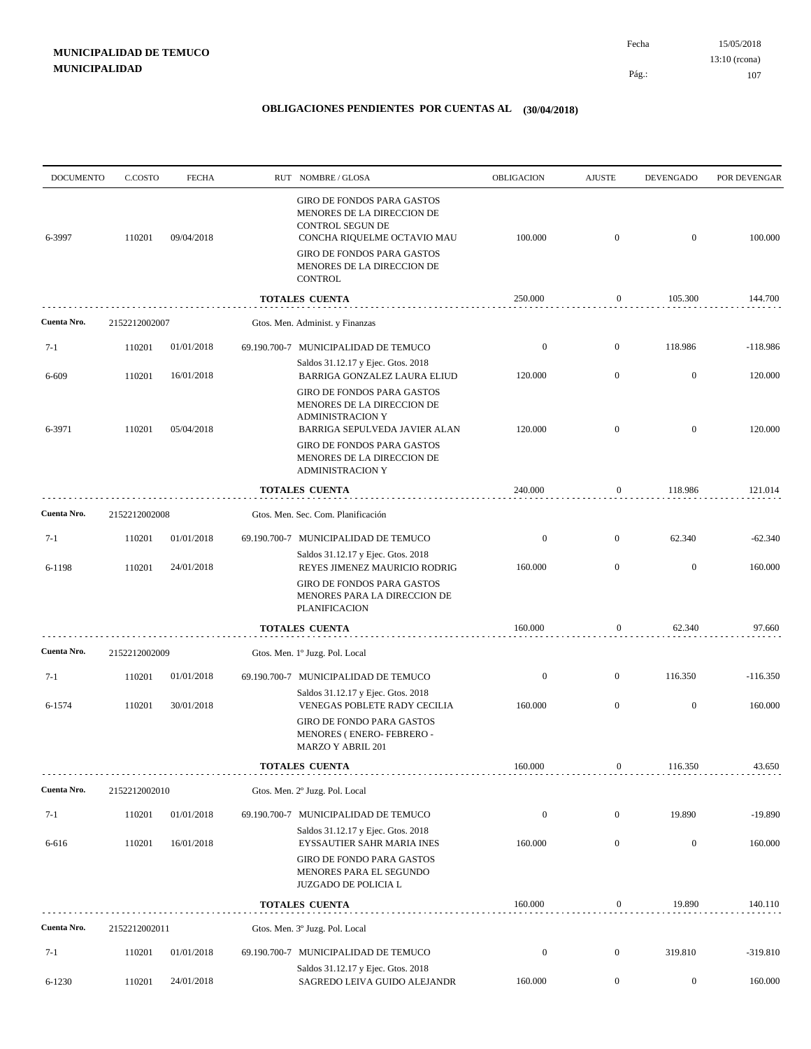**MUNICIPALIDAD DE TEMUCO**
**MUNICIPALIDAD**

Fecha 15/05/2018
13:10 (rcona)

## OBLIGACIONES PENDIENTES POR CUENTAS AL (30/04/2018)

| DOCUMENTO | C.COSTO | FECHA | RUT NOMBRE / GLOSA | OBLIGACION | AJUSTE | DEVENGADO | POR DEVENGAR |
|---|---|---|---|---|---|---|---|
| | | | GIRO DE FONDOS PARA GASTOS MENORES DE LA DIRECCION DE CONTROL SEGUN DE | | | | |
| 6-3997 | 110201 | 09/04/2018 | CONCHA RIQUELME OCTAVIO MAU | 100.000 | 0 | 0 | 100.000 |
| | | | GIRO DE FONDOS PARA GASTOS MENORES DE LA DIRECCION DE CONTROL | | | | |
| | | | **TOTALES CUENTA** | 250.000 | 0 | 105.300 | 144.700 |
| **Cuenta Nro.** | 2152212002007 | | Gtos. Men. Administ. y Finanzas | | | | |
| 7-1 | 110201 | 01/01/2018 | 69.190.700-7 MUNICIPALIDAD DE TEMUCO | 0 | 0 | 118.986 | -118.986 |
| | | | Saldos 31.12.17 y Ejec. Gtos. 2018 | | | | |
| 6-609 | 110201 | 16/01/2018 | BARRIGA GONZALEZ LAURA ELIUD | 120.000 | 0 | 0 | 120.000 |
| | | | GIRO DE FONDOS PARA GASTOS MENORES DE LA DIRECCION DE ADMINISTRACION Y | | | | |
| 6-3971 | 110201 | 05/04/2018 | BARRIGA SEPULVEDA JAVIER ALAN | 120.000 | 0 | 0 | 120.000 |
| | | | GIRO DE FONDOS PARA GASTOS MENORES DE LA DIRECCION DE ADMINISTRACION Y | | | | |
| | | | **TOTALES CUENTA** | 240.000 | 0 | 118.986 | 121.014 |
| **Cuenta Nro.** | 2152212002008 | | Gtos. Men. Sec. Com. Planificación | | | | |
| 7-1 | 110201 | 01/01/2018 | 69.190.700-7 MUNICIPALIDAD DE TEMUCO | 0 | 0 | 62.340 | -62.340 |
| | | | Saldos 31.12.17 y Ejec. Gtos. 2018 | | | | |
| 6-1198 | 110201 | 24/01/2018 | REYES JIMENEZ MAURICIO RODRIG | 160.000 | 0 | 0 | 160.000 |
| | | | GIRO DE FONDOS PARA GASTOS MENORES PARA LA DIRECCION DE PLANIFICACION | | | | |
| | | | **TOTALES CUENTA** | 160.000 | 0 | 62.340 | 97.660 |
| **Cuenta Nro.** | 2152212002009 | | Gtos. Men. 1º Juzg. Pol. Local | | | | |
| 7-1 | 110201 | 01/01/2018 | 69.190.700-7 MUNICIPALIDAD DE TEMUCO | 0 | 0 | 116.350 | -116.350 |
| | | | Saldos 31.12.17 y Ejec. Gtos. 2018 | | | | |
| 6-1574 | 110201 | 30/01/2018 | VENEGAS POBLETE RADY CECILIA | 160.000 | 0 | 0 | 160.000 |
| | | | GIRO DE FONDO PARA GASTOS MENORES ( ENERO- FEBRERO - MARZO Y ABRIL 201 | | | | |
| | | | **TOTALES CUENTA** | 160.000 | 0 | 116.350 | 43.650 |
| **Cuenta Nro.** | 2152212002010 | | Gtos. Men. 2º Juzg. Pol. Local | | | | |
| 7-1 | 110201 | 01/01/2018 | 69.190.700-7 MUNICIPALIDAD DE TEMUCO | 0 | 0 | 19.890 | -19.890 |
| | | | Saldos 31.12.17 y Ejec. Gtos. 2018 | | | | |
| 6-616 | 110201 | 16/01/2018 | EYSSAUTIER SAHR MARIA INES | 160.000 | 0 | 0 | 160.000 |
| | | | GIRO DE FONDO PARA GASTOS MENORES PARA EL SEGUNDO JUZGADO DE POLICIA L | | | | |
| | | | **TOTALES CUENTA** | 160.000 | 0 | 19.890 | 140.110 |
| **Cuenta Nro.** | 2152212002011 | | Gtos. Men. 3º Juzg. Pol. Local | | | | |
| 7-1 | 110201 | 01/01/2018 | 69.190.700-7 MUNICIPALIDAD DE TEMUCO | 0 | 0 | 319.810 | -319.810 |
| | | | Saldos 31.12.17 y Ejec. Gtos. 2018 | | | | |
| 6-1230 | 110201 | 24/01/2018 | SAGREDO LEIVA GUIDO ALEJANDR | 160.000 | 0 | 0 | 160.000 |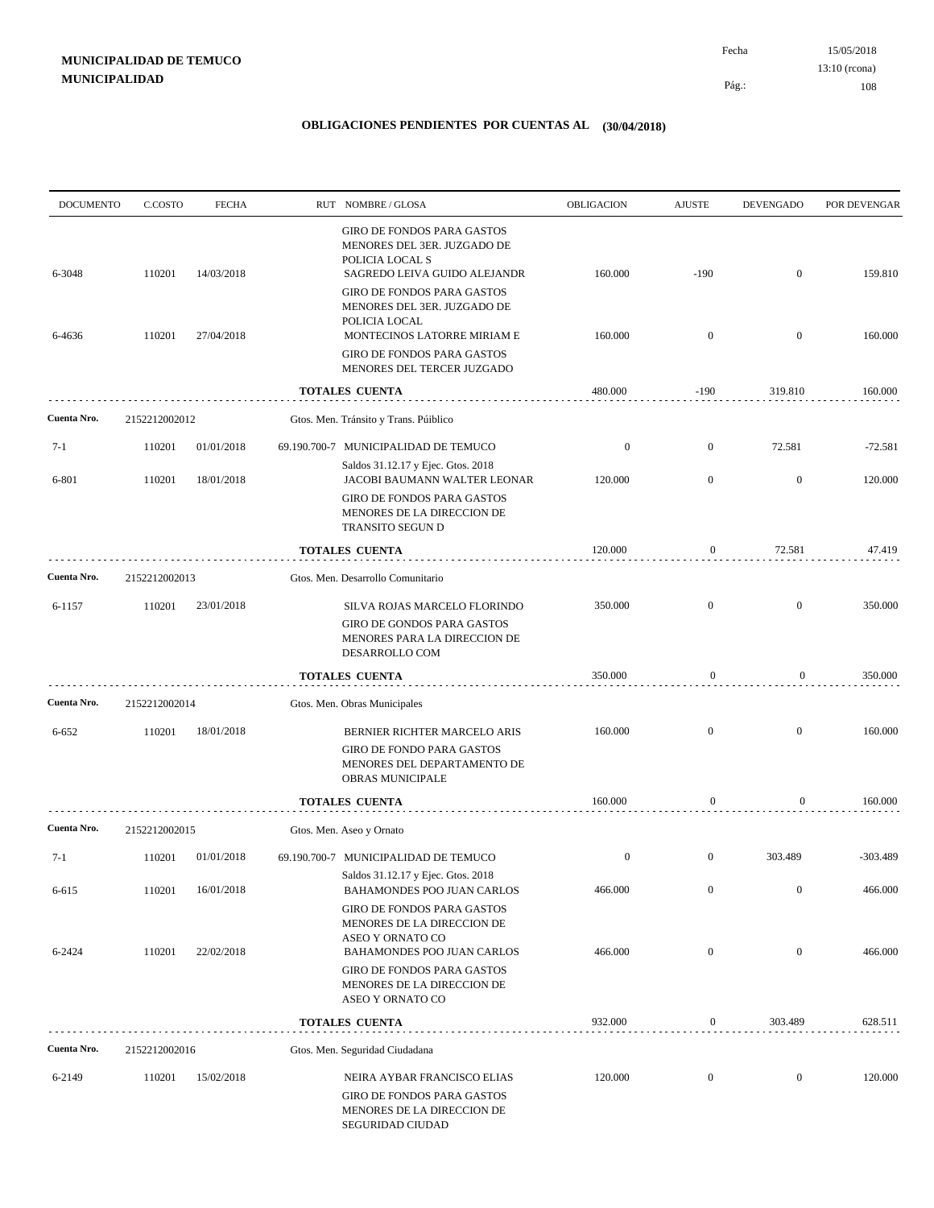**MUNICIPALIDAD DE TEMUCO**
**MUNICIPALIDAD**

Fecha 15/05/2018
13:10 (rcona)

## OBLIGACIONES PENDIENTES POR CUENTAS AL (30/04/2018)

| DOCUMENTO | C.COSTO | FECHA | RUT NOMBRE / GLOSA | OBLIGACION | AJUSTE | DEVENGADO | POR DEVENGAR |
|---|---|---|---|---|---|---|---|
| | | | GIRO DE FONDOS PARA GASTOS MENORES DEL 3ER. JUZGADO DE POLICIA LOCAL S | | | | |
| 6-3048 | 110201 | 14/03/2018 | SAGREDO LEIVA GUIDO ALEJANDR | 160.000 | -190 | 0 | 159.810 |
| | | | GIRO DE FONDOS PARA GASTOS MENORES DEL 3ER. JUZGADO DE POLICIA LOCAL | | | | |
| 6-4636 | 110201 | 27/04/2018 | MONTECINOS LATORRE MIRIAM E | 160.000 | 0 | 0 | 160.000 |
| | | | GIRO DE FONDOS PARA GASTOS MENORES DEL TERCER JUZGADO | | | | |
| | | | **TOTALES CUENTA** | 480.000 | -190 | 319.810 | 160.000 |
| **Cuenta Nro.** | 2152212002012 | | Gtos. Men. Tránsito y Trans. Púiblico | | | | |
| 7-1 | 110201 | 01/01/2018 | 69.190.700-7 MUNICIPALIDAD DE TEMUCO | 0 | 0 | 72.581 | -72.581 |
| | | | Saldos 31.12.17 y Ejec. Gtos. 2018 | | | | |
| 6-801 | 110201 | 18/01/2018 | JACOBI BAUMANN WALTER LEONAR | 120.000 | 0 | 0 | 120.000 |
| | | | GIRO DE FONDOS PARA GASTOS MENORES DE LA DIRECCION DE TRANSITO SEGUN D | | | | |
| | | | **TOTALES CUENTA** | 120.000 | 0 | 72.581 | 47.419 |
| **Cuenta Nro.** | 2152212002013 | | Gtos. Men. Desarrollo Comunitario | | | | |
| 6-1157 | 110201 | 23/01/2018 | SILVA ROJAS MARCELO FLORINDO | 350.000 | 0 | 0 | 350.000 |
| | | | GIRO DE GONDOS PARA GASTOS MENORES PARA LA DIRECCION DE DESARROLLO COM | | | | |
| | | | **TOTALES CUENTA** | 350.000 | 0 | 0 | 350.000 |
| **Cuenta Nro.** | 2152212002014 | | Gtos. Men. Obras Municipales | | | | |
| 6-652 | 110201 | 18/01/2018 | BERNIER RICHTER MARCELO ARIS | 160.000 | 0 | 0 | 160.000 |
| | | | GIRO DE FONDO PARA GASTOS MENORES DEL DEPARTAMENTO DE OBRAS MUNICIPALE | | | | |
| | | | **TOTALES CUENTA** | 160.000 | 0 | 0 | 160.000 |
| **Cuenta Nro.** | 2152212002015 | | Gtos. Men. Aseo y Ornato | | | | |
| 7-1 | 110201 | 01/01/2018 | 69.190.700-7 MUNICIPALIDAD DE TEMUCO | 0 | 0 | 303.489 | -303.489 |
| | | | Saldos 31.12.17 y Ejec. Gtos. 2018 | | | | |
| 6-615 | 110201 | 16/01/2018 | BAHAMONDES POO JUAN CARLOS | 466.000 | 0 | 0 | 466.000 |
| | | | GIRO DE FONDOS PARA GASTOS MENORES DE LA DIRECCION DE ASEO Y ORNATO CO | | | | |
| 6-2424 | 110201 | 22/02/2018 | BAHAMONDES POO JUAN CARLOS | 466.000 | 0 | 0 | 466.000 |
| | | | GIRO DE FONDOS PARA GASTOS MENORES DE LA DIRECCION DE ASEO Y ORNATO CO | | | | |
| | | | **TOTALES CUENTA** | 932.000 | 0 | 303.489 | 628.511 |
| **Cuenta Nro.** | 2152212002016 | | Gtos. Men. Seguridad Ciudadana | | | | |
| 6-2149 | 110201 | 15/02/2018 | NEIRA AYBAR FRANCISCO ELIAS | 120.000 | 0 | 0 | 120.000 |
| | | | GIRO DE FONDOS PARA GASTOS MENORES DE LA DIRECCION DE SEGURIDAD CIUDAD | | | | |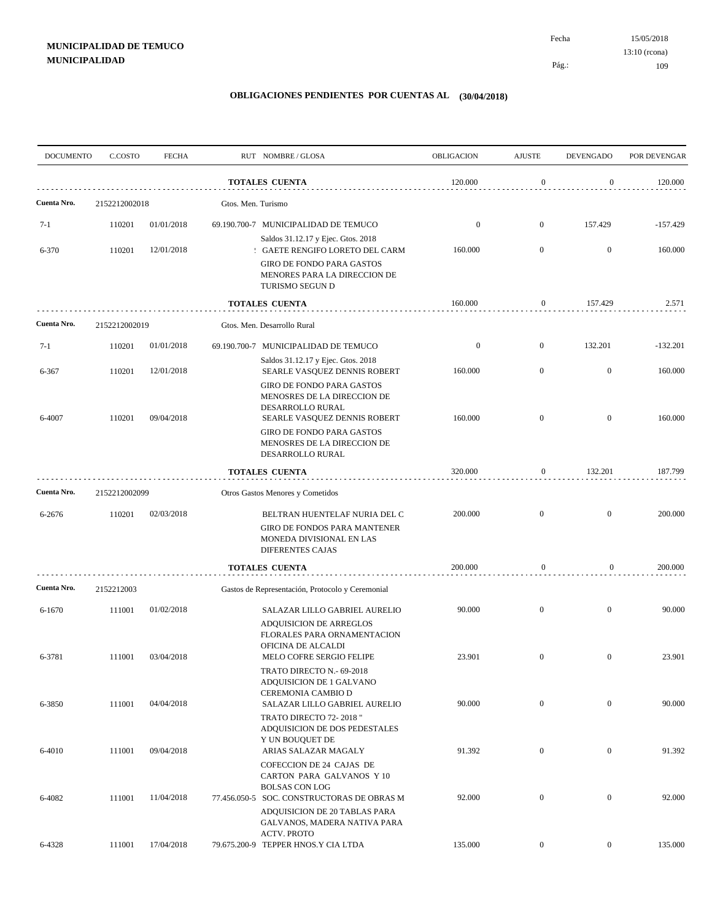**MUNICIPALIDAD DE TEMUCO**
**MUNICIPALIDAD**

Fecha 15/05/2018
13:10 (rcona)

## OBLIGACIONES PENDIENTES POR CUENTAS AL (30/04/2018)

| DOCUMENTO | C.COSTO | FECHA | RUT NOMBRE / GLOSA | OBLIGACION | AJUSTE | DEVENGADO | POR DEVENGAR |
|---|---|---|---|---|---|---|---|
| | | | **TOTALES CUENTA** | 120.000 | 0 | 0 | 120.000 |
| **Cuenta Nro.** | 2152212002018 | | Gtos. Men. Turismo | | | | |
| 7-1 | 110201 | 01/01/2018 | 69.190.700-7 MUNICIPALIDAD DE TEMUCO<br>Saldos 31.12.17 y Ejec. Gtos. 2018 | 0 | 0 | 157.429 | -157.429 |
| 6-370 | 110201 | 12/01/2018 | ! GAETE RENGIFO LORETO DEL CARM<br>GIRO DE FONDO PARA GASTOS MENORES PARA LA DIRECCION DE TURISMO SEGUN D | 160.000 | 0 | 0 | 160.000 |
| | | | **TOTALES CUENTA** | 160.000 | 0 | 157.429 | 2.571 |
| **Cuenta Nro.** | 2152212002019 | | Gtos. Men. Desarrollo Rural | | | | |
| 7-1 | 110201 | 01/01/2018 | 69.190.700-7 MUNICIPALIDAD DE TEMUCO<br>Saldos 31.12.17 y Ejec. Gtos. 2018 | 0 | 0 | 132.201 | -132.201 |
| 6-367 | 110201 | 12/01/2018 | SEARLE VASQUEZ DENNIS ROBERT<br>GIRO DE FONDO PARA GASTOS MENOSRES DE LA DIRECCION DE DESARROLLO RURAL | 160.000 | 0 | 0 | 160.000 |
| 6-4007 | 110201 | 09/04/2018 | SEARLE VASQUEZ DENNIS ROBERT<br>GIRO DE FONDO PARA GASTOS MENOSRES DE LA DIRECCION DE DESARROLLO RURAL | 160.000 | 0 | 0 | 160.000 |
| | | | **TOTALES CUENTA** | 320.000 | 0 | 132.201 | 187.799 |
| **Cuenta Nro.** | 2152212002099 | | Otros Gastos Menores y Cometidos | | | | |
| 6-2676 | 110201 | 02/03/2018 | BELTRAN HUENTELAF NURIA DEL C<br>GIRO DE FONDOS PARA MANTENER MONEDA DIVISIONAL EN LAS DIFERENTES CAJAS | 200.000 | 0 | 0 | 200.000 |
| | | | **TOTALES CUENTA** | 200.000 | 0 | 0 | 200.000 |
| **Cuenta Nro.** | 2152212003 | | Gastos de Representación, Protocolo y Ceremonial | | | | |
| 6-1670 | 111001 | 01/02/2018 | SALAZAR LILLO GABRIEL AURELIO<br>ADQUISICION DE ARREGLOS FLORALES PARA ORNAMENTACION OFICINA DE ALCALDI | 90.000 | 0 | 0 | 90.000 |
| 6-3781 | 111001 | 03/04/2018 | MELO COFRE SERGIO FELIPE<br>TRATO DIRECTO N.- 69-2018 ADQUISICION DE 1 GALVANO CEREMONIA CAMBIO D | 23.901 | 0 | 0 | 23.901 |
| 6-3850 | 111001 | 04/04/2018 | SALAZAR LILLO GABRIEL AURELIO<br>TRATO DIRECTO 72- 2018 " ADQUISICION DE DOS PEDESTALES Y UN BOUQUET DE | 90.000 | 0 | 0 | 90.000 |
| 6-4010 | 111001 | 09/04/2018 | ARIAS SALAZAR MAGALY<br>COFECCION DE 24 CAJAS DE CARTON PARA GALVANOS Y 10 BOLSAS CON LOG | 91.392 | 0 | 0 | 91.392 |
| 6-4082 | 111001 | 11/04/2018 | 77.456.050-5 SOC. CONSTRUCTORAS DE OBRAS M<br>ADQUISICION DE 20 TABLAS PARA GALVANOS, MADERA NATIVA PARA ACTV. PROTO | 92.000 | 0 | 0 | 92.000 |
| 6-4328 | 111001 | 17/04/2018 | 79.675.200-9 TEPPER HNOS.Y CIA LTDA | 135.000 | 0 | 0 | 135.000 |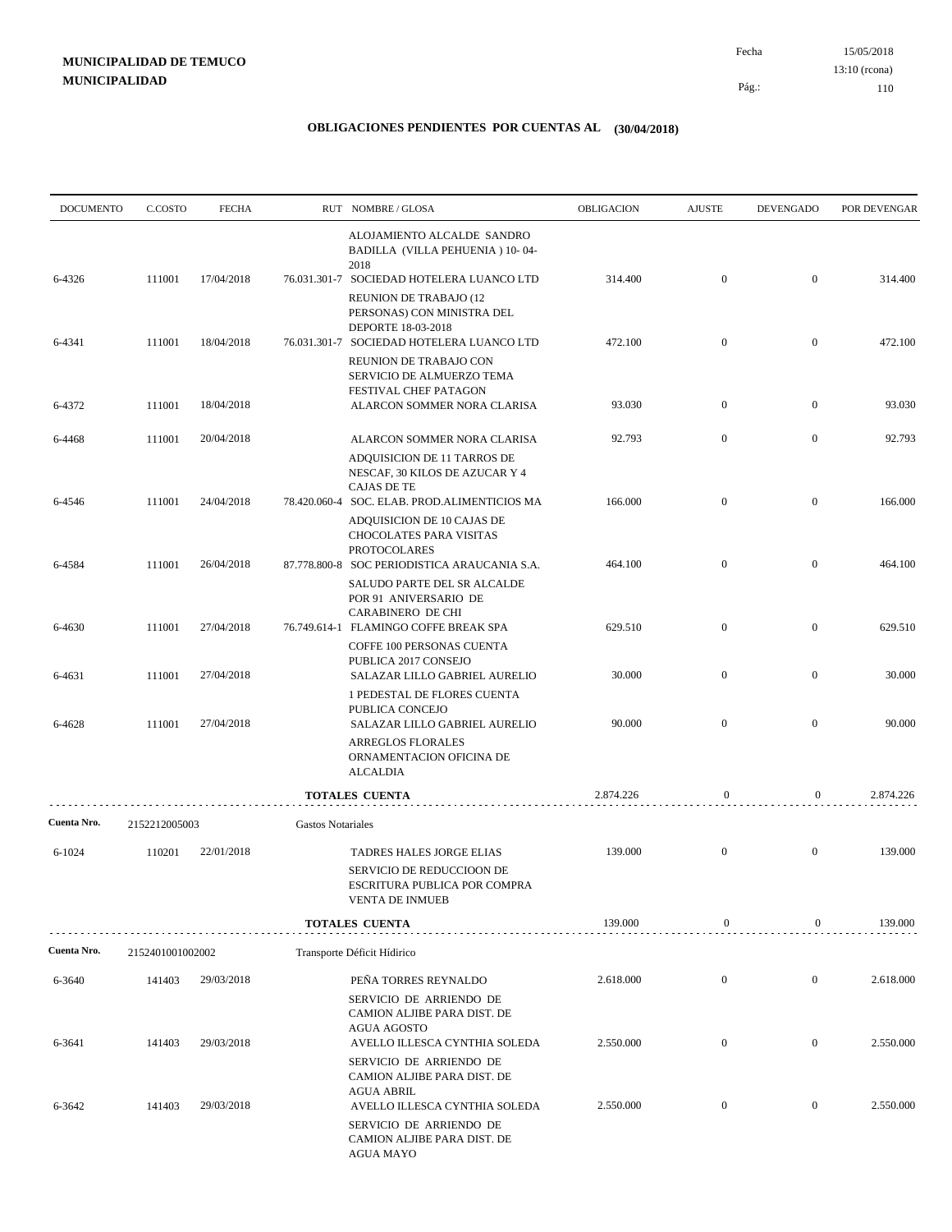**MUNICIPALIDAD DE TEMUCO**
**MUNICIPALIDAD**

Fecha 15/05/2018
13:10 (rcona)

## OBLIGACIONES PENDIENTES POR CUENTAS AL (30/04/2018)

| DOCUMENTO | C.COSTO | FECHA | RUT | NOMBRE / GLOSA | OBLIGACION | AJUSTE | DEVENGADO | POR DEVENGAR |
|---|---|---|---|---|---|---|---|---|
| | | | | ALOJAMIENTO ALCALDE SANDRO BADILLA (VILLA PEHUENIA ) 10- 04-2018 | | | | |
| 6-4326 | 111001 | 17/04/2018 | 76.031.301-7 | SOCIEDAD HOTELERA LUANCO LTD | 314.400 | 0 | 0 | 314.400 |
| | | | | REUNION DE TRABAJO (12 PERSONAS) CON MINISTRA DEL DEPORTE 18-03-2018 | | | | |
| 6-4341 | 111001 | 18/04/2018 | 76.031.301-7 | SOCIEDAD HOTELERA LUANCO LTD | 472.100 | 0 | 0 | 472.100 |
| | | | | REUNION DE TRABAJO CON SERVICIO DE ALMUERZO TEMA FESTIVAL CHEF PATAGON | | | | |
| 6-4372 | 111001 | 18/04/2018 | | ALARCON SOMMER NORA CLARISA | 93.030 | 0 | 0 | 93.030 |
| 6-4468 | 111001 | 20/04/2018 | | ALARCON SOMMER NORA CLARISA | 92.793 | 0 | 0 | 92.793 |
| | | | | ADQUISICION DE 11 TARROS DE NESCAF, 30 KILOS DE AZUCAR Y 4 CAJAS DE TE | | | | |
| 6-4546 | 111001 | 24/04/2018 | 78.420.060-4 | SOC. ELAB. PROD.ALIMENTICIOS MA | 166.000 | 0 | 0 | 166.000 |
| | | | | ADQUISICION DE 10 CAJAS DE CHOCOLATES PARA VISITAS PROTOCOLARES | | | | |
| 6-4584 | 111001 | 26/04/2018 | 87.778.800-8 | SOC PERIODISTICA ARAUCANIA S.A. | 464.100 | 0 | 0 | 464.100 |
| | | | | SALUDO PARTE DEL SR ALCALDE POR 91 ANIVERSARIO DE CARABINERO DE CHI | | | | |
| 6-4630 | 111001 | 27/04/2018 | 76.749.614-1 | FLAMINGO COFFE BREAK SPA | 629.510 | 0 | 0 | 629.510 |
| | | | | COFFE 100 PERSONAS CUENTA PUBLICA 2017 CONSEJO | | | | |
| 6-4631 | 111001 | 27/04/2018 | | SALAZAR LILLO GABRIEL AURELIO | 30.000 | 0 | 0 | 30.000 |
| | | | | 1 PEDESTAL DE FLORES CUENTA PUBLICA CONCEJO | | | | |
| 6-4628 | 111001 | 27/04/2018 | | SALAZAR LILLO GABRIEL AURELIO | 90.000 | 0 | 0 | 90.000 |
| | | | | ARREGLOS FLORALES ORNAMENTACION OFICINA DE ALCALDIA | | | | |
| | | | | **TOTALES CUENTA** | 2.874.226 | 0 | 0 | 2.874.226 |
| **Cuenta Nro.** | 2152212005003 | | Gastos Notariales | | | | | |
| 6-1024 | 110201 | 22/01/2018 | | TADRES HALES JORGE ELIAS | 139.000 | 0 | 0 | 139.000 |
| | | | | SERVICIO DE REDUCCIOON DE ESCRITURA PUBLICA POR COMPRA VENTA DE INMUEB | | | | |
| | | | | **TOTALES CUENTA** | 139.000 | 0 | 0 | 139.000 |
| **Cuenta Nro.** | 2152401001002002 | | Transporte Déficit Hídirico | | | | | |
| 6-3640 | 141403 | 29/03/2018 | | PEÑA TORRES REYNALDO | 2.618.000 | 0 | 0 | 2.618.000 |
| | | | | SERVICIO DE ARRIENDO DE CAMION ALJIBE PARA DIST. DE AGUA AGOSTO | | | | |
| 6-3641 | 141403 | 29/03/2018 | | AVELLO ILLESCA CYNTHIA SOLEDA | 2.550.000 | 0 | 0 | 2.550.000 |
| | | | | SERVICIO DE ARRIENDO DE CAMION ALJIBE PARA DIST. DE AGUA ABRIL | | | | |
| 6-3642 | 141403 | 29/03/2018 | | AVELLO ILLESCA CYNTHIA SOLEDA | 2.550.000 | 0 | 0 | 2.550.000 |
| | | | | SERVICIO DE ARRIENDO DE CAMION ALJIBE PARA DIST. DE AGUA MAYO | | | | |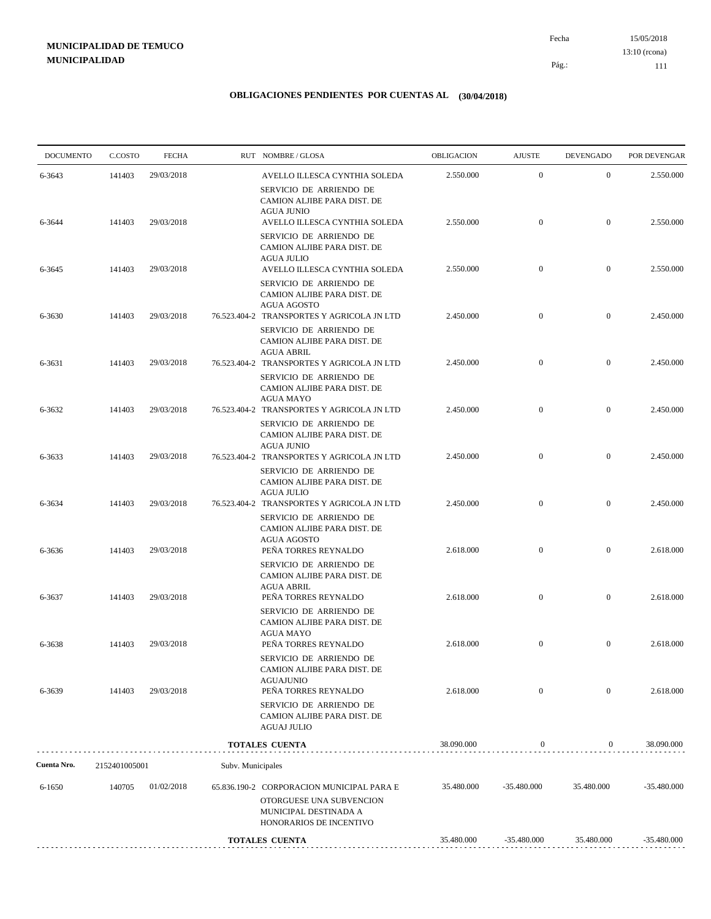**MUNICIPALIDAD DE TEMUCO**
**MUNICIPALIDAD**

Fecha 15/05/2018
13:10 (rcona)

## OBLIGACIONES PENDIENTES POR CUENTAS AL (30/04/2018)

| DOCUMENTO | C.COSTO | FECHA | RUT | NOMBRE / GLOSA | OBLIGACION | AJUSTE | DEVENGADO | POR DEVENGAR |
|---|---|---|---|---|---|---|---|---|
| 6-3643 | 141403 | 29/03/2018 | | AVELLO ILLESCA CYNTHIA SOLEDA<br>SERVICIO DE ARRIENDO DE CAMION ALJIBE PARA DIST. DE AGUA JUNIO | 2.550.000 | 0 | 0 | 2.550.000 |
| 6-3644 | 141403 | 29/03/2018 | | AVELLO ILLESCA CYNTHIA SOLEDA<br>SERVICIO DE ARRIENDO DE CAMION ALJIBE PARA DIST. DE AGUA JULIO | 2.550.000 | 0 | 0 | 2.550.000 |
| 6-3645 | 141403 | 29/03/2018 | | AVELLO ILLESCA CYNTHIA SOLEDA<br>SERVICIO DE ARRIENDO DE CAMION ALJIBE PARA DIST. DE AGUA AGOSTO | 2.550.000 | 0 | 0 | 2.550.000 |
| 6-3630 | 141403 | 29/03/2018 | 76.523.404-2 | TRANSPORTES Y AGRICOLA JN LTD<br>SERVICIO DE ARRIENDO DE CAMION ALJIBE PARA DIST. DE AGUA ABRIL | 2.450.000 | 0 | 0 | 2.450.000 |
| 6-3631 | 141403 | 29/03/2018 | 76.523.404-2 | TRANSPORTES Y AGRICOLA JN LTD<br>SERVICIO DE ARRIENDO DE CAMION ALJIBE PARA DIST. DE AGUA MAYO | 2.450.000 | 0 | 0 | 2.450.000 |
| 6-3632 | 141403 | 29/03/2018 | 76.523.404-2 | TRANSPORTES Y AGRICOLA JN LTD<br>SERVICIO DE ARRIENDO DE CAMION ALJIBE PARA DIST. DE AGUA JUNIO | 2.450.000 | 0 | 0 | 2.450.000 |
| 6-3633 | 141403 | 29/03/2018 | 76.523.404-2 | TRANSPORTES Y AGRICOLA JN LTD<br>SERVICIO DE ARRIENDO DE CAMION ALJIBE PARA DIST. DE AGUA JULIO | 2.450.000 | 0 | 0 | 2.450.000 |
| 6-3634 | 141403 | 29/03/2018 | 76.523.404-2 | TRANSPORTES Y AGRICOLA JN LTD<br>SERVICIO DE ARRIENDO DE CAMION ALJIBE PARA DIST. DE AGUA AGOSTO | 2.450.000 | 0 | 0 | 2.450.000 |
| 6-3636 | 141403 | 29/03/2018 | | PEÑA TORRES REYNALDO<br>SERVICIO DE ARRIENDO DE CAMION ALJIBE PARA DIST. DE AGUA ABRIL | 2.618.000 | 0 | 0 | 2.618.000 |
| 6-3637 | 141403 | 29/03/2018 | | PEÑA TORRES REYNALDO<br>SERVICIO DE ARRIENDO DE CAMION ALJIBE PARA DIST. DE AGUA MAYO | 2.618.000 | 0 | 0 | 2.618.000 |
| 6-3638 | 141403 | 29/03/2018 | | PEÑA TORRES REYNALDO<br>SERVICIO DE ARRIENDO DE CAMION ALJIBE PARA DIST. DE AGUAJUNIO | 2.618.000 | 0 | 0 | 2.618.000 |
| 6-3639 | 141403 | 29/03/2018 | | PEÑA TORRES REYNALDO<br>SERVICIO DE ARRIENDO DE CAMION ALJIBE PARA DIST. DE AGUAJ JULIO | 2.618.000 | 0 | 0 | 2.618.000 |
| | | | | **TOTALES CUENTA** | 38.090.000 | 0 | 0 | 38.090.000 |

**Cuenta Nro.** 2152401005001 Subv. Municipales

| DOCUMENTO | C.COSTO | FECHA | RUT | NOMBRE / GLOSA | OBLIGACION | AJUSTE | DEVENGADO | POR DEVENGAR |
|---|---|---|---|---|---|---|---|---|
| 6-1650 | 140705 | 01/02/2018 | 65.836.190-2 | CORPORACION MUNICIPAL PARA E<br>OTORGUESE UNA SUBVENCION MUNICIPAL DESTINADA A HONORARIOS DE INCENTIVO | 35.480.000 | -35.480.000 | 35.480.000 | -35.480.000 |
| | | | | **TOTALES CUENTA** | 35.480.000 | -35.480.000 | 35.480.000 | -35.480.000 |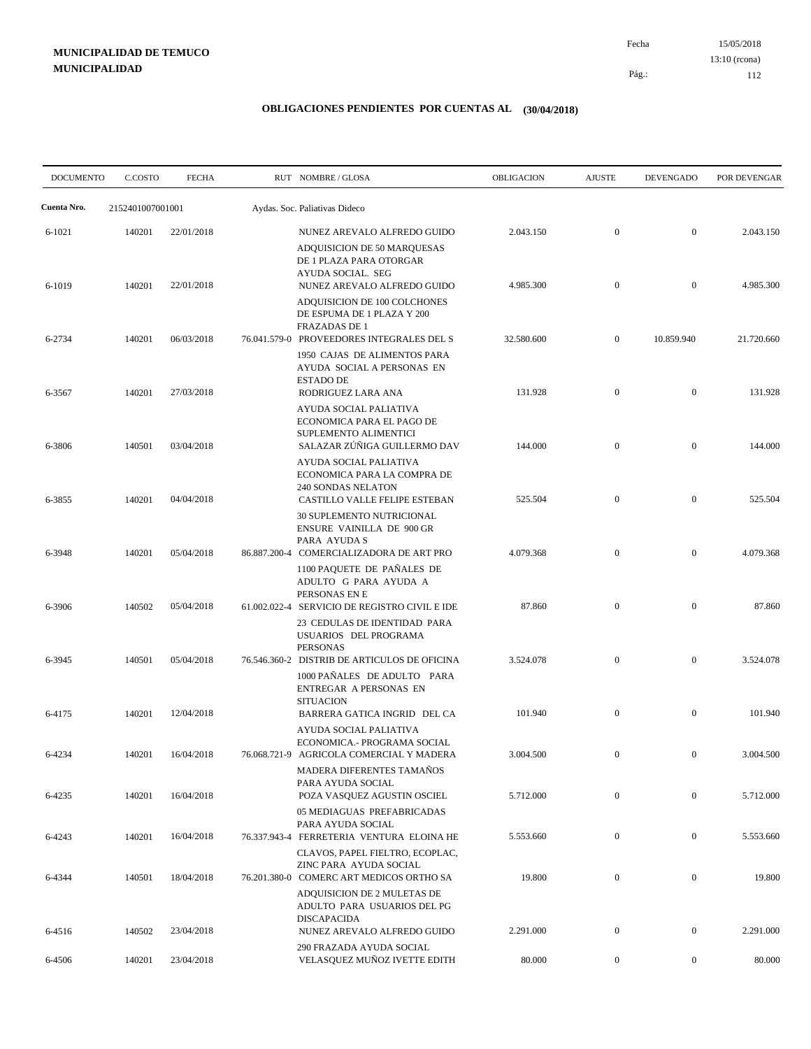**MUNICIPALIDAD DE TEMUCO**
**MUNICIPALIDAD**

Fecha 15/05/2018
13:10 (rcona)

## OBLIGACIONES PENDIENTES POR CUENTAS AL (30/04/2018)

| DOCUMENTO | C.COSTO | FECHA | RUT | NOMBRE / GLOSA | OBLIGACION | AJUSTE | DEVENGADO | POR DEVENGAR |
|---|---|---|---|---|---|---|---|---|
| **Cuenta Nro.** | 2152401007001001 | | | Aydas. Soc. Paliativas Dideco | | | | |
| 6-1021 | 140201 | 22/01/2018 | | NUNEZ AREVALO ALFREDO GUIDO<br>ADQUISICION DE 50 MARQUESAS DE 1 PLAZA PARA OTORGAR AYUDA SOCIAL. SEG | 2.043.150 | 0 | 0 | 2.043.150 |
| 6-1019 | 140201 | 22/01/2018 | | NUNEZ AREVALO ALFREDO GUIDO<br>ADQUISICION DE 100 COLCHONES DE ESPUMA DE 1 PLAZA Y 200 FRAZADAS DE 1 | 4.985.300 | 0 | 0 | 4.985.300 |
| 6-2734 | 140201 | 06/03/2018 | 76.041.579-0 | PROVEEDORES INTEGRALES DEL S<br>1950 CAJAS DE ALIMENTOS PARA AYUDA SOCIAL A PERSONAS EN ESTADO DE | 32.580.600 | 0 | 10.859.940 | 21.720.660 |
| 6-3567 | 140201 | 27/03/2018 | | RODRIGUEZ LARA ANA<br>AYUDA SOCIAL PALIATIVA ECONOMICA PARA EL PAGO DE SUPLEMENTO ALIMENTICI | 131.928 | 0 | 0 | 131.928 |
| 6-3806 | 140501 | 03/04/2018 | | SALAZAR ZÚÑIGA GUILLERMO DAV<br>AYUDA SOCIAL PALIATIVA ECONOMICA PARA LA COMPRA DE 240 SONDAS NELATON | 144.000 | 0 | 0 | 144.000 |
| 6-3855 | 140201 | 04/04/2018 | | CASTILLO VALLE FELIPE ESTEBAN<br>30 SUPLEMENTO NUTRICIONAL ENSURE VAINILLA DE 900 GR PARA AYUDA S | 525.504 | 0 | 0 | 525.504 |
| 6-3948 | 140201 | 05/04/2018 | 86.887.200-4 | COMERCIALIZADORA DE ART PRO<br>1100 PAQUETE DE PAÑALES DE ADULTO G PARA AYUDA A PERSONAS EN E | 4.079.368 | 0 | 0 | 4.079.368 |
| 6-3906 | 140502 | 05/04/2018 | 61.002.022-4 | SERVICIO DE REGISTRO CIVIL E IDE<br>23 CEDULAS DE IDENTIDAD PARA USUARIOS DEL PROGRAMA PERSONAS | 87.860 | 0 | 0 | 87.860 |
| 6-3945 | 140501 | 05/04/2018 | 76.546.360-2 | DISTRIB DE ARTICULOS DE OFICINA<br>1000 PAÑALES DE ADULTO PARA ENTREGAR A PERSONAS EN SITUACION | 3.524.078 | 0 | 0 | 3.524.078 |
| 6-4175 | 140201 | 12/04/2018 | | BARRERA GATICA INGRID DEL CA<br>AYUDA SOCIAL PALIATIVA ECONOMICA.- PROGRAMA SOCIAL | 101.940 | 0 | 0 | 101.940 |
| 6-4234 | 140201 | 16/04/2018 | 76.068.721-9 | AGRICOLA COMERCIAL Y MADERA<br>MADERA DIFERENTES TAMAÑOS PARA AYUDA SOCIAL | 3.004.500 | 0 | 0 | 3.004.500 |
| 6-4235 | 140201 | 16/04/2018 | | POZA VASQUEZ AGUSTIN OSCIEL<br>05 MEDIAGUAS PREFABRICADAS PARA AYUDA SOCIAL | 5.712.000 | 0 | 0 | 5.712.000 |
| 6-4243 | 140201 | 16/04/2018 | 76.337.943-4 | FERRETERIA VENTURA ELOINA HE<br>CLAVOS, PAPEL FIELTRO, ECOPLAC, ZINC PARA AYUDA SOCIAL | 5.553.660 | 0 | 0 | 5.553.660 |
| 6-4344 | 140501 | 18/04/2018 | 76.201.380-0 | COMERC ART MEDICOS ORTHO SA<br>ADQUISICION DE 2 MULETAS DE ADULTO PARA USUARIOS DEL PG DISCAPACIDA | 19.800 | 0 | 0 | 19.800 |
| 6-4516 | 140502 | 23/04/2018 | | NUNEZ AREVALO ALFREDO GUIDO<br>290 FRAZADA AYUDA SOCIAL | 2.291.000 | 0 | 0 | 2.291.000 |
| 6-4506 | 140201 | 23/04/2018 | | VELASQUEZ MUÑOZ IVETTE EDITH | 80.000 | 0 | 0 | 80.000 |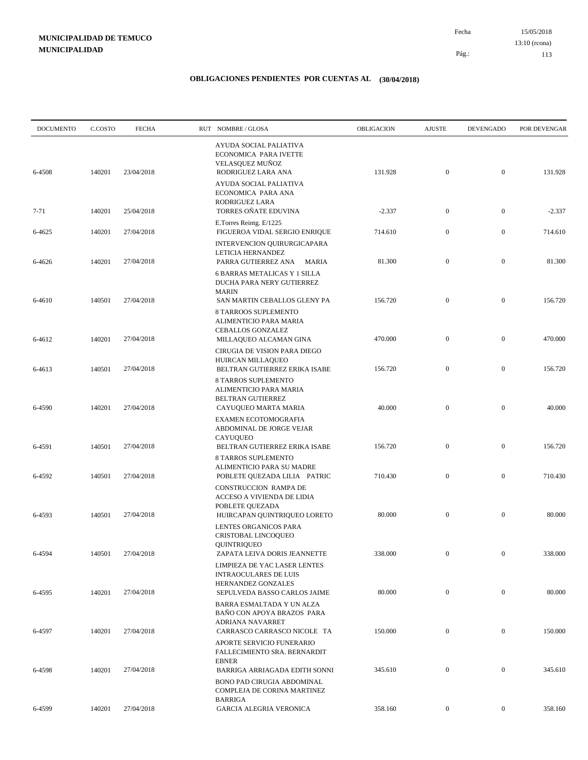**MUNICIPALIDAD DE TEMUCO**
**MUNICIPALIDAD**

Fecha 15/05/2018
13:10 (rcona)

## OBLIGACIONES PENDIENTES POR CUENTAS AL (30/04/2018)

| DOCUMENTO | C.COSTO | FECHA | RUT NOMBRE / GLOSA | OBLIGACION | AJUSTE | DEVENGADO | POR DEVENGAR |
|---|---|---|---|---|---|---|---|
| | | | AYUDA SOCIAL PALIATIVA ECONOMICA PARA IVETTE VELASQUEZ MUÑOZ | | | | |
| 6-4508 | 140201 | 23/04/2018 | RODRIGUEZ LARA ANA | 131.928 | 0 | 0 | 131.928 |
| | | | AYUDA SOCIAL PALIATIVA ECONOMICA PARA ANA RODRIGUEZ LARA | | | | |
| 7-71 | 140201 | 25/04/2018 | TORRES OÑATE EDUVINA | -2.337 | 0 | 0 | -2.337 |
| | | | E.Torres Reintg. E/1225 | | | | |
| 6-4625 | 140201 | 27/04/2018 | FIGUEROA VIDAL SERGIO ENRIQUE | 714.610 | 0 | 0 | 714.610 |
| | | | INTERVENCION QUIRURGICAPARA LETICIA HERNANDEZ | | | | |
| 6-4626 | 140201 | 27/04/2018 | PARRA GUTIERREZ ANA MARIA | 81.300 | 0 | 0 | 81.300 |
| | | | 6 BARRAS METALICAS Y 1 SILLA DUCHA PARA NERY GUTIERREZ MARIN | | | | |
| 6-4610 | 140501 | 27/04/2018 | SAN MARTIN CEBALLOS GLENY PA | 156.720 | 0 | 0 | 156.720 |
| | | | 8 TARROOS SUPLEMENTO ALIMENTICIO PARA MARIA CEBALLOS GONZALEZ | | | | |
| 6-4612 | 140201 | 27/04/2018 | MILLAQUEO ALCAMAN GINA | 470.000 | 0 | 0 | 470.000 |
| | | | CIRUGIA DE VISION PARA DIEGO HUIRCAN MILLAQUEO | | | | |
| 6-4613 | 140501 | 27/04/2018 | BELTRAN GUTIERREZ ERIKA ISABE | 156.720 | 0 | 0 | 156.720 |
| | | | 8 TARROS SUPLEMENTO ALIMENTICIO PARA MARIA BELTRAN GUTIERREZ | | | | |
| 6-4590 | 140201 | 27/04/2018 | CAYUQUEO MARTA MARIA | 40.000 | 0 | 0 | 40.000 |
| | | | EXAMEN ECOTOMOGRAFIA ABDOMINAL DE JORGE VEJAR CAYUQUEO | | | | |
| 6-4591 | 140501 | 27/04/2018 | BELTRAN GUTIERREZ ERIKA ISABE | 156.720 | 0 | 0 | 156.720 |
| | | | 8 TARROS SUPLEMENTO ALIMENTICIO PARA SU MADRE | | | | |
| 6-4592 | 140501 | 27/04/2018 | POBLETE QUEZADA LILIA PATRIC | 710.430 | 0 | 0 | 710.430 |
| | | | CONSTRUCCION RAMPA DE ACCESO A VIVIENDA DE LIDIA POBLETE QUEZADA | | | | |
| 6-4593 | 140501 | 27/04/2018 | HUIRCAPAN QUINTRIQUEO LORETO | 80.000 | 0 | 0 | 80.000 |
| | | | LENTES ORGANICOS PARA CRISTOBAL LINCOQUEO QUINTRIQUEO | | | | |
| 6-4594 | 140501 | 27/04/2018 | ZAPATA LEIVA DORIS JEANNETTE | 338.000 | 0 | 0 | 338.000 |
| | | | LIMPIEZA DE YAC LASER LENTES INTRAOCULARES DE LUIS HERNANDEZ GONZALES | | | | |
| 6-4595 | 140201 | 27/04/2018 | SEPULVEDA BASSO CARLOS JAIME | 80.000 | 0 | 0 | 80.000 |
| | | | BARRA ESMALTADA Y UN ALZA BAÑO CON APOYA BRAZOS PARA ADRIANA NAVARRET | | | | |
| 6-4597 | 140201 | 27/04/2018 | CARRASCO CARRASCO NICOLE TA | 150.000 | 0 | 0 | 150.000 |
| | | | APORTE SERVICIO FUNERARIO FALLECIMIENTO SRA. BERNARDIT EBNER | | | | |
| 6-4598 | 140201 | 27/04/2018 | BARRIGA ARRIAGADA EDITH SONNI | 345.610 | 0 | 0 | 345.610 |
| | | | BONO PAD CIRUGIA ABDOMINAL COMPLEJA DE CORINA MARTINEZ BARRIGA | | | | |
| 6-4599 | 140201 | 27/04/2018 | GARCIA ALEGRIA VERONICA | 358.160 | 0 | 0 | 358.160 |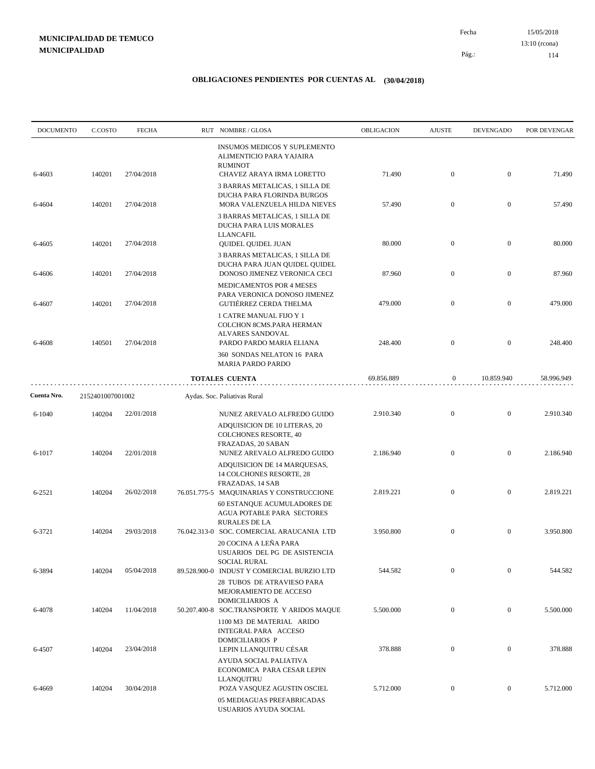**MUNICIPALIDAD DE TEMUCO**
**MUNICIPALIDAD**

Fecha 15/05/2018
13:10 (rcona)

## OBLIGACIONES PENDIENTES POR CUENTAS AL (30/04/2018)

| DOCUMENTO | C.COSTO | FECHA | RUT | NOMBRE / GLOSA | OBLIGACION | AJUSTE | DEVENGADO | POR DEVENGAR |
|---|---|---|---|---|---|---|---|---|
| | | | | INSUMOS MEDICOS Y SUPLEMENTO ALIMENTICIO PARA YAJAIRA RUMINOT | | | | |
| 6-4603 | 140201 | 27/04/2018 | | CHAVEZ ARAYA IRMA LORETTO | 71.490 | 0 | 0 | 71.490 |
| | | | | 3 BARRAS METALICAS, 1 SILLA DE DUCHA PARA FLORINDA BURGOS | | | | |
| 6-4604 | 140201 | 27/04/2018 | | MORA VALENZUELA HILDA NIEVES | 57.490 | 0 | 0 | 57.490 |
| | | | | 3 BARRAS METALICAS, 1 SILLA DE DUCHA PARA LUIS MORALES LLANCAFIL | | | | |
| 6-4605 | 140201 | 27/04/2018 | | QUIDEL QUIDEL JUAN | 80.000 | 0 | 0 | 80.000 |
| | | | | 3 BARRAS METALICAS, 1 SILLA DE DUCHA PARA JUAN QUIDEL QUIDEL | | | | |
| 6-4606 | 140201 | 27/04/2018 | | DONOSO JIMENEZ VERONICA CECI | 87.960 | 0 | 0 | 87.960 |
| | | | | MEDICAMENTOS POR 4 MESES PARA VERONICA DONOSO JIMENEZ | | | | |
| 6-4607 | 140201 | 27/04/2018 | | GUTIÉRREZ CERDA THELMA | 479.000 | 0 | 0 | 479.000 |
| | | | | 1 CATRE MANUAL FIJO Y 1 COLCHON 8CMS.PARA HERMAN ALVARES SANDOVAL | | | | |
| 6-4608 | 140501 | 27/04/2018 | | PARDO PARDO MARIA ELIANA | 248.400 | 0 | 0 | 248.400 |
| | | | | 360 SONDAS NELATON 16 PARA MARIA PARDO PARDO | | | | |
| | | | | **TOTALES CUENTA** | 69.856.889 | 0 | 10.859.940 | 58.996.949 |

**Cuenta Nro.** 2152401007001002 Aydas. Soc. Paliativas Rural

| DOCUMENTO | C.COSTO | FECHA | RUT | NOMBRE / GLOSA | OBLIGACION | AJUSTE | DEVENGADO | POR DEVENGAR |
|---|---|---|---|---|---|---|---|---|
| 6-1040 | 140204 | 22/01/2018 | | NUNEZ AREVALO ALFREDO GUIDO | 2.910.340 | 0 | 0 | 2.910.340 |
| | | | | ADQUISICION DE 10 LITERAS, 20 COLCHONES RESORTE, 40 FRAZADAS, 20 SABAN | | | | |
| 6-1017 | 140204 | 22/01/2018 | | NUNEZ AREVALO ALFREDO GUIDO | 2.186.940 | 0 | 0 | 2.186.940 |
| | | | | ADQUISICION DE 14 MARQUESAS, 14 COLCHONES RESORTE, 28 FRAZADAS, 14 SAB | | | | |
| 6-2521 | 140204 | 26/02/2018 | 76.051.775-5 | MAQUINARIAS Y CONSTRUCCIONE | 2.819.221 | 0 | 0 | 2.819.221 |
| | | | | 60 ESTANQUE ACUMULADORES DE AGUA POTABLE PARA SECTORES RURALES DE LA | | | | |
| 6-3721 | 140204 | 29/03/2018 | 76.042.313-0 | SOC. COMERCIAL ARAUCANIA LTD | 3.950.800 | 0 | 0 | 3.950.800 |
| | | | | 20 COCINA A LEÑA PARA USUARIOS DEL PG DE ASISTENCIA SOCIAL RURAL | | | | |
| 6-3894 | 140204 | 05/04/2018 | 89.528.900-0 | INDUST Y COMERCIAL BURZIO LTD | 544.582 | 0 | 0 | 544.582 |
| | | | | 28 TUBOS DE ATRAVIESO PARA MEJORAMIENTO DE ACCESO DOMICILIARIOS A | | | | |
| 6-4078 | 140204 | 11/04/2018 | 50.207.400-8 | SOC.TRANSPORTE Y ARIDOS MAQUE | 5.500.000 | 0 | 0 | 5.500.000 |
| | | | | 1100 M3 DE MATERIAL ARIDO INTEGRAL PARA ACCESO DOMICILIARIOS P | | | | |
| 6-4507 | 140204 | 23/04/2018 | | LEPIN LLANQUITRU CÉSAR | 378.888 | 0 | 0 | 378.888 |
| | | | | AYUDA SOCIAL PALIATIVA ECONOMICA PARA CESAR LEPIN LLANQUITRU | | | | |
| 6-4669 | 140204 | 30/04/2018 | | POZA VASQUEZ AGUSTIN OSCIEL | 5.712.000 | 0 | 0 | 5.712.000 |
| | | | | 05 MEDIAGUAS PREFABRICADAS USUARIOS AYUDA SOCIAL | | | | |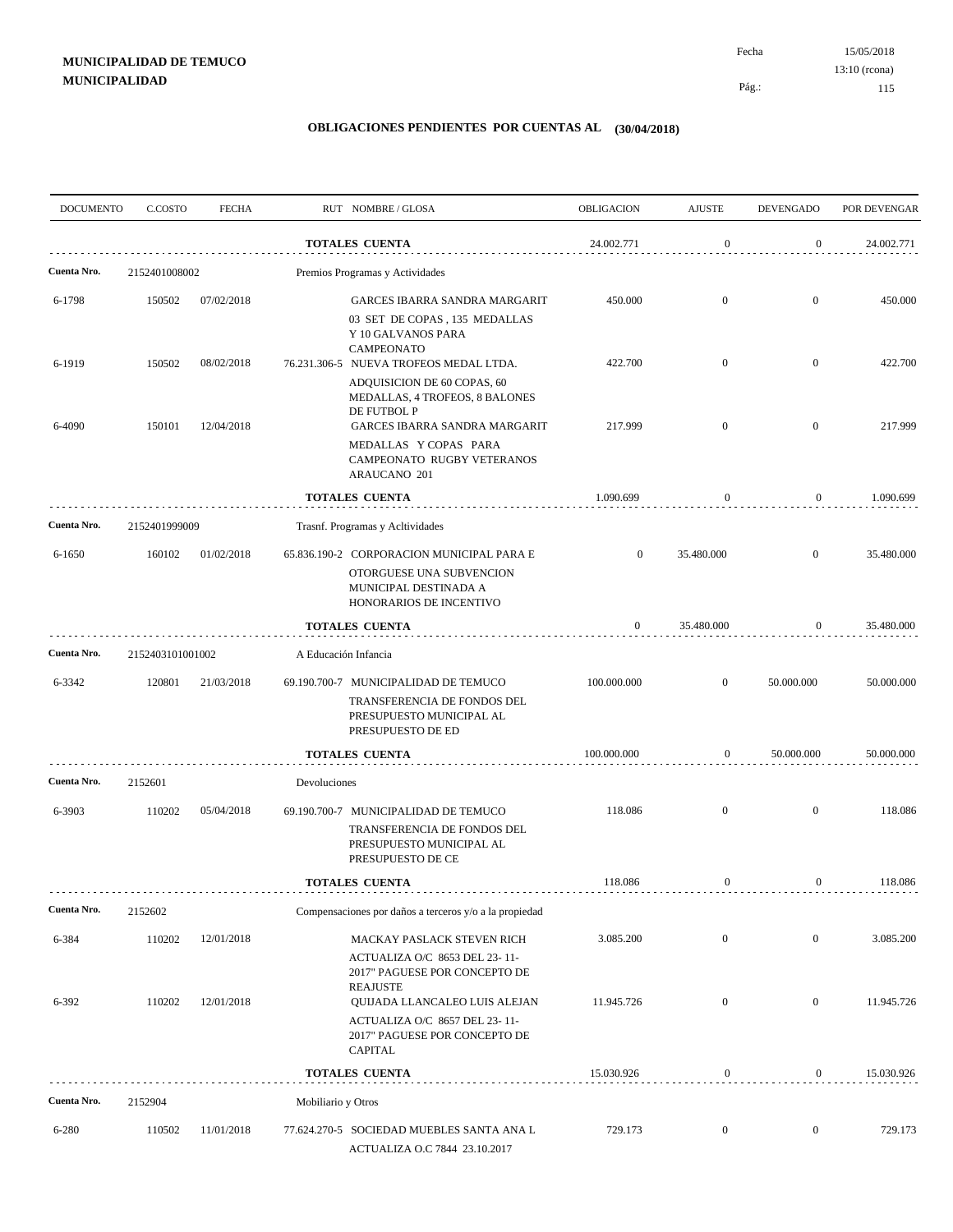**MUNICIPALIDAD DE TEMUCO**
**MUNICIPALIDAD**

Fecha 15/05/2018
13:10 (rcona)

## OBLIGACIONES PENDIENTES POR CUENTAS AL (30/04/2018)

| DOCUMENTO | C.COSTO | FECHA | RUT NOMBRE / GLOSA | OBLIGACION | AJUSTE | DEVENGADO | POR DEVENGAR |
|---|---|---|---|---|---|---|---|
| | | | **TOTALES CUENTA** | 24.002.771 | 0 | 0 | 24.002.771 |
| **Cuenta Nro.** | 2152401008002 | | Premios Programas y Actividades | | | | |
| 6-1798 | 150502 | 07/02/2018 | GARCES IBARRA SANDRA MARGARIT<br>03 SET DE COPAS , 135 MEDALLAS Y 10 GALVANOS PARA CAMPEONATO | 450.000 | 0 | 0 | 450.000 |
| 6-1919 | 150502 | 08/02/2018 | 76.231.306-5 NUEVA TROFEOS MEDAL LTDA.<br>ADQUISICION DE 60 COPAS, 60 MEDALLAS, 4 TROFEOS, 8 BALONES DE FUTBOL P | 422.700 | 0 | 0 | 422.700 |
| 6-4090 | 150101 | 12/04/2018 | GARCES IBARRA SANDRA MARGARIT<br>MEDALLAS Y COPAS PARA CAMPEONATO RUGBY VETERANOS ARAUCANO 201 | 217.999 | 0 | 0 | 217.999 |
| | | | **TOTALES CUENTA** | 1.090.699 | 0 | 0 | 1.090.699 |
| **Cuenta Nro.** | 2152401999009 | | Trasnf. Programas y Acltividades | | | | |
| 6-1650 | 160102 | 01/02/2018 | 65.836.190-2 CORPORACION MUNICIPAL PARA E<br>OTORGUESE UNA SUBVENCION MUNICIPAL DESTINADA A HONORARIOS DE INCENTIVO | 0 | 35.480.000 | 0 | 35.480.000 |
| | | | **TOTALES CUENTA** | 0 | 35.480.000 | 0 | 35.480.000 |
| **Cuenta Nro.** | 2152403101001002 | | A Educación Infancia | | | | |
| 6-3342 | 120801 | 21/03/2018 | 69.190.700-7 MUNICIPALIDAD DE TEMUCO<br>TRANSFERENCIA DE FONDOS DEL PRESUPUESTO MUNICIPAL AL PRESUPUESTO DE ED | 100.000.000 | 0 | 50.000.000 | 50.000.000 |
| | | | **TOTALES CUENTA** | 100.000.000 | 0 | 50.000.000 | 50.000.000 |
| **Cuenta Nro.** | 2152601 | | Devoluciones | | | | |
| 6-3903 | 110202 | 05/04/2018 | 69.190.700-7 MUNICIPALIDAD DE TEMUCO<br>TRANSFERENCIA DE FONDOS DEL PRESUPUESTO MUNICIPAL AL PRESUPUESTO DE CE | 118.086 | 0 | 0 | 118.086 |
| | | | **TOTALES CUENTA** | 118.086 | 0 | 0 | 118.086 |
| **Cuenta Nro.** | 2152602 | | Compensaciones por daños a terceros y/o a la propiedad | | | | |
| 6-384 | 110202 | 12/01/2018 | MACKAY PASLACK STEVEN RICH<br>ACTUALIZA O/C 8653 DEL 23- 11- 2017" PAGUESE POR CONCEPTO DE REAJUSTE | 3.085.200 | 0 | 0 | 3.085.200 |
| 6-392 | 110202 | 12/01/2018 | QUIJADA LLANCALEO LUIS ALEJAN<br>ACTUALIZA O/C 8657 DEL 23- 11- 2017" PAGUESE POR CONCEPTO DE CAPITAL | 11.945.726 | 0 | 0 | 11.945.726 |
| | | | **TOTALES CUENTA** | 15.030.926 | 0 | 0 | 15.030.926 |
| **Cuenta Nro.** | 2152904 | | Mobiliario y Otros | | | | |
| 6-280 | 110502 | 11/01/2018 | 77.624.270-5 SOCIEDAD MUEBLES SANTA ANA L<br>ACTUALIZA O.C 7844 23.10.2017 | 729.173 | 0 | 0 | 729.173 |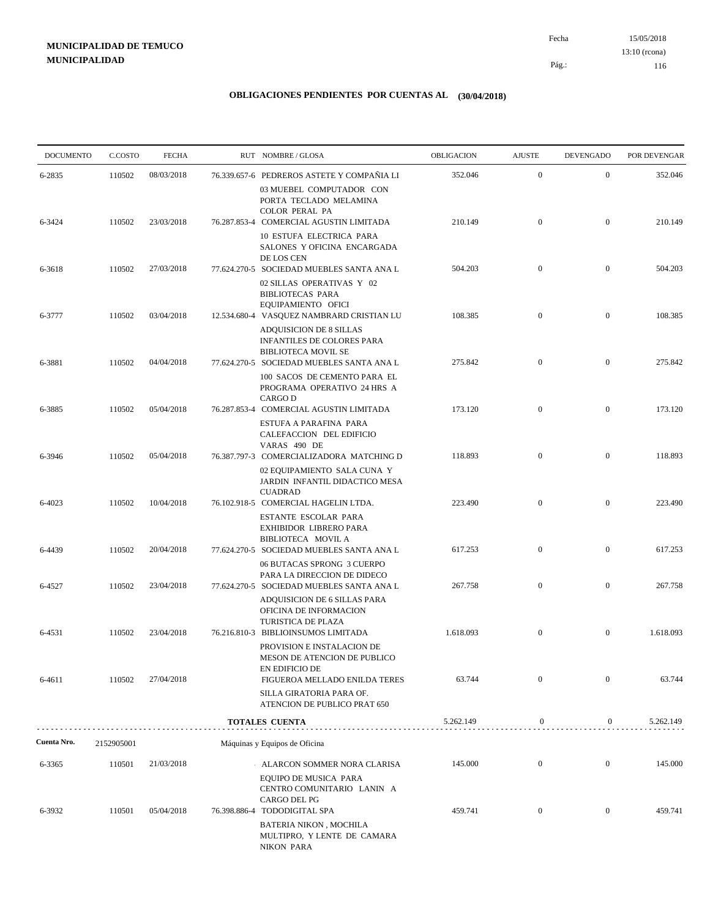**MUNICIPALIDAD DE TEMUCO**
**MUNICIPALIDAD**

Fecha 15/05/2018
13:10 (rcona)
Pág.: 116

## OBLIGACIONES PENDIENTES POR CUENTAS AL (30/04/2018)

| DOCUMENTO | C.COSTO | FECHA | RUT NOMBRE / GLOSA | OBLIGACION | AJUSTE | DEVENGADO | POR DEVENGAR |
|---|---|---|---|---|---|---|---|
| 6-2835 | 110502 | 08/03/2018 | 76.339.657-6 PEDREROS ASTETE Y COMPAÑIA LI<br>03 MUEBEL COMPUTADOR CON PORTA TECLADO MELAMINA COLOR PERAL PA | 352.046 | 0 | 0 | 352.046 |
| 6-3424 | 110502 | 23/03/2018 | 76.287.853-4 COMERCIAL AGUSTIN LIMITADA<br>10 ESTUFA ELECTRICA PARA SALONES Y OFICINA ENCARGADA DE LOS CEN | 210.149 | 0 | 0 | 210.149 |
| 6-3618 | 110502 | 27/03/2018 | 77.624.270-5 SOCIEDAD MUEBLES SANTA ANA L<br>02 SILLAS OPERATIVAS Y 02 BIBLIOTECAS PARA EQUIPAMIENTO OFICI | 504.203 | 0 | 0 | 504.203 |
| 6-3777 | 110502 | 03/04/2018 | 12.534.680-4 VASQUEZ NAMBRARD CRISTIAN LU<br>ADQUISICION DE 8 SILLAS INFANTILES DE COLORES PARA BIBLIOTECA MOVIL SE | 108.385 | 0 | 0 | 108.385 |
| 6-3881 | 110502 | 04/04/2018 | 77.624.270-5 SOCIEDAD MUEBLES SANTA ANA L<br>100 SACOS DE CEMENTO PARA EL PROGRAMA OPERATIVO 24 HRS A CARGO D | 275.842 | 0 | 0 | 275.842 |
| 6-3885 | 110502 | 05/04/2018 | 76.287.853-4 COMERCIAL AGUSTIN LIMITADA<br>ESTUFA A PARAFINA PARA CALEFACCION DEL EDIFICIO VARAS 490 DE | 173.120 | 0 | 0 | 173.120 |
| 6-3946 | 110502 | 05/04/2018 | 76.387.797-3 COMERCIALIZADORA MATCHING D<br>02 EQUIPAMIENTO SALA CUNA Y JARDIN INFANTIL DIDACTICO MESA CUADRAD | 118.893 | 0 | 0 | 118.893 |
| 6-4023 | 110502 | 10/04/2018 | 76.102.918-5 COMERCIAL HAGELIN LTDA.<br>ESTANTE ESCOLAR PARA EXHIBIDOR LIBRERO PARA BIBLIOTECA MOVIL A | 223.490 | 0 | 0 | 223.490 |
| 6-4439 | 110502 | 20/04/2018 | 77.624.270-5 SOCIEDAD MUEBLES SANTA ANA L<br>06 BUTACAS SPRONG 3 CUERPO PARA LA DIRECCION DE DIDECO | 617.253 | 0 | 0 | 617.253 |
| 6-4527 | 110502 | 23/04/2018 | 77.624.270-5 SOCIEDAD MUEBLES SANTA ANA L<br>ADQUISICION DE 6 SILLAS PARA OFICINA DE INFORMACION TURISTICA DE PLAZA | 267.758 | 0 | 0 | 267.758 |
| 6-4531 | 110502 | 23/04/2018 | 76.216.810-3 BIBLIOINSUMOS LIMITADA<br>PROVISION E INSTALACION DE MESON DE ATENCION DE PUBLICO EN EDIFICIO DE | 1.618.093 | 0 | 0 | 1.618.093 |
| 6-4611 | 110502 | 27/04/2018 | FIGUEROA MELLADO ENILDA TERES<br>SILLA GIRATORIA PARA OF. ATENCION DE PUBLICO PRAT 650 | 63.744 | 0 | 0 | 63.744 |
| | | | **TOTALES CUENTA** | 5.262.149 | 0 | 0 | 5.262.149 |

**Cuenta Nro.** 2152905001 Máquinas y Equipos de Oficina

| DOCUMENTO | C.COSTO | FECHA | RUT NOMBRE / GLOSA | OBLIGACION | AJUSTE | DEVENGADO | POR DEVENGAR |
|---|---|---|---|---|---|---|---|
| 6-3365 | 110501 | 21/03/2018 | ALARCON SOMMER NORA CLARISA<br>EQUIPO DE MUSICA PARA CENTRO COMUNITARIO LANIN A CARGO DEL PG | 145.000 | 0 | 0 | 145.000 |
| 6-3932 | 110501 | 05/04/2018 | 76.398.886-4 TODODIGITAL SPA<br>BATERIA NIKON , MOCHILA MULTIPRO, Y LENTE DE CAMARA NIKON PARA | 459.741 | 0 | 0 | 459.741 |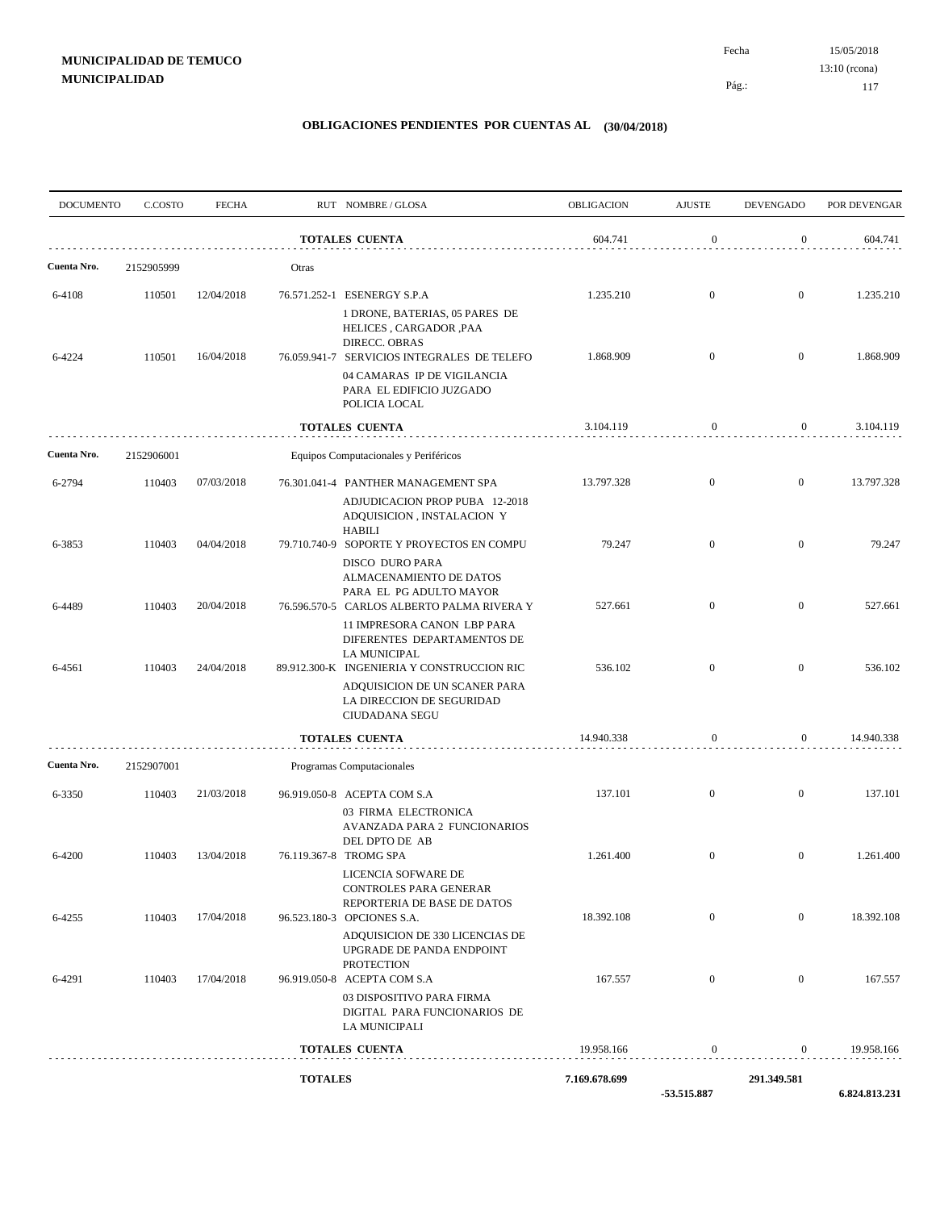**MUNICIPALIDAD DE TEMUCO**
**MUNICIPALIDAD**

Fecha 15/05/2018
13:10 (rcona)

## OBLIGACIONES PENDIENTES POR CUENTAS AL (30/04/2018)

| DOCUMENTO | C.COSTO | FECHA | RUT NOMBRE / GLOSA | OBLIGACION | AJUSTE | DEVENGADO | POR DEVENGAR |
|---|---|---|---|---|---|---|---|
| | | | **TOTALES CUENTA** | 604.741 | 0 | 0 | 604.741 |
| **Cuenta Nro.** | 2152905999 | | Otras | | | | |
| 6-4108 | 110501 | 12/04/2018 | 76.571.252-1 ESENERGY S.P.A<br>1 DRONE, BATERIAS, 05 PARES DE HELICES , CARGADOR ,PAA DIRECC. OBRAS | 1.235.210 | 0 | 0 | 1.235.210 |
| 6-4224 | 110501 | 16/04/2018 | 76.059.941-7 SERVICIOS INTEGRALES DE TELEFO<br>04 CAMARAS IP DE VIGILANCIA PARA EL EDIFICIO JUZGADO POLICIA LOCAL | 1.868.909 | 0 | 0 | 1.868.909 |
| | | | **TOTALES CUENTA** | 3.104.119 | 0 | 0 | 3.104.119 |
| **Cuenta Nro.** | 2152906001 | | Equipos Computacionales y Periféricos | | | | |
| 6-2794 | 110403 | 07/03/2018 | 76.301.041-4 PANTHER MANAGEMENT SPA<br>ADJUDICACION PROP PUBA 12-2018 ADQUISICION , INSTALACION Y HABILI | 13.797.328 | 0 | 0 | 13.797.328 |
| 6-3853 | 110403 | 04/04/2018 | 79.710.740-9 SOPORTE Y PROYECTOS EN COMPU<br>DISCO DURO PARA ALMACENAMIENTO DE DATOS PARA EL PG ADULTO MAYOR | 79.247 | 0 | 0 | 79.247 |
| 6-4489 | 110403 | 20/04/2018 | 76.596.570-5 CARLOS ALBERTO PALMA RIVERA Y<br>11 IMPRESORA CANON LBP PARA DIFERENTES DEPARTAMENTOS DE LA MUNICIPAL | 527.661 | 0 | 0 | 527.661 |
| 6-4561 | 110403 | 24/04/2018 | 89.912.300-K INGENIERIA Y CONSTRUCCION RIC<br>ADQUISICION DE UN SCANER PARA LA DIRECCION DE SEGURIDAD CIUDADANA SEGU | 536.102 | 0 | 0 | 536.102 |
| | | | **TOTALES CUENTA** | 14.940.338 | 0 | 0 | 14.940.338 |
| **Cuenta Nro.** | 2152907001 | | Programas Computacionales | | | | |
| 6-3350 | 110403 | 21/03/2018 | 96.919.050-8 ACEPTA COM S.A<br>03 FIRMA ELECTRONICA AVANZADA PARA 2 FUNCIONARIOS DEL DPTO DE AB | 137.101 | 0 | 0 | 137.101 |
| 6-4200 | 110403 | 13/04/2018 | 76.119.367-8 TROMG SPA<br>LICENCIA SOFWARE DE CONTROLES PARA GENERAR REPORTERIA DE BASE DE DATOS | 1.261.400 | 0 | 0 | 1.261.400 |
| 6-4255 | 110403 | 17/04/2018 | 96.523.180-3 OPCIONES S.A.<br>ADQUISICION DE 330 LICENCIAS DE UPGRADE DE PANDA ENDPOINT PROTECTION | 18.392.108 | 0 | 0 | 18.392.108 |
| 6-4291 | 110403 | 17/04/2018 | 96.919.050-8 ACEPTA COM S.A<br>03 DISPOSITIVO PARA FIRMA DIGITAL PARA FUNCIONARIOS DE LA MUNICIPALI | 167.557 | 0 | 0 | 167.557 |
| | | | **TOTALES CUENTA** | 19.958.166 | 0 | 0 | 19.958.166 |
| | | | **TOTALES** | **7.169.678.699** | **-53.515.887** | **291.349.581** | **6.824.813.231** |